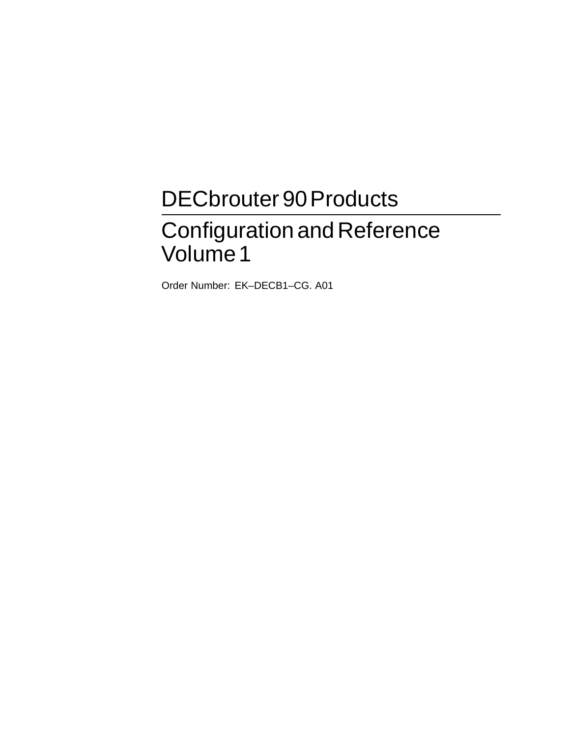# DECbrouter 90 Products

## Configuration and Reference Volume 1

Order Number: EK–DECB1–CG. A01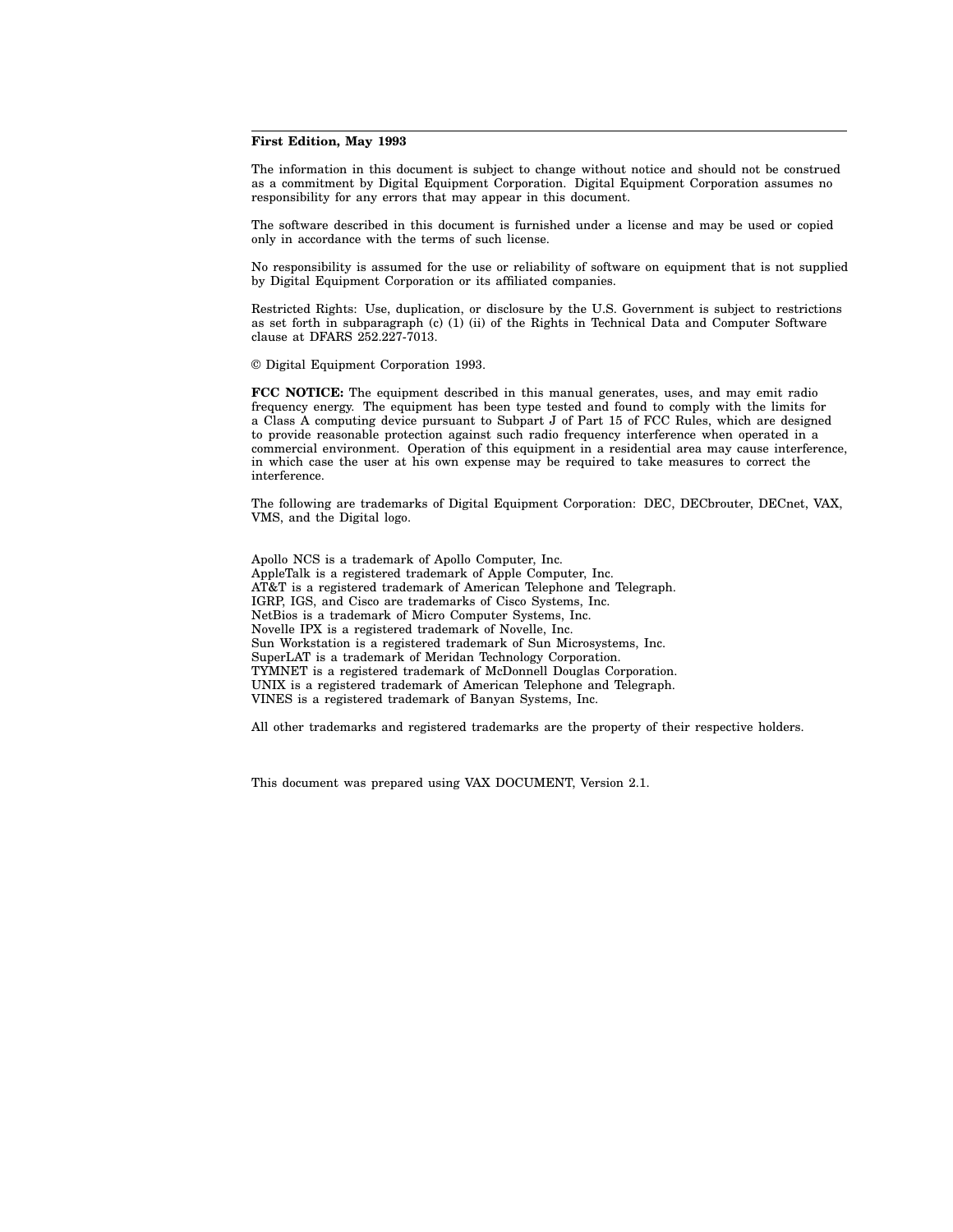**First Edition, May 1993**

The information in this document is subject to change without notice and should not be construed as a commitment by Digital Equipment Corporation. Digital Equipment Corporation assumes no responsibility for any errors that may appear in this document.

The software described in this document is furnished under a license and may be used or copied only in accordance with the terms of such license.

No responsibility is assumed for the use or reliability of software on equipment that is not supplied by Digital Equipment Corporation or its affiliated companies.

Restricted Rights: Use, duplication, or disclosure by the U.S. Government is subject to restrictions as set forth in subparagraph (c) (1) (ii) of the Rights in Technical Data and Computer Software clause at DFARS 252.227-7013.

© Digital Equipment Corporation 1993.

**FCC NOTICE:** The equipment described in this manual generates, uses, and may emit radio frequency energy. The equipment has been type tested and found to comply with the limits for a Class A computing device pursuant to Subpart J of Part 15 of FCC Rules, which are designed to provide reasonable protection against such radio frequency interference when operated in a commercial environment. Operation of this equipment in a residential area may cause interference, in which case the user at his own expense may be required to take measures to correct the interference.

The following are trademarks of Digital Equipment Corporation: DEC, DECbrouter, DECnet, VAX, VMS, and the Digital logo.

Apollo NCS is a trademark of Apollo Computer, Inc.
AppleTalk is a registered trademark of Apple Computer, Inc.
AT&T is a registered trademark of American Telephone and Telegraph.
IGRP, IGS, and Cisco are trademarks of Cisco Systems, Inc.
NetBios is a trademark of Micro Computer Systems, Inc.
Novelle IPX is a registered trademark of Novelle, Inc.
Sun Workstation is a registered trademark of Sun Microsystems, Inc.
SuperLAT is a trademark of Meridan Technology Corporation.
TYMNET is a registered trademark of McDonnell Douglas Corporation.
UNIX is a registered trademark of American Telephone and Telegraph.
VINES is a registered trademark of Banyan Systems, Inc.

All other trademarks and registered trademarks are the property of their respective holders.

This document was prepared using VAX DOCUMENT, Version 2.1.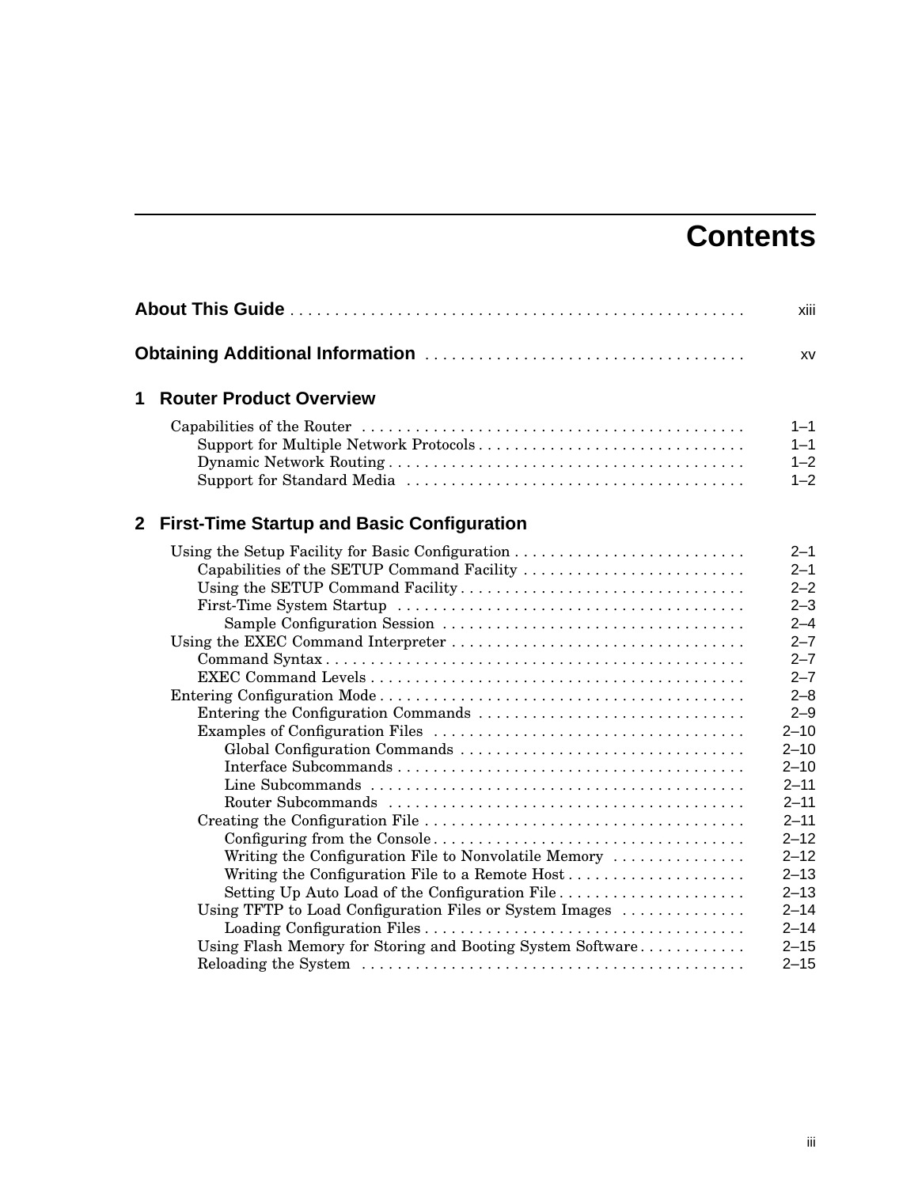# Contents

**About This Guide** . . . . . . . . . . . . . . . . . . . . . . . . . . . . . . . . . . . . . . . . . . . . . . . . . . xiii

**Obtaining Additional Information** . . . . . . . . . . . . . . . . . . . . . . . . . . . . . . . . . . . xv

## 1 Router Product Overview

- Capabilities of the Router . . . . . . . . . . . . . . . . . . . . . . . . . . . . . . . . . . . . . . . . . . 1–1
  - Support for Multiple Network Protocols . . . . . . . . . . . . . . . . . . . . . . . . . . . . . . 1–1
  - Dynamic Network Routing . . . . . . . . . . . . . . . . . . . . . . . . . . . . . . . . . . . . . . . . 1–2
  - Support for Standard Media . . . . . . . . . . . . . . . . . . . . . . . . . . . . . . . . . . . . . . 1–2

## 2 First-Time Startup and Basic Configuration

- Using the Setup Facility for Basic Configuration . . . . . . . . . . . . . . . . . . . . . . . . . . 2–1
  - Capabilities of the SETUP Command Facility . . . . . . . . . . . . . . . . . . . . . . . . . 2–1
  - Using the SETUP Command Facility . . . . . . . . . . . . . . . . . . . . . . . . . . . . . . . . 2–2
  - First-Time System Startup . . . . . . . . . . . . . . . . . . . . . . . . . . . . . . . . . . . . . . . 2–3
    - Sample Configuration Session . . . . . . . . . . . . . . . . . . . . . . . . . . . . . . . . . . 2–4
- Using the EXEC Command Interpreter . . . . . . . . . . . . . . . . . . . . . . . . . . . . . . . . 2–7
  - Command Syntax . . . . . . . . . . . . . . . . . . . . . . . . . . . . . . . . . . . . . . . . . . . . . . 2–7
  - EXEC Command Levels . . . . . . . . . . . . . . . . . . . . . . . . . . . . . . . . . . . . . . . . . 2–7
- Entering Configuration Mode . . . . . . . . . . . . . . . . . . . . . . . . . . . . . . . . . . . . . . . . 2–8
  - Entering the Configuration Commands . . . . . . . . . . . . . . . . . . . . . . . . . . . . . . 2–9
  - Examples of Configuration Files . . . . . . . . . . . . . . . . . . . . . . . . . . . . . . . . . . . 2–10
    - Global Configuration Commands . . . . . . . . . . . . . . . . . . . . . . . . . . . . . . . . 2–10
    - Interface Subcommands . . . . . . . . . . . . . . . . . . . . . . . . . . . . . . . . . . . . . . . 2–10
    - Line Subcommands . . . . . . . . . . . . . . . . . . . . . . . . . . . . . . . . . . . . . . . . . . 2–11
    - Router Subcommands . . . . . . . . . . . . . . . . . . . . . . . . . . . . . . . . . . . . . . . . 2–11
  - Creating the Configuration File . . . . . . . . . . . . . . . . . . . . . . . . . . . . . . . . . . . . 2–11
    - Configuring from the Console . . . . . . . . . . . . . . . . . . . . . . . . . . . . . . . . . . . 2–12
    - Writing the Configuration File to Nonvolatile Memory . . . . . . . . . . . . . . . 2–12
    - Writing the Configuration File to a Remote Host . . . . . . . . . . . . . . . . . . . . 2–13
    - Setting Up Auto Load of the Configuration File . . . . . . . . . . . . . . . . . . . . . 2–13
  - Using TFTP to Load Configuration Files or System Images . . . . . . . . . . . . . 2–14
    - Loading Configuration Files . . . . . . . . . . . . . . . . . . . . . . . . . . . . . . . . . . . . 2–14
  - Using Flash Memory for Storing and Booting System Software . . . . . . . . . . . . 2–15
  - Reloading the System . . . . . . . . . . . . . . . . . . . . . . . . . . . . . . . . . . . . . . . . . . . 2–15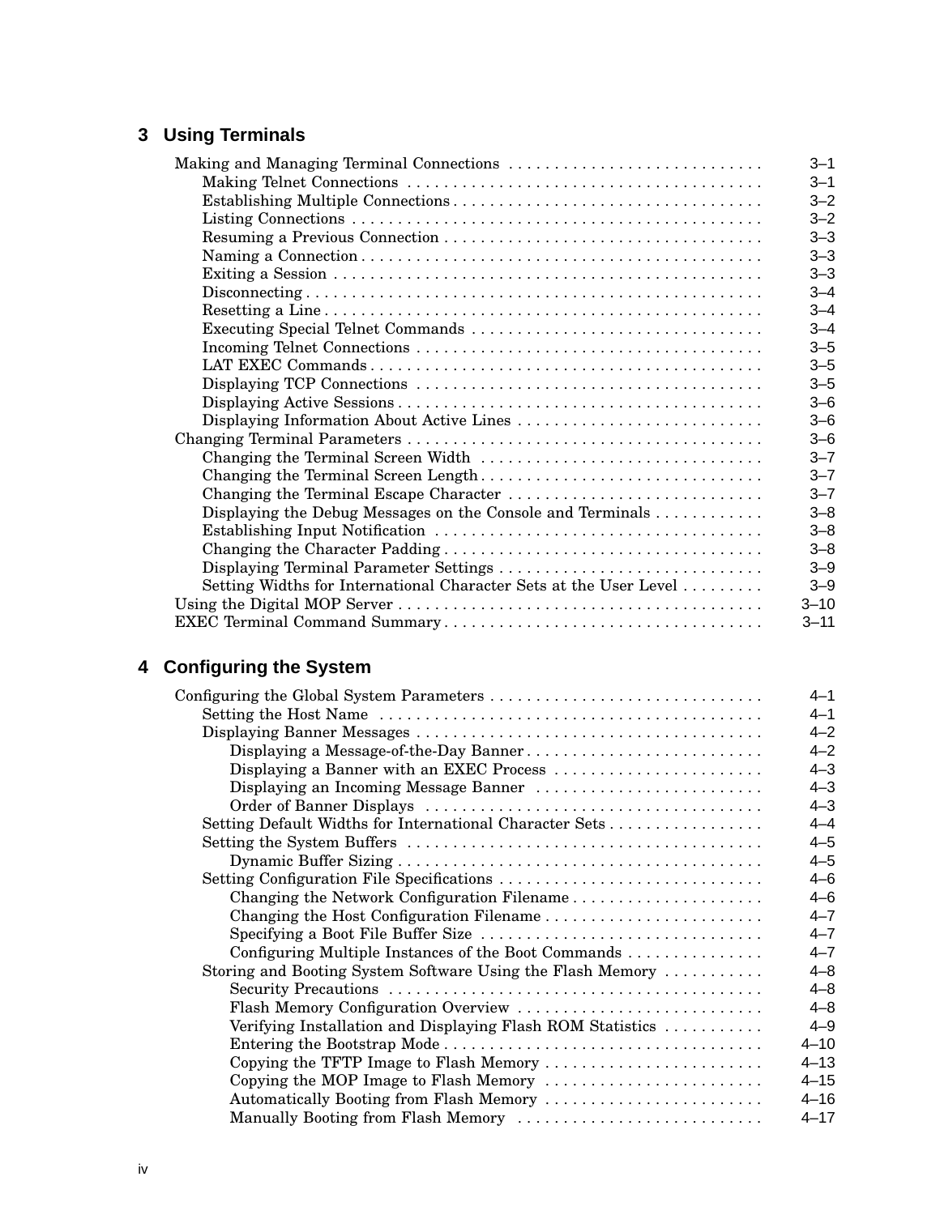## 3 Using Terminals

| | |
|---|---|
| Making and Managing Terminal Connections | 3–1 |
| Making Telnet Connections | 3–1 |
| Establishing Multiple Connections | 3–2 |
| Listing Connections | 3–2 |
| Resuming a Previous Connection | 3–3 |
| Naming a Connection | 3–3 |
| Exiting a Session | 3–3 |
| Disconnecting | 3–4 |
| Resetting a Line | 3–4 |
| Executing Special Telnet Commands | 3–4 |
| Incoming Telnet Connections | 3–5 |
| LAT EXEC Commands | 3–5 |
| Displaying TCP Connections | 3–5 |
| Displaying Active Sessions | 3–6 |
| Displaying Information About Active Lines | 3–6 |
| Changing Terminal Parameters | 3–6 |
| Changing the Terminal Screen Width | 3–7 |
| Changing the Terminal Screen Length | 3–7 |
| Changing the Terminal Escape Character | 3–7 |
| Displaying the Debug Messages on the Console and Terminals | 3–8 |
| Establishing Input Notification | 3–8 |
| Changing the Character Padding | 3–8 |
| Displaying Terminal Parameter Settings | 3–9 |
| Setting Widths for International Character Sets at the User Level | 3–9 |
| Using the Digital MOP Server | 3–10 |
| EXEC Terminal Command Summary | 3–11 |

## 4 Configuring the System

| | |
|---|---|
| Configuring the Global System Parameters | 4–1 |
| Setting the Host Name | 4–1 |
| Displaying Banner Messages | 4–2 |
| Displaying a Message-of-the-Day Banner | 4–2 |
| Displaying a Banner with an EXEC Process | 4–3 |
| Displaying an Incoming Message Banner | 4–3 |
| Order of Banner Displays | 4–3 |
| Setting Default Widths for International Character Sets | 4–4 |
| Setting the System Buffers | 4–5 |
| Dynamic Buffer Sizing | 4–5 |
| Setting Configuration File Specifications | 4–6 |
| Changing the Network Configuration Filename | 4–6 |
| Changing the Host Configuration Filename | 4–7 |
| Specifying a Boot File Buffer Size | 4–7 |
| Configuring Multiple Instances of the Boot Commands | 4–7 |
| Storing and Booting System Software Using the Flash Memory | 4–8 |
| Security Precautions | 4–8 |
| Flash Memory Configuration Overview | 4–8 |
| Verifying Installation and Displaying Flash ROM Statistics | 4–9 |
| Entering the Bootstrap Mode | 4–10 |
| Copying the TFTP Image to Flash Memory | 4–13 |
| Copying the MOP Image to Flash Memory | 4–15 |
| Automatically Booting from Flash Memory | 4–16 |
| Manually Booting from Flash Memory | 4–17 |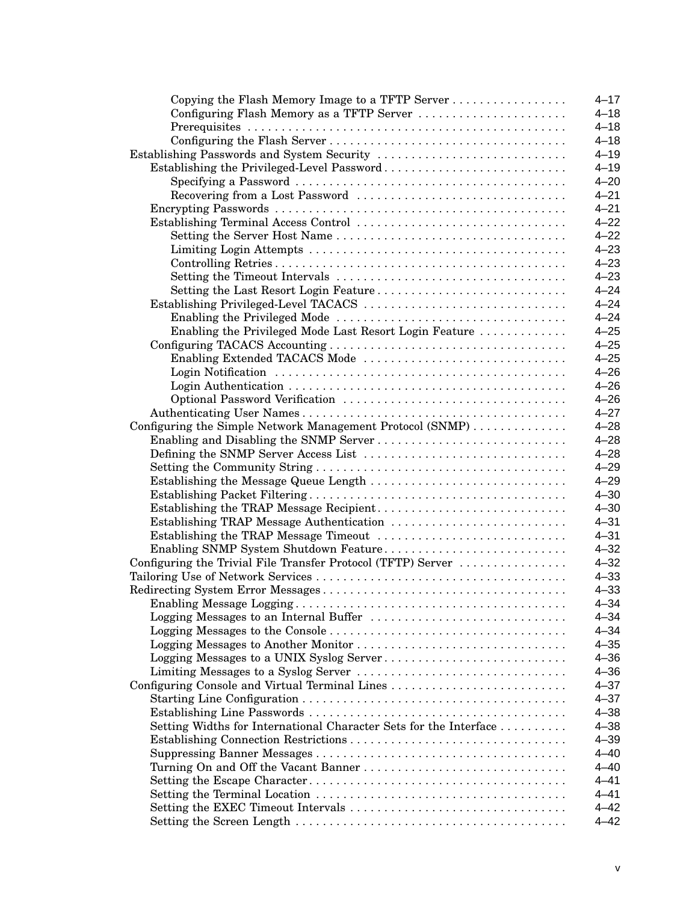| | |
|---|---|
| Copying the Flash Memory Image to a TFTP Server | 4–17 |
| Configuring Flash Memory as a TFTP Server | 4–18 |
| Prerequisites | 4–18 |
| Configuring the Flash Server | 4–18 |
| Establishing Passwords and System Security | 4–19 |
| Establishing the Privileged-Level Password | 4–19 |
| Specifying a Password | 4–20 |
| Recovering from a Lost Password | 4–21 |
| Encrypting Passwords | 4–21 |
| Establishing Terminal Access Control | 4–22 |
| Setting the Server Host Name | 4–22 |
| Limiting Login Attempts | 4–23 |
| Controlling Retries | 4–23 |
| Setting the Timeout Intervals | 4–23 |
| Setting the Last Resort Login Feature | 4–24 |
| Establishing Privileged-Level TACACS | 4–24 |
| Enabling the Privileged Mode | 4–24 |
| Enabling the Privileged Mode Last Resort Login Feature | 4–25 |
| Configuring TACACS Accounting | 4–25 |
| Enabling Extended TACACS Mode | 4–25 |
| Login Notification | 4–26 |
| Login Authentication | 4–26 |
| Optional Password Verification | 4–26 |
| Authenticating User Names | 4–27 |
| Configuring the Simple Network Management Protocol (SNMP) | 4–28 |
| Enabling and Disabling the SNMP Server | 4–28 |
| Defining the SNMP Server Access List | 4–28 |
| Setting the Community String | 4–29 |
| Establishing the Message Queue Length | 4–29 |
| Establishing Packet Filtering | 4–30 |
| Establishing the TRAP Message Recipient | 4–30 |
| Establishing TRAP Message Authentication | 4–31 |
| Establishing the TRAP Message Timeout | 4–31 |
| Enabling SNMP System Shutdown Feature | 4–32 |
| Configuring the Trivial File Transfer Protocol (TFTP) Server | 4–32 |
| Tailoring Use of Network Services | 4–33 |
| Redirecting System Error Messages | 4–33 |
| Enabling Message Logging | 4–34 |
| Logging Messages to an Internal Buffer | 4–34 |
| Logging Messages to the Console | 4–34 |
| Logging Messages to Another Monitor | 4–35 |
| Logging Messages to a UNIX Syslog Server | 4–36 |
| Limiting Messages to a Syslog Server | 4–36 |
| Configuring Console and Virtual Terminal Lines | 4–37 |
| Starting Line Configuration | 4–37 |
| Establishing Line Passwords | 4–38 |
| Setting Widths for International Character Sets for the Interface | 4–38 |
| Establishing Connection Restrictions | 4–39 |
| Suppressing Banner Messages | 4–40 |
| Turning On and Off the Vacant Banner | 4–40 |
| Setting the Escape Character | 4–41 |
| Setting the Terminal Location | 4–41 |
| Setting the EXEC Timeout Intervals | 4–42 |
| Setting the Screen Length | 4–42 |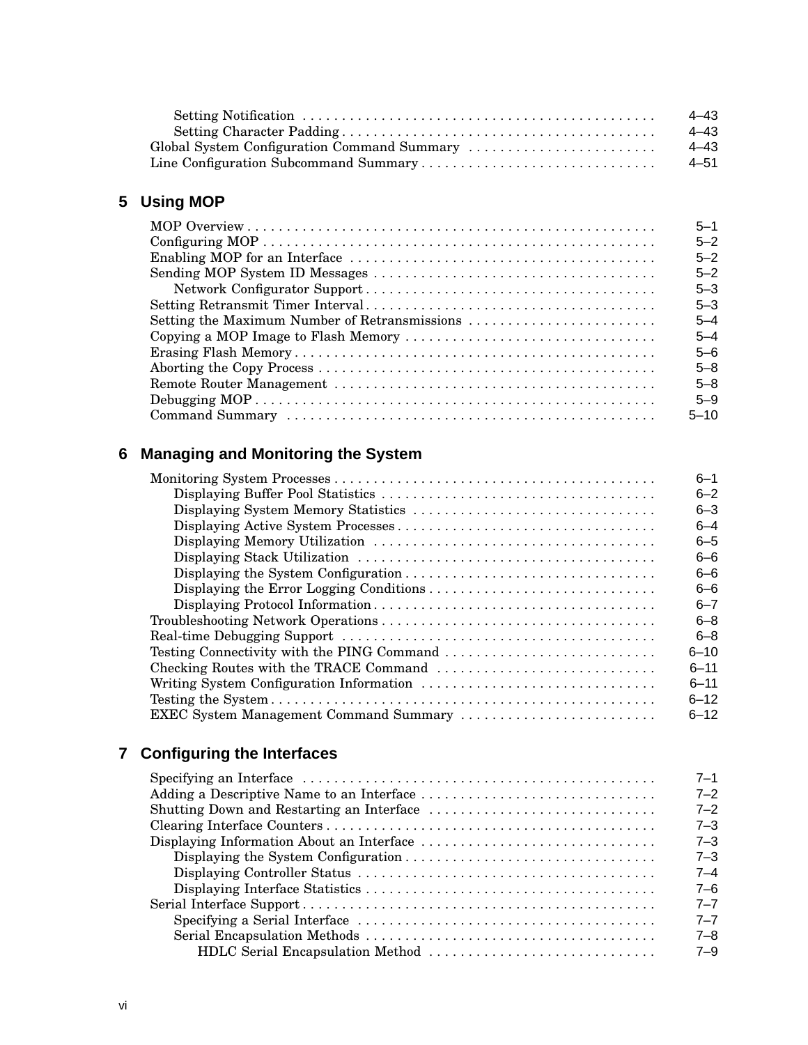Setting Notification . . . . . . . . . . . . . . . . . . . . . . . . . . . . . . . . . . . . . . . . . . . . . 4–43
Setting Character Padding . . . . . . . . . . . . . . . . . . . . . . . . . . . . . . . . . . . . . . . . 4–43
Global System Configuration Command Summary . . . . . . . . . . . . . . . . . . . . . . . . 4–43
Line Configuration Subcommand Summary . . . . . . . . . . . . . . . . . . . . . . . . . . . . . . 4–51

## 5 Using MOP

MOP Overview . . . . . . . . . . . . . . . . . . . . . . . . . . . . . . . . . . . . . . . . . . . . . . . . . . . . 5–1
Configuring MOP . . . . . . . . . . . . . . . . . . . . . . . . . . . . . . . . . . . . . . . . . . . . . . . . . . 5–2
Enabling MOP for an Interface . . . . . . . . . . . . . . . . . . . . . . . . . . . . . . . . . . . . . . . 5–2
Sending MOP System ID Messages . . . . . . . . . . . . . . . . . . . . . . . . . . . . . . . . . . . . 5–2
Network Configurator Support . . . . . . . . . . . . . . . . . . . . . . . . . . . . . . . . . . . . . 5–3
Setting Retransmit Timer Interval . . . . . . . . . . . . . . . . . . . . . . . . . . . . . . . . . . . . . 5–3
Setting the Maximum Number of Retransmissions . . . . . . . . . . . . . . . . . . . . . . . . 5–4
Copying a MOP Image to Flash Memory . . . . . . . . . . . . . . . . . . . . . . . . . . . . . . . . 5–4
Erasing Flash Memory . . . . . . . . . . . . . . . . . . . . . . . . . . . . . . . . . . . . . . . . . . . . . . 5–6
Aborting the Copy Process . . . . . . . . . . . . . . . . . . . . . . . . . . . . . . . . . . . . . . . . . . . 5–8
Remote Router Management . . . . . . . . . . . . . . . . . . . . . . . . . . . . . . . . . . . . . . . . . 5–8
Debugging MOP . . . . . . . . . . . . . . . . . . . . . . . . . . . . . . . . . . . . . . . . . . . . . . . . . . . 5–9
Command Summary . . . . . . . . . . . . . . . . . . . . . . . . . . . . . . . . . . . . . . . . . . . . . . . 5–10

## 6 Managing and Monitoring the System

Monitoring System Processes . . . . . . . . . . . . . . . . . . . . . . . . . . . . . . . . . . . . . . . . . 6–1
Displaying Buffer Pool Statistics . . . . . . . . . . . . . . . . . . . . . . . . . . . . . . . . . . . 6–2
Displaying System Memory Statistics . . . . . . . . . . . . . . . . . . . . . . . . . . . . . . . 6–3
Displaying Active System Processes . . . . . . . . . . . . . . . . . . . . . . . . . . . . . . . . . 6–4
Displaying Memory Utilization . . . . . . . . . . . . . . . . . . . . . . . . . . . . . . . . . . . . 6–5
Displaying Stack Utilization . . . . . . . . . . . . . . . . . . . . . . . . . . . . . . . . . . . . . . 6–6
Displaying the System Configuration . . . . . . . . . . . . . . . . . . . . . . . . . . . . . . . . 6–6
Displaying the Error Logging Conditions . . . . . . . . . . . . . . . . . . . . . . . . . . . . . 6–6
Displaying Protocol Information . . . . . . . . . . . . . . . . . . . . . . . . . . . . . . . . . . . . 6–7
Troubleshooting Network Operations . . . . . . . . . . . . . . . . . . . . . . . . . . . . . . . . . . . 6–8
Real-time Debugging Support . . . . . . . . . . . . . . . . . . . . . . . . . . . . . . . . . . . . . . . . 6–8
Testing Connectivity with the PING Command . . . . . . . . . . . . . . . . . . . . . . . . . . . 6–10
Checking Routes with the TRACE Command . . . . . . . . . . . . . . . . . . . . . . . . . . . . 6–11
Writing System Configuration Information . . . . . . . . . . . . . . . . . . . . . . . . . . . . . . 6–11
Testing the System . . . . . . . . . . . . . . . . . . . . . . . . . . . . . . . . . . . . . . . . . . . . . . . . . 6–12
EXEC System Management Command Summary . . . . . . . . . . . . . . . . . . . . . . . . . 6–12

## 7 Configuring the Interfaces

Specifying an Interface . . . . . . . . . . . . . . . . . . . . . . . . . . . . . . . . . . . . . . . . . . . . . 7–1
Adding a Descriptive Name to an Interface . . . . . . . . . . . . . . . . . . . . . . . . . . . . . . 7–2
Shutting Down and Restarting an Interface . . . . . . . . . . . . . . . . . . . . . . . . . . . . . 7–2
Clearing Interface Counters . . . . . . . . . . . . . . . . . . . . . . . . . . . . . . . . . . . . . . . . . . 7–3
Displaying Information About an Interface . . . . . . . . . . . . . . . . . . . . . . . . . . . . . . 7–3
Displaying the System Configuration . . . . . . . . . . . . . . . . . . . . . . . . . . . . . . . . 7–3
Displaying Controller Status . . . . . . . . . . . . . . . . . . . . . . . . . . . . . . . . . . . . . . 7–4
Displaying Interface Statistics . . . . . . . . . . . . . . . . . . . . . . . . . . . . . . . . . . . . . 7–6
Serial Interface Support . . . . . . . . . . . . . . . . . . . . . . . . . . . . . . . . . . . . . . . . . . . . . 7–7
Specifying a Serial Interface . . . . . . . . . . . . . . . . . . . . . . . . . . . . . . . . . . . . . . 7–7
Serial Encapsulation Methods . . . . . . . . . . . . . . . . . . . . . . . . . . . . . . . . . . . . . 7–8
HDLC Serial Encapsulation Method . . . . . . . . . . . . . . . . . . . . . . . . . . . . . 7–9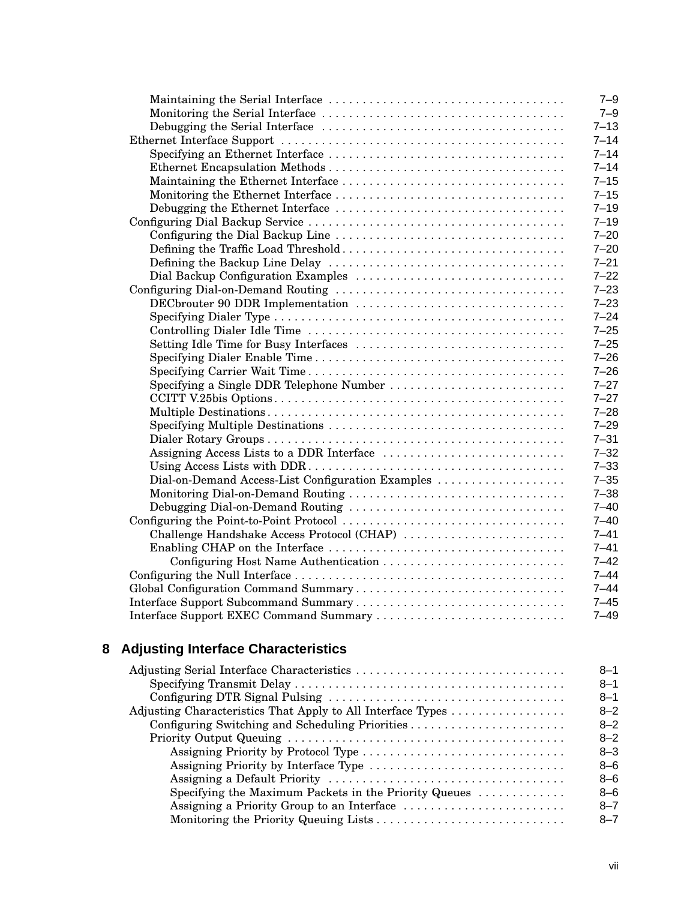| | |
|---|---|
| Maintaining the Serial Interface | 7–9 |
| Monitoring the Serial Interface | 7–9 |
| Debugging the Serial Interface | 7–13 |
| Ethernet Interface Support | 7–14 |
| Specifying an Ethernet Interface | 7–14 |
| Ethernet Encapsulation Methods | 7–14 |
| Maintaining the Ethernet Interface | 7–15 |
| Monitoring the Ethernet Interface | 7–15 |
| Debugging the Ethernet Interface | 7–19 |
| Configuring Dial Backup Service | 7–19 |
| Configuring the Dial Backup Line | 7–20 |
| Defining the Traffic Load Threshold | 7–20 |
| Defining the Backup Line Delay | 7–21 |
| Dial Backup Configuration Examples | 7–22 |
| Configuring Dial-on-Demand Routing | 7–23 |
| DECbrouter 90 DDR Implementation | 7–23 |
| Specifying Dialer Type | 7–24 |
| Controlling Dialer Idle Time | 7–25 |
| Setting Idle Time for Busy Interfaces | 7–25 |
| Specifying Dialer Enable Time | 7–26 |
| Specifying Carrier Wait Time | 7–26 |
| Specifying a Single DDR Telephone Number | 7–27 |
| CCITT V.25bis Options | 7–27 |
| Multiple Destinations | 7–28 |
| Specifying Multiple Destinations | 7–29 |
| Dialer Rotary Groups | 7–31 |
| Assigning Access Lists to a DDR Interface | 7–32 |
| Using Access Lists with DDR | 7–33 |
| Dial-on-Demand Access-List Configuration Examples | 7–35 |
| Monitoring Dial-on-Demand Routing | 7–38 |
| Debugging Dial-on-Demand Routing | 7–40 |
| Configuring the Point-to-Point Protocol | 7–40 |
| Challenge Handshake Access Protocol (CHAP) | 7–41 |
| Enabling CHAP on the Interface | 7–41 |
| Configuring Host Name Authentication | 7–42 |
| Configuring the Null Interface | 7–44 |
| Global Configuration Command Summary | 7–44 |
| Interface Support Subcommand Summary | 7–45 |
| Interface Support EXEC Command Summary | 7–49 |

## 8 Adjusting Interface Characteristics

| | |
|---|---|
| Adjusting Serial Interface Characteristics | 8–1 |
| Specifying Transmit Delay | 8–1 |
| Configuring DTR Signal Pulsing | 8–1 |
| Adjusting Characteristics That Apply to All Interface Types | 8–2 |
| Configuring Switching and Scheduling Priorities | 8–2 |
| Priority Output Queuing | 8–2 |
| Assigning Priority by Protocol Type | 8–3 |
| Assigning Priority by Interface Type | 8–6 |
| Assigning a Default Priority | 8–6 |
| Specifying the Maximum Packets in the Priority Queues | 8–6 |
| Assigning a Priority Group to an Interface | 8–7 |
| Monitoring the Priority Queuing Lists | 8–7 |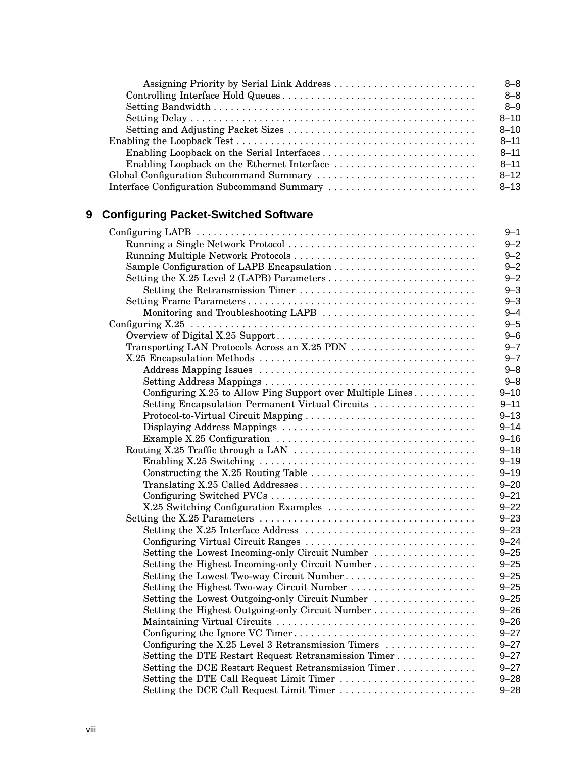Assigning Priority by Serial Link Address . . . . . . . . . . . . . . . . . . . . . . . . . 8–8
Controlling Interface Hold Queues . . . . . . . . . . . . . . . . . . . . . . . . . . . . . . . . . . 8–8
Setting Bandwidth . . . . . . . . . . . . . . . . . . . . . . . . . . . . . . . . . . . . . . . . . . . . . . 8–9
Setting Delay . . . . . . . . . . . . . . . . . . . . . . . . . . . . . . . . . . . . . . . . . . . . . . . . . . 8–10
Setting and Adjusting Packet Sizes . . . . . . . . . . . . . . . . . . . . . . . . . . . . . . . . . 8–10
Enabling the Loopback Test . . . . . . . . . . . . . . . . . . . . . . . . . . . . . . . . . . . . . . . . . 8–11
Enabling Loopback on the Serial Interfaces . . . . . . . . . . . . . . . . . . . . . . . . . . . 8–11
Enabling Loopback on the Ethernet Interface . . . . . . . . . . . . . . . . . . . . . . . . . 8–11
Global Configuration Subcommand Summary . . . . . . . . . . . . . . . . . . . . . . . . . . . . 8–12
Interface Configuration Subcommand Summary . . . . . . . . . . . . . . . . . . . . . . . . . . 8–13

## 9 Configuring Packet-Switched Software

Configuring LAPB . . . . . . . . . . . . . . . . . . . . . . . . . . . . . . . . . . . . . . . . . . . . . . . . . 9–1
Running a Single Network Protocol . . . . . . . . . . . . . . . . . . . . . . . . . . . . . . . . . 9–2
Running Multiple Network Protocols . . . . . . . . . . . . . . . . . . . . . . . . . . . . . . . . 9–2
Sample Configuration of LAPB Encapsulation . . . . . . . . . . . . . . . . . . . . . . . . . 9–2
Setting the X.25 Level 2 (LAPB) Parameters . . . . . . . . . . . . . . . . . . . . . . . . . . 9–2
Setting the Retransmission Timer . . . . . . . . . . . . . . . . . . . . . . . . . . . . . . . 9–3
Setting Frame Parameters . . . . . . . . . . . . . . . . . . . . . . . . . . . . . . . . . . . . . . . . 9–3
Monitoring and Troubleshooting LAPB . . . . . . . . . . . . . . . . . . . . . . . . . . . 9–4
Configuring X.25 . . . . . . . . . . . . . . . . . . . . . . . . . . . . . . . . . . . . . . . . . . . . . . . . . . 9–5
Overview of Digital X.25 Support . . . . . . . . . . . . . . . . . . . . . . . . . . . . . . . . . . . 9–6
Transporting LAN Protocols Across an X.25 PDN . . . . . . . . . . . . . . . . . . . . . . 9–7
X.25 Encapsulation Methods . . . . . . . . . . . . . . . . . . . . . . . . . . . . . . . . . . . . . . 9–7
Address Mapping Issues . . . . . . . . . . . . . . . . . . . . . . . . . . . . . . . . . . . . . . 9–8
Setting Address Mappings . . . . . . . . . . . . . . . . . . . . . . . . . . . . . . . . . . . . . 9–8
Configuring X.25 to Allow Ping Support over Multiple Lines . . . . . . . . . . . 9–10
Setting Encapsulation Permanent Virtual Circuits . . . . . . . . . . . . . . . . . . 9–11
Protocol-to-Virtual Circuit Mapping . . . . . . . . . . . . . . . . . . . . . . . . . . . . . . 9–13
Displaying Address Mappings . . . . . . . . . . . . . . . . . . . . . . . . . . . . . . . . . . 9–14
Example X.25 Configuration . . . . . . . . . . . . . . . . . . . . . . . . . . . . . . . . . . . 9–16
Routing X.25 Traffic through a LAN . . . . . . . . . . . . . . . . . . . . . . . . . . . . . . . . 9–18
Enabling X.25 Switching . . . . . . . . . . . . . . . . . . . . . . . . . . . . . . . . . . . . . . 9–19
Constructing the X.25 Routing Table . . . . . . . . . . . . . . . . . . . . . . . . . . . . . 9–19
Translating X.25 Called Addresses . . . . . . . . . . . . . . . . . . . . . . . . . . . . . . . 9–20
Configuring Switched PVCs . . . . . . . . . . . . . . . . . . . . . . . . . . . . . . . . . . . . 9–21
X.25 Switching Configuration Examples . . . . . . . . . . . . . . . . . . . . . . . . . . 9–22
Setting the X.25 Parameters . . . . . . . . . . . . . . . . . . . . . . . . . . . . . . . . . . . . . . 9–23
Setting the X.25 Interface Address . . . . . . . . . . . . . . . . . . . . . . . . . . . . . . 9–23
Configuring Virtual Circuit Ranges . . . . . . . . . . . . . . . . . . . . . . . . . . . . . . 9–24
Setting the Lowest Incoming-only Circuit Number . . . . . . . . . . . . . . . . . . 9–25
Setting the Highest Incoming-only Circuit Number . . . . . . . . . . . . . . . . . . 9–25
Setting the Lowest Two-way Circuit Number . . . . . . . . . . . . . . . . . . . . . . . 9–25
Setting the Highest Two-way Circuit Number . . . . . . . . . . . . . . . . . . . . . . 9–25
Setting the Lowest Outgoing-only Circuit Number . . . . . . . . . . . . . . . . . . 9–25
Setting the Highest Outgoing-only Circuit Number . . . . . . . . . . . . . . . . . . 9–26
Maintaining Virtual Circuits . . . . . . . . . . . . . . . . . . . . . . . . . . . . . . . . . . . 9–26
Configuring the Ignore VC Timer . . . . . . . . . . . . . . . . . . . . . . . . . . . . . . . . 9–27
Configuring the X.25 Level 3 Retransmission Timers . . . . . . . . . . . . . . . . 9–27
Setting the DTE Restart Request Retransmission Timer . . . . . . . . . . . . . . 9–27
Setting the DCE Restart Request Retransmission Timer . . . . . . . . . . . . . . 9–27
Setting the DTE Call Request Limit Timer . . . . . . . . . . . . . . . . . . . . . . . . 9–28
Setting the DCE Call Request Limit Timer . . . . . . . . . . . . . . . . . . . . . . . . 9–28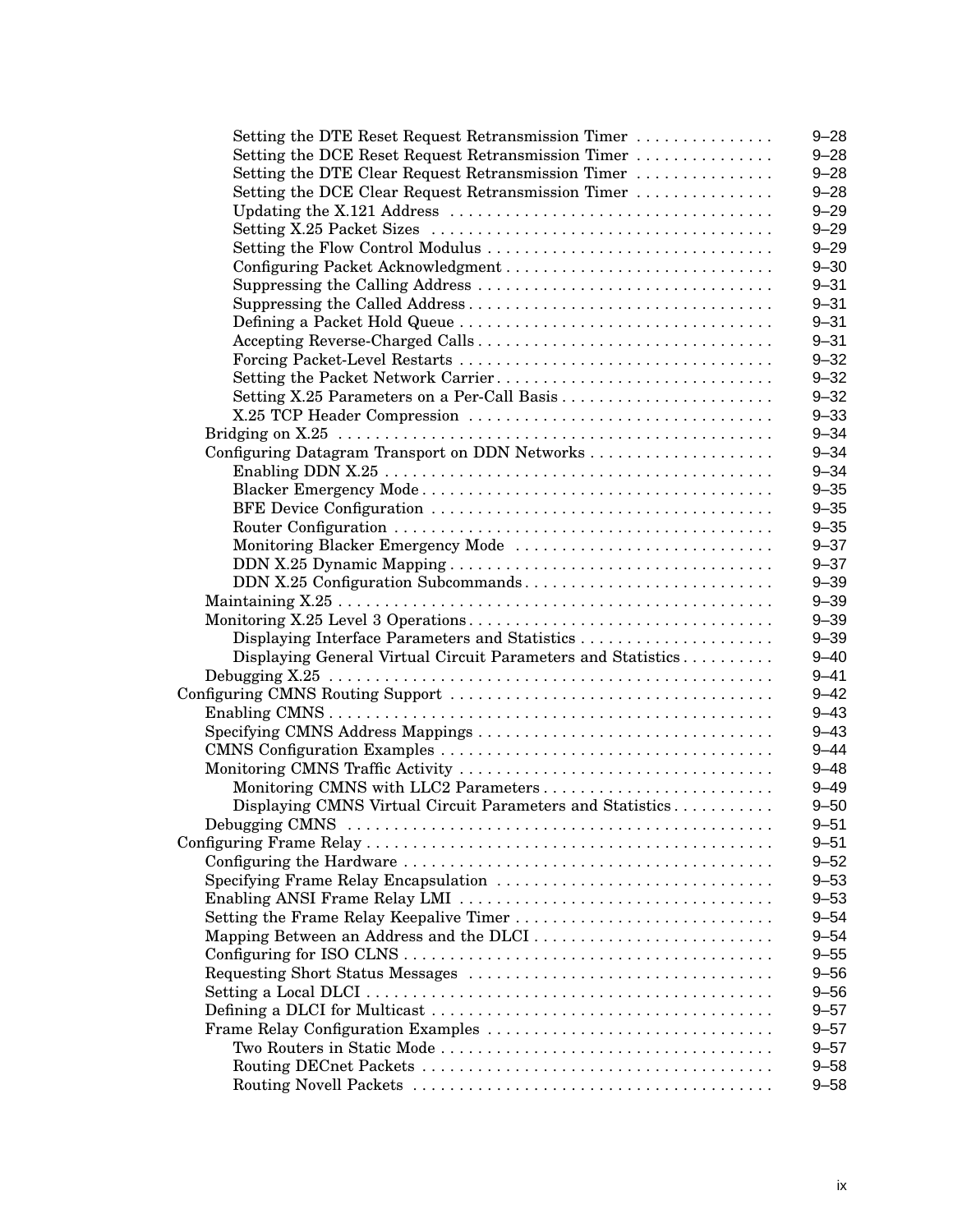Setting the DTE Reset Request Retransmission Timer . . . . . . . . . . . . . . . 9–28
Setting the DCE Reset Request Retransmission Timer . . . . . . . . . . . . . . . 9–28
Setting the DTE Clear Request Retransmission Timer . . . . . . . . . . . . . . . 9–28
Setting the DCE Clear Request Retransmission Timer . . . . . . . . . . . . . . . 9–28
Updating the X.121 Address . . . . . . . . . . . . . . . . . . . . . . . . . . . . . . . . . . 9–29
Setting X.25 Packet Sizes . . . . . . . . . . . . . . . . . . . . . . . . . . . . . . . . . . . . 9–29
Setting the Flow Control Modulus . . . . . . . . . . . . . . . . . . . . . . . . . . . . . . 9–29
Configuring Packet Acknowledgment . . . . . . . . . . . . . . . . . . . . . . . . . . . . 9–30
Suppressing the Calling Address . . . . . . . . . . . . . . . . . . . . . . . . . . . . . . . 9–31
Suppressing the Called Address . . . . . . . . . . . . . . . . . . . . . . . . . . . . . . . . 9–31
Defining a Packet Hold Queue . . . . . . . . . . . . . . . . . . . . . . . . . . . . . . . . . 9–31
Accepting Reverse-Charged Calls . . . . . . . . . . . . . . . . . . . . . . . . . . . . . . . 9–31
Forcing Packet-Level Restarts . . . . . . . . . . . . . . . . . . . . . . . . . . . . . . . . . 9–32
Setting the Packet Network Carrier . . . . . . . . . . . . . . . . . . . . . . . . . . . . . . 9–32
Setting X.25 Parameters on a Per-Call Basis . . . . . . . . . . . . . . . . . . . . . . . 9–32
X.25 TCP Header Compression . . . . . . . . . . . . . . . . . . . . . . . . . . . . . . . . 9–33
Bridging on X.25 . . . . . . . . . . . . . . . . . . . . . . . . . . . . . . . . . . . . . . . . . . . . . . 9–34
Configuring Datagram Transport on DDN Networks . . . . . . . . . . . . . . . . . . . . 9–34
Enabling DDN X.25 . . . . . . . . . . . . . . . . . . . . . . . . . . . . . . . . . . . . . . . . . 9–34
Blacker Emergency Mode . . . . . . . . . . . . . . . . . . . . . . . . . . . . . . . . . . . . . 9–35
BFE Device Configuration . . . . . . . . . . . . . . . . . . . . . . . . . . . . . . . . . . . . 9–35
Router Configuration . . . . . . . . . . . . . . . . . . . . . . . . . . . . . . . . . . . . . . . . 9–35
Monitoring Blacker Emergency Mode . . . . . . . . . . . . . . . . . . . . . . . . . . . 9–37
DDN X.25 Dynamic Mapping . . . . . . . . . . . . . . . . . . . . . . . . . . . . . . . . . . 9–37
DDN X.25 Configuration Subcommands . . . . . . . . . . . . . . . . . . . . . . . . . . . 9–39
Maintaining X.25 . . . . . . . . . . . . . . . . . . . . . . . . . . . . . . . . . . . . . . . . . . . . . . 9–39
Monitoring X.25 Level 3 Operations . . . . . . . . . . . . . . . . . . . . . . . . . . . . . . . . 9–39
Displaying Interface Parameters and Statistics . . . . . . . . . . . . . . . . . . . . . 9–39
Displaying General Virtual Circuit Parameters and Statistics . . . . . . . . . . 9–40
Debugging X.25 . . . . . . . . . . . . . . . . . . . . . . . . . . . . . . . . . . . . . . . . . . . . . . . 9–41
Configuring CMNS Routing Support . . . . . . . . . . . . . . . . . . . . . . . . . . . . . . . . . . 9–42
Enabling CMNS . . . . . . . . . . . . . . . . . . . . . . . . . . . . . . . . . . . . . . . . . . . . . . . 9–43
Specifying CMNS Address Mappings . . . . . . . . . . . . . . . . . . . . . . . . . . . . . . . . 9–43
CMNS Configuration Examples . . . . . . . . . . . . . . . . . . . . . . . . . . . . . . . . . . . 9–44
Monitoring CMNS Traffic Activity . . . . . . . . . . . . . . . . . . . . . . . . . . . . . . . . . . 9–48
Monitoring CMNS with LLC2 Parameters . . . . . . . . . . . . . . . . . . . . . . . . . 9–49
Displaying CMNS Virtual Circuit Parameters and Statistics . . . . . . . . . . . 9–50
Debugging CMNS . . . . . . . . . . . . . . . . . . . . . . . . . . . . . . . . . . . . . . . . . . . . . . 9–51
Configuring Frame Relay . . . . . . . . . . . . . . . . . . . . . . . . . . . . . . . . . . . . . . . . . . . 9–51
Configuring the Hardware . . . . . . . . . . . . . . . . . . . . . . . . . . . . . . . . . . . . . . . . 9–52
Specifying Frame Relay Encapsulation . . . . . . . . . . . . . . . . . . . . . . . . . . . . . . 9–53
Enabling ANSI Frame Relay LMI . . . . . . . . . . . . . . . . . . . . . . . . . . . . . . . . . . 9–53
Setting the Frame Relay Keepalive Timer . . . . . . . . . . . . . . . . . . . . . . . . . . . . 9–54
Mapping Between an Address and the DLCI . . . . . . . . . . . . . . . . . . . . . . . . . . 9–54
Configuring for ISO CLNS . . . . . . . . . . . . . . . . . . . . . . . . . . . . . . . . . . . . . . . . 9–55
Requesting Short Status Messages . . . . . . . . . . . . . . . . . . . . . . . . . . . . . . . . . 9–56
Setting a Local DLCI . . . . . . . . . . . . . . . . . . . . . . . . . . . . . . . . . . . . . . . . . . . . 9–56
Defining a DLCI for Multicast . . . . . . . . . . . . . . . . . . . . . . . . . . . . . . . . . . . . . 9–57
Frame Relay Configuration Examples . . . . . . . . . . . . . . . . . . . . . . . . . . . . . . . 9–57
Two Routers in Static Mode . . . . . . . . . . . . . . . . . . . . . . . . . . . . . . . . . . . . 9–57
Routing DECnet Packets . . . . . . . . . . . . . . . . . . . . . . . . . . . . . . . . . . . . . . 9–58
Routing Novell Packets . . . . . . . . . . . . . . . . . . . . . . . . . . . . . . . . . . . . . . . 9–58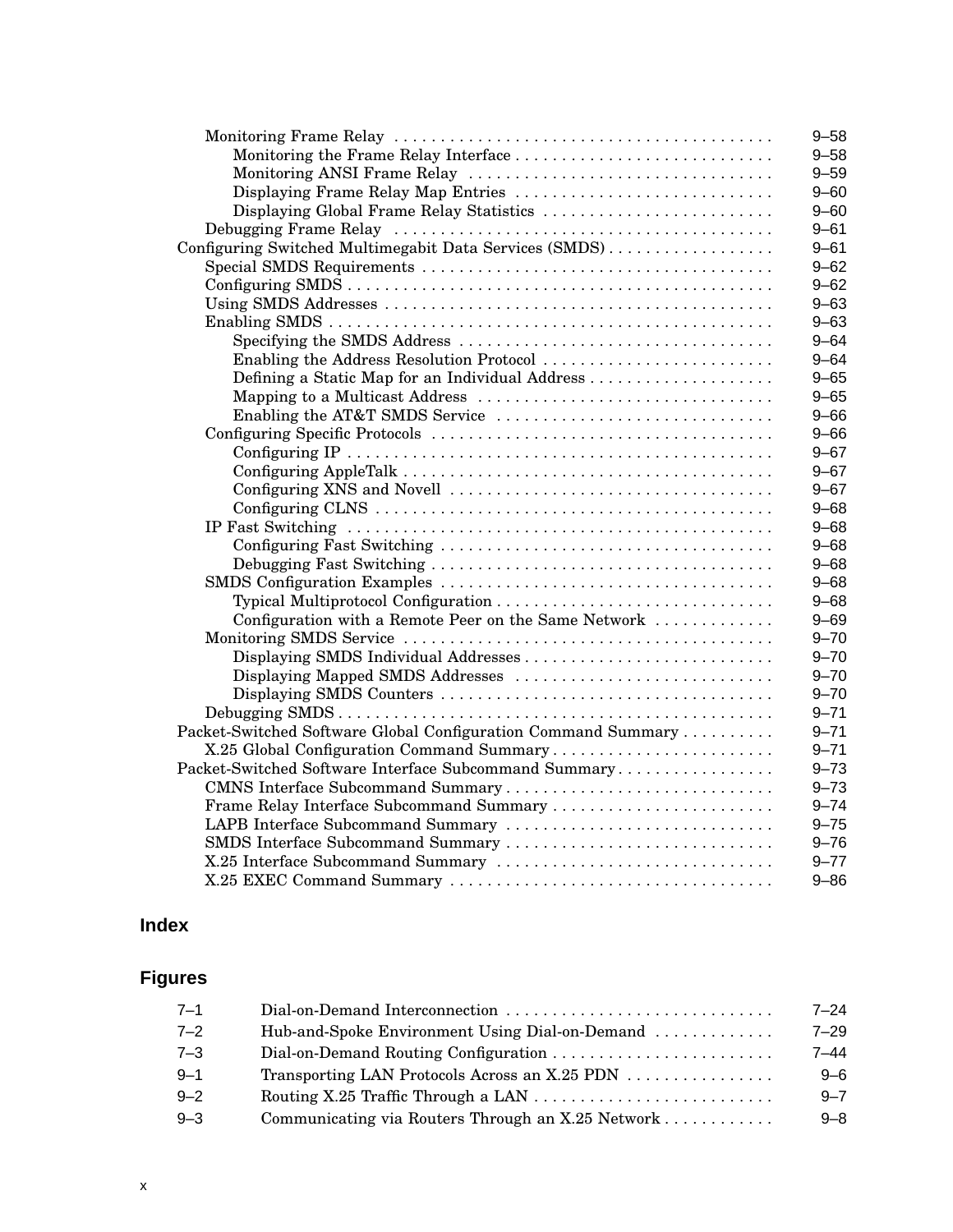- Monitoring Frame Relay ........ 9–58
  - Monitoring the Frame Relay Interface ........ 9–58
  - Monitoring ANSI Frame Relay ........ 9–59
  - Displaying Frame Relay Map Entries ........ 9–60
  - Displaying Global Frame Relay Statistics ........ 9–60
- Debugging Frame Relay ........ 9–61

Configuring Switched Multimegabit Data Services (SMDS) ........ 9–61

- Special SMDS Requirements ........ 9–62
- Configuring SMDS ........ 9–62
- Using SMDS Addresses ........ 9–63
- Enabling SMDS ........ 9–63
  - Specifying the SMDS Address ........ 9–64
  - Enabling the Address Resolution Protocol ........ 9–64
  - Defining a Static Map for an Individual Address ........ 9–65
  - Mapping to a Multicast Address ........ 9–65
  - Enabling the AT&T SMDS Service ........ 9–66
- Configuring Specific Protocols ........ 9–66
  - Configuring IP ........ 9–67
  - Configuring AppleTalk ........ 9–67
  - Configuring XNS and Novell ........ 9–67
  - Configuring CLNS ........ 9–68
- IP Fast Switching ........ 9–68
  - Configuring Fast Switching ........ 9–68
  - Debugging Fast Switching ........ 9–68
- SMDS Configuration Examples ........ 9–68
  - Typical Multiprotocol Configuration ........ 9–68
  - Configuration with a Remote Peer on the Same Network ........ 9–69
- Monitoring SMDS Service ........ 9–70
  - Displaying SMDS Individual Addresses ........ 9–70
  - Displaying Mapped SMDS Addresses ........ 9–70
  - Displaying SMDS Counters ........ 9–70
- Debugging SMDS ........ 9–71

Packet-Switched Software Global Configuration Command Summary ........ 9–71

- X.25 Global Configuration Command Summary ........ 9–71

Packet-Switched Software Interface Subcommand Summary ........ 9–73

- CMNS Interface Subcommand Summary ........ 9–73
- Frame Relay Interface Subcommand Summary ........ 9–74
- LAPB Interface Subcommand Summary ........ 9–75
- SMDS Interface Subcommand Summary ........ 9–76
- X.25 Interface Subcommand Summary ........ 9–77
- X.25 EXEC Command Summary ........ 9–86

## Index

## Figures

| | | |
|---|---|---|
| 7–1 | Dial-on-Demand Interconnection | 7–24 |
| 7–2 | Hub-and-Spoke Environment Using Dial-on-Demand | 7–29 |
| 7–3 | Dial-on-Demand Routing Configuration | 7–44 |
| 9–1 | Transporting LAN Protocols Across an X.25 PDN | 9–6 |
| 9–2 | Routing X.25 Traffic Through a LAN | 9–7 |
| 9–3 | Communicating via Routers Through an X.25 Network | 9–8 |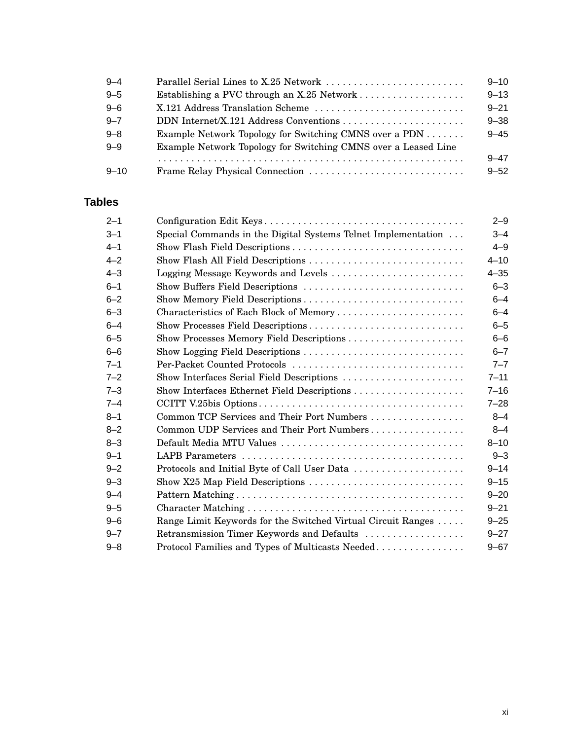| | | |
|---|---|---|
| 9–4 | Parallel Serial Lines to X.25 Network | 9–10 |
| 9–5 | Establishing a PVC through an X.25 Network | 9–13 |
| 9–6 | X.121 Address Translation Scheme | 9–21 |
| 9–7 | DDN Internet/X.121 Address Conventions | 9–38 |
| 9–8 | Example Network Topology for Switching CMNS over a PDN | 9–45 |
| 9–9 | Example Network Topology for Switching CMNS over a Leased Line | 9–47 |
| 9–10 | Frame Relay Physical Connection | 9–52 |

## Tables

| | | |
|---|---|---|
| 2–1 | Configuration Edit Keys | 2–9 |
| 3–1 | Special Commands in the Digital Systems Telnet Implementation | 3–4 |
| 4–1 | Show Flash Field Descriptions | 4–9 |
| 4–2 | Show Flash All Field Descriptions | 4–10 |
| 4–3 | Logging Message Keywords and Levels | 4–35 |
| 6–1 | Show Buffers Field Descriptions | 6–3 |
| 6–2 | Show Memory Field Descriptions | 6–4 |
| 6–3 | Characteristics of Each Block of Memory | 6–4 |
| 6–4 | Show Processes Field Descriptions | 6–5 |
| 6–5 | Show Processes Memory Field Descriptions | 6–6 |
| 6–6 | Show Logging Field Descriptions | 6–7 |
| 7–1 | Per-Packet Counted Protocols | 7–7 |
| 7–2 | Show Interfaces Serial Field Descriptions | 7–11 |
| 7–3 | Show Interfaces Ethernet Field Descriptions | 7–16 |
| 7–4 | CCITT V.25bis Options | 7–28 |
| 8–1 | Common TCP Services and Their Port Numbers | 8–4 |
| 8–2 | Common UDP Services and Their Port Numbers | 8–4 |
| 8–3 | Default Media MTU Values | 8–10 |
| 9–1 | LAPB Parameters | 9–3 |
| 9–2 | Protocols and Initial Byte of Call User Data | 9–14 |
| 9–3 | Show X25 Map Field Descriptions | 9–15 |
| 9–4 | Pattern Matching | 9–20 |
| 9–5 | Character Matching | 9–21 |
| 9–6 | Range Limit Keywords for the Switched Virtual Circuit Ranges | 9–25 |
| 9–7 | Retransmission Timer Keywords and Defaults | 9–27 |
| 9–8 | Protocol Families and Types of Multicasts Needed | 9–67 |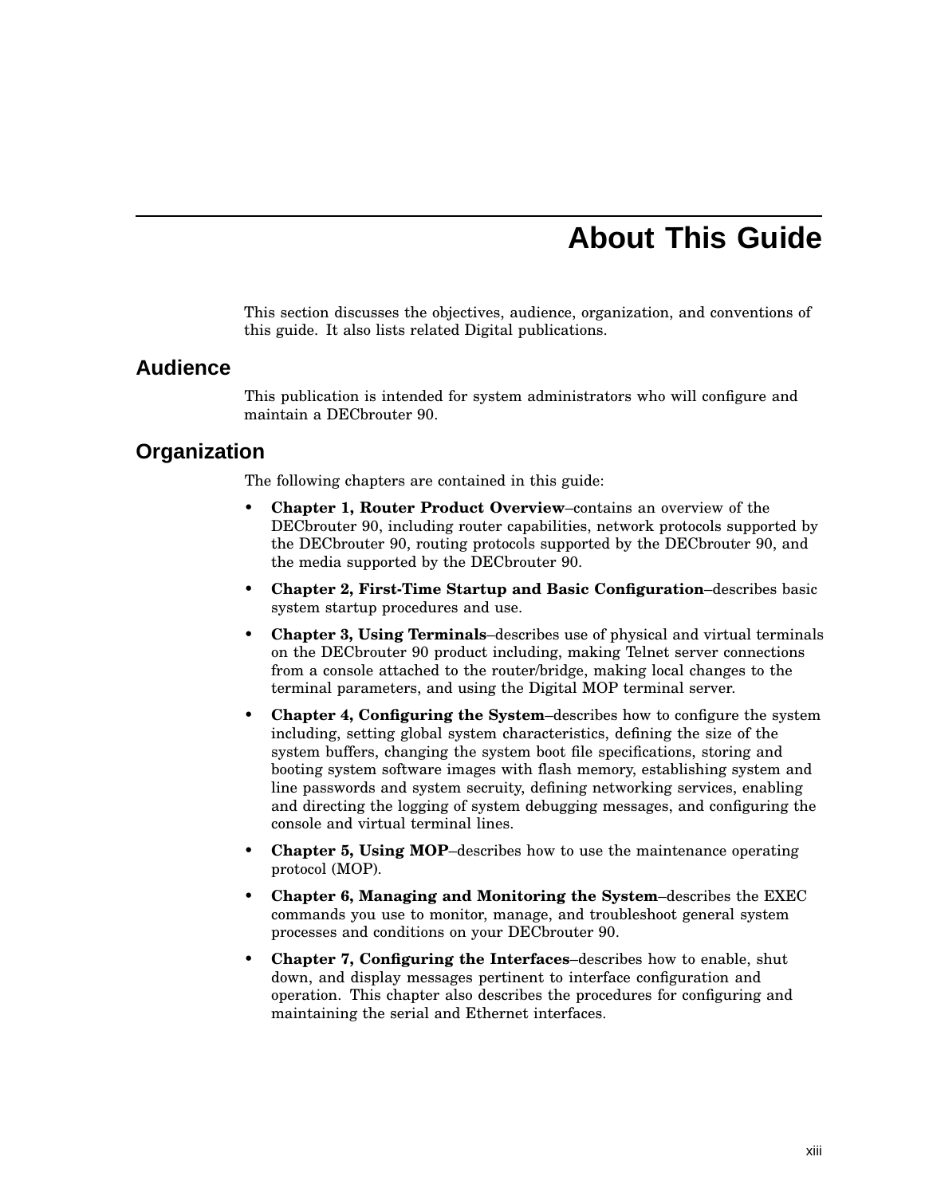# About This Guide

This section discusses the objectives, audience, organization, and conventions of this guide. It also lists related Digital publications.

## Audience

This publication is intended for system administrators who will configure and maintain a DECbrouter 90.

## Organization

The following chapters are contained in this guide:

- **Chapter 1, Router Product Overview**–contains an overview of the DECbrouter 90, including router capabilities, network protocols supported by the DECbrouter 90, routing protocols supported by the DECbrouter 90, and the media supported by the DECbrouter 90.
- **Chapter 2, First-Time Startup and Basic Configuration**–describes basic system startup procedures and use.
- **Chapter 3, Using Terminals**–describes use of physical and virtual terminals on the DECbrouter 90 product including, making Telnet server connections from a console attached to the router/bridge, making local changes to the terminal parameters, and using the Digital MOP terminal server.
- **Chapter 4, Configuring the System**–describes how to configure the system including, setting global system characteristics, defining the size of the system buffers, changing the system boot file specifications, storing and booting system software images with flash memory, establishing system and line passwords and system secruity, defining networking services, enabling and directing the logging of system debugging messages, and configuring the console and virtual terminal lines.
- **Chapter 5, Using MOP**–describes how to use the maintenance operating protocol (MOP).
- **Chapter 6, Managing and Monitoring the System**–describes the EXEC commands you use to monitor, manage, and troubleshoot general system processes and conditions on your DECbrouter 90.
- **Chapter 7, Configuring the Interfaces**–describes how to enable, shut down, and display messages pertinent to interface configuration and operation. This chapter also describes the procedures for configuring and maintaining the serial and Ethernet interfaces.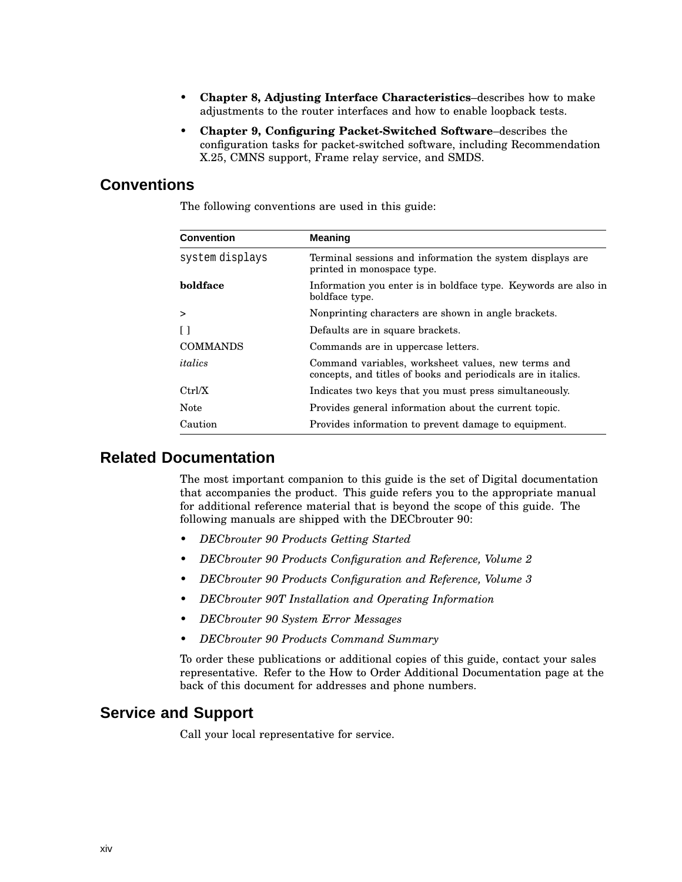- **Chapter 8, Adjusting Interface Characteristics**–describes how to make adjustments to the router interfaces and how to enable loopback tests.
- **Chapter 9, Configuring Packet-Switched Software**–describes the configuration tasks for packet-switched software, including Recommendation X.25, CMNS support, Frame relay service, and SMDS.

## Conventions

The following conventions are used in this guide:

| Convention | Meaning |
|---|---|
| `system displays` | Terminal sessions and information the system displays are printed in monospace type. |
| **boldface** | Information you enter is in boldface type. Keywords are also in boldface type. |
| > | Nonprinting characters are shown in angle brackets. |
| [ ] | Defaults are in square brackets. |
| COMMANDS | Commands are in uppercase letters. |
| *italics* | Command variables, worksheet values, new terms and concepts, and titles of books and periodicals are in italics. |
| Ctrl/X | Indicates two keys that you must press simultaneously. |
| Note | Provides general information about the current topic. |
| Caution | Provides information to prevent damage to equipment. |

## Related Documentation

The most important companion to this guide is the set of Digital documentation that accompanies the product. This guide refers you to the appropriate manual for additional reference material that is beyond the scope of this guide. The following manuals are shipped with the DECbrouter 90:

- *DECbrouter 90 Products Getting Started*
- *DECbrouter 90 Products Configuration and Reference, Volume 2*
- *DECbrouter 90 Products Configuration and Reference, Volume 3*
- *DECbrouter 90T Installation and Operating Information*
- *DECbrouter 90 System Error Messages*
- *DECbrouter 90 Products Command Summary*

To order these publications or additional copies of this guide, contact your sales representative. Refer to the How to Order Additional Documentation page at the back of this document for addresses and phone numbers.

## Service and Support

Call your local representative for service.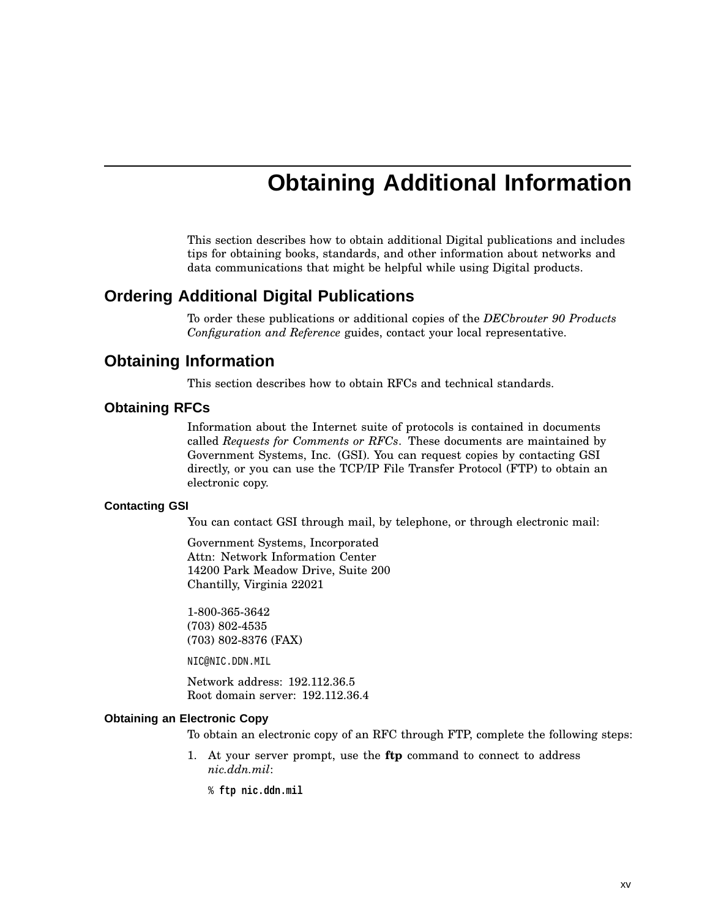# Obtaining Additional Information

This section describes how to obtain additional Digital publications and includes tips for obtaining books, standards, and other information about networks and data communications that might be helpful while using Digital products.

## Ordering Additional Digital Publications

To order these publications or additional copies of the *DECbrouter 90 Products Configuration and Reference* guides, contact your local representative.

## Obtaining Information

This section describes how to obtain RFCs and technical standards.

### Obtaining RFCs

Information about the Internet suite of protocols is contained in documents called *Requests for Comments or RFCs*. These documents are maintained by Government Systems, Inc. (GSI). You can request copies by contacting GSI directly, or you can use the TCP/IP File Transfer Protocol (FTP) to obtain an electronic copy.

#### Contacting GSI

You can contact GSI through mail, by telephone, or through electronic mail:

Government Systems, Incorporated
Attn: Network Information Center
14200 Park Meadow Drive, Suite 200
Chantilly, Virginia 22021

1-800-365-3642
(703) 802-4535
(703) 802-8376 (FAX)

`NIC@NIC.DDN.MIL`

Network address: 192.112.36.5
Root domain server: 192.112.36.4

#### Obtaining an Electronic Copy

To obtain an electronic copy of an RFC through FTP, complete the following steps:

1. At your server prompt, use the **ftp** command to connect to address *nic.ddn.mil*:

   ```
   % ftp nic.ddn.mil
   ```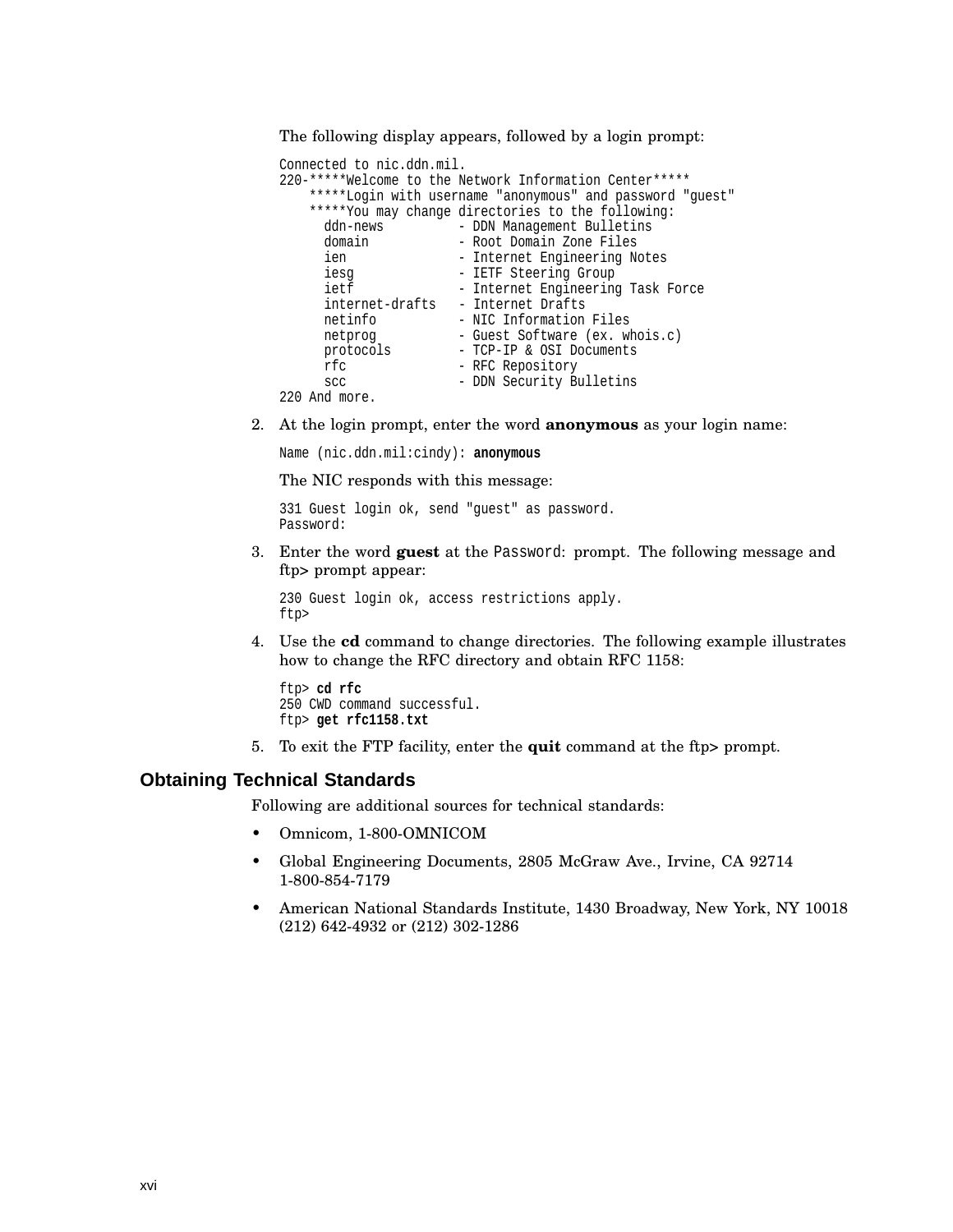The following display appears, followed by a login prompt:

```
Connected to nic.ddn.mil.
220-*****Welcome to the Network Information Center*****
    *****Login with username "anonymous" and password "guest"
    *****You may change directories to the following:
      ddn-news          - DDN Management Bulletins
      domain            - Root Domain Zone Files
      ien               - Internet Engineering Notes
      iesg              - IETF Steering Group
      ietf              - Internet Engineering Task Force
      internet-drafts   - Internet Drafts
      netinfo           - NIC Information Files
      netprog           - Guest Software (ex. whois.c)
      protocols         - TCP-IP & OSI Documents
      rfc               - RFC Repository
      scc               - DDN Security Bulletins
220 And more.
```

2. At the login prompt, enter the word **anonymous** as your login name:

   ```
   Name (nic.ddn.mil:cindy): anonymous
   ```

   The NIC responds with this message:

   ```
   331 Guest login ok, send "guest" as password.
   Password:
   ```

3. Enter the word **guest** at the `Password:` prompt. The following message and **ftp>** prompt appear:

   ```
   230 Guest login ok, access restrictions apply.
   ftp>
   ```

4. Use the **cd** command to change directories. The following example illustrates how to change the RFC directory and obtain RFC 1158:

   ```
   ftp> cd rfc
   250 CWD command successful.
   ftp> get rfc1158.txt
   ```

5. To exit the FTP facility, enter the **quit** command at the ftp> prompt.

## Obtaining Technical Standards

Following are additional sources for technical standards:

- Omnicom, 1-800-OMNICOM
- Global Engineering Documents, 2805 McGraw Ave., Irvine, CA 92714
  1-800-854-7179
- American National Standards Institute, 1430 Broadway, New York, NY 10018
  (212) 642-4932 or (212) 302-1286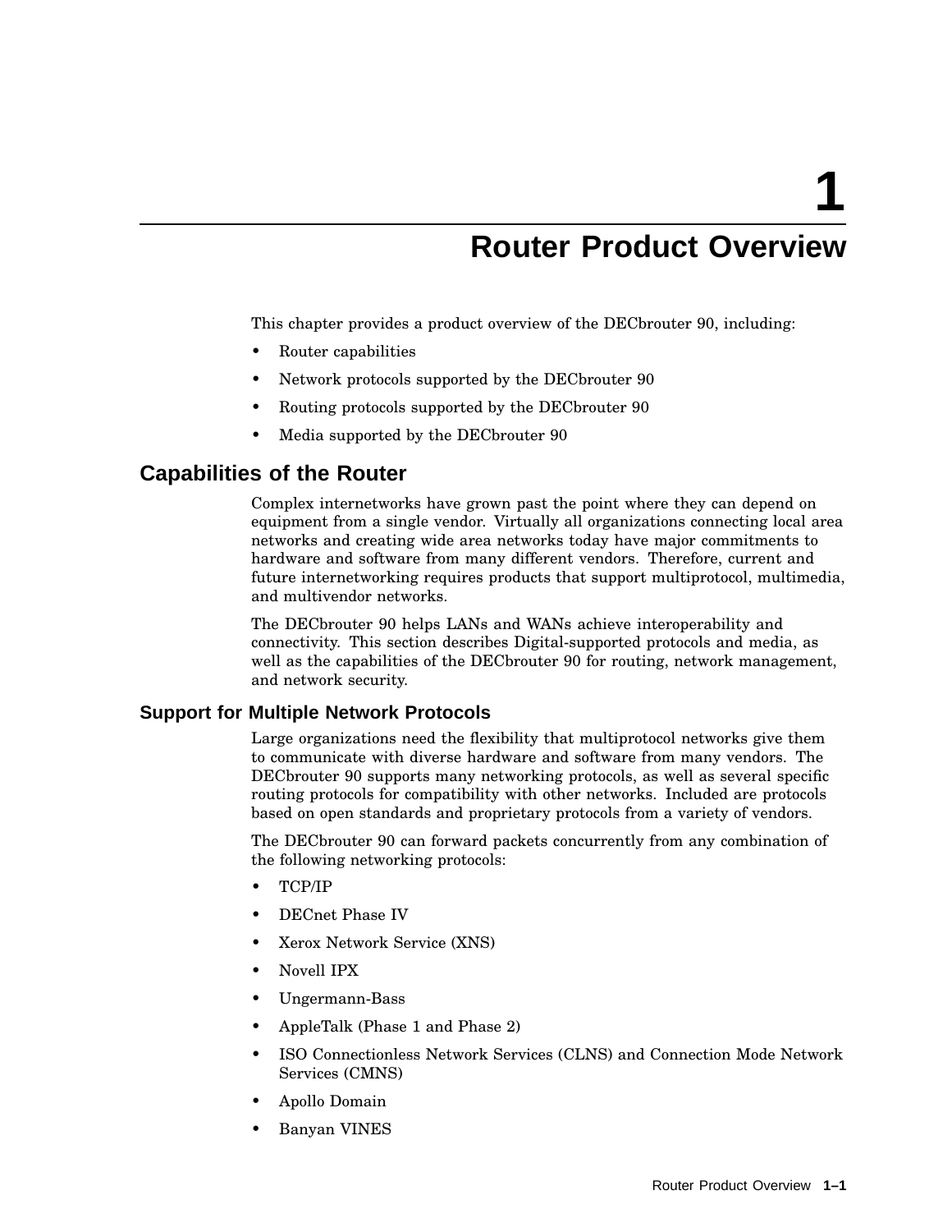# 1 Router Product Overview

This chapter provides a product overview of the DECbrouter 90, including:

- Router capabilities
- Network protocols supported by the DECbrouter 90
- Routing protocols supported by the DECbrouter 90
- Media supported by the DECbrouter 90

## Capabilities of the Router

Complex internetworks have grown past the point where they can depend on equipment from a single vendor. Virtually all organizations connecting local area networks and creating wide area networks today have major commitments to hardware and software from many different vendors. Therefore, current and future internetworking requires products that support multiprotocol, multimedia, and multivendor networks.

The DECbrouter 90 helps LANs and WANs achieve interoperability and connectivity. This section describes Digital-supported protocols and media, as well as the capabilities of the DECbrouter 90 for routing, network management, and network security.

### Support for Multiple Network Protocols

Large organizations need the flexibility that multiprotocol networks give them to communicate with diverse hardware and software from many vendors. The DECbrouter 90 supports many networking protocols, as well as several specific routing protocols for compatibility with other networks. Included are protocols based on open standards and proprietary protocols from a variety of vendors.

The DECbrouter 90 can forward packets concurrently from any combination of the following networking protocols:

- TCP/IP
- DECnet Phase IV
- Xerox Network Service (XNS)
- Novell IPX
- Ungermann-Bass
- AppleTalk (Phase 1 and Phase 2)
- ISO Connectionless Network Services (CLNS) and Connection Mode Network Services (CMNS)
- Apollo Domain
- Banyan VINES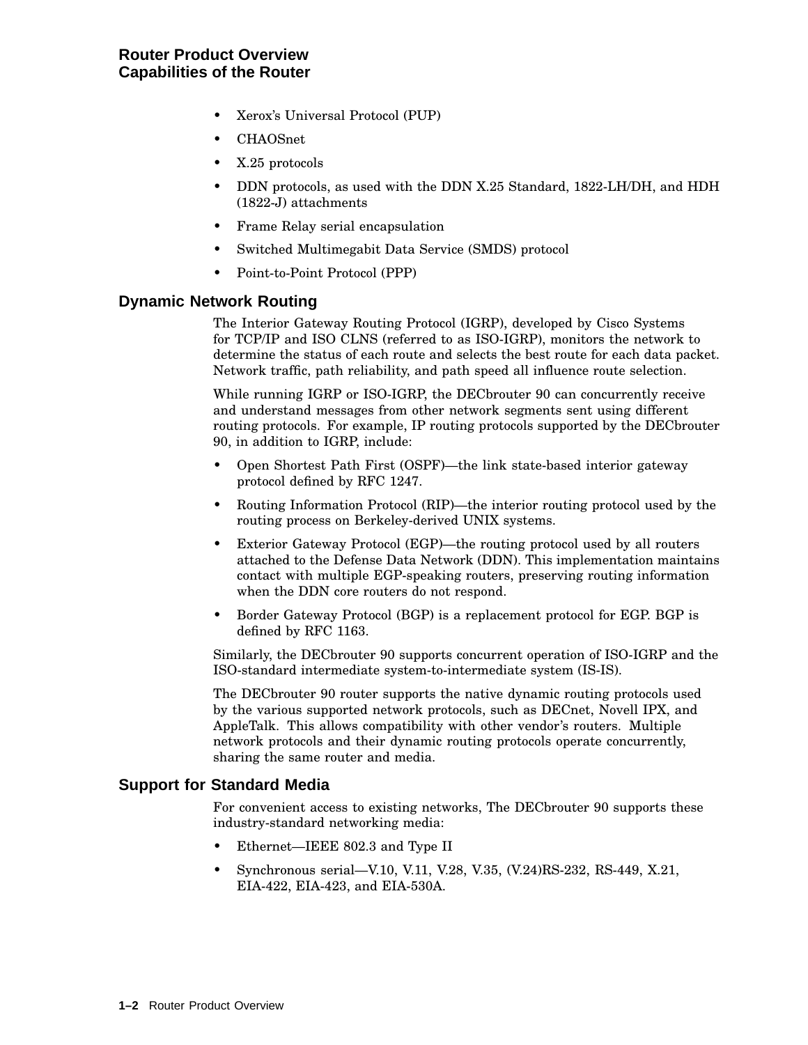- Xerox's Universal Protocol (PUP)
- CHAOSnet
- X.25 protocols
- DDN protocols, as used with the DDN X.25 Standard, 1822-LH/DH, and HDH (1822-J) attachments
- Frame Relay serial encapsulation
- Switched Multimegabit Data Service (SMDS) protocol
- Point-to-Point Protocol (PPP)

## Dynamic Network Routing

The Interior Gateway Routing Protocol (IGRP), developed by Cisco Systems for TCP/IP and ISO CLNS (referred to as ISO-IGRP), monitors the network to determine the status of each route and selects the best route for each data packet. Network traffic, path reliability, and path speed all influence route selection.

While running IGRP or ISO-IGRP, the DECbrouter 90 can concurrently receive and understand messages from other network segments sent using different routing protocols. For example, IP routing protocols supported by the DECbrouter 90, in addition to IGRP, include:

- Open Shortest Path First (OSPF)—the link state-based interior gateway protocol defined by RFC 1247.
- Routing Information Protocol (RIP)—the interior routing protocol used by the routing process on Berkeley-derived UNIX systems.
- Exterior Gateway Protocol (EGP)—the routing protocol used by all routers attached to the Defense Data Network (DDN). This implementation maintains contact with multiple EGP-speaking routers, preserving routing information when the DDN core routers do not respond.
- Border Gateway Protocol (BGP) is a replacement protocol for EGP. BGP is defined by RFC 1163.

Similarly, the DECbrouter 90 supports concurrent operation of ISO-IGRP and the ISO-standard intermediate system-to-intermediate system (IS-IS).

The DECbrouter 90 router supports the native dynamic routing protocols used by the various supported network protocols, such as DECnet, Novell IPX, and AppleTalk. This allows compatibility with other vendor's routers. Multiple network protocols and their dynamic routing protocols operate concurrently, sharing the same router and media.

## Support for Standard Media

For convenient access to existing networks, The DECbrouter 90 supports these industry-standard networking media:

- Ethernet—IEEE 802.3 and Type II
- Synchronous serial—V.10, V.11, V.28, V.35, (V.24)RS-232, RS-449, X.21, EIA-422, EIA-423, and EIA-530A.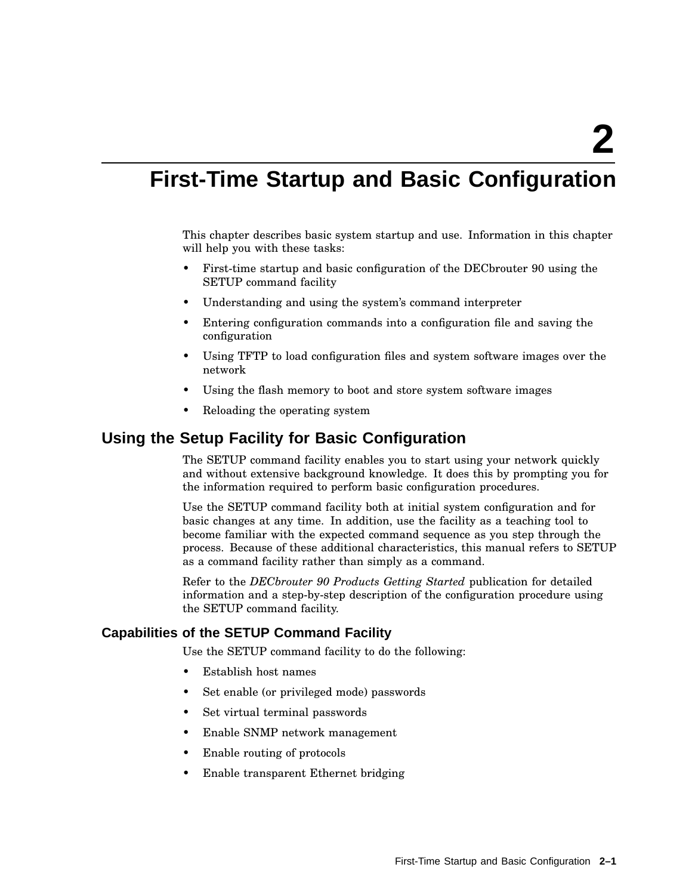# 2 First-Time Startup and Basic Configuration

This chapter describes basic system startup and use. Information in this chapter will help you with these tasks:

- First-time startup and basic configuration of the DECbrouter 90 using the SETUP command facility
- Understanding and using the system's command interpreter
- Entering configuration commands into a configuration file and saving the configuration
- Using TFTP to load configuration files and system software images over the network
- Using the flash memory to boot and store system software images
- Reloading the operating system

## Using the Setup Facility for Basic Configuration

The SETUP command facility enables you to start using your network quickly and without extensive background knowledge. It does this by prompting you for the information required to perform basic configuration procedures.

Use the SETUP command facility both at initial system configuration and for basic changes at any time. In addition, use the facility as a teaching tool to become familiar with the expected command sequence as you step through the process. Because of these additional characteristics, this manual refers to SETUP as a command facility rather than simply as a command.

Refer to the *DECbrouter 90 Products Getting Started* publication for detailed information and a step-by-step description of the configuration procedure using the SETUP command facility.

### Capabilities of the SETUP Command Facility

Use the SETUP command facility to do the following:

- Establish host names
- Set enable (or privileged mode) passwords
- Set virtual terminal passwords
- Enable SNMP network management
- Enable routing of protocols
- Enable transparent Ethernet bridging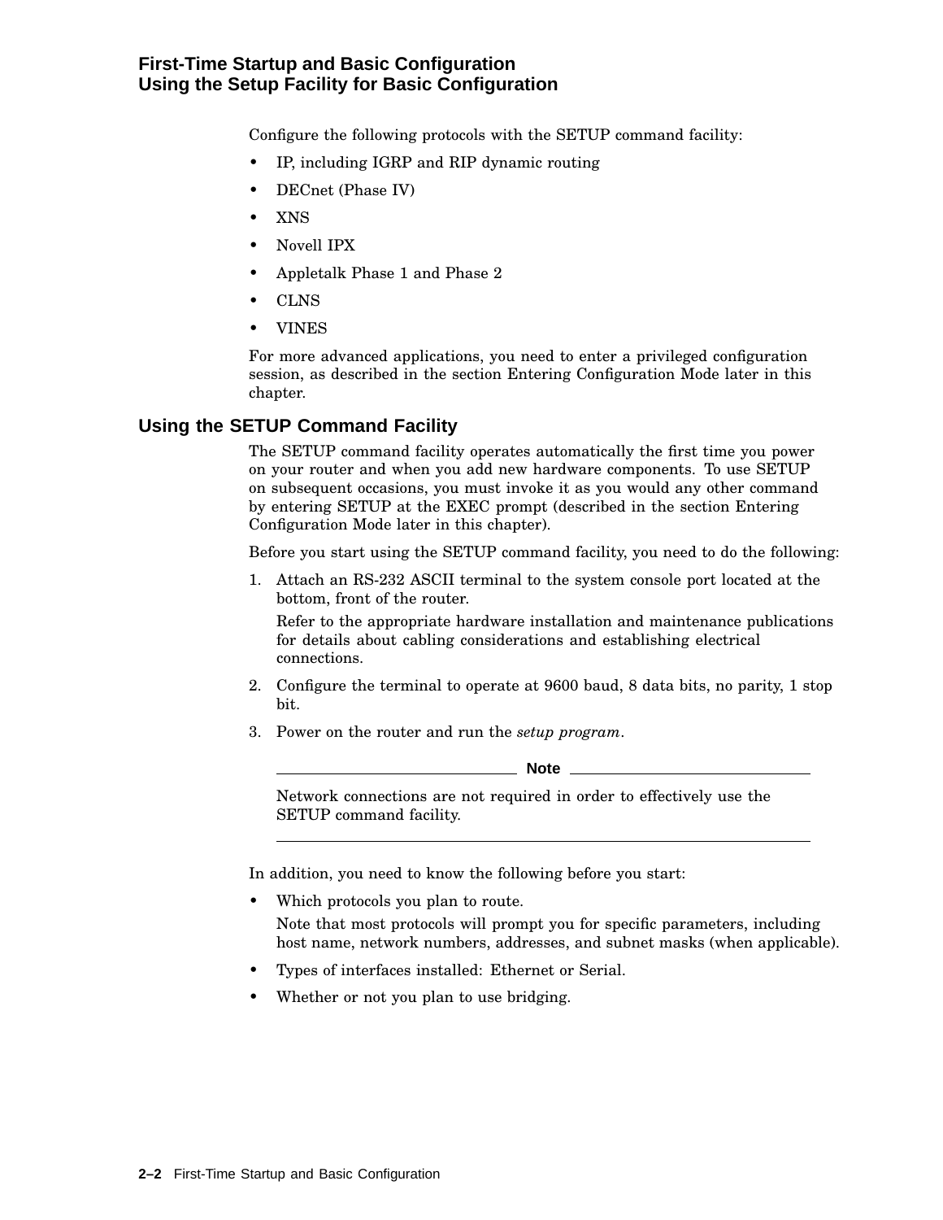Configure the following protocols with the SETUP command facility:

- IP, including IGRP and RIP dynamic routing
- DECnet (Phase IV)
- XNS
- Novell IPX
- Appletalk Phase 1 and Phase 2
- CLNS
- VINES

For more advanced applications, you need to enter a privileged configuration session, as described in the section Entering Configuration Mode later in this chapter.

## Using the SETUP Command Facility

The SETUP command facility operates automatically the first time you power on your router and when you add new hardware components. To use SETUP on subsequent occasions, you must invoke it as you would any other command by entering SETUP at the EXEC prompt (described in the section Entering Configuration Mode later in this chapter).

Before you start using the SETUP command facility, you need to do the following:

1. Attach an RS-232 ASCII terminal to the system console port located at the bottom, front of the router.

   Refer to the appropriate hardware installation and maintenance publications for details about cabling considerations and establishing electrical connections.

2. Configure the terminal to operate at 9600 baud, 8 data bits, no parity, 1 stop bit.
3. Power on the router and run the *setup program*.

**Note**

Network connections are not required in order to effectively use the SETUP command facility.

In addition, you need to know the following before you start:

- Which protocols you plan to route.

  Note that most protocols will prompt you for specific parameters, including host name, network numbers, addresses, and subnet masks (when applicable).

- Types of interfaces installed: Ethernet or Serial.
- Whether or not you plan to use bridging.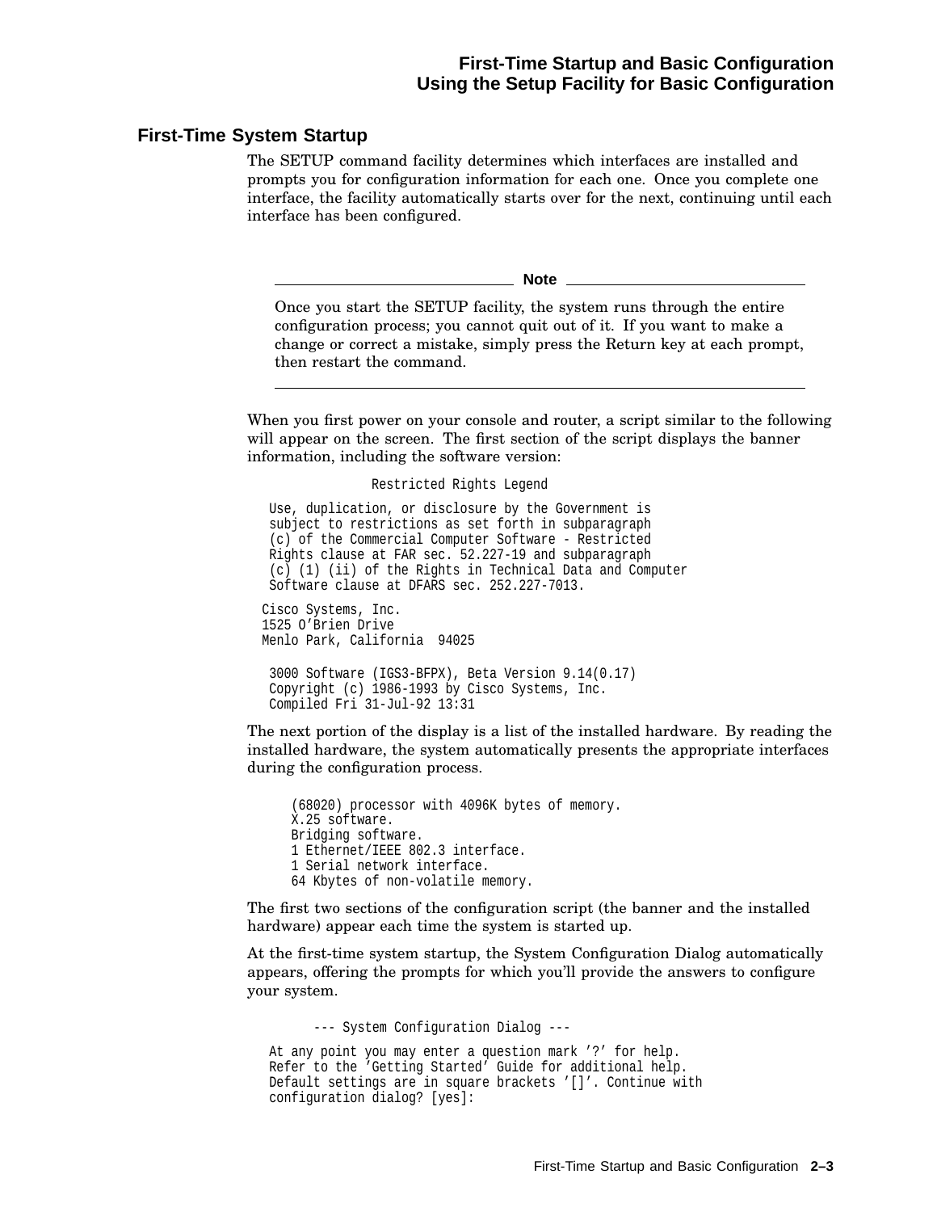## First-Time System Startup

The SETUP command facility determines which interfaces are installed and prompts you for configuration information for each one. Once you complete one interface, the facility automatically starts over for the next, continuing until each interface has been configured.

---

**Note**

Once you start the SETUP facility, the system runs through the entire configuration process; you cannot quit out of it. If you want to make a change or correct a mistake, simply press the Return key at each prompt, then restart the command.

---

When you first power on your console and router, a script similar to the following will appear on the screen. The first section of the script displays the banner information, including the software version:

```
              Restricted Rights Legend

  Use, duplication, or disclosure by the Government is
  subject to restrictions as set forth in subparagraph
  (c) of the Commercial Computer Software - Restricted
  Rights clause at FAR sec. 52.227-19 and subparagraph
  (c) (1) (ii) of the Rights in Technical Data and Computer
  Software clause at DFARS sec. 252.227-7013.

 Cisco Systems, Inc.
 1525 O'Brien Drive
 Menlo Park, California  94025

  3000 Software (IGS3-BFPX), Beta Version 9.14(0.17)
  Copyright (c) 1986-1993 by Cisco Systems, Inc.
  Compiled Fri 31-Jul-92 13:31
```

The next portion of the display is a list of the installed hardware. By reading the installed hardware, the system automatically presents the appropriate interfaces during the configuration process.

```
(68020) processor with 4096K bytes of memory.
X.25 software.
Bridging software.
1 Ethernet/IEEE 802.3 interface.
1 Serial network interface.
64 Kbytes of non-volatile memory.
```

The first two sections of the configuration script (the banner and the installed hardware) appear each time the system is started up.

At the first-time system startup, the System Configuration Dialog automatically appears, offering the prompts for which you'll provide the answers to configure your system.

```
       --- System Configuration Dialog ---

  At any point you may enter a question mark '?' for help.
  Refer to the 'Getting Started' Guide for additional help.
  Default settings are in square brackets '[]'. Continue with
  configuration dialog? [yes]:
```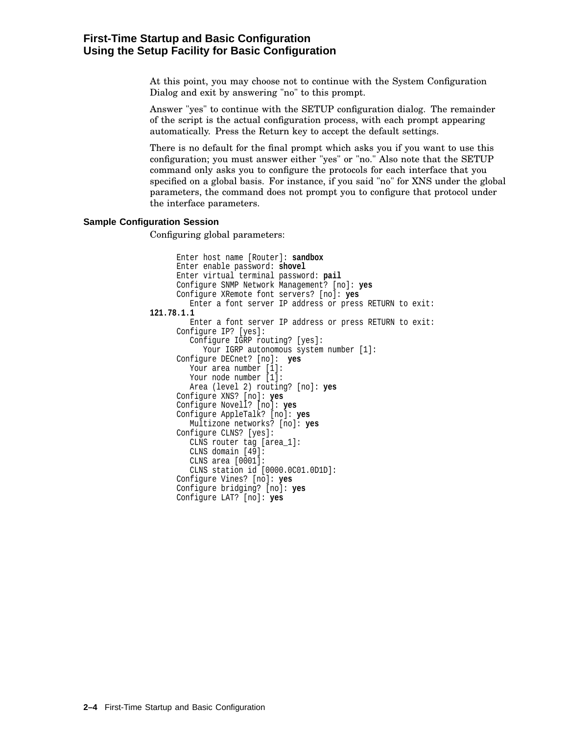At this point, you may choose not to continue with the System Configuration Dialog and exit by answering "no" to this prompt.

Answer "yes" to continue with the SETUP configuration dialog. The remainder of the script is the actual configuration process, with each prompt appearing automatically. Press the Return key to accept the default settings.

There is no default for the final prompt which asks you if you want to use this configuration; you must answer either "yes" or "no." Also note that the SETUP command only asks you to configure the protocols for each interface that you specified on a global basis. For instance, if you said "no" for XNS under the global parameters, the command does not prompt you to configure that protocol under the interface parameters.

### Sample Configuration Session

Configuring global parameters:

```
      Enter host name [Router]: sandbox
      Enter enable password: shovel
      Enter virtual terminal password: pail
      Configure SNMP Network Management? [no]: yes
      Configure XRemote font servers? [no]: yes
         Enter a font server IP address or press RETURN to exit:
121.78.1.1
         Enter a font server IP address or press RETURN to exit:
      Configure IP? [yes]:
         Configure IGRP routing? [yes]:
            Your IGRP autonomous system number [1]:
      Configure DECnet? [no]:  yes
         Your area number [1]:
         Your node number [1]:
         Area (level 2) routing? [no]: yes
      Configure XNS? [no]: yes
      Configure Novell? [no]: yes
      Configure AppleTalk? [no]: yes
         Multizone networks? [no]: yes
      Configure CLNS? [yes]:
         CLNS router tag [area_1]:
         CLNS domain [49]:
         CLNS area [0001]:
         CLNS station id [0000.0C01.0D1D]:
      Configure Vines? [no]: yes
      Configure bridging? [no]: yes
      Configure LAT? [no]: yes
```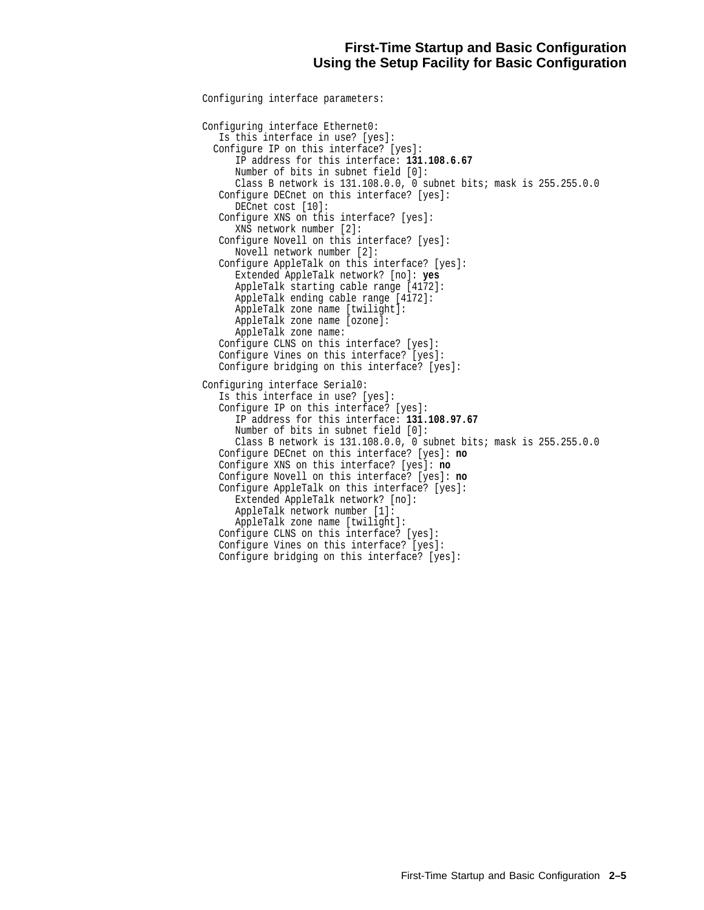```
Configuring interface parameters:

Configuring interface Ethernet0:
   Is this interface in use? [yes]:
  Configure IP on this interface? [yes]:
      IP address for this interface: 131.108.6.67
      Number of bits in subnet field [0]:
      Class B network is 131.108.0.0, 0 subnet bits; mask is 255.255.0.0
   Configure DECnet on this interface? [yes]:
      DECnet cost [10]:
   Configure XNS on this interface? [yes]:
      XNS network number [2]:
   Configure Novell on this interface? [yes]:
      Novell network number [2]:
   Configure AppleTalk on this interface? [yes]:
      Extended AppleTalk network? [no]: yes
      AppleTalk starting cable range [4172]:
      AppleTalk ending cable range [4172]:
      AppleTalk zone name [twilight]:
      AppleTalk zone name [ozone]:
      AppleTalk zone name:
   Configure CLNS on this interface? [yes]:
   Configure Vines on this interface? [yes]:
   Configure bridging on this interface? [yes]:

Configuring interface Serial0:
   Is this interface in use? [yes]:
   Configure IP on this interface? [yes]:
      IP address for this interface: 131.108.97.67
      Number of bits in subnet field [0]:
      Class B network is 131.108.0.0, 0 subnet bits; mask is 255.255.0.0
   Configure DECnet on this interface? [yes]: no
   Configure XNS on this interface? [yes]: no
   Configure Novell on this interface? [yes]: no
   Configure AppleTalk on this interface? [yes]:
      Extended AppleTalk network? [no]:
      AppleTalk network number [1]:
      AppleTalk zone name [twilight]:
   Configure CLNS on this interface? [yes]:
   Configure Vines on this interface? [yes]:
   Configure bridging on this interface? [yes]:
```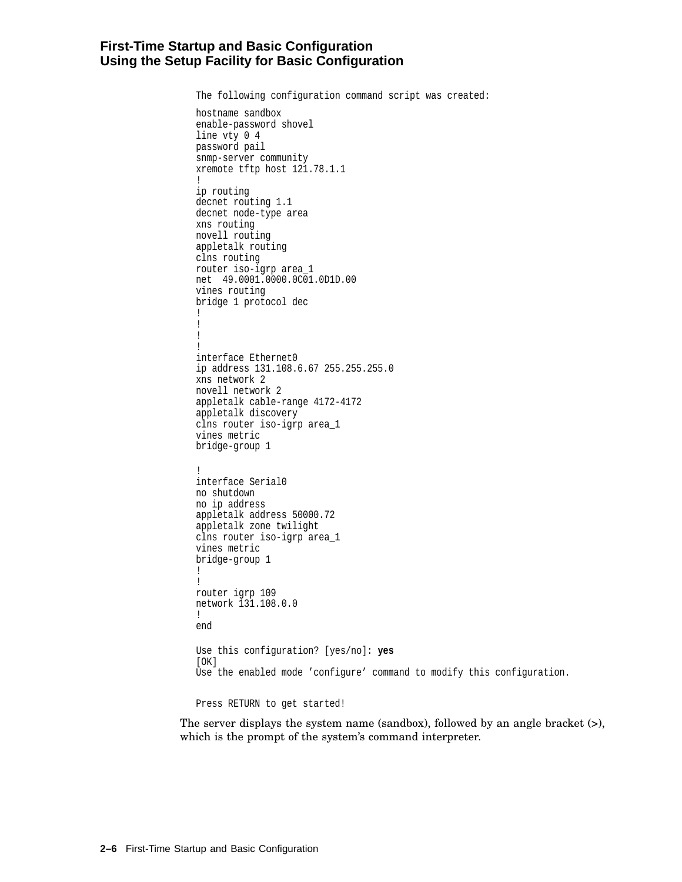```
The following configuration command script was created:

hostname sandbox
enable-password shovel
line vty 0 4
password pail
snmp-server community
xremote tftp host 121.78.1.1
!
ip routing
decnet routing 1.1
decnet node-type area
xns routing
novell routing
appletalk routing
clns routing
router iso-igrp area_1
net  49.0001.0000.0C01.0D1D.00
vines routing
bridge 1 protocol dec
!
!
!
!
interface Ethernet0
ip address 131.108.6.67 255.255.255.0
xns network 2
novell network 2
appletalk cable-range 4172-4172
appletalk discovery
clns router iso-igrp area_1
vines metric
bridge-group 1

!
interface Serial0
no shutdown
no ip address
appletalk address 50000.72
appletalk zone twilight
clns router iso-igrp area_1
vines metric
bridge-group 1
!
!
router igrp 109
network 131.108.0.0
!
end

Use this configuration? [yes/no]: yes
[OK]
Use the enabled mode 'configure' command to modify this configuration.


Press RETURN to get started!
```

The server displays the system name (sandbox), followed by an angle bracket (>), which is the prompt of the system's command interpreter.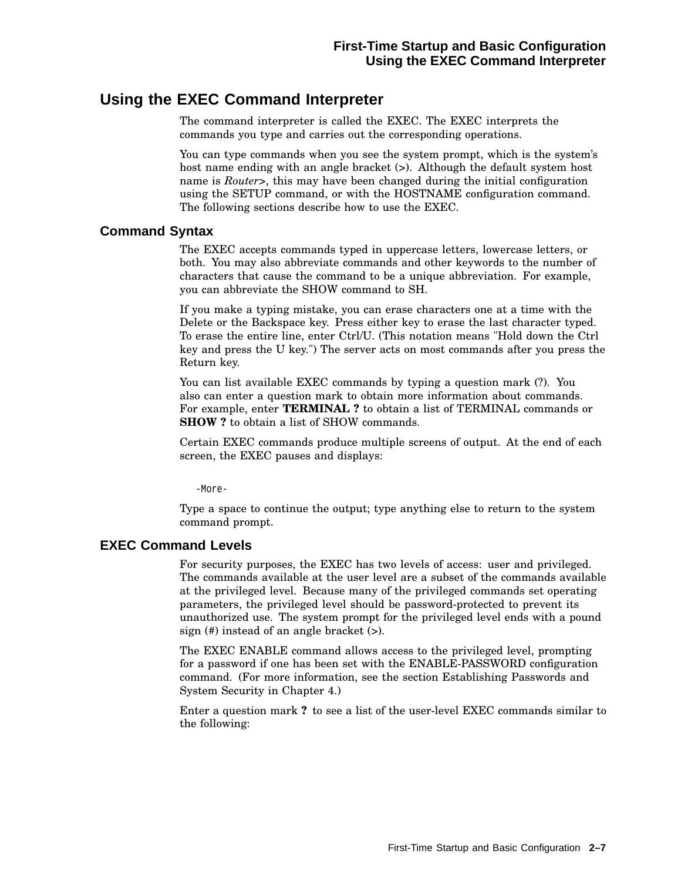## Using the EXEC Command Interpreter

The command interpreter is called the EXEC. The EXEC interprets the commands you type and carries out the corresponding operations.

You can type commands when you see the system prompt, which is the system's host name ending with an angle bracket (>). Although the default system host name is *Router*>, this may have been changed during the initial configuration using the SETUP command, or with the HOSTNAME configuration command. The following sections describe how to use the EXEC.

### Command Syntax

The EXEC accepts commands typed in uppercase letters, lowercase letters, or both. You may also abbreviate commands and other keywords to the number of characters that cause the command to be a unique abbreviation. For example, you can abbreviate the SHOW command to SH.

If you make a typing mistake, you can erase characters one at a time with the Delete or the Backspace key. Press either key to erase the last character typed. To erase the entire line, enter Ctrl/U. (This notation means "Hold down the Ctrl key and press the U key.") The server acts on most commands after you press the Return key.

You can list available EXEC commands by typing a question mark (?). You also can enter a question mark to obtain more information about commands. For example, enter **TERMINAL ?** to obtain a list of TERMINAL commands or **SHOW ?** to obtain a list of SHOW commands.

Certain EXEC commands produce multiple screens of output. At the end of each screen, the EXEC pauses and displays:

```
-More-
```

Type a space to continue the output; type anything else to return to the system command prompt.

### EXEC Command Levels

For security purposes, the EXEC has two levels of access: user and privileged. The commands available at the user level are a subset of the commands available at the privileged level. Because many of the privileged commands set operating parameters, the privileged level should be password-protected to prevent its unauthorized use. The system prompt for the privileged level ends with a pound sign (#) instead of an angle bracket (>).

The EXEC ENABLE command allows access to the privileged level, prompting for a password if one has been set with the ENABLE-PASSWORD configuration command. (For more information, see the section Establishing Passwords and System Security in Chapter 4.)

Enter a question mark **?** to see a list of the user-level EXEC commands similar to the following: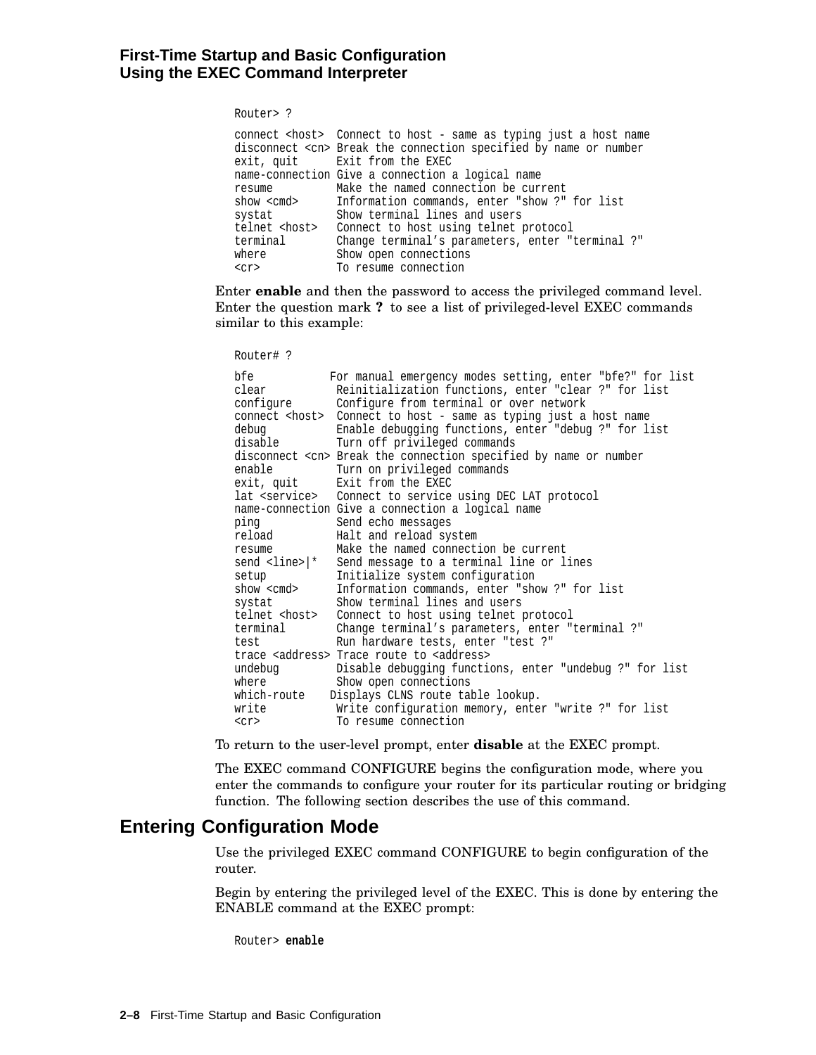```
Router> ?

connect <host>  Connect to host - same as typing just a host name
disconnect <cn> Break the connection specified by name or number
exit, quit      Exit from the EXEC
name-connection Give a connection a logical name
resume          Make the named connection be current
show <cmd>      Information commands, enter "show ?" for list
systat          Show terminal lines and users
telnet <host>   Connect to host using telnet protocol
terminal        Change terminal's parameters, enter "terminal ?"
where           Show open connections
<cr>            To resume connection
```

Enter **enable** and then the password to access the privileged command level. Enter the question mark **?** to see a list of privileged-level EXEC commands similar to this example:

```
Router# ?

bfe            For manual emergency modes setting, enter "bfe?" for list
clear           Reinitialization functions, enter "clear ?" for list
configure       Configure from terminal or over network
connect <host>  Connect to host - same as typing just a host name
debug           Enable debugging functions, enter "debug ?" for list
disable         Turn off privileged commands
disconnect <cn> Break the connection specified by name or number
enable          Turn on privileged commands
exit, quit      Exit from the EXEC
lat <service>   Connect to service using DEC LAT protocol
name-connection Give a connection a logical name
ping            Send echo messages
reload          Halt and reload system
resume          Make the named connection be current
send <line>|*   Send message to a terminal line or lines
setup           Initialize system configuration
show <cmd>      Information commands, enter "show ?" for list
systat          Show terminal lines and users
telnet <host>   Connect to host using telnet protocol
terminal        Change terminal's parameters, enter "terminal ?"
test            Run hardware tests, enter "test ?"
trace <address> Trace route to <address>
undebug         Disable debugging functions, enter "undebug ?" for list
where           Show open connections
which-route    Displays CLNS route table lookup.
write           Write configuration memory, enter "write ?" for list
<cr>            To resume connection
```

To return to the user-level prompt, enter **disable** at the EXEC prompt.

The EXEC command CONFIGURE begins the configuration mode, where you enter the commands to configure your router for its particular routing or bridging function. The following section describes the use of this command.

## Entering Configuration Mode

Use the privileged EXEC command CONFIGURE to begin configuration of the router.

Begin by entering the privileged level of the EXEC. This is done by entering the ENABLE command at the EXEC prompt:

```
Router> enable
```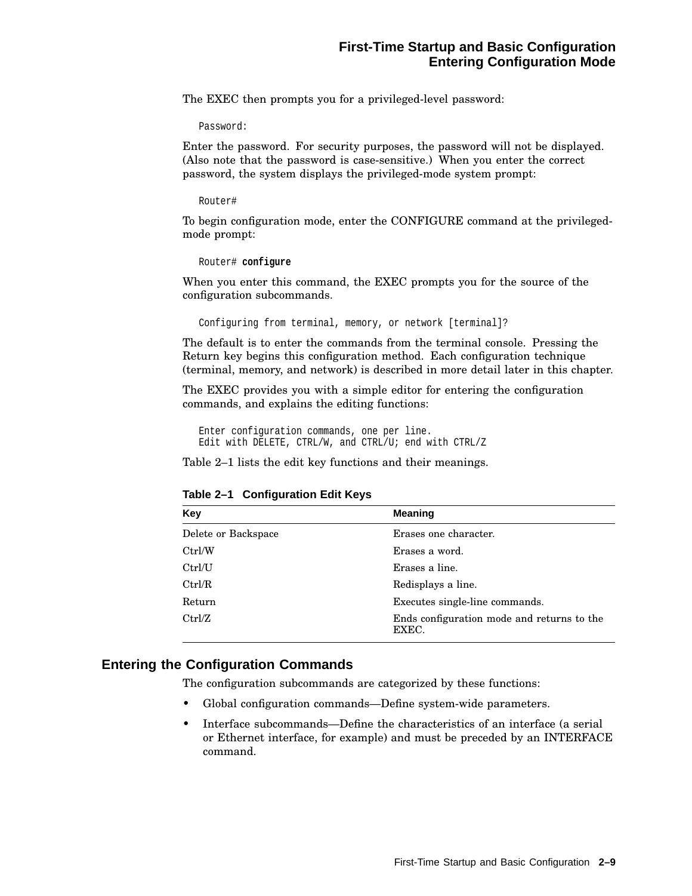The EXEC then prompts you for a privileged-level password:

```
Password:
```

Enter the password. For security purposes, the password will not be displayed. (Also note that the password is case-sensitive.) When you enter the correct password, the system displays the privileged-mode system prompt:

```
Router#
```

To begin configuration mode, enter the CONFIGURE command at the privileged-mode prompt:

```
Router# configure
```

When you enter this command, the EXEC prompts you for the source of the configuration subcommands.

```
Configuring from terminal, memory, or network [terminal]?
```

The default is to enter the commands from the terminal console. Pressing the Return key begins this configuration method. Each configuration technique (terminal, memory, and network) is described in more detail later in this chapter.

The EXEC provides you with a simple editor for entering the configuration commands, and explains the editing functions:

```
Enter configuration commands, one per line.
Edit with DELETE, CTRL/W, and CTRL/U; end with CTRL/Z
```

Table 2–1 lists the edit key functions and their meanings.

**Table 2–1 Configuration Edit Keys**

| Key | Meaning |
|---|---|
| Delete or Backspace | Erases one character. |
| Ctrl/W | Erases a word. |
| Ctrl/U | Erases a line. |
| Ctrl/R | Redisplays a line. |
| Return | Executes single-line commands. |
| Ctrl/Z | Ends configuration mode and returns to the EXEC. |

## Entering the Configuration Commands

The configuration subcommands are categorized by these functions:

- Global configuration commands—Define system-wide parameters.
- Interface subcommands—Define the characteristics of an interface (a serial or Ethernet interface, for example) and must be preceded by an INTERFACE command.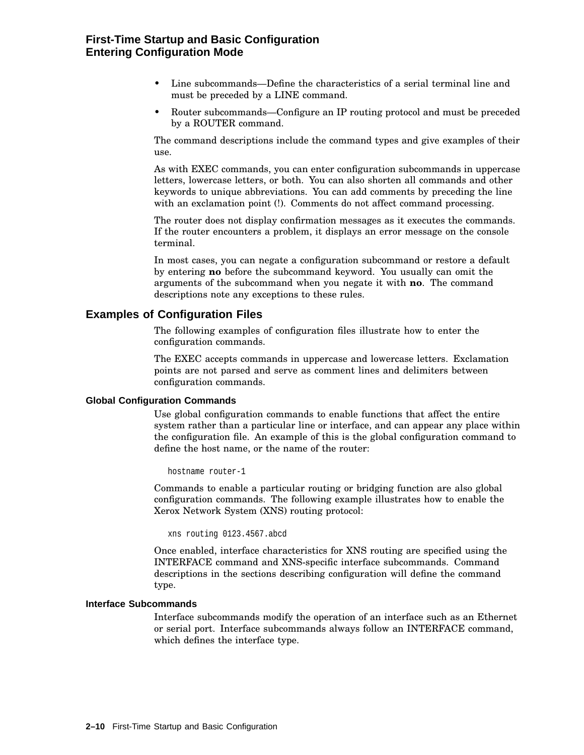- Line subcommands—Define the characteristics of a serial terminal line and must be preceded by a LINE command.
- Router subcommands—Configure an IP routing protocol and must be preceded by a ROUTER command.

The command descriptions include the command types and give examples of their use.

As with EXEC commands, you can enter configuration subcommands in uppercase letters, lowercase letters, or both. You can also shorten all commands and other keywords to unique abbreviations. You can add comments by preceding the line with an exclamation point (!). Comments do not affect command processing.

The router does not display confirmation messages as it executes the commands. If the router encounters a problem, it displays an error message on the console terminal.

In most cases, you can negate a configuration subcommand or restore a default by entering **no** before the subcommand keyword. You usually can omit the arguments of the subcommand when you negate it with **no**. The command descriptions note any exceptions to these rules.

## Examples of Configuration Files

The following examples of configuration files illustrate how to enter the configuration commands.

The EXEC accepts commands in uppercase and lowercase letters. Exclamation points are not parsed and serve as comment lines and delimiters between configuration commands.

### Global Configuration Commands

Use global configuration commands to enable functions that affect the entire system rather than a particular line or interface, and can appear any place within the configuration file. An example of this is the global configuration command to define the host name, or the name of the router:

```
hostname router-1
```

Commands to enable a particular routing or bridging function are also global configuration commands. The following example illustrates how to enable the Xerox Network System (XNS) routing protocol:

```
xns routing 0123.4567.abcd
```

Once enabled, interface characteristics for XNS routing are specified using the INTERFACE command and XNS-specific interface subcommands. Command descriptions in the sections describing configuration will define the command type.

### Interface Subcommands

Interface subcommands modify the operation of an interface such as an Ethernet or serial port. Interface subcommands always follow an INTERFACE command, which defines the interface type.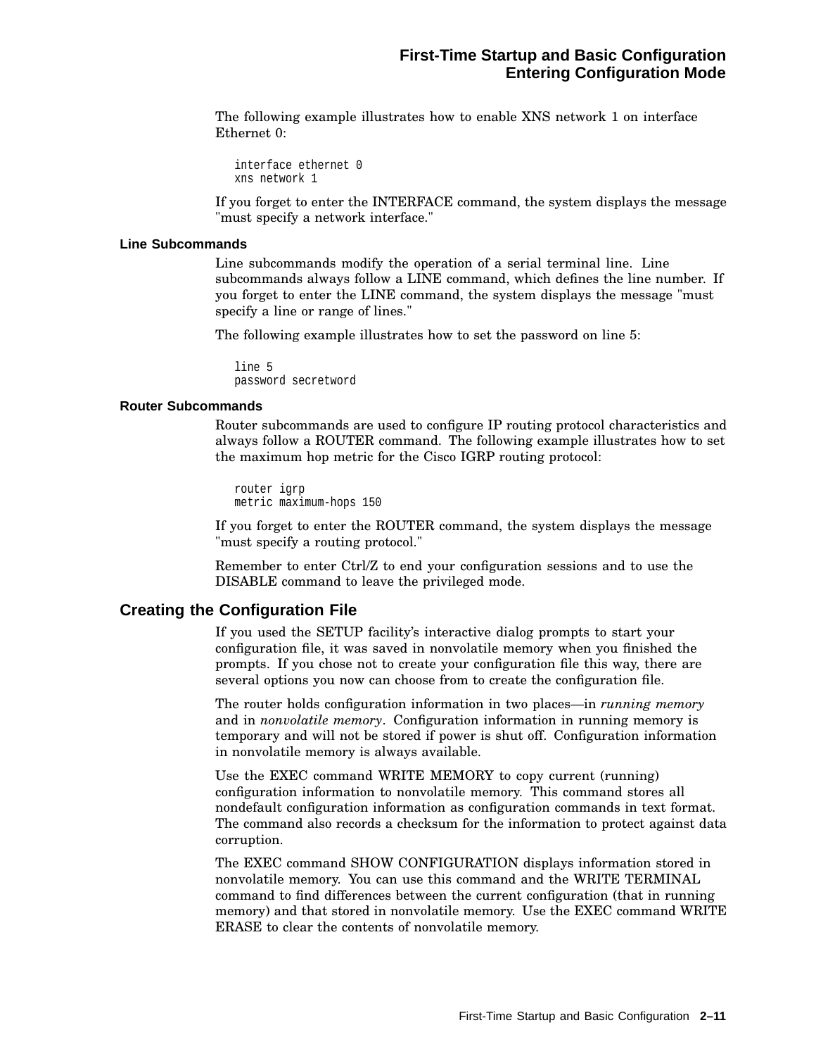The following example illustrates how to enable XNS network 1 on interface Ethernet 0:

```
interface ethernet 0
xns network 1
```

If you forget to enter the INTERFACE command, the system displays the message "must specify a network interface."

### Line Subcommands

Line subcommands modify the operation of a serial terminal line. Line subcommands always follow a LINE command, which defines the line number. If you forget to enter the LINE command, the system displays the message "must specify a line or range of lines."

The following example illustrates how to set the password on line 5:

```
line 5
password secretword
```

### Router Subcommands

Router subcommands are used to configure IP routing protocol characteristics and always follow a ROUTER command. The following example illustrates how to set the maximum hop metric for the Cisco IGRP routing protocol:

```
router igrp
metric maximum-hops 150
```

If you forget to enter the ROUTER command, the system displays the message "must specify a routing protocol."

Remember to enter Ctrl/Z to end your configuration sessions and to use the DISABLE command to leave the privileged mode.

## Creating the Configuration File

If you used the SETUP facility's interactive dialog prompts to start your configuration file, it was saved in nonvolatile memory when you finished the prompts. If you chose not to create your configuration file this way, there are several options you now can choose from to create the configuration file.

The router holds configuration information in two places—in *running memory* and in *nonvolatile memory*. Configuration information in running memory is temporary and will not be stored if power is shut off. Configuration information in nonvolatile memory is always available.

Use the EXEC command WRITE MEMORY to copy current (running) configuration information to nonvolatile memory. This command stores all nondefault configuration information as configuration commands in text format. The command also records a checksum for the information to protect against data corruption.

The EXEC command SHOW CONFIGURATION displays information stored in nonvolatile memory. You can use this command and the WRITE TERMINAL command to find differences between the current configuration (that in running memory) and that stored in nonvolatile memory. Use the EXEC command WRITE ERASE to clear the contents of nonvolatile memory.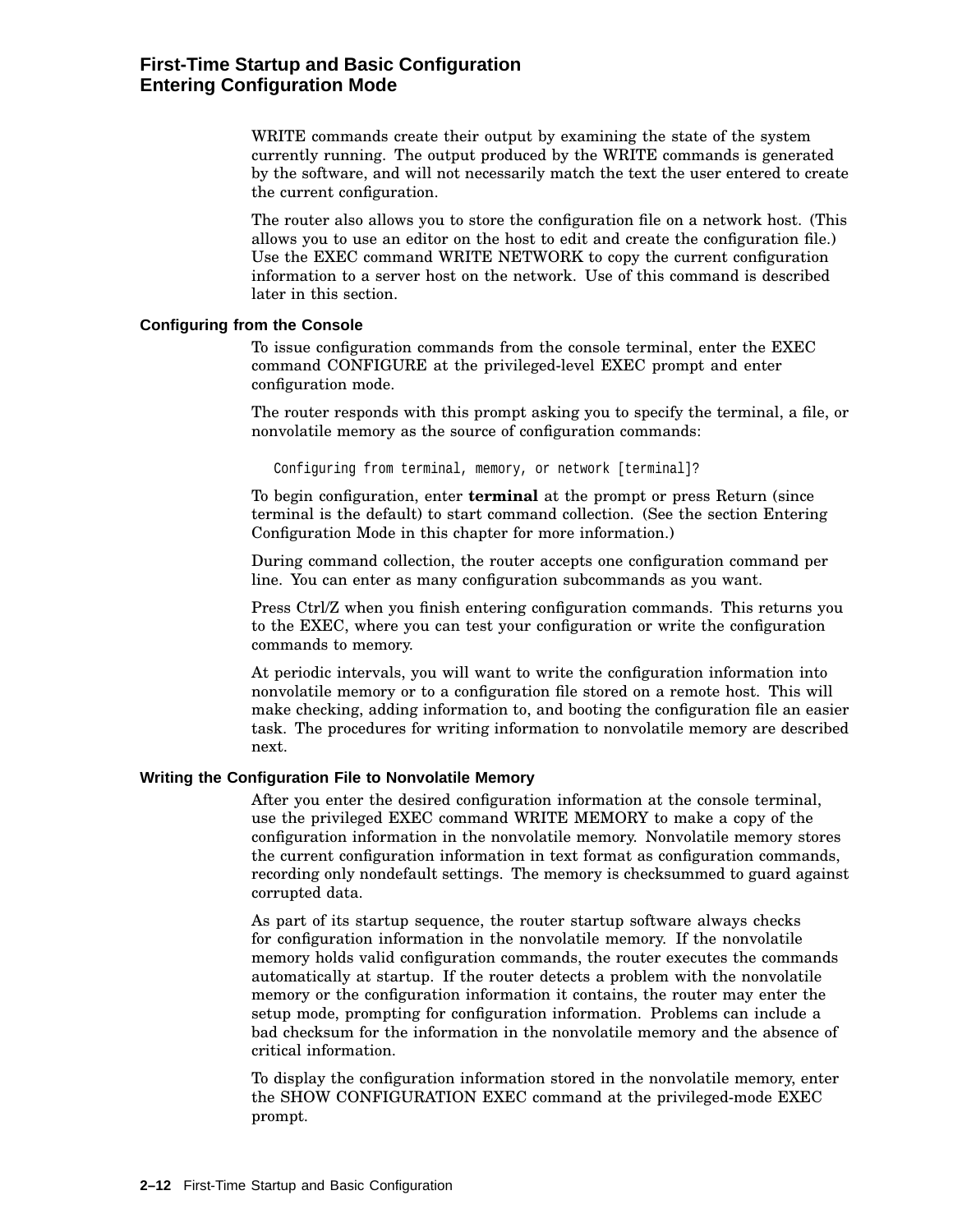WRITE commands create their output by examining the state of the system currently running. The output produced by the WRITE commands is generated by the software, and will not necessarily match the text the user entered to create the current configuration.

The router also allows you to store the configuration file on a network host. (This allows you to use an editor on the host to edit and create the configuration file.) Use the EXEC command WRITE NETWORK to copy the current configuration information to a server host on the network. Use of this command is described later in this section.

### Configuring from the Console

To issue configuration commands from the console terminal, enter the EXEC command CONFIGURE at the privileged-level EXEC prompt and enter configuration mode.

The router responds with this prompt asking you to specify the terminal, a file, or nonvolatile memory as the source of configuration commands:

```
Configuring from terminal, memory, or network [terminal]?
```

To begin configuration, enter **terminal** at the prompt or press Return (since terminal is the default) to start command collection. (See the section Entering Configuration Mode in this chapter for more information.)

During command collection, the router accepts one configuration command per line. You can enter as many configuration subcommands as you want.

Press Ctrl/Z when you finish entering configuration commands. This returns you to the EXEC, where you can test your configuration or write the configuration commands to memory.

At periodic intervals, you will want to write the configuration information into nonvolatile memory or to a configuration file stored on a remote host. This will make checking, adding information to, and booting the configuration file an easier task. The procedures for writing information to nonvolatile memory are described next.

### Writing the Configuration File to Nonvolatile Memory

After you enter the desired configuration information at the console terminal, use the privileged EXEC command WRITE MEMORY to make a copy of the configuration information in the nonvolatile memory. Nonvolatile memory stores the current configuration information in text format as configuration commands, recording only nondefault settings. The memory is checksummed to guard against corrupted data.

As part of its startup sequence, the router startup software always checks for configuration information in the nonvolatile memory. If the nonvolatile memory holds valid configuration commands, the router executes the commands automatically at startup. If the router detects a problem with the nonvolatile memory or the configuration information it contains, the router may enter the setup mode, prompting for configuration information. Problems can include a bad checksum for the information in the nonvolatile memory and the absence of critical information.

To display the configuration information stored in the nonvolatile memory, enter the SHOW CONFIGURATION EXEC command at the privileged-mode EXEC prompt.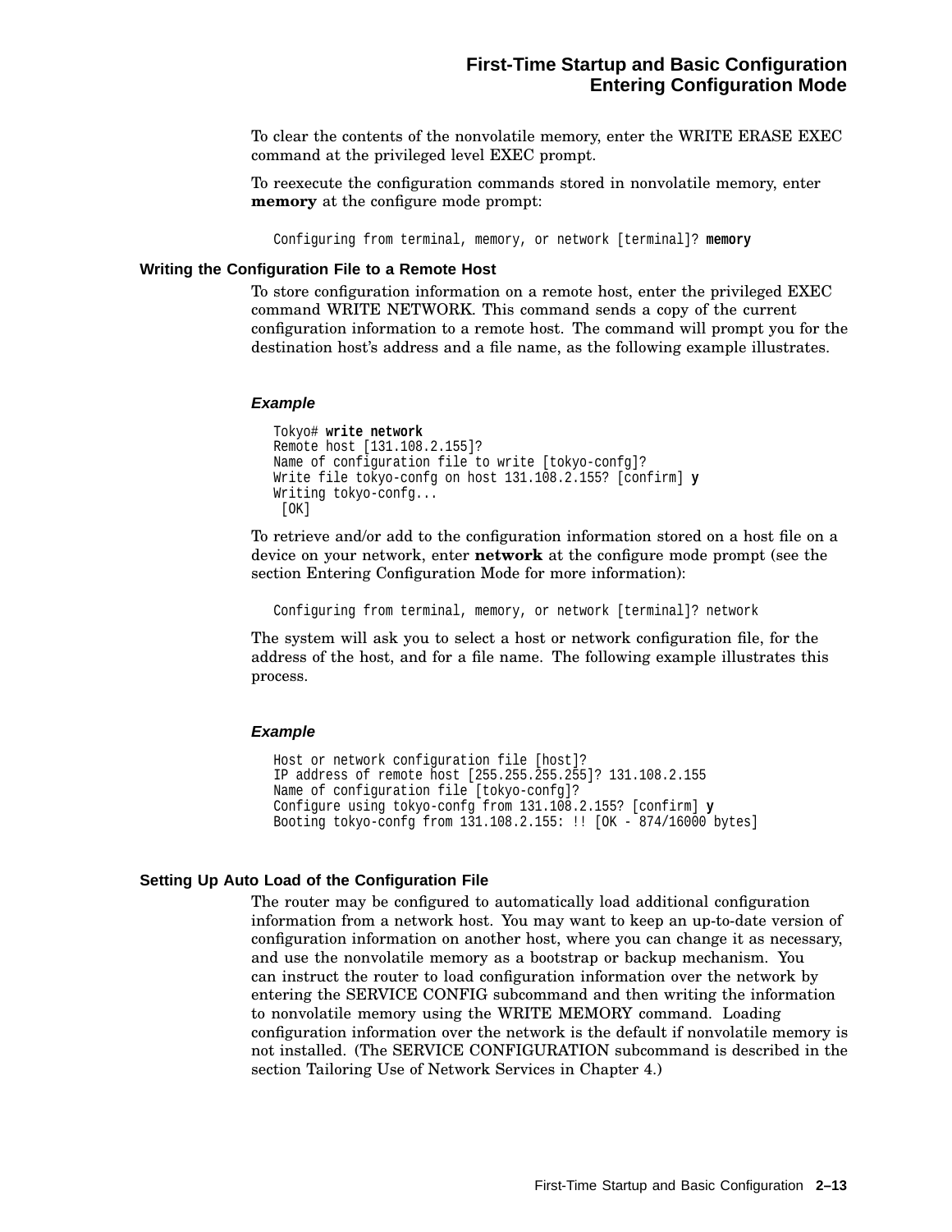To clear the contents of the nonvolatile memory, enter the WRITE ERASE EXEC command at the privileged level EXEC prompt.

To reexecute the configuration commands stored in nonvolatile memory, enter **memory** at the configure mode prompt:

```
Configuring from terminal, memory, or network [terminal]? memory
```

### Writing the Configuration File to a Remote Host

To store configuration information on a remote host, enter the privileged EXEC command WRITE NETWORK. This command sends a copy of the current configuration information to a remote host. The command will prompt you for the destination host's address and a file name, as the following example illustrates.

#### *Example*

```
Tokyo# write network
Remote host [131.108.2.155]?
Name of configuration file to write [tokyo-confg]?
Write file tokyo-confg on host 131.108.2.155? [confirm] y
Writing tokyo-confg...
 [OK]
```

To retrieve and/or add to the configuration information stored on a host file on a device on your network, enter **network** at the configure mode prompt (see the section Entering Configuration Mode for more information):

```
Configuring from terminal, memory, or network [terminal]? network
```

The system will ask you to select a host or network configuration file, for the address of the host, and for a file name. The following example illustrates this process.

#### *Example*

```
Host or network configuration file [host]?
IP address of remote host [255.255.255.255]? 131.108.2.155
Name of configuration file [tokyo-confg]?
Configure using tokyo-confg from 131.108.2.155? [confirm] y
Booting tokyo-confg from 131.108.2.155: !! [OK - 874/16000 bytes]
```

### Setting Up Auto Load of the Configuration File

The router may be configured to automatically load additional configuration information from a network host. You may want to keep an up-to-date version of configuration information on another host, where you can change it as necessary, and use the nonvolatile memory as a bootstrap or backup mechanism. You can instruct the router to load configuration information over the network by entering the SERVICE CONFIG subcommand and then writing the information to nonvolatile memory using the WRITE MEMORY command. Loading configuration information over the network is the default if nonvolatile memory is not installed. (The SERVICE CONFIGURATION subcommand is described in the section Tailoring Use of Network Services in Chapter 4.)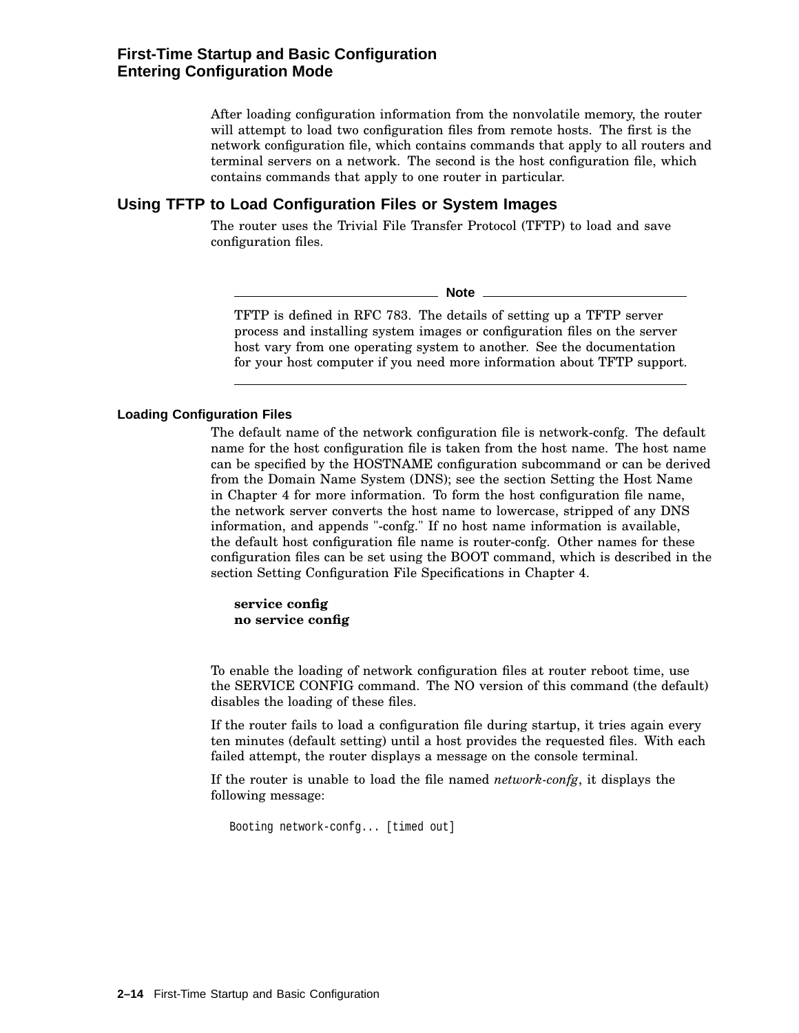After loading configuration information from the nonvolatile memory, the router will attempt to load two configuration files from remote hosts. The first is the network configuration file, which contains commands that apply to all routers and terminal servers on a network. The second is the host configuration file, which contains commands that apply to one router in particular.

## Using TFTP to Load Configuration Files or System Images

The router uses the Trivial File Transfer Protocol (TFTP) to load and save configuration files.

---

**Note**

TFTP is defined in RFC 783. The details of setting up a TFTP server process and installing system images or configuration files on the server host vary from one operating system to another. See the documentation for your host computer if you need more information about TFTP support.

---

### Loading Configuration Files

The default name of the network configuration file is network-confg. The default name for the host configuration file is taken from the host name. The host name can be specified by the HOSTNAME configuration subcommand or can be derived from the Domain Name System (DNS); see the section Setting the Host Name in Chapter 4 for more information. To form the host configuration file name, the network server converts the host name to lowercase, stripped of any DNS information, and appends "-confg." If no host name information is available, the default host configuration file name is router-confg. Other names for these configuration files can be set using the BOOT command, which is described in the section Setting Configuration File Specifications in Chapter 4.

**service config**
**no service config**

To enable the loading of network configuration files at router reboot time, use the SERVICE CONFIG command. The NO version of this command (the default) disables the loading of these files.

If the router fails to load a configuration file during startup, it tries again every ten minutes (default setting) until a host provides the requested files. With each failed attempt, the router displays a message on the console terminal.

If the router is unable to load the file named *network-confg*, it displays the following message:

```
Booting network-confg... [timed out]
```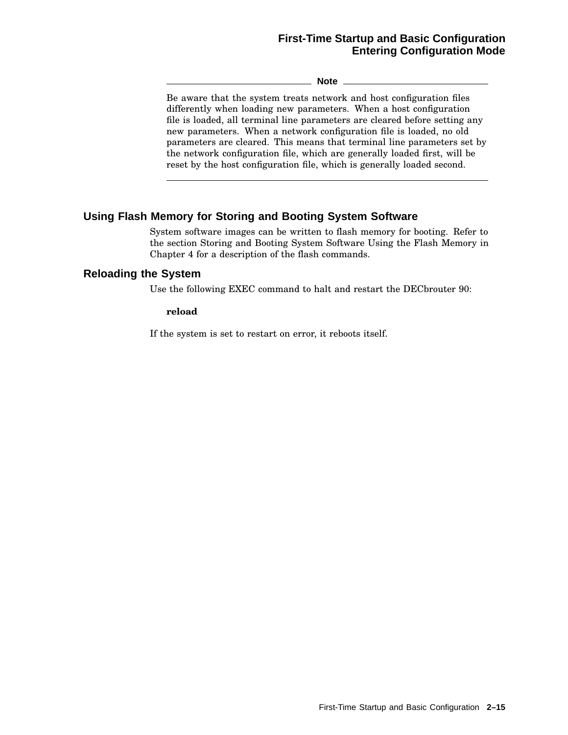**Note**

Be aware that the system treats network and host configuration files differently when loading new parameters. When a host configuration file is loaded, all terminal line parameters are cleared before setting any new parameters. When a network configuration file is loaded, no old parameters are cleared. This means that terminal line parameters set by the network configuration file, which are generally loaded first, will be reset by the host configuration file, which is generally loaded second.

---

## Using Flash Memory for Storing and Booting System Software

System software images can be written to flash memory for booting. Refer to the section Storing and Booting System Software Using the Flash Memory in Chapter 4 for a description of the flash commands.

## Reloading the System

Use the following EXEC command to halt and restart the DECbrouter 90:

**reload**

If the system is set to restart on error, it reboots itself.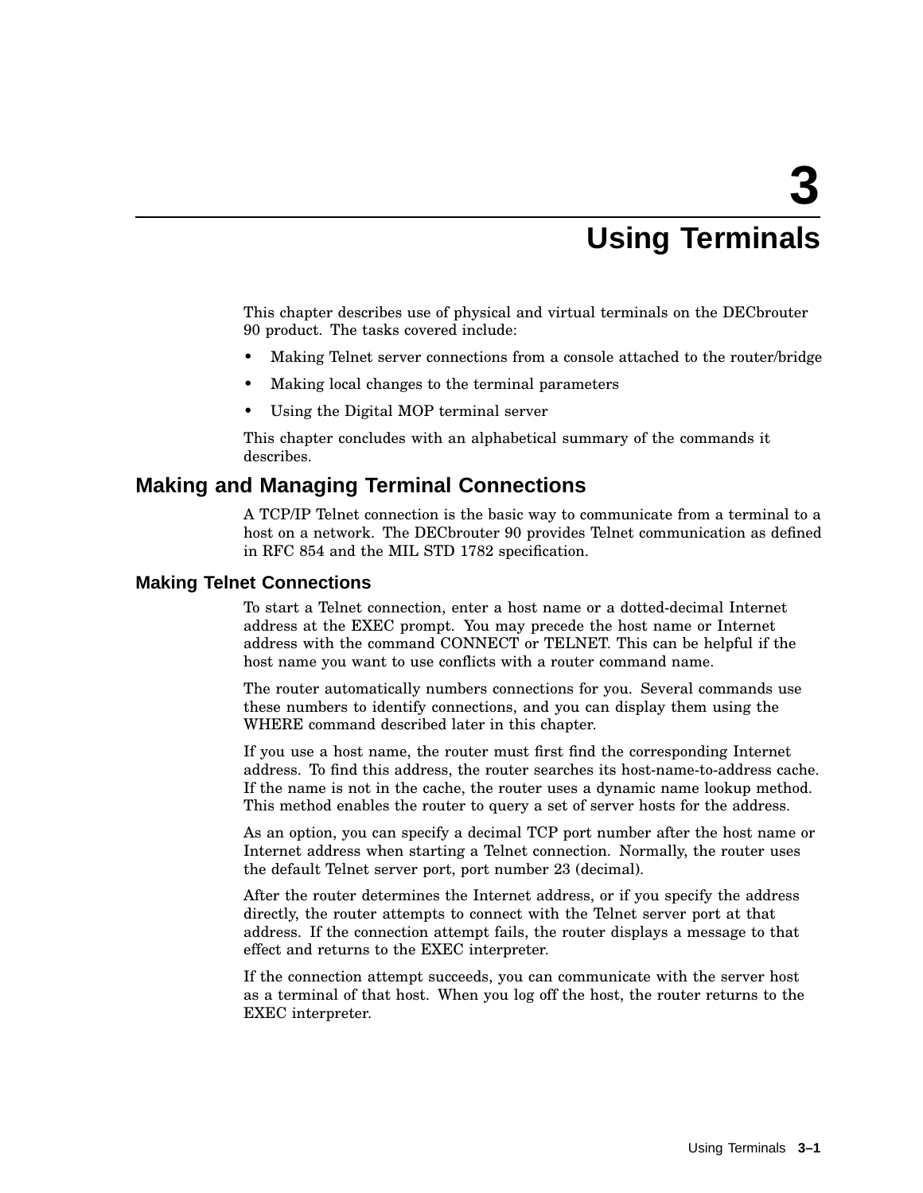# 3 Using Terminals

This chapter describes use of physical and virtual terminals on the DECbrouter 90 product. The tasks covered include:

- Making Telnet server connections from a console attached to the router/bridge
- Making local changes to the terminal parameters
- Using the Digital MOP terminal server

This chapter concludes with an alphabetical summary of the commands it describes.

## Making and Managing Terminal Connections

A TCP/IP Telnet connection is the basic way to communicate from a terminal to a host on a network. The DECbrouter 90 provides Telnet communication as defined in RFC 854 and the MIL STD 1782 specification.

### Making Telnet Connections

To start a Telnet connection, enter a host name or a dotted-decimal Internet address at the EXEC prompt. You may precede the host name or Internet address with the command CONNECT or TELNET. This can be helpful if the host name you want to use conflicts with a router command name.

The router automatically numbers connections for you. Several commands use these numbers to identify connections, and you can display them using the WHERE command described later in this chapter.

If you use a host name, the router must first find the corresponding Internet address. To find this address, the router searches its host-name-to-address cache. If the name is not in the cache, the router uses a dynamic name lookup method. This method enables the router to query a set of server hosts for the address.

As an option, you can specify a decimal TCP port number after the host name or Internet address when starting a Telnet connection. Normally, the router uses the default Telnet server port, port number 23 (decimal).

After the router determines the Internet address, or if you specify the address directly, the router attempts to connect with the Telnet server port at that address. If the connection attempt fails, the router displays a message to that effect and returns to the EXEC interpreter.

If the connection attempt succeeds, you can communicate with the server host as a terminal of that host. When you log off the host, the router returns to the EXEC interpreter.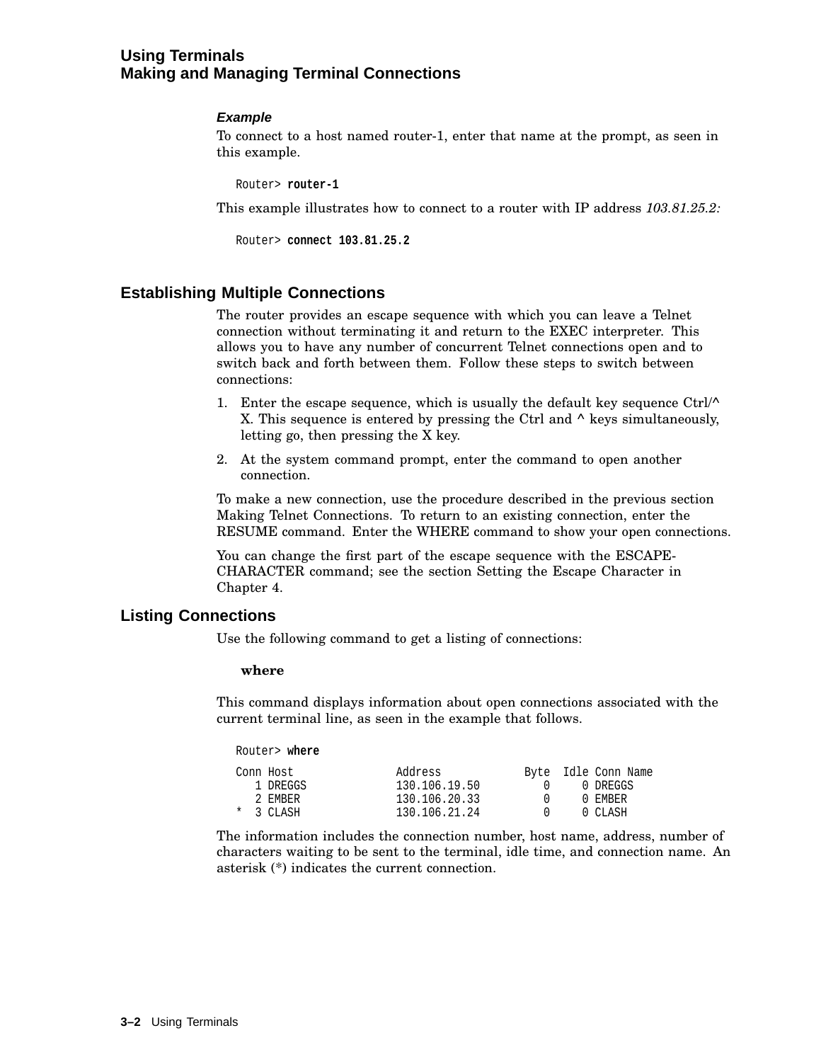### Example

To connect to a host named router-1, enter that name at the prompt, as seen in this example.

```
Router> router-1
```

This example illustrates how to connect to a router with IP address *103.81.25.2:*

```
Router> connect 103.81.25.2
```

## Establishing Multiple Connections

The router provides an escape sequence with which you can leave a Telnet connection without terminating it and return to the EXEC interpreter. This allows you to have any number of concurrent Telnet connections open and to switch back and forth between them. Follow these steps to switch between connections:

1. Enter the escape sequence, which is usually the default key sequence Ctrl/^ X. This sequence is entered by pressing the Ctrl and ^ keys simultaneously, letting go, then pressing the X key.
2. At the system command prompt, enter the command to open another connection.

To make a new connection, use the procedure described in the previous section Making Telnet Connections. To return to an existing connection, enter the RESUME command. Enter the WHERE command to show your open connections.

You can change the first part of the escape sequence with the ESCAPE-CHARACTER command; see the section Setting the Escape Character in Chapter 4.

## Listing Connections

Use the following command to get a listing of connections:

**where**

This command displays information about open connections associated with the current terminal line, as seen in the example that follows.

```
Router> where

Conn Host               Address           Byte  Idle Conn Name
   1 DREGGS             130.106.19.50        0     0 DREGGS
   2 EMBER              130.106.20.33        0     0 EMBER
*  3 CLASH              130.106.21.24        0     0 CLASH
```

The information includes the connection number, host name, address, number of characters waiting to be sent to the terminal, idle time, and connection name. An asterisk (*) indicates the current connection.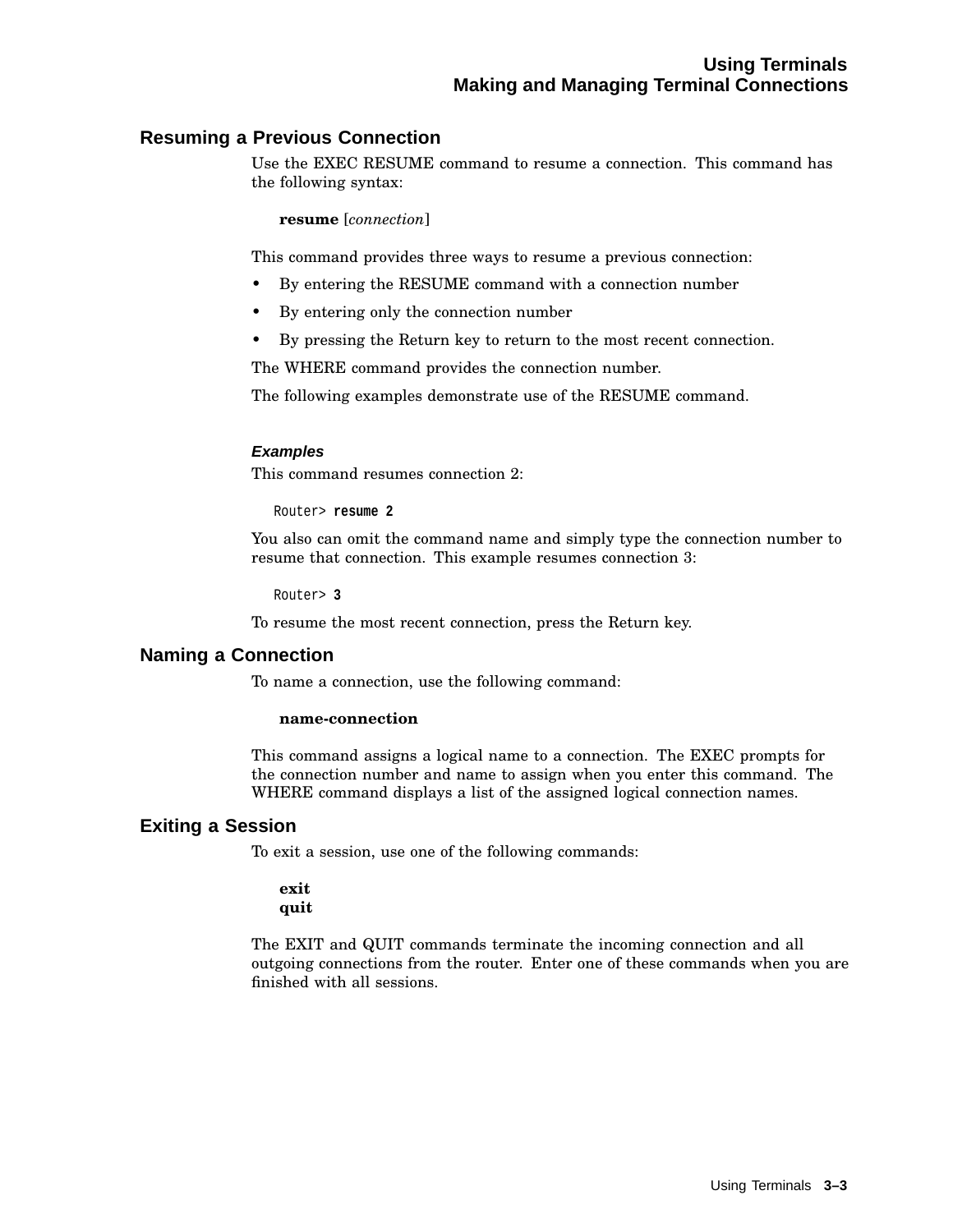## Resuming a Previous Connection

Use the EXEC RESUME command to resume a connection. This command has the following syntax:

**resume** [*connection*]

This command provides three ways to resume a previous connection:

- By entering the RESUME command with a connection number
- By entering only the connection number
- By pressing the Return key to return to the most recent connection.

The WHERE command provides the connection number.

The following examples demonstrate use of the RESUME command.

#### *Examples*

This command resumes connection 2:

```
Router> resume 2
```

You also can omit the command name and simply type the connection number to resume that connection. This example resumes connection 3:

```
Router> 3
```

To resume the most recent connection, press the Return key.

## Naming a Connection

To name a connection, use the following command:

**name-connection**

This command assigns a logical name to a connection. The EXEC prompts for the connection number and name to assign when you enter this command. The WHERE command displays a list of the assigned logical connection names.

## Exiting a Session

To exit a session, use one of the following commands:

**exit**
**quit**

The EXIT and QUIT commands terminate the incoming connection and all outgoing connections from the router. Enter one of these commands when you are finished with all sessions.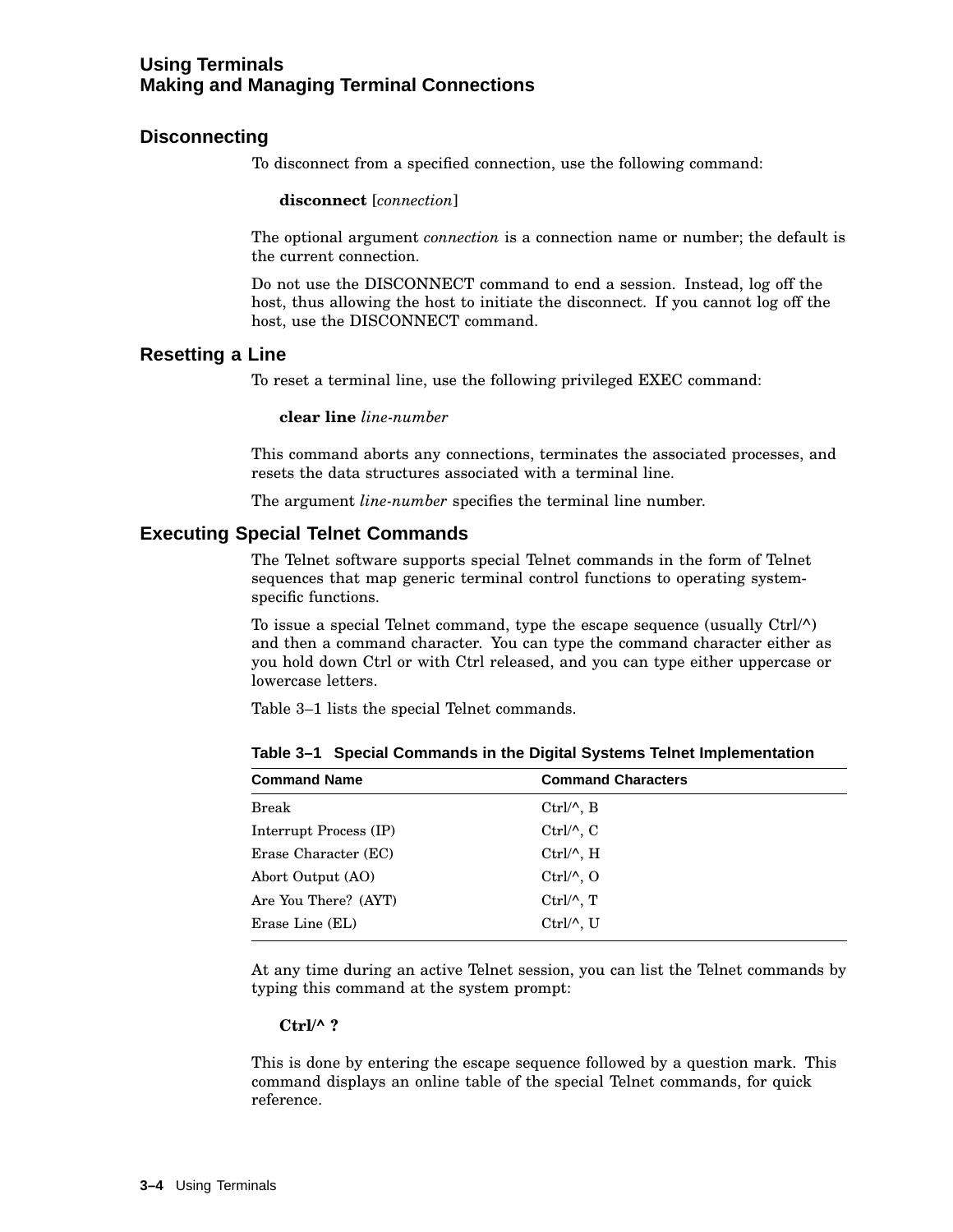## Disconnecting

To disconnect from a specified connection, use the following command:

**disconnect** [*connection*]

The optional argument *connection* is a connection name or number; the default is the current connection.

Do not use the DISCONNECT command to end a session. Instead, log off the host, thus allowing the host to initiate the disconnect. If you cannot log off the host, use the DISCONNECT command.

## Resetting a Line

To reset a terminal line, use the following privileged EXEC command:

**clear line** *line-number*

This command aborts any connections, terminates the associated processes, and resets the data structures associated with a terminal line.

The argument *line-number* specifies the terminal line number.

## Executing Special Telnet Commands

The Telnet software supports special Telnet commands in the form of Telnet sequences that map generic terminal control functions to operating system-specific functions.

To issue a special Telnet command, type the escape sequence (usually Ctrl/^) and then a command character. You can type the command character either as you hold down Ctrl or with Ctrl released, and you can type either uppercase or lowercase letters.

Table 3–1 lists the special Telnet commands.

**Table 3–1 Special Commands in the Digital Systems Telnet Implementation**

| Command Name | Command Characters |
|---|---|
| Break | Ctrl/^, B |
| Interrupt Process (IP) | Ctrl/^, C |
| Erase Character (EC) | Ctrl/^, H |
| Abort Output (AO) | Ctrl/^, O |
| Are You There? (AYT) | Ctrl/^, T |
| Erase Line (EL) | Ctrl/^, U |

At any time during an active Telnet session, you can list the Telnet commands by typing this command at the system prompt:

**Ctrl/^ ?**

This is done by entering the escape sequence followed by a question mark. This command displays an online table of the special Telnet commands, for quick reference.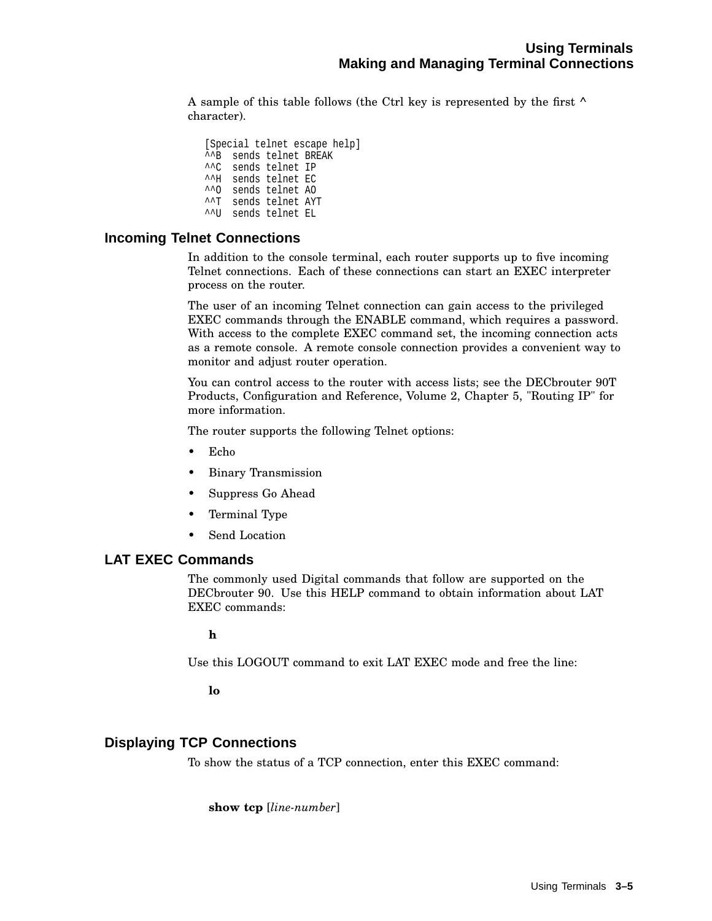A sample of this table follows (the Ctrl key is represented by the first ^ character).

```
[Special telnet escape help]
^^B  sends telnet BREAK
^^C  sends telnet IP
^^H  sends telnet EC
^^O  sends telnet AO
^^T  sends telnet AYT
^^U  sends telnet EL
```

## Incoming Telnet Connections

In addition to the console terminal, each router supports up to five incoming Telnet connections. Each of these connections can start an EXEC interpreter process on the router.

The user of an incoming Telnet connection can gain access to the privileged EXEC commands through the ENABLE command, which requires a password. With access to the complete EXEC command set, the incoming connection acts as a remote console. A remote console connection provides a convenient way to monitor and adjust router operation.

You can control access to the router with access lists; see the DECbrouter 90T Products, Configuration and Reference, Volume 2, Chapter 5, "Routing IP" for more information.

The router supports the following Telnet options:

- Echo
- Binary Transmission
- Suppress Go Ahead
- Terminal Type
- Send Location

## LAT EXEC Commands

The commonly used Digital commands that follow are supported on the DECbrouter 90. Use this HELP command to obtain information about LAT EXEC commands:

**h**

Use this LOGOUT command to exit LAT EXEC mode and free the line:

**lo**

## Displaying TCP Connections

To show the status of a TCP connection, enter this EXEC command:

**show tcp** [*line-number*]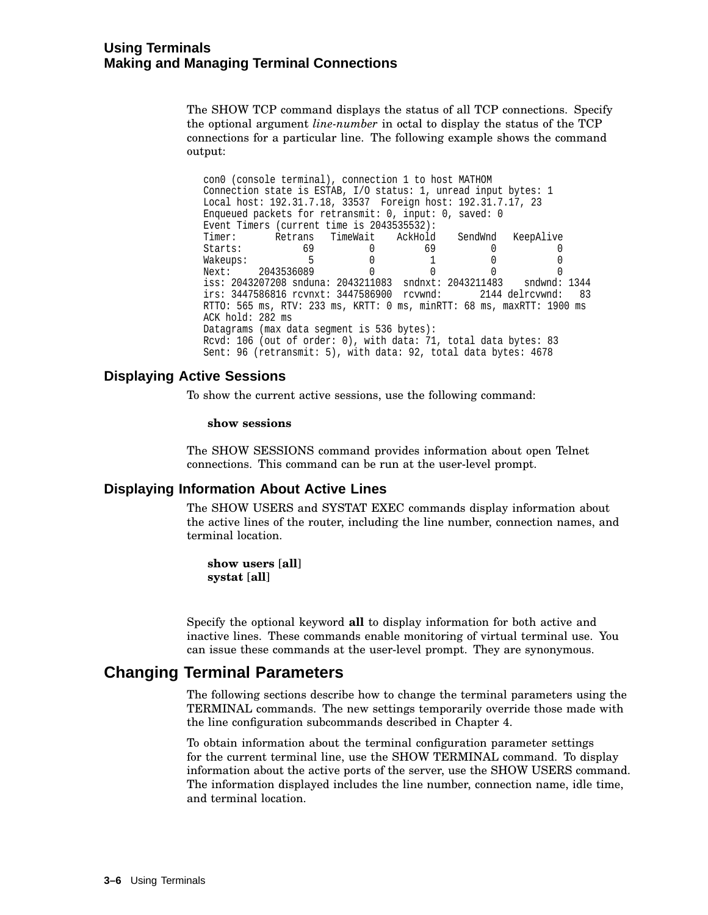The SHOW TCP command displays the status of all TCP connections. Specify the optional argument *line-number* in octal to display the status of the TCP connections for a particular line. The following example shows the command output:

```
con0 (console terminal), connection 1 to host MATHOM
Connection state is ESTAB, I/O status: 1, unread input bytes: 1
Local host: 192.31.7.18, 33537  Foreign host: 192.31.7.17, 23
Enqueued packets for retransmit: 0, input: 0, saved: 0
Event Timers (current time is 2043535532):
Timer:       Retrans   TimeWait    AckHold    SendWnd   KeepAlive
Starts:           69          0         69          0           0
Wakeups:           5          0          1          0           0
Next:     2043536089          0          0          0           0
iss: 2043207208 snduna: 2043211083  sndnxt: 2043211483    sndwnd: 1344
irs: 3447586816 rcvnxt: 3447586900  rcvwnd:       2144 delrcvwnd:   83
RTTO: 565 ms, RTV: 233 ms, KRTT: 0 ms, minRTT: 68 ms, maxRTT: 1900 ms
ACK hold: 282 ms
Datagrams (max data segment is 536 bytes):
Rcvd: 106 (out of order: 0), with data: 71, total data bytes: 83
Sent: 96 (retransmit: 5), with data: 92, total data bytes: 4678
```

### Displaying Active Sessions

To show the current active sessions, use the following command:

**show sessions**

The SHOW SESSIONS command provides information about open Telnet connections. This command can be run at the user-level prompt.

### Displaying Information About Active Lines

The SHOW USERS and SYSTAT EXEC commands display information about the active lines of the router, including the line number, connection names, and terminal location.

**show users** [**all**]
**systat** [**all**]

Specify the optional keyword **all** to display information for both active and inactive lines. These commands enable monitoring of virtual terminal use. You can issue these commands at the user-level prompt. They are synonymous.

## Changing Terminal Parameters

The following sections describe how to change the terminal parameters using the TERMINAL commands. The new settings temporarily override those made with the line configuration subcommands described in Chapter 4.

To obtain information about the terminal configuration parameter settings for the current terminal line, use the SHOW TERMINAL command. To display information about the active ports of the server, use the SHOW USERS command. The information displayed includes the line number, connection name, idle time, and terminal location.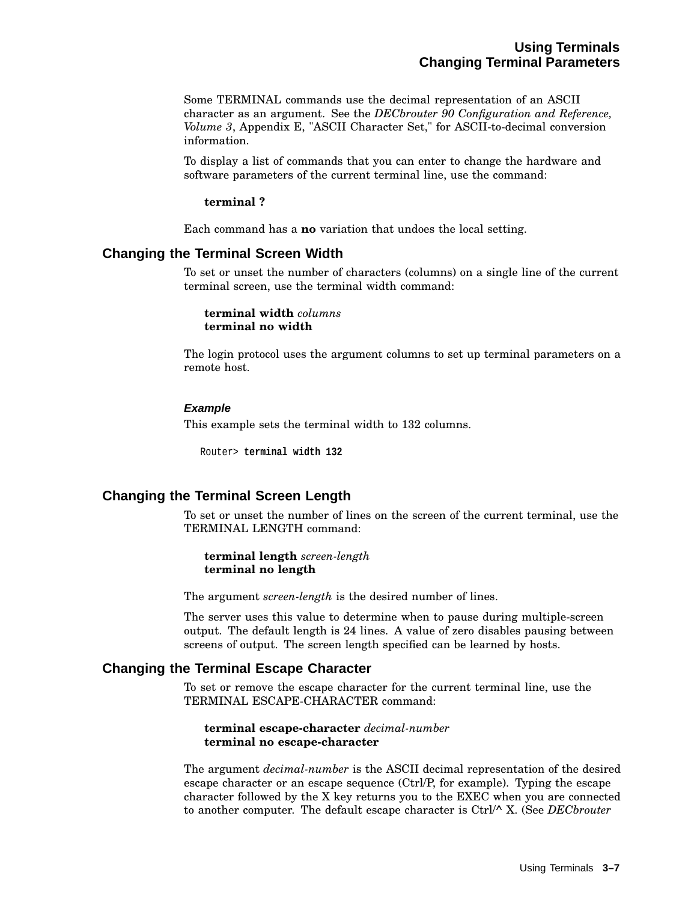Some TERMINAL commands use the decimal representation of an ASCII character as an argument. See the *DECbrouter 90 Configuration and Reference, Volume 3*, Appendix E, "ASCII Character Set," for ASCII-to-decimal conversion information.

To display a list of commands that you can enter to change the hardware and software parameters of the current terminal line, use the command:

**terminal ?**

Each command has a **no** variation that undoes the local setting.

## Changing the Terminal Screen Width

To set or unset the number of characters (columns) on a single line of the current terminal screen, use the terminal width command:

**terminal width** *columns*
**terminal no width**

The login protocol uses the argument columns to set up terminal parameters on a remote host.

#### *Example*

This example sets the terminal width to 132 columns.

```
Router> terminal width 132
```

## Changing the Terminal Screen Length

To set or unset the number of lines on the screen of the current terminal, use the TERMINAL LENGTH command:

**terminal length** *screen-length*
**terminal no length**

The argument *screen-length* is the desired number of lines.

The server uses this value to determine when to pause during multiple-screen output. The default length is 24 lines. A value of zero disables pausing between screens of output. The screen length specified can be learned by hosts.

## Changing the Terminal Escape Character

To set or remove the escape character for the current terminal line, use the TERMINAL ESCAPE-CHARACTER command:

**terminal escape-character** *decimal-number*
**terminal no escape-character**

The argument *decimal-number* is the ASCII decimal representation of the desired escape character or an escape sequence (Ctrl/P, for example). Typing the escape character followed by the X key returns you to the EXEC when you are connected to another computer. The default escape character is Ctrl/^ X. (See *DECbrouter*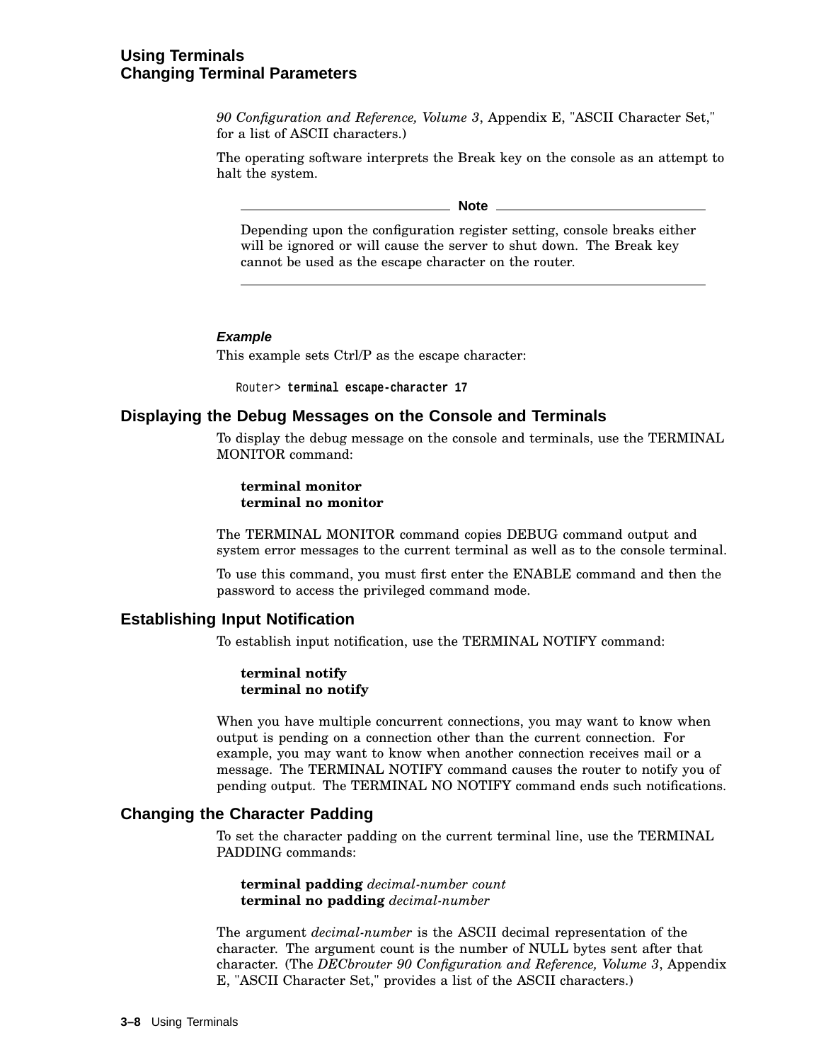*90 Configuration and Reference, Volume 3*, Appendix E, "ASCII Character Set," for a list of ASCII characters.)

The operating software interprets the Break key on the console as an attempt to halt the system.

---

**Note**

Depending upon the configuration register setting, console breaks either will be ignored or will cause the server to shut down. The Break key cannot be used as the escape character on the router.

---

***Example***

This example sets Ctrl/P as the escape character:

```
Router> terminal escape-character 17
```

## Displaying the Debug Messages on the Console and Terminals

To display the debug message on the console and terminals, use the TERMINAL MONITOR command:

**terminal monitor**
**terminal no monitor**

The TERMINAL MONITOR command copies DEBUG command output and system error messages to the current terminal as well as to the console terminal.

To use this command, you must first enter the ENABLE command and then the password to access the privileged command mode.

## Establishing Input Notification

To establish input notification, use the TERMINAL NOTIFY command:

**terminal notify**
**terminal no notify**

When you have multiple concurrent connections, you may want to know when output is pending on a connection other than the current connection. For example, you may want to know when another connection receives mail or a message. The TERMINAL NOTIFY command causes the router to notify you of pending output. The TERMINAL NO NOTIFY command ends such notifications.

## Changing the Character Padding

To set the character padding on the current terminal line, use the TERMINAL PADDING commands:

**terminal padding** *decimal-number count*
**terminal no padding** *decimal-number*

The argument *decimal-number* is the ASCII decimal representation of the character. The argument count is the number of NULL bytes sent after that character. (The *DECbrouter 90 Configuration and Reference, Volume 3*, Appendix E, "ASCII Character Set," provides a list of the ASCII characters.)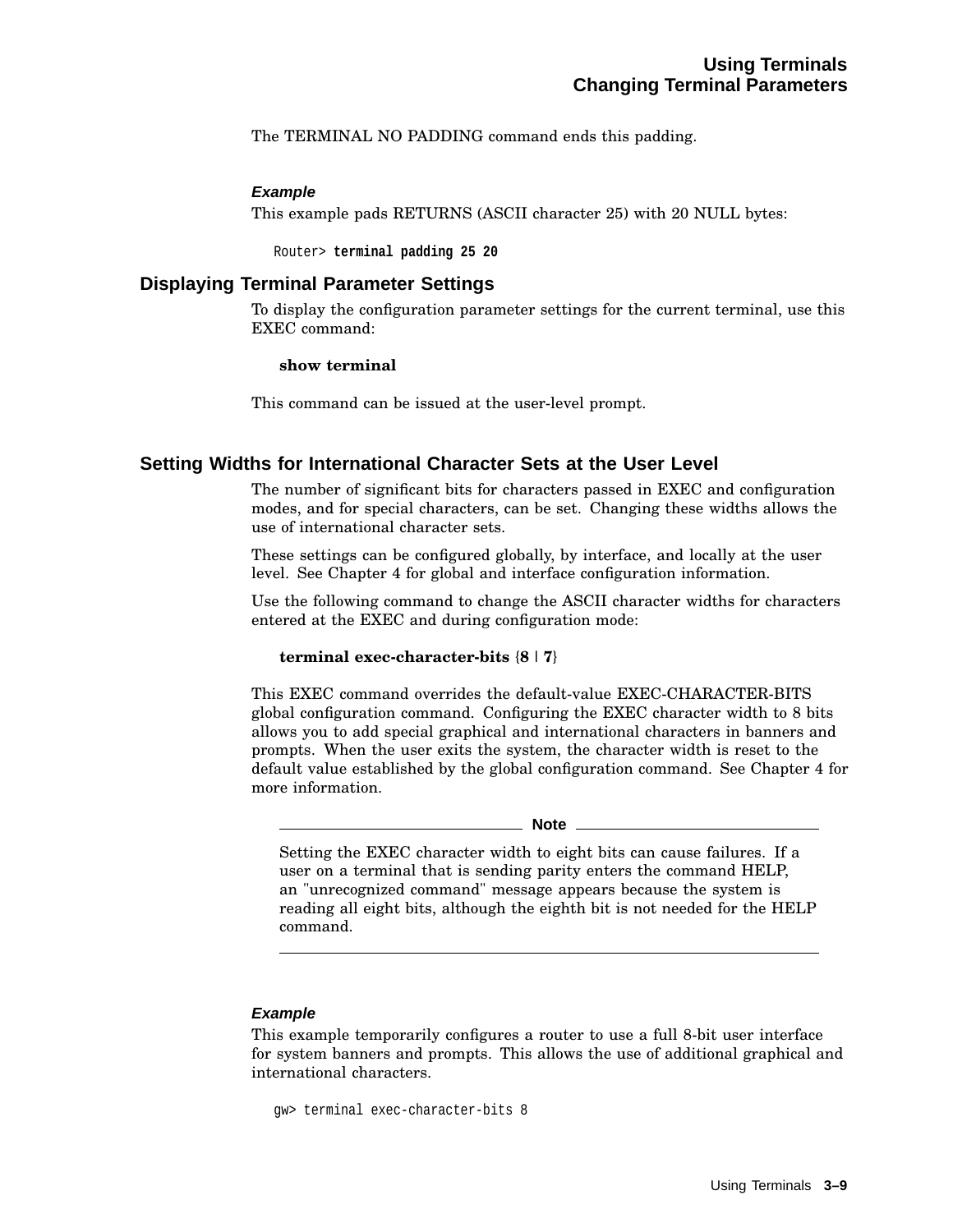The TERMINAL NO PADDING command ends this padding.

***Example***

This example pads RETURNS (ASCII character 25) with 20 NULL bytes:

```
Router> terminal padding 25 20
```

## Displaying Terminal Parameter Settings

To display the configuration parameter settings for the current terminal, use this EXEC command:

**show terminal**

This command can be issued at the user-level prompt.

## Setting Widths for International Character Sets at the User Level

The number of significant bits for characters passed in EXEC and configuration modes, and for special characters, can be set. Changing these widths allows the use of international character sets.

These settings can be configured globally, by interface, and locally at the user level. See Chapter 4 for global and interface configuration information.

Use the following command to change the ASCII character widths for characters entered at the EXEC and during configuration mode:

**terminal exec-character-bits** {**8** | **7**}

This EXEC command overrides the default-value EXEC-CHARACTER-BITS global configuration command. Configuring the EXEC character width to 8 bits allows you to add special graphical and international characters in banners and prompts. When the user exits the system, the character width is reset to the default value established by the global configuration command. See Chapter 4 for more information.

---

**Note**

Setting the EXEC character width to eight bits can cause failures. If a user on a terminal that is sending parity enters the command HELP, an "unrecognized command" message appears because the system is reading all eight bits, although the eighth bit is not needed for the HELP command.

---

***Example***

This example temporarily configures a router to use a full 8-bit user interface for system banners and prompts. This allows the use of additional graphical and international characters.

```
gw> terminal exec-character-bits 8
```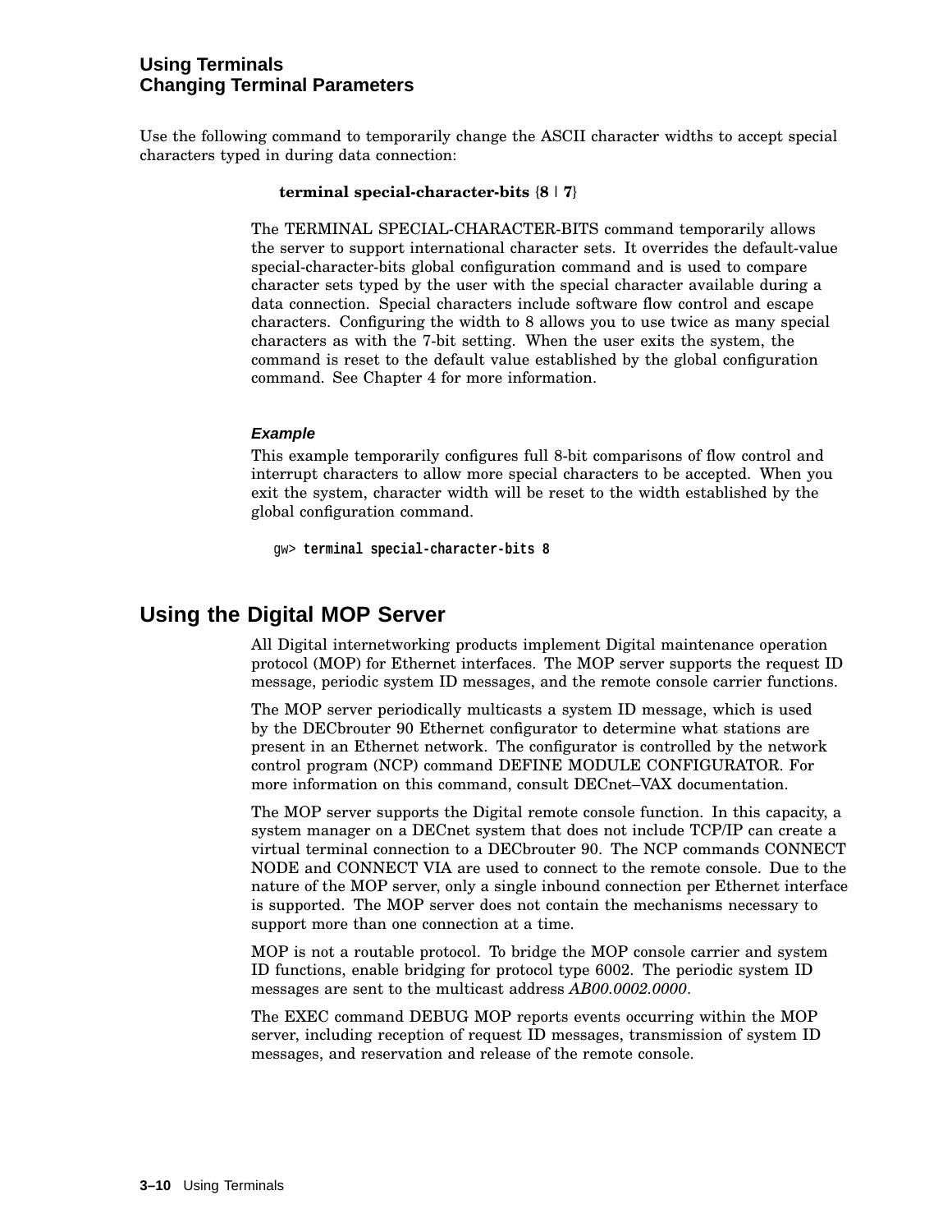Use the following command to temporarily change the ASCII character widths to accept special characters typed in during data connection:

**terminal special-character-bits** {**8** | **7**}

The TERMINAL SPECIAL-CHARACTER-BITS command temporarily allows the server to support international character sets. It overrides the default-value special-character-bits global configuration command and is used to compare character sets typed by the user with the special character available during a data connection. Special characters include software flow control and escape characters. Configuring the width to 8 allows you to use twice as many special characters as with the 7-bit setting. When the user exits the system, the command is reset to the default value established by the global configuration command. See Chapter 4 for more information.

#### *Example*

This example temporarily configures full 8-bit comparisons of flow control and interrupt characters to allow more special characters to be accepted. When you exit the system, character width will be reset to the width established by the global configuration command.

```
gw> terminal special-character-bits 8
```

## Using the Digital MOP Server

All Digital internetworking products implement Digital maintenance operation protocol (MOP) for Ethernet interfaces. The MOP server supports the request ID message, periodic system ID messages, and the remote console carrier functions.

The MOP server periodically multicasts a system ID message, which is used by the DECbrouter 90 Ethernet configurator to determine what stations are present in an Ethernet network. The configurator is controlled by the network control program (NCP) command DEFINE MODULE CONFIGURATOR. For more information on this command, consult DECnet–VAX documentation.

The MOP server supports the Digital remote console function. In this capacity, a system manager on a DECnet system that does not include TCP/IP can create a virtual terminal connection to a DECbrouter 90. The NCP commands CONNECT NODE and CONNECT VIA are used to connect to the remote console. Due to the nature of the MOP server, only a single inbound connection per Ethernet interface is supported. The MOP server does not contain the mechanisms necessary to support more than one connection at a time.

MOP is not a routable protocol. To bridge the MOP console carrier and system ID functions, enable bridging for protocol type 6002. The periodic system ID messages are sent to the multicast address *AB00.0002.0000*.

The EXEC command DEBUG MOP reports events occurring within the MOP server, including reception of request ID messages, transmission of system ID messages, and reservation and release of the remote console.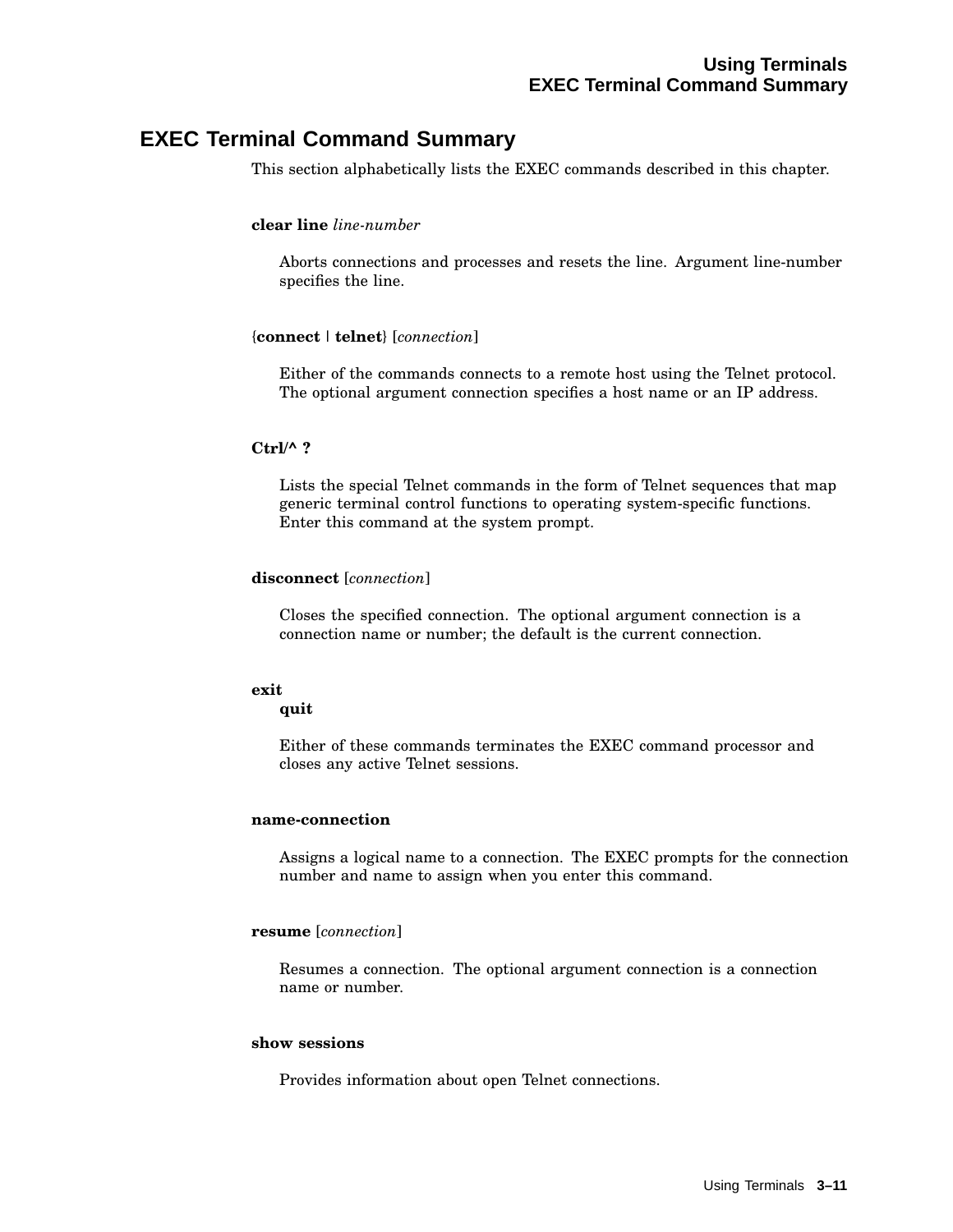## EXEC Terminal Command Summary

This section alphabetically lists the EXEC commands described in this chapter.

**clear line** *line-number*

Aborts connections and processes and resets the line. Argument line-number specifies the line.

{**connect** | **telnet**} [*connection*]

Either of the commands connects to a remote host using the Telnet protocol. The optional argument connection specifies a host name or an IP address.

**Ctrl/^ ?**

Lists the special Telnet commands in the form of Telnet sequences that map generic terminal control functions to operating system-specific functions. Enter this command at the system prompt.

**disconnect** [*connection*]

Closes the specified connection. The optional argument connection is a connection name or number; the default is the current connection.

**exit**
**quit**

Either of these commands terminates the EXEC command processor and closes any active Telnet sessions.

**name-connection**

Assigns a logical name to a connection. The EXEC prompts for the connection number and name to assign when you enter this command.

**resume** [*connection*]

Resumes a connection. The optional argument connection is a connection name or number.

**show sessions**

Provides information about open Telnet connections.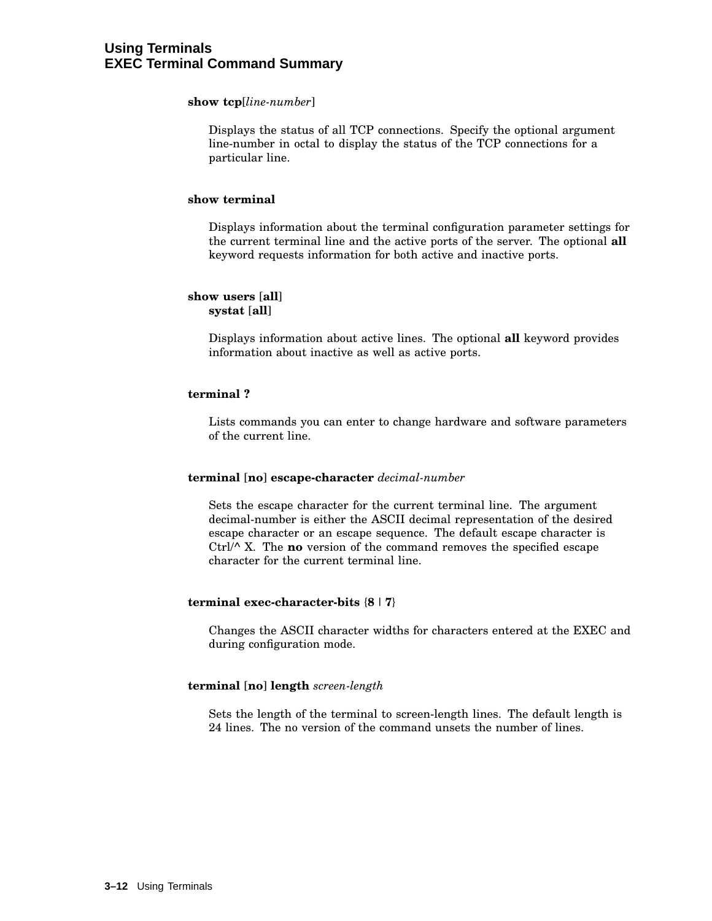**show tcp**[*line-number*]

Displays the status of all TCP connections. Specify the optional argument line-number in octal to display the status of the TCP connections for a particular line.

**show terminal**

Displays information about the terminal configuration parameter settings for the current terminal line and the active ports of the server. The optional **all** keyword requests information for both active and inactive ports.

**show users** [**all**]
**systat** [**all**]

Displays information about active lines. The optional **all** keyword provides information about inactive as well as active ports.

**terminal ?**

Lists commands you can enter to change hardware and software parameters of the current line.

**terminal** [**no**] **escape-character** *decimal-number*

Sets the escape character for the current terminal line. The argument decimal-number is either the ASCII decimal representation of the desired escape character or an escape sequence. The default escape character is Ctrl/^ X. The **no** version of the command removes the specified escape character for the current terminal line.

**terminal exec-character-bits** {**8** | **7**}

Changes the ASCII character widths for characters entered at the EXEC and during configuration mode.

**terminal** [**no**] **length** *screen-length*

Sets the length of the terminal to screen-length lines. The default length is 24 lines. The no version of the command unsets the number of lines.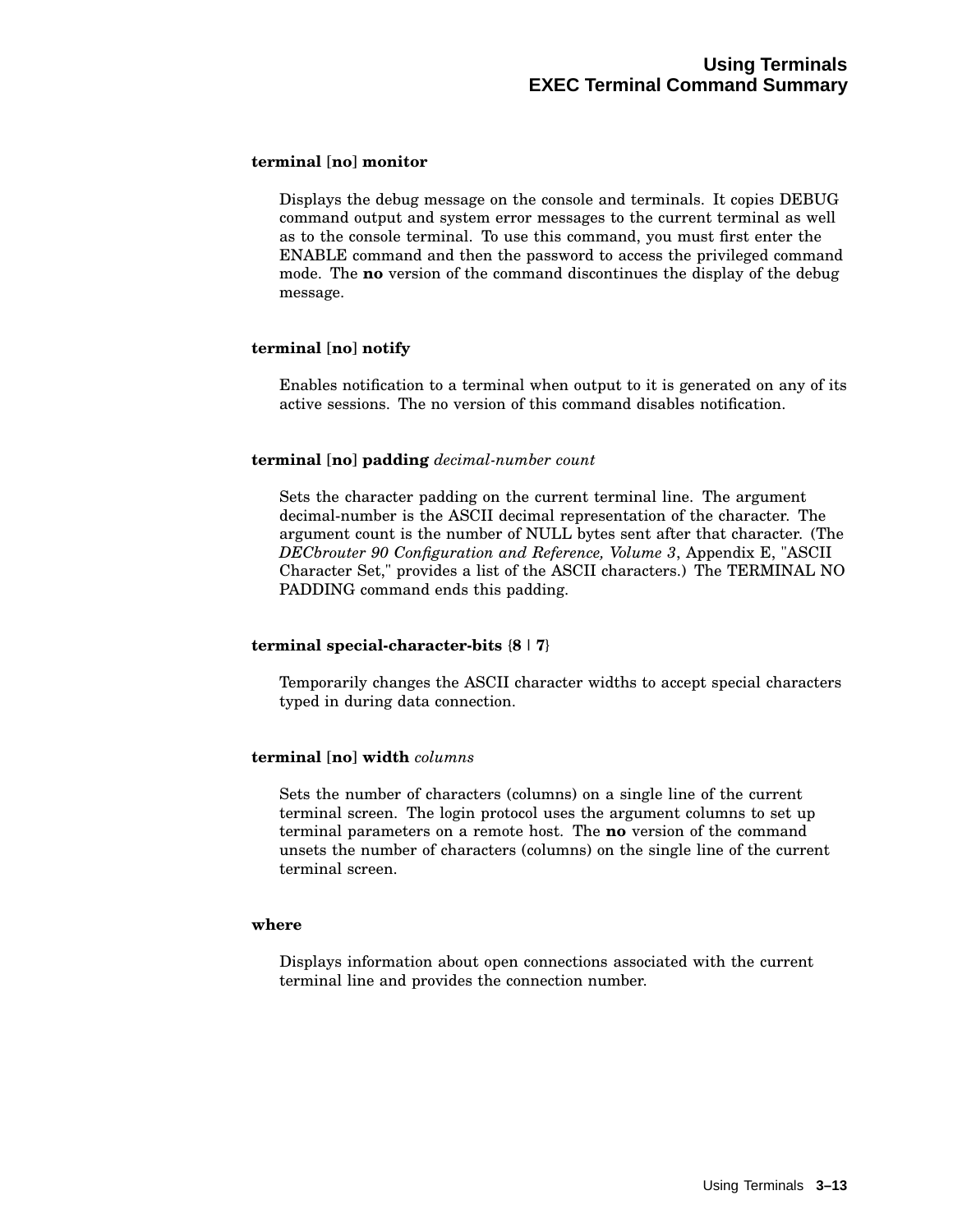**terminal [no] monitor**

Displays the debug message on the console and terminals. It copies DEBUG command output and system error messages to the current terminal as well as to the console terminal. To use this command, you must first enter the ENABLE command and then the password to access the privileged command mode. The **no** version of the command discontinues the display of the debug message.

**terminal [no] notify**

Enables notification to a terminal when output to it is generated on any of its active sessions. The no version of this command disables notification.

**terminal [no] padding** *decimal-number count*

Sets the character padding on the current terminal line. The argument decimal-number is the ASCII decimal representation of the character. The argument count is the number of NULL bytes sent after that character. (The *DECbrouter 90 Configuration and Reference, Volume 3*, Appendix E, "ASCII Character Set," provides a list of the ASCII characters.) The TERMINAL NO PADDING command ends this padding.

**terminal special-character-bits {8 | 7}**

Temporarily changes the ASCII character widths to accept special characters typed in during data connection.

**terminal [no] width** *columns*

Sets the number of characters (columns) on a single line of the current terminal screen. The login protocol uses the argument columns to set up terminal parameters on a remote host. The **no** version of the command unsets the number of characters (columns) on the single line of the current terminal screen.

**where**

Displays information about open connections associated with the current terminal line and provides the connection number.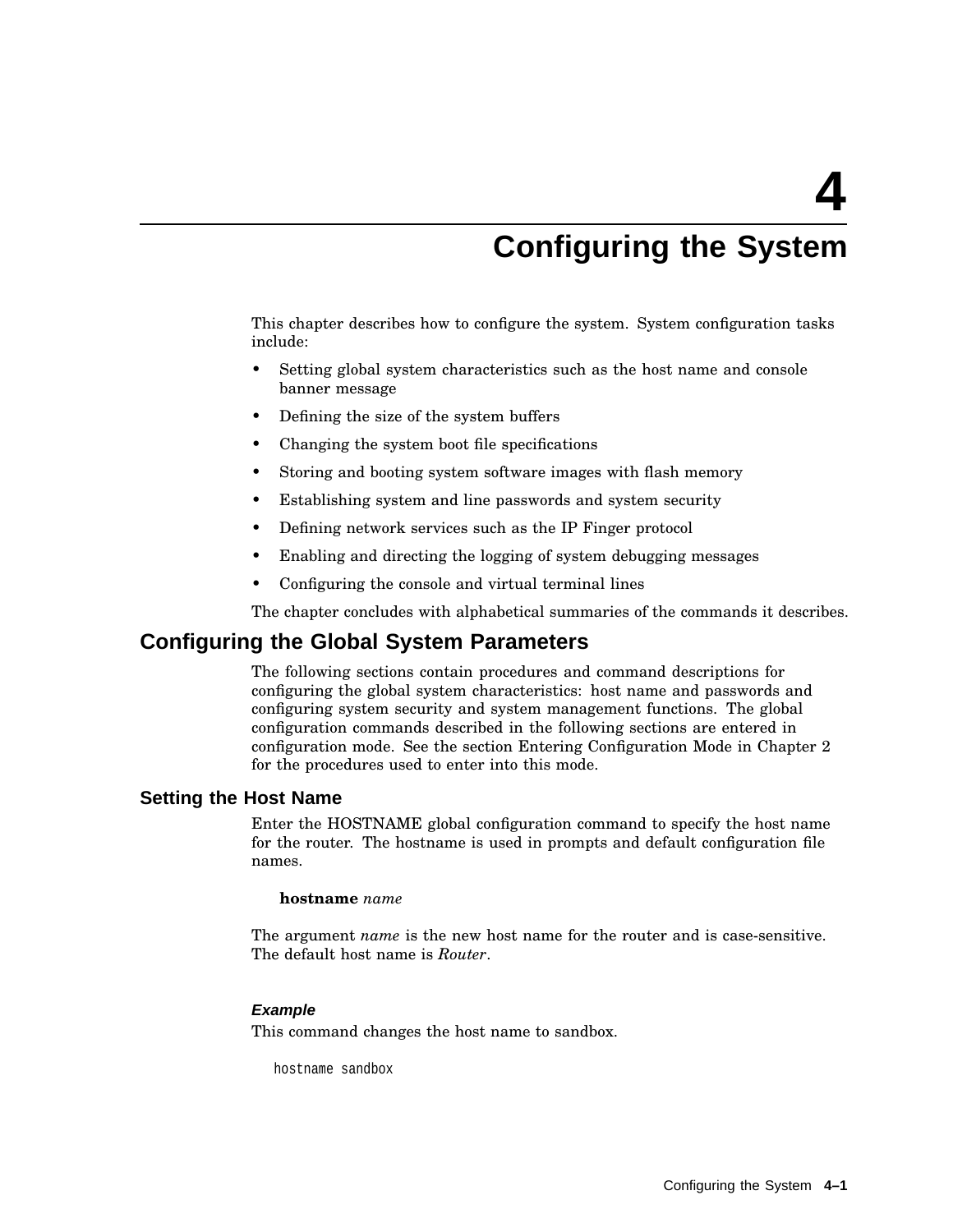# 4 Configuring the System

This chapter describes how to configure the system. System configuration tasks include:

- Setting global system characteristics such as the host name and console banner message
- Defining the size of the system buffers
- Changing the system boot file specifications
- Storing and booting system software images with flash memory
- Establishing system and line passwords and system security
- Defining network services such as the IP Finger protocol
- Enabling and directing the logging of system debugging messages
- Configuring the console and virtual terminal lines

The chapter concludes with alphabetical summaries of the commands it describes.

## Configuring the Global System Parameters

The following sections contain procedures and command descriptions for configuring the global system characteristics: host name and passwords and configuring system security and system management functions. The global configuration commands described in the following sections are entered in configuration mode. See the section Entering Configuration Mode in Chapter 2 for the procedures used to enter into this mode.

### Setting the Host Name

Enter the HOSTNAME global configuration command to specify the host name for the router. The hostname is used in prompts and default configuration file names.

**hostname** *name*

The argument *name* is the new host name for the router and is case-sensitive. The default host name is *Router*.

#### *Example*

This command changes the host name to sandbox.

```
hostname sandbox
```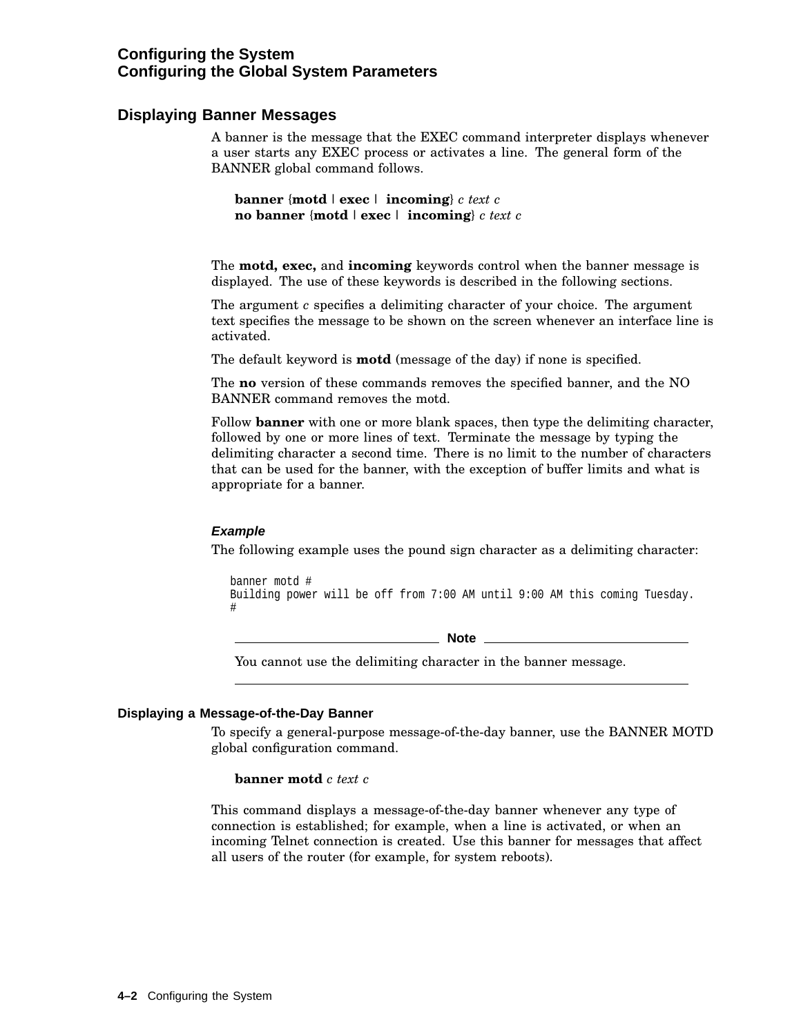## Displaying Banner Messages

A banner is the message that the EXEC command interpreter displays whenever a user starts any EXEC process or activates a line. The general form of the BANNER global command follows.

> **banner** {**motd** | **exec** | **incoming**} *c text c*
> **no banner** {**motd** | **exec** | **incoming**} *c text c*

The **motd, exec,** and **incoming** keywords control when the banner message is displayed. The use of these keywords is described in the following sections.

The argument *c* specifies a delimiting character of your choice. The argument text specifies the message to be shown on the screen whenever an interface line is activated.

The default keyword is **motd** (message of the day) if none is specified.

The **no** version of these commands removes the specified banner, and the NO BANNER command removes the motd.

Follow **banner** with one or more blank spaces, then type the delimiting character, followed by one or more lines of text. Terminate the message by typing the delimiting character a second time. There is no limit to the number of characters that can be used for the banner, with the exception of buffer limits and what is appropriate for a banner.

#### *Example*

The following example uses the pound sign character as a delimiting character:

```
banner motd #
Building power will be off from 7:00 AM until 9:00 AM this coming Tuesday.
#
```

---

**Note**

You cannot use the delimiting character in the banner message.

---

### Displaying a Message-of-the-Day Banner

To specify a general-purpose message-of-the-day banner, use the BANNER MOTD global configuration command.

> **banner motd** *c text c*

This command displays a message-of-the-day banner whenever any type of connection is established; for example, when a line is activated, or when an incoming Telnet connection is created. Use this banner for messages that affect all users of the router (for example, for system reboots).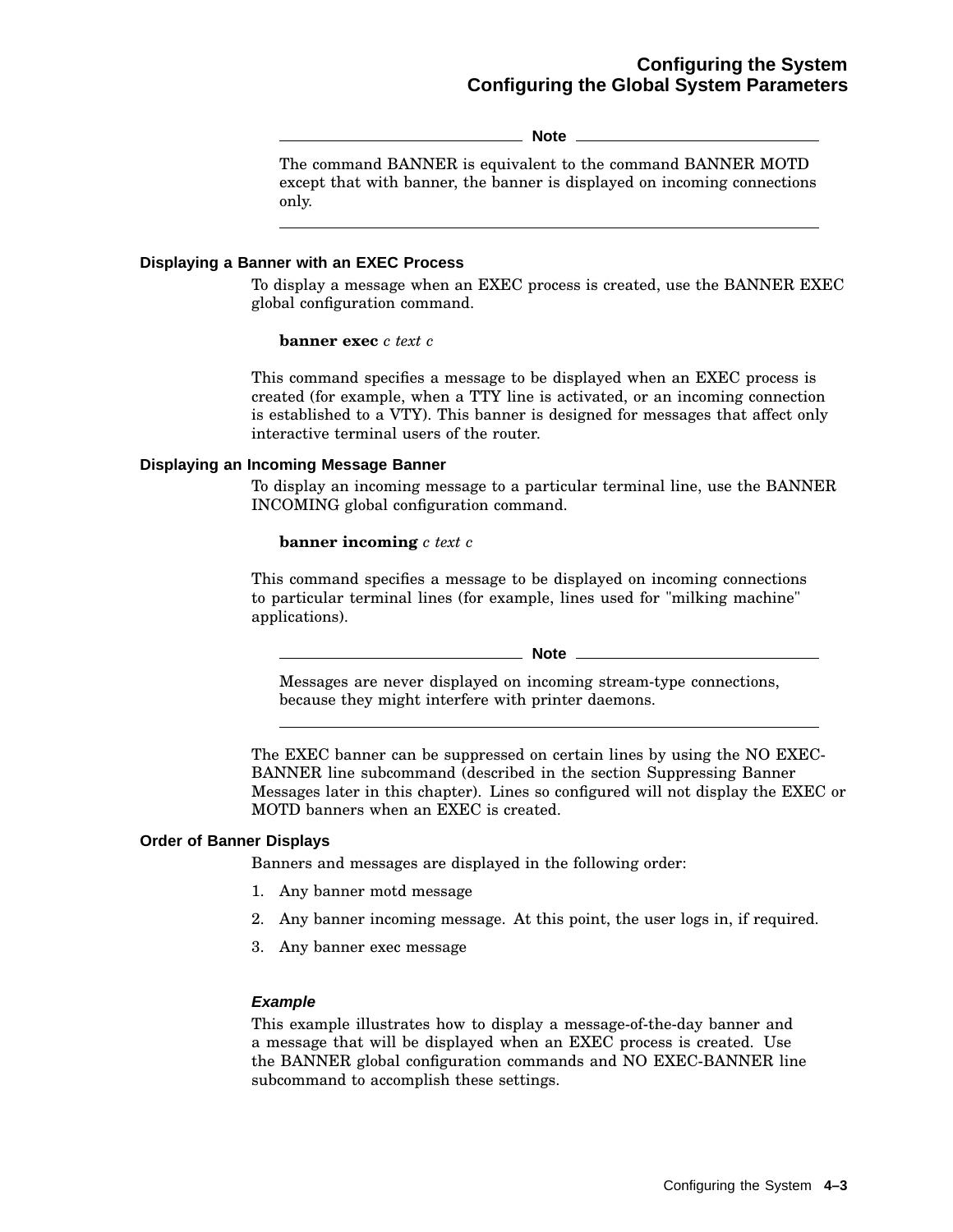> **Note**
>
> The command BANNER is equivalent to the command BANNER MOTD except that with banner, the banner is displayed on incoming connections only.

### Displaying a Banner with an EXEC Process

To display a message when an EXEC process is created, use the BANNER EXEC global configuration command.

**banner exec** *c text c*

This command specifies a message to be displayed when an EXEC process is created (for example, when a TTY line is activated, or an incoming connection is established to a VTY). This banner is designed for messages that affect only interactive terminal users of the router.

### Displaying an Incoming Message Banner

To display an incoming message to a particular terminal line, use the BANNER INCOMING global configuration command.

**banner incoming** *c text c*

This command specifies a message to be displayed on incoming connections to particular terminal lines (for example, lines used for "milking machine" applications).

> **Note**
>
> Messages are never displayed on incoming stream-type connections, because they might interfere with printer daemons.

The EXEC banner can be suppressed on certain lines by using the NO EXEC-BANNER line subcommand (described in the section Suppressing Banner Messages later in this chapter). Lines so configured will not display the EXEC or MOTD banners when an EXEC is created.

### Order of Banner Displays

Banners and messages are displayed in the following order:

1. Any banner motd message
2. Any banner incoming message. At this point, the user logs in, if required.
3. Any banner exec message

#### *Example*

This example illustrates how to display a message-of-the-day banner and a message that will be displayed when an EXEC process is created. Use the BANNER global configuration commands and NO EXEC-BANNER line subcommand to accomplish these settings.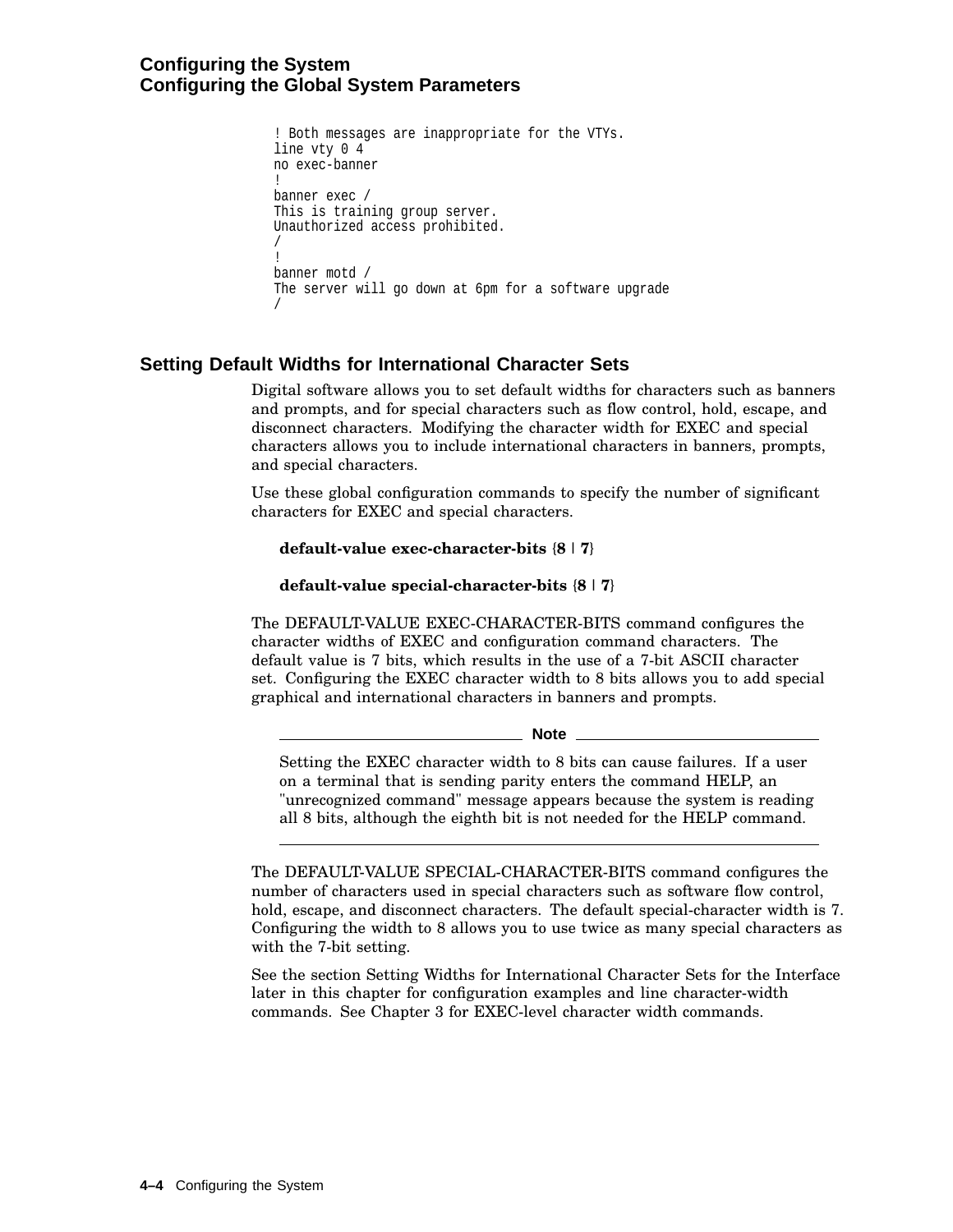```
! Both messages are inappropriate for the VTYs.
line vty 0 4
no exec-banner
!
banner exec /
This is training group server.
Unauthorized access prohibited.
/
!
banner motd /
The server will go down at 6pm for a software upgrade
/
```

## Setting Default Widths for International Character Sets

Digital software allows you to set default widths for characters such as banners and prompts, and for special characters such as flow control, hold, escape, and disconnect characters. Modifying the character width for EXEC and special characters allows you to include international characters in banners, prompts, and special characters.

Use these global configuration commands to specify the number of significant characters for EXEC and special characters.

**default-value exec-character-bits** {**8** | **7**}

**default-value special-character-bits** {**8** | **7**}

The DEFAULT-VALUE EXEC-CHARACTER-BITS command configures the character widths of EXEC and configuration command characters. The default value is 7 bits, which results in the use of a 7-bit ASCII character set. Configuring the EXEC character width to 8 bits allows you to add special graphical and international characters in banners and prompts.

---

**Note**

Setting the EXEC character width to 8 bits can cause failures. If a user on a terminal that is sending parity enters the command HELP, an "unrecognized command" message appears because the system is reading all 8 bits, although the eighth bit is not needed for the HELP command.

---

The DEFAULT-VALUE SPECIAL-CHARACTER-BITS command configures the number of characters used in special characters such as software flow control, hold, escape, and disconnect characters. The default special-character width is 7. Configuring the width to 8 allows you to use twice as many special characters as with the 7-bit setting.

See the section Setting Widths for International Character Sets for the Interface later in this chapter for configuration examples and line character-width commands. See Chapter 3 for EXEC-level character width commands.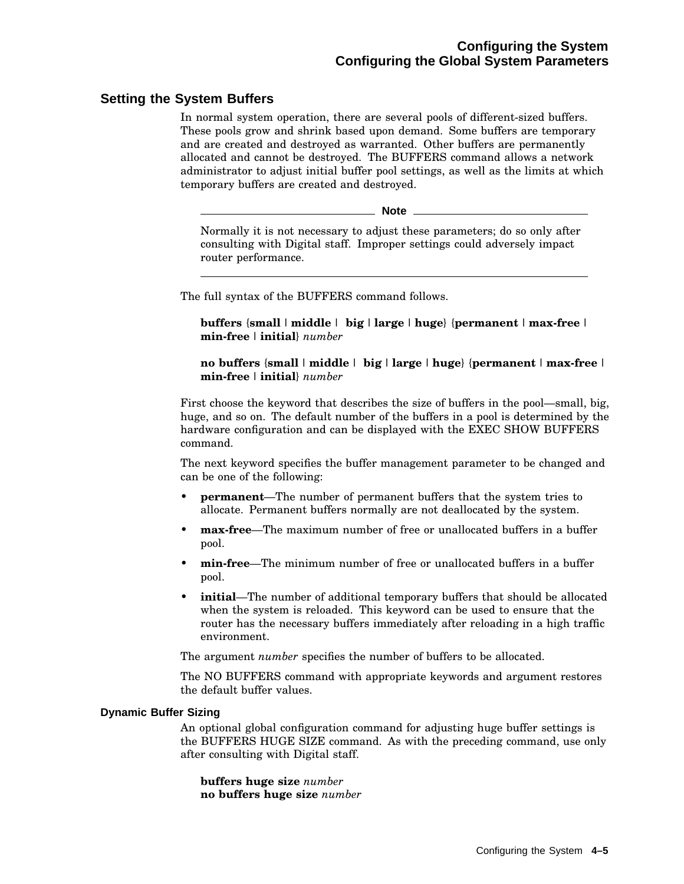## Setting the System Buffers

In normal system operation, there are several pools of different-sized buffers. These pools grow and shrink based upon demand. Some buffers are temporary and are created and destroyed as warranted. Other buffers are permanently allocated and cannot be destroyed. The BUFFERS command allows a network administrator to adjust initial buffer pool settings, as well as the limits at which temporary buffers are created and destroyed.

---

**Note**

Normally it is not necessary to adjust these parameters; do so only after consulting with Digital staff. Improper settings could adversely impact router performance.

---

The full syntax of the BUFFERS command follows.

**buffers** {**small** | **middle** | **big** | **large** | **huge**} {**permanent** | **max-free** | **min-free** | **initial**} *number*

**no buffers** {**small** | **middle** | **big** | **large** | **huge**} {**permanent** | **max-free** | **min-free** | **initial**} *number*

First choose the keyword that describes the size of buffers in the pool—small, big, huge, and so on. The default number of the buffers in a pool is determined by the hardware configuration and can be displayed with the EXEC SHOW BUFFERS command.

The next keyword specifies the buffer management parameter to be changed and can be one of the following:

- **permanent**—The number of permanent buffers that the system tries to allocate. Permanent buffers normally are not deallocated by the system.
- **max-free**—The maximum number of free or unallocated buffers in a buffer pool.
- **min-free**—The minimum number of free or unallocated buffers in a buffer pool.
- **initial**—The number of additional temporary buffers that should be allocated when the system is reloaded. This keyword can be used to ensure that the router has the necessary buffers immediately after reloading in a high traffic environment.

The argument *number* specifies the number of buffers to be allocated.

The NO BUFFERS command with appropriate keywords and argument restores the default buffer values.

### Dynamic Buffer Sizing

An optional global configuration command for adjusting huge buffer settings is the BUFFERS HUGE SIZE command. As with the preceding command, use only after consulting with Digital staff.

**buffers huge size** *number*
**no buffers huge size** *number*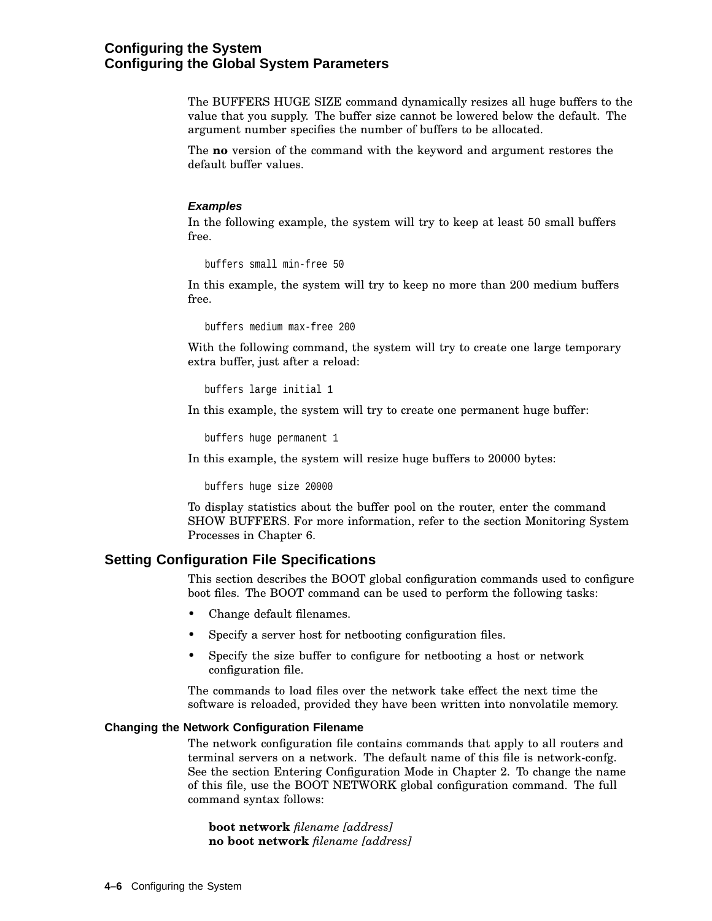The BUFFERS HUGE SIZE command dynamically resizes all huge buffers to the value that you supply. The buffer size cannot be lowered below the default. The argument number specifies the number of buffers to be allocated.

The **no** version of the command with the keyword and argument restores the default buffer values.

#### *Examples*

In the following example, the system will try to keep at least 50 small buffers free.

```
buffers small min-free 50
```

In this example, the system will try to keep no more than 200 medium buffers free.

```
buffers medium max-free 200
```

With the following command, the system will try to create one large temporary extra buffer, just after a reload:

```
buffers large initial 1
```

In this example, the system will try to create one permanent huge buffer:

```
buffers huge permanent 1
```

In this example, the system will resize huge buffers to 20000 bytes:

```
buffers huge size 20000
```

To display statistics about the buffer pool on the router, enter the command SHOW BUFFERS. For more information, refer to the section Monitoring System Processes in Chapter 6.

## Setting Configuration File Specifications

This section describes the BOOT global configuration commands used to configure boot files. The BOOT command can be used to perform the following tasks:

- Change default filenames.
- Specify a server host for netbooting configuration files.
- Specify the size buffer to configure for netbooting a host or network configuration file.

The commands to load files over the network take effect the next time the software is reloaded, provided they have been written into nonvolatile memory.

### Changing the Network Configuration Filename

The network configuration file contains commands that apply to all routers and terminal servers on a network. The default name of this file is network-confg. See the section Entering Configuration Mode in Chapter 2. To change the name of this file, use the BOOT NETWORK global configuration command. The full command syntax follows:

**boot network** *filename [address]*
**no boot network** *filename [address]*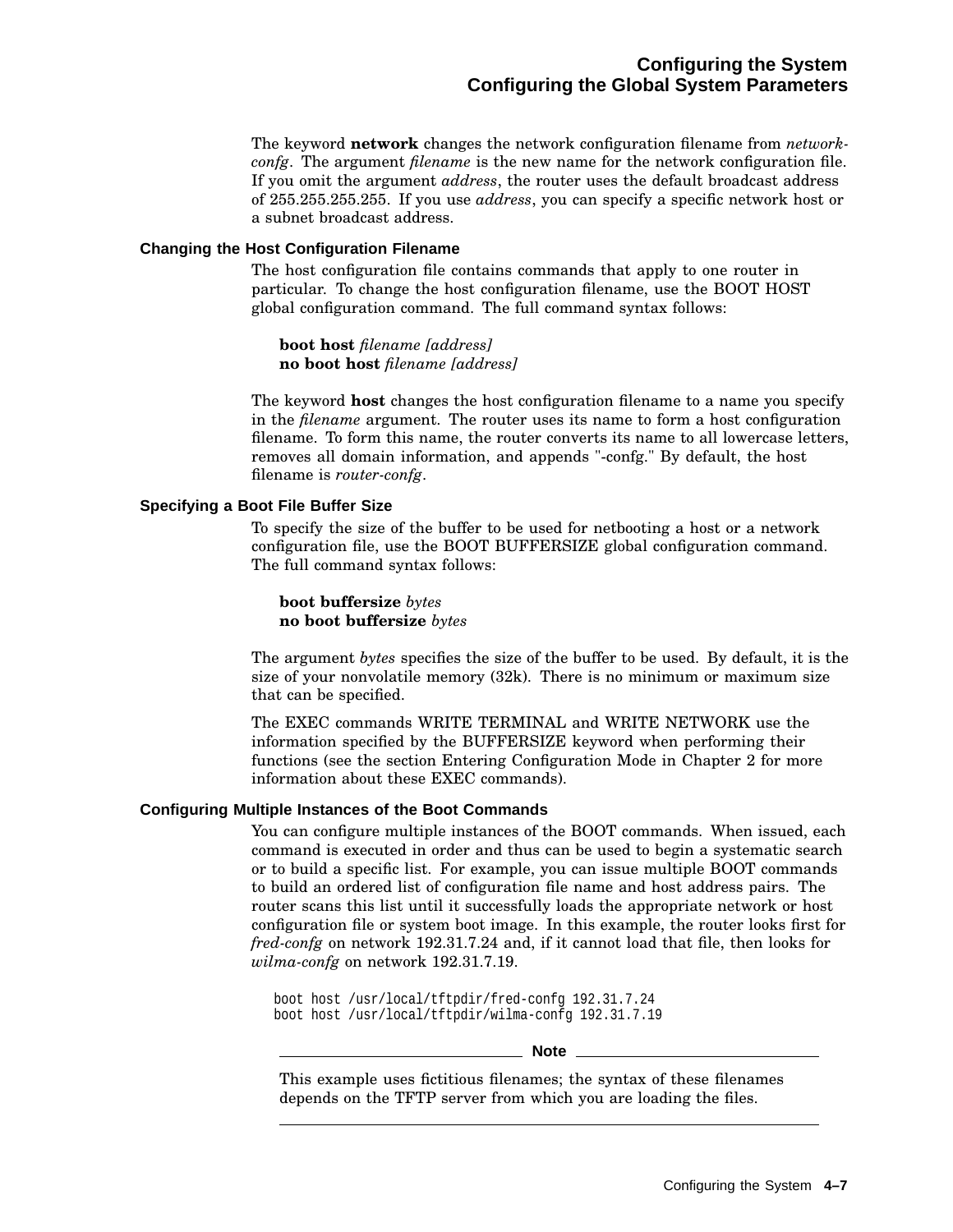The keyword **network** changes the network configuration filename from *network-confg*. The argument *filename* is the new name for the network configuration file. If you omit the argument *address*, the router uses the default broadcast address of 255.255.255.255. If you use *address*, you can specify a specific network host or a subnet broadcast address.

### Changing the Host Configuration Filename

The host configuration file contains commands that apply to one router in particular. To change the host configuration filename, use the BOOT HOST global configuration command. The full command syntax follows:

> **boot host** *filename [address]*
> **no boot host** *filename [address]*

The keyword **host** changes the host configuration filename to a name you specify in the *filename* argument. The router uses its name to form a host configuration filename. To form this name, the router converts its name to all lowercase letters, removes all domain information, and appends "-confg." By default, the host filename is *router-confg*.

### Specifying a Boot File Buffer Size

To specify the size of the buffer to be used for netbooting a host or a network configuration file, use the BOOT BUFFERSIZE global configuration command. The full command syntax follows:

> **boot buffersize** *bytes*
> **no boot buffersize** *bytes*

The argument *bytes* specifies the size of the buffer to be used. By default, it is the size of your nonvolatile memory (32k). There is no minimum or maximum size that can be specified.

The EXEC commands WRITE TERMINAL and WRITE NETWORK use the information specified by the BUFFERSIZE keyword when performing their functions (see the section Entering Configuration Mode in Chapter 2 for more information about these EXEC commands).

### Configuring Multiple Instances of the Boot Commands

You can configure multiple instances of the BOOT commands. When issued, each command is executed in order and thus can be used to begin a systematic search or to build a specific list. For example, you can issue multiple BOOT commands to build an ordered list of configuration file name and host address pairs. The router scans this list until it successfully loads the appropriate network or host configuration file or system boot image. In this example, the router looks first for *fred-confg* on network 192.31.7.24 and, if it cannot load that file, then looks for *wilma-confg* on network 192.31.7.19.

```
boot host /usr/local/tftpdir/fred-confg 192.31.7.24
boot host /usr/local/tftpdir/wilma-confg 192.31.7.19
```

**Note**

This example uses fictitious filenames; the syntax of these filenames depends on the TFTP server from which you are loading the files.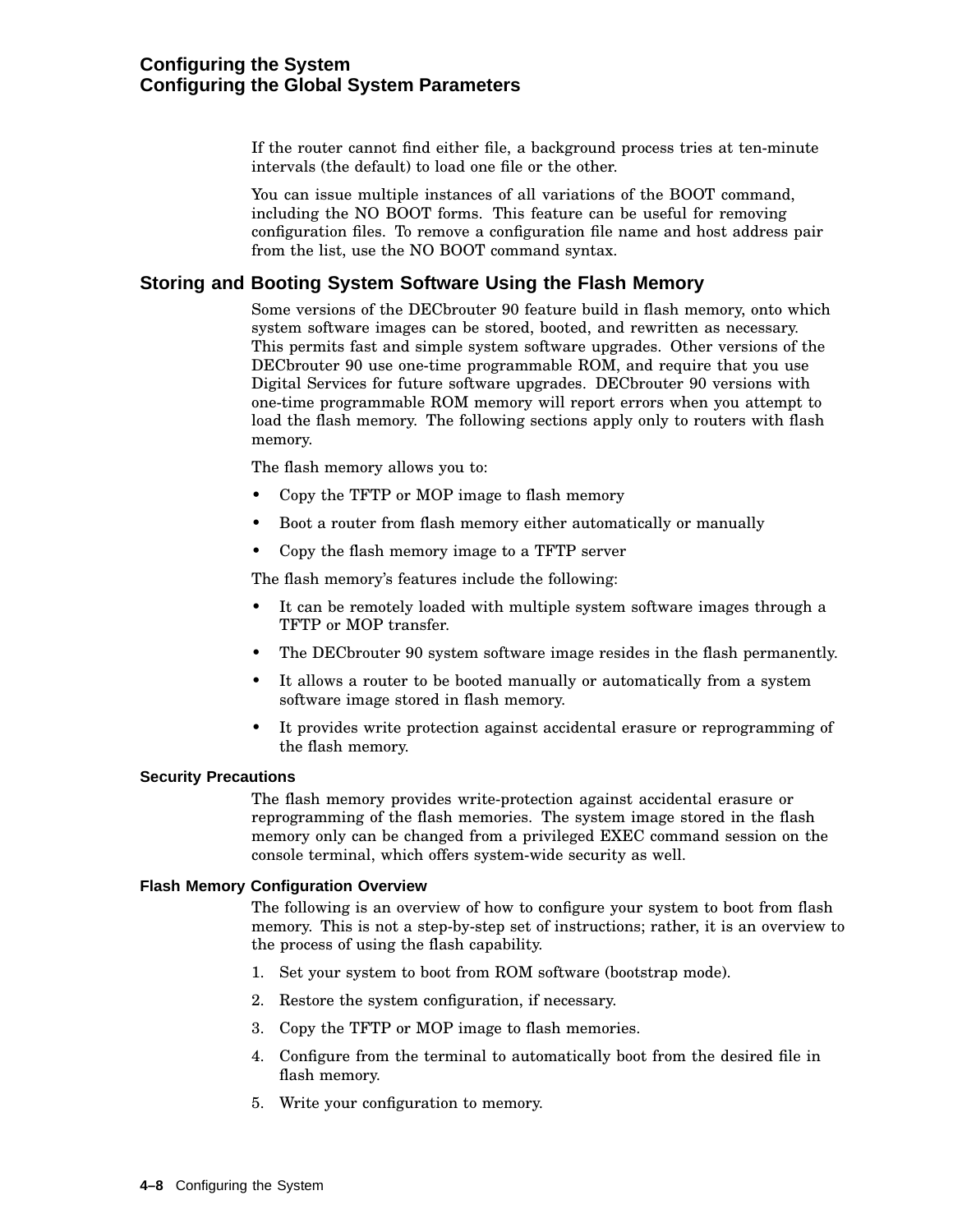If the router cannot find either file, a background process tries at ten-minute intervals (the default) to load one file or the other.

You can issue multiple instances of all variations of the BOOT command, including the NO BOOT forms. This feature can be useful for removing configuration files. To remove a configuration file name and host address pair from the list, use the NO BOOT command syntax.

## Storing and Booting System Software Using the Flash Memory

Some versions of the DECbrouter 90 feature build in flash memory, onto which system software images can be stored, booted, and rewritten as necessary. This permits fast and simple system software upgrades. Other versions of the DECbrouter 90 use one-time programmable ROM, and require that you use Digital Services for future software upgrades. DECbrouter 90 versions with one-time programmable ROM memory will report errors when you attempt to load the flash memory. The following sections apply only to routers with flash memory.

The flash memory allows you to:

- Copy the TFTP or MOP image to flash memory
- Boot a router from flash memory either automatically or manually
- Copy the flash memory image to a TFTP server

The flash memory's features include the following:

- It can be remotely loaded with multiple system software images through a TFTP or MOP transfer.
- The DECbrouter 90 system software image resides in the flash permanently.
- It allows a router to be booted manually or automatically from a system software image stored in flash memory.
- It provides write protection against accidental erasure or reprogramming of the flash memory.

### Security Precautions

The flash memory provides write-protection against accidental erasure or reprogramming of the flash memories. The system image stored in the flash memory only can be changed from a privileged EXEC command session on the console terminal, which offers system-wide security as well.

### Flash Memory Configuration Overview

The following is an overview of how to configure your system to boot from flash memory. This is not a step-by-step set of instructions; rather, it is an overview to the process of using the flash capability.

1. Set your system to boot from ROM software (bootstrap mode).
2. Restore the system configuration, if necessary.
3. Copy the TFTP or MOP image to flash memories.
4. Configure from the terminal to automatically boot from the desired file in flash memory.
5. Write your configuration to memory.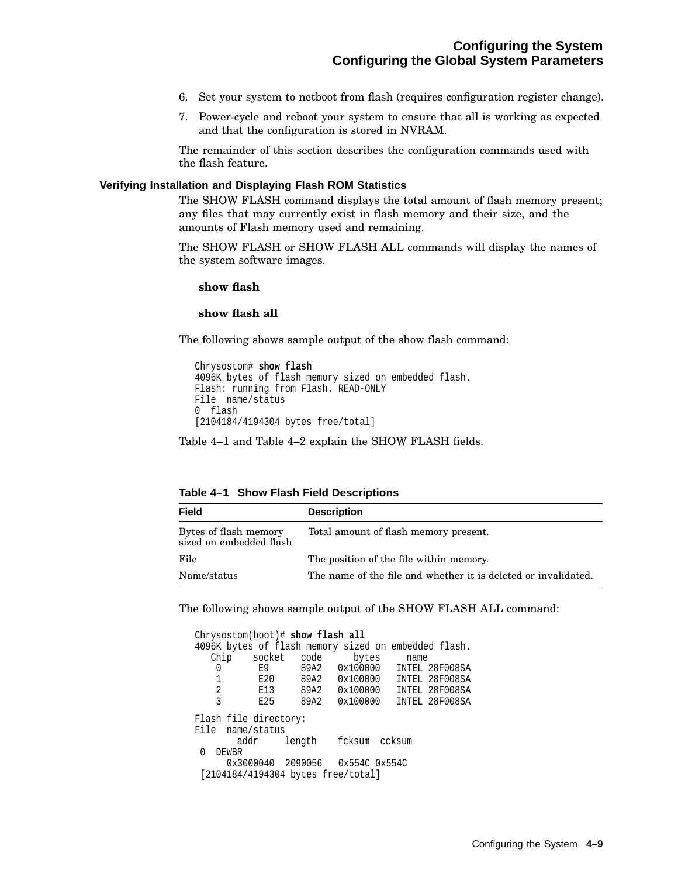6. Set your system to netboot from flash (requires configuration register change).
7. Power-cycle and reboot your system to ensure that all is working as expected and that the configuration is stored in NVRAM.

The remainder of this section describes the configuration commands used with the flash feature.

### Verifying Installation and Displaying Flash ROM Statistics

The SHOW FLASH command displays the total amount of flash memory present; any files that may currently exist in flash memory and their size, and the amounts of Flash memory used and remaining.

The SHOW FLASH or SHOW FLASH ALL commands will display the names of the system software images.

**show flash**

**show flash all**

The following shows sample output of the show flash command:

```
Chrysostom# show flash
4096K bytes of flash memory sized on embedded flash.
Flash: running from Flash. READ-ONLY
File  name/status
0  flash
[2104184/4194304 bytes free/total]
```

Table 4–1 and Table 4–2 explain the SHOW FLASH fields.

**Table 4–1 Show Flash Field Descriptions**

| Field | Description |
|---|---|
| Bytes of flash memory sized on embedded flash | Total amount of flash memory present. |
| File | The position of the file within memory. |
| Name/status | The name of the file and whether it is deleted or invalidated. |

The following shows sample output of the SHOW FLASH ALL command:

```
Chrysostom(boot)# show flash all
4096K bytes of flash memory sized on embedded flash.
   Chip    socket   code      bytes     name
    0       E9      89A2   0x100000   INTEL 28F008SA
    1       E20     89A2   0x100000   INTEL 28F008SA
    2       E13     89A2   0x100000   INTEL 28F008SA
    3       E25     89A2   0x100000   INTEL 28F008SA

Flash file directory:
File  name/status
        addr     length    fcksum  ccksum
 0  DEWBR
      0x3000040  2090056   0x554C 0x554C
 [2104184/4194304 bytes free/total]
```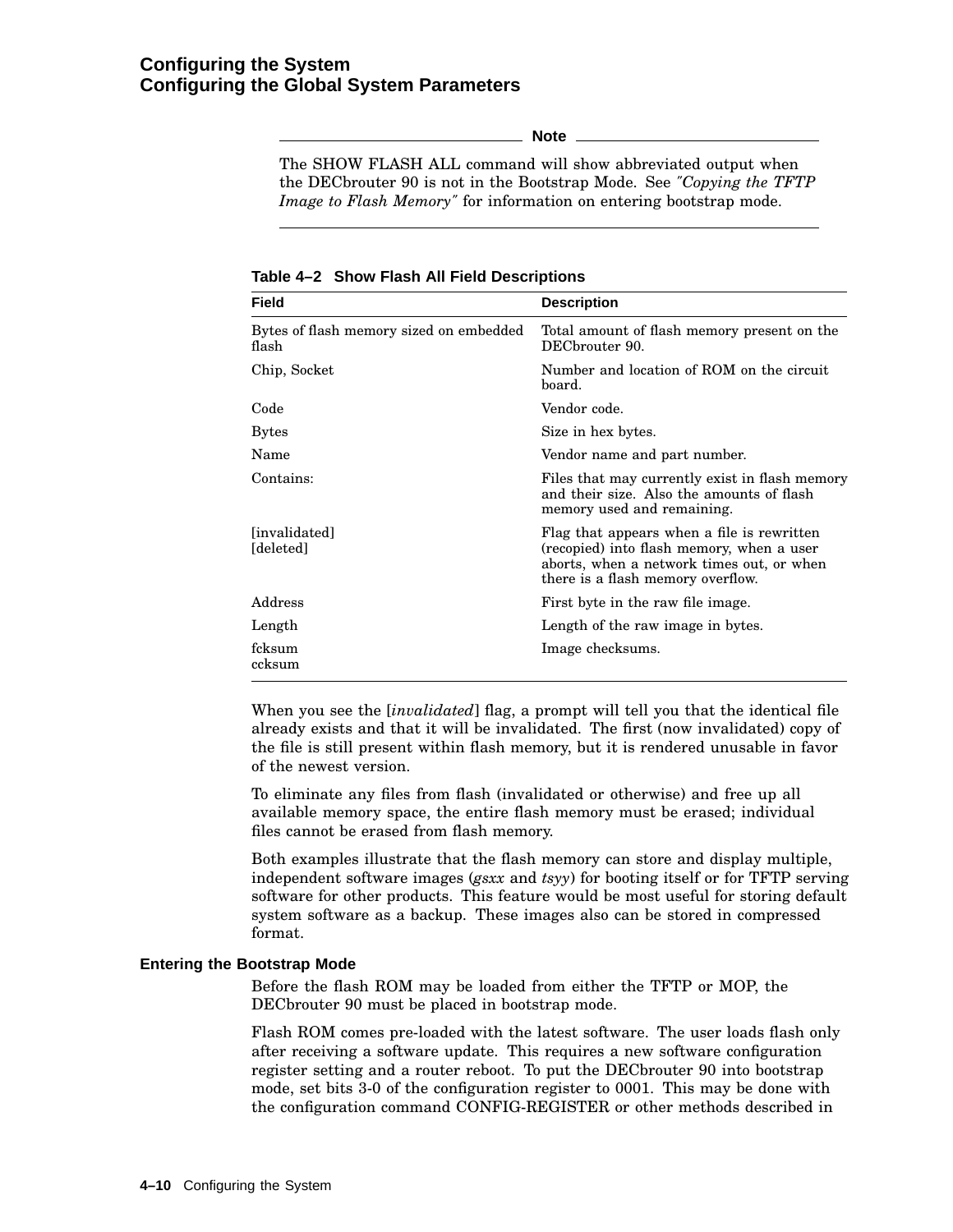---

**Note**

The SHOW FLASH ALL command will show abbreviated output when the DECbrouter 90 is not in the Bootstrap Mode. See *"Copying the TFTP Image to Flash Memory"* for information on entering bootstrap mode.

---

**Table 4–2 Show Flash All Field Descriptions**

| Field | Description |
|---|---|
| Bytes of flash memory sized on embedded flash | Total amount of flash memory present on the DECbrouter 90. |
| Chip, Socket | Number and location of ROM on the circuit board. |
| Code | Vendor code. |
| Bytes | Size in hex bytes. |
| Name | Vendor name and part number. |
| Contains: | Files that may currently exist in flash memory and their size. Also the amounts of flash memory used and remaining. |
| [invalidated] [deleted] | Flag that appears when a file is rewritten (recopied) into flash memory, when a user aborts, when a network times out, or when there is a flash memory overflow. |
| Address | First byte in the raw file image. |
| Length | Length of the raw image in bytes. |
| fcksum ccksum | Image checksums. |

When you see the [*invalidated*] flag, a prompt will tell you that the identical file already exists and that it will be invalidated. The first (now invalidated) copy of the file is still present within flash memory, but it is rendered unusable in favor of the newest version.

To eliminate any files from flash (invalidated or otherwise) and free up all available memory space, the entire flash memory must be erased; individual files cannot be erased from flash memory.

Both examples illustrate that the flash memory can store and display multiple, independent software images (*gsxx* and *tsyy*) for booting itself or for TFTP serving software for other products. This feature would be most useful for storing default system software as a backup. These images also can be stored in compressed format.

### Entering the Bootstrap Mode

Before the flash ROM may be loaded from either the TFTP or MOP, the DECbrouter 90 must be placed in bootstrap mode.

Flash ROM comes pre-loaded with the latest software. The user loads flash only after receiving a software update. This requires a new software configuration register setting and a router reboot. To put the DECbrouter 90 into bootstrap mode, set bits 3-0 of the configuration register to 0001. This may be done with the configuration command CONFIG-REGISTER or other methods described in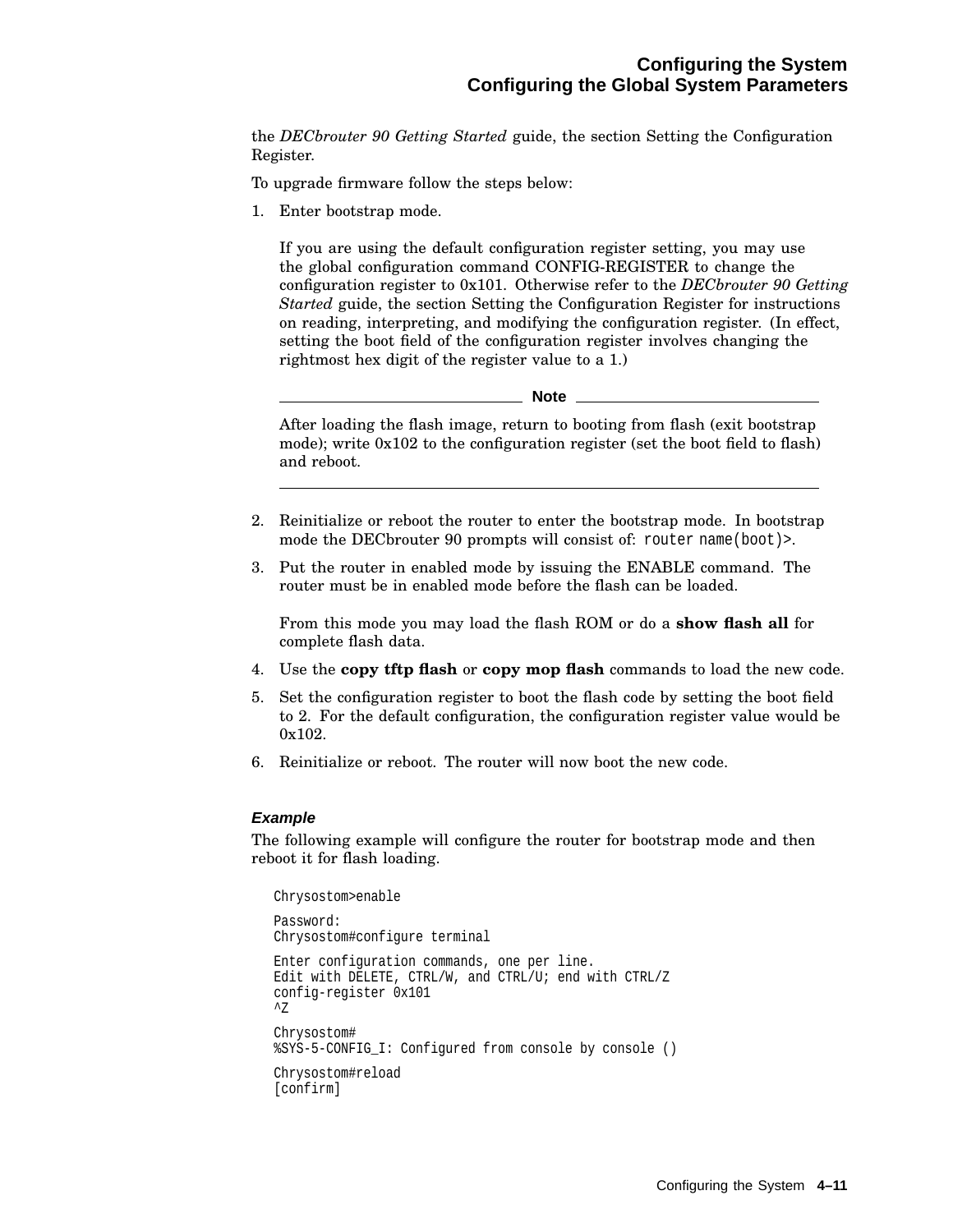the *DECbrouter 90 Getting Started* guide, the section Setting the Configuration Register.

To upgrade firmware follow the steps below:

1. Enter bootstrap mode.

   If you are using the default configuration register setting, you may use the global configuration command CONFIG-REGISTER to change the configuration register to 0x101. Otherwise refer to the *DECbrouter 90 Getting Started* guide, the section Setting the Configuration Register for instructions on reading, interpreting, and modifying the configuration register. (In effect, setting the boot field of the configuration register involves changing the rightmost hex digit of the register value to a 1.)

   ---
   **Note**

   After loading the flash image, return to booting from flash (exit bootstrap mode); write 0x102 to the configuration register (set the boot field to flash) and reboot.

   ---

2. Reinitialize or reboot the router to enter the bootstrap mode. In bootstrap mode the DECbrouter 90 prompts will consist of: `router name(boot)>`.
3. Put the router in enabled mode by issuing the ENABLE command. The router must be in enabled mode before the flash can be loaded.

   From this mode you may load the flash ROM or do a **show flash all** for complete flash data.
4. Use the **copy tftp flash** or **copy mop flash** commands to load the new code.
5. Set the configuration register to boot the flash code by setting the boot field to 2. For the default configuration, the configuration register value would be 0x102.
6. Reinitialize or reboot. The router will now boot the new code.

#### *Example*

The following example will configure the router for bootstrap mode and then reboot it for flash loading.

```
Chrysostom>enable

Password:
Chrysostom#configure terminal

Enter configuration commands, one per line.
Edit with DELETE, CTRL/W, and CTRL/U; end with CTRL/Z
config-register 0x101
^Z

Chrysostom#
%SYS-5-CONFIG_I: Configured from console by console ()

Chrysostom#reload
[confirm]
```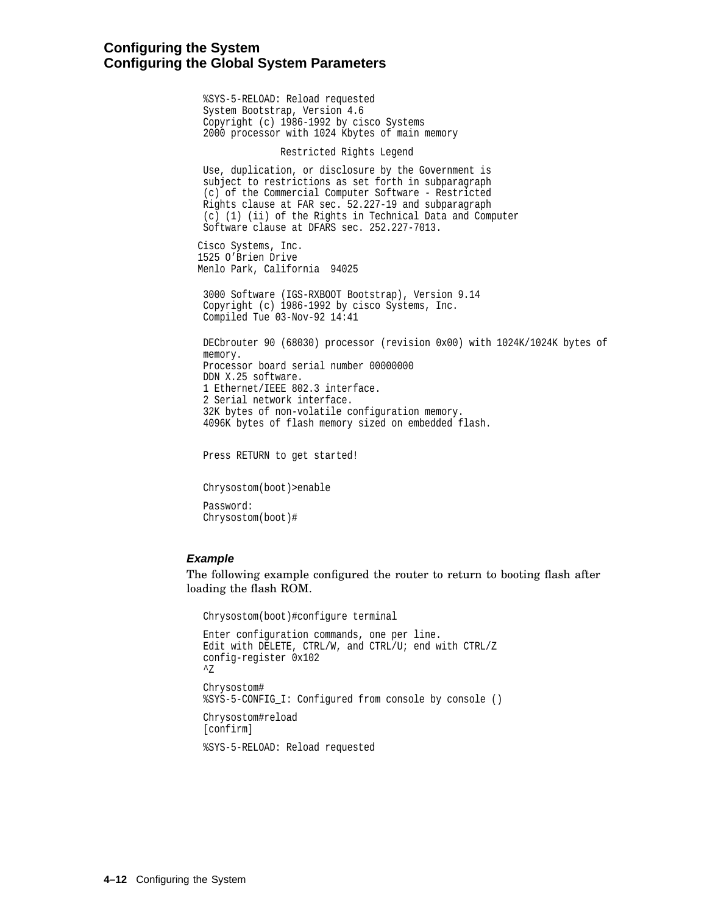```
%SYS-5-RELOAD: Reload requested
System Bootstrap, Version 4.6
Copyright (c) 1986-1992 by cisco Systems
2000 processor with 1024 Kbytes of main memory

              Restricted Rights Legend

Use, duplication, or disclosure by the Government is
subject to restrictions as set forth in subparagraph
(c) of the Commercial Computer Software - Restricted
Rights clause at FAR sec. 52.227-19 and subparagraph
(c) (1) (ii) of the Rights in Technical Data and Computer
Software clause at DFARS sec. 252.227-7013.

Cisco Systems, Inc.
1525 O'Brien Drive
Menlo Park, California  94025

3000 Software (IGS-RXBOOT Bootstrap), Version 9.14
Copyright (c) 1986-1992 by cisco Systems, Inc.
Compiled Tue 03-Nov-92 14:41

DECbrouter 90 (68030) processor (revision 0x00) with 1024K/1024K bytes of
memory.
Processor board serial number 00000000
DDN X.25 software.
1 Ethernet/IEEE 802.3 interface.
2 Serial network interface.
32K bytes of non-volatile configuration memory.
4096K bytes of flash memory sized on embedded flash.


Press RETURN to get started!


Chrysostom(boot)>enable

Password:
Chrysostom(boot)#
```

#### *Example*

The following example configured the router to return to booting flash after loading the flash ROM.

```
Chrysostom(boot)#configure terminal

Enter configuration commands, one per line.
Edit with DELETE, CTRL/W, and CTRL/U; end with CTRL/Z
config-register 0x102
^Z

Chrysostom#
%SYS-5-CONFIG_I: Configured from console by console ()

Chrysostom#reload
[confirm]

%SYS-5-RELOAD: Reload requested
```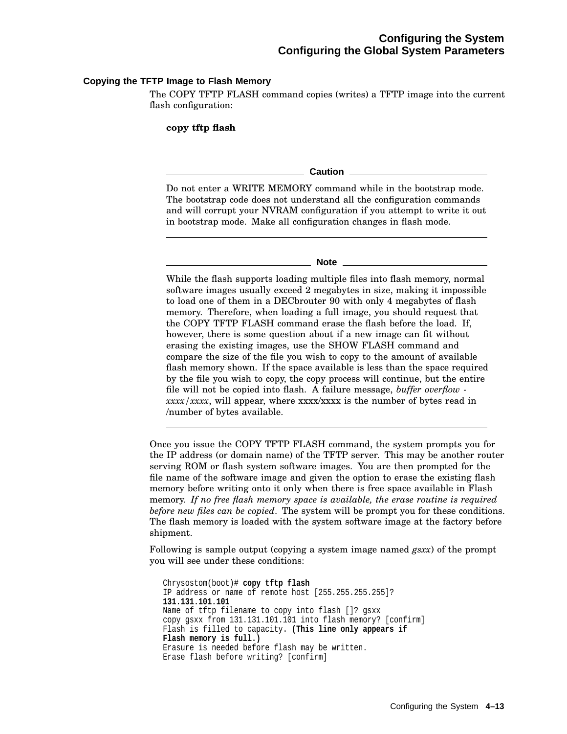### Copying the TFTP Image to Flash Memory

The COPY TFTP FLASH command copies (writes) a TFTP image into the current flash configuration:

**copy tftp flash**

---

**Caution**

Do not enter a WRITE MEMORY command while in the bootstrap mode. The bootstrap code does not understand all the configuration commands and will corrupt your NVRAM configuration if you attempt to write it out in bootstrap mode. Make all configuration changes in flash mode.

---

**Note**

While the flash supports loading multiple files into flash memory, normal software images usually exceed 2 megabytes in size, making it impossible to load one of them in a DECbrouter 90 with only 4 megabytes of flash memory. Therefore, when loading a full image, you should request that the COPY TFTP FLASH command erase the flash before the load. If, however, there is some question about if a new image can fit without erasing the existing images, use the SHOW FLASH command and compare the size of the file you wish to copy to the amount of available flash memory shown. If the space available is less than the space required by the file you wish to copy, the copy process will continue, but the entire file will not be copied into flash. A failure message, *buffer overflow - xxxx/xxxx*, will appear, where xxxx/xxxx is the number of bytes read in /number of bytes available.

---

Once you issue the COPY TFTP FLASH command, the system prompts you for the IP address (or domain name) of the TFTP server. This may be another router serving ROM or flash system software images. You are then prompted for the file name of the software image and given the option to erase the existing flash memory before writing onto it only when there is free space available in Flash memory. *If no free flash memory space is available, the erase routine is required before new files can be copied*. The system will be prompt you for these conditions. The flash memory is loaded with the system software image at the factory before shipment.

Following is sample output (copying a system image named *gsxx*) of the prompt you will see under these conditions:

```
Chrysostom(boot)# copy tftp flash
IP address or name of remote host [255.255.255.255]?
131.131.101.101
Name of tftp filename to copy into flash []? gsxx
copy gsxx from 131.131.101.101 into flash memory? [confirm]
Flash is filled to capacity. (This line only appears if
Flash memory is full.)
Erasure is needed before flash may be written.
Erase flash before writing? [confirm]
```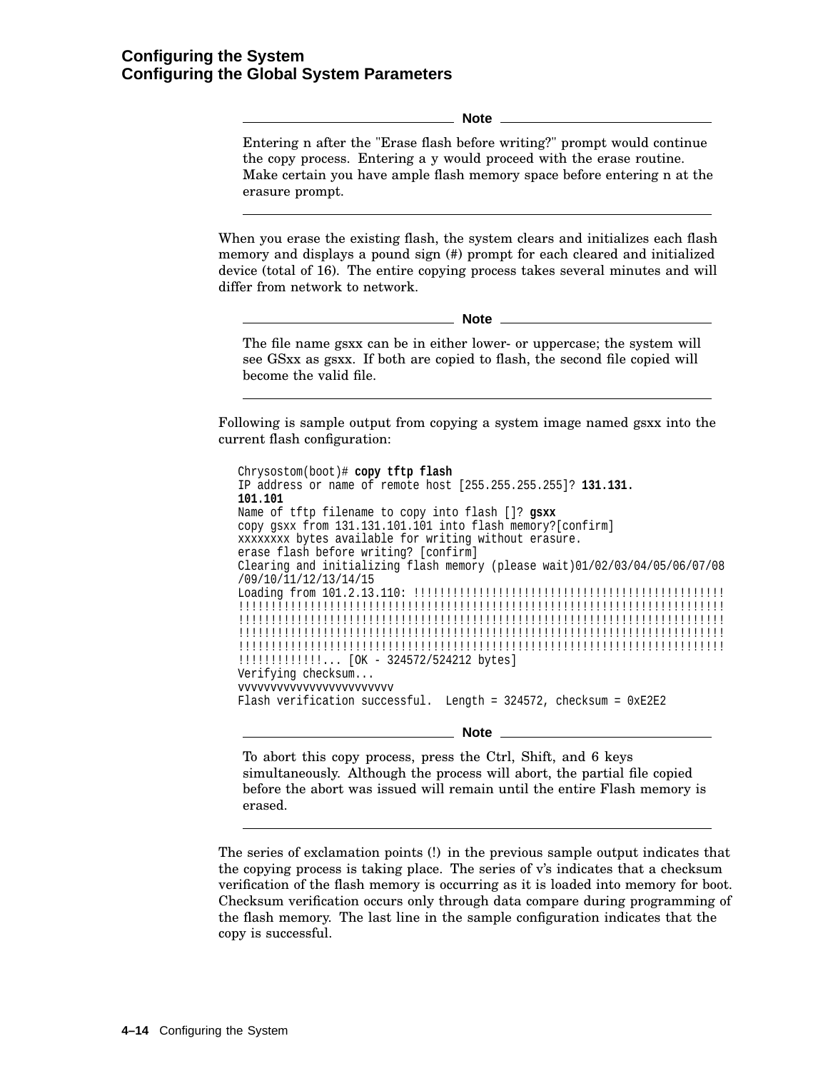**Note**

Entering n after the "Erase flash before writing?" prompt would continue the copy process. Entering a y would proceed with the erase routine. Make certain you have ample flash memory space before entering n at the erasure prompt.

---

When you erase the existing flash, the system clears and initializes each flash memory and displays a pound sign (#) prompt for each cleared and initialized device (total of 16). The entire copying process takes several minutes and will differ from network to network.

**Note**

The file name gsxx can be in either lower- or uppercase; the system will see GSxx as gsxx. If both are copied to flash, the second file copied will become the valid file.

---

Following is sample output from copying a system image named gsxx into the current flash configuration:

```
Chrysostom(boot)# copy tftp flash
IP address or name of remote host [255.255.255.255]? 131.131.
101.101
Name of tftp filename to copy into flash []? gsxx
copy gsxx from 131.131.101.101 into flash memory?[confirm]
xxxxxxxx bytes available for writing without erasure.
erase flash before writing? [confirm]
Clearing and initializing flash memory (please wait)01/02/03/04/05/06/07/08
/09/10/11/12/13/14/15
Loading from 101.2.13.110: !!!!!!!!!!!!!!!!!!!!!!!!!!!!!!!!!!!!!!!!!!!!!!!!!!
!!!!!!!!!!!!!!!!!!!!!!!!!!!!!!!!!!!!!!!!!!!!!!!!!!!!!!!!!!!!!!!!!!!!!!!!!!!!
!!!!!!!!!!!!!!!!!!!!!!!!!!!!!!!!!!!!!!!!!!!!!!!!!!!!!!!!!!!!!!!!!!!!!!!!!!!!
!!!!!!!!!!!!!!!!!!!!!!!!!!!!!!!!!!!!!!!!!!!!!!!!!!!!!!!!!!!!!!!!!!!!!!!!!!!!
!!!!!!!!!!!!!!!!!!!!!!!!!!!!!!!!!!!!!!!!!!!!!!!!!!!!!!!!!!!!!!!!!!!!!!!!!!!!
!!!!!!!!!!!!!... [OK - 324572/524212 bytes]
Verifying checksum...
vvvvvvvvvvvvvvvvvvvvvvv
Flash verification successful.  Length = 324572, checksum = 0xE2E2
```

**Note**

To abort this copy process, press the Ctrl, Shift, and 6 keys simultaneously. Although the process will abort, the partial file copied before the abort was issued will remain until the entire Flash memory is erased.

---

The series of exclamation points (!) in the previous sample output indicates that the copying process is taking place. The series of v's indicates that a checksum verification of the flash memory is occurring as it is loaded into memory for boot. Checksum verification occurs only through data compare during programming of the flash memory. The last line in the sample configuration indicates that the copy is successful.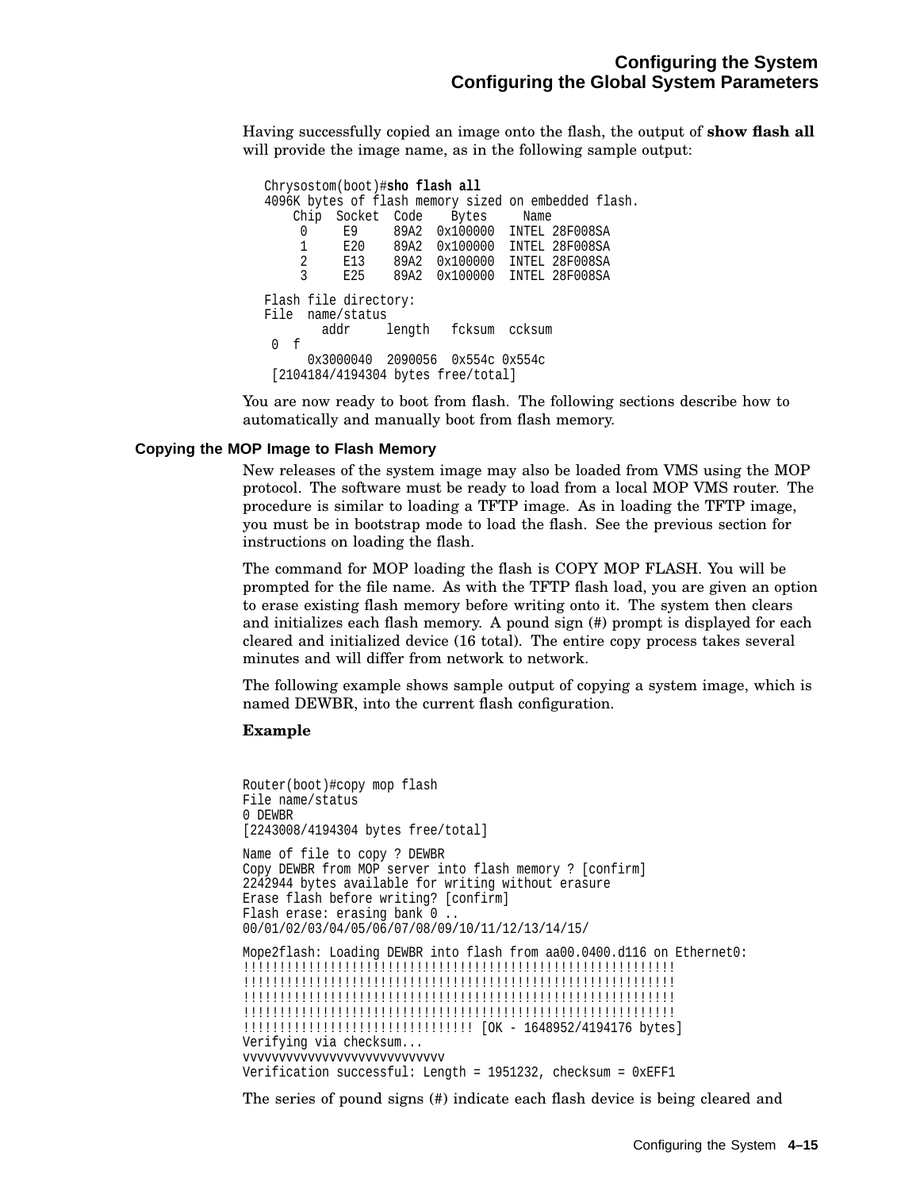Having successfully copied an image onto the flash, the output of **show flash all** will provide the image name, as in the following sample output:

```
Chrysostom(boot)#sho flash all
4096K bytes of flash memory sized on embedded flash.
    Chip  Socket  Code    Bytes     Name
     0     E9     89A2  0x100000  INTEL 28F008SA
     1     E20    89A2  0x100000  INTEL 28F008SA
     2     E13    89A2  0x100000  INTEL 28F008SA
     3     E25    89A2  0x100000  INTEL 28F008SA

Flash file directory:
File  name/status
        addr     length   fcksum  ccksum
 0  f
      0x3000040  2090056  0x554c 0x554c
 [2104184/4194304 bytes free/total]
```

You are now ready to boot from flash. The following sections describe how to automatically and manually boot from flash memory.

### Copying the MOP Image to Flash Memory

New releases of the system image may also be loaded from VMS using the MOP protocol. The software must be ready to load from a local MOP VMS router. The procedure is similar to loading a TFTP image. As in loading the TFTP image, you must be in bootstrap mode to load the flash. See the previous section for instructions on loading the flash.

The command for MOP loading the flash is COPY MOP FLASH. You will be prompted for the file name. As with the TFTP flash load, you are given an option to erase existing flash memory before writing onto it. The system then clears and initializes each flash memory. A pound sign (#) prompt is displayed for each cleared and initialized device (16 total). The entire copy process takes several minutes and will differ from network to network.

The following example shows sample output of copying a system image, which is named DEWBR, into the current flash configuration.

**Example**

```
Router(boot)#copy mop flash
File name/status
0 DEWBR
[2243008/4194304 bytes free/total]

Name of file to copy ? DEWBR
Copy DEWBR from MOP server into flash memory ? [confirm]
2242944 bytes available for writing without erasure
Erase flash before writing? [confirm]
Flash erase: erasing bank 0 ..
00/01/02/03/04/05/06/07/08/09/10/11/12/13/14/15/

Mope2flash: Loading DEWBR into flash from aa00.0400.d116 on Ethernet0:
!!!!!!!!!!!!!!!!!!!!!!!!!!!!!!!!!!!!!!!!!!!!!!!!!!!!!!!!!!!!!!!
!!!!!!!!!!!!!!!!!!!!!!!!!!!!!!!!!!!!!!!!!!!!!!!!!!!!!!!!!!!!!!!
!!!!!!!!!!!!!!!!!!!!!!!!!!!!!!!!!!!!!!!!!!!!!!!!!!!!!!!!!!!!!!!
!!!!!!!!!!!!!!!!!!!!!!!!!!!!!!!!!!!!!!!!!!!!!!!!!!!!!!!!!!!!!!!
!!!!!!!!!!!!!!!!!!!!!!!!!!!!!!!!! [OK - 1648952/4194176 bytes]
Verifying via checksum...
vvvvvvvvvvvvvvvvvvvvvvvvvvvv
Verification successful: Length = 1951232, checksum = 0xEFF1
```

The series of pound signs (#) indicate each flash device is being cleared and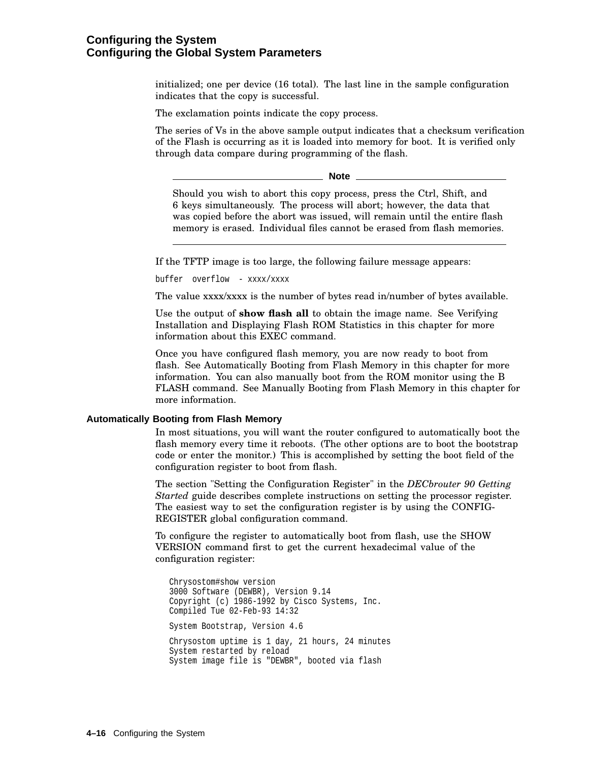initialized; one per device (16 total). The last line in the sample configuration indicates that the copy is successful.

The exclamation points indicate the copy process.

The series of Vs in the above sample output indicates that a checksum verification of the Flash is occurring as it is loaded into memory for boot. It is verified only through data compare during programming of the flash.

**Note**

Should you wish to abort this copy process, press the Ctrl, Shift, and 6 keys simultaneously. The process will abort; however, the data that was copied before the abort was issued, will remain until the entire flash memory is erased. Individual files cannot be erased from flash memories.

---

If the TFTP image is too large, the following failure message appears:

```
buffer  overflow  - xxxx/xxxx
```

The value xxxx/xxxx is the number of bytes read in/number of bytes available.

Use the output of **show flash all** to obtain the image name. See Verifying Installation and Displaying Flash ROM Statistics in this chapter for more information about this EXEC command.

Once you have configured flash memory, you are now ready to boot from flash. See Automatically Booting from Flash Memory in this chapter for more information. You can also manually boot from the ROM monitor using the B FLASH command. See Manually Booting from Flash Memory in this chapter for more information.

### Automatically Booting from Flash Memory

In most situations, you will want the router configured to automatically boot the flash memory every time it reboots. (The other options are to boot the bootstrap code or enter the monitor.) This is accomplished by setting the boot field of the configuration register to boot from flash.

The section "Setting the Configuration Register" in the *DECbrouter 90 Getting Started* guide describes complete instructions on setting the processor register. The easiest way to set the configuration register is by using the CONFIG-REGISTER global configuration command.

To configure the register to automatically boot from flash, use the SHOW VERSION command first to get the current hexadecimal value of the configuration register:

```
Chrysostom#show version
3000 Software (DEWBR), Version 9.14
Copyright (c) 1986-1992 by Cisco Systems, Inc.
Compiled Tue 02-Feb-93 14:32

System Bootstrap, Version 4.6

Chrysostom uptime is 1 day, 21 hours, 24 minutes
System restarted by reload
System image file is "DEWBR", booted via flash
```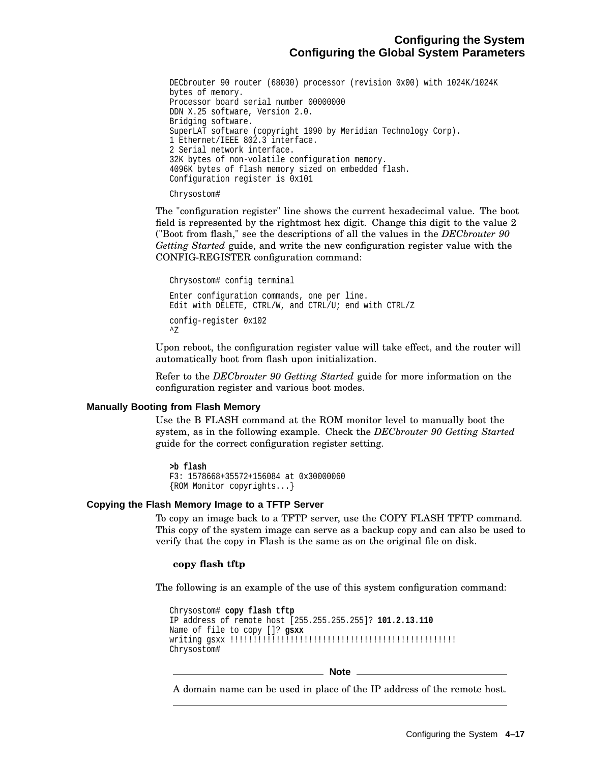```
DECbrouter 90 router (68030) processor (revision 0x00) with 1024K/1024K
bytes of memory.
Processor board serial number 00000000
DDN X.25 software, Version 2.0.
Bridging software.
SuperLAT software (copyright 1990 by Meridian Technology Corp).
1 Ethernet/IEEE 802.3 interface.
2 Serial network interface.
32K bytes of non-volatile configuration memory.
4096K bytes of flash memory sized on embedded flash.
Configuration register is 0x101

Chrysostom#
```

The "configuration register" line shows the current hexadecimal value. The boot field is represented by the rightmost hex digit. Change this digit to the value 2 ("Boot from flash," see the descriptions of all the values in the *DECbrouter 90 Getting Started* guide, and write the new configuration register value with the CONFIG-REGISTER configuration command:

```
Chrysostom# config terminal

Enter configuration commands, one per line.
Edit with DELETE, CTRL/W, and CTRL/U; end with CTRL/Z

config-register 0x102
^Z
```

Upon reboot, the configuration register value will take effect, and the router will automatically boot from flash upon initialization.

Refer to the *DECbrouter 90 Getting Started* guide for more information on the configuration register and various boot modes.

### Manually Booting from Flash Memory

Use the B FLASH command at the ROM monitor level to manually boot the system, as in the following example. Check the *DECbrouter 90 Getting Started* guide for the correct configuration register setting.

```
>b flash
F3: 1578668+35572+156084 at 0x30000060
{ROM Monitor copyrights...}
```

### Copying the Flash Memory Image to a TFTP Server

To copy an image back to a TFTP server, use the COPY FLASH TFTP command. This copy of the system image can serve as a backup copy and can also be used to verify that the copy in Flash is the same as on the original file on disk.

**copy flash tftp**

The following is an example of the use of this system configuration command:

```
Chrysostom# copy flash tftp
IP address of remote host [255.255.255.255]? 101.2.13.110
Name of file to copy []? gsxx
writing gsxx !!!!!!!!!!!!!!!!!!!!!!!!!!!!!!!!!!!!!!!!!!!!!!!!!!
Chrysostom#
```

**Note**

A domain name can be used in place of the IP address of the remote host.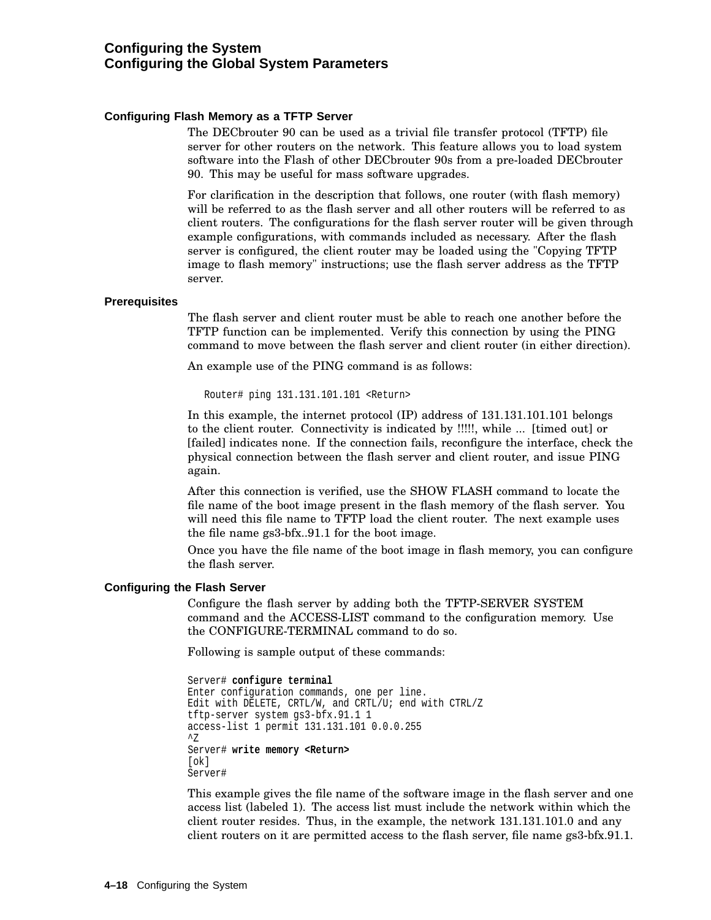### Configuring Flash Memory as a TFTP Server

The DECbrouter 90 can be used as a trivial file transfer protocol (TFTP) file server for other routers on the network. This feature allows you to load system software into the Flash of other DECbrouter 90s from a pre-loaded DECbrouter 90. This may be useful for mass software upgrades.

For clarification in the description that follows, one router (with flash memory) will be referred to as the flash server and all other routers will be referred to as client routers. The configurations for the flash server router will be given through example configurations, with commands included as necessary. After the flash server is configured, the client router may be loaded using the "Copying TFTP image to flash memory" instructions; use the flash server address as the TFTP server.

#### Prerequisites

The flash server and client router must be able to reach one another before the TFTP function can be implemented. Verify this connection by using the PING command to move between the flash server and client router (in either direction).

An example use of the PING command is as follows:

```
Router# ping 131.131.101.101 <Return>
```

In this example, the internet protocol (IP) address of 131.131.101.101 belongs to the client router. Connectivity is indicated by !!!!!, while ... [timed out] or [failed] indicates none. If the connection fails, reconfigure the interface, check the physical connection between the flash server and client router, and issue PING again.

After this connection is verified, use the SHOW FLASH command to locate the file name of the boot image present in the flash memory of the flash server. You will need this file name to TFTP load the client router. The next example uses the file name gs3-bfx..91.1 for the boot image.

Once you have the file name of the boot image in flash memory, you can configure the flash server.

#### Configuring the Flash Server

Configure the flash server by adding both the TFTP-SERVER SYSTEM command and the ACCESS-LIST command to the configuration memory. Use the CONFIGURE-TERMINAL command to do so.

Following is sample output of these commands:

```
Server# configure terminal
Enter configuration commands, one per line.
Edit with DELETE, CRTL/W, and CRTL/U; end with CTRL/Z
tftp-server system gs3-bfx.91.1 1
access-list 1 permit 131.131.101 0.0.0.255
^Z
Server# write memory <Return>
[ok]
Server#
```

This example gives the file name of the software image in the flash server and one access list (labeled 1). The access list must include the network within which the client router resides. Thus, in the example, the network 131.131.101.0 and any client routers on it are permitted access to the flash server, file name gs3-bfx.91.1.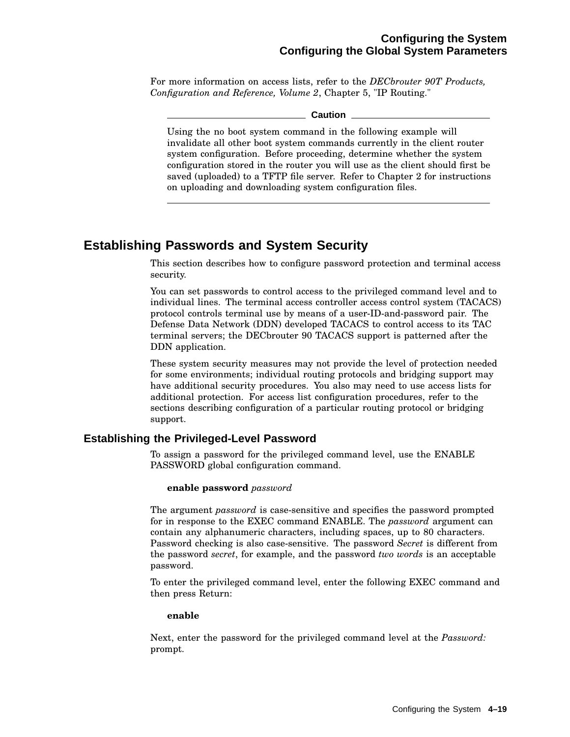For more information on access lists, refer to the *DECbrouter 90T Products, Configuration and Reference, Volume 2*, Chapter 5, "IP Routing."

---

**Caution**

Using the no boot system command in the following example will invalidate all other boot system commands currently in the client router system configuration. Before proceeding, determine whether the system configuration stored in the router you will use as the client should first be saved (uploaded) to a TFTP file server. Refer to Chapter 2 for instructions on uploading and downloading system configuration files.

---

## Establishing Passwords and System Security

This section describes how to configure password protection and terminal access security.

You can set passwords to control access to the privileged command level and to individual lines. The terminal access controller access control system (TACACS) protocol controls terminal use by means of a user-ID-and-password pair. The Defense Data Network (DDN) developed TACACS to control access to its TAC terminal servers; the DECbrouter 90 TACACS support is patterned after the DDN application.

These system security measures may not provide the level of protection needed for some environments; individual routing protocols and bridging support may have additional security procedures. You also may need to use access lists for additional protection. For access list configuration procedures, refer to the sections describing configuration of a particular routing protocol or bridging support.

### Establishing the Privileged-Level Password

To assign a password for the privileged command level, use the ENABLE PASSWORD global configuration command.

**enable password** *password*

The argument *password* is case-sensitive and specifies the password prompted for in response to the EXEC command ENABLE. The *password* argument can contain any alphanumeric characters, including spaces, up to 80 characters. Password checking is also case-sensitive. The password *Secret* is different from the password *secret*, for example, and the password *two words* is an acceptable password.

To enter the privileged command level, enter the following EXEC command and then press Return:

**enable**

Next, enter the password for the privileged command level at the *Password:* prompt.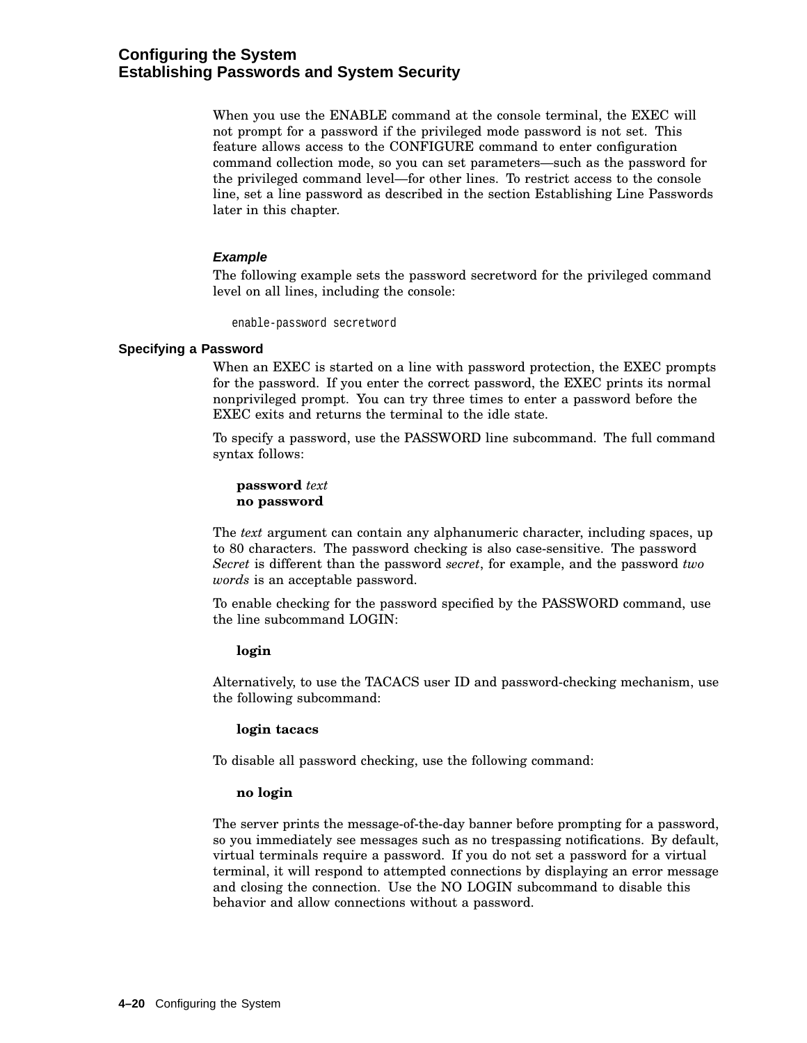When you use the ENABLE command at the console terminal, the EXEC will not prompt for a password if the privileged mode password is not set. This feature allows access to the CONFIGURE command to enter configuration command collection mode, so you can set parameters—such as the password for the privileged command level—for other lines. To restrict access to the console line, set a line password as described in the section Establishing Line Passwords later in this chapter.

#### *Example*

The following example sets the password secretword for the privileged command level on all lines, including the console:

```
enable-password secretword
```

### Specifying a Password

When an EXEC is started on a line with password protection, the EXEC prompts for the password. If you enter the correct password, the EXEC prints its normal nonprivileged prompt. You can try three times to enter a password before the EXEC exits and returns the terminal to the idle state.

To specify a password, use the PASSWORD line subcommand. The full command syntax follows:

**password** *text*
**no password**

The *text* argument can contain any alphanumeric character, including spaces, up to 80 characters. The password checking is also case-sensitive. The password *Secret* is different than the password *secret*, for example, and the password *two words* is an acceptable password.

To enable checking for the password specified by the PASSWORD command, use the line subcommand LOGIN:

**login**

Alternatively, to use the TACACS user ID and password-checking mechanism, use the following subcommand:

**login tacacs**

To disable all password checking, use the following command:

**no login**

The server prints the message-of-the-day banner before prompting for a password, so you immediately see messages such as no trespassing notifications. By default, virtual terminals require a password. If you do not set a password for a virtual terminal, it will respond to attempted connections by displaying an error message and closing the connection. Use the NO LOGIN subcommand to disable this behavior and allow connections without a password.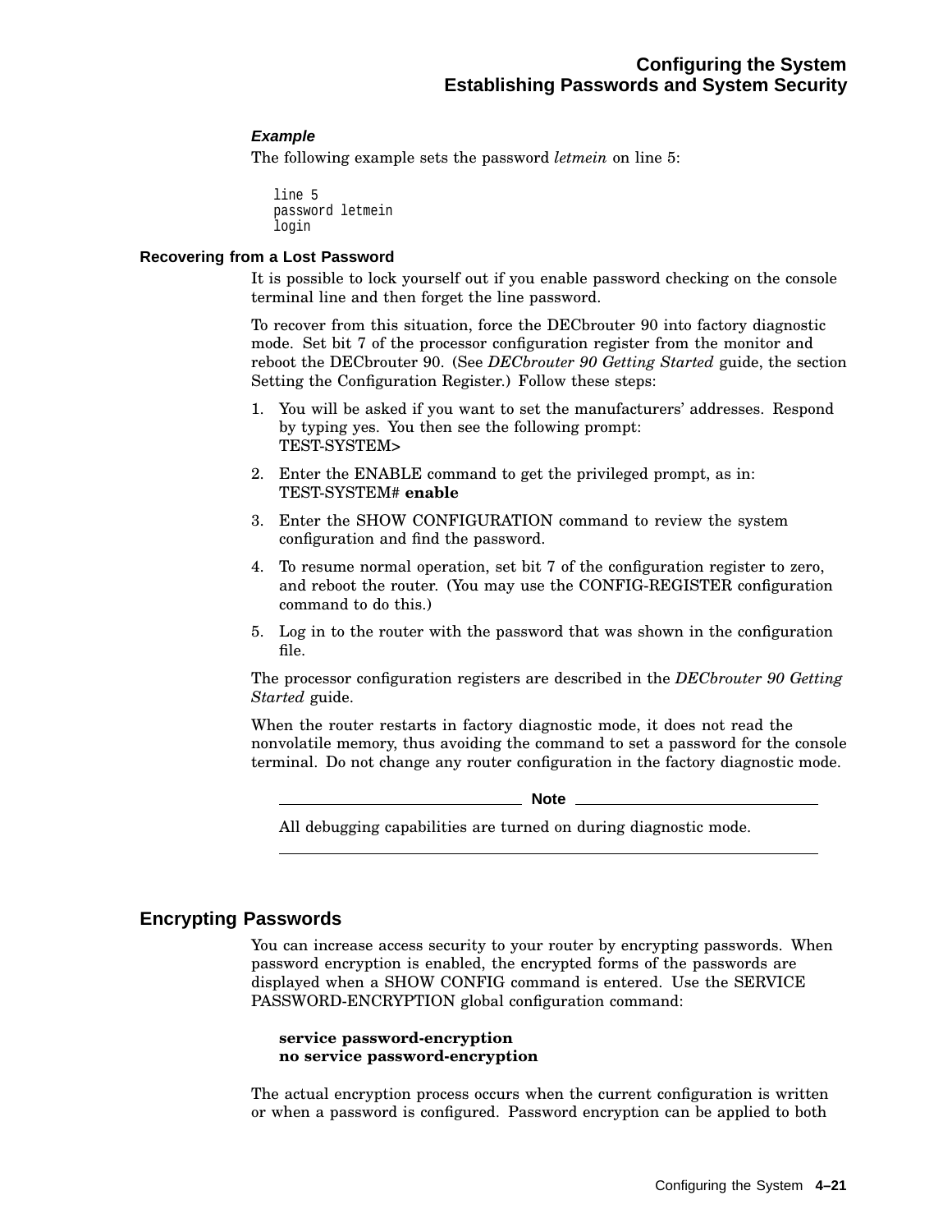#### *Example*

The following example sets the password *letmein* on line 5:

```
line 5
password letmein
login
```

### Recovering from a Lost Password

It is possible to lock yourself out if you enable password checking on the console terminal line and then forget the line password.

To recover from this situation, force the DECbrouter 90 into factory diagnostic mode. Set bit 7 of the processor configuration register from the monitor and reboot the DECbrouter 90. (See *DECbrouter 90 Getting Started* guide, the section Setting the Configuration Register.) Follow these steps:

1. You will be asked if you want to set the manufacturers' addresses. Respond by typing yes. You then see the following prompt:
   TEST-SYSTEM>
2. Enter the ENABLE command to get the privileged prompt, as in:
   TEST-SYSTEM# **enable**
3. Enter the SHOW CONFIGURATION command to review the system configuration and find the password.
4. To resume normal operation, set bit 7 of the configuration register to zero, and reboot the router. (You may use the CONFIG-REGISTER configuration command to do this.)
5. Log in to the router with the password that was shown in the configuration file.

The processor configuration registers are described in the *DECbrouter 90 Getting Started* guide.

When the router restarts in factory diagnostic mode, it does not read the nonvolatile memory, thus avoiding the command to set a password for the console terminal. Do not change any router configuration in the factory diagnostic mode.

---

**Note**

All debugging capabilities are turned on during diagnostic mode.

---

## Encrypting Passwords

You can increase access security to your router by encrypting passwords. When password encryption is enabled, the encrypted forms of the passwords are displayed when a SHOW CONFIG command is entered. Use the SERVICE PASSWORD-ENCRYPTION global configuration command:

**service password-encryption**
**no service password-encryption**

The actual encryption process occurs when the current configuration is written or when a password is configured. Password encryption can be applied to both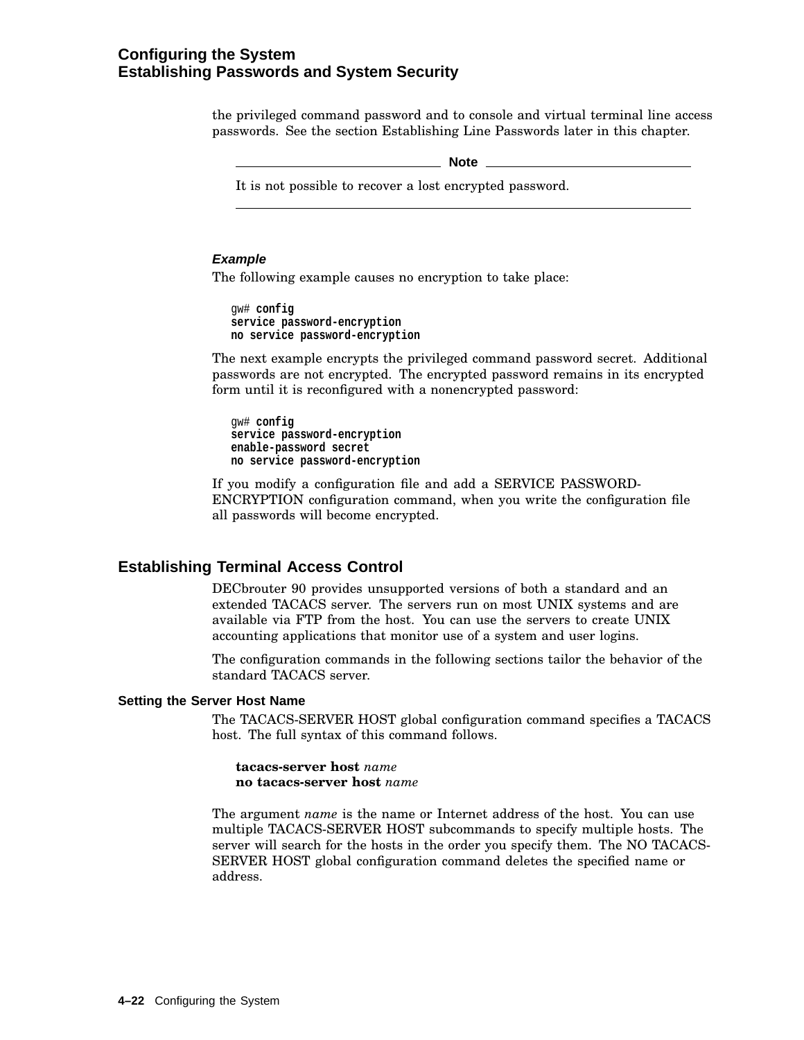the privileged command password and to console and virtual terminal line access passwords. See the section Establishing Line Passwords later in this chapter.

**Note**

It is not possible to recover a lost encrypted password.

#### *Example*

The following example causes no encryption to take place:

```
gw# config
service password-encryption
no service password-encryption
```

The next example encrypts the privileged command password secret. Additional passwords are not encrypted. The encrypted password remains in its encrypted form until it is reconfigured with a nonencrypted password:

```
gw# config
service password-encryption
enable-password secret
no service password-encryption
```

If you modify a configuration file and add a SERVICE PASSWORD-ENCRYPTION configuration command, when you write the configuration file all passwords will become encrypted.

## Establishing Terminal Access Control

DECbrouter 90 provides unsupported versions of both a standard and an extended TACACS server. The servers run on most UNIX systems and are available via FTP from the host. You can use the servers to create UNIX accounting applications that monitor use of a system and user logins.

The configuration commands in the following sections tailor the behavior of the standard TACACS server.

### Setting the Server Host Name

The TACACS-SERVER HOST global configuration command specifies a TACACS host. The full syntax of this command follows.

**tacacs-server host** *name*
**no tacacs-server host** *name*

The argument *name* is the name or Internet address of the host. You can use multiple TACACS-SERVER HOST subcommands to specify multiple hosts. The server will search for the hosts in the order you specify them. The NO TACACS-SERVER HOST global configuration command deletes the specified name or address.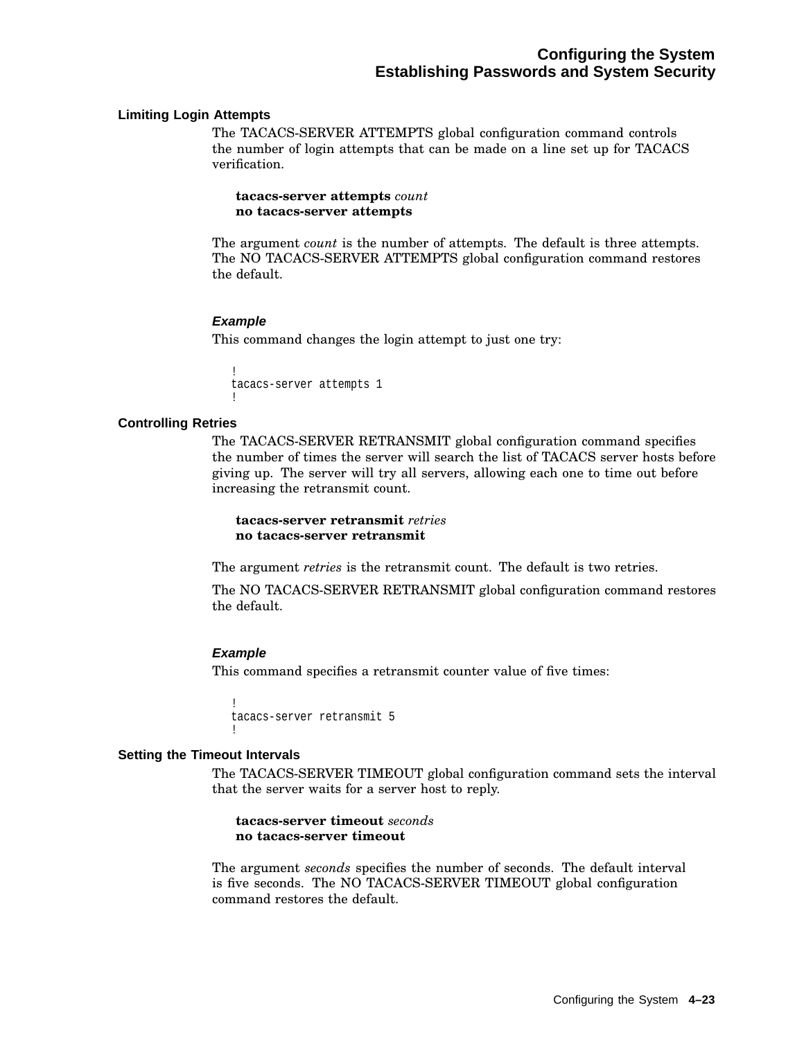### Limiting Login Attempts

The TACACS-SERVER ATTEMPTS global configuration command controls the number of login attempts that can be made on a line set up for TACACS verification.

> **tacacs-server attempts** *count*
> **no tacacs-server attempts**

The argument *count* is the number of attempts. The default is three attempts. The NO TACACS-SERVER ATTEMPTS global configuration command restores the default.

#### *Example*

This command changes the login attempt to just one try:

```
!
tacacs-server attempts 1
!
```

### Controlling Retries

The TACACS-SERVER RETRANSMIT global configuration command specifies the number of times the server will search the list of TACACS server hosts before giving up. The server will try all servers, allowing each one to time out before increasing the retransmit count.

> **tacacs-server retransmit** *retries*
> **no tacacs-server retransmit**

The argument *retries* is the retransmit count. The default is two retries.

The NO TACACS-SERVER RETRANSMIT global configuration command restores the default.

#### *Example*

This command specifies a retransmit counter value of five times:

```
!
tacacs-server retransmit 5
!
```

### Setting the Timeout Intervals

The TACACS-SERVER TIMEOUT global configuration command sets the interval that the server waits for a server host to reply.

> **tacacs-server timeout** *seconds*
> **no tacacs-server timeout**

The argument *seconds* specifies the number of seconds. The default interval is five seconds. The NO TACACS-SERVER TIMEOUT global configuration command restores the default.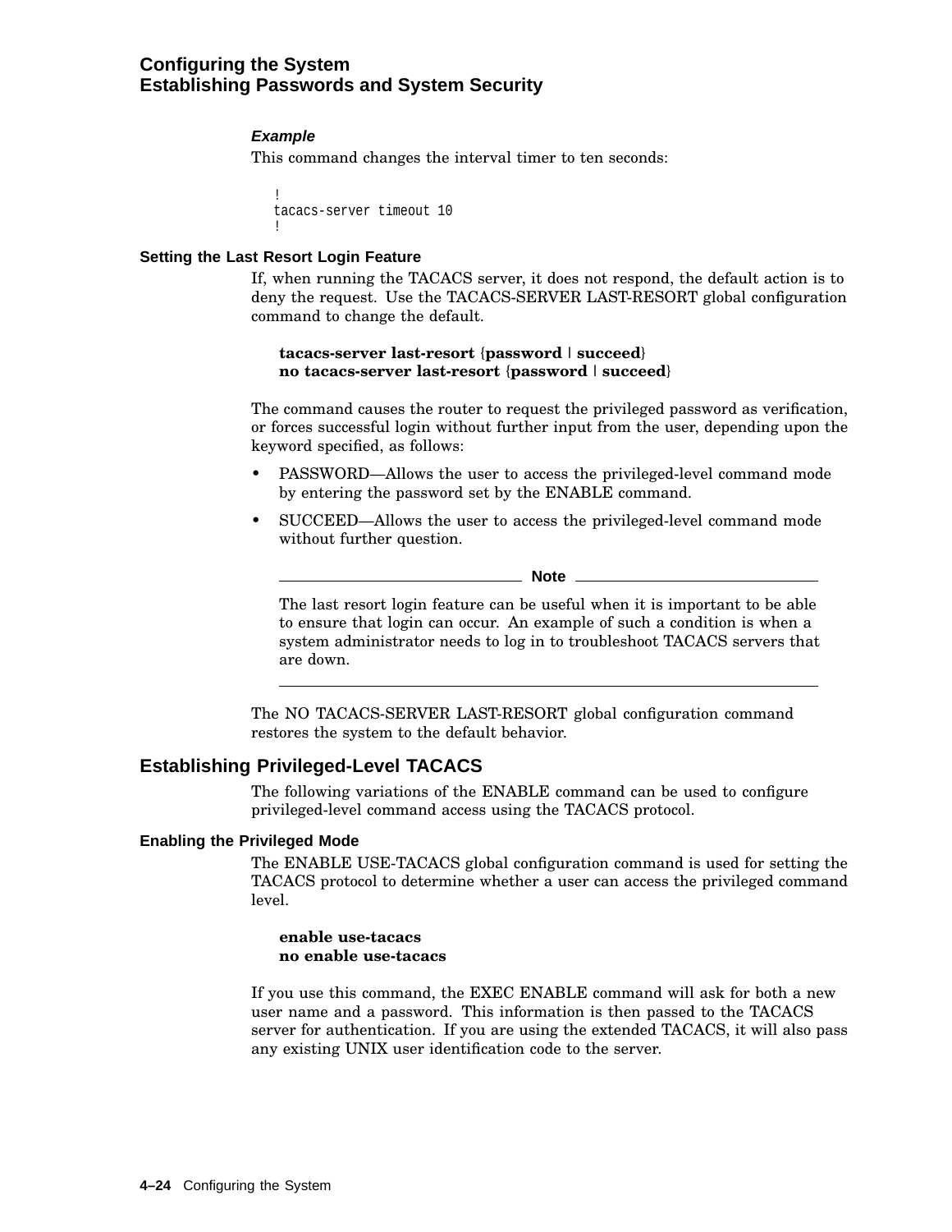#### *Example*

This command changes the interval timer to ten seconds:

```
!
tacacs-server timeout 10
!
```

### Setting the Last Resort Login Feature

If, when running the TACACS server, it does not respond, the default action is to deny the request. Use the TACACS-SERVER LAST-RESORT global configuration command to change the default.

**tacacs-server last-resort** {**password** | **succeed**}
**no tacacs-server last-resort** {**password** | **succeed**}

The command causes the router to request the privileged password as verification, or forces successful login without further input from the user, depending upon the keyword specified, as follows:

- PASSWORD—Allows the user to access the privileged-level command mode by entering the password set by the ENABLE command.
- SUCCEED—Allows the user to access the privileged-level command mode without further question.

---

**Note**

The last resort login feature can be useful when it is important to be able to ensure that login can occur. An example of such a condition is when a system administrator needs to log in to troubleshoot TACACS servers that are down.

---

The NO TACACS-SERVER LAST-RESORT global configuration command restores the system to the default behavior.

## Establishing Privileged-Level TACACS

The following variations of the ENABLE command can be used to configure privileged-level command access using the TACACS protocol.

### Enabling the Privileged Mode

The ENABLE USE-TACACS global configuration command is used for setting the TACACS protocol to determine whether a user can access the privileged command level.

**enable use-tacacs**
**no enable use-tacacs**

If you use this command, the EXEC ENABLE command will ask for both a new user name and a password. This information is then passed to the TACACS server for authentication. If you are using the extended TACACS, it will also pass any existing UNIX user identification code to the server.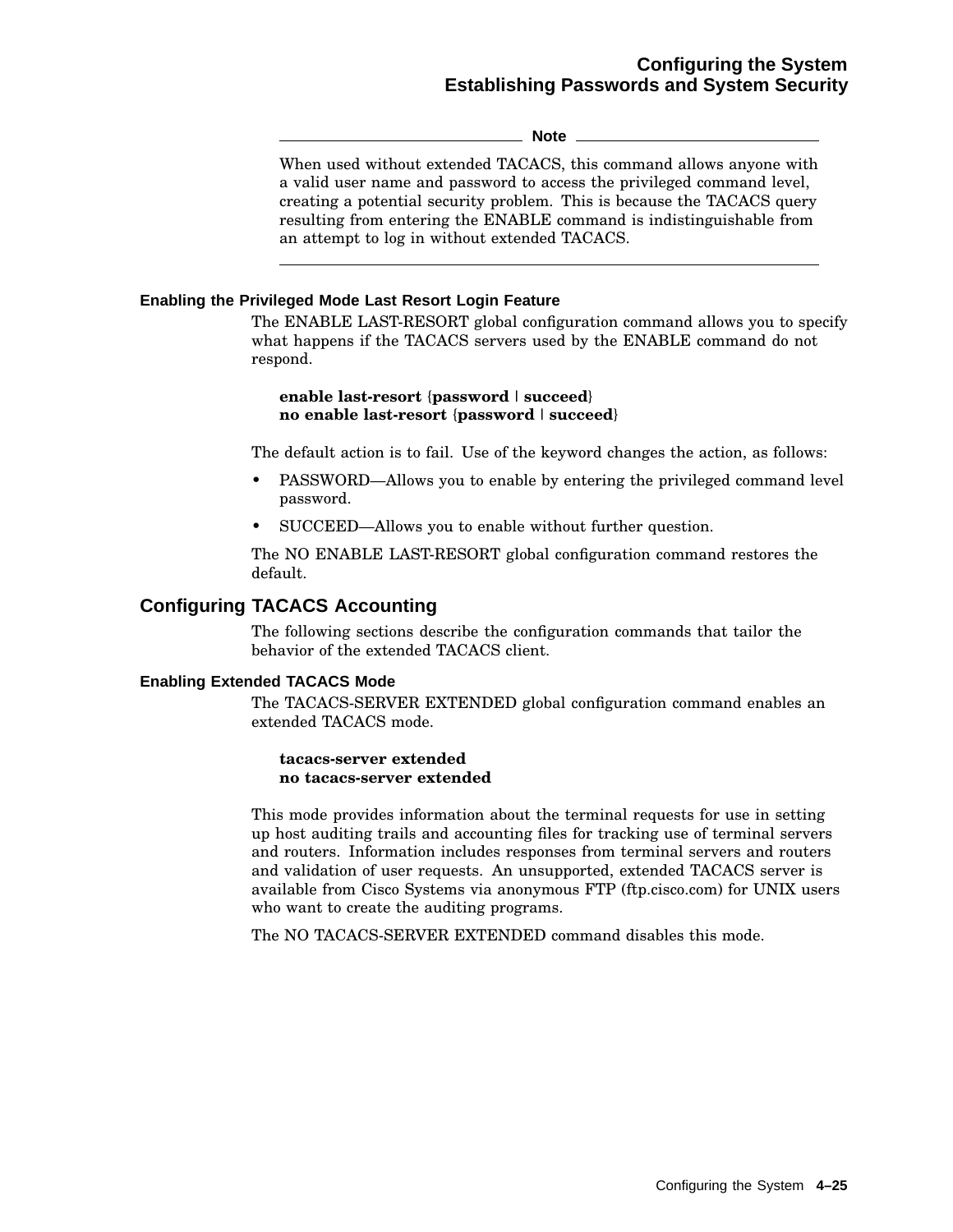**Note**

When used without extended TACACS, this command allows anyone with a valid user name and password to access the privileged command level, creating a potential security problem. This is because the TACACS query resulting from entering the ENABLE command is indistinguishable from an attempt to log in without extended TACACS.

---

### Enabling the Privileged Mode Last Resort Login Feature

The ENABLE LAST-RESORT global configuration command allows you to specify what happens if the TACACS servers used by the ENABLE command do not respond.

**enable last-resort** {**password** | **succeed**}
**no enable last-resort** {**password** | **succeed**}

The default action is to fail. Use of the keyword changes the action, as follows:

- PASSWORD—Allows you to enable by entering the privileged command level password.
- SUCCEED—Allows you to enable without further question.

The NO ENABLE LAST-RESORT global configuration command restores the default.

## Configuring TACACS Accounting

The following sections describe the configuration commands that tailor the behavior of the extended TACACS client.

### Enabling Extended TACACS Mode

The TACACS-SERVER EXTENDED global configuration command enables an extended TACACS mode.

**tacacs-server extended**
**no tacacs-server extended**

This mode provides information about the terminal requests for use in setting up host auditing trails and accounting files for tracking use of terminal servers and routers. Information includes responses from terminal servers and routers and validation of user requests. An unsupported, extended TACACS server is available from Cisco Systems via anonymous FTP (ftp.cisco.com) for UNIX users who want to create the auditing programs.

The NO TACACS-SERVER EXTENDED command disables this mode.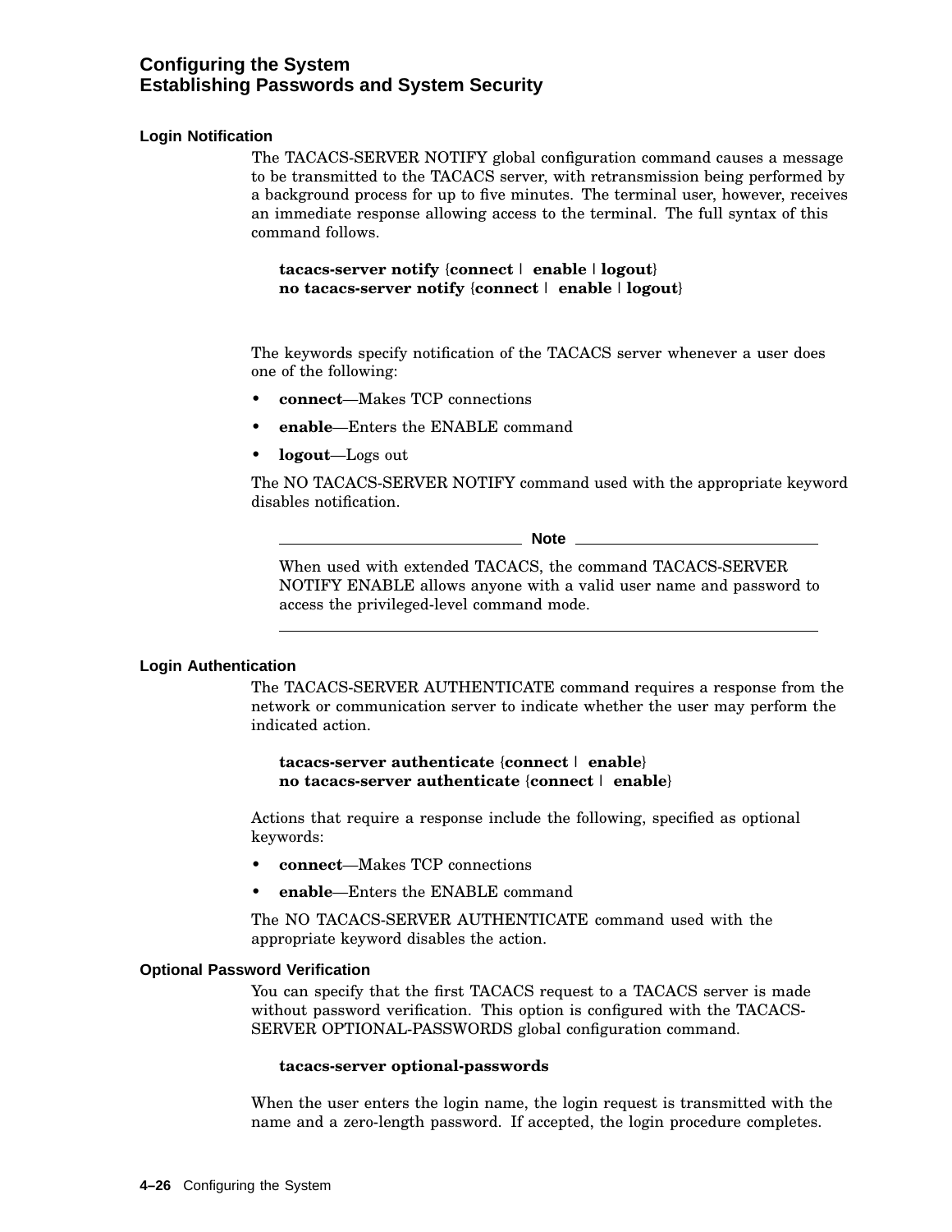### Login Notification

The TACACS-SERVER NOTIFY global configuration command causes a message to be transmitted to the TACACS server, with retransmission being performed by a background process for up to five minutes. The terminal user, however, receives an immediate response allowing access to the terminal. The full syntax of this command follows.

**tacacs-server notify** {**connect** | **enable** | **logout**}
**no tacacs-server notify** {**connect** | **enable** | **logout**}

The keywords specify notification of the TACACS server whenever a user does one of the following:

- **connect**—Makes TCP connections
- **enable**—Enters the ENABLE command
- **logout**—Logs out

The NO TACACS-SERVER NOTIFY command used with the appropriate keyword disables notification.

**Note**

When used with extended TACACS, the command TACACS-SERVER NOTIFY ENABLE allows anyone with a valid user name and password to access the privileged-level command mode.

### Login Authentication

The TACACS-SERVER AUTHENTICATE command requires a response from the network or communication server to indicate whether the user may perform the indicated action.

**tacacs-server authenticate** {**connect** | **enable**}
**no tacacs-server authenticate** {**connect** | **enable**}

Actions that require a response include the following, specified as optional keywords:

- **connect**—Makes TCP connections
- **enable**—Enters the ENABLE command

The NO TACACS-SERVER AUTHENTICATE command used with the appropriate keyword disables the action.

### Optional Password Verification

You can specify that the first TACACS request to a TACACS server is made without password verification. This option is configured with the TACACS-SERVER OPTIONAL-PASSWORDS global configuration command.

**tacacs-server optional-passwords**

When the user enters the login name, the login request is transmitted with the name and a zero-length password. If accepted, the login procedure completes.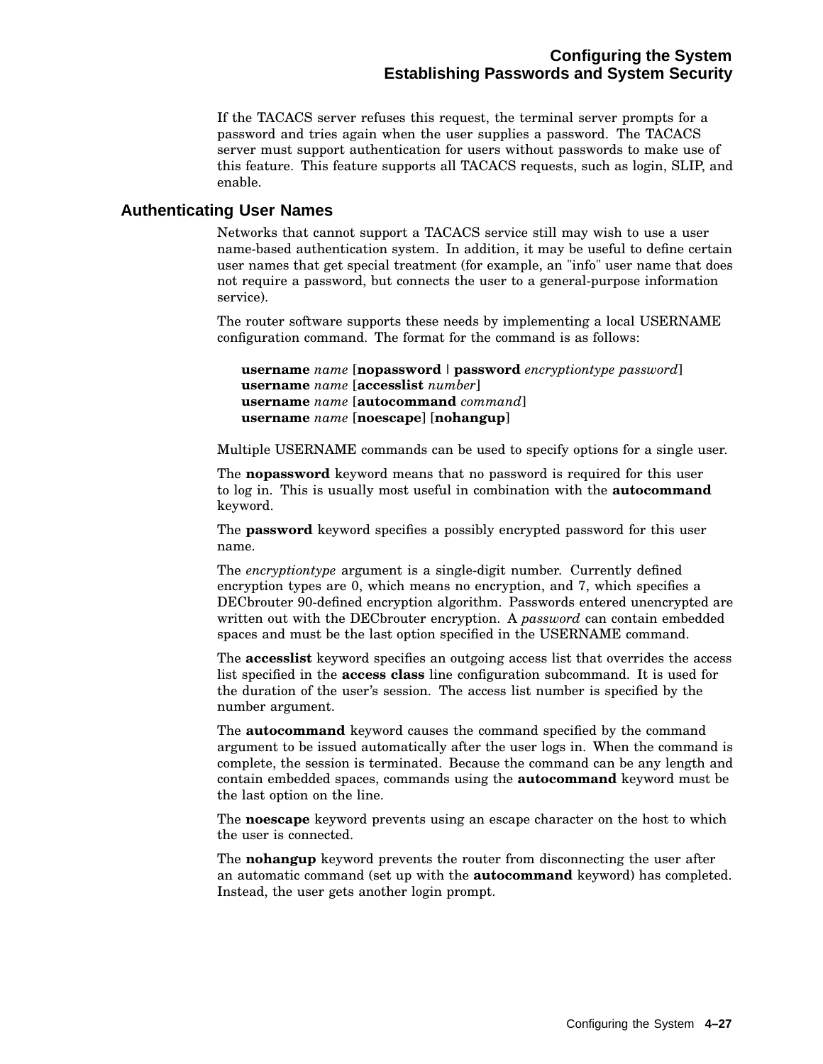If the TACACS server refuses this request, the terminal server prompts for a password and tries again when the user supplies a password. The TACACS server must support authentication for users without passwords to make use of this feature. This feature supports all TACACS requests, such as login, SLIP, and enable.

## Authenticating User Names

Networks that cannot support a TACACS service still may wish to use a user name-based authentication system. In addition, it may be useful to define certain user names that get special treatment (for example, an "info" user name that does not require a password, but connects the user to a general-purpose information service).

The router software supports these needs by implementing a local USERNAME configuration command. The format for the command is as follows:

> **username** *name* [**nopassword** | **password** *encryptiontype password*]
> **username** *name* [**accesslist** *number*]
> **username** *name* [**autocommand** *command*]
> **username** *name* [**noescape**] [**nohangup**]

Multiple USERNAME commands can be used to specify options for a single user.

The **nopassword** keyword means that no password is required for this user to log in. This is usually most useful in combination with the **autocommand** keyword.

The **password** keyword specifies a possibly encrypted password for this user name.

The *encryptiontype* argument is a single-digit number. Currently defined encryption types are 0, which means no encryption, and 7, which specifies a DECbrouter 90-defined encryption algorithm. Passwords entered unencrypted are written out with the DECbrouter encryption. A *password* can contain embedded spaces and must be the last option specified in the USERNAME command.

The **accesslist** keyword specifies an outgoing access list that overrides the access list specified in the **access class** line configuration subcommand. It is used for the duration of the user's session. The access list number is specified by the number argument.

The **autocommand** keyword causes the command specified by the command argument to be issued automatically after the user logs in. When the command is complete, the session is terminated. Because the command can be any length and contain embedded spaces, commands using the **autocommand** keyword must be the last option on the line.

The **noescape** keyword prevents using an escape character on the host to which the user is connected.

The **nohangup** keyword prevents the router from disconnecting the user after an automatic command (set up with the **autocommand** keyword) has completed. Instead, the user gets another login prompt.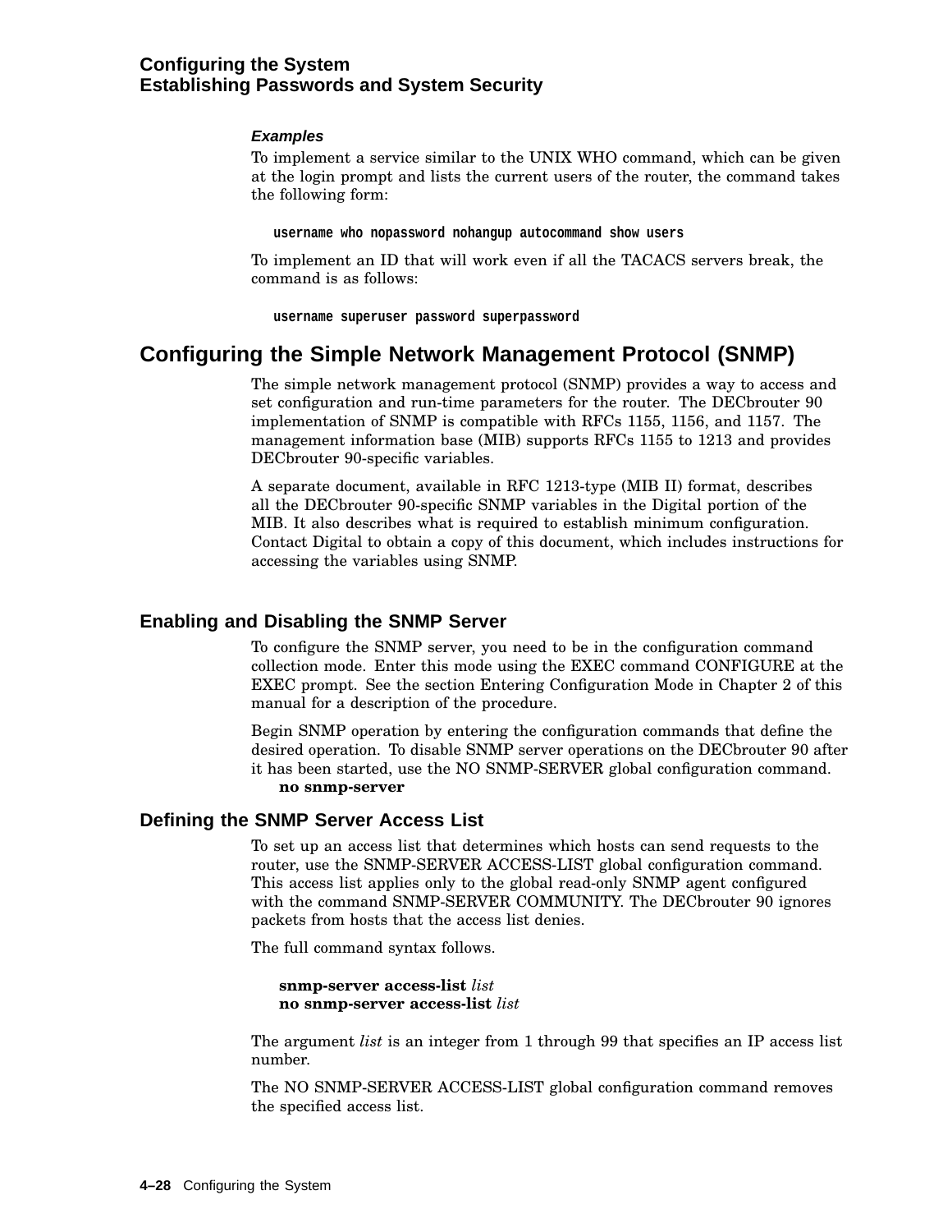#### *Examples*

To implement a service similar to the UNIX WHO command, which can be given at the login prompt and lists the current users of the router, the command takes the following form:

```
username who nopassword nohangup autocommand show users
```

To implement an ID that will work even if all the TACACS servers break, the command is as follows:

```
username superuser password superpassword
```

## Configuring the Simple Network Management Protocol (SNMP)

The simple network management protocol (SNMP) provides a way to access and set configuration and run-time parameters for the router. The DECbrouter 90 implementation of SNMP is compatible with RFCs 1155, 1156, and 1157. The management information base (MIB) supports RFCs 1155 to 1213 and provides DECbrouter 90-specific variables.

A separate document, available in RFC 1213-type (MIB II) format, describes all the DECbrouter 90-specific SNMP variables in the Digital portion of the MIB. It also describes what is required to establish minimum configuration. Contact Digital to obtain a copy of this document, which includes instructions for accessing the variables using SNMP.

### Enabling and Disabling the SNMP Server

To configure the SNMP server, you need to be in the configuration command collection mode. Enter this mode using the EXEC command CONFIGURE at the EXEC prompt. See the section Entering Configuration Mode in Chapter 2 of this manual for a description of the procedure.

Begin SNMP operation by entering the configuration commands that define the desired operation. To disable SNMP server operations on the DECbrouter 90 after it has been started, use the NO SNMP-SERVER global configuration command.

**no snmp-server**

### Defining the SNMP Server Access List

To set up an access list that determines which hosts can send requests to the router, use the SNMP-SERVER ACCESS-LIST global configuration command. This access list applies only to the global read-only SNMP agent configured with the command SNMP-SERVER COMMUNITY. The DECbrouter 90 ignores packets from hosts that the access list denies.

The full command syntax follows.

**snmp-server access-list** *list*
**no snmp-server access-list** *list*

The argument *list* is an integer from 1 through 99 that specifies an IP access list number.

The NO SNMP-SERVER ACCESS-LIST global configuration command removes the specified access list.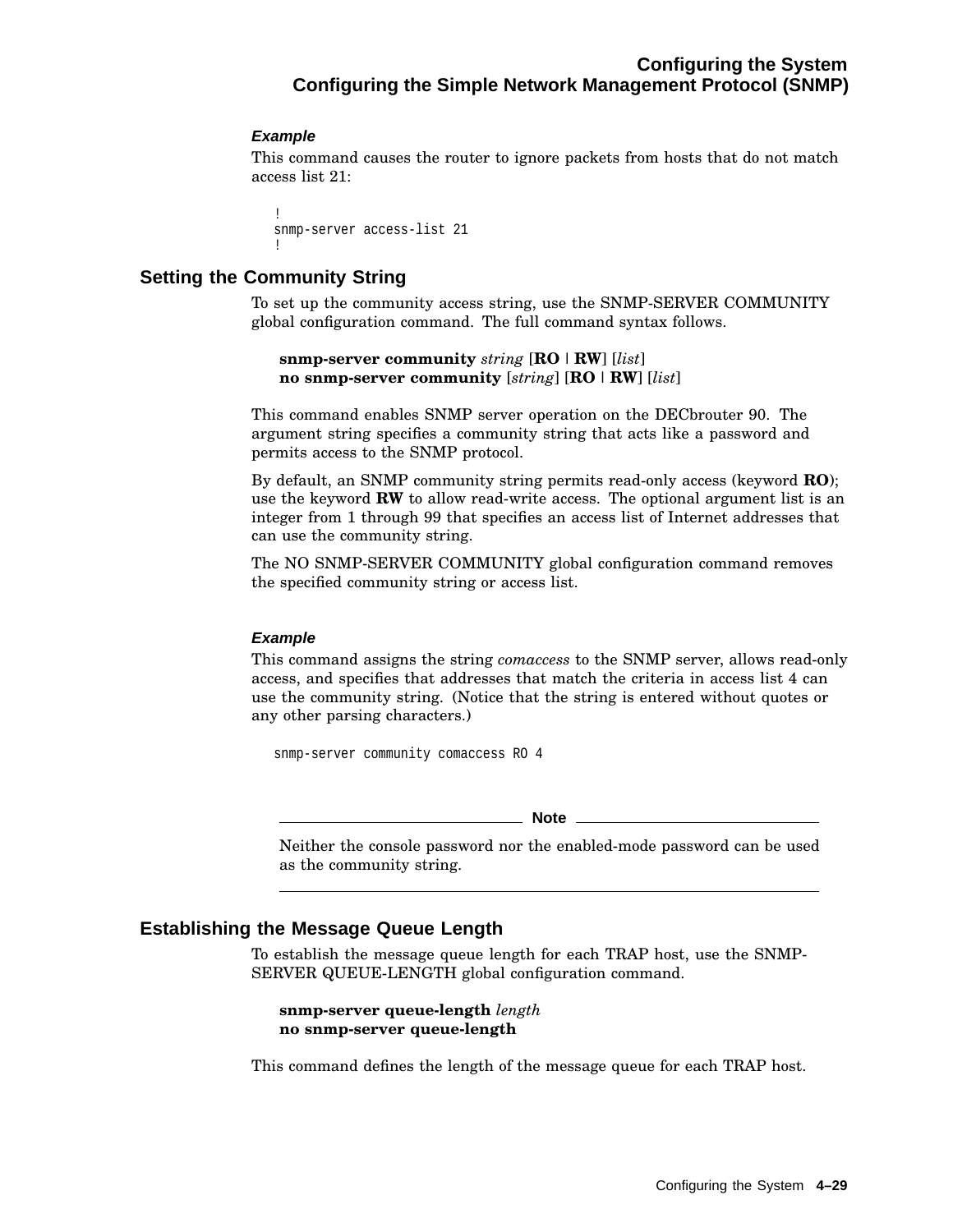#### *Example*

This command causes the router to ignore packets from hosts that do not match access list 21:

```
!
snmp-server access-list 21
!
```

### Setting the Community String

To set up the community access string, use the SNMP-SERVER COMMUNITY global configuration command. The full command syntax follows.

**snmp-server community** *string* [**RO** | **RW**] [*list*]
**no snmp-server community** [*string*] [**RO** | **RW**] [*list*]

This command enables SNMP server operation on the DECbrouter 90. The argument string specifies a community string that acts like a password and permits access to the SNMP protocol.

By default, an SNMP community string permits read-only access (keyword **RO**); use the keyword **RW** to allow read-write access. The optional argument list is an integer from 1 through 99 that specifies an access list of Internet addresses that can use the community string.

The NO SNMP-SERVER COMMUNITY global configuration command removes the specified community string or access list.

#### *Example*

This command assigns the string *comaccess* to the SNMP server, allows read-only access, and specifies that addresses that match the criteria in access list 4 can use the community string. (Notice that the string is entered without quotes or any other parsing characters.)

```
snmp-server community comaccess RO 4
```

---

**Note**

Neither the console password nor the enabled-mode password can be used as the community string.

---

### Establishing the Message Queue Length

To establish the message queue length for each TRAP host, use the SNMP-SERVER QUEUE-LENGTH global configuration command.

**snmp-server queue-length** *length*
**no snmp-server queue-length**

This command defines the length of the message queue for each TRAP host.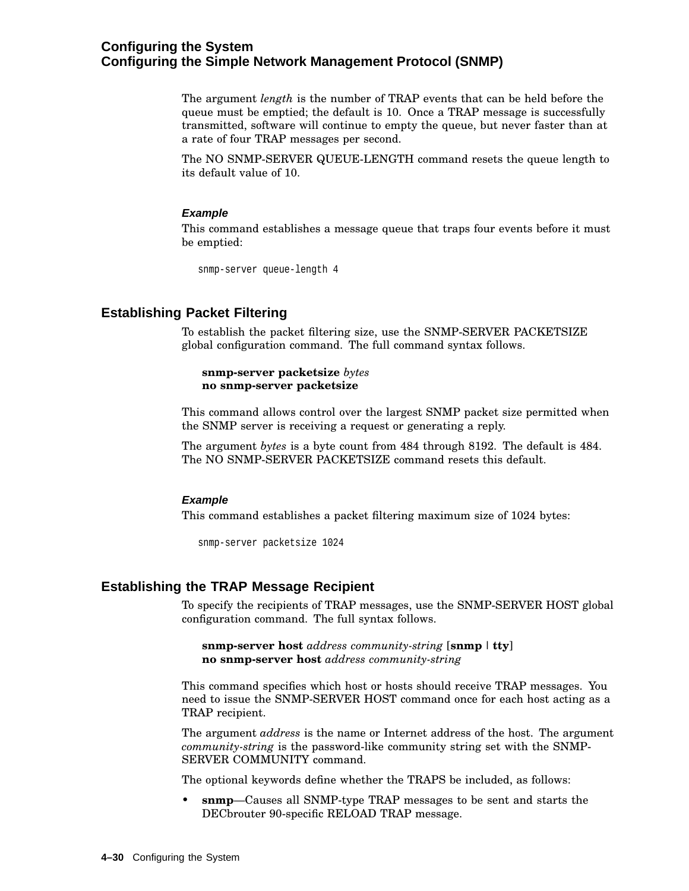The argument *length* is the number of TRAP events that can be held before the queue must be emptied; the default is 10. Once a TRAP message is successfully transmitted, software will continue to empty the queue, but never faster than at a rate of four TRAP messages per second.

The NO SNMP-SERVER QUEUE-LENGTH command resets the queue length to its default value of 10.

#### *Example*

This command establishes a message queue that traps four events before it must be emptied:

```
snmp-server queue-length 4
```

### Establishing Packet Filtering

To establish the packet filtering size, use the SNMP-SERVER PACKETSIZE global configuration command. The full command syntax follows.

**snmp-server packetsize** *bytes*
**no snmp-server packetsize**

This command allows control over the largest SNMP packet size permitted when the SNMP server is receiving a request or generating a reply.

The argument *bytes* is a byte count from 484 through 8192. The default is 484. The NO SNMP-SERVER PACKETSIZE command resets this default.

#### *Example*

This command establishes a packet filtering maximum size of 1024 bytes:

```
snmp-server packetsize 1024
```

### Establishing the TRAP Message Recipient

To specify the recipients of TRAP messages, use the SNMP-SERVER HOST global configuration command. The full syntax follows.

**snmp-server host** *address community-string* [**snmp** | **tty**]
**no snmp-server host** *address community-string*

This command specifies which host or hosts should receive TRAP messages. You need to issue the SNMP-SERVER HOST command once for each host acting as a TRAP recipient.

The argument *address* is the name or Internet address of the host. The argument *community-string* is the password-like community string set with the SNMP-SERVER COMMUNITY command.

The optional keywords define whether the TRAPS be included, as follows:

- **snmp**—Causes all SNMP-type TRAP messages to be sent and starts the DECbrouter 90-specific RELOAD TRAP message.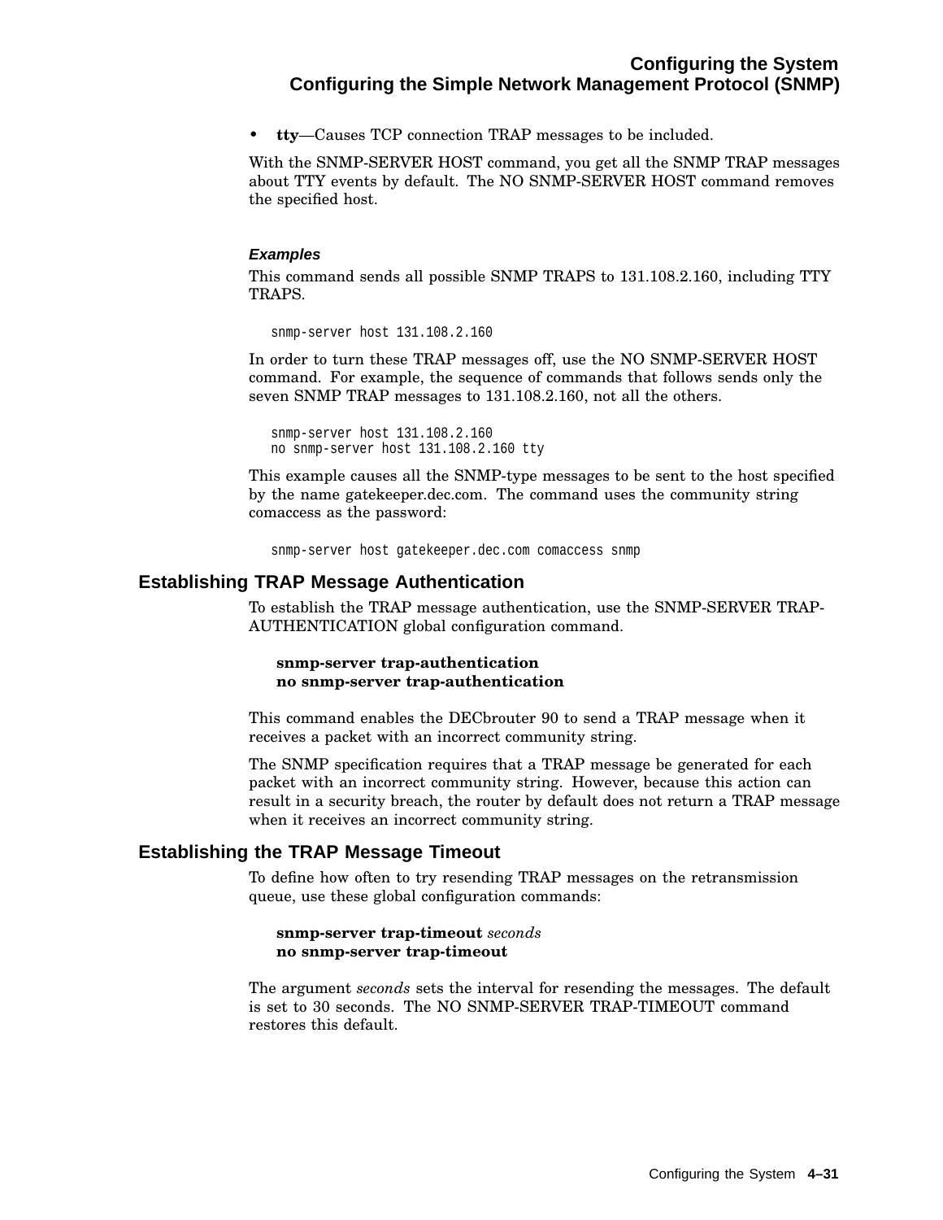- **tty**—Causes TCP connection TRAP messages to be included.

With the SNMP-SERVER HOST command, you get all the SNMP TRAP messages about TTY events by default. The NO SNMP-SERVER HOST command removes the specified host.

#### *Examples*

This command sends all possible SNMP TRAPS to 131.108.2.160, including TTY TRAPS.

```
snmp-server host 131.108.2.160
```

In order to turn these TRAP messages off, use the NO SNMP-SERVER HOST command. For example, the sequence of commands that follows sends only the seven SNMP TRAP messages to 131.108.2.160, not all the others.

```
snmp-server host 131.108.2.160
no snmp-server host 131.108.2.160 tty
```

This example causes all the SNMP-type messages to be sent to the host specified by the name gatekeeper.dec.com. The command uses the community string comaccess as the password:

```
snmp-server host gatekeeper.dec.com comaccess snmp
```

### Establishing TRAP Message Authentication

To establish the TRAP message authentication, use the SNMP-SERVER TRAP-AUTHENTICATION global configuration command.

**snmp-server trap-authentication**
**no snmp-server trap-authentication**

This command enables the DECbrouter 90 to send a TRAP message when it receives a packet with an incorrect community string.

The SNMP specification requires that a TRAP message be generated for each packet with an incorrect community string. However, because this action can result in a security breach, the router by default does not return a TRAP message when it receives an incorrect community string.

### Establishing the TRAP Message Timeout

To define how often to try resending TRAP messages on the retransmission queue, use these global configuration commands:

**snmp-server trap-timeout** *seconds*
**no snmp-server trap-timeout**

The argument *seconds* sets the interval for resending the messages. The default is set to 30 seconds. The NO SNMP-SERVER TRAP-TIMEOUT command restores this default.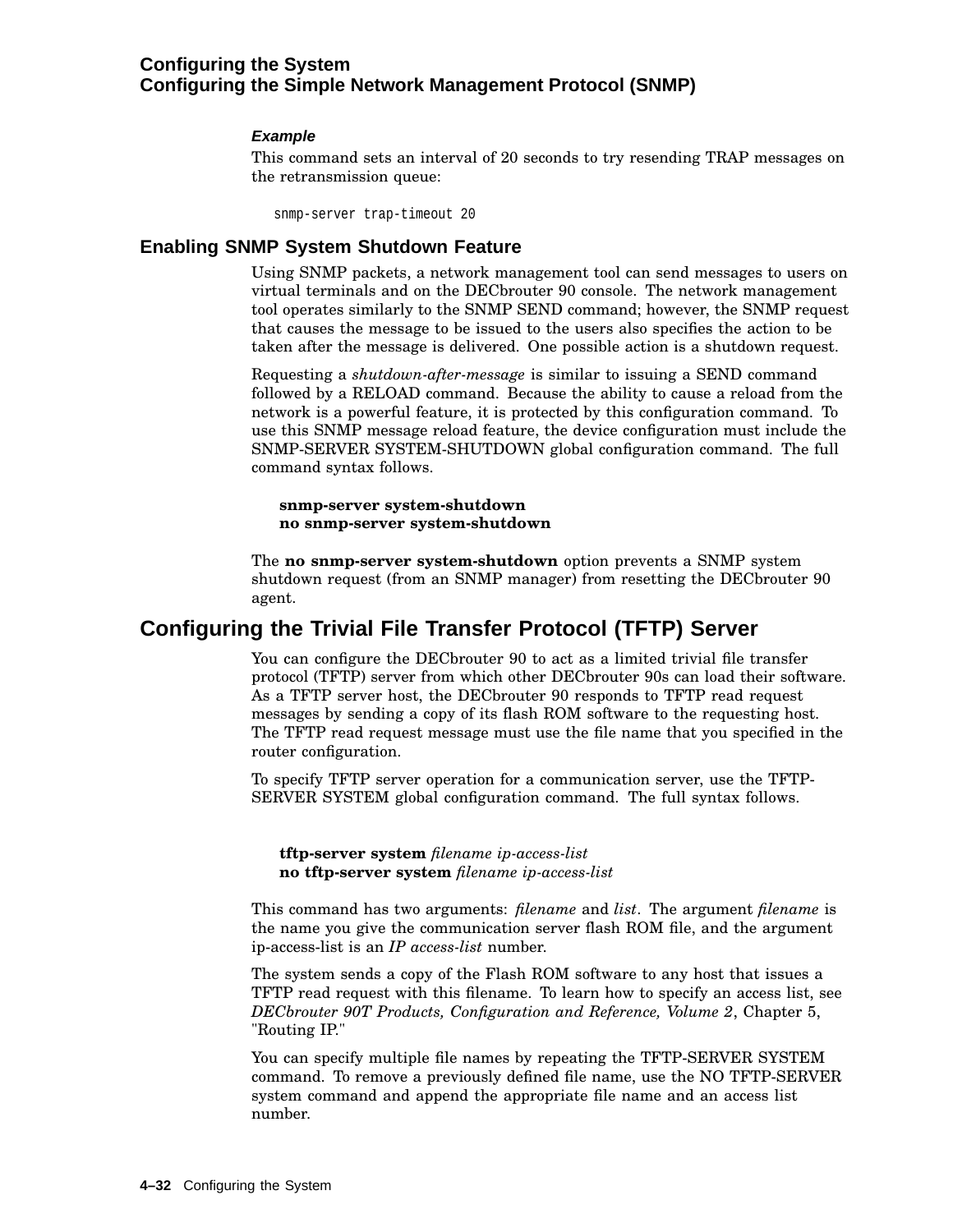#### *Example*

This command sets an interval of 20 seconds to try resending TRAP messages on the retransmission queue:

```
snmp-server trap-timeout 20
```

### Enabling SNMP System Shutdown Feature

Using SNMP packets, a network management tool can send messages to users on virtual terminals and on the DECbrouter 90 console. The network management tool operates similarly to the SNMP SEND command; however, the SNMP request that causes the message to be issued to the users also specifies the action to be taken after the message is delivered. One possible action is a shutdown request.

Requesting a *shutdown-after-message* is similar to issuing a SEND command followed by a RELOAD command. Because the ability to cause a reload from the network is a powerful feature, it is protected by this configuration command. To use this SNMP message reload feature, the device configuration must include the SNMP-SERVER SYSTEM-SHUTDOWN global configuration command. The full command syntax follows.

**snmp-server system-shutdown**
**no snmp-server system-shutdown**

The **no snmp-server system-shutdown** option prevents a SNMP system shutdown request (from an SNMP manager) from resetting the DECbrouter 90 agent.

## Configuring the Trivial File Transfer Protocol (TFTP) Server

You can configure the DECbrouter 90 to act as a limited trivial file transfer protocol (TFTP) server from which other DECbrouter 90s can load their software. As a TFTP server host, the DECbrouter 90 responds to TFTP read request messages by sending a copy of its flash ROM software to the requesting host. The TFTP read request message must use the file name that you specified in the router configuration.

To specify TFTP server operation for a communication server, use the TFTP-SERVER SYSTEM global configuration command. The full syntax follows.

**tftp-server system** *filename ip-access-list*
**no tftp-server system** *filename ip-access-list*

This command has two arguments: *filename* and *list*. The argument *filename* is the name you give the communication server flash ROM file, and the argument ip-access-list is an *IP access-list* number.

The system sends a copy of the Flash ROM software to any host that issues a TFTP read request with this filename. To learn how to specify an access list, see *DECbrouter 90T Products, Configuration and Reference, Volume 2*, Chapter 5, "Routing IP."

You can specify multiple file names by repeating the TFTP-SERVER SYSTEM command. To remove a previously defined file name, use the NO TFTP-SERVER system command and append the appropriate file name and an access list number.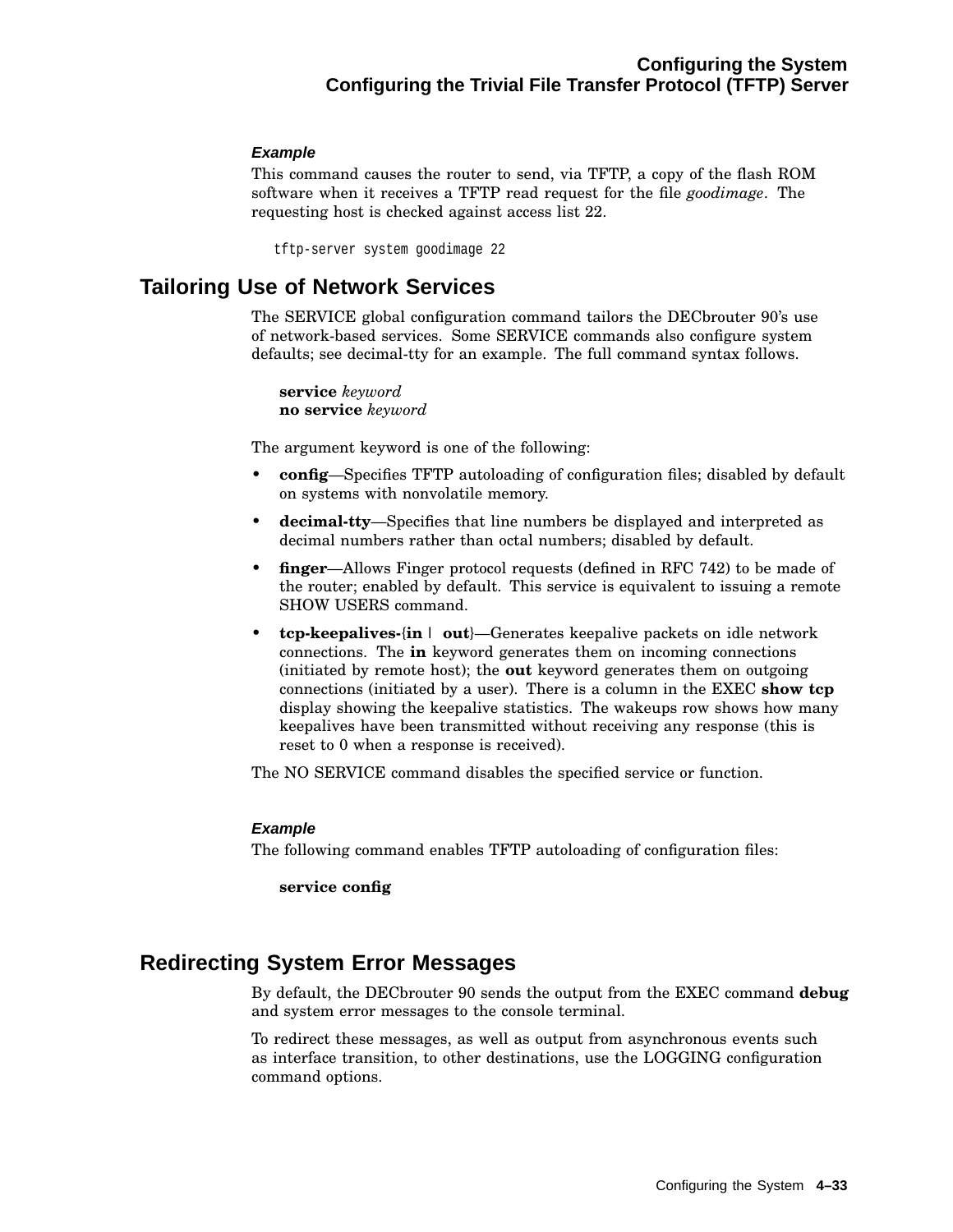#### *Example*

This command causes the router to send, via TFTP, a copy of the flash ROM software when it receives a TFTP read request for the file *goodimage*. The requesting host is checked against access list 22.

```
tftp-server system goodimage 22
```

## Tailoring Use of Network Services

The SERVICE global configuration command tailors the DECbrouter 90's use of network-based services. Some SERVICE commands also configure system defaults; see decimal-tty for an example. The full command syntax follows.

**service** *keyword*
**no service** *keyword*

The argument keyword is one of the following:

- **config**—Specifies TFTP autoloading of configuration files; disabled by default on systems with nonvolatile memory.
- **decimal-tty**—Specifies that line numbers be displayed and interpreted as decimal numbers rather than octal numbers; disabled by default.
- **finger**—Allows Finger protocol requests (defined in RFC 742) to be made of the router; enabled by default. This service is equivalent to issuing a remote SHOW USERS command.
- **tcp-keepalives-**{**in** | **out**}—Generates keepalive packets on idle network connections. The **in** keyword generates them on incoming connections (initiated by remote host); the **out** keyword generates them on outgoing connections (initiated by a user). There is a column in the EXEC **show tcp** display showing the keepalive statistics. The wakeups row shows how many keepalives have been transmitted without receiving any response (this is reset to 0 when a response is received).

The NO SERVICE command disables the specified service or function.

#### *Example*

The following command enables TFTP autoloading of configuration files:

**service config**

## Redirecting System Error Messages

By default, the DECbrouter 90 sends the output from the EXEC command **debug** and system error messages to the console terminal.

To redirect these messages, as well as output from asynchronous events such as interface transition, to other destinations, use the LOGGING configuration command options.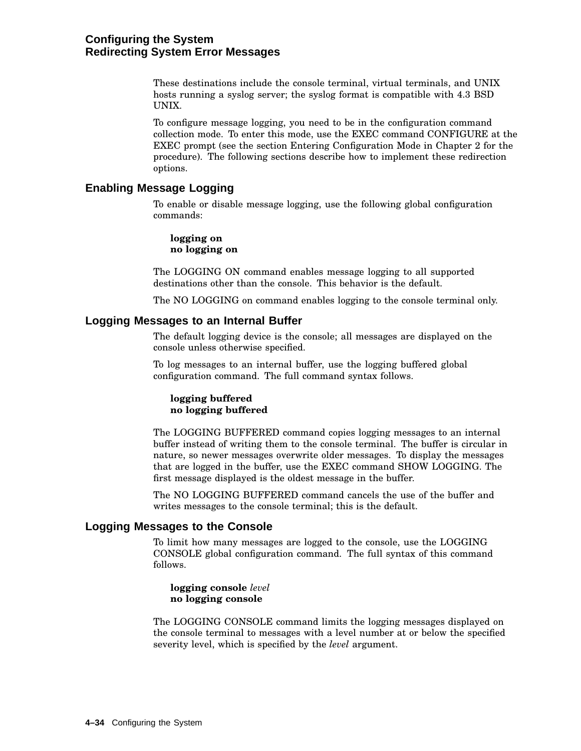These destinations include the console terminal, virtual terminals, and UNIX hosts running a syslog server; the syslog format is compatible with 4.3 BSD UNIX.

To configure message logging, you need to be in the configuration command collection mode. To enter this mode, use the EXEC command CONFIGURE at the EXEC prompt (see the section Entering Configuration Mode in Chapter 2 for the procedure). The following sections describe how to implement these redirection options.

## Enabling Message Logging

To enable or disable message logging, use the following global configuration commands:

> **logging on**
> **no logging on**

The LOGGING ON command enables message logging to all supported destinations other than the console. This behavior is the default.

The NO LOGGING on command enables logging to the console terminal only.

## Logging Messages to an Internal Buffer

The default logging device is the console; all messages are displayed on the console unless otherwise specified.

To log messages to an internal buffer, use the logging buffered global configuration command. The full command syntax follows.

> **logging buffered**
> **no logging buffered**

The LOGGING BUFFERED command copies logging messages to an internal buffer instead of writing them to the console terminal. The buffer is circular in nature, so newer messages overwrite older messages. To display the messages that are logged in the buffer, use the EXEC command SHOW LOGGING. The first message displayed is the oldest message in the buffer.

The NO LOGGING BUFFERED command cancels the use of the buffer and writes messages to the console terminal; this is the default.

## Logging Messages to the Console

To limit how many messages are logged to the console, use the LOGGING CONSOLE global configuration command. The full syntax of this command follows.

> **logging console** *level*
> **no logging console**

The LOGGING CONSOLE command limits the logging messages displayed on the console terminal to messages with a level number at or below the specified severity level, which is specified by the *level* argument.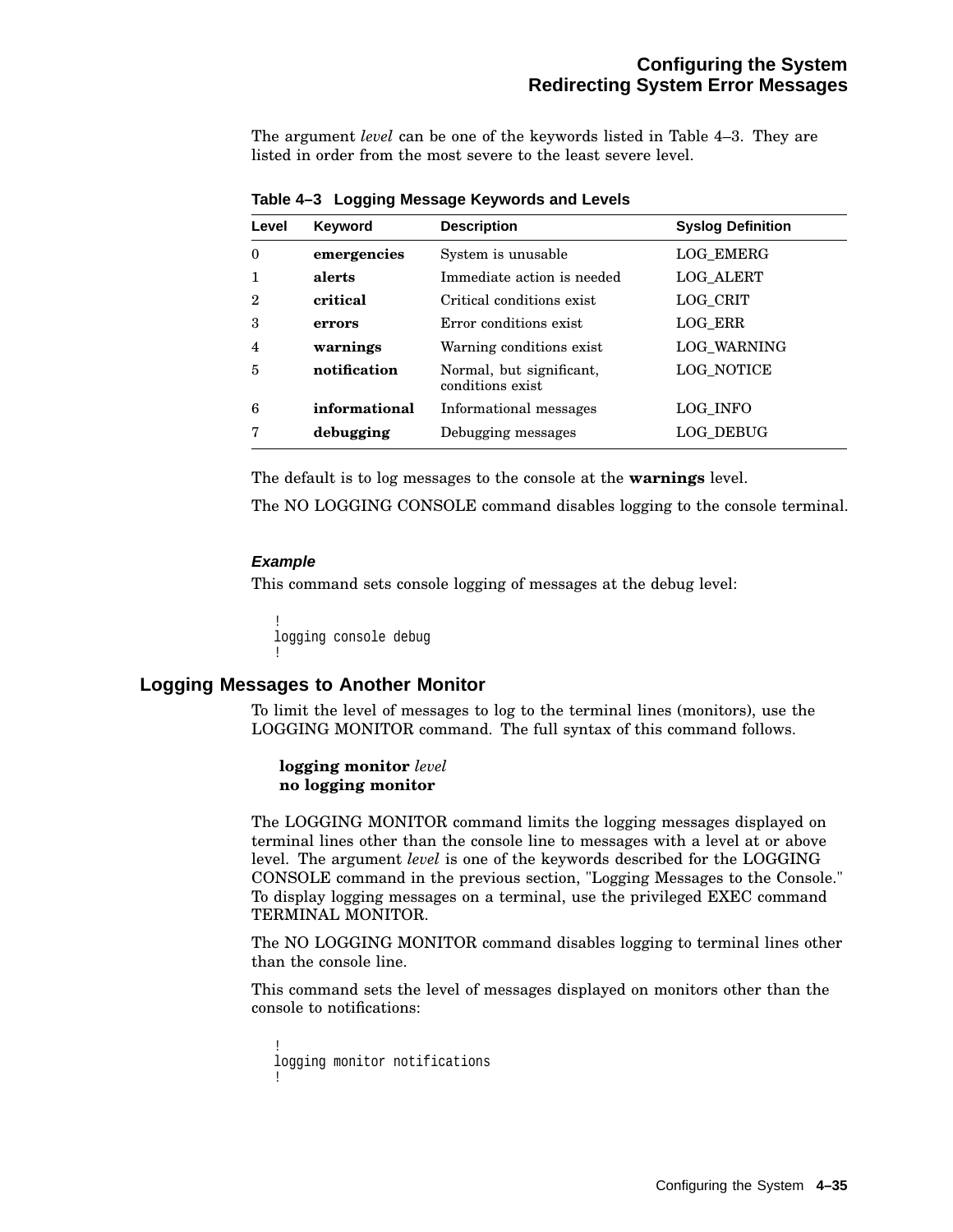The argument *level* can be one of the keywords listed in Table 4–3. They are listed in order from the most severe to the least severe level.

**Table 4–3 Logging Message Keywords and Levels**

| Level | Keyword | Description | Syslog Definition |
|---|---|---|---|
| 0 | **emergencies** | System is unusable | LOG_EMERG |
| 1 | **alerts** | Immediate action is needed | LOG_ALERT |
| 2 | **critical** | Critical conditions exist | LOG_CRIT |
| 3 | **errors** | Error conditions exist | LOG_ERR |
| 4 | **warnings** | Warning conditions exist | LOG_WARNING |
| 5 | **notification** | Normal, but significant, conditions exist | LOG_NOTICE |
| 6 | **informational** | Informational messages | LOG_INFO |
| 7 | **debugging** | Debugging messages | LOG_DEBUG |

The default is to log messages to the console at the **warnings** level.

The NO LOGGING CONSOLE command disables logging to the console terminal.

#### *Example*

This command sets console logging of messages at the debug level:

```
!
logging console debug
!
```

### Logging Messages to Another Monitor

To limit the level of messages to log to the terminal lines (monitors), use the LOGGING MONITOR command. The full syntax of this command follows.

**logging monitor** *level*
**no logging monitor**

The LOGGING MONITOR command limits the logging messages displayed on terminal lines other than the console line to messages with a level at or above level. The argument *level* is one of the keywords described for the LOGGING CONSOLE command in the previous section, "Logging Messages to the Console." To display logging messages on a terminal, use the privileged EXEC command TERMINAL MONITOR.

The NO LOGGING MONITOR command disables logging to terminal lines other than the console line.

This command sets the level of messages displayed on monitors other than the console to notifications:

```
!
logging monitor notifications
!
```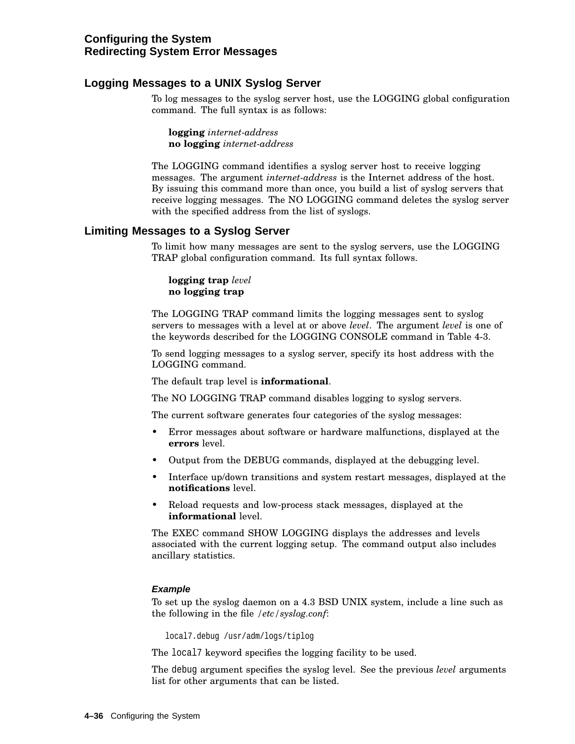## Logging Messages to a UNIX Syslog Server

To log messages to the syslog server host, use the LOGGING global configuration command. The full syntax is as follows:

> **logging** *internet-address*
> **no logging** *internet-address*

The LOGGING command identifies a syslog server host to receive logging messages. The argument *internet-address* is the Internet address of the host. By issuing this command more than once, you build a list of syslog servers that receive logging messages. The NO LOGGING command deletes the syslog server with the specified address from the list of syslogs.

## Limiting Messages to a Syslog Server

To limit how many messages are sent to the syslog servers, use the LOGGING TRAP global configuration command. Its full syntax follows.

> **logging trap** *level*
> **no logging trap**

The LOGGING TRAP command limits the logging messages sent to syslog servers to messages with a level at or above *level*. The argument *level* is one of the keywords described for the LOGGING CONSOLE command in Table 4-3.

To send logging messages to a syslog server, specify its host address with the LOGGING command.

The default trap level is **informational**.

The NO LOGGING TRAP command disables logging to syslog servers.

The current software generates four categories of the syslog messages:

- Error messages about software or hardware malfunctions, displayed at the **errors** level.
- Output from the DEBUG commands, displayed at the debugging level.
- Interface up/down transitions and system restart messages, displayed at the **notifications** level.
- Reload requests and low-process stack messages, displayed at the **informational** level.

The EXEC command SHOW LOGGING displays the addresses and levels associated with the current logging setup. The command output also includes ancillary statistics.

#### *Example*

To set up the syslog daemon on a 4.3 BSD UNIX system, include a line such as the following in the file */etc/syslog.conf*:

```
local7.debug /usr/adm/logs/tiplog
```

The `local7` keyword specifies the logging facility to be used.

The `debug` argument specifies the syslog level. See the previous *level* arguments list for other arguments that can be listed.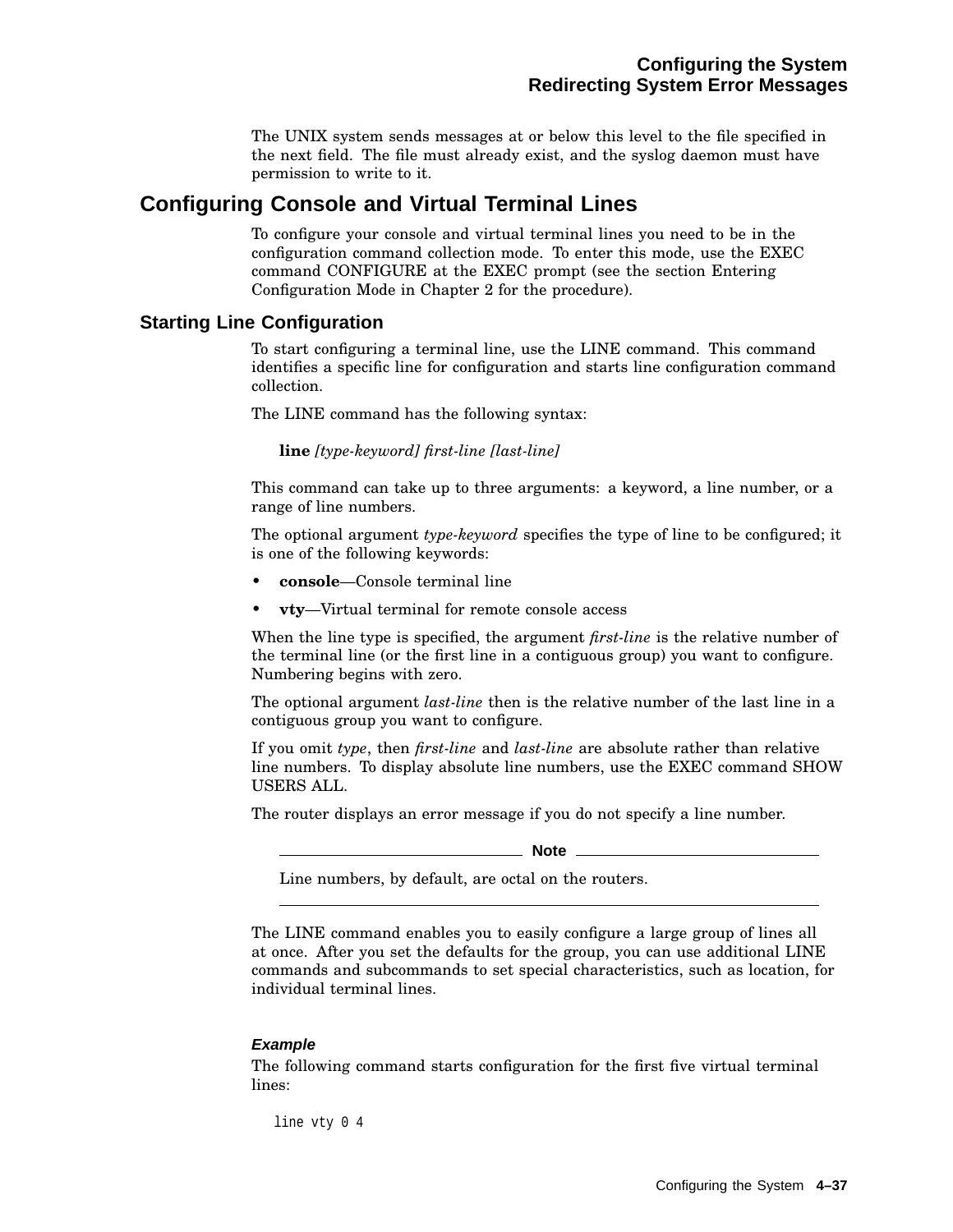The UNIX system sends messages at or below this level to the file specified in the next field. The file must already exist, and the syslog daemon must have permission to write to it.

## Configuring Console and Virtual Terminal Lines

To configure your console and virtual terminal lines you need to be in the configuration command collection mode. To enter this mode, use the EXEC command CONFIGURE at the EXEC prompt (see the section Entering Configuration Mode in Chapter 2 for the procedure).

### Starting Line Configuration

To start configuring a terminal line, use the LINE command. This command identifies a specific line for configuration and starts line configuration command collection.

The LINE command has the following syntax:

**line** *[type-keyword] first-line [last-line]*

This command can take up to three arguments: a keyword, a line number, or a range of line numbers.

The optional argument *type-keyword* specifies the type of line to be configured; it is one of the following keywords:

- **console**—Console terminal line
- **vty**—Virtual terminal for remote console access

When the line type is specified, the argument *first-line* is the relative number of the terminal line (or the first line in a contiguous group) you want to configure. Numbering begins with zero.

The optional argument *last-line* then is the relative number of the last line in a contiguous group you want to configure.

If you omit *type*, then *first-line* and *last-line* are absolute rather than relative line numbers. To display absolute line numbers, use the EXEC command SHOW USERS ALL.

The router displays an error message if you do not specify a line number.

**Note**

Line numbers, by default, are octal on the routers.

The LINE command enables you to easily configure a large group of lines all at once. After you set the defaults for the group, you can use additional LINE commands and subcommands to set special characteristics, such as location, for individual terminal lines.

#### *Example*

The following command starts configuration for the first five virtual terminal lines:

```
line vty 0 4
```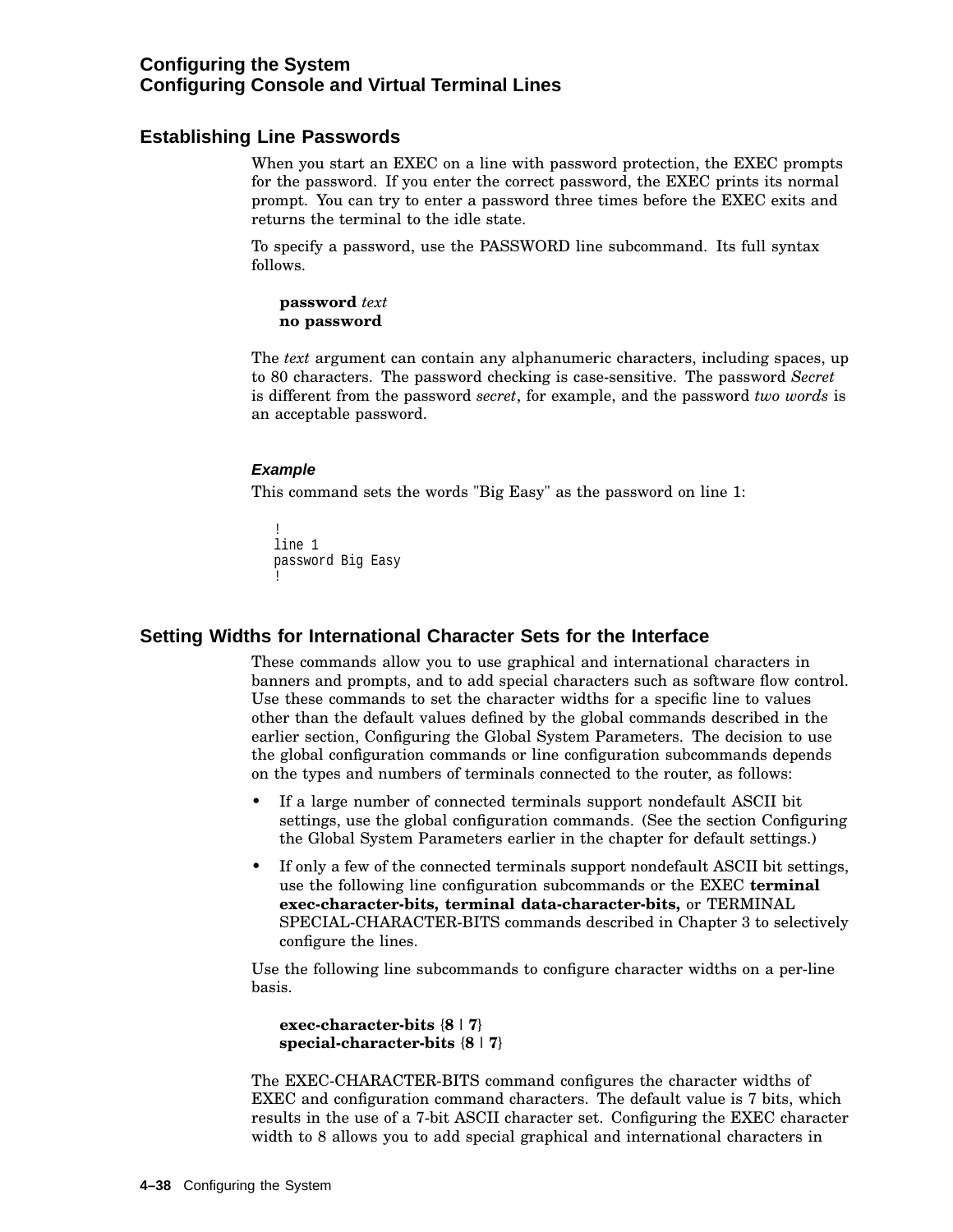## Establishing Line Passwords

When you start an EXEC on a line with password protection, the EXEC prompts for the password. If you enter the correct password, the EXEC prints its normal prompt. You can try to enter a password three times before the EXEC exits and returns the terminal to the idle state.

To specify a password, use the PASSWORD line subcommand. Its full syntax follows.

> **password** *text*
> **no password**

The *text* argument can contain any alphanumeric characters, including spaces, up to 80 characters. The password checking is case-sensitive. The password *Secret* is different from the password *secret*, for example, and the password *two words* is an acceptable password.

#### *Example*

This command sets the words "Big Easy" as the password on line 1:

```
!
line 1
password Big Easy
!
```

## Setting Widths for International Character Sets for the Interface

These commands allow you to use graphical and international characters in banners and prompts, and to add special characters such as software flow control. Use these commands to set the character widths for a specific line to values other than the default values defined by the global commands described in the earlier section, Configuring the Global System Parameters. The decision to use the global configuration commands or line configuration subcommands depends on the types and numbers of terminals connected to the router, as follows:

- If a large number of connected terminals support nondefault ASCII bit settings, use the global configuration commands. (See the section Configuring the Global System Parameters earlier in the chapter for default settings.)
- If only a few of the connected terminals support nondefault ASCII bit settings, use the following line configuration subcommands or the EXEC **terminal exec-character-bits, terminal data-character-bits,** or TERMINAL SPECIAL-CHARACTER-BITS commands described in Chapter 3 to selectively configure the lines.

Use the following line subcommands to configure character widths on a per-line basis.

> **exec-character-bits** {**8** | **7**}
> **special-character-bits** {**8** | **7**}

The EXEC-CHARACTER-BITS command configures the character widths of EXEC and configuration command characters. The default value is 7 bits, which results in the use of a 7-bit ASCII character set. Configuring the EXEC character width to 8 allows you to add special graphical and international characters in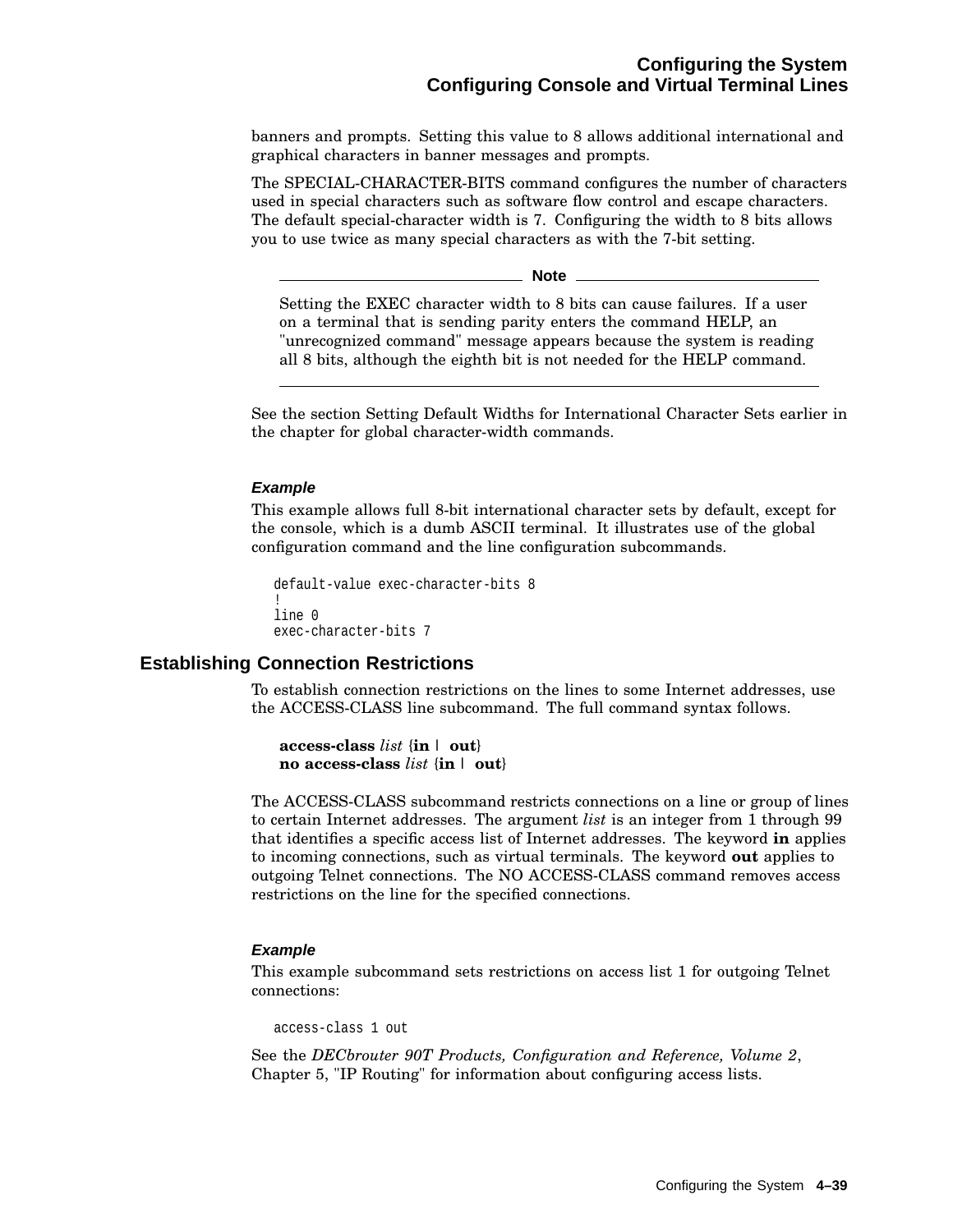banners and prompts. Setting this value to 8 allows additional international and graphical characters in banner messages and prompts.

The SPECIAL-CHARACTER-BITS command configures the number of characters used in special characters such as software flow control and escape characters. The default special-character width is 7. Configuring the width to 8 bits allows you to use twice as many special characters as with the 7-bit setting.

---

**Note**

Setting the EXEC character width to 8 bits can cause failures. If a user on a terminal that is sending parity enters the command HELP, an "unrecognized command" message appears because the system is reading all 8 bits, although the eighth bit is not needed for the HELP command.

---

See the section Setting Default Widths for International Character Sets earlier in the chapter for global character-width commands.

#### *Example*

This example allows full 8-bit international character sets by default, except for the console, which is a dumb ASCII terminal. It illustrates use of the global configuration command and the line configuration subcommands.

```
default-value exec-character-bits 8
!
line 0
exec-character-bits 7
```

## Establishing Connection Restrictions

To establish connection restrictions on the lines to some Internet addresses, use the ACCESS-CLASS line subcommand. The full command syntax follows.

**access-class** *list* {**in** | **out**}
**no access-class** *list* {**in** | **out**}

The ACCESS-CLASS subcommand restricts connections on a line or group of lines to certain Internet addresses. The argument *list* is an integer from 1 through 99 that identifies a specific access list of Internet addresses. The keyword **in** applies to incoming connections, such as virtual terminals. The keyword **out** applies to outgoing Telnet connections. The NO ACCESS-CLASS command removes access restrictions on the line for the specified connections.

#### *Example*

This example subcommand sets restrictions on access list 1 for outgoing Telnet connections:

```
access-class 1 out
```

See the *DECbrouter 90T Products, Configuration and Reference, Volume 2*, Chapter 5, "IP Routing" for information about configuring access lists.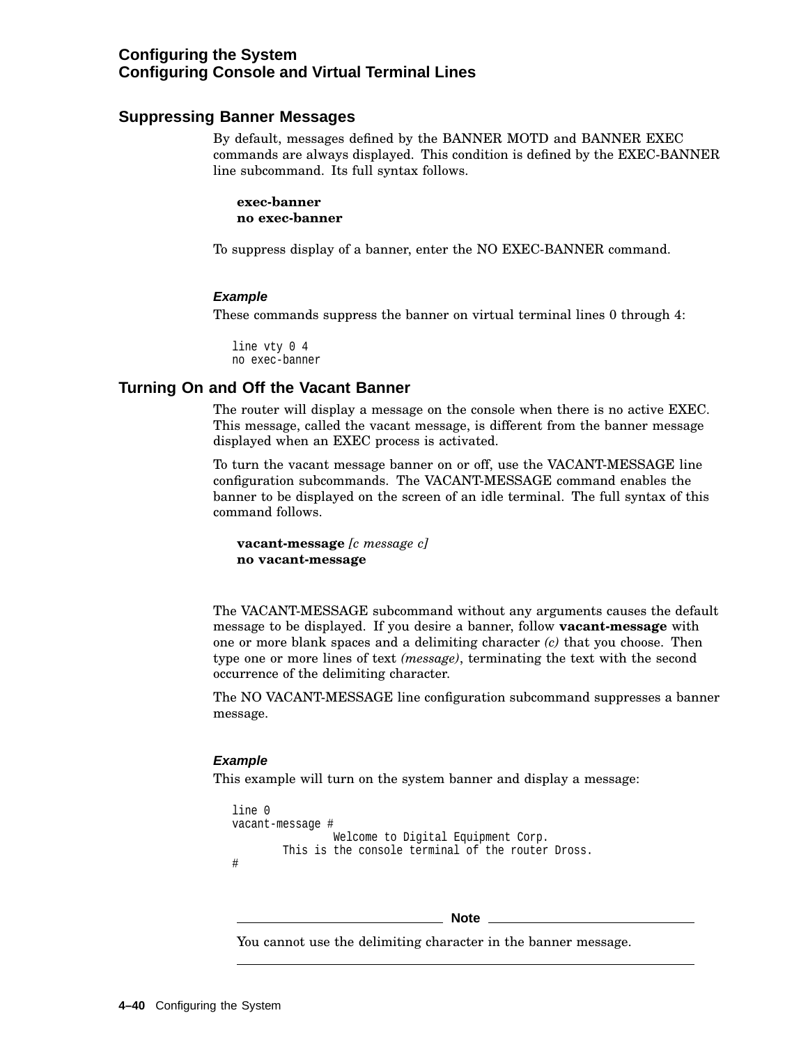## Suppressing Banner Messages

By default, messages defined by the BANNER MOTD and BANNER EXEC commands are always displayed. This condition is defined by the EXEC-BANNER line subcommand. Its full syntax follows.

**exec-banner**
**no exec-banner**

To suppress display of a banner, enter the NO EXEC-BANNER command.

#### *Example*

These commands suppress the banner on virtual terminal lines 0 through 4:

```
line vty 0 4
no exec-banner
```

## Turning On and Off the Vacant Banner

The router will display a message on the console when there is no active EXEC. This message, called the vacant message, is different from the banner message displayed when an EXEC process is activated.

To turn the vacant message banner on or off, use the VACANT-MESSAGE line configuration subcommands. The VACANT-MESSAGE command enables the banner to be displayed on the screen of an idle terminal. The full syntax of this command follows.

**vacant-message** *[c message c]*
**no vacant-message**

The VACANT-MESSAGE subcommand without any arguments causes the default message to be displayed. If you desire a banner, follow **vacant-message** with one or more blank spaces and a delimiting character *(c)* that you choose. Then type one or more lines of text *(message)*, terminating the text with the second occurrence of the delimiting character.

The NO VACANT-MESSAGE line configuration subcommand suppresses a banner message.

#### *Example*

This example will turn on the system banner and display a message:

```
line 0
vacant-message #
                    Welcome to Digital Equipment Corp.
          This is the console terminal of the router Dross.
#
```

**Note**

You cannot use the delimiting character in the banner message.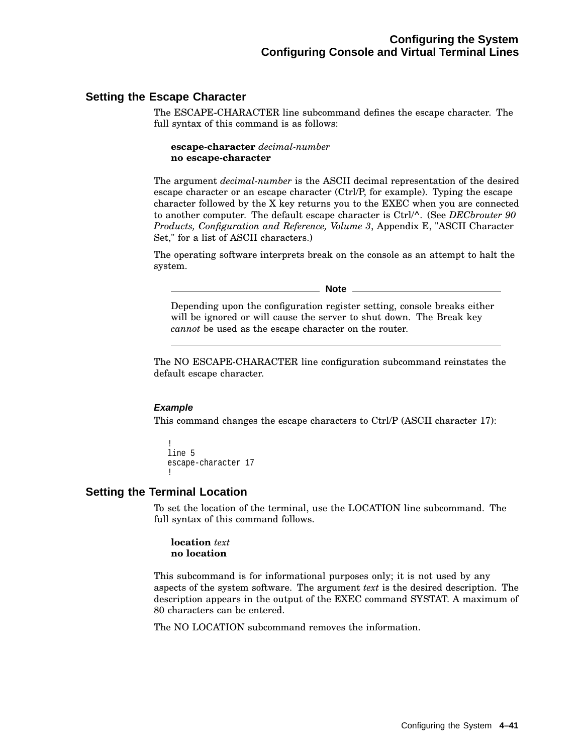## Setting the Escape Character

The ESCAPE-CHARACTER line subcommand defines the escape character. The full syntax of this command is as follows:

> **escape-character** *decimal-number*
> **no escape-character**

The argument *decimal-number* is the ASCII decimal representation of the desired escape character or an escape character (Ctrl/P, for example). Typing the escape character followed by the X key returns you to the EXEC when you are connected to another computer. The default escape character is Ctrl/^. (See *DECbrouter 90 Products, Configuration and Reference, Volume 3*, Appendix E, "ASCII Character Set," for a list of ASCII characters.)

The operating software interprets break on the console as an attempt to halt the system.

---

**Note**

Depending upon the configuration register setting, console breaks either will be ignored or will cause the server to shut down. The Break key *cannot* be used as the escape character on the router.

---

The NO ESCAPE-CHARACTER line configuration subcommand reinstates the default escape character.

#### *Example*

This command changes the escape characters to Ctrl/P (ASCII character 17):

```
!
line 5
escape-character 17
!
```

## Setting the Terminal Location

To set the location of the terminal, use the LOCATION line subcommand. The full syntax of this command follows.

> **location** *text*
> **no location**

This subcommand is for informational purposes only; it is not used by any aspects of the system software. The argument *text* is the desired description. The description appears in the output of the EXEC command SYSTAT. A maximum of 80 characters can be entered.

The NO LOCATION subcommand removes the information.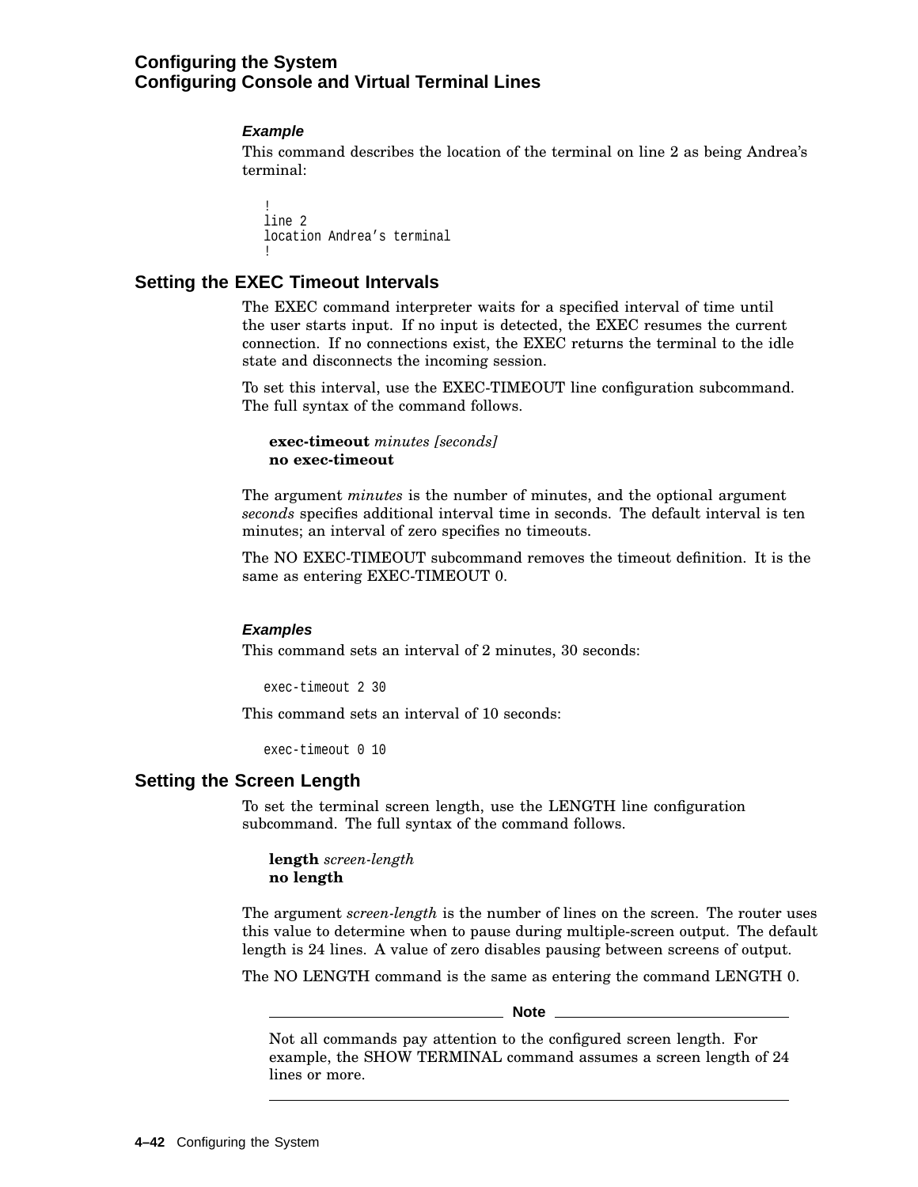#### *Example*

This command describes the location of the terminal on line 2 as being Andrea's terminal:

```
!
line 2
location Andrea's terminal
!
```

## Setting the EXEC Timeout Intervals

The EXEC command interpreter waits for a specified interval of time until the user starts input. If no input is detected, the EXEC resumes the current connection. If no connections exist, the EXEC returns the terminal to the idle state and disconnects the incoming session.

To set this interval, use the EXEC-TIMEOUT line configuration subcommand. The full syntax of the command follows.

**exec-timeout** *minutes [seconds]*
**no exec-timeout**

The argument *minutes* is the number of minutes, and the optional argument *seconds* specifies additional interval time in seconds. The default interval is ten minutes; an interval of zero specifies no timeouts.

The NO EXEC-TIMEOUT subcommand removes the timeout definition. It is the same as entering EXEC-TIMEOUT 0.

#### *Examples*

This command sets an interval of 2 minutes, 30 seconds:

```
exec-timeout 2 30
```

This command sets an interval of 10 seconds:

```
exec-timeout 0 10
```

## Setting the Screen Length

To set the terminal screen length, use the LENGTH line configuration subcommand. The full syntax of the command follows.

**length** *screen-length*
**no length**

The argument *screen-length* is the number of lines on the screen. The router uses this value to determine when to pause during multiple-screen output. The default length is 24 lines. A value of zero disables pausing between screens of output.

The NO LENGTH command is the same as entering the command LENGTH 0.

**Note**

Not all commands pay attention to the configured screen length. For example, the SHOW TERMINAL command assumes a screen length of 24 lines or more.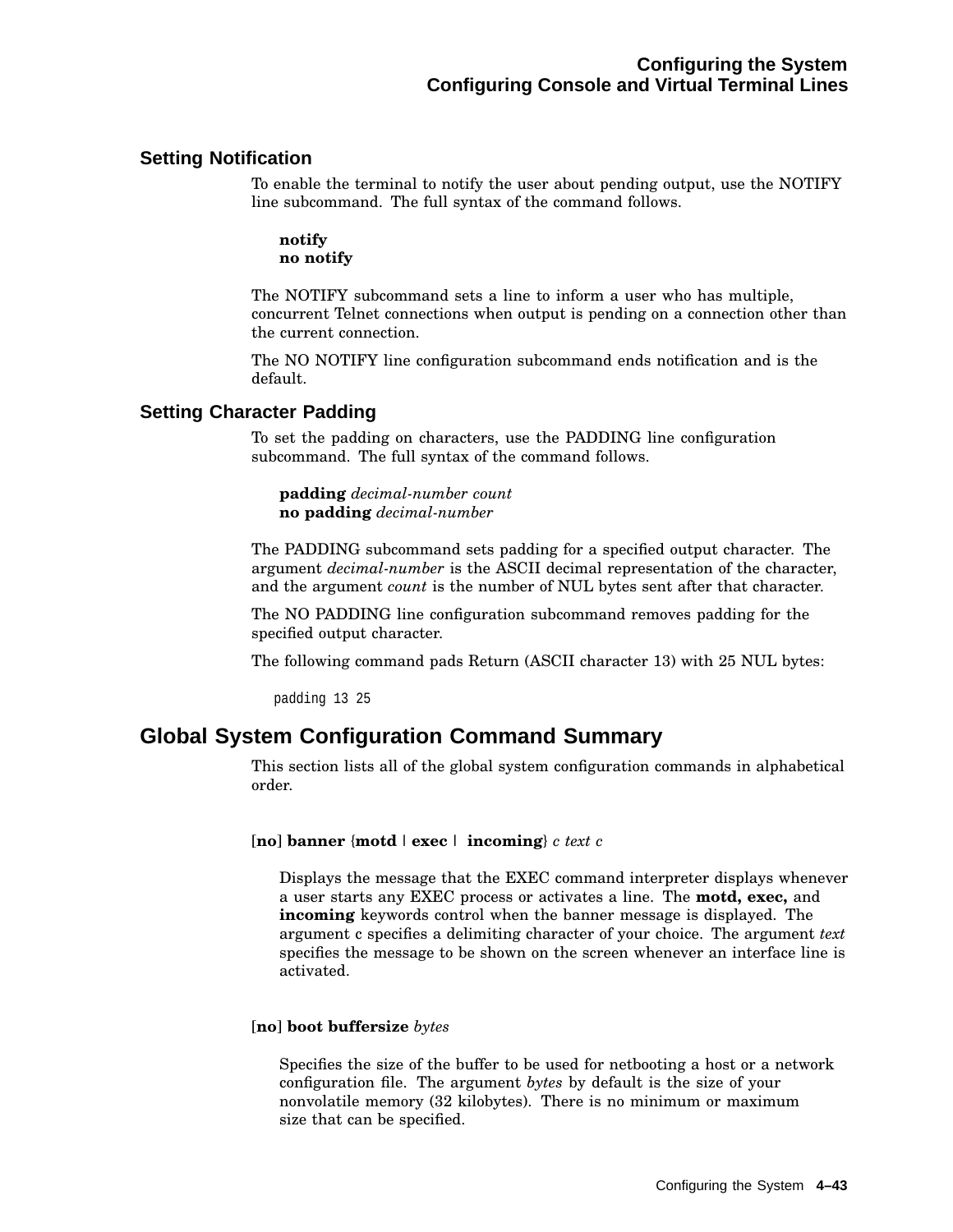### Setting Notification

To enable the terminal to notify the user about pending output, use the NOTIFY line subcommand. The full syntax of the command follows.

**notify**
**no notify**

The NOTIFY subcommand sets a line to inform a user who has multiple, concurrent Telnet connections when output is pending on a connection other than the current connection.

The NO NOTIFY line configuration subcommand ends notification and is the default.

### Setting Character Padding

To set the padding on characters, use the PADDING line configuration subcommand. The full syntax of the command follows.

**padding** *decimal-number count*
**no padding** *decimal-number*

The PADDING subcommand sets padding for a specified output character. The argument *decimal-number* is the ASCII decimal representation of the character, and the argument *count* is the number of NUL bytes sent after that character.

The NO PADDING line configuration subcommand removes padding for the specified output character.

The following command pads Return (ASCII character 13) with 25 NUL bytes:

```
padding 13 25
```

## Global System Configuration Command Summary

This section lists all of the global system configuration commands in alphabetical order.

[**no**] **banner** {**motd** | **exec** | **incoming**} *c text c*

Displays the message that the EXEC command interpreter displays whenever a user starts any EXEC process or activates a line. The **motd, exec,** and **incoming** keywords control when the banner message is displayed. The argument c specifies a delimiting character of your choice. The argument *text* specifies the message to be shown on the screen whenever an interface line is activated.

[**no**] **boot buffersize** *bytes*

Specifies the size of the buffer to be used for netbooting a host or a network configuration file. The argument *bytes* by default is the size of your nonvolatile memory (32 kilobytes). There is no minimum or maximum size that can be specified.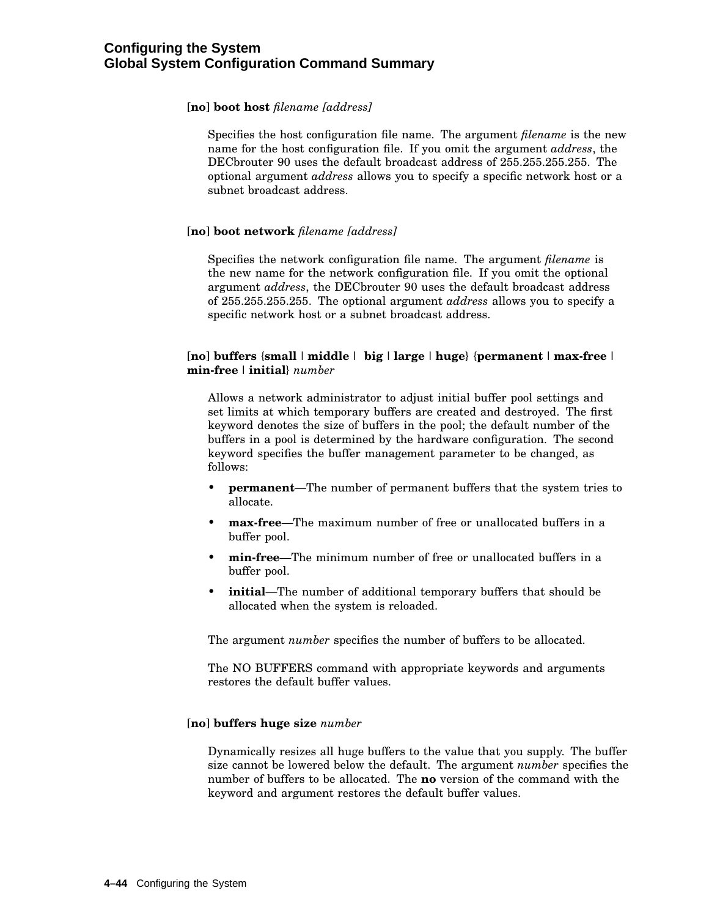**[no] boot host** *filename [address]*

Specifies the host configuration file name. The argument *filename* is the new name for the host configuration file. If you omit the argument *address*, the DECbrouter 90 uses the default broadcast address of 255.255.255.255. The optional argument *address* allows you to specify a specific network host or a subnet broadcast address.

**[no] boot network** *filename [address]*

Specifies the network configuration file name. The argument *filename* is the new name for the network configuration file. If you omit the optional argument *address*, the DECbrouter 90 uses the default broadcast address of 255.255.255.255. The optional argument *address* allows you to specify a specific network host or a subnet broadcast address.

**[no] buffers** {**small | middle | big | large | huge**} {**permanent | max-free | min-free | initial**} *number*

Allows a network administrator to adjust initial buffer pool settings and set limits at which temporary buffers are created and destroyed. The first keyword denotes the size of buffers in the pool; the default number of the buffers in a pool is determined by the hardware configuration. The second keyword specifies the buffer management parameter to be changed, as follows:

- **permanent**—The number of permanent buffers that the system tries to allocate.
- **max-free**—The maximum number of free or unallocated buffers in a buffer pool.
- **min-free**—The minimum number of free or unallocated buffers in a buffer pool.
- **initial**—The number of additional temporary buffers that should be allocated when the system is reloaded.

The argument *number* specifies the number of buffers to be allocated.

The NO BUFFERS command with appropriate keywords and arguments restores the default buffer values.

**[no] buffers huge size** *number*

Dynamically resizes all huge buffers to the value that you supply. The buffer size cannot be lowered below the default. The argument *number* specifies the number of buffers to be allocated. The **no** version of the command with the keyword and argument restores the default buffer values.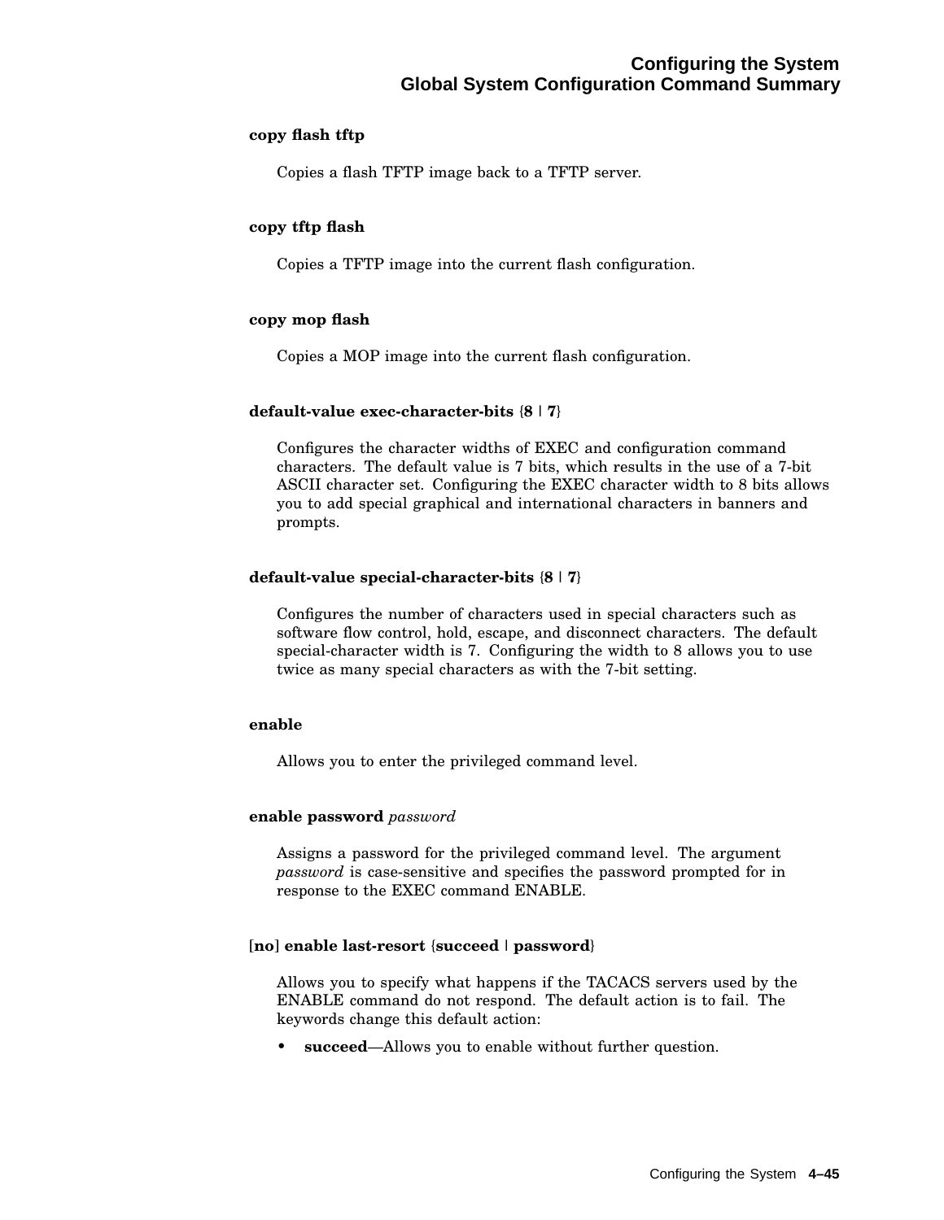**copy flash tftp**

Copies a flash TFTP image back to a TFTP server.

**copy tftp flash**

Copies a TFTP image into the current flash configuration.

**copy mop flash**

Copies a MOP image into the current flash configuration.

**default-value exec-character-bits** {**8** | **7**}

Configures the character widths of EXEC and configuration command characters. The default value is 7 bits, which results in the use of a 7-bit ASCII character set. Configuring the EXEC character width to 8 bits allows you to add special graphical and international characters in banners and prompts.

**default-value special-character-bits** {**8** | **7**}

Configures the number of characters used in special characters such as software flow control, hold, escape, and disconnect characters. The default special-character width is 7. Configuring the width to 8 allows you to use twice as many special characters as with the 7-bit setting.

**enable**

Allows you to enter the privileged command level.

**enable password** *password*

Assigns a password for the privileged command level. The argument *password* is case-sensitive and specifies the password prompted for in response to the EXEC command ENABLE.

[**no**] **enable last-resort** {**succeed** | **password**}

Allows you to specify what happens if the TACACS servers used by the ENABLE command do not respond. The default action is to fail. The keywords change this default action:

- **succeed**—Allows you to enable without further question.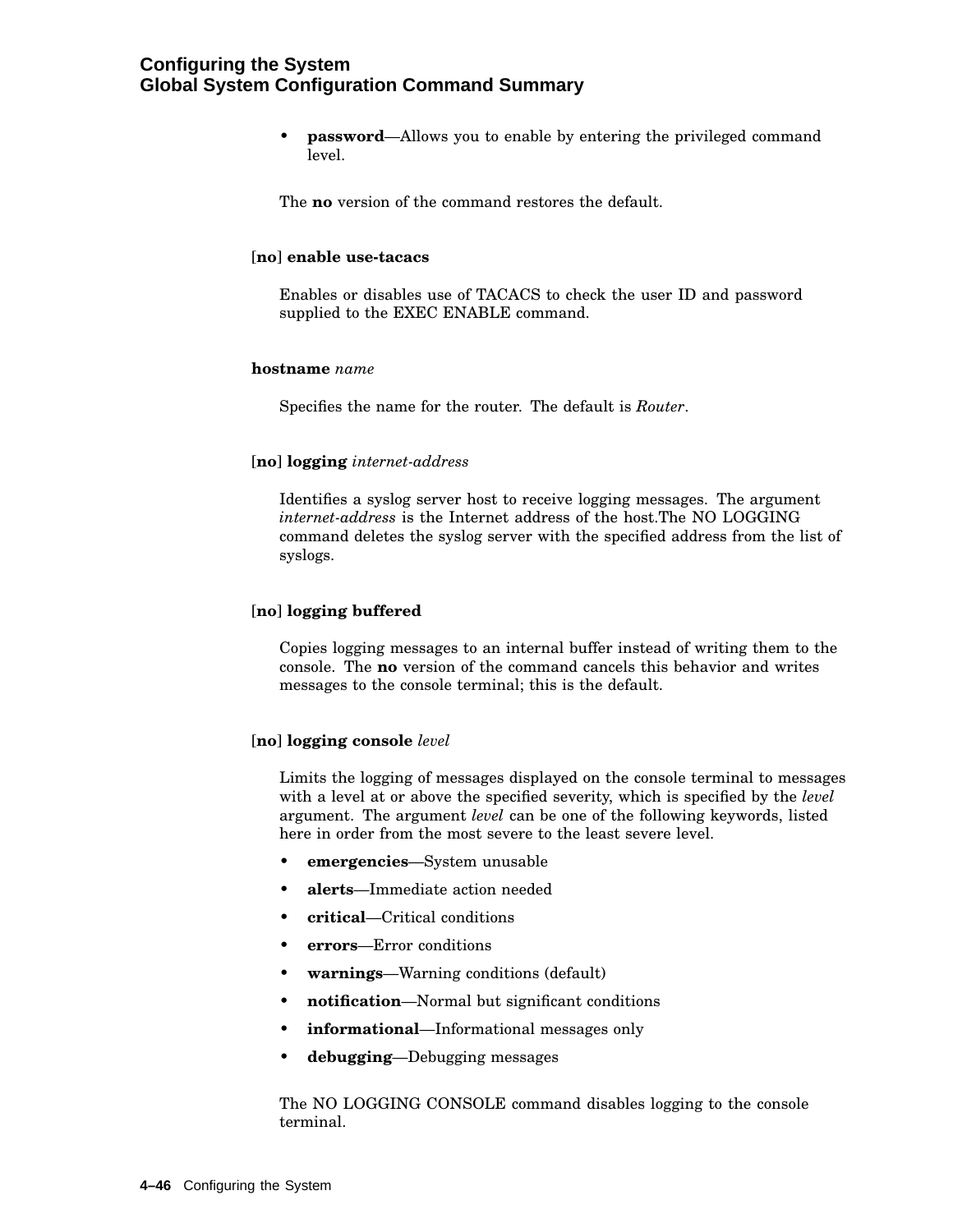- **password**—Allows you to enable by entering the privileged command level.

The **no** version of the command restores the default.

**[no] enable use-tacacs**

Enables or disables use of TACACS to check the user ID and password supplied to the EXEC ENABLE command.

**hostname** *name*

Specifies the name for the router. The default is *Router*.

**[no] logging** *internet-address*

Identifies a syslog server host to receive logging messages. The argument *internet-address* is the Internet address of the host.The NO LOGGING command deletes the syslog server with the specified address from the list of syslogs.

**[no] logging buffered**

Copies logging messages to an internal buffer instead of writing them to the console. The **no** version of the command cancels this behavior and writes messages to the console terminal; this is the default.

**[no] logging console** *level*

Limits the logging of messages displayed on the console terminal to messages with a level at or above the specified severity, which is specified by the *level* argument. The argument *level* can be one of the following keywords, listed here in order from the most severe to the least severe level.

- **emergencies**—System unusable
- **alerts**—Immediate action needed
- **critical**—Critical conditions
- **errors**—Error conditions
- **warnings**—Warning conditions (default)
- **notification**—Normal but significant conditions
- **informational**—Informational messages only
- **debugging**—Debugging messages

The NO LOGGING CONSOLE command disables logging to the console terminal.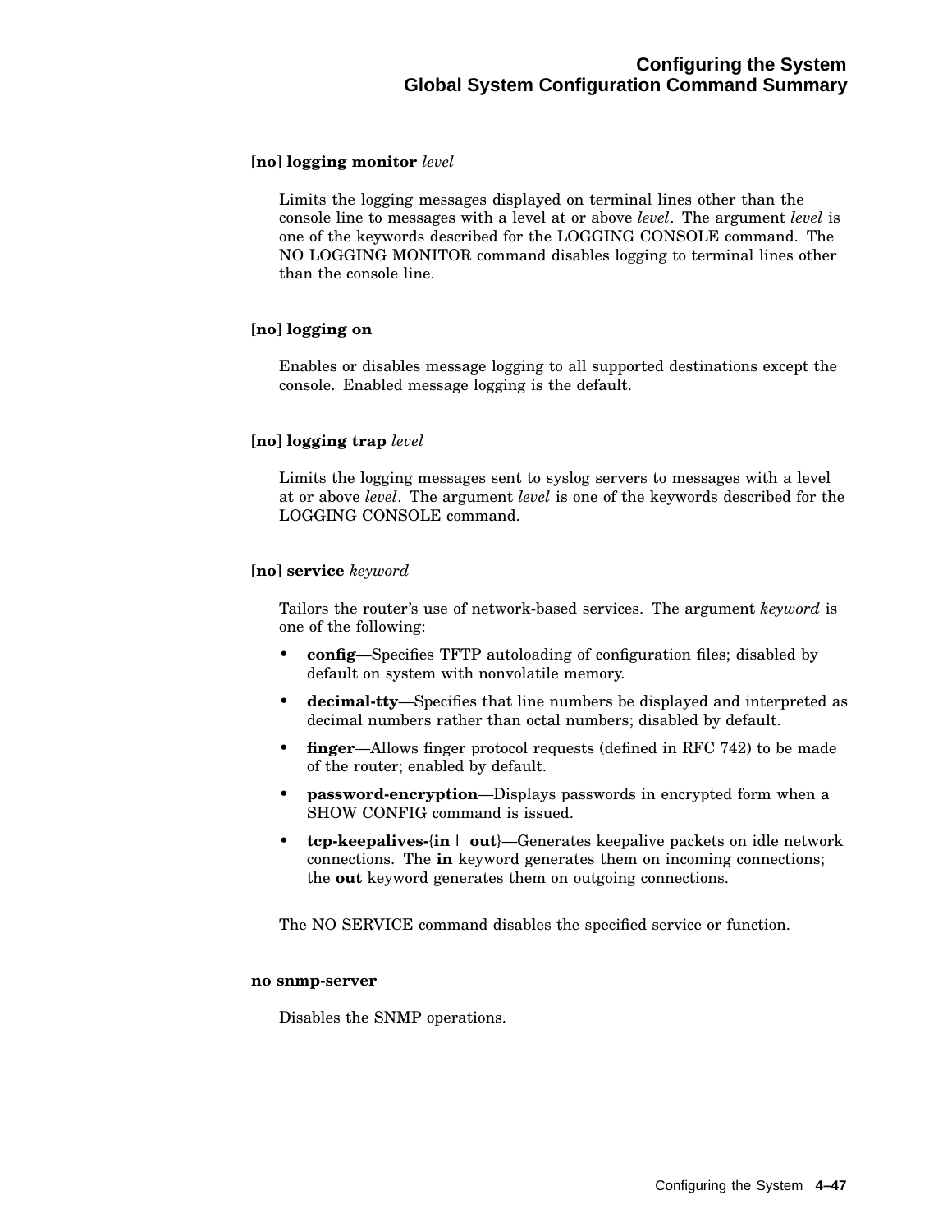**[no] logging monitor** *level*

Limits the logging messages displayed on terminal lines other than the console line to messages with a level at or above *level*. The argument *level* is one of the keywords described for the LOGGING CONSOLE command. The NO LOGGING MONITOR command disables logging to terminal lines other than the console line.

**[no] logging on**

Enables or disables message logging to all supported destinations except the console. Enabled message logging is the default.

**[no] logging trap** *level*

Limits the logging messages sent to syslog servers to messages with a level at or above *level*. The argument *level* is one of the keywords described for the LOGGING CONSOLE command.

**[no] service** *keyword*

Tailors the router's use of network-based services. The argument *keyword* is one of the following:

- **config**—Specifies TFTP autoloading of configuration files; disabled by default on system with nonvolatile memory.
- **decimal-tty**—Specifies that line numbers be displayed and interpreted as decimal numbers rather than octal numbers; disabled by default.
- **finger**—Allows finger protocol requests (defined in RFC 742) to be made of the router; enabled by default.
- **password-encryption**—Displays passwords in encrypted form when a SHOW CONFIG command is issued.
- **tcp-keepalives-{in | out}**—Generates keepalive packets on idle network connections. The **in** keyword generates them on incoming connections; the **out** keyword generates them on outgoing connections.

The NO SERVICE command disables the specified service or function.

**no snmp-server**

Disables the SNMP operations.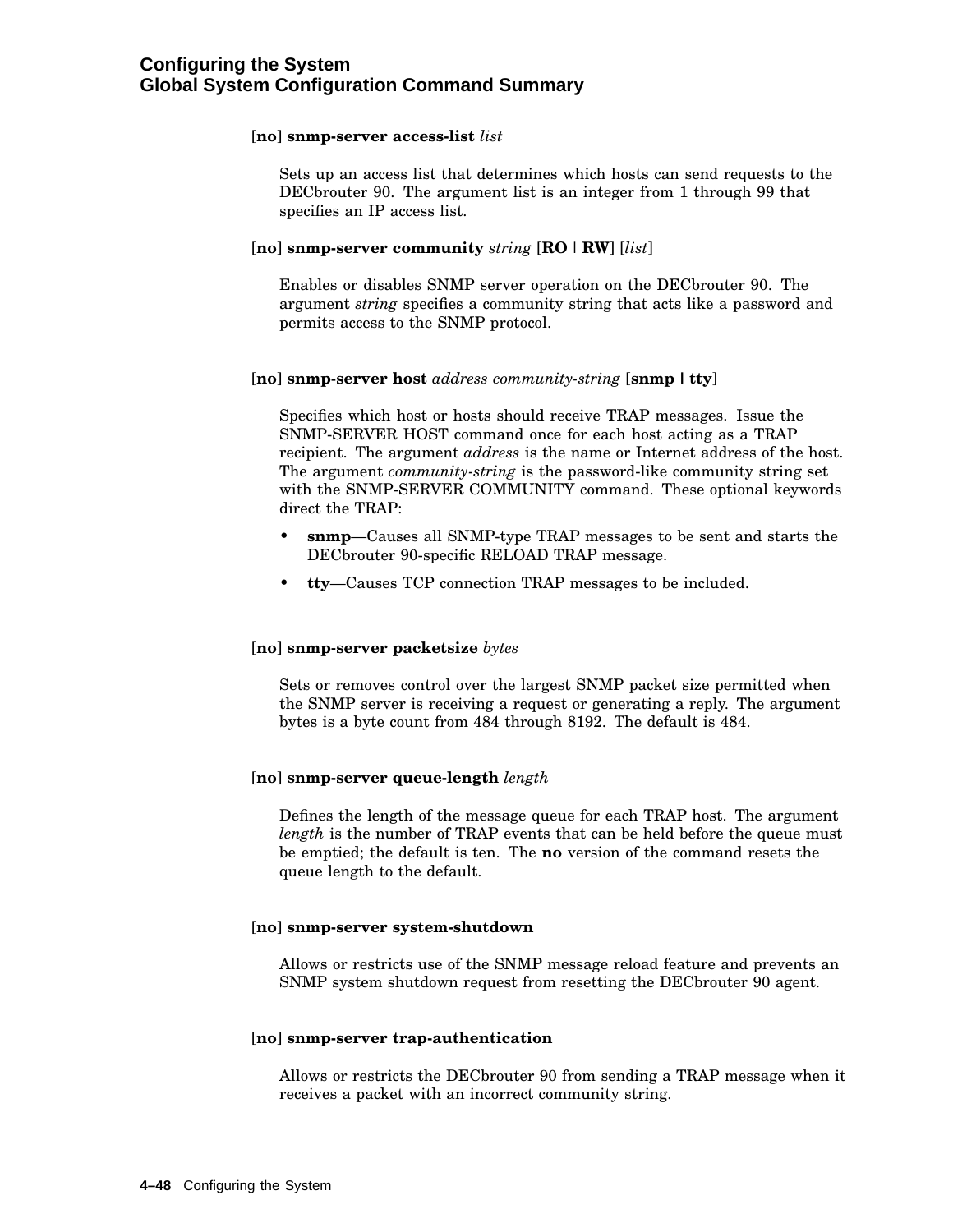[**no**] **snmp-server access-list** *list*

Sets up an access list that determines which hosts can send requests to the DECbrouter 90. The argument list is an integer from 1 through 99 that specifies an IP access list.

[**no**] **snmp-server community** *string* [**RO** | **RW**] [*list*]

Enables or disables SNMP server operation on the DECbrouter 90. The argument *string* specifies a community string that acts like a password and permits access to the SNMP protocol.

[**no**] **snmp-server host** *address community-string* [**snmp** | **tty**]

Specifies which host or hosts should receive TRAP messages. Issue the SNMP-SERVER HOST command once for each host acting as a TRAP recipient. The argument *address* is the name or Internet address of the host. The argument *community-string* is the password-like community string set with the SNMP-SERVER COMMUNITY command. These optional keywords direct the TRAP:

- **snmp**—Causes all SNMP-type TRAP messages to be sent and starts the DECbrouter 90-specific RELOAD TRAP message.
- **tty**—Causes TCP connection TRAP messages to be included.

[**no**] **snmp-server packetsize** *bytes*

Sets or removes control over the largest SNMP packet size permitted when the SNMP server is receiving a request or generating a reply. The argument bytes is a byte count from 484 through 8192. The default is 484.

[**no**] **snmp-server queue-length** *length*

Defines the length of the message queue for each TRAP host. The argument *length* is the number of TRAP events that can be held before the queue must be emptied; the default is ten. The **no** version of the command resets the queue length to the default.

[**no**] **snmp-server system-shutdown**

Allows or restricts use of the SNMP message reload feature and prevents an SNMP system shutdown request from resetting the DECbrouter 90 agent.

[**no**] **snmp-server trap-authentication**

Allows or restricts the DECbrouter 90 from sending a TRAP message when it receives a packet with an incorrect community string.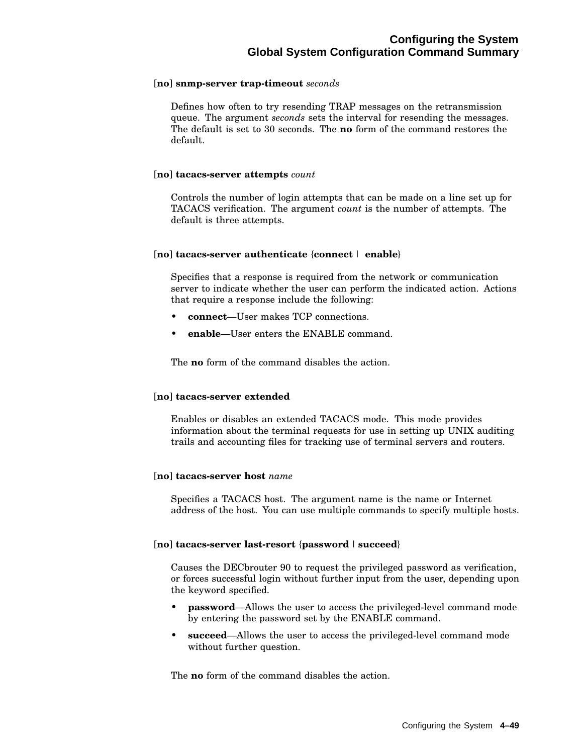**[no] snmp-server trap-timeout** *seconds*

Defines how often to try resending TRAP messages on the retransmission queue. The argument *seconds* sets the interval for resending the messages. The default is set to 30 seconds. The **no** form of the command restores the default.

**[no] tacacs-server attempts** *count*

Controls the number of login attempts that can be made on a line set up for TACACS verification. The argument *count* is the number of attempts. The default is three attempts.

**[no] tacacs-server authenticate** {**connect** | **enable**}

Specifies that a response is required from the network or communication server to indicate whether the user can perform the indicated action. Actions that require a response include the following:

- **connect**—User makes TCP connections.
- **enable**—User enters the ENABLE command.

The **no** form of the command disables the action.

**[no] tacacs-server extended**

Enables or disables an extended TACACS mode. This mode provides information about the terminal requests for use in setting up UNIX auditing trails and accounting files for tracking use of terminal servers and routers.

**[no] tacacs-server host** *name*

Specifies a TACACS host. The argument name is the name or Internet address of the host. You can use multiple commands to specify multiple hosts.

**[no] tacacs-server last-resort** {**password** | **succeed**}

Causes the DECbrouter 90 to request the privileged password as verification, or forces successful login without further input from the user, depending upon the keyword specified.

- **password**—Allows the user to access the privileged-level command mode by entering the password set by the ENABLE command.
- **succeed**—Allows the user to access the privileged-level command mode without further question.

The **no** form of the command disables the action.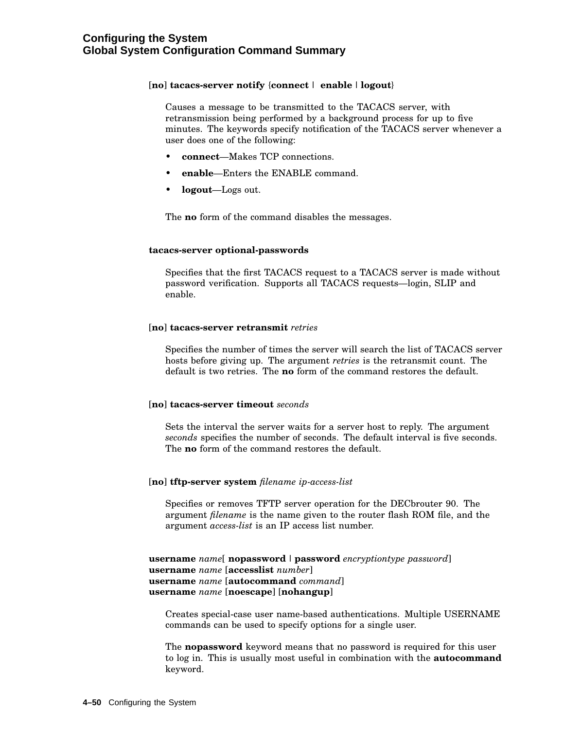[**no**] **tacacs-server notify** {**connect** | **enable** | **logout**}

Causes a message to be transmitted to the TACACS server, with retransmission being performed by a background process for up to five minutes. The keywords specify notification of the TACACS server whenever a user does one of the following:

- **connect**—Makes TCP connections.
- **enable**—Enters the ENABLE command.
- **logout**—Logs out.

The **no** form of the command disables the messages.

**tacacs-server optional-passwords**

Specifies that the first TACACS request to a TACACS server is made without password verification. Supports all TACACS requests—login, SLIP and enable.

[**no**] **tacacs-server retransmit** *retries*

Specifies the number of times the server will search the list of TACACS server hosts before giving up. The argument *retries* is the retransmit count. The default is two retries. The **no** form of the command restores the default.

[**no**] **tacacs-server timeout** *seconds*

Sets the interval the server waits for a server host to reply. The argument *seconds* specifies the number of seconds. The default interval is five seconds. The **no** form of the command restores the default.

[**no**] **tftp-server system** *filename ip-access-list*

Specifies or removes TFTP server operation for the DECbrouter 90. The argument *filename* is the name given to the router flash ROM file, and the argument *access-list* is an IP access list number.

**username** *name*[ **nopassword** | **password** *encryptiontype password*]
**username** *name* [**accesslist** *number*]
**username** *name* [**autocommand** *command*]
**username** *name* [**noescape**] [**nohangup**]

Creates special-case user name-based authentications. Multiple USERNAME commands can be used to specify options for a single user.

The **nopassword** keyword means that no password is required for this user to log in. This is usually most useful in combination with the **autocommand** keyword.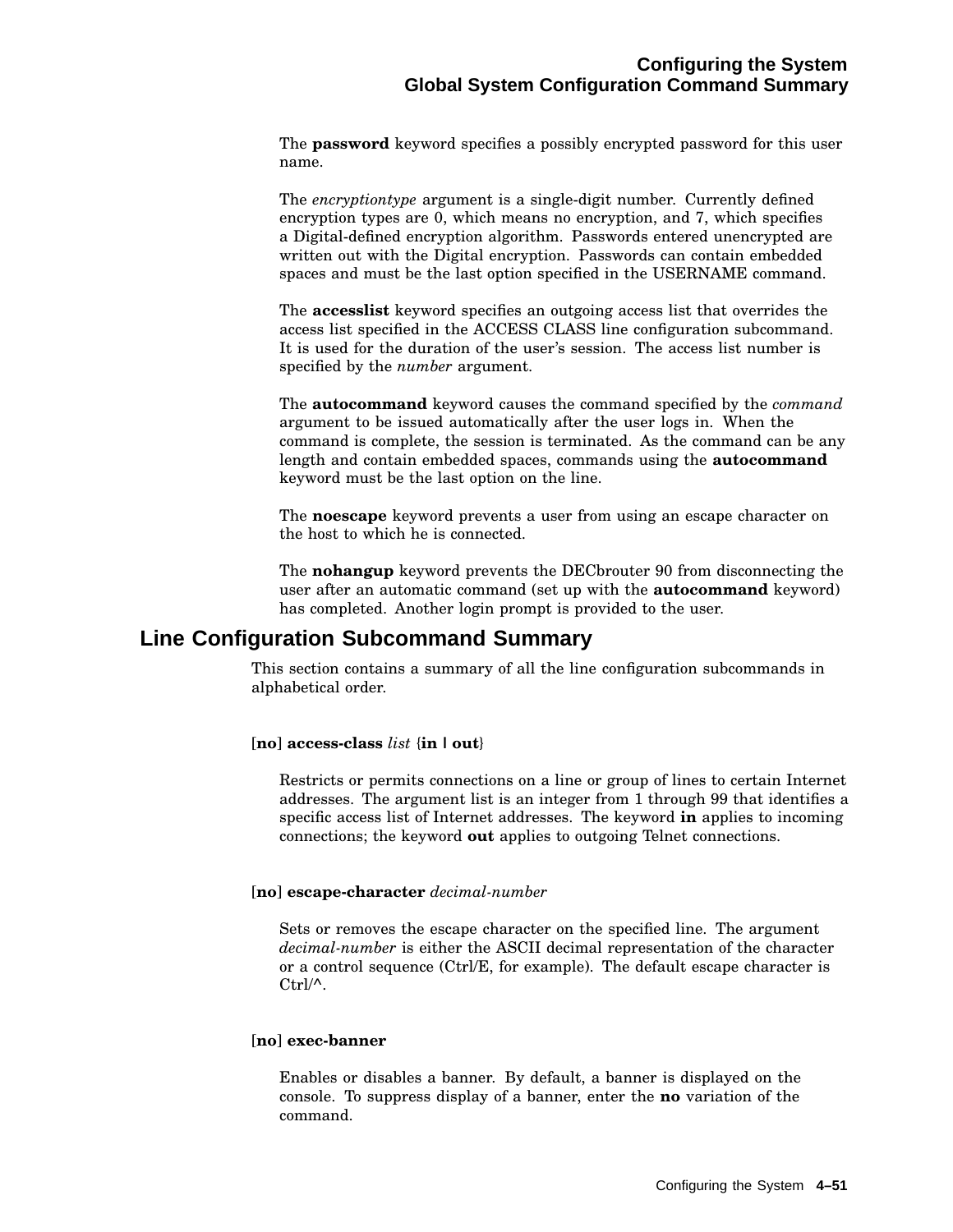The **password** keyword specifies a possibly encrypted password for this user name.

The *encryptiontype* argument is a single-digit number. Currently defined encryption types are 0, which means no encryption, and 7, which specifies a Digital-defined encryption algorithm. Passwords entered unencrypted are written out with the Digital encryption. Passwords can contain embedded spaces and must be the last option specified in the USERNAME command.

The **accesslist** keyword specifies an outgoing access list that overrides the access list specified in the ACCESS CLASS line configuration subcommand. It is used for the duration of the user's session. The access list number is specified by the *number* argument.

The **autocommand** keyword causes the command specified by the *command* argument to be issued automatically after the user logs in. When the command is complete, the session is terminated. As the command can be any length and contain embedded spaces, commands using the **autocommand** keyword must be the last option on the line.

The **noescape** keyword prevents a user from using an escape character on the host to which he is connected.

The **nohangup** keyword prevents the DECbrouter 90 from disconnecting the user after an automatic command (set up with the **autocommand** keyword) has completed. Another login prompt is provided to the user.

## Line Configuration Subcommand Summary

This section contains a summary of all the line configuration subcommands in alphabetical order.

[**no**] **access-class** *list* {**in** | **out**}

Restricts or permits connections on a line or group of lines to certain Internet addresses. The argument list is an integer from 1 through 99 that identifies a specific access list of Internet addresses. The keyword **in** applies to incoming connections; the keyword **out** applies to outgoing Telnet connections.

[**no**] **escape-character** *decimal-number*

Sets or removes the escape character on the specified line. The argument *decimal-number* is either the ASCII decimal representation of the character or a control sequence (Ctrl/E, for example). The default escape character is Ctrl/^.

[**no**] **exec-banner**

Enables or disables a banner. By default, a banner is displayed on the console. To suppress display of a banner, enter the **no** variation of the command.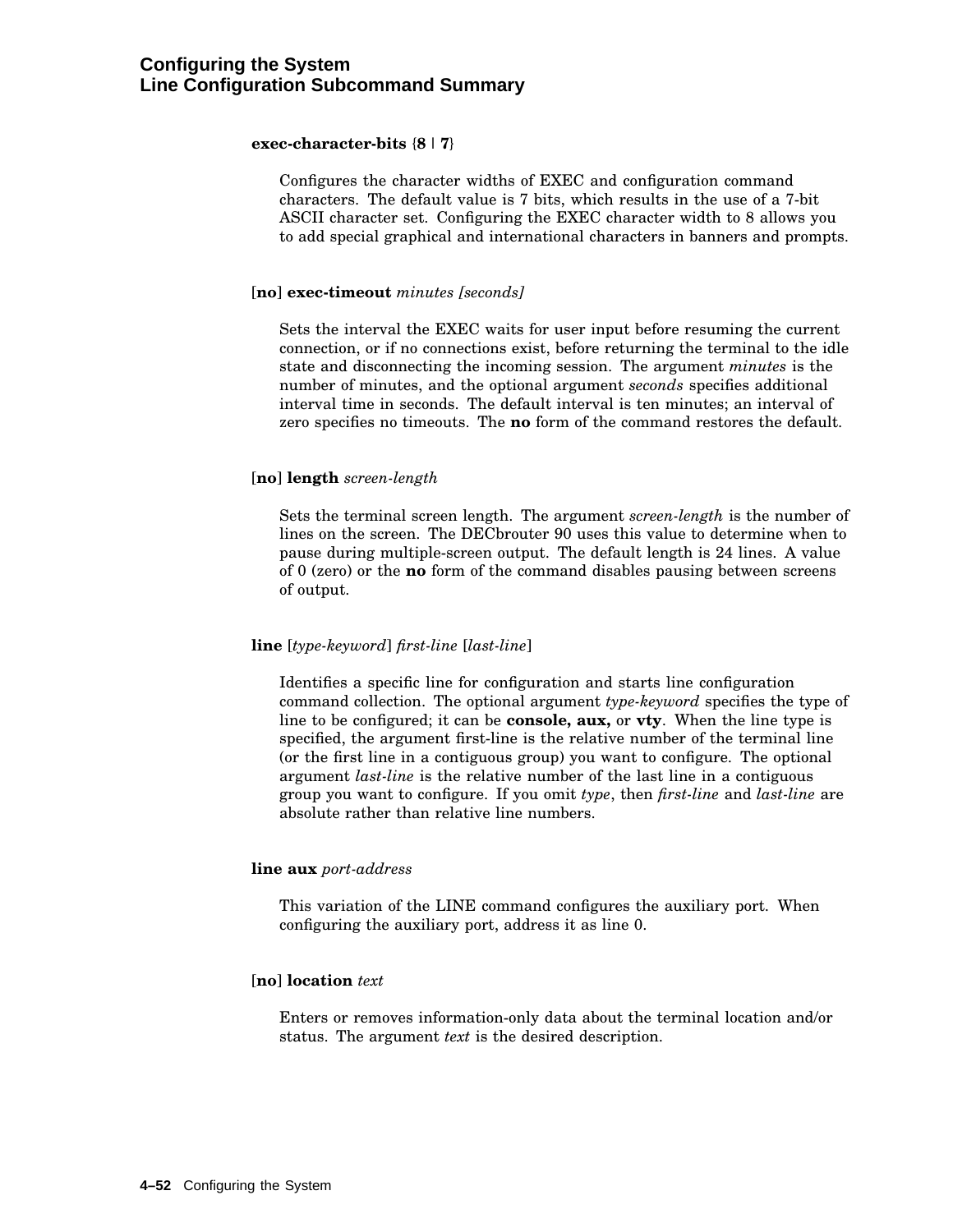**exec-character-bits** {**8** | **7**}

Configures the character widths of EXEC and configuration command characters. The default value is 7 bits, which results in the use of a 7-bit ASCII character set. Configuring the EXEC character width to 8 allows you to add special graphical and international characters in banners and prompts.

[**no**] **exec-timeout** *minutes [seconds]*

Sets the interval the EXEC waits for user input before resuming the current connection, or if no connections exist, before returning the terminal to the idle state and disconnecting the incoming session. The argument *minutes* is the number of minutes, and the optional argument *seconds* specifies additional interval time in seconds. The default interval is ten minutes; an interval of zero specifies no timeouts. The **no** form of the command restores the default.

[**no**] **length** *screen-length*

Sets the terminal screen length. The argument *screen-length* is the number of lines on the screen. The DECbrouter 90 uses this value to determine when to pause during multiple-screen output. The default length is 24 lines. A value of 0 (zero) or the **no** form of the command disables pausing between screens of output.

**line** [*type-keyword*] *first-line* [*last-line*]

Identifies a specific line for configuration and starts line configuration command collection. The optional argument *type-keyword* specifies the type of line to be configured; it can be **console, aux,** or **vty**. When the line type is specified, the argument first-line is the relative number of the terminal line (or the first line in a contiguous group) you want to configure. The optional argument *last-line* is the relative number of the last line in a contiguous group you want to configure. If you omit *type*, then *first-line* and *last-line* are absolute rather than relative line numbers.

**line aux** *port-address*

This variation of the LINE command configures the auxiliary port. When configuring the auxiliary port, address it as line 0.

[**no**] **location** *text*

Enters or removes information-only data about the terminal location and/or status. The argument *text* is the desired description.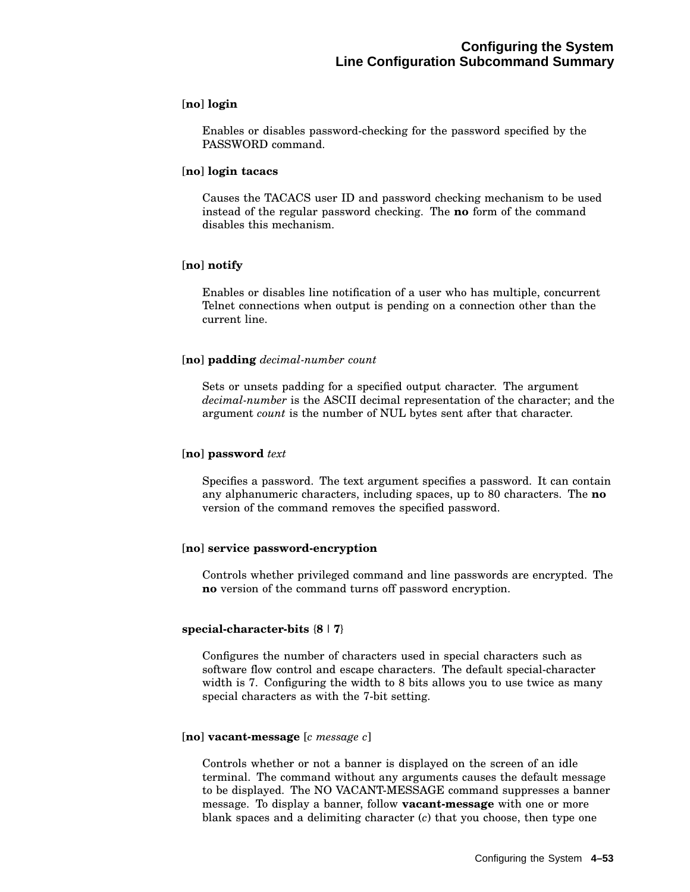**[no] login**

Enables or disables password-checking for the password specified by the PASSWORD command.

**[no] login tacacs**

Causes the TACACS user ID and password checking mechanism to be used instead of the regular password checking. The **no** form of the command disables this mechanism.

**[no] notify**

Enables or disables line notification of a user who has multiple, concurrent Telnet connections when output is pending on a connection other than the current line.

**[no] padding** *decimal-number count*

Sets or unsets padding for a specified output character. The argument *decimal-number* is the ASCII decimal representation of the character; and the argument *count* is the number of NUL bytes sent after that character.

**[no] password** *text*

Specifies a password. The text argument specifies a password. It can contain any alphanumeric characters, including spaces, up to 80 characters. The **no** version of the command removes the specified password.

**[no] service password-encryption**

Controls whether privileged command and line passwords are encrypted. The **no** version of the command turns off password encryption.

**special-character-bits {8 | 7}**

Configures the number of characters used in special characters such as software flow control and escape characters. The default special-character width is 7. Configuring the width to 8 bits allows you to use twice as many special characters as with the 7-bit setting.

**[no] vacant-message** [*c message c*]

Controls whether or not a banner is displayed on the screen of an idle terminal. The command without any arguments causes the default message to be displayed. The NO VACANT-MESSAGE command suppresses a banner message. To display a banner, follow **vacant-message** with one or more blank spaces and a delimiting character (*c*) that you choose, then type one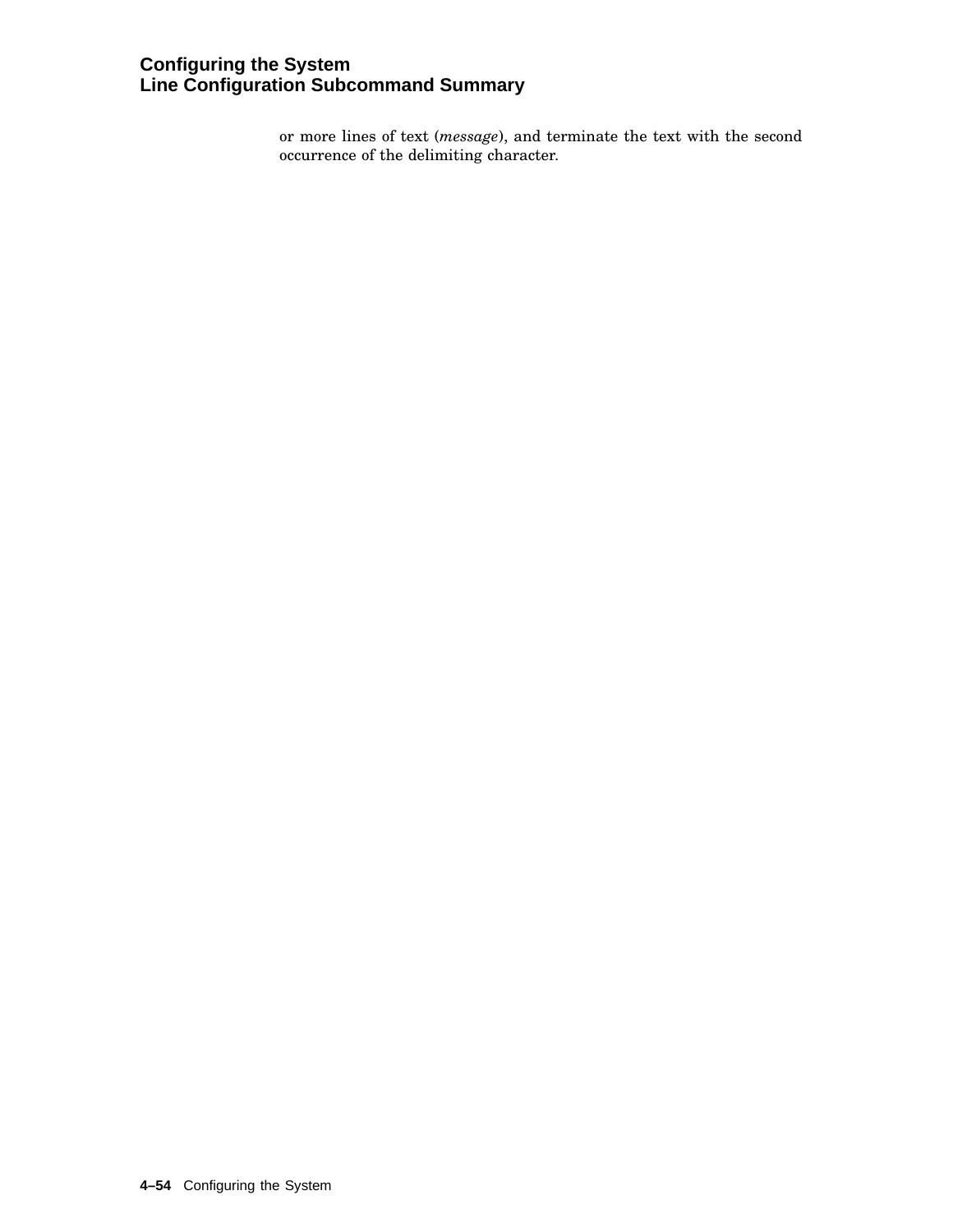or more lines of text (*message*), and terminate the text with the second occurrence of the delimiting character.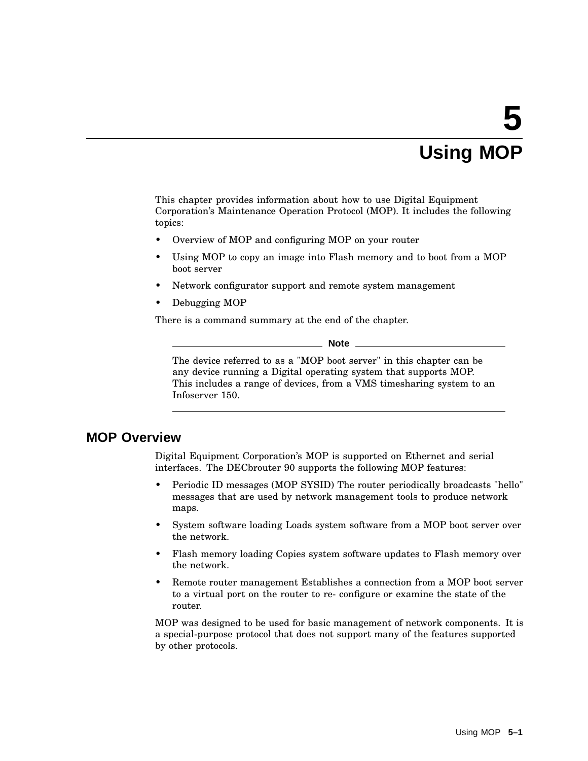# 5 Using MOP

This chapter provides information about how to use Digital Equipment Corporation's Maintenance Operation Protocol (MOP). It includes the following topics:

- Overview of MOP and configuring MOP on your router
- Using MOP to copy an image into Flash memory and to boot from a MOP boot server
- Network configurator support and remote system management
- Debugging MOP

There is a command summary at the end of the chapter.

> **Note**
>
> The device referred to as a "MOP boot server" in this chapter can be any device running a Digital operating system that supports MOP. This includes a range of devices, from a VMS timesharing system to an Infoserver 150.

## MOP Overview

Digital Equipment Corporation's MOP is supported on Ethernet and serial interfaces. The DECbrouter 90 supports the following MOP features:

- Periodic ID messages (MOP SYSID) The router periodically broadcasts "hello" messages that are used by network management tools to produce network maps.
- System software loading Loads system software from a MOP boot server over the network.
- Flash memory loading Copies system software updates to Flash memory over the network.
- Remote router management Establishes a connection from a MOP boot server to a virtual port on the router to re- configure or examine the state of the router.

MOP was designed to be used for basic management of network components. It is a special-purpose protocol that does not support many of the features supported by other protocols.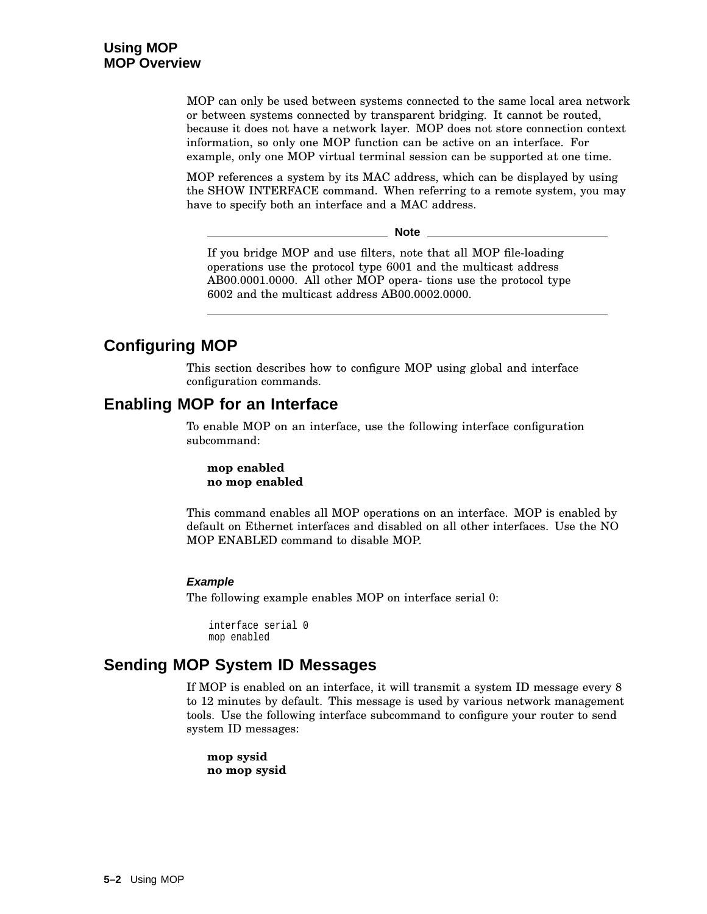MOP can only be used between systems connected to the same local area network or between systems connected by transparent bridging. It cannot be routed, because it does not have a network layer. MOP does not store connection context information, so only one MOP function can be active on an interface. For example, only one MOP virtual terminal session can be supported at one time.

MOP references a system by its MAC address, which can be displayed by using the SHOW INTERFACE command. When referring to a remote system, you may have to specify both an interface and a MAC address.

---

**Note**

If you bridge MOP and use filters, note that all MOP file-loading operations use the protocol type 6001 and the multicast address AB00.0001.0000. All other MOP opera- tions use the protocol type 6002 and the multicast address AB00.0002.0000.

---

## Configuring MOP

This section describes how to configure MOP using global and interface configuration commands.

## Enabling MOP for an Interface

To enable MOP on an interface, use the following interface configuration subcommand:

**mop enabled**
**no mop enabled**

This command enables all MOP operations on an interface. MOP is enabled by default on Ethernet interfaces and disabled on all other interfaces. Use the NO MOP ENABLED command to disable MOP.

#### *Example*

The following example enables MOP on interface serial 0:

```
interface serial 0
mop enabled
```

## Sending MOP System ID Messages

If MOP is enabled on an interface, it will transmit a system ID message every 8 to 12 minutes by default. This message is used by various network management tools. Use the following interface subcommand to configure your router to send system ID messages:

**mop sysid**
**no mop sysid**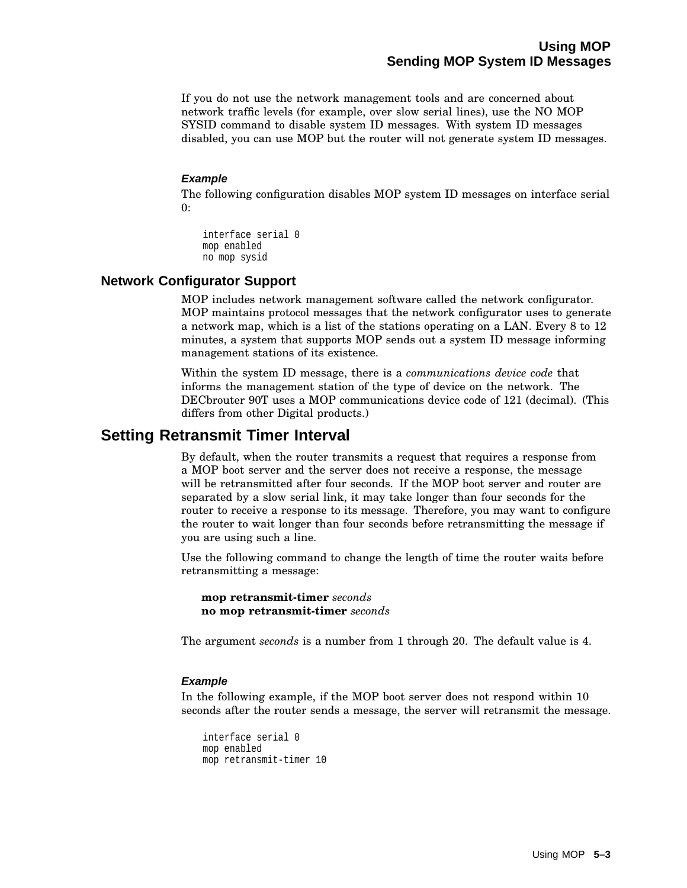If you do not use the network management tools and are concerned about network traffic levels (for example, over slow serial lines), use the NO MOP SYSID command to disable system ID messages. With system ID messages disabled, you can use MOP but the router will not generate system ID messages.

#### *Example*

The following configuration disables MOP system ID messages on interface serial 0:

```
interface serial 0
mop enabled
no mop sysid
```

### Network Configurator Support

MOP includes network management software called the network configurator. MOP maintains protocol messages that the network configurator uses to generate a network map, which is a list of the stations operating on a LAN. Every 8 to 12 minutes, a system that supports MOP sends out a system ID message informing management stations of its existence.

Within the system ID message, there is a *communications device code* that informs the management station of the type of device on the network. The DECbrouter 90T uses a MOP communications device code of 121 (decimal). (This differs from other Digital products.)

## Setting Retransmit Timer Interval

By default, when the router transmits a request that requires a response from a MOP boot server and the server does not receive a response, the message will be retransmitted after four seconds. If the MOP boot server and router are separated by a slow serial link, it may take longer than four seconds for the router to receive a response to its message. Therefore, you may want to configure the router to wait longer than four seconds before retransmitting the message if you are using such a line.

Use the following command to change the length of time the router waits before retransmitting a message:

**mop retransmit-timer** *seconds*
**no mop retransmit-timer** *seconds*

The argument *seconds* is a number from 1 through 20. The default value is 4.

#### *Example*

In the following example, if the MOP boot server does not respond within 10 seconds after the router sends a message, the server will retransmit the message.

```
interface serial 0
mop enabled
mop retransmit-timer 10
```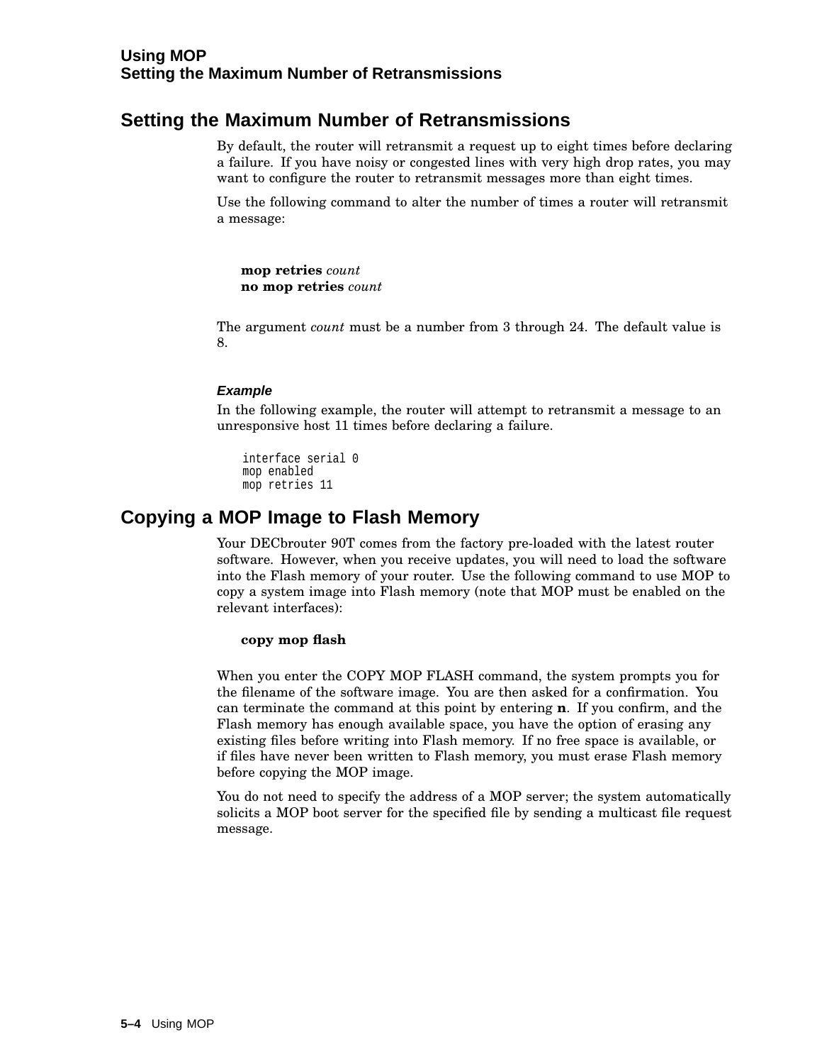## Setting the Maximum Number of Retransmissions

By default, the router will retransmit a request up to eight times before declaring a failure. If you have noisy or congested lines with very high drop rates, you may want to configure the router to retransmit messages more than eight times.

Use the following command to alter the number of times a router will retransmit a message:

> **mop retries** *count*
> **no mop retries** *count*

The argument *count* must be a number from 3 through 24. The default value is 8.

#### *Example*

In the following example, the router will attempt to retransmit a message to an unresponsive host 11 times before declaring a failure.

```
interface serial 0
mop enabled
mop retries 11
```

## Copying a MOP Image to Flash Memory

Your DECbrouter 90T comes from the factory pre-loaded with the latest router software. However, when you receive updates, you will need to load the software into the Flash memory of your router. Use the following command to use MOP to copy a system image into Flash memory (note that MOP must be enabled on the relevant interfaces):

> **copy mop flash**

When you enter the COPY MOP FLASH command, the system prompts you for the filename of the software image. You are then asked for a confirmation. You can terminate the command at this point by entering **n**. If you confirm, and the Flash memory has enough available space, you have the option of erasing any existing files before writing into Flash memory. If no free space is available, or if files have never been written to Flash memory, you must erase Flash memory before copying the MOP image.

You do not need to specify the address of a MOP server; the system automatically solicits a MOP boot server for the specified file by sending a multicast file request message.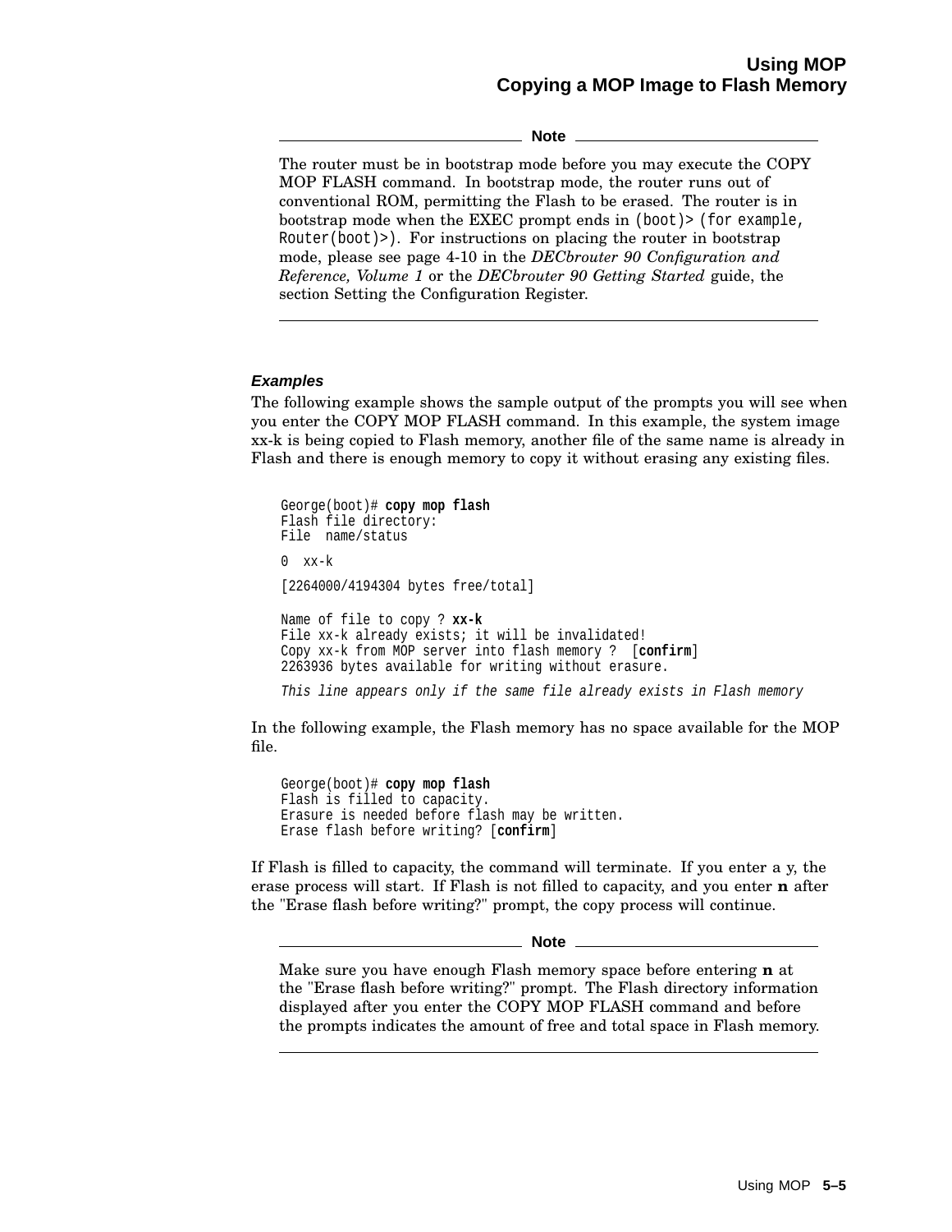**Note**

The router must be in bootstrap mode before you may execute the COPY MOP FLASH command. In bootstrap mode, the router runs out of conventional ROM, permitting the Flash to be erased. The router is in bootstrap mode when the EXEC prompt ends in `(boot)>` (for example, `Router(boot)>`). For instructions on placing the router in bootstrap mode, please see page 4-10 in the *DECbrouter 90 Configuration and Reference, Volume 1* or the *DECbrouter 90 Getting Started* guide, the section Setting the Configuration Register.

---

#### Examples

The following example shows the sample output of the prompts you will see when you enter the COPY MOP FLASH command. In this example, the system image xx-k is being copied to Flash memory, another file of the same name is already in Flash and there is enough memory to copy it without erasing any existing files.

```
George(boot)# copy mop flash
Flash file directory:
File  name/status

0  xx-k

[2264000/4194304 bytes free/total]

Name of file to copy ? xx-k
File xx-k already exists; it will be invalidated!
Copy xx-k from MOP server into flash memory ?  [confirm]
2263936 bytes available for writing without erasure.
```

*This line appears only if the same file already exists in Flash memory*

In the following example, the Flash memory has no space available for the MOP file.

```
George(boot)# copy mop flash
Flash is filled to capacity.
Erasure is needed before flash may be written.
Erase flash before writing? [confirm]
```

If Flash is filled to capacity, the command will terminate. If you enter a y, the erase process will start. If Flash is not filled to capacity, and you enter **n** after the "Erase flash before writing?" prompt, the copy process will continue.

**Note**

Make sure you have enough Flash memory space before entering **n** at the "Erase flash before writing?" prompt. The Flash directory information displayed after you enter the COPY MOP FLASH command and before the prompts indicates the amount of free and total space in Flash memory.

---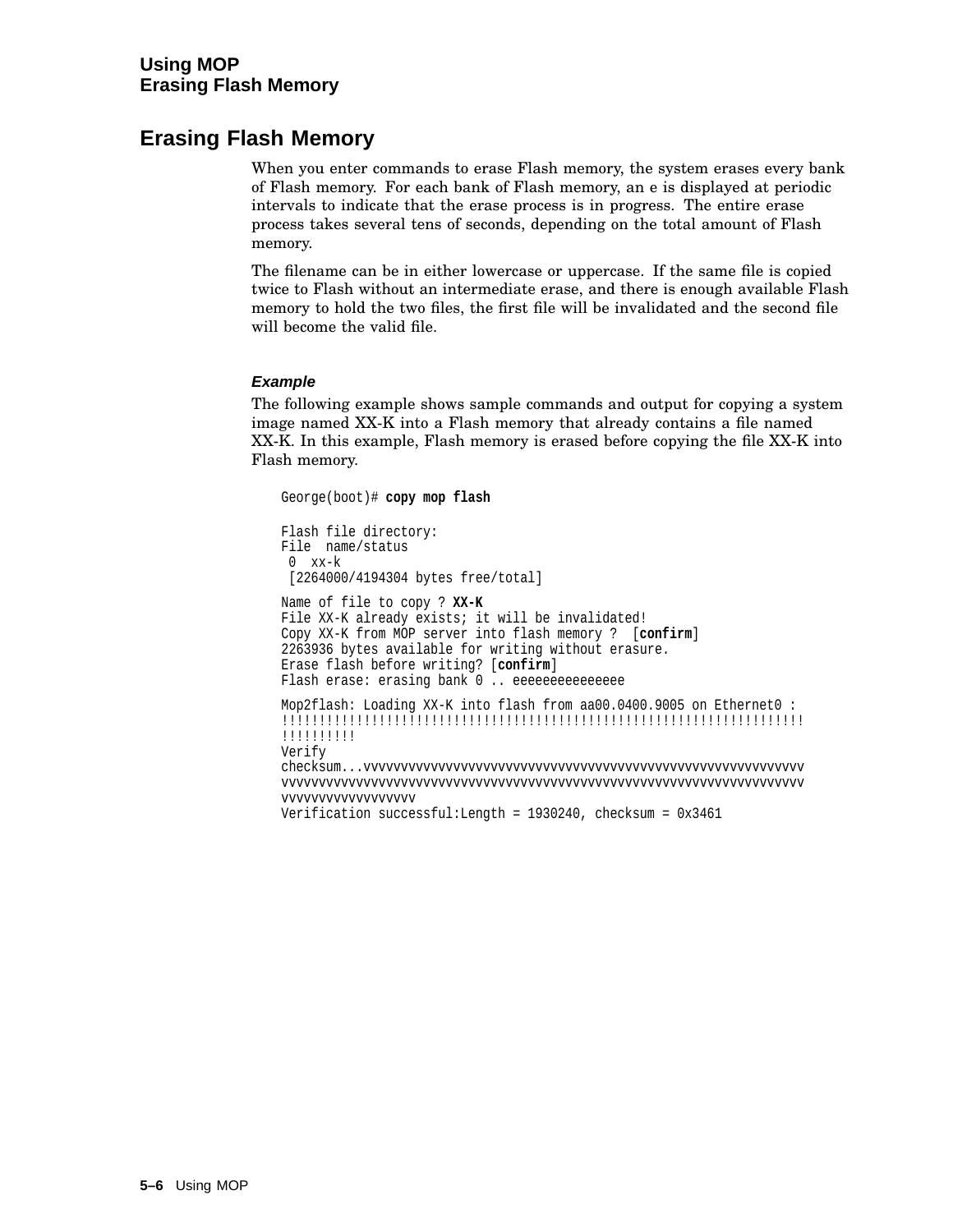## Erasing Flash Memory

When you enter commands to erase Flash memory, the system erases every bank of Flash memory. For each bank of Flash memory, an e is displayed at periodic intervals to indicate that the erase process is in progress. The entire erase process takes several tens of seconds, depending on the total amount of Flash memory.

The filename can be in either lowercase or uppercase. If the same file is copied twice to Flash without an intermediate erase, and there is enough available Flash memory to hold the two files, the first file will be invalidated and the second file will become the valid file.

### *Example*

The following example shows sample commands and output for copying a system image named XX-K into a Flash memory that already contains a file named XX-K. In this example, Flash memory is erased before copying the file XX-K into Flash memory.

```
George(boot)# copy mop flash

Flash file directory:
File  name/status
 0  xx-k
 [2264000/4194304 bytes free/total]

Name of file to copy ? XX-K
File XX-K already exists; it will be invalidated!
Copy XX-K from MOP server into flash memory ?  [confirm]
2263936 bytes available for writing without erasure.
Erase flash before writing? [confirm]
Flash erase: erasing bank 0 .. eeeeeeeeeeeeeee

Mop2flash: Loading XX-K into flash from aa00.0400.9005 on Ethernet0 :
!!!!!!!!!!!!!!!!!!!!!!!!!!!!!!!!!!!!!!!!!!!!!!!!!!!!!!!!!!!!!!!!!!!!!!
!!!!!!!!!!
Verify
checksum...vvvvvvvvvvvvvvvvvvvvvvvvvvvvvvvvvvvvvvvvvvvvvvvvvvvvvvvvvvv
vvvvvvvvvvvvvvvvvvvvvvvvvvvvvvvvvvvvvvvvvvvvvvvvvvvvvvvvvvvvvvvvvvvvvv
vvvvvvvvvvvvvvvvvv
Verification successful:Length = 1930240, checksum = 0x3461
```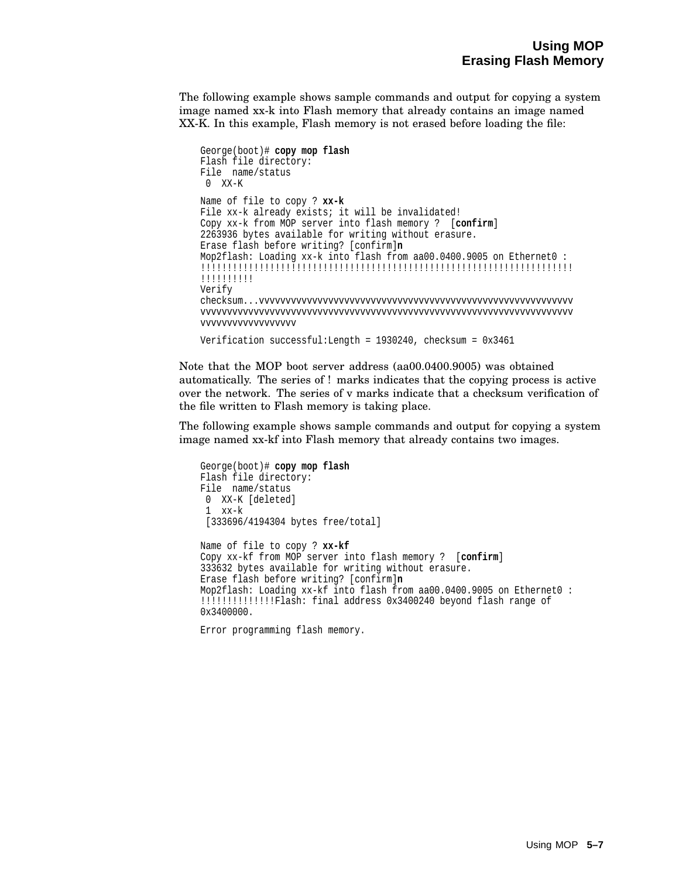The following example shows sample commands and output for copying a system image named xx-k into Flash memory that already contains an image named XX-K. In this example, Flash memory is not erased before loading the file:

```
George(boot)# copy mop flash
Flash file directory:
File  name/status
 0  XX-K

Name of file to copy ? xx-k
File xx-k already exists; it will be invalidated!
Copy xx-k from MOP server into flash memory ?  [confirm]
2263936 bytes available for writing without erasure.
Erase flash before writing? [confirm]n
Mop2flash: Loading xx-k into flash from aa00.0400.9005 on Ethernet0 :
!!!!!!!!!!!!!!!!!!!!!!!!!!!!!!!!!!!!!!!!!!!!!!!!!!!!!!!!!!!!!!!!!!!!!!!!!
!!!!!!!!!!
Verify
checksum...vvvvvvvvvvvvvvvvvvvvvvvvvvvvvvvvvvvvvvvvvvvvvvvvvvvvvvvvvvvvvvv
vvvvvvvvvvvvvvvvvvvvvvvvvvvvvvvvvvvvvvvvvvvvvvvvvvvvvvvvvvvvvvvvvvvvvvvvv
vvvvvvvvvvvvvvvvvv

Verification successful:Length = 1930240, checksum = 0x3461
```

Note that the MOP boot server address (aa00.0400.9005) was obtained automatically. The series of ! marks indicates that the copying process is active over the network. The series of v marks indicate that a checksum verification of the file written to Flash memory is taking place.

The following example shows sample commands and output for copying a system image named xx-kf into Flash memory that already contains two images.

```
George(boot)# copy mop flash
Flash file directory:
File  name/status
 0  XX-K [deleted]
 1  xx-k
 [333696/4194304 bytes free/total]

Name of file to copy ? xx-kf
Copy xx-kf from MOP server into flash memory ?  [confirm]
333632 bytes available for writing without erasure.
Erase flash before writing? [confirm]n
Mop2flash: Loading xx-kf into flash from aa00.0400.9005 on Ethernet0 :
!!!!!!!!!!!!!!Flash: final address 0x3400240 beyond flash range of
0x3400000.

Error programming flash memory.
```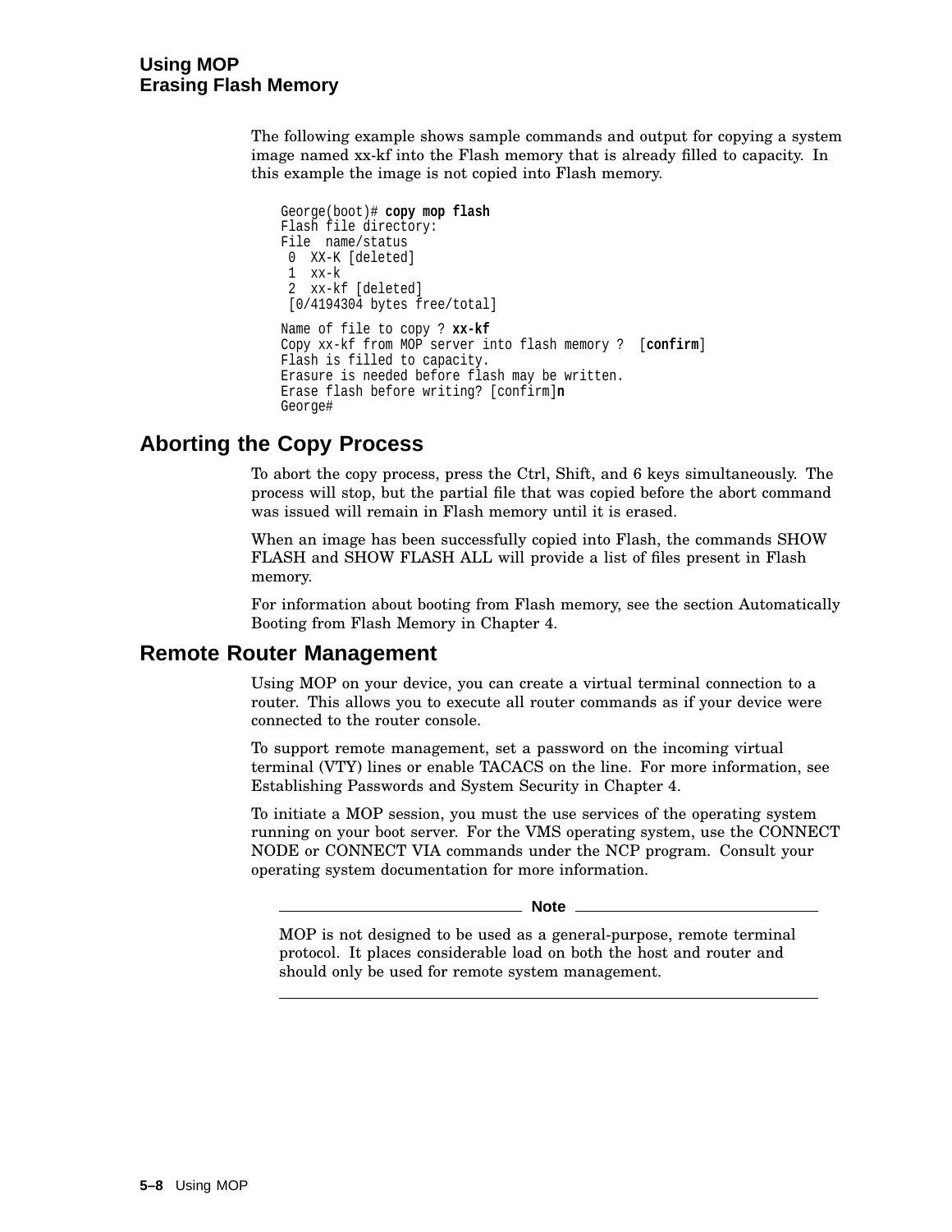The following example shows sample commands and output for copying a system image named xx-kf into the Flash memory that is already filled to capacity. In this example the image is not copied into Flash memory.

```
George(boot)# copy mop flash
Flash file directory:
File  name/status
 0  XX-K [deleted]
 1  xx-k
 2  xx-kf [deleted]
 [0/4194304 bytes free/total]
Name of file to copy ? xx-kf
Copy xx-kf from MOP server into flash memory ?  [confirm]
Flash is filled to capacity.
Erasure is needed before flash may be written.
Erase flash before writing? [confirm]n
George#
```

## Aborting the Copy Process

To abort the copy process, press the Ctrl, Shift, and 6 keys simultaneously. The process will stop, but the partial file that was copied before the abort command was issued will remain in Flash memory until it is erased.

When an image has been successfully copied into Flash, the commands SHOW FLASH and SHOW FLASH ALL will provide a list of files present in Flash memory.

For information about booting from Flash memory, see the section Automatically Booting from Flash Memory in Chapter 4.

## Remote Router Management

Using MOP on your device, you can create a virtual terminal connection to a router. This allows you to execute all router commands as if your device were connected to the router console.

To support remote management, set a password on the incoming virtual terminal (VTY) lines or enable TACACS on the line. For more information, see Establishing Passwords and System Security in Chapter 4.

To initiate a MOP session, you must the use services of the operating system running on your boot server. For the VMS operating system, use the CONNECT NODE or CONNECT VIA commands under the NCP program. Consult your operating system documentation for more information.

**Note**

MOP is not designed to be used as a general-purpose, remote terminal protocol. It places considerable load on both the host and router and should only be used for remote system management.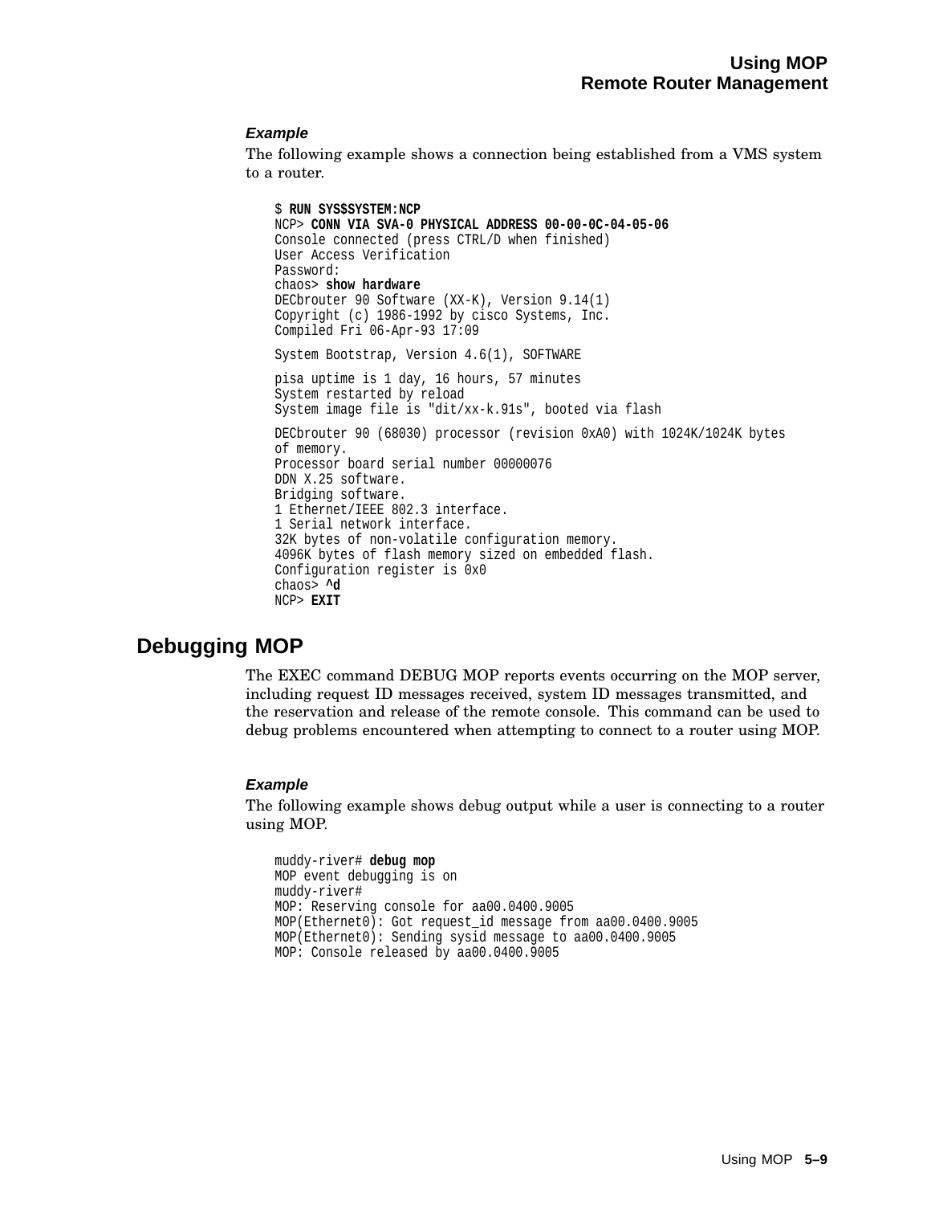### *Example*

The following example shows a connection being established from a VMS system to a router.

```
$ RUN SYS$SYSTEM:NCP
NCP> CONN VIA SVA-0 PHYSICAL ADDRESS 00-00-0C-04-05-06
Console connected (press CTRL/D when finished)
User Access Verification
Password:
chaos> show hardware
DECbrouter 90 Software (XX-K), Version 9.14(1)
Copyright (c) 1986-1992 by cisco Systems, Inc.
Compiled Fri 06-Apr-93 17:09

System Bootstrap, Version 4.6(1), SOFTWARE

pisa uptime is 1 day, 16 hours, 57 minutes
System restarted by reload
System image file is "dit/xx-k.91s", booted via flash

DECbrouter 90 (68030) processor (revision 0xA0) with 1024K/1024K bytes
of memory.
Processor board serial number 00000076
DDN X.25 software.
Bridging software.
1 Ethernet/IEEE 802.3 interface.
1 Serial network interface.
32K bytes of non-volatile configuration memory.
4096K bytes of flash memory sized on embedded flash.
Configuration register is 0x0
chaos> ^d
NCP> EXIT
```

## Debugging MOP

The EXEC command DEBUG MOP reports events occurring on the MOP server, including request ID messages received, system ID messages transmitted, and the reservation and release of the remote console. This command can be used to debug problems encountered when attempting to connect to a router using MOP.

### *Example*

The following example shows debug output while a user is connecting to a router using MOP.

```
muddy-river# debug mop
MOP event debugging is on
muddy-river#
MOP: Reserving console for aa00.0400.9005
MOP(Ethernet0): Got request_id message from aa00.0400.9005
MOP(Ethernet0): Sending sysid message to aa00.0400.9005
MOP: Console released by aa00.0400.9005
```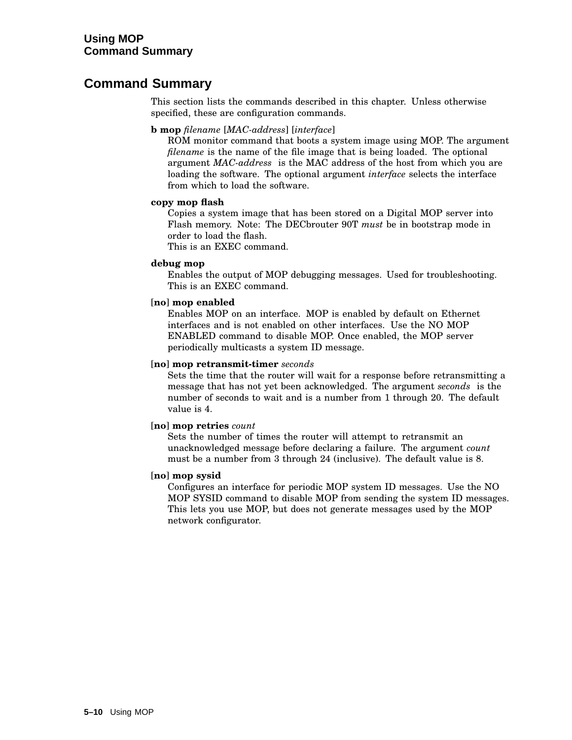## Command Summary

This section lists the commands described in this chapter. Unless otherwise specified, these are configuration commands.

**b mop** *filename* [*MAC-address*] [*interface*]
ROM monitor command that boots a system image using MOP. The argument *filename* is the name of the file image that is being loaded. The optional argument *MAC-address* is the MAC address of the host from which you are loading the software. The optional argument *interface* selects the interface from which to load the software.

**copy mop flash**
Copies a system image that has been stored on a Digital MOP server into Flash memory. Note: The DECbrouter 90T *must* be in bootstrap mode in order to load the flash.
This is an EXEC command.

**debug mop**
Enables the output of MOP debugging messages. Used for troubleshooting. This is an EXEC command.

[**no**] **mop enabled**
Enables MOP on an interface. MOP is enabled by default on Ethernet interfaces and is not enabled on other interfaces. Use the NO MOP ENABLED command to disable MOP. Once enabled, the MOP server periodically multicasts a system ID message.

[**no**] **mop retransmit-timer** *seconds*
Sets the time that the router will wait for a response before retransmitting a message that has not yet been acknowledged. The argument *seconds* is the number of seconds to wait and is a number from 1 through 20. The default value is 4.

[**no**] **mop retries** *count*
Sets the number of times the router will attempt to retransmit an unacknowledged message before declaring a failure. The argument *count* must be a number from 3 through 24 (inclusive). The default value is 8.

[**no**] **mop sysid**
Configures an interface for periodic MOP system ID messages. Use the NO MOP SYSID command to disable MOP from sending the system ID messages. This lets you use MOP, but does not generate messages used by the MOP network configurator.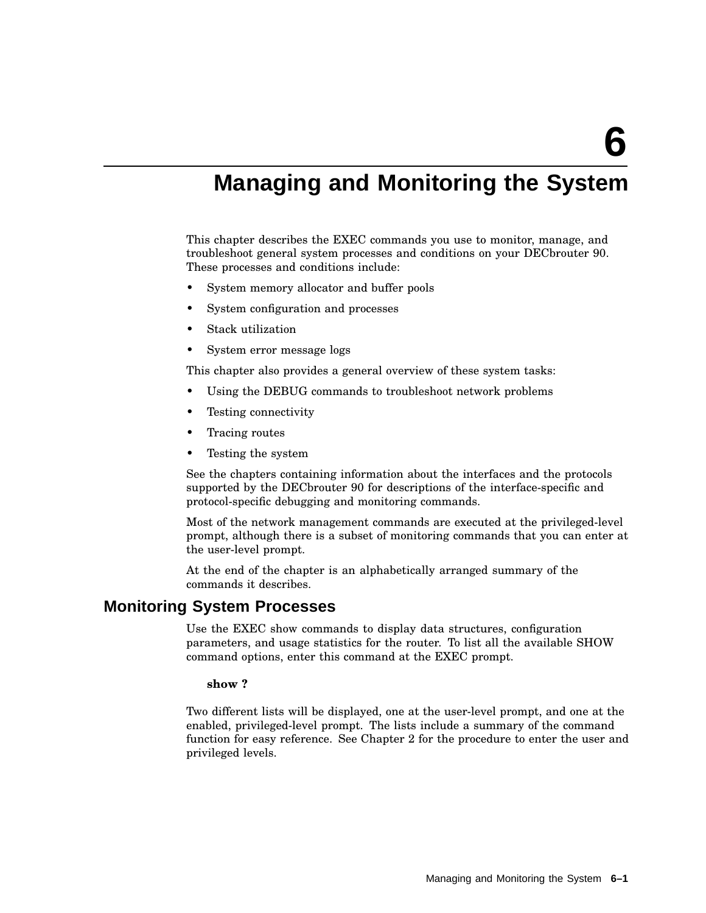# 6 Managing and Monitoring the System

This chapter describes the EXEC commands you use to monitor, manage, and troubleshoot general system processes and conditions on your DECbrouter 90. These processes and conditions include:

- System memory allocator and buffer pools
- System configuration and processes
- Stack utilization
- System error message logs

This chapter also provides a general overview of these system tasks:

- Using the DEBUG commands to troubleshoot network problems
- Testing connectivity
- Tracing routes
- Testing the system

See the chapters containing information about the interfaces and the protocols supported by the DECbrouter 90 for descriptions of the interface-specific and protocol-specific debugging and monitoring commands.

Most of the network management commands are executed at the privileged-level prompt, although there is a subset of monitoring commands that you can enter at the user-level prompt.

At the end of the chapter is an alphabetically arranged summary of the commands it describes.

## Monitoring System Processes

Use the EXEC show commands to display data structures, configuration parameters, and usage statistics for the router. To list all the available SHOW command options, enter this command at the EXEC prompt.

**show ?**

Two different lists will be displayed, one at the user-level prompt, and one at the enabled, privileged-level prompt. The lists include a summary of the command function for easy reference. See Chapter 2 for the procedure to enter the user and privileged levels.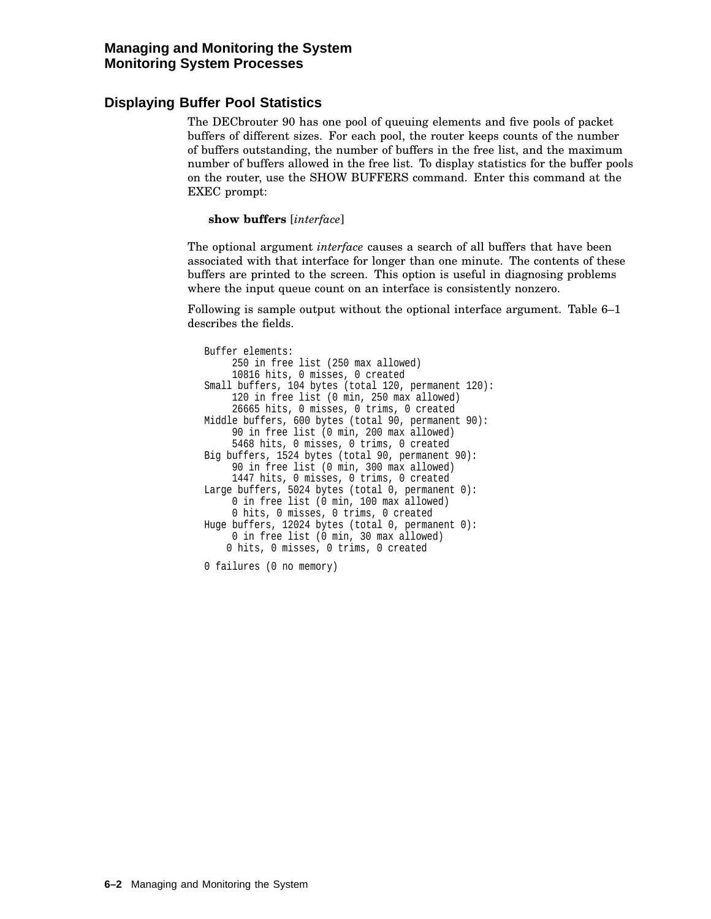## Displaying Buffer Pool Statistics

The DECbrouter 90 has one pool of queuing elements and five pools of packet buffers of different sizes. For each pool, the router keeps counts of the number of buffers outstanding, the number of buffers in the free list, and the maximum number of buffers allowed in the free list. To display statistics for the buffer pools on the router, use the SHOW BUFFERS command. Enter this command at the EXEC prompt:

**show buffers** [*interface*]

The optional argument *interface* causes a search of all buffers that have been associated with that interface for longer than one minute. The contents of these buffers are printed to the screen. This option is useful in diagnosing problems where the input queue count on an interface is consistently nonzero.

Following is sample output without the optional interface argument. Table 6–1 describes the fields.

```
Buffer elements:
     250 in free list (250 max allowed)
     10816 hits, 0 misses, 0 created
Small buffers, 104 bytes (total 120, permanent 120):
     120 in free list (0 min, 250 max allowed)
     26665 hits, 0 misses, 0 trims, 0 created
Middle buffers, 600 bytes (total 90, permanent 90):
     90 in free list (0 min, 200 max allowed)
     5468 hits, 0 misses, 0 trims, 0 created
Big buffers, 1524 bytes (total 90, permanent 90):
     90 in free list (0 min, 300 max allowed)
     1447 hits, 0 misses, 0 trims, 0 created
Large buffers, 5024 bytes (total 0, permanent 0):
     0 in free list (0 min, 100 max allowed)
     0 hits, 0 misses, 0 trims, 0 created
Huge buffers, 12024 bytes (total 0, permanent 0):
     0 in free list (0 min, 30 max allowed)
    0 hits, 0 misses, 0 trims, 0 created

0 failures (0 no memory)
```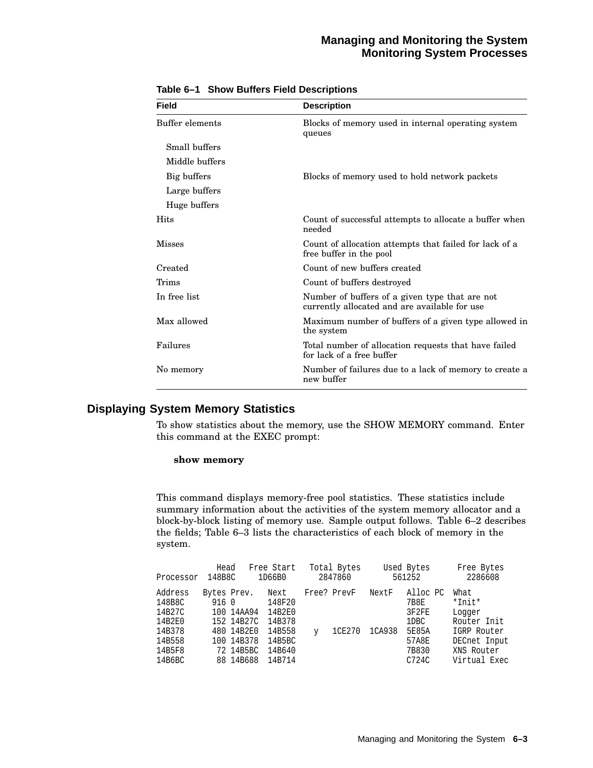**Table 6–1 Show Buffers Field Descriptions**

| Field | Description |
|---|---|
| Buffer elements | Blocks of memory used in internal operating system queues |
| Small buffers | |
| Middle buffers | |
| Big buffers | Blocks of memory used to hold network packets |
| Large buffers | |
| Huge buffers | |
| Hits | Count of successful attempts to allocate a buffer when needed |
| Misses | Count of allocation attempts that failed for lack of a free buffer in the pool |
| Created | Count of new buffers created |
| Trims | Count of buffers destroyed |
| In free list | Number of buffers of a given type that are not currently allocated and are available for use |
| Max allowed | Maximum number of buffers of a given type allowed in the system |
| Failures | Total number of allocation requests that have failed for lack of a free buffer |
| No memory | Number of failures due to a lack of memory to create a new buffer |

## Displaying System Memory Statistics

To show statistics about the memory, use the SHOW MEMORY command. Enter this command at the EXEC prompt:

**show memory**

This command displays memory-free pool statistics. These statistics include summary information about the activities of the system memory allocator and a block-by-block listing of memory use. Sample output follows. Table 6–2 describes the fields; Table 6–3 lists the characteristics of each block of memory in the system.

```
             Head    Free Start   Total Bytes     Used Bytes      Free Bytes
Processor  148B8C      1D66B0       2847860         561252          2286608

Address   Bytes Prev.    Next    Free? PrevF   NextF   Alloc PC  What
148B8C      916 0        148F20                        7B8E      *Init*
14B27C      100 14AA94   14B2E0                        3F2FE     Logger
14B2E0      152 14B27C   14B378                        1DBC      Router Init
14B378      480 14B2E0   14B558    y   1CE270  1CA938  5E85A     IGRP Router
14B558      100 14B378   14B5BC                        57A8E     DECnet Input
14B5F8       72 14B5BC   14B640                        7B830     XNS Router
14B6BC       88 14B688   14B714                        C724C     Virtual Exec
```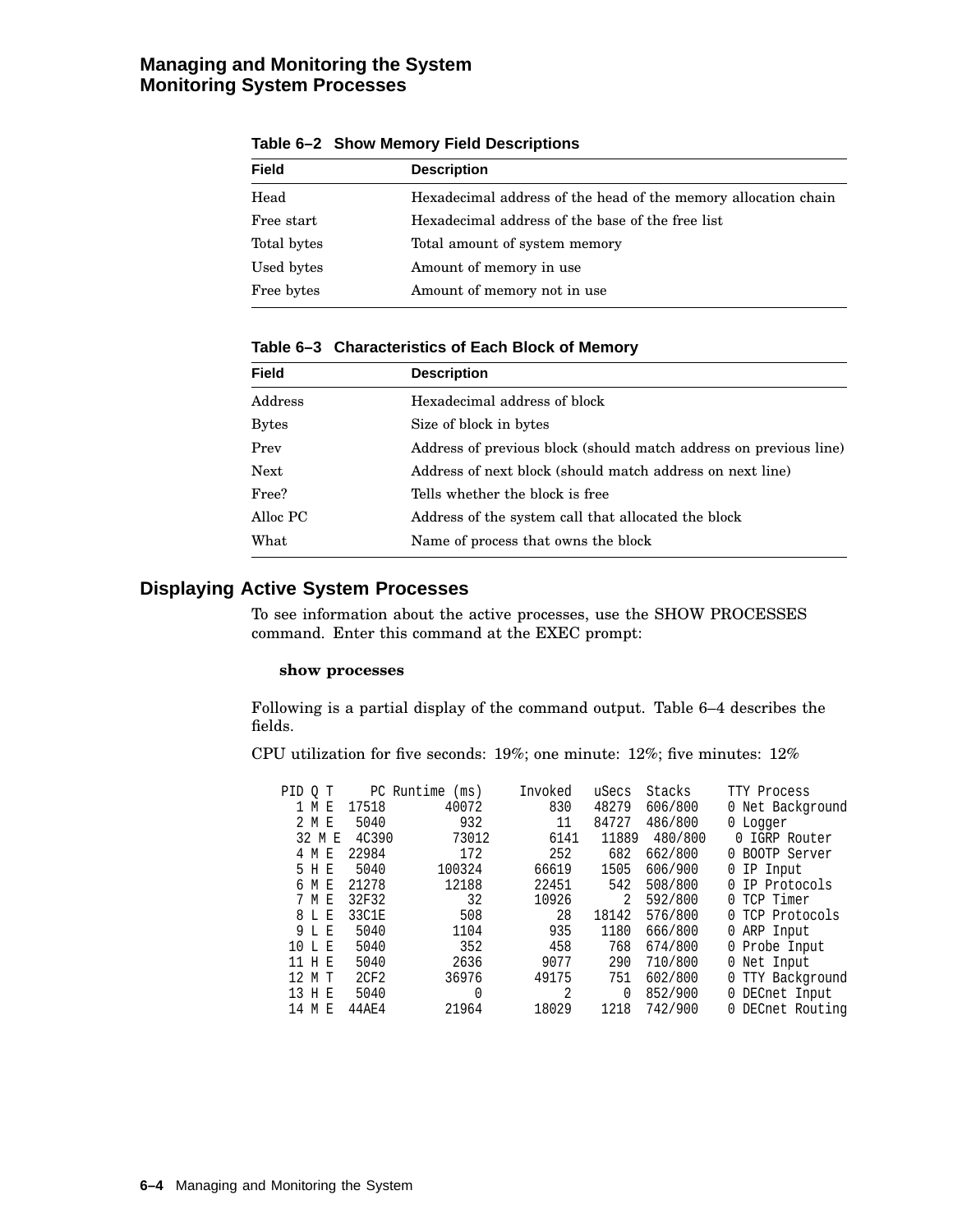**Table 6–2 Show Memory Field Descriptions**

| Field | Description |
| --- | --- |
| Head | Hexadecimal address of the head of the memory allocation chain |
| Free start | Hexadecimal address of the base of the free list |
| Total bytes | Total amount of system memory |
| Used bytes | Amount of memory in use |
| Free bytes | Amount of memory not in use |

**Table 6–3 Characteristics of Each Block of Memory**

| Field | Description |
| --- | --- |
| Address | Hexadecimal address of block |
| Bytes | Size of block in bytes |
| Prev | Address of previous block (should match address on previous line) |
| Next | Address of next block (should match address on next line) |
| Free? | Tells whether the block is free |
| Alloc PC | Address of the system call that allocated the block |
| What | Name of process that owns the block |

## Displaying Active System Processes

To see information about the active processes, use the SHOW PROCESSES command. Enter this command at the EXEC prompt:

**show processes**

Following is a partial display of the command output. Table 6–4 describes the fields.

CPU utilization for five seconds: 19%; one minute: 12%; five minutes: 12%

```
PID Q T     PC Runtime (ms)     Invoked   uSecs  Stacks     TTY Process
  1 M E  17518        40072         830   48279  606/800    0 Net Background
  2 M E   5040          932          11   84727  486/800    0 Logger
  32 M E  4C390        73012        6141   11889  480/800    0 IGRP Router
  4 M E  22984          172         252     682  662/800    0 BOOTP Server
  5 H E   5040       100324       66619    1505  606/900    0 IP Input
  6 M E  21278        12188       22451     542  508/800    0 IP Protocols
  7 M E  32F32           32       10926       2  592/800    0 TCP Timer
  8 L E  33C1E          508          28   18142  576/800    0 TCP Protocols
  9 L E   5040         1104         935    1180  666/800    0 ARP Input
 10 L E   5040          352         458     768  674/800    0 Probe Input
 11 H E   5040         2636        9077     290  710/800    0 Net Input
 12 M T   2CF2        36976       49175     751  602/800    0 TTY Background
 13 H E   5040            0           2       0  852/900    0 DECnet Input
 14 M E  44AE4        21964       18029    1218  742/900    0 DECnet Routing
```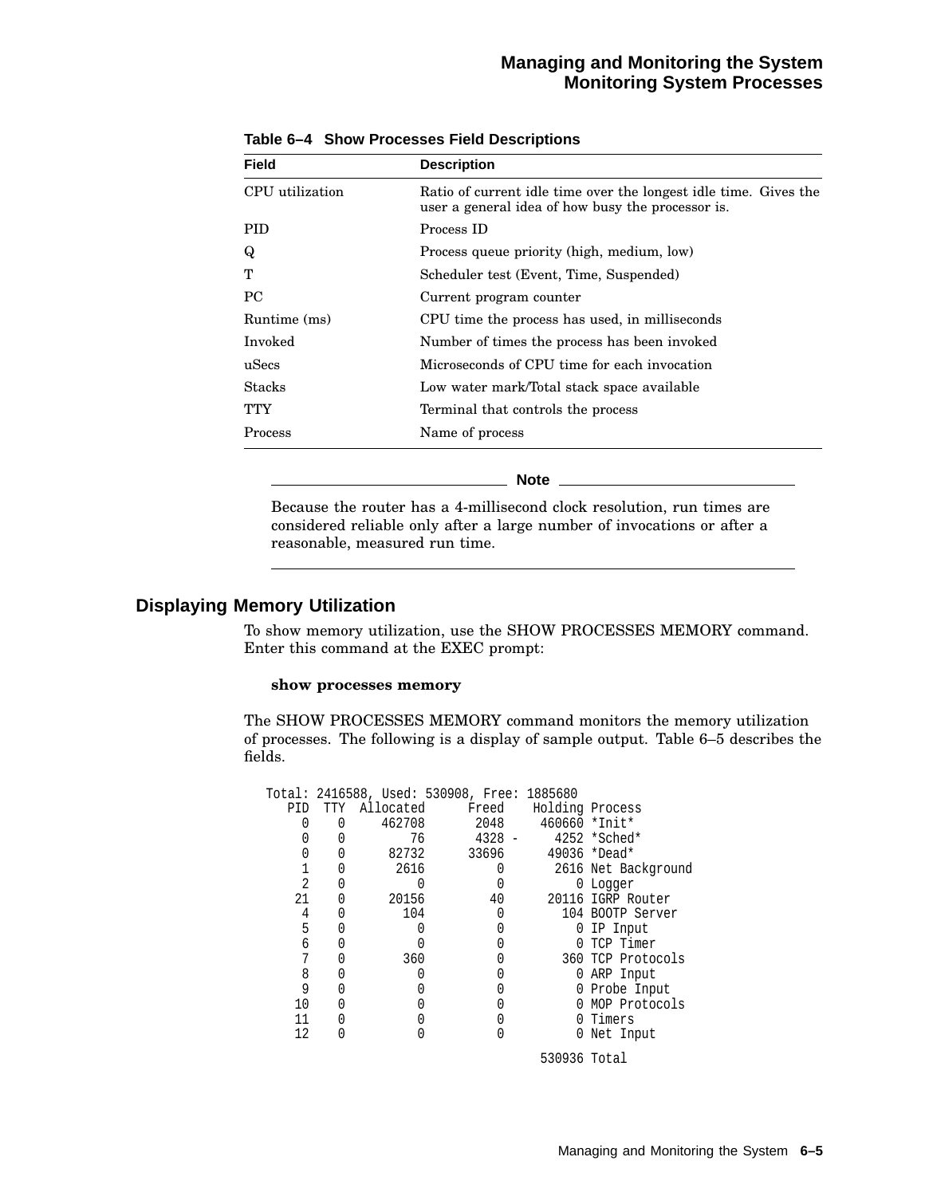**Table 6–4 Show Processes Field Descriptions**

| Field | Description |
|---|---|
| CPU utilization | Ratio of current idle time over the longest idle time. Gives the user a general idea of how busy the processor is. |
| PID | Process ID |
| Q | Process queue priority (high, medium, low) |
| T | Scheduler test (Event, Time, Suspended) |
| PC | Current program counter |
| Runtime (ms) | CPU time the process has used, in milliseconds |
| Invoked | Number of times the process has been invoked |
| uSecs | Microseconds of CPU time for each invocation |
| Stacks | Low water mark/Total stack space available |
| TTY | Terminal that controls the process |
| Process | Name of process |

---

**Note**

Because the router has a 4-millisecond clock resolution, run times are considered reliable only after a large number of invocations or after a reasonable, measured run time.

---

## Displaying Memory Utilization

To show memory utilization, use the SHOW PROCESSES MEMORY command. Enter this command at the EXEC prompt:

**show processes memory**

The SHOW PROCESSES MEMORY command monitors the memory utilization of processes. The following is a display of sample output. Table 6–5 describes the fields.

```
Total: 2416588, Used: 530908, Free: 1885680
   PID  TTY  Allocated      Freed    Holding Process
     0    0     462708       2048     460660 *Init*
     0    0         76       4328 -     4252 *Sched*
     0    0      82732      33696      49036 *Dead*
     1    0       2616          0       2616 Net Background
     2    0          0          0          0 Logger
    21    0      20156         40      20116 IGRP Router
     4    0        104          0        104 BOOTP Server
     5    0          0          0          0 IP Input
     6    0          0          0          0 TCP Timer
     7    0        360          0        360 TCP Protocols
     8    0          0          0          0 ARP Input
     9    0          0          0          0 Probe Input
    10    0          0          0          0 MOP Protocols
    11    0          0          0          0 Timers
    12    0          0          0          0 Net Input

                                      530936 Total
```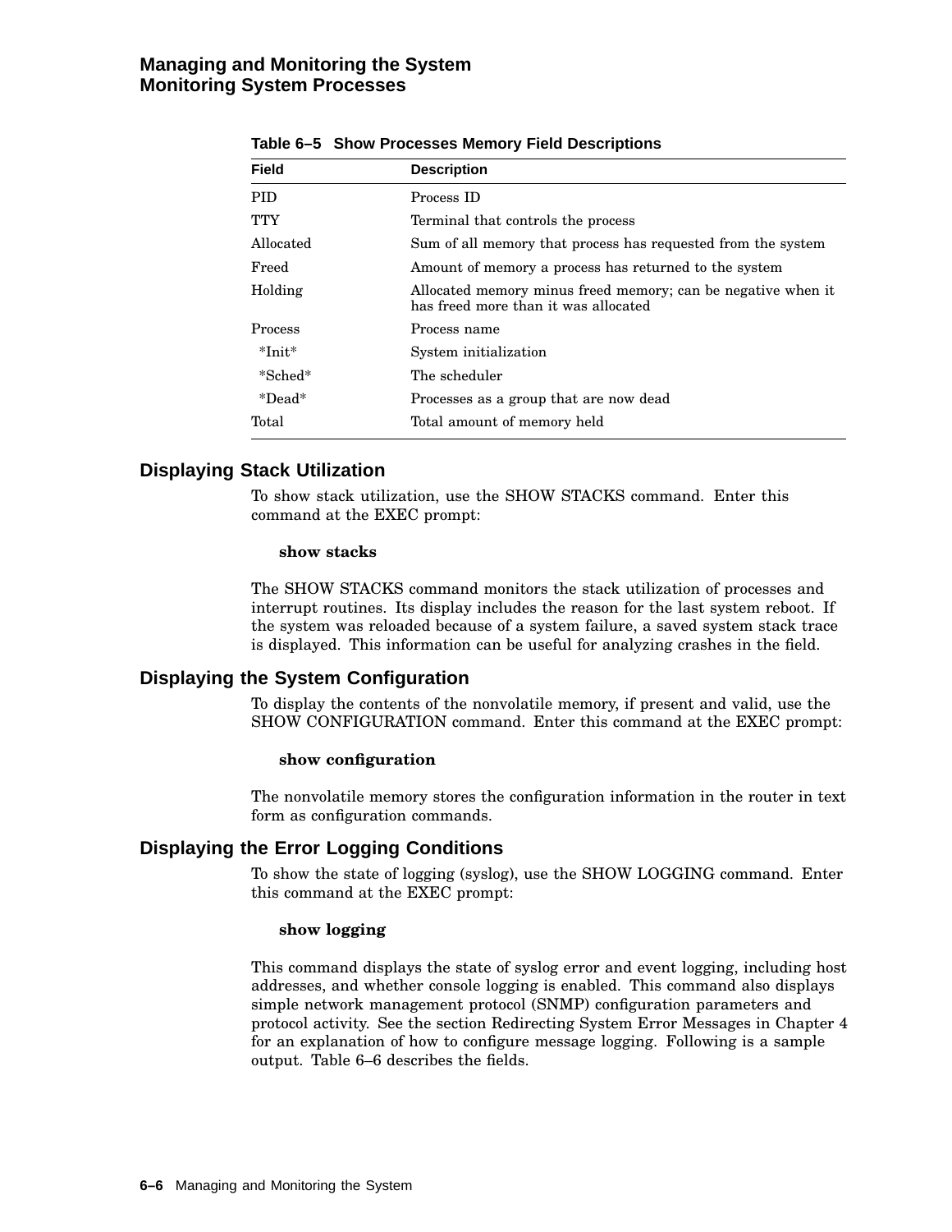**Table 6–5 Show Processes Memory Field Descriptions**

| Field | Description |
|---|---|
| PID | Process ID |
| TTY | Terminal that controls the process |
| Allocated | Sum of all memory that process has requested from the system |
| Freed | Amount of memory a process has returned to the system |
| Holding | Allocated memory minus freed memory; can be negative when it has freed more than it was allocated |
| Process | Process name |
| *Init* | System initialization |
| *Sched* | The scheduler |
| *Dead* | Processes as a group that are now dead |
| Total | Total amount of memory held |

## Displaying Stack Utilization

To show stack utilization, use the SHOW STACKS command. Enter this command at the EXEC prompt:

**show stacks**

The SHOW STACKS command monitors the stack utilization of processes and interrupt routines. Its display includes the reason for the last system reboot. If the system was reloaded because of a system failure, a saved system stack trace is displayed. This information can be useful for analyzing crashes in the field.

## Displaying the System Configuration

To display the contents of the nonvolatile memory, if present and valid, use the SHOW CONFIGURATION command. Enter this command at the EXEC prompt:

**show configuration**

The nonvolatile memory stores the configuration information in the router in text form as configuration commands.

## Displaying the Error Logging Conditions

To show the state of logging (syslog), use the SHOW LOGGING command. Enter this command at the EXEC prompt:

**show logging**

This command displays the state of syslog error and event logging, including host addresses, and whether console logging is enabled. This command also displays simple network management protocol (SNMP) configuration parameters and protocol activity. See the section Redirecting System Error Messages in Chapter 4 for an explanation of how to configure message logging. Following is a sample output. Table 6–6 describes the fields.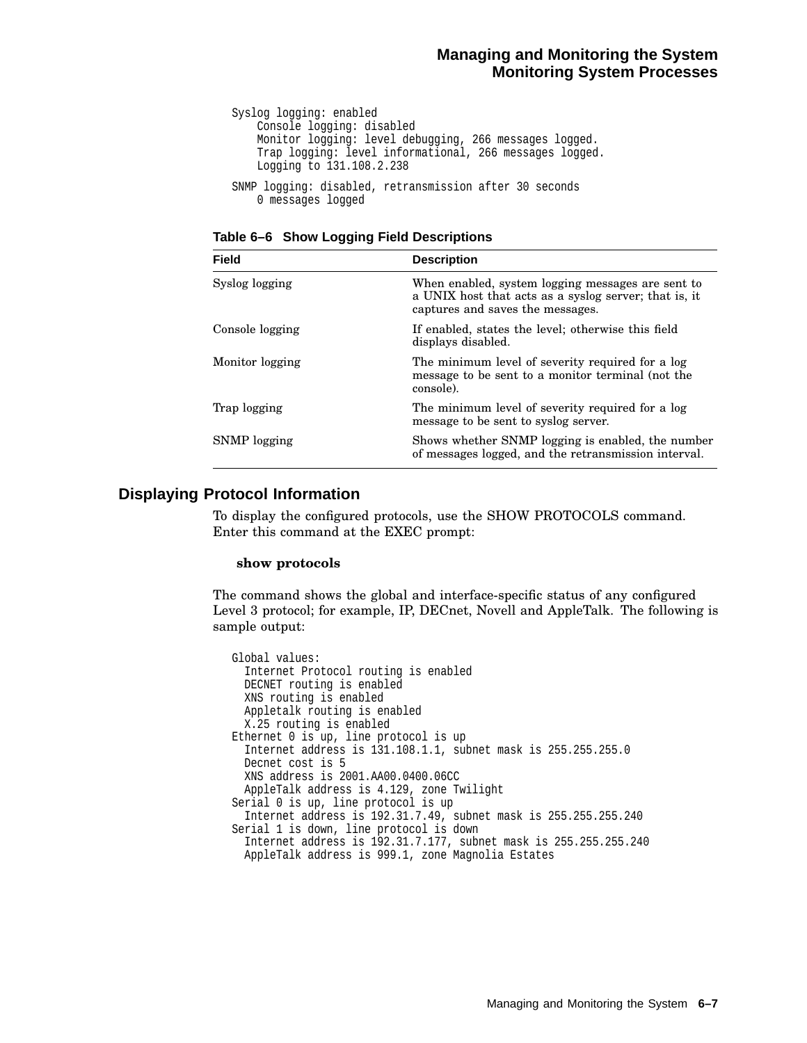```
Syslog logging: enabled
    Console logging: disabled
    Monitor logging: level debugging, 266 messages logged.
    Trap logging: level informational, 266 messages logged.
    Logging to 131.108.2.238

SNMP logging: disabled, retransmission after 30 seconds
    0 messages logged
```

**Table 6–6 Show Logging Field Descriptions**

| Field | Description |
|---|---|
| Syslog logging | When enabled, system logging messages are sent to a UNIX host that acts as a syslog server; that is, it captures and saves the messages. |
| Console logging | If enabled, states the level; otherwise this field displays disabled. |
| Monitor logging | The minimum level of severity required for a log message to be sent to a monitor terminal (not the console). |
| Trap logging | The minimum level of severity required for a log message to be sent to syslog server. |
| SNMP logging | Shows whether SNMP logging is enabled, the number of messages logged, and the retransmission interval. |

## Displaying Protocol Information

To display the configured protocols, use the SHOW PROTOCOLS command. Enter this command at the EXEC prompt:

**show protocols**

The command shows the global and interface-specific status of any configured Level 3 protocol; for example, IP, DECnet, Novell and AppleTalk. The following is sample output:

```
Global values:
  Internet Protocol routing is enabled
  DECNET routing is enabled
  XNS routing is enabled
  Appletalk routing is enabled
  X.25 routing is enabled
Ethernet 0 is up, line protocol is up
  Internet address is 131.108.1.1, subnet mask is 255.255.255.0
  Decnet cost is 5
  XNS address is 2001.AA00.0400.06CC
  AppleTalk address is 4.129, zone Twilight
Serial 0 is up, line protocol is up
  Internet address is 192.31.7.49, subnet mask is 255.255.255.240
Serial 1 is down, line protocol is down
  Internet address is 192.31.7.177, subnet mask is 255.255.255.240
  AppleTalk address is 999.1, zone Magnolia Estates
```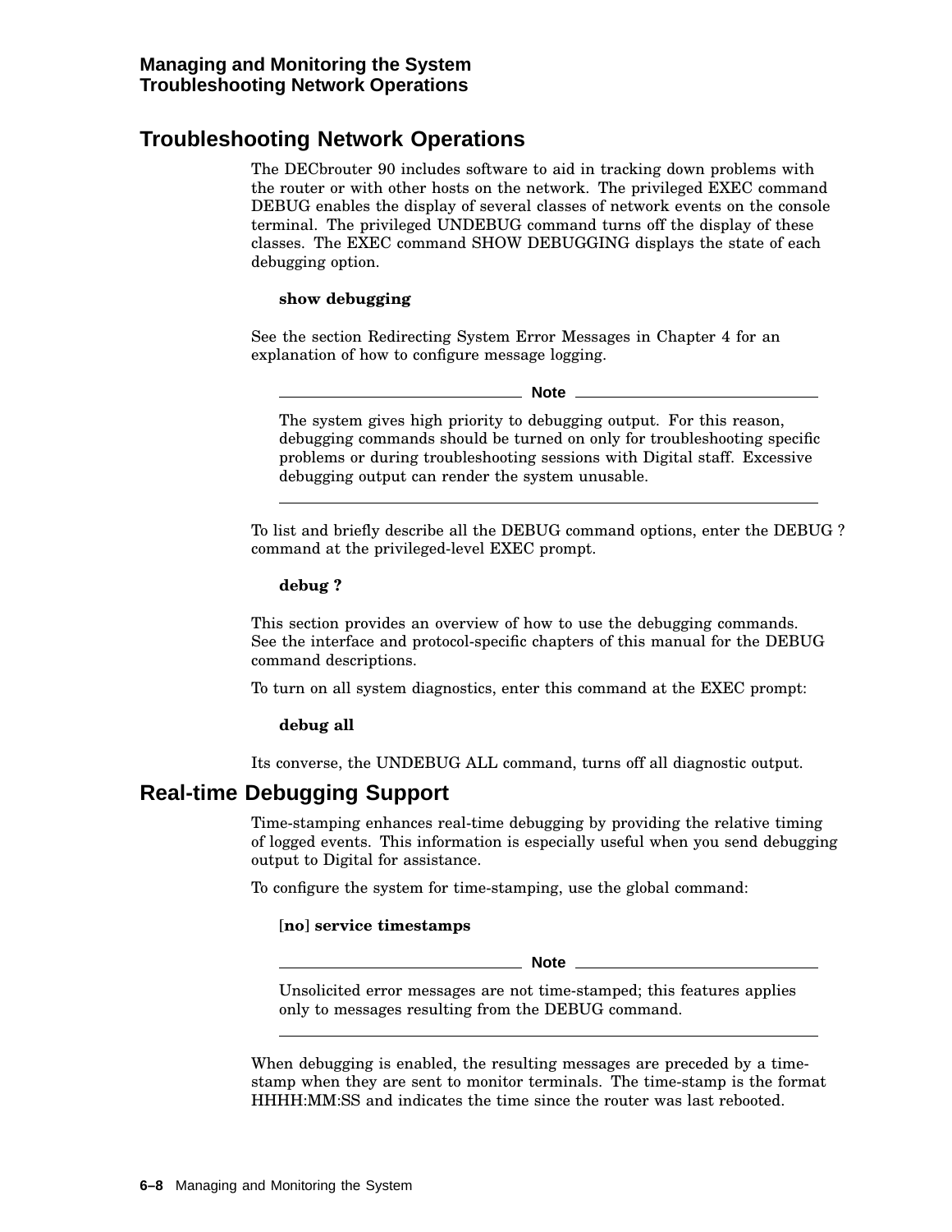## Troubleshooting Network Operations

The DECbrouter 90 includes software to aid in tracking down problems with the router or with other hosts on the network. The privileged EXEC command DEBUG enables the display of several classes of network events on the console terminal. The privileged UNDEBUG command turns off the display of these classes. The EXEC command SHOW DEBUGGING displays the state of each debugging option.

**show debugging**

See the section Redirecting System Error Messages in Chapter 4 for an explanation of how to configure message logging.

---

**Note**

The system gives high priority to debugging output. For this reason, debugging commands should be turned on only for troubleshooting specific problems or during troubleshooting sessions with Digital staff. Excessive debugging output can render the system unusable.

---

To list and briefly describe all the DEBUG command options, enter the DEBUG ? command at the privileged-level EXEC prompt.

**debug ?**

This section provides an overview of how to use the debugging commands. See the interface and protocol-specific chapters of this manual for the DEBUG command descriptions.

To turn on all system diagnostics, enter this command at the EXEC prompt:

**debug all**

Its converse, the UNDEBUG ALL command, turns off all diagnostic output.

## Real-time Debugging Support

Time-stamping enhances real-time debugging by providing the relative timing of logged events. This information is especially useful when you send debugging output to Digital for assistance.

To configure the system for time-stamping, use the global command:

[**no**] **service timestamps**

---

**Note**

Unsolicited error messages are not time-stamped; this features applies only to messages resulting from the DEBUG command.

---

When debugging is enabled, the resulting messages are preceded by a time-stamp when they are sent to monitor terminals. The time-stamp is the format HHHH:MM:SS and indicates the time since the router was last rebooted.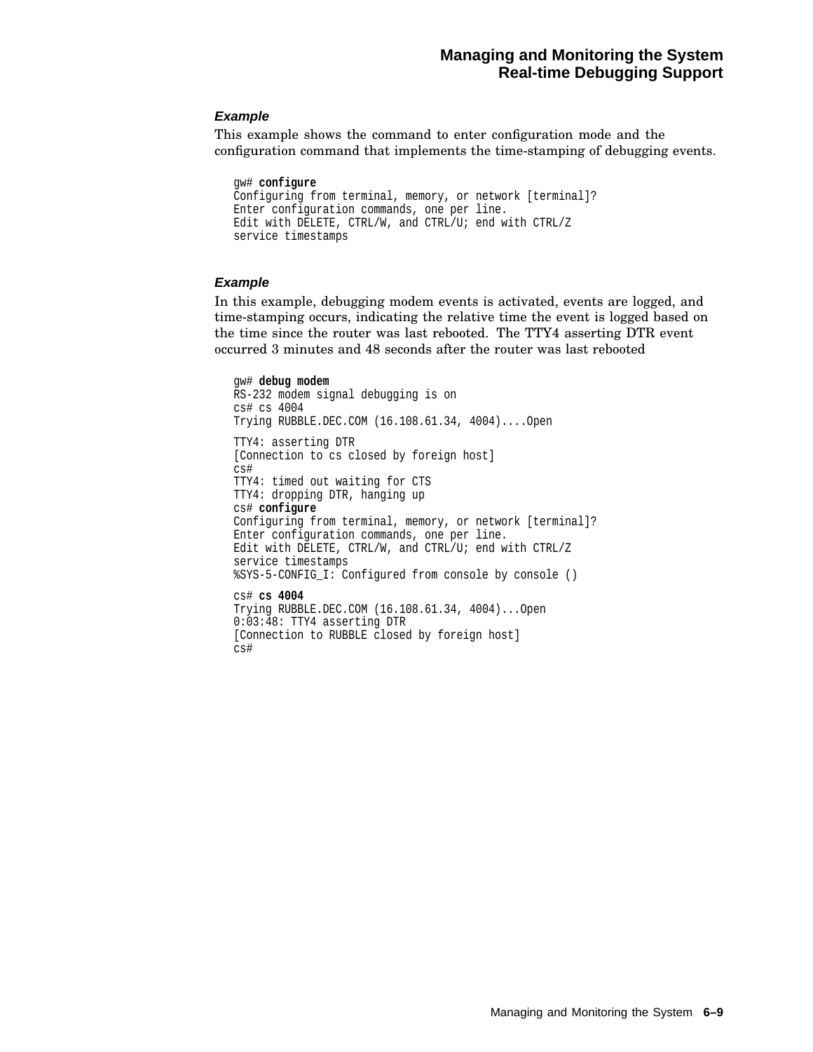#### *Example*

This example shows the command to enter configuration mode and the configuration command that implements the time-stamping of debugging events.

```
gw# configure
Configuring from terminal, memory, or network [terminal]?
Enter configuration commands, one per line.
Edit with DELETE, CTRL/W, and CTRL/U; end with CTRL/Z
service timestamps
```

#### *Example*

In this example, debugging modem events is activated, events are logged, and time-stamping occurs, indicating the relative time the event is logged based on the time since the router was last rebooted. The TTY4 asserting DTR event occurred 3 minutes and 48 seconds after the router was last rebooted

```
gw# debug modem
RS-232 modem signal debugging is on
cs# cs 4004
Trying RUBBLE.DEC.COM (16.108.61.34, 4004)....Open

TTY4: asserting DTR
[Connection to cs closed by foreign host]
cs#
TTY4: timed out waiting for CTS
TTY4: dropping DTR, hanging up
cs# configure
Configuring from terminal, memory, or network [terminal]?
Enter configuration commands, one per line.
Edit with DELETE, CTRL/W, and CTRL/U; end with CTRL/Z
service timestamps
%SYS-5-CONFIG_I: Configured from console by console ()

cs# cs 4004
Trying RUBBLE.DEC.COM (16.108.61.34, 4004)...Open
0:03:48: TTY4 asserting DTR
[Connection to RUBBLE closed by foreign host]
cs#
```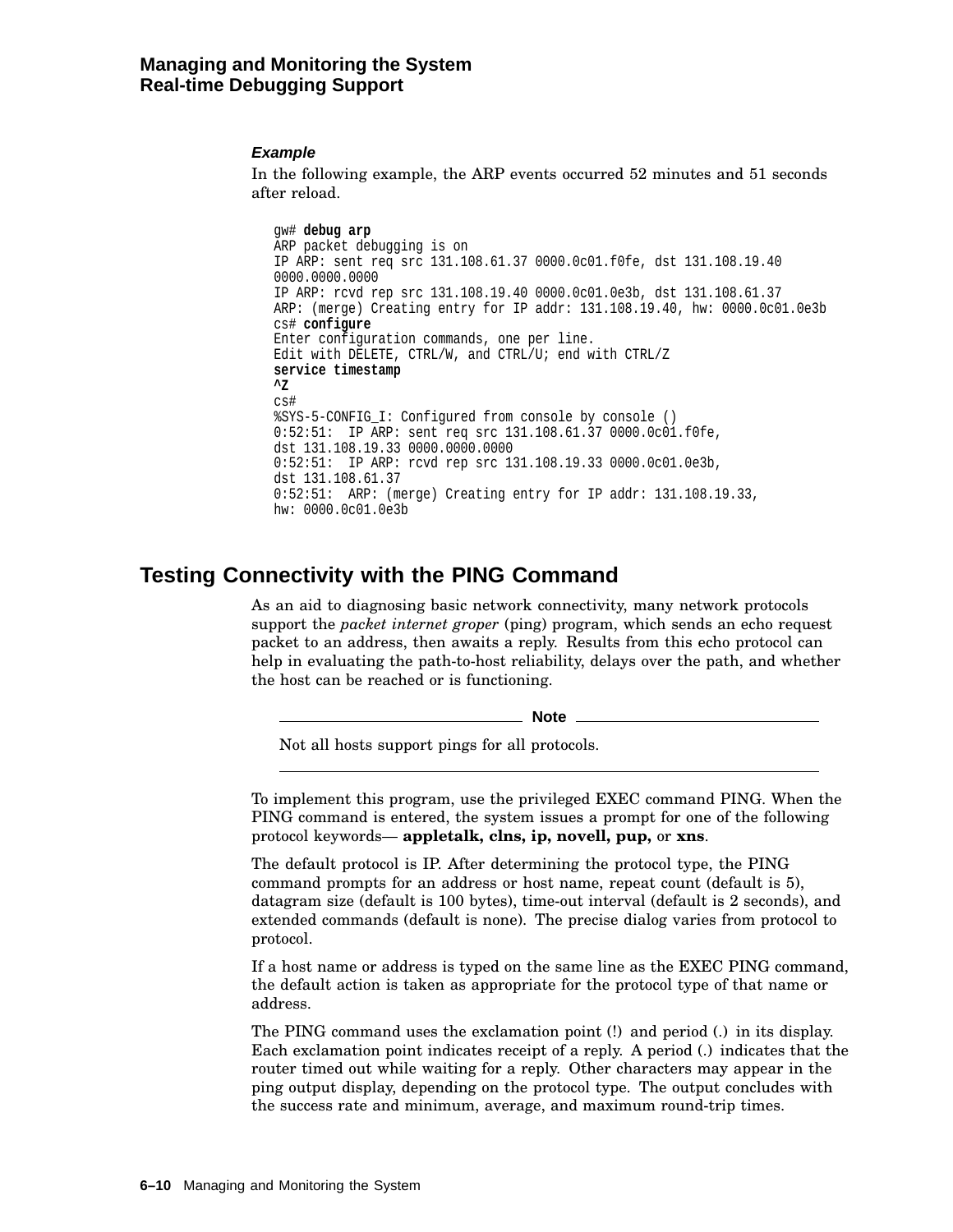#### *Example*

In the following example, the ARP events occurred 52 minutes and 51 seconds after reload.

```
gw# debug arp
ARP packet debugging is on
IP ARP: sent req src 131.108.61.37 0000.0c01.f0fe, dst 131.108.19.40
0000.0000.0000
IP ARP: rcvd rep src 131.108.19.40 0000.0c01.0e3b, dst 131.108.61.37
ARP: (merge) Creating entry for IP addr: 131.108.19.40, hw: 0000.0c01.0e3b
cs# configure
Enter configuration commands, one per line.
Edit with DELETE, CTRL/W, and CTRL/U; end with CTRL/Z
service timestamp
^Z
cs#
%SYS-5-CONFIG_I: Configured from console by console ()
0:52:51:  IP ARP: sent req src 131.108.61.37 0000.0c01.f0fe,
dst 131.108.19.33 0000.0000.0000
0:52:51:  IP ARP: rcvd rep src 131.108.19.33 0000.0c01.0e3b,
dst 131.108.61.37
0:52:51:  ARP: (merge) Creating entry for IP addr: 131.108.19.33,
hw: 0000.0c01.0e3b
```

## Testing Connectivity with the PING Command

As an aid to diagnosing basic network connectivity, many network protocols support the *packet internet groper* (ping) program, which sends an echo request packet to an address, then awaits a reply. Results from this echo protocol can help in evaluating the path-to-host reliability, delays over the path, and whether the host can be reached or is functioning.

**Note**

Not all hosts support pings for all protocols.

---

To implement this program, use the privileged EXEC command PING. When the PING command is entered, the system issues a prompt for one of the following protocol keywords— **appletalk, clns, ip, novell, pup,** or **xns**.

The default protocol is IP. After determining the protocol type, the PING command prompts for an address or host name, repeat count (default is 5), datagram size (default is 100 bytes), time-out interval (default is 2 seconds), and extended commands (default is none). The precise dialog varies from protocol to protocol.

If a host name or address is typed on the same line as the EXEC PING command, the default action is taken as appropriate for the protocol type of that name or address.

The PING command uses the exclamation point (!) and period (.) in its display. Each exclamation point indicates receipt of a reply. A period (.) indicates that the router timed out while waiting for a reply. Other characters may appear in the ping output display, depending on the protocol type. The output concludes with the success rate and minimum, average, and maximum round-trip times.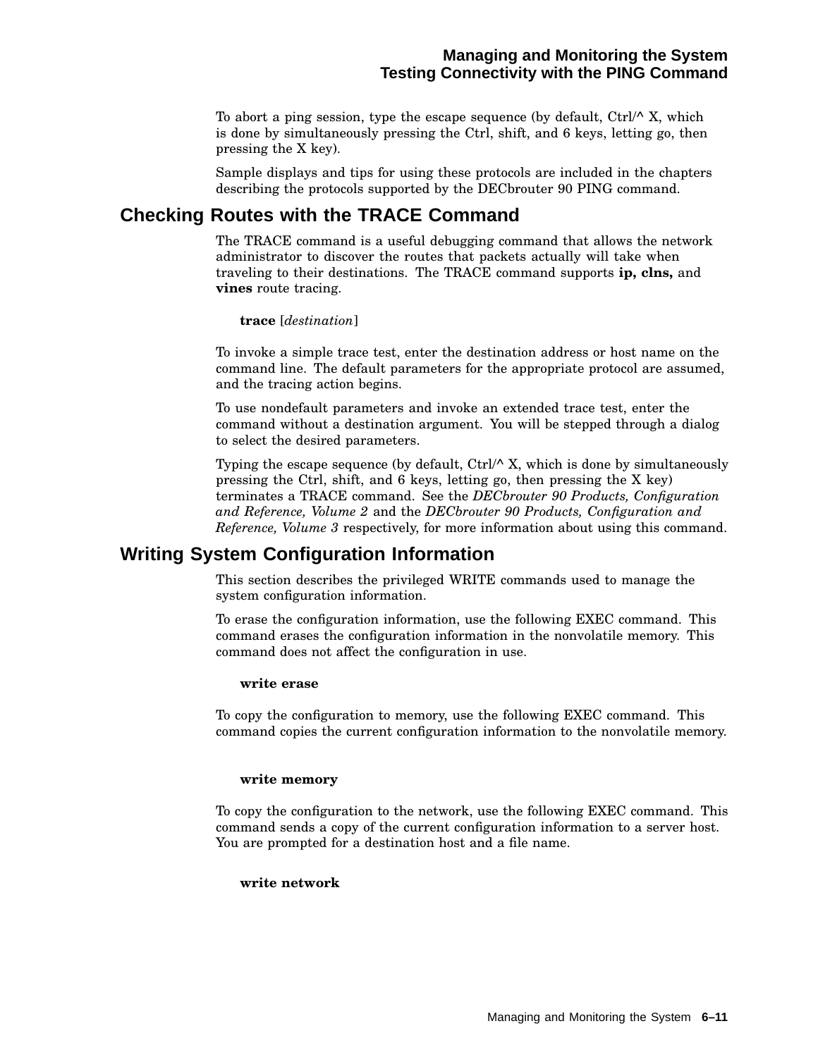To abort a ping session, type the escape sequence (by default, Ctrl/^ X, which is done by simultaneously pressing the Ctrl, shift, and 6 keys, letting go, then pressing the X key).

Sample displays and tips for using these protocols are included in the chapters describing the protocols supported by the DECbrouter 90 PING command.

## Checking Routes with the TRACE Command

The TRACE command is a useful debugging command that allows the network administrator to discover the routes that packets actually will take when traveling to their destinations. The TRACE command supports **ip, clns,** and **vines** route tracing.

**trace** [*destination*]

To invoke a simple trace test, enter the destination address or host name on the command line. The default parameters for the appropriate protocol are assumed, and the tracing action begins.

To use nondefault parameters and invoke an extended trace test, enter the command without a destination argument. You will be stepped through a dialog to select the desired parameters.

Typing the escape sequence (by default, Ctrl/^ X, which is done by simultaneously pressing the Ctrl, shift, and 6 keys, letting go, then pressing the X key) terminates a TRACE command. See the *DECbrouter 90 Products, Configuration and Reference, Volume 2* and the *DECbrouter 90 Products, Configuration and Reference, Volume 3* respectively, for more information about using this command.

## Writing System Configuration Information

This section describes the privileged WRITE commands used to manage the system configuration information.

To erase the configuration information, use the following EXEC command. This command erases the configuration information in the nonvolatile memory. This command does not affect the configuration in use.

**write erase**

To copy the configuration to memory, use the following EXEC command. This command copies the current configuration information to the nonvolatile memory.

**write memory**

To copy the configuration to the network, use the following EXEC command. This command sends a copy of the current configuration information to a server host. You are prompted for a destination host and a file name.

**write network**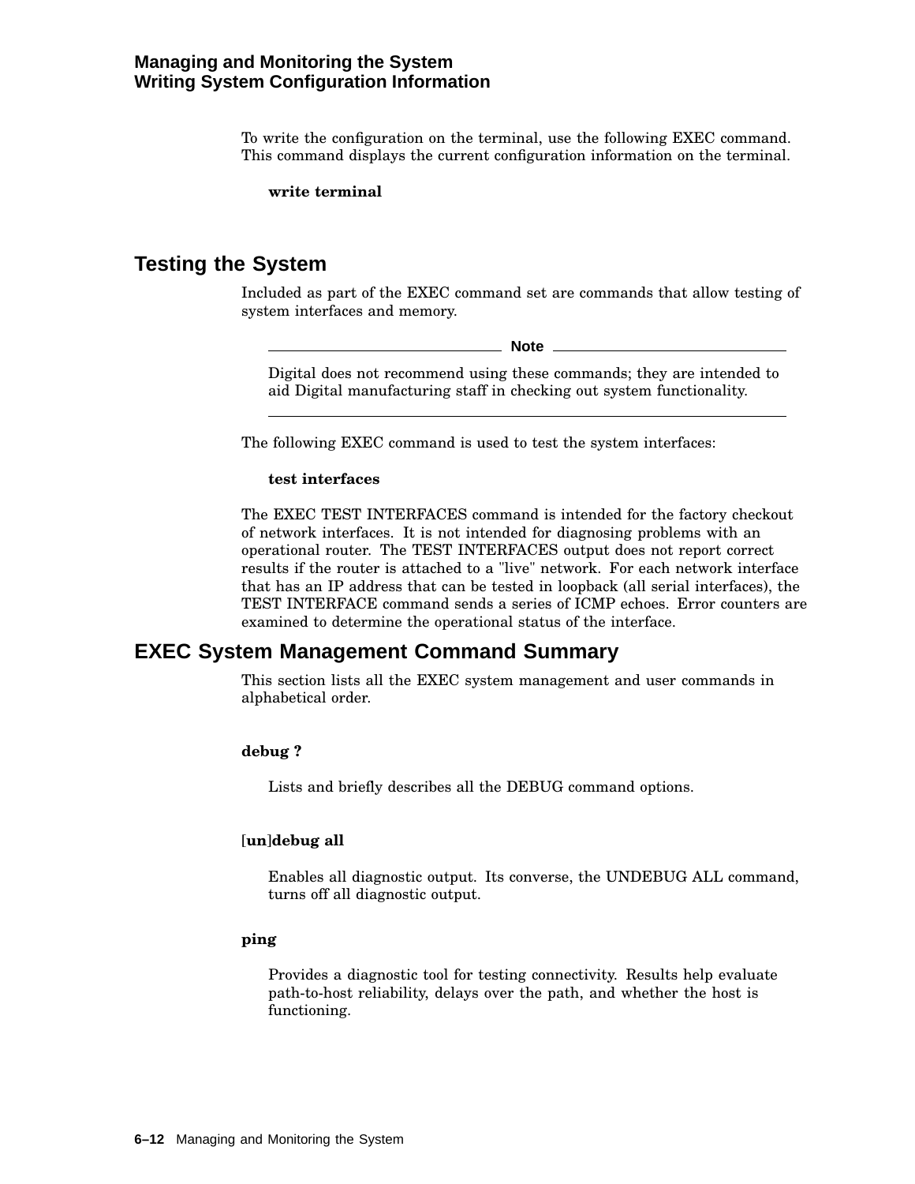To write the configuration on the terminal, use the following EXEC command. This command displays the current configuration information on the terminal.

**write terminal**

## Testing the System

Included as part of the EXEC command set are commands that allow testing of system interfaces and memory.

---

**Note**

Digital does not recommend using these commands; they are intended to aid Digital manufacturing staff in checking out system functionality.

---

The following EXEC command is used to test the system interfaces:

**test interfaces**

The EXEC TEST INTERFACES command is intended for the factory checkout of network interfaces. It is not intended for diagnosing problems with an operational router. The TEST INTERFACES output does not report correct results if the router is attached to a "live" network. For each network interface that has an IP address that can be tested in loopback (all serial interfaces), the TEST INTERFACE command sends a series of ICMP echoes. Error counters are examined to determine the operational status of the interface.

## EXEC System Management Command Summary

This section lists all the EXEC system management and user commands in alphabetical order.

**debug ?**

Lists and briefly describes all the DEBUG command options.

[**un**]**debug all**

Enables all diagnostic output. Its converse, the UNDEBUG ALL command, turns off all diagnostic output.

**ping**

Provides a diagnostic tool for testing connectivity. Results help evaluate path-to-host reliability, delays over the path, and whether the host is functioning.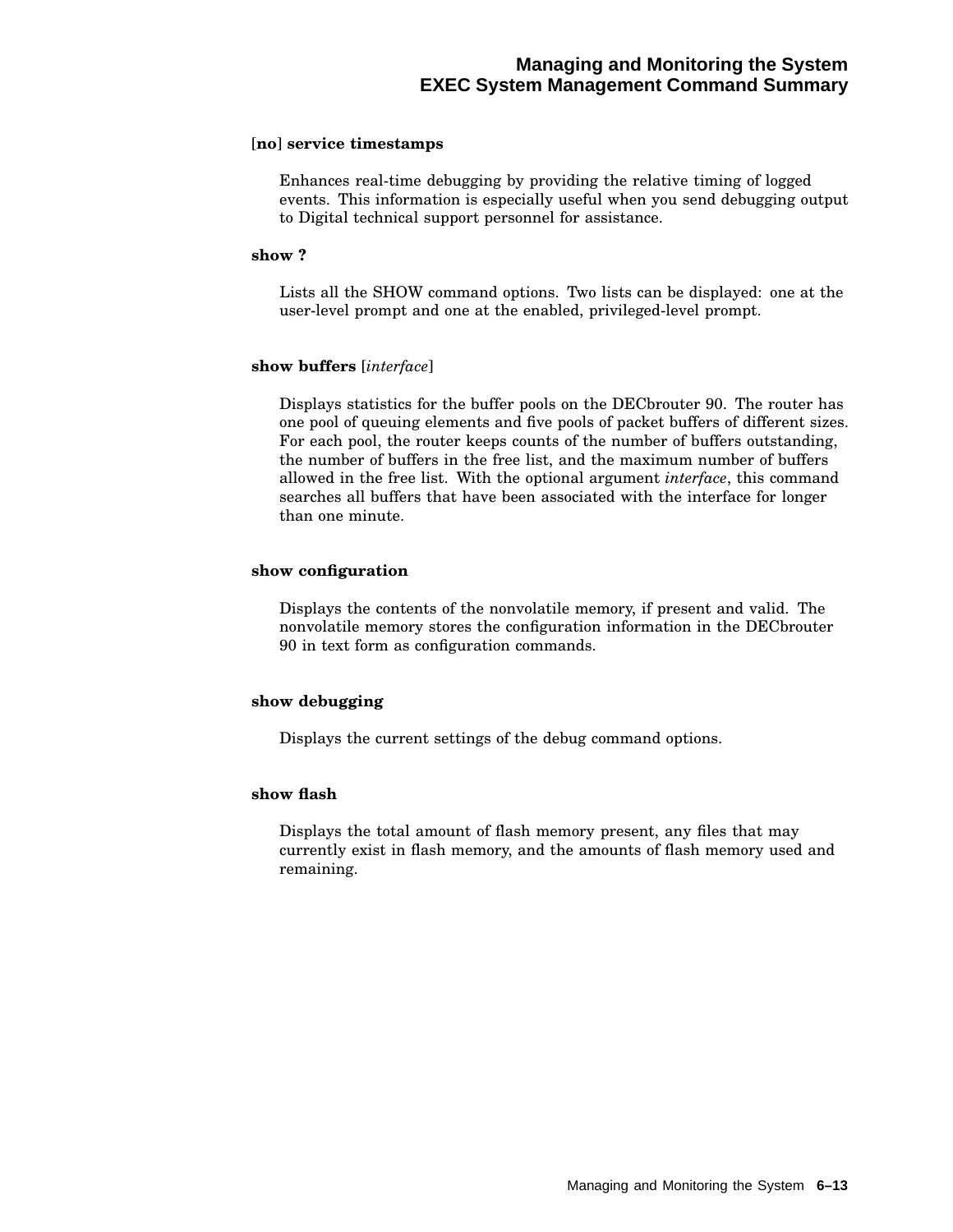**[no] service timestamps**

Enhances real-time debugging by providing the relative timing of logged events. This information is especially useful when you send debugging output to Digital technical support personnel for assistance.

**show ?**

Lists all the SHOW command options. Two lists can be displayed: one at the user-level prompt and one at the enabled, privileged-level prompt.

**show buffers** [*interface*]

Displays statistics for the buffer pools on the DECbrouter 90. The router has one pool of queuing elements and five pools of packet buffers of different sizes. For each pool, the router keeps counts of the number of buffers outstanding, the number of buffers in the free list, and the maximum number of buffers allowed in the free list. With the optional argument *interface*, this command searches all buffers that have been associated with the interface for longer than one minute.

**show configuration**

Displays the contents of the nonvolatile memory, if present and valid. The nonvolatile memory stores the configuration information in the DECbrouter 90 in text form as configuration commands.

**show debugging**

Displays the current settings of the debug command options.

**show flash**

Displays the total amount of flash memory present, any files that may currently exist in flash memory, and the amounts of flash memory used and remaining.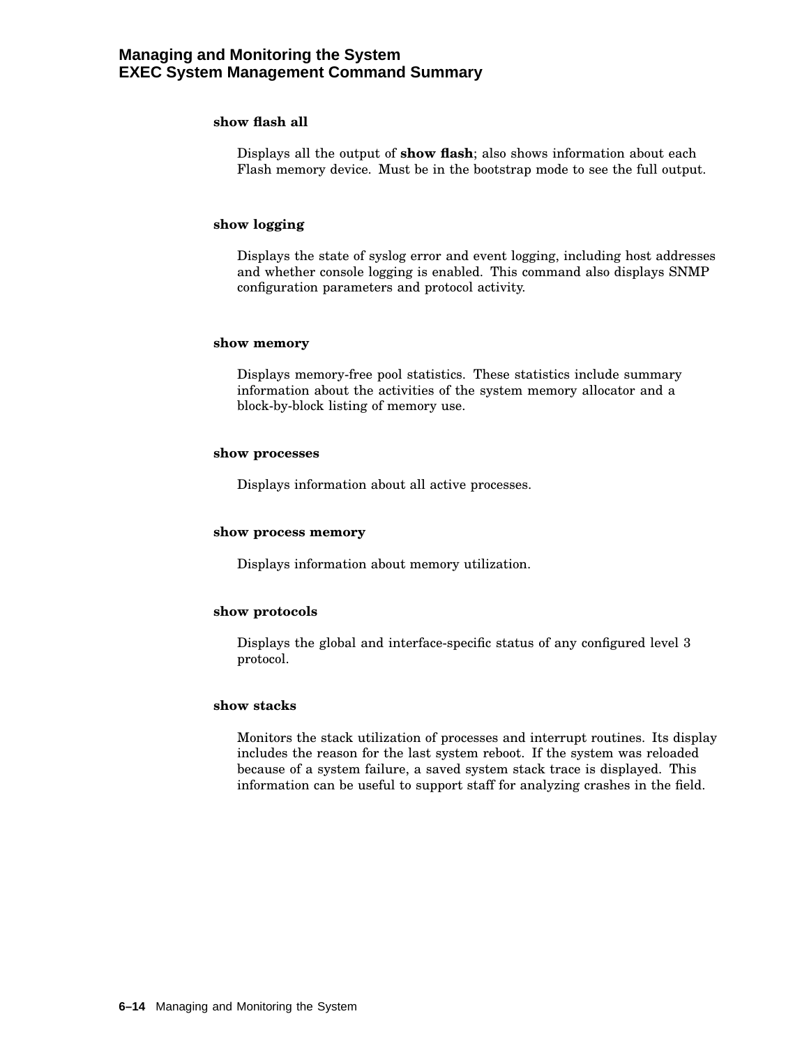**show flash all**

Displays all the output of **show flash**; also shows information about each Flash memory device. Must be in the bootstrap mode to see the full output.

**show logging**

Displays the state of syslog error and event logging, including host addresses and whether console logging is enabled. This command also displays SNMP configuration parameters and protocol activity.

**show memory**

Displays memory-free pool statistics. These statistics include summary information about the activities of the system memory allocator and a block-by-block listing of memory use.

**show processes**

Displays information about all active processes.

**show process memory**

Displays information about memory utilization.

**show protocols**

Displays the global and interface-specific status of any configured level 3 protocol.

**show stacks**

Monitors the stack utilization of processes and interrupt routines. Its display includes the reason for the last system reboot. If the system was reloaded because of a system failure, a saved system stack trace is displayed. This information can be useful to support staff for analyzing crashes in the field.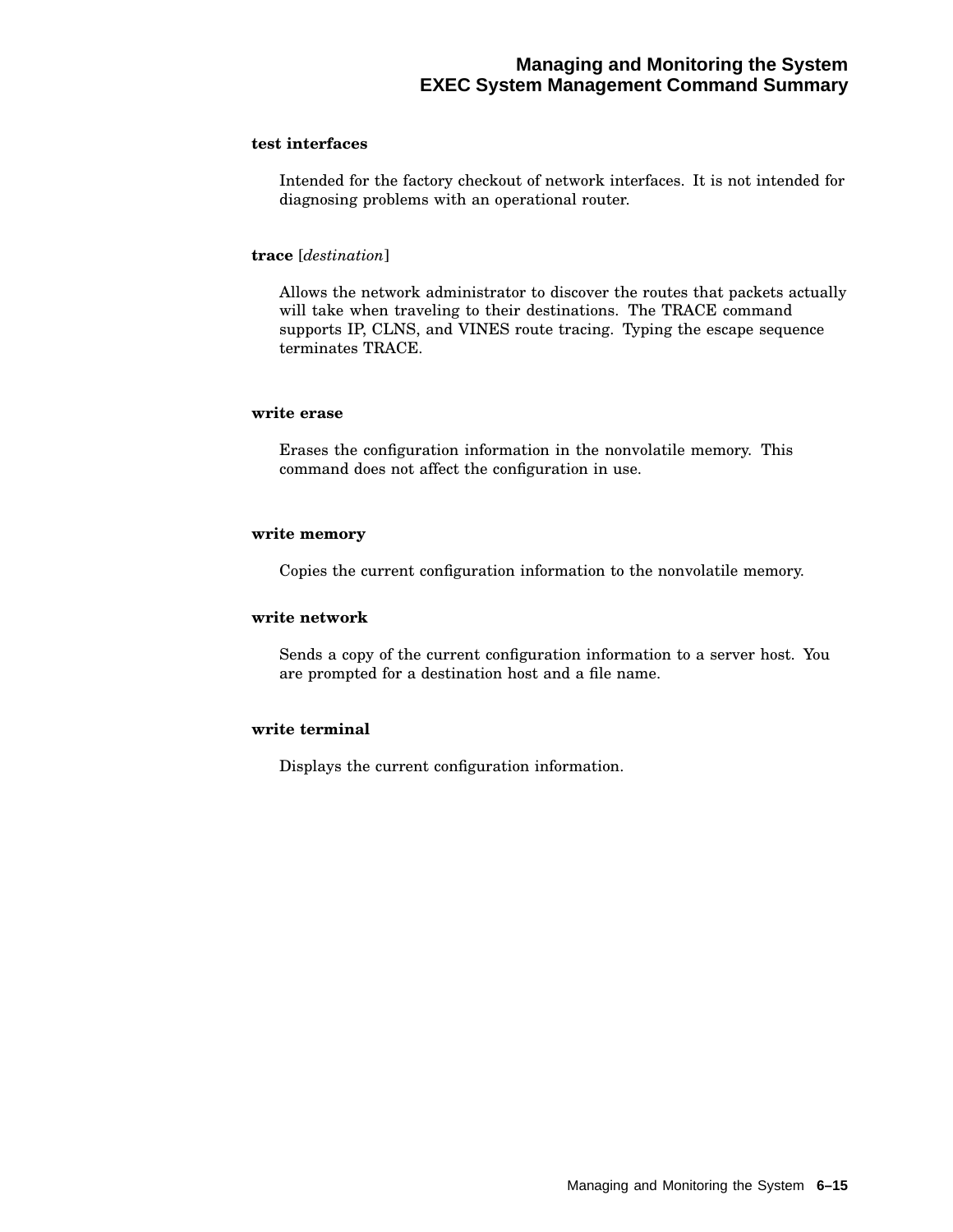**test interfaces**

Intended for the factory checkout of network interfaces. It is not intended for diagnosing problems with an operational router.

**trace** [*destination*]

Allows the network administrator to discover the routes that packets actually will take when traveling to their destinations. The TRACE command supports IP, CLNS, and VINES route tracing. Typing the escape sequence terminates TRACE.

**write erase**

Erases the configuration information in the nonvolatile memory. This command does not affect the configuration in use.

**write memory**

Copies the current configuration information to the nonvolatile memory.

**write network**

Sends a copy of the current configuration information to a server host. You are prompted for a destination host and a file name.

**write terminal**

Displays the current configuration information.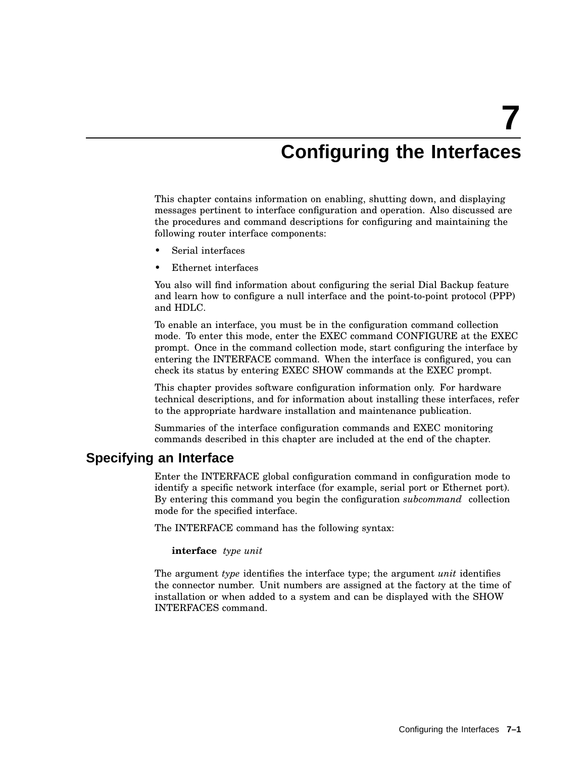# 7 Configuring the Interfaces

This chapter contains information on enabling, shutting down, and displaying messages pertinent to interface configuration and operation. Also discussed are the procedures and command descriptions for configuring and maintaining the following router interface components:

- Serial interfaces
- Ethernet interfaces

You also will find information about configuring the serial Dial Backup feature and learn how to configure a null interface and the point-to-point protocol (PPP) and HDLC.

To enable an interface, you must be in the configuration command collection mode. To enter this mode, enter the EXEC command CONFIGURE at the EXEC prompt. Once in the command collection mode, start configuring the interface by entering the INTERFACE command. When the interface is configured, you can check its status by entering EXEC SHOW commands at the EXEC prompt.

This chapter provides software configuration information only. For hardware technical descriptions, and for information about installing these interfaces, refer to the appropriate hardware installation and maintenance publication.

Summaries of the interface configuration commands and EXEC monitoring commands described in this chapter are included at the end of the chapter.

## Specifying an Interface

Enter the INTERFACE global configuration command in configuration mode to identify a specific network interface (for example, serial port or Ethernet port). By entering this command you begin the configuration *subcommand* collection mode for the specified interface.

The INTERFACE command has the following syntax:

**interface** *type unit*

The argument *type* identifies the interface type; the argument *unit* identifies the connector number. Unit numbers are assigned at the factory at the time of installation or when added to a system and can be displayed with the SHOW INTERFACES command.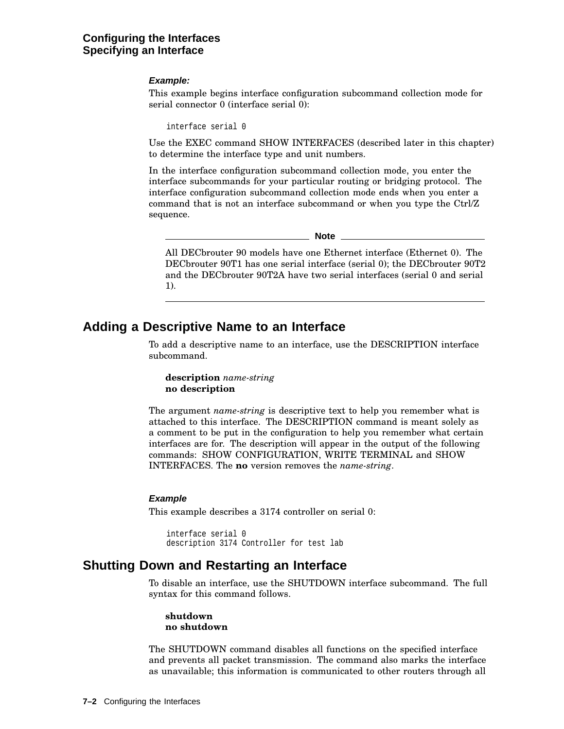**Example:**

This example begins interface configuration subcommand collection mode for serial connector 0 (interface serial 0):

```
interface serial 0
```

Use the EXEC command SHOW INTERFACES (described later in this chapter) to determine the interface type and unit numbers.

In the interface configuration subcommand collection mode, you enter the interface subcommands for your particular routing or bridging protocol. The interface configuration subcommand collection mode ends when you enter a command that is not an interface subcommand or when you type the Ctrl/Z sequence.

---

**Note**

All DECbrouter 90 models have one Ethernet interface (Ethernet 0). The DECbrouter 90T1 has one serial interface (serial 0); the DECbrouter 90T2 and the DECbrouter 90T2A have two serial interfaces (serial 0 and serial 1).

---

## Adding a Descriptive Name to an Interface

To add a descriptive name to an interface, use the DESCRIPTION interface subcommand.

**description** *name-string*
**no description**

The argument *name-string* is descriptive text to help you remember what is attached to this interface. The DESCRIPTION command is meant solely as a comment to be put in the configuration to help you remember what certain interfaces are for. The description will appear in the output of the following commands: SHOW CONFIGURATION, WRITE TERMINAL and SHOW INTERFACES. The **no** version removes the *name-string*.

**Example**

This example describes a 3174 controller on serial 0:

```
interface serial 0
description 3174 Controller for test lab
```

## Shutting Down and Restarting an Interface

To disable an interface, use the SHUTDOWN interface subcommand. The full syntax for this command follows.

**shutdown**
**no shutdown**

The SHUTDOWN command disables all functions on the specified interface and prevents all packet transmission. The command also marks the interface as unavailable; this information is communicated to other routers through all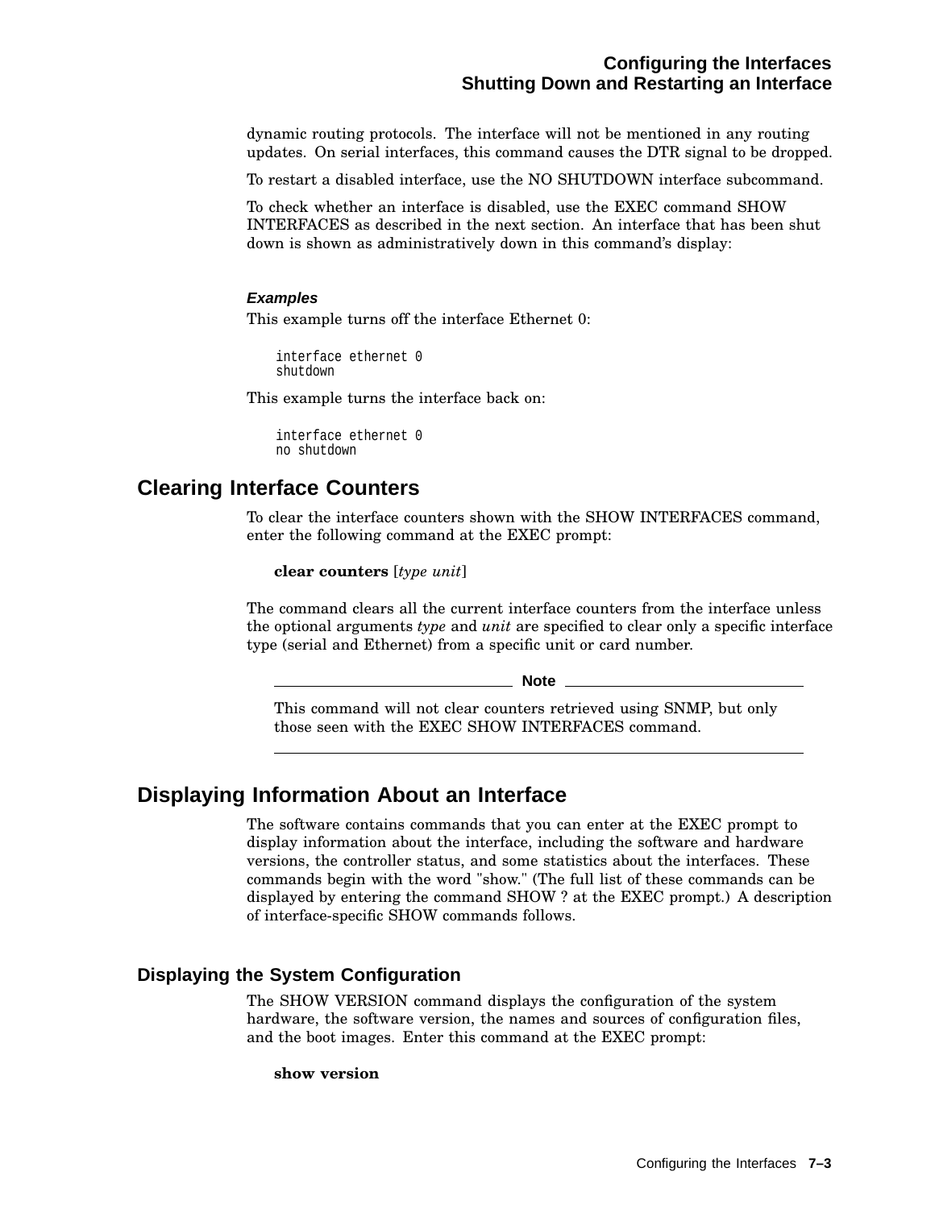dynamic routing protocols. The interface will not be mentioned in any routing updates. On serial interfaces, this command causes the DTR signal to be dropped.

To restart a disabled interface, use the NO SHUTDOWN interface subcommand.

To check whether an interface is disabled, use the EXEC command SHOW INTERFACES as described in the next section. An interface that has been shut down is shown as administratively down in this command's display:

#### *Examples*

This example turns off the interface Ethernet 0:

```
interface ethernet 0
shutdown
```

This example turns the interface back on:

```
interface ethernet 0
no shutdown
```

## Clearing Interface Counters

To clear the interface counters shown with the SHOW INTERFACES command, enter the following command at the EXEC prompt:

**clear counters** [*type unit*]

The command clears all the current interface counters from the interface unless the optional arguments *type* and *unit* are specified to clear only a specific interface type (serial and Ethernet) from a specific unit or card number.

**Note**

This command will not clear counters retrieved using SNMP, but only those seen with the EXEC SHOW INTERFACES command.

## Displaying Information About an Interface

The software contains commands that you can enter at the EXEC prompt to display information about the interface, including the software and hardware versions, the controller status, and some statistics about the interfaces. These commands begin with the word "show." (The full list of these commands can be displayed by entering the command SHOW ? at the EXEC prompt.) A description of interface-specific SHOW commands follows.

### Displaying the System Configuration

The SHOW VERSION command displays the configuration of the system hardware, the software version, the names and sources of configuration files, and the boot images. Enter this command at the EXEC prompt:

**show version**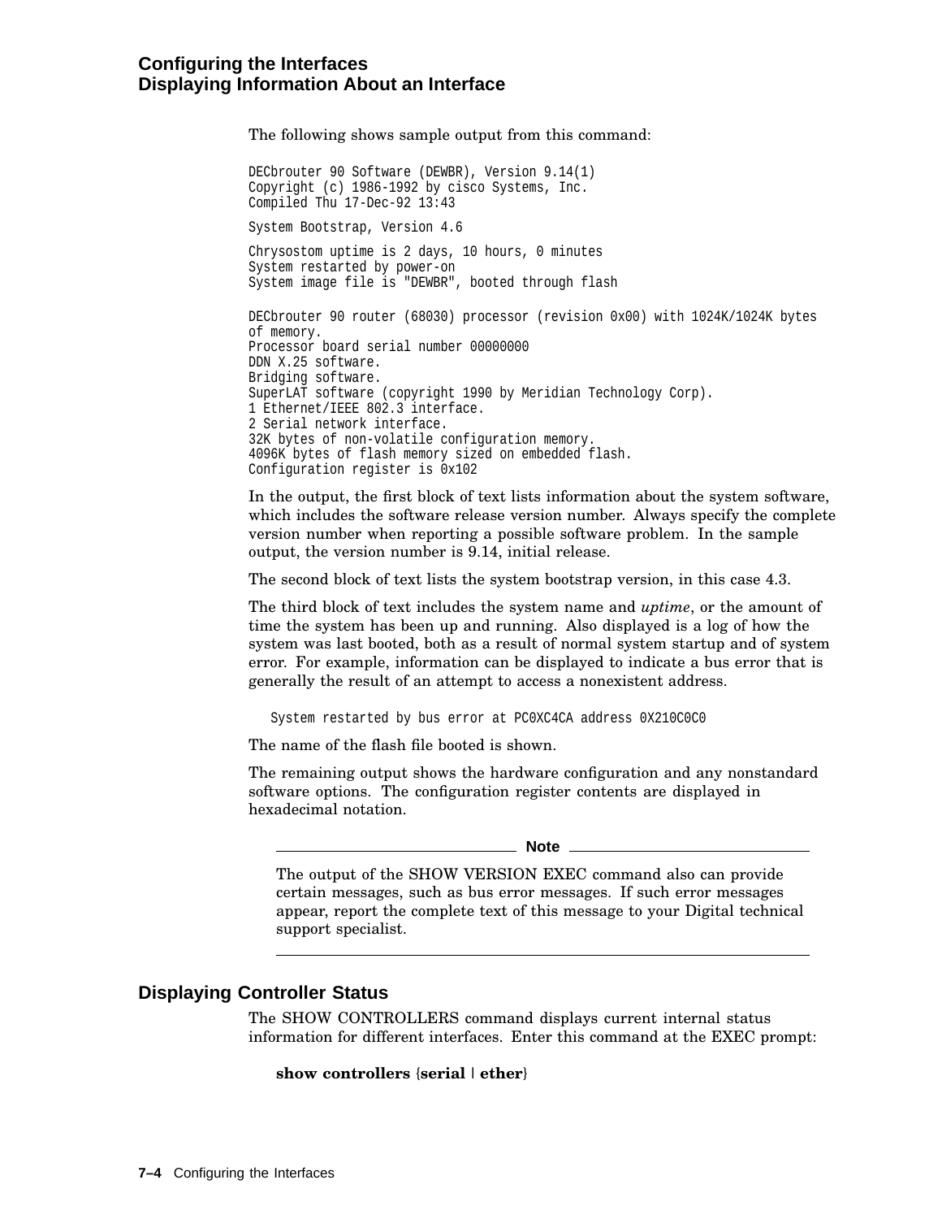The following shows sample output from this command:

```
DECbrouter 90 Software (DEWBR), Version 9.14(1)
Copyright (c) 1986-1992 by cisco Systems, Inc.
Compiled Thu 17-Dec-92 13:43

System Bootstrap, Version 4.6

Chrysostom uptime is 2 days, 10 hours, 0 minutes
System restarted by power-on
System image file is "DEWBR", booted through flash

DECbrouter 90 router (68030) processor (revision 0x00) with 1024K/1024K bytes
of memory.
Processor board serial number 00000000
DDN X.25 software.
Bridging software.
SuperLAT software (copyright 1990 by Meridian Technology Corp).
1 Ethernet/IEEE 802.3 interface.
2 Serial network interface.
32K bytes of non-volatile configuration memory.
4096K bytes of flash memory sized on embedded flash.
Configuration register is 0x102
```

In the output, the first block of text lists information about the system software, which includes the software release version number. Always specify the complete version number when reporting a possible software problem. In the sample output, the version number is 9.14, initial release.

The second block of text lists the system bootstrap version, in this case 4.3.

The third block of text includes the system name and *uptime*, or the amount of time the system has been up and running. Also displayed is a log of how the system was last booted, both as a result of normal system startup and of system error. For example, information can be displayed to indicate a bus error that is generally the result of an attempt to access a nonexistent address.

```
System restarted by bus error at PC0XC4CA address 0X210C0C0
```

The name of the flash file booted is shown.

The remaining output shows the hardware configuration and any nonstandard software options. The configuration register contents are displayed in hexadecimal notation.

---

**Note**

The output of the SHOW VERSION EXEC command also can provide certain messages, such as bus error messages. If such error messages appear, report the complete text of this message to your Digital technical support specialist.

---

## Displaying Controller Status

The SHOW CONTROLLERS command displays current internal status information for different interfaces. Enter this command at the EXEC prompt:

**show controllers** {**serial** | **ether**}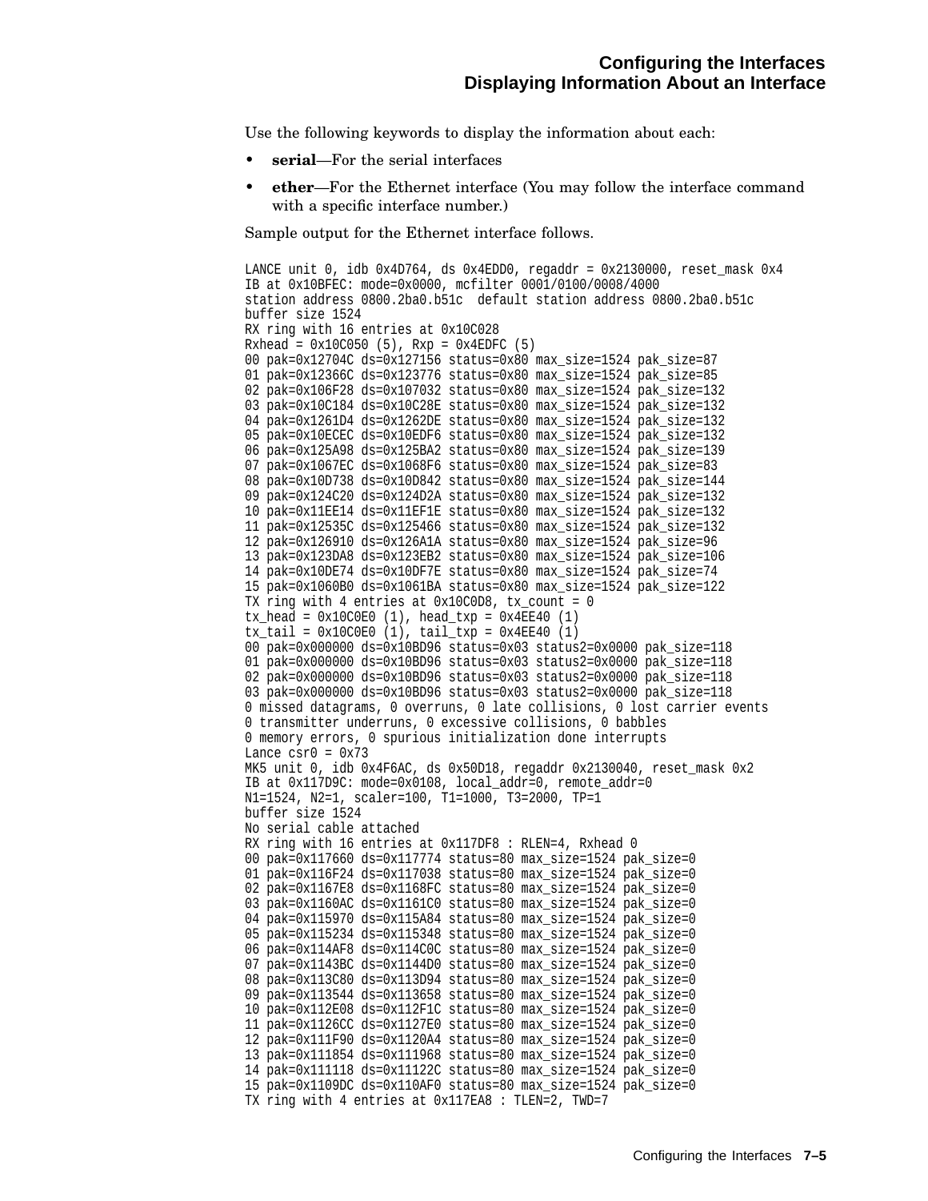Use the following keywords to display the information about each:

- **serial**—For the serial interfaces
- **ether**—For the Ethernet interface (You may follow the interface command with a specific interface number.)

Sample output for the Ethernet interface follows.

```
LANCE unit 0, idb 0x4D764, ds 0x4EDD0, regaddr = 0x2130000, reset_mask 0x4
IB at 0x10BFEC: mode=0x0000, mcfilter 0001/0100/0008/4000
station address 0800.2ba0.b51c  default station address 0800.2ba0.b51c
buffer size 1524
RX ring with 16 entries at 0x10C028
Rxhead = 0x10C050 (5), Rxp = 0x4EDFC (5)
00 pak=0x12704C ds=0x127156 status=0x80 max_size=1524 pak_size=87
01 pak=0x12366C ds=0x123776 status=0x80 max_size=1524 pak_size=85
02 pak=0x106F28 ds=0x107032 status=0x80 max_size=1524 pak_size=132
03 pak=0x10C184 ds=0x10C28E status=0x80 max_size=1524 pak_size=132
04 pak=0x1261D4 ds=0x1262DE status=0x80 max_size=1524 pak_size=132
05 pak=0x10ECEC ds=0x10EDF6 status=0x80 max_size=1524 pak_size=132
06 pak=0x125A98 ds=0x125BA2 status=0x80 max_size=1524 pak_size=139
07 pak=0x1067EC ds=0x1068F6 status=0x80 max_size=1524 pak_size=83
08 pak=0x10D738 ds=0x10D842 status=0x80 max_size=1524 pak_size=144
09 pak=0x124C20 ds=0x124D2A status=0x80 max_size=1524 pak_size=132
10 pak=0x11EE14 ds=0x11EF1E status=0x80 max_size=1524 pak_size=132
11 pak=0x12535C ds=0x125466 status=0x80 max_size=1524 pak_size=132
12 pak=0x126910 ds=0x126A1A status=0x80 max_size=1524 pak_size=96
13 pak=0x123DA8 ds=0x123EB2 status=0x80 max_size=1524 pak_size=106
14 pak=0x10DE74 ds=0x10DF7E status=0x80 max_size=1524 pak_size=74
15 pak=0x1060B0 ds=0x1061BA status=0x80 max_size=1524 pak_size=122
TX ring with 4 entries at 0x10C0D8, tx_count = 0
tx_head = 0x10C0E0 (1), head_txp = 0x4EE40 (1)
tx_tail = 0x10C0E0 (1), tail_txp = 0x4EE40 (1)
00 pak=0x000000 ds=0x10BD96 status=0x03 status2=0x0000 pak_size=118
01 pak=0x000000 ds=0x10BD96 status=0x03 status2=0x0000 pak_size=118
02 pak=0x000000 ds=0x10BD96 status=0x03 status2=0x0000 pak_size=118
03 pak=0x000000 ds=0x10BD96 status=0x03 status2=0x0000 pak_size=118
0 missed datagrams, 0 overruns, 0 late collisions, 0 lost carrier events
0 transmitter underruns, 0 excessive collisions, 0 babbles
0 memory errors, 0 spurious initialization done interrupts
Lance csr0 = 0x73
MK5 unit 0, idb 0x4F6AC, ds 0x50D18, regaddr 0x2130040, reset_mask 0x2
IB at 0x117D9C: mode=0x0108, local_addr=0, remote_addr=0
N1=1524, N2=1, scaler=100, T1=1000, T3=2000, TP=1
buffer size 1524
No serial cable attached
RX ring with 16 entries at 0x117DF8 : RLEN=4, Rxhead 0
00 pak=0x117660 ds=0x117774 status=80 max_size=1524 pak_size=0
01 pak=0x116F24 ds=0x117038 status=80 max_size=1524 pak_size=0
02 pak=0x1167E8 ds=0x1168FC status=80 max_size=1524 pak_size=0
03 pak=0x1160AC ds=0x1161C0 status=80 max_size=1524 pak_size=0
04 pak=0x115970 ds=0x115A84 status=80 max_size=1524 pak_size=0
05 pak=0x115234 ds=0x115348 status=80 max_size=1524 pak_size=0
06 pak=0x114AF8 ds=0x114C0C status=80 max_size=1524 pak_size=0
07 pak=0x1143BC ds=0x1144D0 status=80 max_size=1524 pak_size=0
08 pak=0x113C80 ds=0x113D94 status=80 max_size=1524 pak_size=0
09 pak=0x113544 ds=0x113658 status=80 max_size=1524 pak_size=0
10 pak=0x112E08 ds=0x112F1C status=80 max_size=1524 pak_size=0
11 pak=0x1126CC ds=0x1127E0 status=80 max_size=1524 pak_size=0
12 pak=0x111F90 ds=0x1120A4 status=80 max_size=1524 pak_size=0
13 pak=0x111854 ds=0x111968 status=80 max_size=1524 pak_size=0
14 pak=0x111118 ds=0x11122C status=80 max_size=1524 pak_size=0
15 pak=0x1109DC ds=0x110AF0 status=80 max_size=1524 pak_size=0
TX ring with 4 entries at 0x117EA8 : TLEN=2, TWD=7
```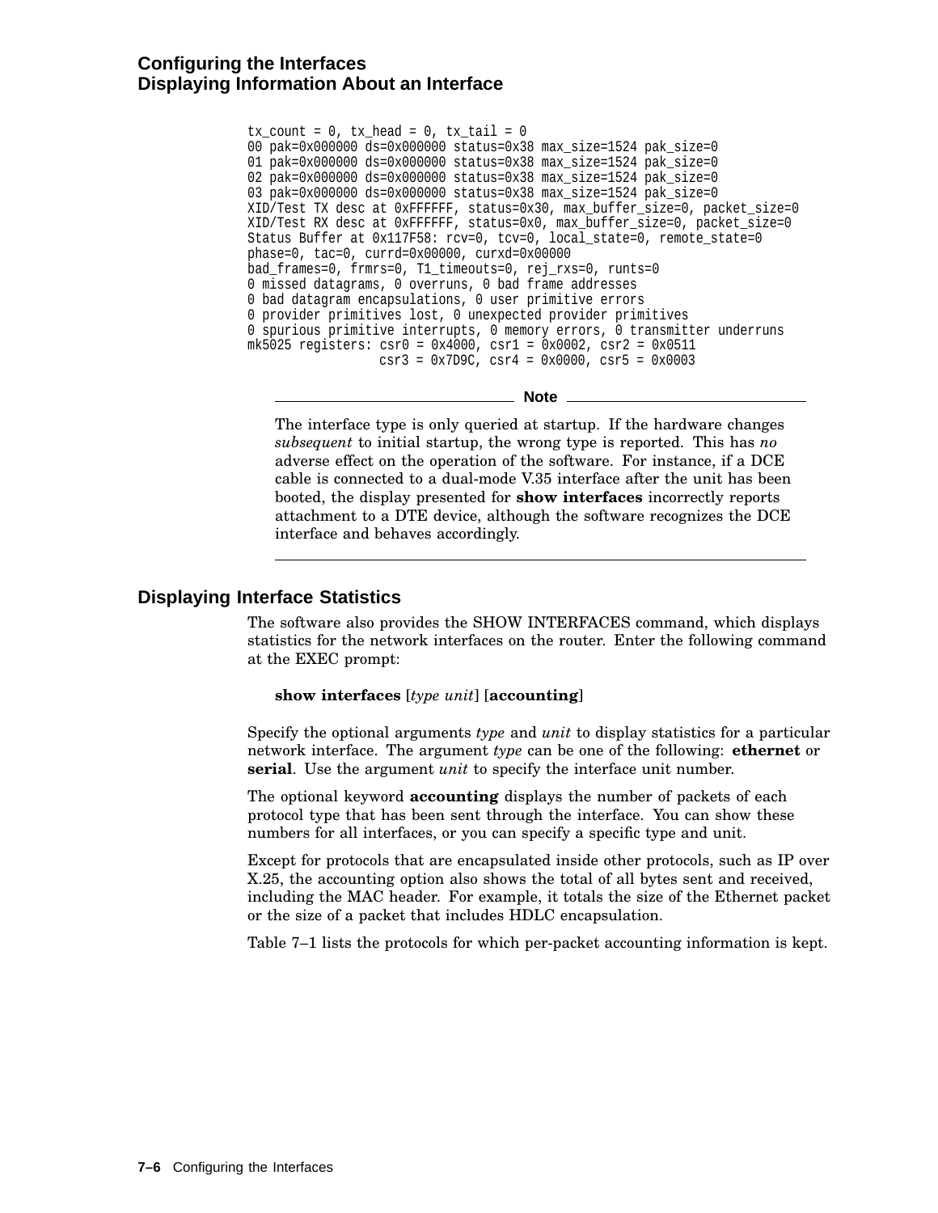```
tx_count = 0, tx_head = 0, tx_tail = 0
00 pak=0x000000 ds=0x000000 status=0x38 max_size=1524 pak_size=0
01 pak=0x000000 ds=0x000000 status=0x38 max_size=1524 pak_size=0
02 pak=0x000000 ds=0x000000 status=0x38 max_size=1524 pak_size=0
03 pak=0x000000 ds=0x000000 status=0x38 max_size=1524 pak_size=0
XID/Test TX desc at 0xFFFFFF, status=0x30, max_buffer_size=0, packet_size=0
XID/Test RX desc at 0xFFFFFF, status=0x0, max_buffer_size=0, packet_size=0
Status Buffer at 0x117F58: rcv=0, tcv=0, local_state=0, remote_state=0
phase=0, tac=0, currd=0x00000, curxd=0x00000
bad_frames=0, frmrs=0, T1_timeouts=0, rej_rxs=0, runts=0
0 missed datagrams, 0 overruns, 0 bad frame addresses
0 bad datagram encapsulations, 0 user primitive errors
0 provider primitives lost, 0 unexpected provider primitives
0 spurious primitive interrupts, 0 memory errors, 0 transmitter underruns
mk5025 registers: csr0 = 0x4000, csr1 = 0x0002, csr2 = 0x0511
                  csr3 = 0x7D9C, csr4 = 0x0000, csr5 = 0x0003
```

---

**Note**

The interface type is only queried at startup. If the hardware changes *subsequent* to initial startup, the wrong type is reported. This has *no* adverse effect on the operation of the software. For instance, if a DCE cable is connected to a dual-mode V.35 interface after the unit has been booted, the display presented for **show interfaces** incorrectly reports attachment to a DTE device, although the software recognizes the DCE interface and behaves accordingly.

---

## Displaying Interface Statistics

The software also provides the SHOW INTERFACES command, which displays statistics for the network interfaces on the router. Enter the following command at the EXEC prompt:

**show interfaces** [*type unit*] [**accounting**]

Specify the optional arguments *type* and *unit* to display statistics for a particular network interface. The argument *type* can be one of the following: **ethernet** or **serial**. Use the argument *unit* to specify the interface unit number.

The optional keyword **accounting** displays the number of packets of each protocol type that has been sent through the interface. You can show these numbers for all interfaces, or you can specify a specific type and unit.

Except for protocols that are encapsulated inside other protocols, such as IP over X.25, the accounting option also shows the total of all bytes sent and received, including the MAC header. For example, it totals the size of the Ethernet packet or the size of a packet that includes HDLC encapsulation.

Table 7–1 lists the protocols for which per-packet accounting information is kept.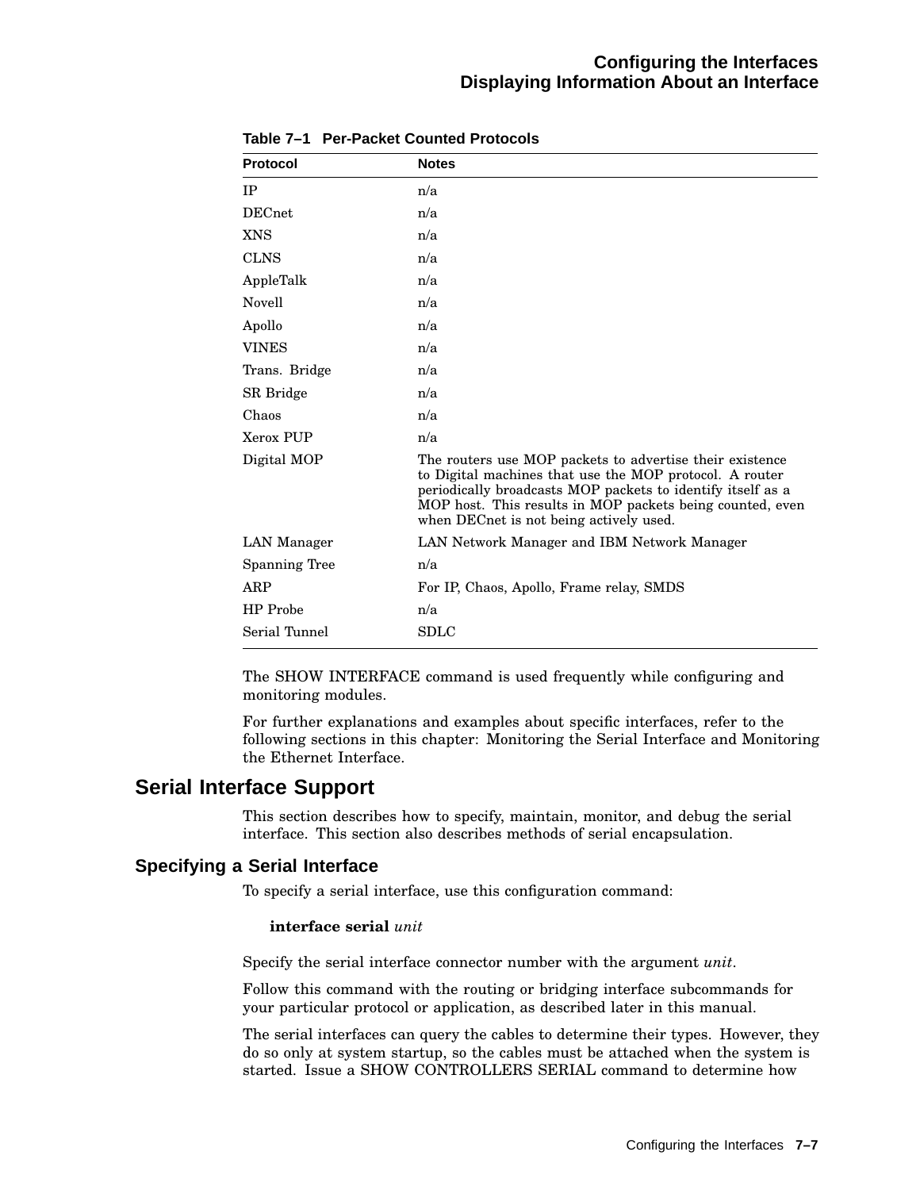**Table 7–1 Per-Packet Counted Protocols**

| Protocol | Notes |
|---|---|
| IP | n/a |
| DECnet | n/a |
| XNS | n/a |
| CLNS | n/a |
| AppleTalk | n/a |
| Novell | n/a |
| Apollo | n/a |
| VINES | n/a |
| Trans. Bridge | n/a |
| SR Bridge | n/a |
| Chaos | n/a |
| Xerox PUP | n/a |
| Digital MOP | The routers use MOP packets to advertise their existence to Digital machines that use the MOP protocol. A router periodically broadcasts MOP packets to identify itself as a MOP host. This results in MOP packets being counted, even when DECnet is not being actively used. |
| LAN Manager | LAN Network Manager and IBM Network Manager |
| Spanning Tree | n/a |
| ARP | For IP, Chaos, Apollo, Frame relay, SMDS |
| HP Probe | n/a |
| Serial Tunnel | SDLC |

The SHOW INTERFACE command is used frequently while configuring and monitoring modules.

For further explanations and examples about specific interfaces, refer to the following sections in this chapter: Monitoring the Serial Interface and Monitoring the Ethernet Interface.

## Serial Interface Support

This section describes how to specify, maintain, monitor, and debug the serial interface. This section also describes methods of serial encapsulation.

### Specifying a Serial Interface

To specify a serial interface, use this configuration command:

**interface serial** *unit*

Specify the serial interface connector number with the argument *unit*.

Follow this command with the routing or bridging interface subcommands for your particular protocol or application, as described later in this manual.

The serial interfaces can query the cables to determine their types. However, they do so only at system startup, so the cables must be attached when the system is started. Issue a SHOW CONTROLLERS SERIAL command to determine how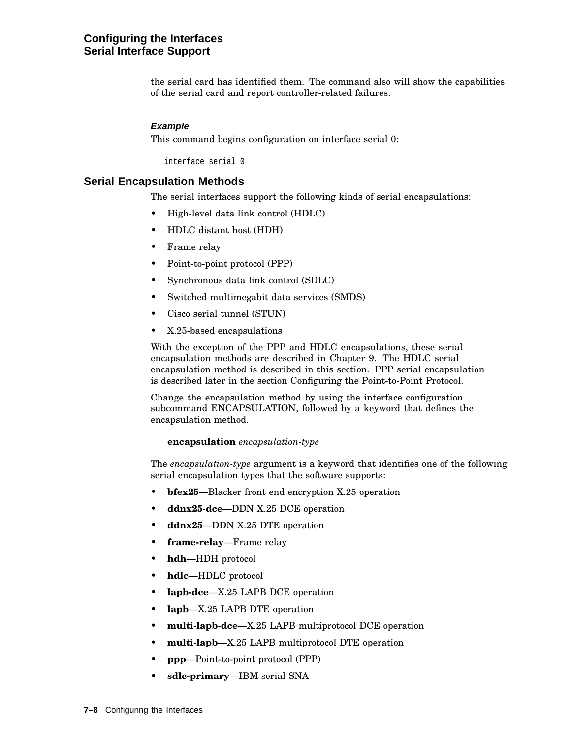the serial card has identified them. The command also will show the capabilities of the serial card and report controller-related failures.

#### *Example*

This command begins configuration on interface serial 0:

```
interface serial 0
```

## Serial Encapsulation Methods

The serial interfaces support the following kinds of serial encapsulations:

- High-level data link control (HDLC)
- HDLC distant host (HDH)
- Frame relay
- Point-to-point protocol (PPP)
- Synchronous data link control (SDLC)
- Switched multimegabit data services (SMDS)
- Cisco serial tunnel (STUN)
- X.25-based encapsulations

With the exception of the PPP and HDLC encapsulations, these serial encapsulation methods are described in Chapter 9. The HDLC serial encapsulation method is described in this section. PPP serial encapsulation is described later in the section Configuring the Point-to-Point Protocol.

Change the encapsulation method by using the interface configuration subcommand ENCAPSULATION, followed by a keyword that defines the encapsulation method.

**encapsulation** *encapsulation-type*

The *encapsulation-type* argument is a keyword that identifies one of the following serial encapsulation types that the software supports:

- **bfex25**—Blacker front end encryption X.25 operation
- **ddnx25-dce**—DDN X.25 DCE operation
- **ddnx25**—DDN X.25 DTE operation
- **frame-relay**—Frame relay
- **hdh**—HDH protocol
- **hdlc**—HDLC protocol
- **lapb-dce**—X.25 LAPB DCE operation
- **lapb**—X.25 LAPB DTE operation
- **multi-lapb-dce**—X.25 LAPB multiprotocol DCE operation
- **multi-lapb**—X.25 LAPB multiprotocol DTE operation
- **ppp**—Point-to-point protocol (PPP)
- **sdlc-primary**—IBM serial SNA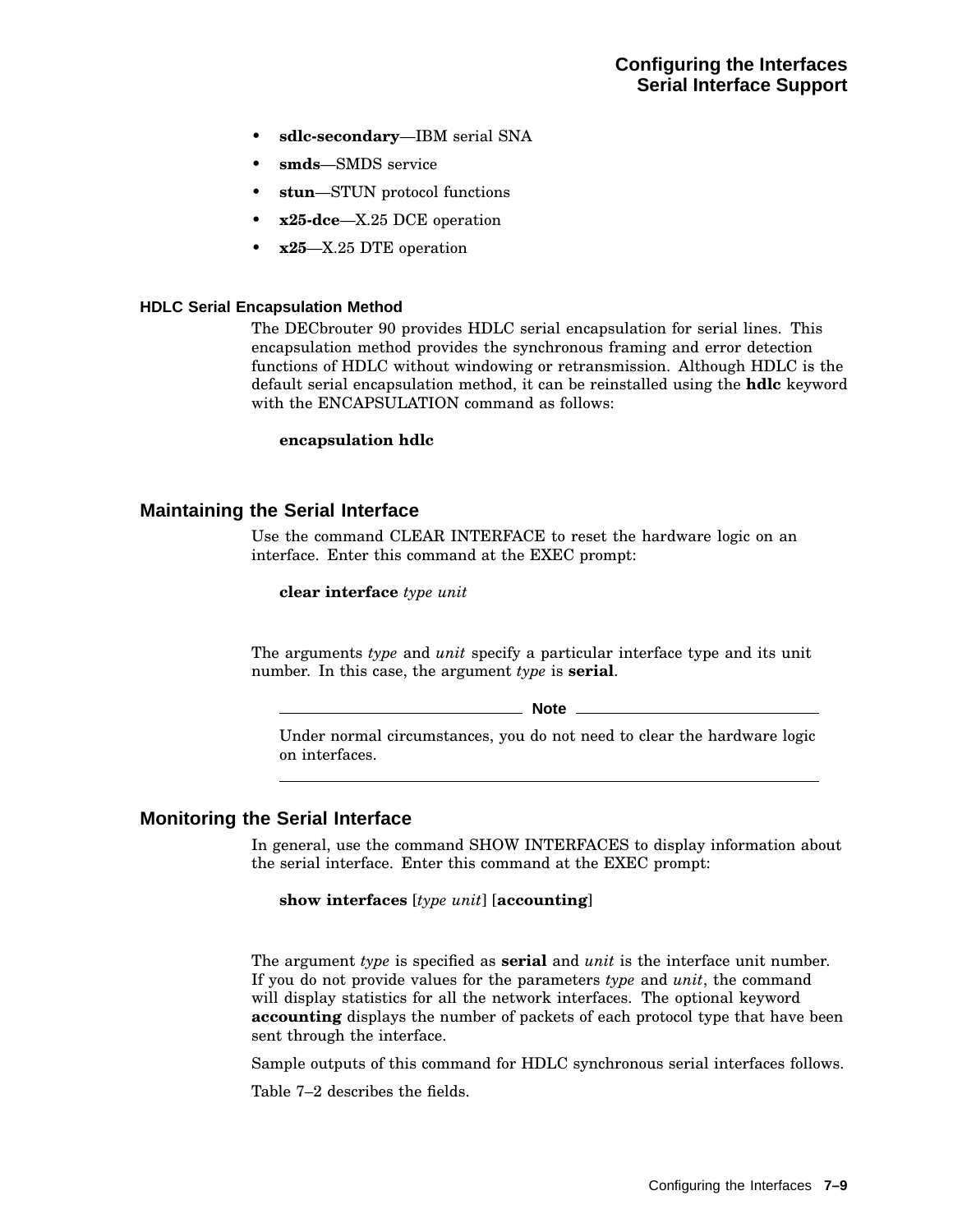- **sdlc-secondary**—IBM serial SNA
- **smds**—SMDS service
- **stun**—STUN protocol functions
- **x25-dce**—X.25 DCE operation
- **x25**—X.25 DTE operation

### HDLC Serial Encapsulation Method

The DECbrouter 90 provides HDLC serial encapsulation for serial lines. This encapsulation method provides the synchronous framing and error detection functions of HDLC without windowing or retransmission. Although HDLC is the default serial encapsulation method, it can be reinstalled using the **hdlc** keyword with the ENCAPSULATION command as follows:

**encapsulation hdlc**

## Maintaining the Serial Interface

Use the command CLEAR INTERFACE to reset the hardware logic on an interface. Enter this command at the EXEC prompt:

**clear interface** *type unit*

The arguments *type* and *unit* specify a particular interface type and its unit number. In this case, the argument *type* is **serial**.

---

**Note**

Under normal circumstances, you do not need to clear the hardware logic on interfaces.

---

## Monitoring the Serial Interface

In general, use the command SHOW INTERFACES to display information about the serial interface. Enter this command at the EXEC prompt:

**show interfaces** [*type unit*] [**accounting**]

The argument *type* is specified as **serial** and *unit* is the interface unit number. If you do not provide values for the parameters *type* and *unit*, the command will display statistics for all the network interfaces. The optional keyword **accounting** displays the number of packets of each protocol type that have been sent through the interface.

Sample outputs of this command for HDLC synchronous serial interfaces follows.

Table 7–2 describes the fields.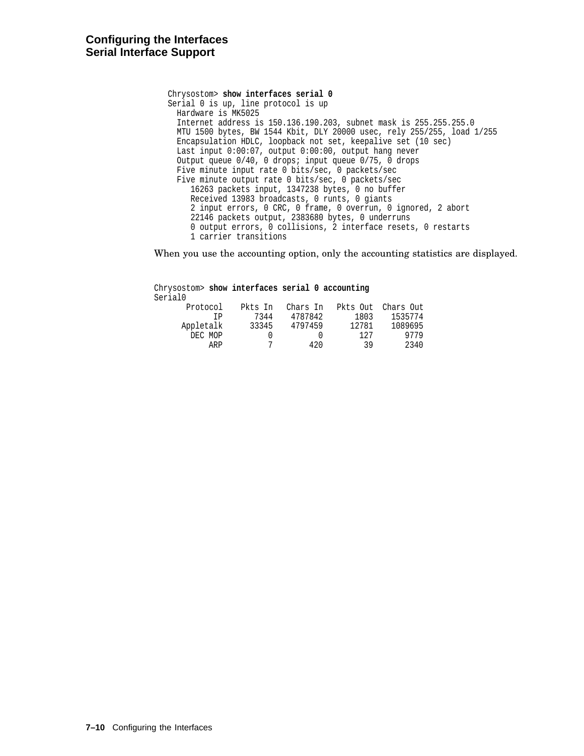```
Chrysostom> show interfaces serial 0
Serial 0 is up, line protocol is up
  Hardware is MK5025
  Internet address is 150.136.190.203, subnet mask is 255.255.255.0
  MTU 1500 bytes, BW 1544 Kbit, DLY 20000 usec, rely 255/255, load 1/255
  Encapsulation HDLC, loopback not set, keepalive set (10 sec)
  Last input 0:00:07, output 0:00:00, output hang never
  Output queue 0/40, 0 drops; input queue 0/75, 0 drops
  Five minute input rate 0 bits/sec, 0 packets/sec
  Five minute output rate 0 bits/sec, 0 packets/sec
     16263 packets input, 1347238 bytes, 0 no buffer
     Received 13983 broadcasts, 0 runts, 0 giants
     2 input errors, 0 CRC, 0 frame, 0 overrun, 0 ignored, 2 abort
     22146 packets output, 2383680 bytes, 0 underruns
     0 output errors, 0 collisions, 2 interface resets, 0 restarts
     1 carrier transitions
```

When you use the accounting option, only the accounting statistics are displayed.

```
Chrysostom> show interfaces serial 0 accounting
Serial0
       Protocol    Pkts In   Chars In   Pkts Out  Chars Out
             IP       7344    4787842       1803    1535774
      Appletalk      33345    4797459      12781    1089695
        DEC MOP          0          0        127       9779
            ARP          7        420         39       2340
```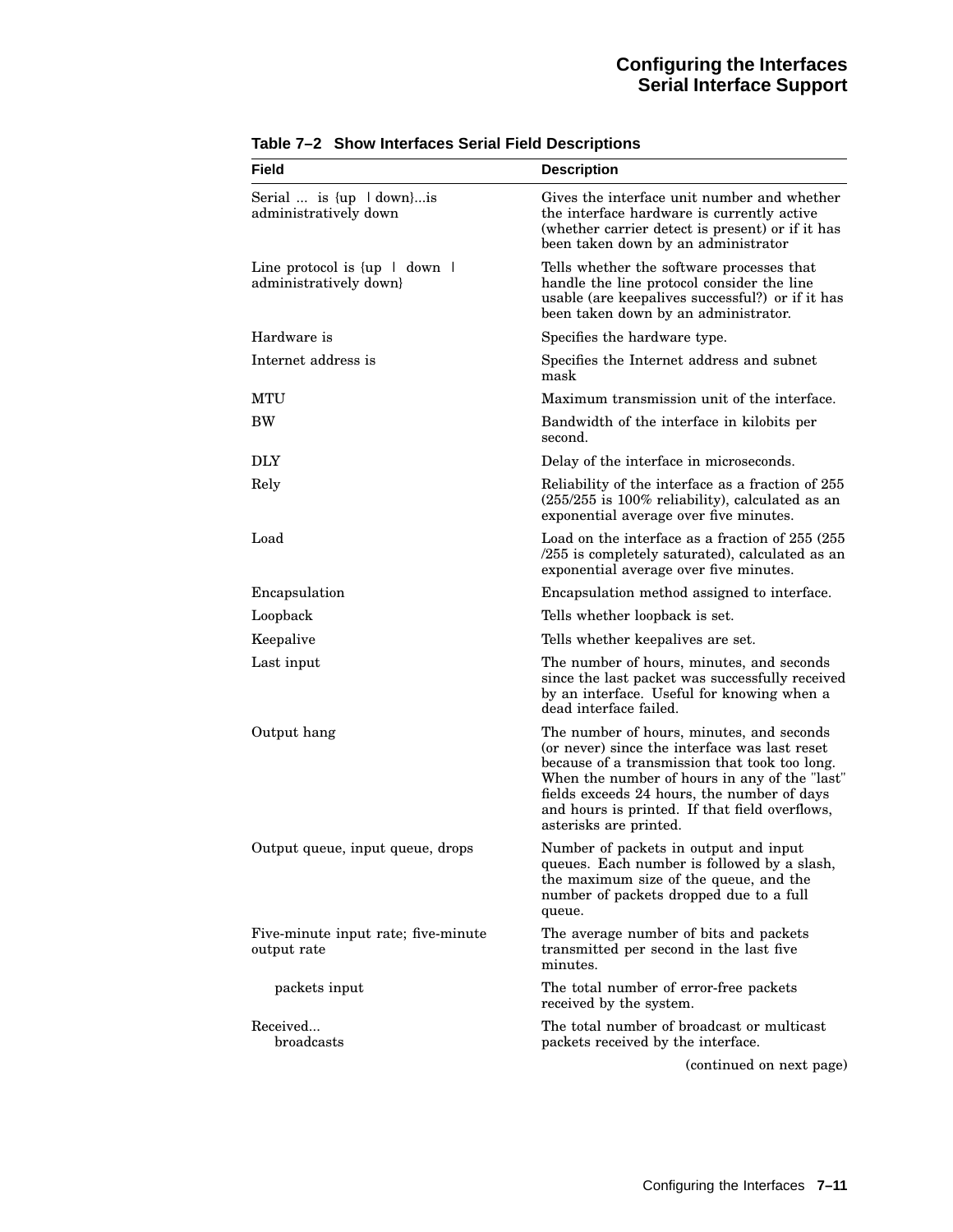**Table 7–2 Show Interfaces Serial Field Descriptions**

| Field | Description |
|---|---|
| Serial ... is {up \| down}...is administratively down | Gives the interface unit number and whether the interface hardware is currently active (whether carrier detect is present) or if it has been taken down by an administrator |
| Line protocol is {up \| down \| administratively down} | Tells whether the software processes that handle the line protocol consider the line usable (are keepalives successful?) or if it has been taken down by an administrator. |
| Hardware is | Specifies the hardware type. |
| Internet address is | Specifies the Internet address and subnet mask |
| MTU | Maximum transmission unit of the interface. |
| BW | Bandwidth of the interface in kilobits per second. |
| DLY | Delay of the interface in microseconds. |
| Rely | Reliability of the interface as a fraction of 255 (255/255 is 100% reliability), calculated as an exponential average over five minutes. |
| Load | Load on the interface as a fraction of 255 (255 /255 is completely saturated), calculated as an exponential average over five minutes. |
| Encapsulation | Encapsulation method assigned to interface. |
| Loopback | Tells whether loopback is set. |
| Keepalive | Tells whether keepalives are set. |
| Last input | The number of hours, minutes, and seconds since the last packet was successfully received by an interface. Useful for knowing when a dead interface failed. |
| Output hang | The number of hours, minutes, and seconds (or never) since the interface was last reset because of a transmission that took too long. When the number of hours in any of the "last" fields exceeds 24 hours, the number of days and hours is printed. If that field overflows, asterisks are printed. |
| Output queue, input queue, drops | Number of packets in output and input queues. Each number is followed by a slash, the maximum size of the queue, and the number of packets dropped due to a full queue. |
| Five-minute input rate; five-minute output rate | The average number of bits and packets transmitted per second in the last five minutes. |
| packets input | The total number of error-free packets received by the system. |
| Received... broadcasts | The total number of broadcast or multicast packets received by the interface. |

(continued on next page)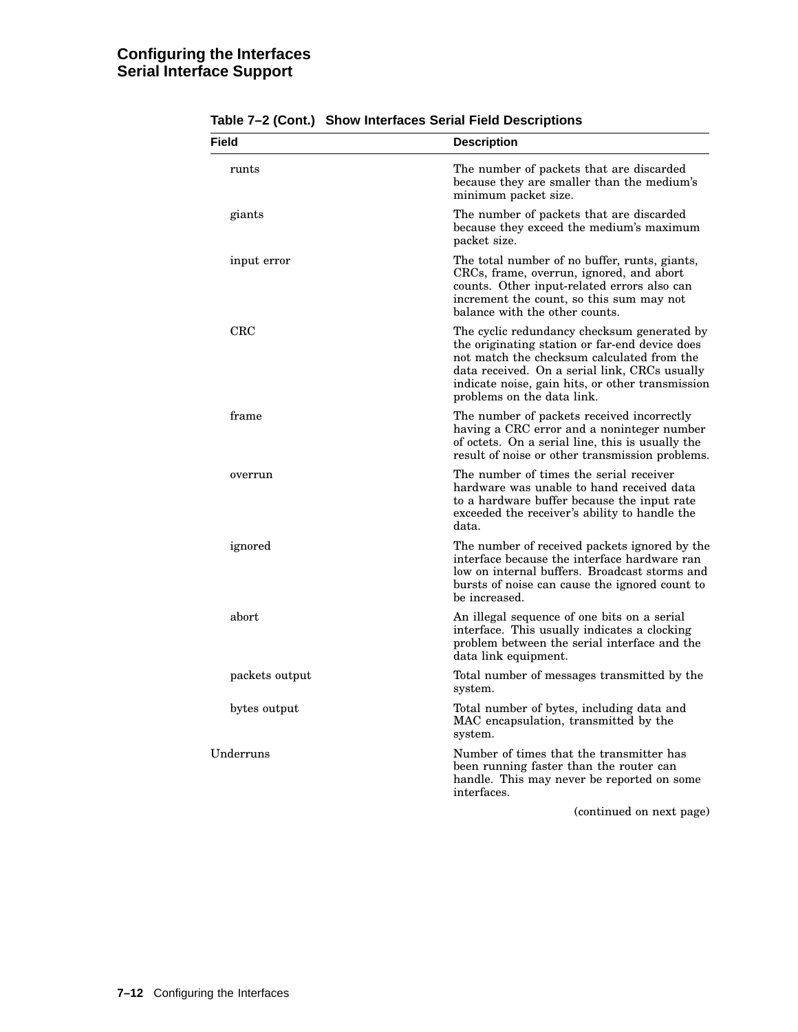**Table 7–2 (Cont.) Show Interfaces Serial Field Descriptions**

| Field | Description |
|---|---|
| runts | The number of packets that are discarded because they are smaller than the medium's minimum packet size. |
| giants | The number of packets that are discarded because they exceed the medium's maximum packet size. |
| input error | The total number of no buffer, runts, giants, CRCs, frame, overrun, ignored, and abort counts. Other input-related errors also can increment the count, so this sum may not balance with the other counts. |
| CRC | The cyclic redundancy checksum generated by the originating station or far-end device does not match the checksum calculated from the data received. On a serial link, CRCs usually indicate noise, gain hits, or other transmission problems on the data link. |
| frame | The number of packets received incorrectly having a CRC error and a noninteger number of octets. On a serial line, this is usually the result of noise or other transmission problems. |
| overrun | The number of times the serial receiver hardware was unable to hand received data to a hardware buffer because the input rate exceeded the receiver's ability to handle the data. |
| ignored | The number of received packets ignored by the interface because the interface hardware ran low on internal buffers. Broadcast storms and bursts of noise can cause the ignored count to be increased. |
| abort | An illegal sequence of one bits on a serial interface. This usually indicates a clocking problem between the serial interface and the data link equipment. |
| packets output | Total number of messages transmitted by the system. |
| bytes output | Total number of bytes, including data and MAC encapsulation, transmitted by the system. |
| Underruns | Number of times that the transmitter has been running faster than the router can handle. This may never be reported on some interfaces. |

(continued on next page)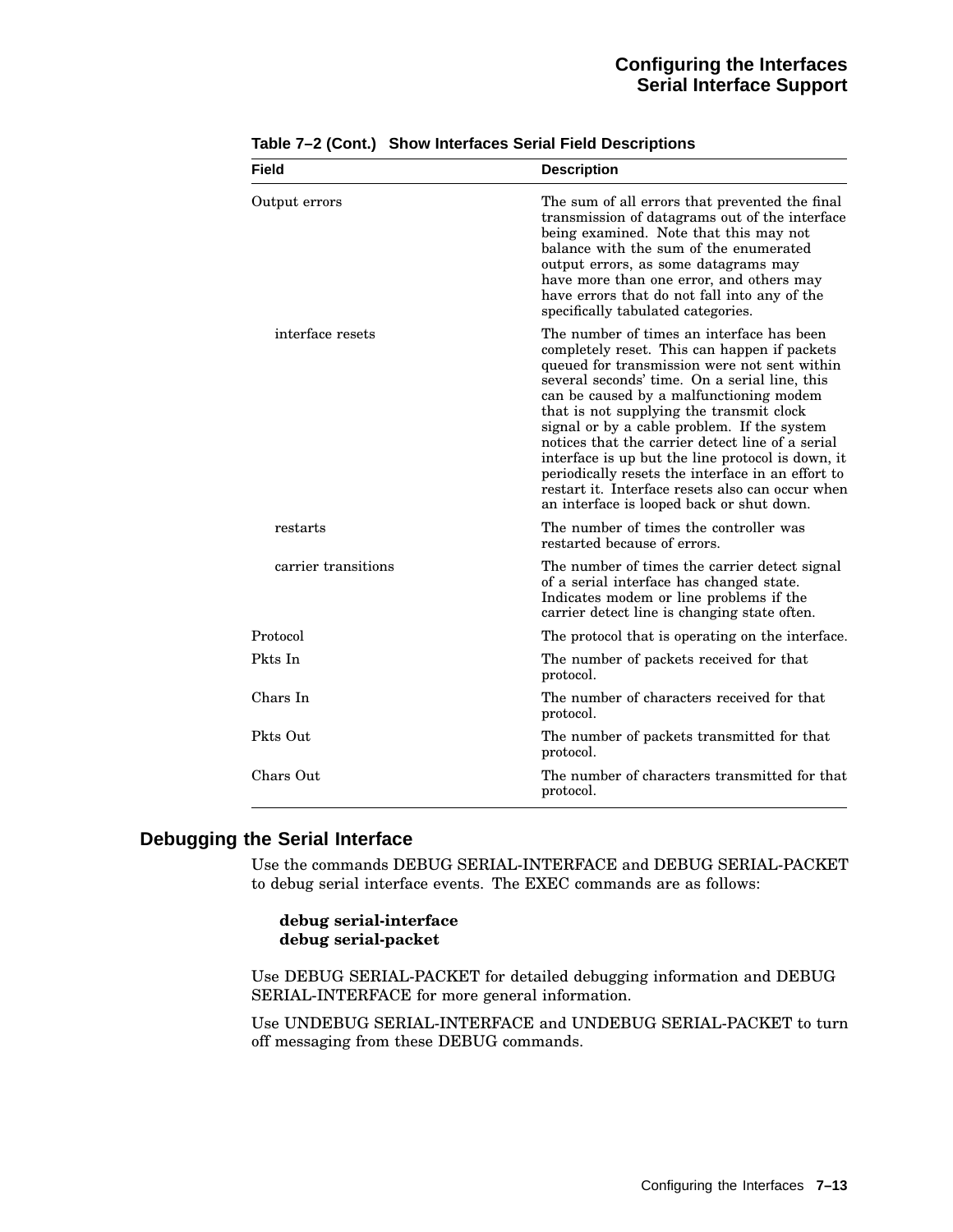**Table 7–2 (Cont.) Show Interfaces Serial Field Descriptions**

| Field | Description |
|---|---|
| Output errors | The sum of all errors that prevented the final transmission of datagrams out of the interface being examined. Note that this may not balance with the sum of the enumerated output errors, as some datagrams may have more than one error, and others may have errors that do not fall into any of the specifically tabulated categories. |
| interface resets | The number of times an interface has been completely reset. This can happen if packets queued for transmission were not sent within several seconds' time. On a serial line, this can be caused by a malfunctioning modem that is not supplying the transmit clock signal or by a cable problem. If the system notices that the carrier detect line of a serial interface is up but the line protocol is down, it periodically resets the interface in an effort to restart it. Interface resets also can occur when an interface is looped back or shut down. |
| restarts | The number of times the controller was restarted because of errors. |
| carrier transitions | The number of times the carrier detect signal of a serial interface has changed state. Indicates modem or line problems if the carrier detect line is changing state often. |
| Protocol | The protocol that is operating on the interface. |
| Pkts In | The number of packets received for that protocol. |
| Chars In | The number of characters received for that protocol. |
| Pkts Out | The number of packets transmitted for that protocol. |
| Chars Out | The number of characters transmitted for that protocol. |

## Debugging the Serial Interface

Use the commands DEBUG SERIAL-INTERFACE and DEBUG SERIAL-PACKET to debug serial interface events. The EXEC commands are as follows:

**debug serial-interface**
**debug serial-packet**

Use DEBUG SERIAL-PACKET for detailed debugging information and DEBUG SERIAL-INTERFACE for more general information.

Use UNDEBUG SERIAL-INTERFACE and UNDEBUG SERIAL-PACKET to turn off messaging from these DEBUG commands.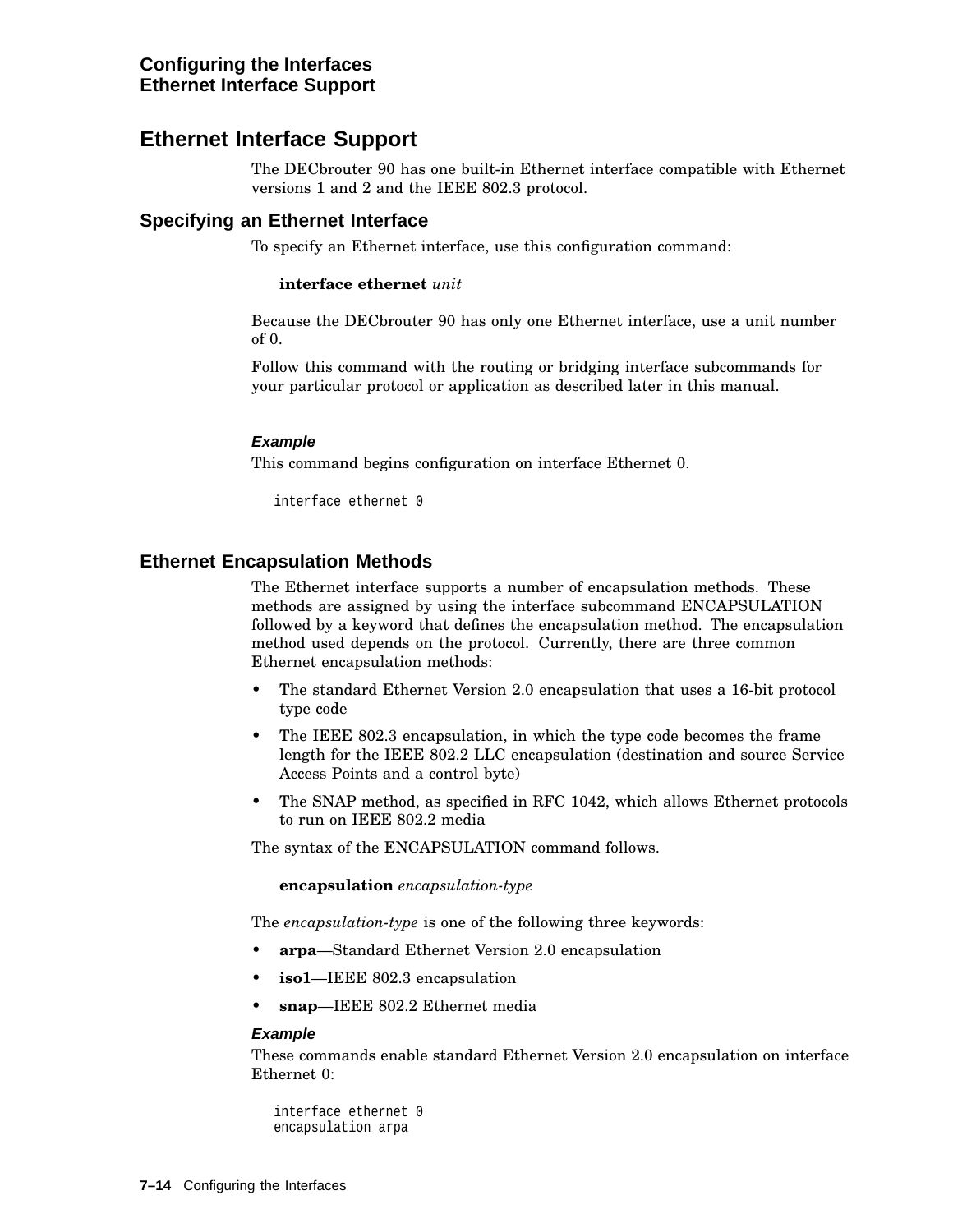## Ethernet Interface Support

The DECbrouter 90 has one built-in Ethernet interface compatible with Ethernet versions 1 and 2 and the IEEE 802.3 protocol.

### Specifying an Ethernet Interface

To specify an Ethernet interface, use this configuration command:

**interface ethernet** *unit*

Because the DECbrouter 90 has only one Ethernet interface, use a unit number of 0.

Follow this command with the routing or bridging interface subcommands for your particular protocol or application as described later in this manual.

#### *Example*

This command begins configuration on interface Ethernet 0.

```
interface ethernet 0
```

### Ethernet Encapsulation Methods

The Ethernet interface supports a number of encapsulation methods. These methods are assigned by using the interface subcommand ENCAPSULATION followed by a keyword that defines the encapsulation method. The encapsulation method used depends on the protocol. Currently, there are three common Ethernet encapsulation methods:

- The standard Ethernet Version 2.0 encapsulation that uses a 16-bit protocol type code
- The IEEE 802.3 encapsulation, in which the type code becomes the frame length for the IEEE 802.2 LLC encapsulation (destination and source Service Access Points and a control byte)
- The SNAP method, as specified in RFC 1042, which allows Ethernet protocols to run on IEEE 802.2 media

The syntax of the ENCAPSULATION command follows.

**encapsulation** *encapsulation-type*

The *encapsulation-type* is one of the following three keywords:

- **arpa**—Standard Ethernet Version 2.0 encapsulation
- **iso1**—IEEE 802.3 encapsulation
- **snap**—IEEE 802.2 Ethernet media

#### *Example*

These commands enable standard Ethernet Version 2.0 encapsulation on interface Ethernet 0:

```
interface ethernet 0
encapsulation arpa
```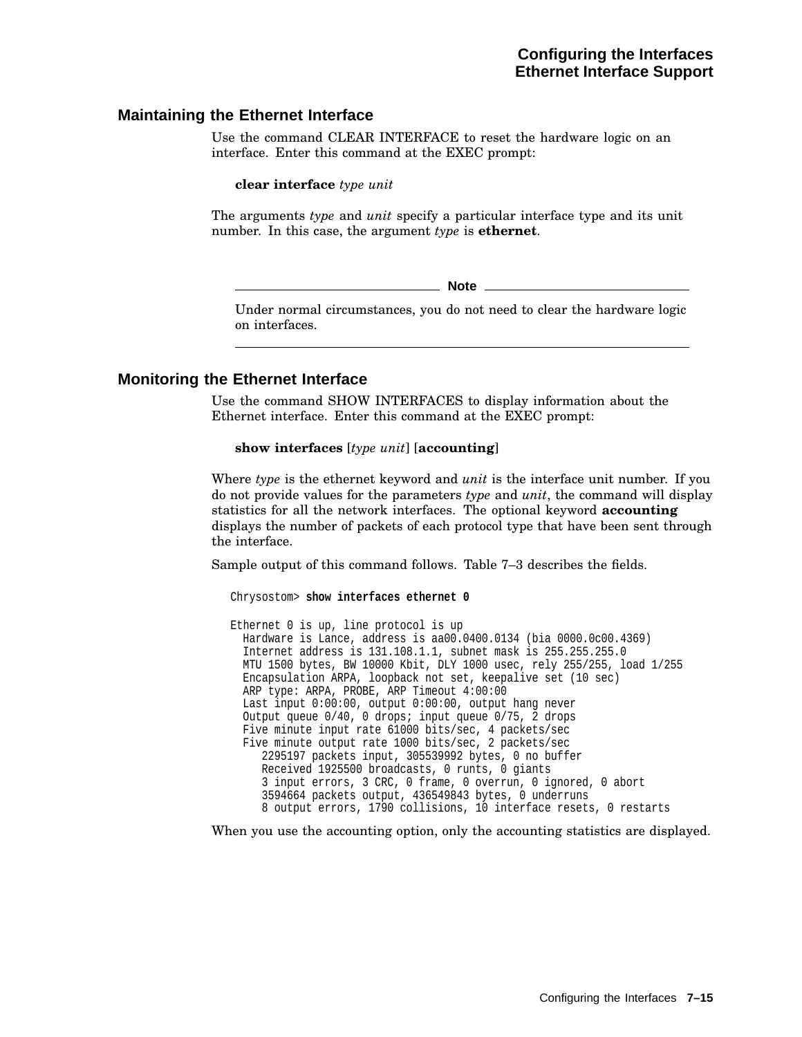## Maintaining the Ethernet Interface

Use the command CLEAR INTERFACE to reset the hardware logic on an interface. Enter this command at the EXEC prompt:

**clear interface** *type unit*

The arguments *type* and *unit* specify a particular interface type and its unit number. In this case, the argument *type* is **ethernet**.

---

**Note**

Under normal circumstances, you do not need to clear the hardware logic on interfaces.

---

## Monitoring the Ethernet Interface

Use the command SHOW INTERFACES to display information about the Ethernet interface. Enter this command at the EXEC prompt:

**show interfaces** [*type unit*] [**accounting**]

Where *type* is the ethernet keyword and *unit* is the interface unit number. If you do not provide values for the parameters *type* and *unit*, the command will display statistics for all the network interfaces. The optional keyword **accounting** displays the number of packets of each protocol type that have been sent through the interface.

Sample output of this command follows. Table 7–3 describes the fields.

```
Chrysostom> show interfaces ethernet 0

Ethernet 0 is up, line protocol is up
  Hardware is Lance, address is aa00.0400.0134 (bia 0000.0c00.4369)
  Internet address is 131.108.1.1, subnet mask is 255.255.255.0
  MTU 1500 bytes, BW 10000 Kbit, DLY 1000 usec, rely 255/255, load 1/255
  Encapsulation ARPA, loopback not set, keepalive set (10 sec)
  ARP type: ARPA, PROBE, ARP Timeout 4:00:00
  Last input 0:00:00, output 0:00:00, output hang never
  Output queue 0/40, 0 drops; input queue 0/75, 2 drops
  Five minute input rate 61000 bits/sec, 4 packets/sec
  Five minute output rate 1000 bits/sec, 2 packets/sec
     2295197 packets input, 305539992 bytes, 0 no buffer
     Received 1925500 broadcasts, 0 runts, 0 giants
     3 input errors, 3 CRC, 0 frame, 0 overrun, 0 ignored, 0 abort
     3594664 packets output, 436549843 bytes, 0 underruns
     8 output errors, 1790 collisions, 10 interface resets, 0 restarts
```

When you use the accounting option, only the accounting statistics are displayed.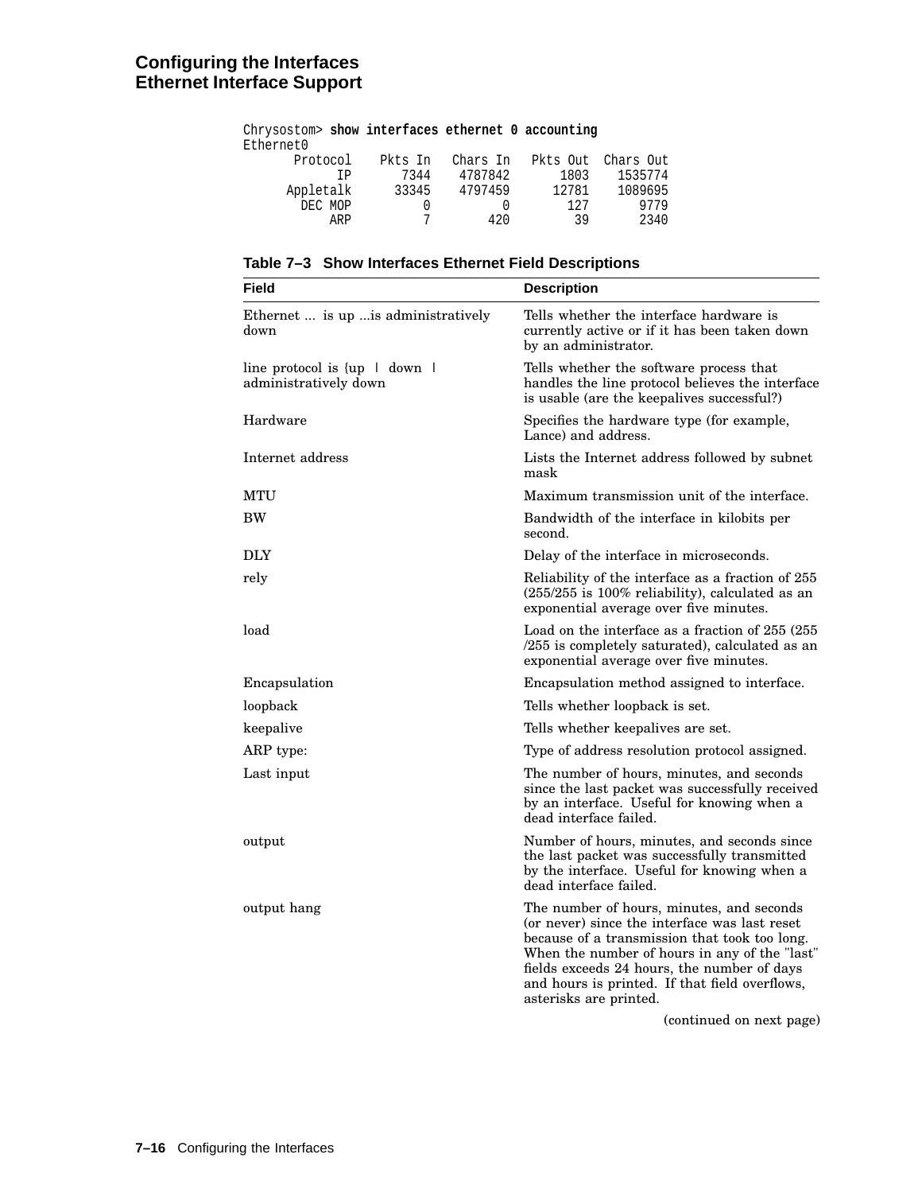```
Chrysostom> show interfaces ethernet 0 accounting
Ethernet0
       Protocol    Pkts In   Chars In   Pkts Out  Chars Out
             IP       7344    4787842       1803    1535774
      Appletalk      33345    4797459      12781    1089695
        DEC MOP          0          0        127       9779
            ARP          7        420         39       2340
```

**Table 7–3 Show Interfaces Ethernet Field Descriptions**

| Field | Description |
|---|---|
| Ethernet ... is up ...is administratively down | Tells whether the interface hardware is currently active or if it has been taken down by an administrator. |
| line protocol is {up \| down \| administratively down | Tells whether the software process that handles the line protocol believes the interface is usable (are the keepalives successful?) |
| Hardware | Specifies the hardware type (for example, Lance) and address. |
| Internet address | Lists the Internet address followed by subnet mask |
| MTU | Maximum transmission unit of the interface. |
| BW | Bandwidth of the interface in kilobits per second. |
| DLY | Delay of the interface in microseconds. |
| rely | Reliability of the interface as a fraction of 255 (255/255 is 100% reliability), calculated as an exponential average over five minutes. |
| load | Load on the interface as a fraction of 255 (255 /255 is completely saturated), calculated as an exponential average over five minutes. |
| Encapsulation | Encapsulation method assigned to interface. |
| loopback | Tells whether loopback is set. |
| keepalive | Tells whether keepalives are set. |
| ARP type: | Type of address resolution protocol assigned. |
| Last input | The number of hours, minutes, and seconds since the last packet was successfully received by an interface. Useful for knowing when a dead interface failed. |
| output | Number of hours, minutes, and seconds since the last packet was successfully transmitted by the interface. Useful for knowing when a dead interface failed. |
| output hang | The number of hours, minutes, and seconds (or never) since the interface was last reset because of a transmission that took too long. When the number of hours in any of the "last" fields exceeds 24 hours, the number of days and hours is printed. If that field overflows, asterisks are printed. |

(continued on next page)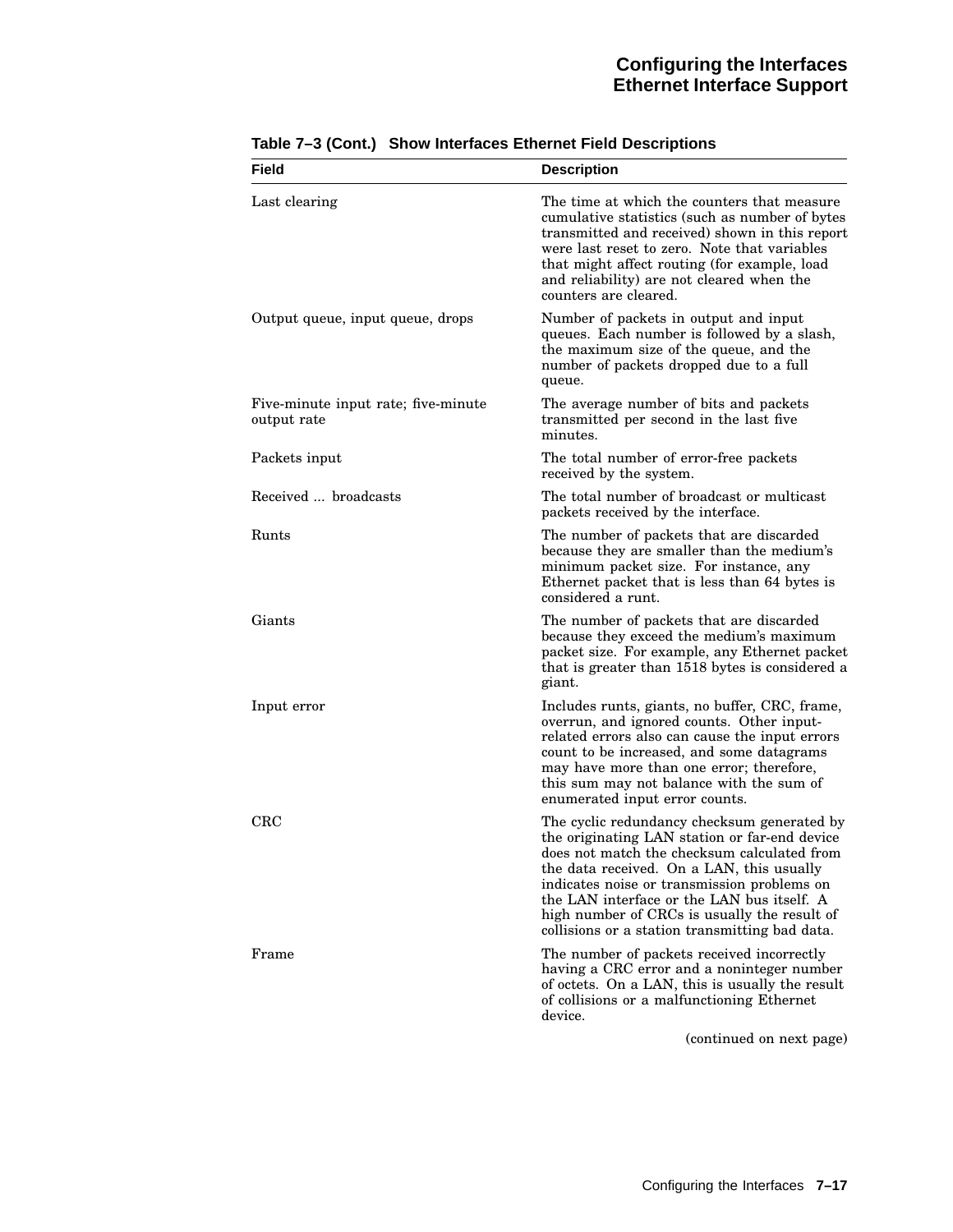**Table 7–3 (Cont.) Show Interfaces Ethernet Field Descriptions**

| Field | Description |
|---|---|
| Last clearing | The time at which the counters that measure cumulative statistics (such as number of bytes transmitted and received) shown in this report were last reset to zero. Note that variables that might affect routing (for example, load and reliability) are not cleared when the counters are cleared. |
| Output queue, input queue, drops | Number of packets in output and input queues. Each number is followed by a slash, the maximum size of the queue, and the number of packets dropped due to a full queue. |
| Five-minute input rate; five-minute output rate | The average number of bits and packets transmitted per second in the last five minutes. |
| Packets input | The total number of error-free packets received by the system. |
| Received ... broadcasts | The total number of broadcast or multicast packets received by the interface. |
| Runts | The number of packets that are discarded because they are smaller than the medium's minimum packet size. For instance, any Ethernet packet that is less than 64 bytes is considered a runt. |
| Giants | The number of packets that are discarded because they exceed the medium's maximum packet size. For example, any Ethernet packet that is greater than 1518 bytes is considered a giant. |
| Input error | Includes runts, giants, no buffer, CRC, frame, overrun, and ignored counts. Other input-related errors also can cause the input errors count to be increased, and some datagrams may have more than one error; therefore, this sum may not balance with the sum of enumerated input error counts. |
| CRC | The cyclic redundancy checksum generated by the originating LAN station or far-end device does not match the checksum calculated from the data received. On a LAN, this usually indicates noise or transmission problems on the LAN interface or the LAN bus itself. A high number of CRCs is usually the result of collisions or a station transmitting bad data. |
| Frame | The number of packets received incorrectly having a CRC error and a noninteger number of octets. On a LAN, this is usually the result of collisions or a malfunctioning Ethernet device. |

(continued on next page)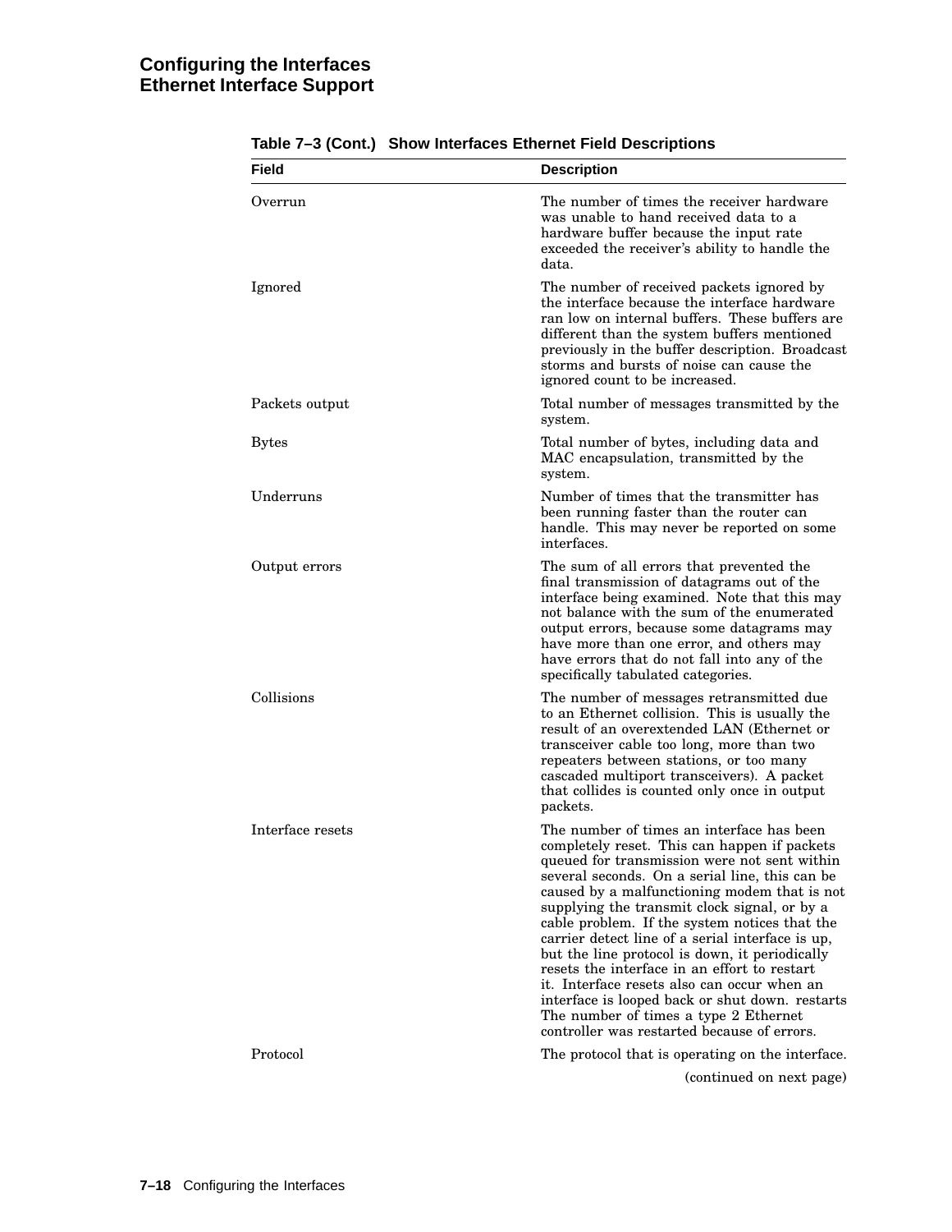**Table 7–3 (Cont.) Show Interfaces Ethernet Field Descriptions**

| Field | Description |
|---|---|
| Overrun | The number of times the receiver hardware was unable to hand received data to a hardware buffer because the input rate exceeded the receiver's ability to handle the data. |
| Ignored | The number of received packets ignored by the interface because the interface hardware ran low on internal buffers. These buffers are different than the system buffers mentioned previously in the buffer description. Broadcast storms and bursts of noise can cause the ignored count to be increased. |
| Packets output | Total number of messages transmitted by the system. |
| Bytes | Total number of bytes, including data and MAC encapsulation, transmitted by the system. |
| Underruns | Number of times that the transmitter has been running faster than the router can handle. This may never be reported on some interfaces. |
| Output errors | The sum of all errors that prevented the final transmission of datagrams out of the interface being examined. Note that this may not balance with the sum of the enumerated output errors, because some datagrams may have more than one error, and others may have errors that do not fall into any of the specifically tabulated categories. |
| Collisions | The number of messages retransmitted due to an Ethernet collision. This is usually the result of an overextended LAN (Ethernet or transceiver cable too long, more than two repeaters between stations, or too many cascaded multiport transceivers). A packet that collides is counted only once in output packets. |
| Interface resets | The number of times an interface has been completely reset. This can happen if packets queued for transmission were not sent within several seconds. On a serial line, this can be caused by a malfunctioning modem that is not supplying the transmit clock signal, or by a cable problem. If the system notices that the carrier detect line of a serial interface is up, but the line protocol is down, it periodically resets the interface in an effort to restart it. Interface resets also can occur when an interface is looped back or shut down. restarts The number of times a type 2 Ethernet controller was restarted because of errors. |
| Protocol | The protocol that is operating on the interface. |

(continued on next page)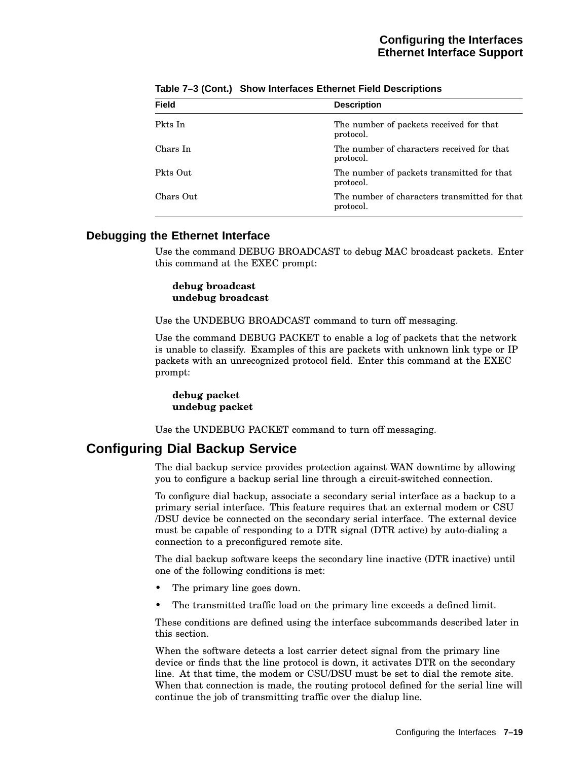**Table 7–3 (Cont.) Show Interfaces Ethernet Field Descriptions**

| Field | Description |
|---|---|
| Pkts In | The number of packets received for that protocol. |
| Chars In | The number of characters received for that protocol. |
| Pkts Out | The number of packets transmitted for that protocol. |
| Chars Out | The number of characters transmitted for that protocol. |

### Debugging the Ethernet Interface

Use the command DEBUG BROADCAST to debug MAC broadcast packets. Enter this command at the EXEC prompt:

**debug broadcast**
**undebug broadcast**

Use the UNDEBUG BROADCAST command to turn off messaging.

Use the command DEBUG PACKET to enable a log of packets that the network is unable to classify. Examples of this are packets with unknown link type or IP packets with an unrecognized protocol field. Enter this command at the EXEC prompt:

**debug packet**
**undebug packet**

Use the UNDEBUG PACKET command to turn off messaging.

## Configuring Dial Backup Service

The dial backup service provides protection against WAN downtime by allowing you to configure a backup serial line through a circuit-switched connection.

To configure dial backup, associate a secondary serial interface as a backup to a primary serial interface. This feature requires that an external modem or CSU /DSU device be connected on the secondary serial interface. The external device must be capable of responding to a DTR signal (DTR active) by auto-dialing a connection to a preconfigured remote site.

The dial backup software keeps the secondary line inactive (DTR inactive) until one of the following conditions is met:

- The primary line goes down.
- The transmitted traffic load on the primary line exceeds a defined limit.

These conditions are defined using the interface subcommands described later in this section.

When the software detects a lost carrier detect signal from the primary line device or finds that the line protocol is down, it activates DTR on the secondary line. At that time, the modem or CSU/DSU must be set to dial the remote site. When that connection is made, the routing protocol defined for the serial line will continue the job of transmitting traffic over the dialup line.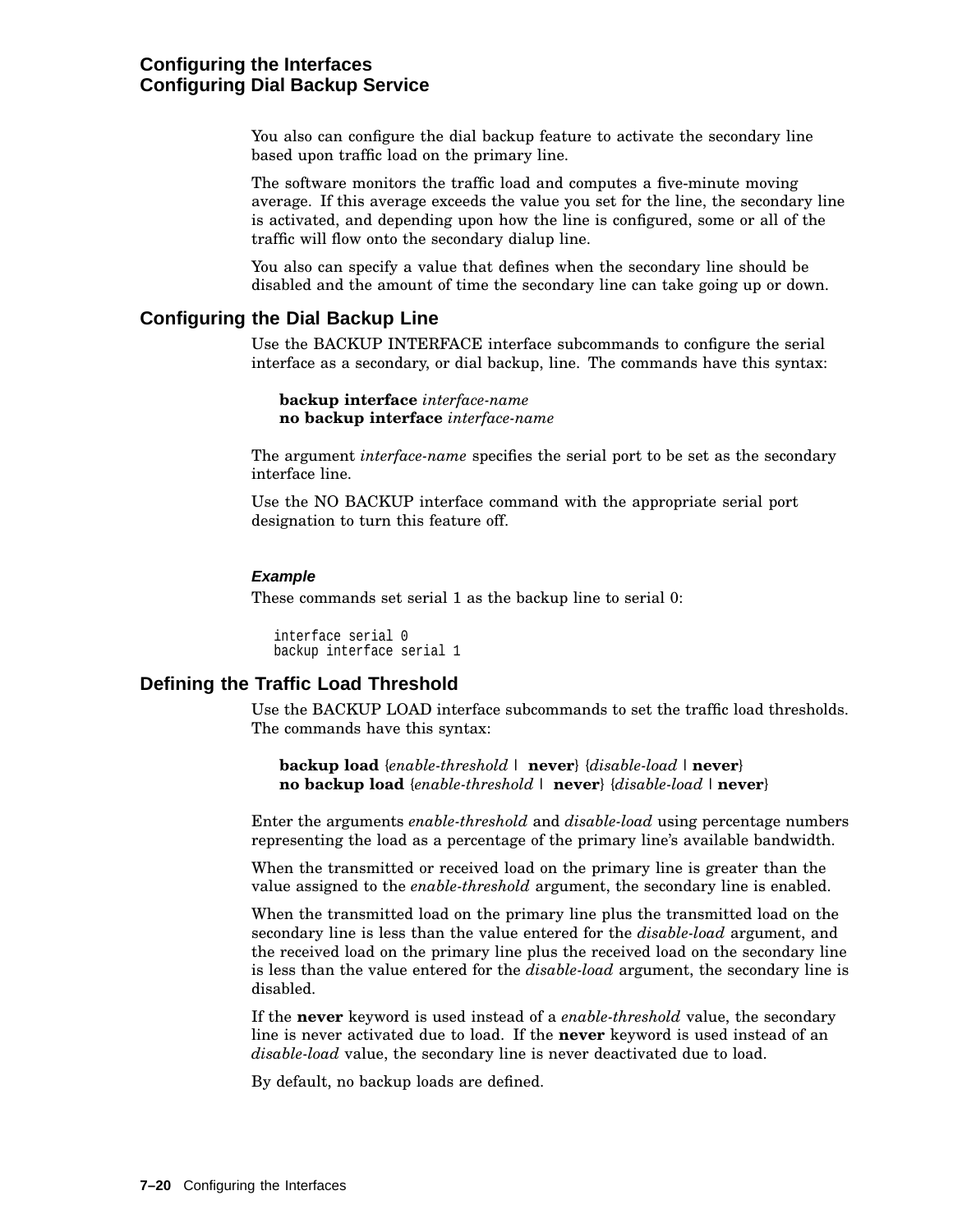You also can configure the dial backup feature to activate the secondary line based upon traffic load on the primary line.

The software monitors the traffic load and computes a five-minute moving average. If this average exceeds the value you set for the line, the secondary line is activated, and depending upon how the line is configured, some or all of the traffic will flow onto the secondary dialup line.

You also can specify a value that defines when the secondary line should be disabled and the amount of time the secondary line can take going up or down.

## Configuring the Dial Backup Line

Use the BACKUP INTERFACE interface subcommands to configure the serial interface as a secondary, or dial backup, line. The commands have this syntax:

**backup interface** *interface-name*
**no backup interface** *interface-name*

The argument *interface-name* specifies the serial port to be set as the secondary interface line.

Use the NO BACKUP interface command with the appropriate serial port designation to turn this feature off.

#### Example

These commands set serial 1 as the backup line to serial 0:

```
interface serial 0
backup interface serial 1
```

## Defining the Traffic Load Threshold

Use the BACKUP LOAD interface subcommands to set the traffic load thresholds. The commands have this syntax:

**backup load** {*enable-threshold* | **never**} {*disable-load* | **never**}
**no backup load** {*enable-threshold* | **never**} {*disable-load* | **never**}

Enter the arguments *enable-threshold* and *disable-load* using percentage numbers representing the load as a percentage of the primary line's available bandwidth.

When the transmitted or received load on the primary line is greater than the value assigned to the *enable-threshold* argument, the secondary line is enabled.

When the transmitted load on the primary line plus the transmitted load on the secondary line is less than the value entered for the *disable-load* argument, and the received load on the primary line plus the received load on the secondary line is less than the value entered for the *disable-load* argument, the secondary line is disabled.

If the **never** keyword is used instead of a *enable-threshold* value, the secondary line is never activated due to load. If the **never** keyword is used instead of an *disable-load* value, the secondary line is never deactivated due to load.

By default, no backup loads are defined.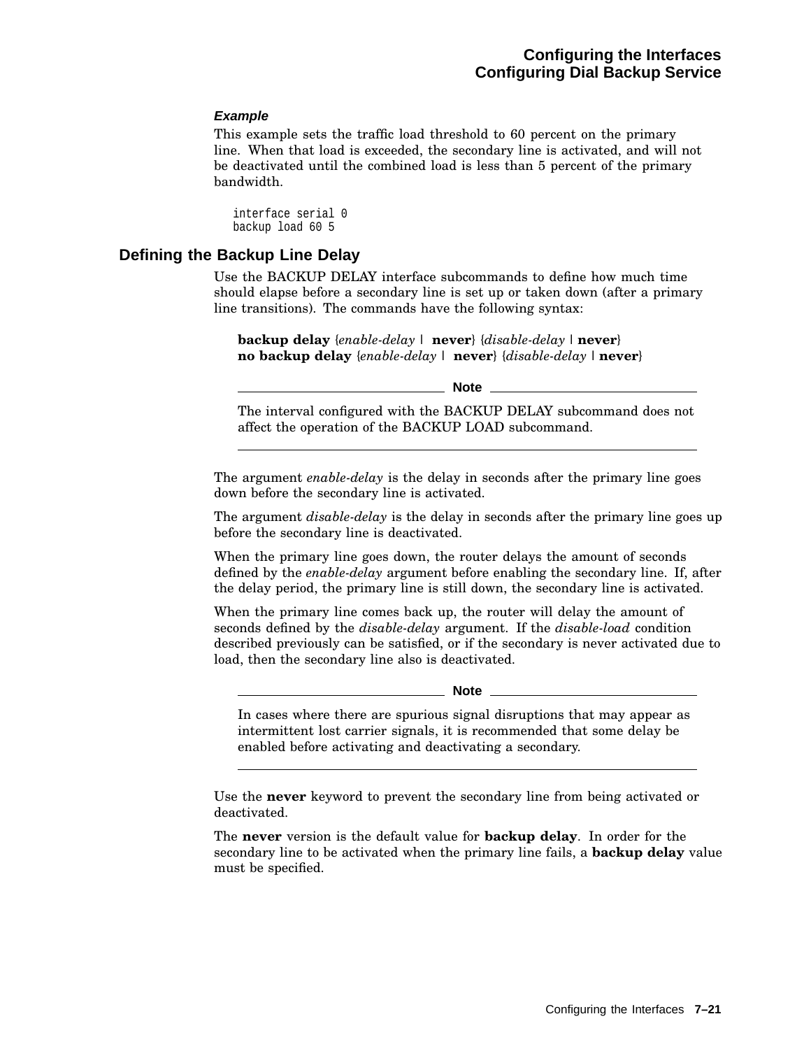#### *Example*

This example sets the traffic load threshold to 60 percent on the primary line. When that load is exceeded, the secondary line is activated, and will not be deactivated until the combined load is less than 5 percent of the primary bandwidth.

```
interface serial 0
backup load 60 5
```

### Defining the Backup Line Delay

Use the BACKUP DELAY interface subcommands to define how much time should elapse before a secondary line is set up or taken down (after a primary line transitions). The commands have the following syntax:

> **backup delay** {*enable-delay* | **never**} {*disable-delay* | **never**}
> **no backup delay** {*enable-delay* | **never**} {*disable-delay* | **never**}

---

**Note**

The interval configured with the BACKUP DELAY subcommand does not affect the operation of the BACKUP LOAD subcommand.

---

The argument *enable-delay* is the delay in seconds after the primary line goes down before the secondary line is activated.

The argument *disable-delay* is the delay in seconds after the primary line goes up before the secondary line is deactivated.

When the primary line goes down, the router delays the amount of seconds defined by the *enable-delay* argument before enabling the secondary line. If, after the delay period, the primary line is still down, the secondary line is activated.

When the primary line comes back up, the router will delay the amount of seconds defined by the *disable-delay* argument. If the *disable-load* condition described previously can be satisfied, or if the secondary is never activated due to load, then the secondary line also is deactivated.

---

**Note**

In cases where there are spurious signal disruptions that may appear as intermittent lost carrier signals, it is recommended that some delay be enabled before activating and deactivating a secondary.

---

Use the **never** keyword to prevent the secondary line from being activated or deactivated.

The **never** version is the default value for **backup delay**. In order for the secondary line to be activated when the primary line fails, a **backup delay** value must be specified.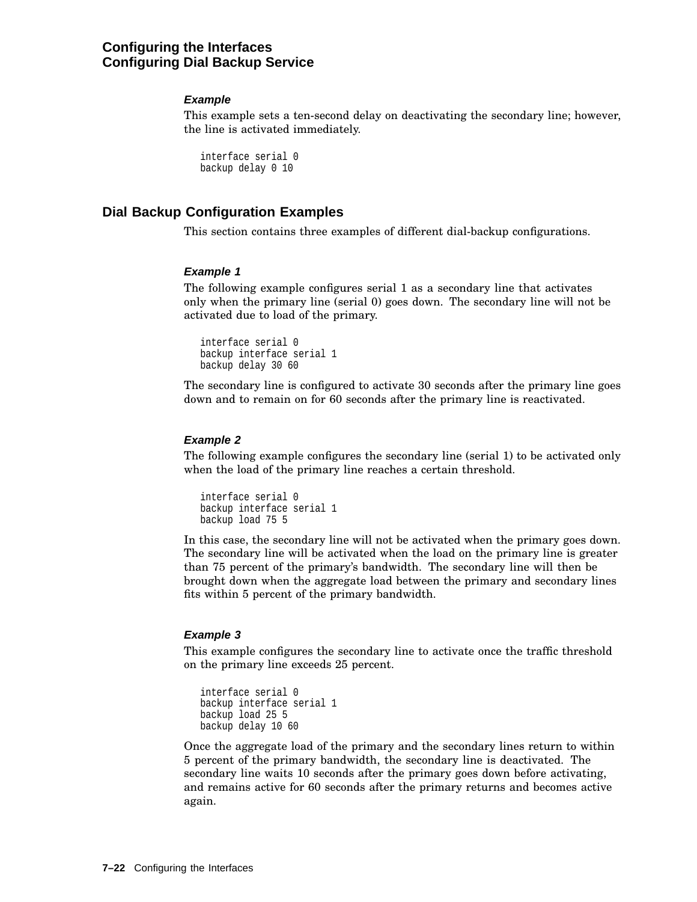#### Example

This example sets a ten-second delay on deactivating the secondary line; however, the line is activated immediately.

```
interface serial 0
backup delay 0 10
```

## Dial Backup Configuration Examples

This section contains three examples of different dial-backup configurations.

#### Example 1

The following example configures serial 1 as a secondary line that activates only when the primary line (serial 0) goes down. The secondary line will not be activated due to load of the primary.

```
interface serial 0
backup interface serial 1
backup delay 30 60
```

The secondary line is configured to activate 30 seconds after the primary line goes down and to remain on for 60 seconds after the primary line is reactivated.

#### Example 2

The following example configures the secondary line (serial 1) to be activated only when the load of the primary line reaches a certain threshold.

```
interface serial 0
backup interface serial 1
backup load 75 5
```

In this case, the secondary line will not be activated when the primary goes down. The secondary line will be activated when the load on the primary line is greater than 75 percent of the primary's bandwidth. The secondary line will then be brought down when the aggregate load between the primary and secondary lines fits within 5 percent of the primary bandwidth.

#### Example 3

This example configures the secondary line to activate once the traffic threshold on the primary line exceeds 25 percent.

```
interface serial 0
backup interface serial 1
backup load 25 5
backup delay 10 60
```

Once the aggregate load of the primary and the secondary lines return to within 5 percent of the primary bandwidth, the secondary line is deactivated. The secondary line waits 10 seconds after the primary goes down before activating, and remains active for 60 seconds after the primary returns and becomes active again.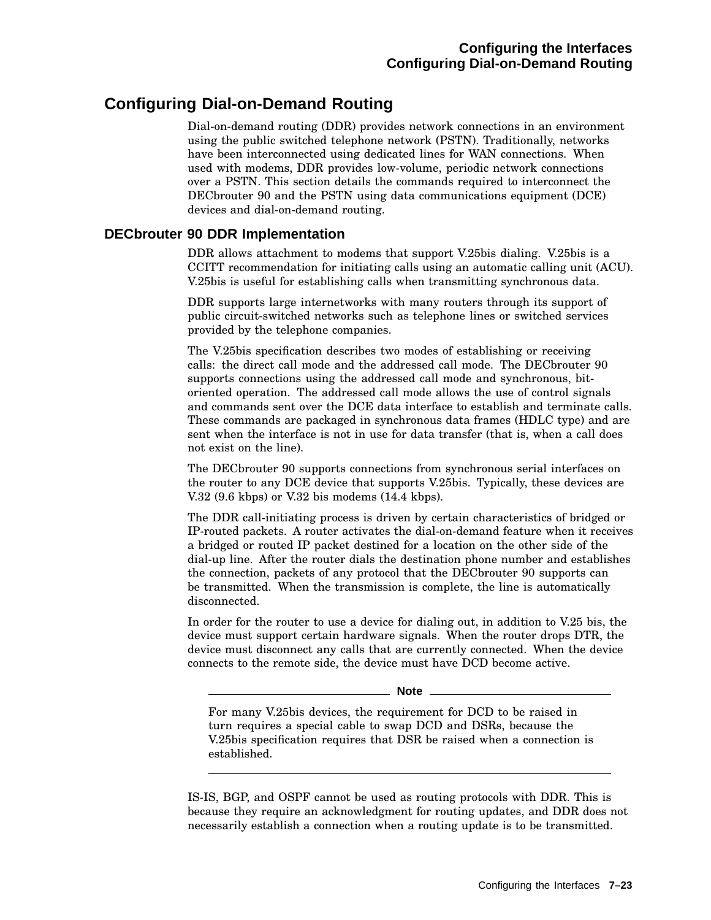## Configuring Dial-on-Demand Routing

Dial-on-demand routing (DDR) provides network connections in an environment using the public switched telephone network (PSTN). Traditionally, networks have been interconnected using dedicated lines for WAN connections. When used with modems, DDR provides low-volume, periodic network connections over a PSTN. This section details the commands required to interconnect the DECbrouter 90 and the PSTN using data communications equipment (DCE) devices and dial-on-demand routing.

### DECbrouter 90 DDR Implementation

DDR allows attachment to modems that support V.25bis dialing. V.25bis is a CCITT recommendation for initiating calls using an automatic calling unit (ACU). V.25bis is useful for establishing calls when transmitting synchronous data.

DDR supports large internetworks with many routers through its support of public circuit-switched networks such as telephone lines or switched services provided by the telephone companies.

The V.25bis specification describes two modes of establishing or receiving calls: the direct call mode and the addressed call mode. The DECbrouter 90 supports connections using the addressed call mode and synchronous, bit-oriented operation. The addressed call mode allows the use of control signals and commands sent over the DCE data interface to establish and terminate calls. These commands are packaged in synchronous data frames (HDLC type) and are sent when the interface is not in use for data transfer (that is, when a call does not exist on the line).

The DECbrouter 90 supports connections from synchronous serial interfaces on the router to any DCE device that supports V.25bis. Typically, these devices are V.32 (9.6 kbps) or V.32 bis modems (14.4 kbps).

The DDR call-initiating process is driven by certain characteristics of bridged or IP-routed packets. A router activates the dial-on-demand feature when it receives a bridged or routed IP packet destined for a location on the other side of the dial-up line. After the router dials the destination phone number and establishes the connection, packets of any protocol that the DECbrouter 90 supports can be transmitted. When the transmission is complete, the line is automatically disconnected.

In order for the router to use a device for dialing out, in addition to V.25 bis, the device must support certain hardware signals. When the router drops DTR, the device must disconnect any calls that are currently connected. When the device connects to the remote side, the device must have DCD become active.

---

**Note**

For many V.25bis devices, the requirement for DCD to be raised in turn requires a special cable to swap DCD and DSRs, because the V.25bis specification requires that DSR be raised when a connection is established.

---

IS-IS, BGP, and OSPF cannot be used as routing protocols with DDR. This is because they require an acknowledgment for routing updates, and DDR does not necessarily establish a connection when a routing update is to be transmitted.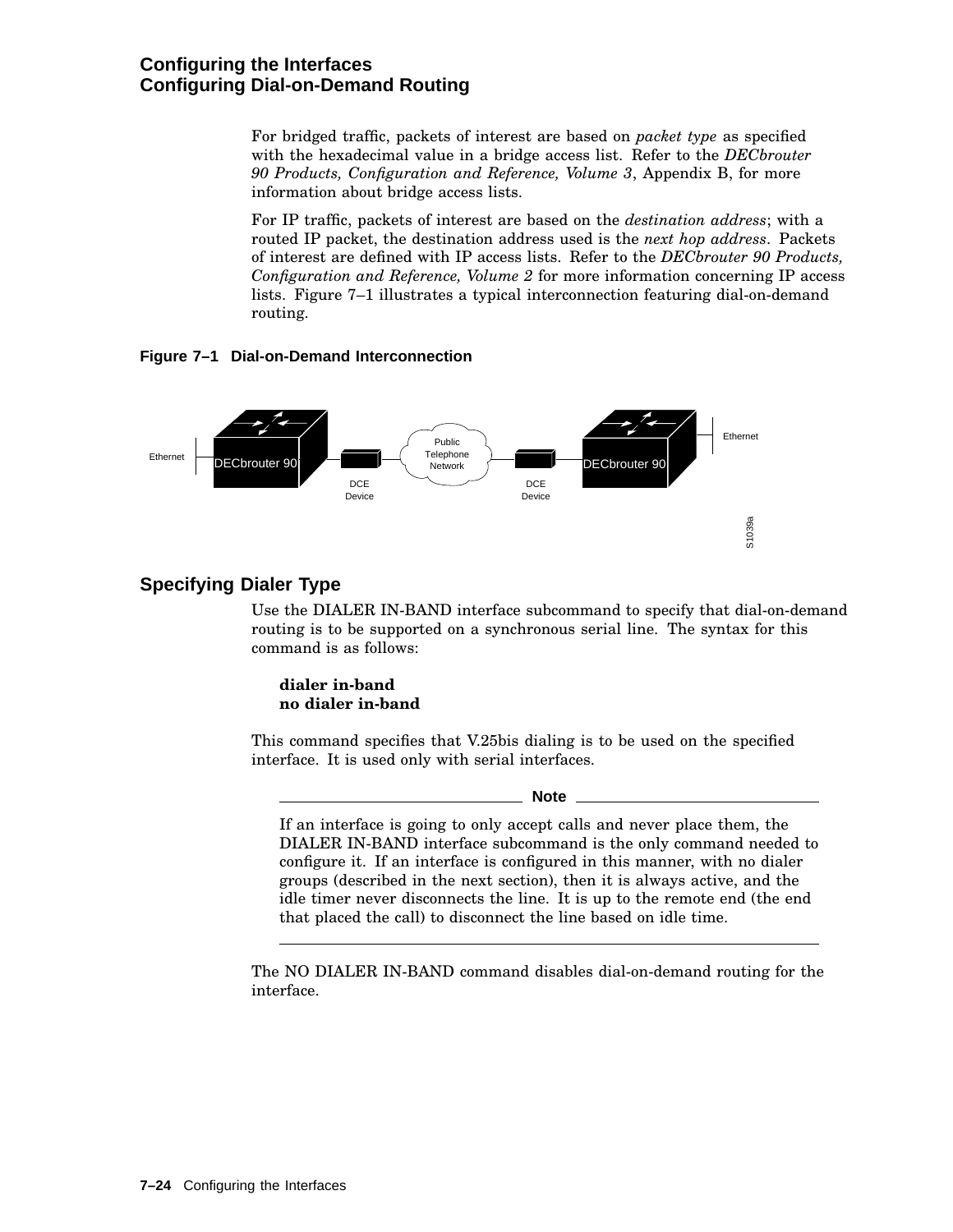For bridged traffic, packets of interest are based on *packet type* as specified with the hexadecimal value in a bridge access list. Refer to the *DECbrouter 90 Products, Configuration and Reference, Volume 3*, Appendix B, for more information about bridge access lists.

For IP traffic, packets of interest are based on the *destination address*; with a routed IP packet, the destination address used is the *next hop address*. Packets of interest are defined with IP access lists. Refer to the *DECbrouter 90 Products, Configuration and Reference, Volume 2* for more information concerning IP access lists. Figure 7–1 illustrates a typical interconnection featuring dial-on-demand routing.

**Figure 7–1 Dial-on-Demand Interconnection**

## Specifying Dialer Type

Use the DIALER IN-BAND interface subcommand to specify that dial-on-demand routing is to be supported on a synchronous serial line. The syntax for this command is as follows:

**dialer in-band**
**no dialer in-band**

This command specifies that V.25bis dialing is to be used on the specified interface. It is used only with serial interfaces.

---

**Note**

If an interface is going to only accept calls and never place them, the DIALER IN-BAND interface subcommand is the only command needed to configure it. If an interface is configured in this manner, with no dialer groups (described in the next section), then it is always active, and the idle timer never disconnects the line. It is up to the remote end (the end that placed the call) to disconnect the line based on idle time.

---

The NO DIALER IN-BAND command disables dial-on-demand routing for the interface.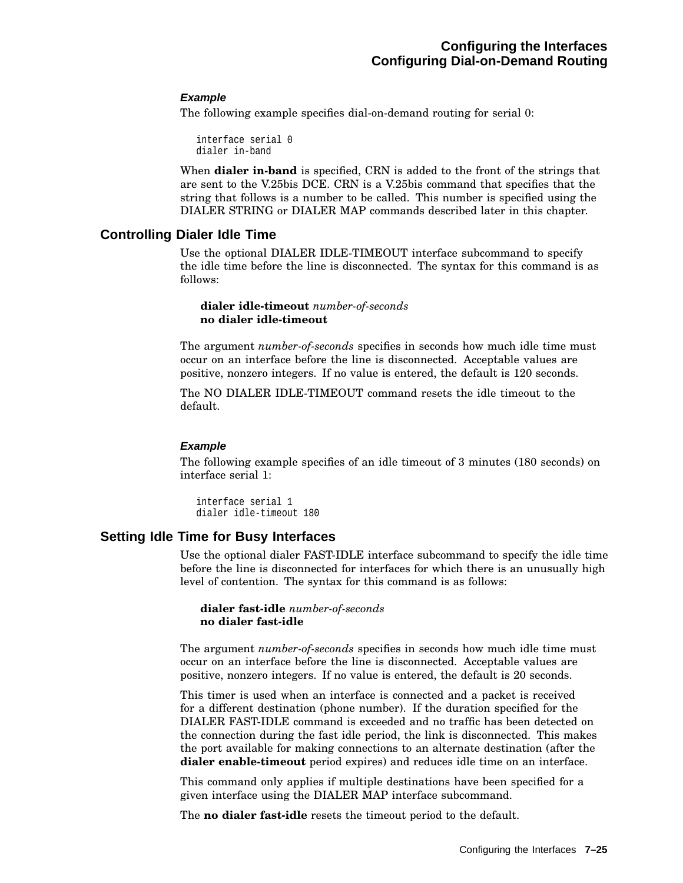#### *Example*

The following example specifies dial-on-demand routing for serial 0:

```
interface serial 0
dialer in-band
```

When **dialer in-band** is specified, CRN is added to the front of the strings that are sent to the V.25bis DCE. CRN is a V.25bis command that specifies that the string that follows is a number to be called. This number is specified using the DIALER STRING or DIALER MAP commands described later in this chapter.

### Controlling Dialer Idle Time

Use the optional DIALER IDLE-TIMEOUT interface subcommand to specify the idle time before the line is disconnected. The syntax for this command is as follows:

> **dialer idle-timeout** *number-of-seconds*
> **no dialer idle-timeout**

The argument *number-of-seconds* specifies in seconds how much idle time must occur on an interface before the line is disconnected. Acceptable values are positive, nonzero integers. If no value is entered, the default is 120 seconds.

The NO DIALER IDLE-TIMEOUT command resets the idle timeout to the default.

#### *Example*

The following example specifies of an idle timeout of 3 minutes (180 seconds) on interface serial 1:

```
interface serial 1
dialer idle-timeout 180
```

### Setting Idle Time for Busy Interfaces

Use the optional dialer FAST-IDLE interface subcommand to specify the idle time before the line is disconnected for interfaces for which there is an unusually high level of contention. The syntax for this command is as follows:

> **dialer fast-idle** *number-of-seconds*
> **no dialer fast-idle**

The argument *number-of-seconds* specifies in seconds how much idle time must occur on an interface before the line is disconnected. Acceptable values are positive, nonzero integers. If no value is entered, the default is 20 seconds.

This timer is used when an interface is connected and a packet is received for a different destination (phone number). If the duration specified for the DIALER FAST-IDLE command is exceeded and no traffic has been detected on the connection during the fast idle period, the link is disconnected. This makes the port available for making connections to an alternate destination (after the **dialer enable-timeout** period expires) and reduces idle time on an interface.

This command only applies if multiple destinations have been specified for a given interface using the DIALER MAP interface subcommand.

The **no dialer fast-idle** resets the timeout period to the default.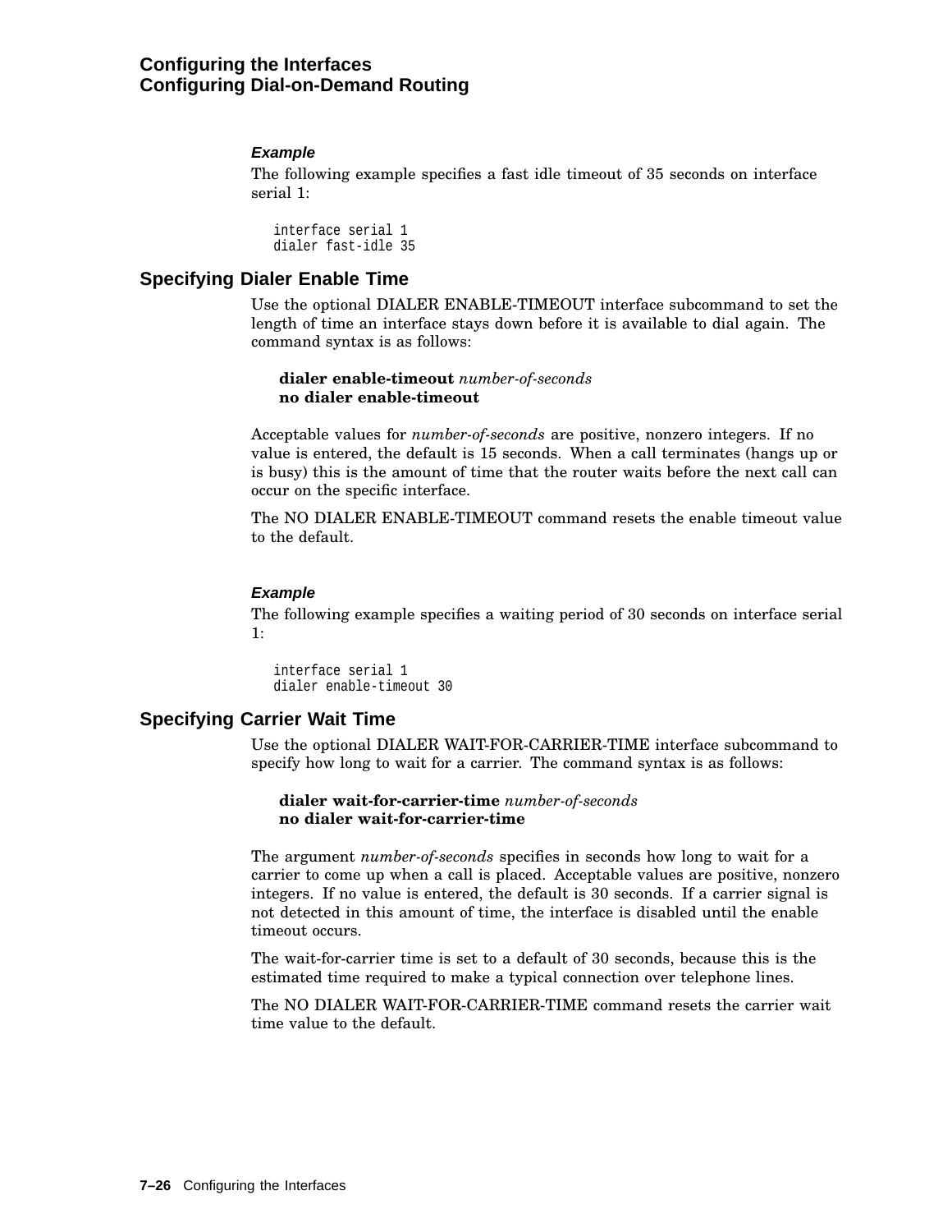#### *Example*

The following example specifies a fast idle timeout of 35 seconds on interface serial 1:

```
interface serial 1
dialer fast-idle 35
```

### Specifying Dialer Enable Time

Use the optional DIALER ENABLE-TIMEOUT interface subcommand to set the length of time an interface stays down before it is available to dial again. The command syntax is as follows:

**dialer enable-timeout** *number-of-seconds*
**no dialer enable-timeout**

Acceptable values for *number-of-seconds* are positive, nonzero integers. If no value is entered, the default is 15 seconds. When a call terminates (hangs up or is busy) this is the amount of time that the router waits before the next call can occur on the specific interface.

The NO DIALER ENABLE-TIMEOUT command resets the enable timeout value to the default.

#### *Example*

The following example specifies a waiting period of 30 seconds on interface serial 1:

```
interface serial 1
dialer enable-timeout 30
```

### Specifying Carrier Wait Time

Use the optional DIALER WAIT-FOR-CARRIER-TIME interface subcommand to specify how long to wait for a carrier. The command syntax is as follows:

**dialer wait-for-carrier-time** *number-of-seconds*
**no dialer wait-for-carrier-time**

The argument *number-of-seconds* specifies in seconds how long to wait for a carrier to come up when a call is placed. Acceptable values are positive, nonzero integers. If no value is entered, the default is 30 seconds. If a carrier signal is not detected in this amount of time, the interface is disabled until the enable timeout occurs.

The wait-for-carrier time is set to a default of 30 seconds, because this is the estimated time required to make a typical connection over telephone lines.

The NO DIALER WAIT-FOR-CARRIER-TIME command resets the carrier wait time value to the default.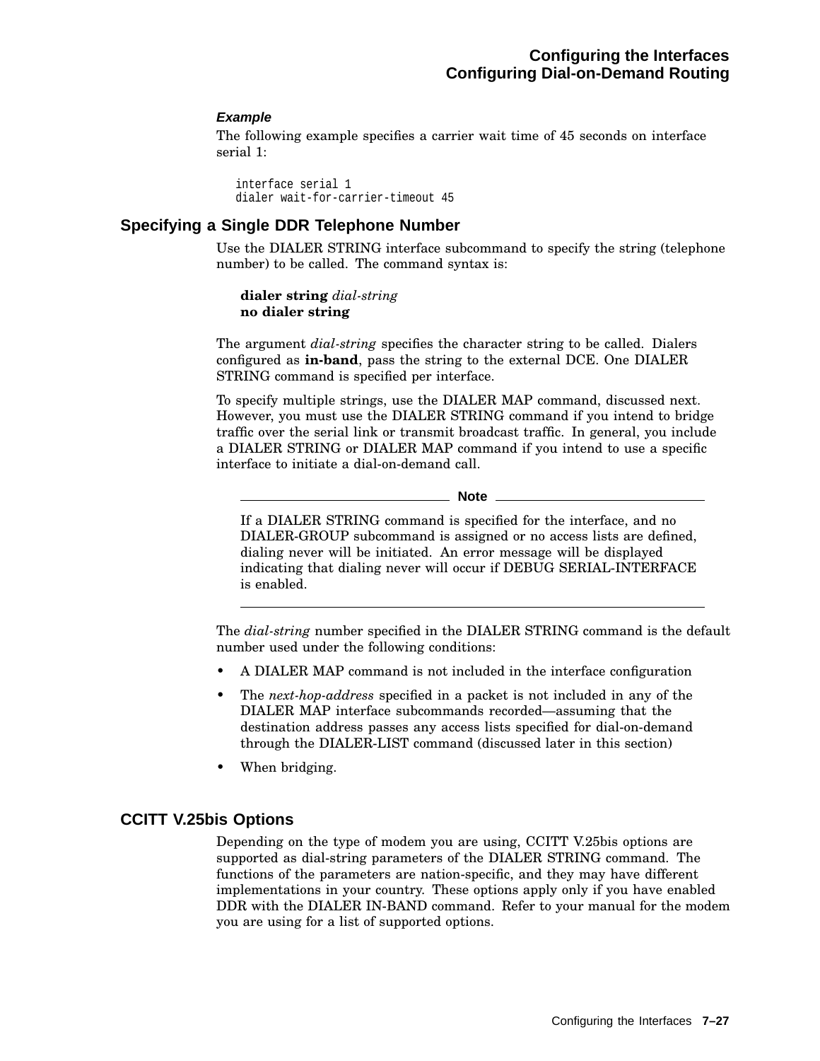#### *Example*

The following example specifies a carrier wait time of 45 seconds on interface serial 1:

```
interface serial 1
dialer wait-for-carrier-timeout 45
```

## Specifying a Single DDR Telephone Number

Use the DIALER STRING interface subcommand to specify the string (telephone number) to be called. The command syntax is:

**dialer string** *dial-string*
**no dialer string**

The argument *dial-string* specifies the character string to be called. Dialers configured as **in-band**, pass the string to the external DCE. One DIALER STRING command is specified per interface.

To specify multiple strings, use the DIALER MAP command, discussed next. However, you must use the DIALER STRING command if you intend to bridge traffic over the serial link or transmit broadcast traffic. In general, you include a DIALER STRING or DIALER MAP command if you intend to use a specific interface to initiate a dial-on-demand call.

---

**Note**

If a DIALER STRING command is specified for the interface, and no DIALER-GROUP subcommand is assigned or no access lists are defined, dialing never will be initiated. An error message will be displayed indicating that dialing never will occur if DEBUG SERIAL-INTERFACE is enabled.

---

The *dial-string* number specified in the DIALER STRING command is the default number used under the following conditions:

- A DIALER MAP command is not included in the interface configuration
- The *next-hop-address* specified in a packet is not included in any of the DIALER MAP interface subcommands recorded—assuming that the destination address passes any access lists specified for dial-on-demand through the DIALER-LIST command (discussed later in this section)
- When bridging.

## CCITT V.25bis Options

Depending on the type of modem you are using, CCITT V.25bis options are supported as dial-string parameters of the DIALER STRING command. The functions of the parameters are nation-specific, and they may have different implementations in your country. These options apply only if you have enabled DDR with the DIALER IN-BAND command. Refer to your manual for the modem you are using for a list of supported options.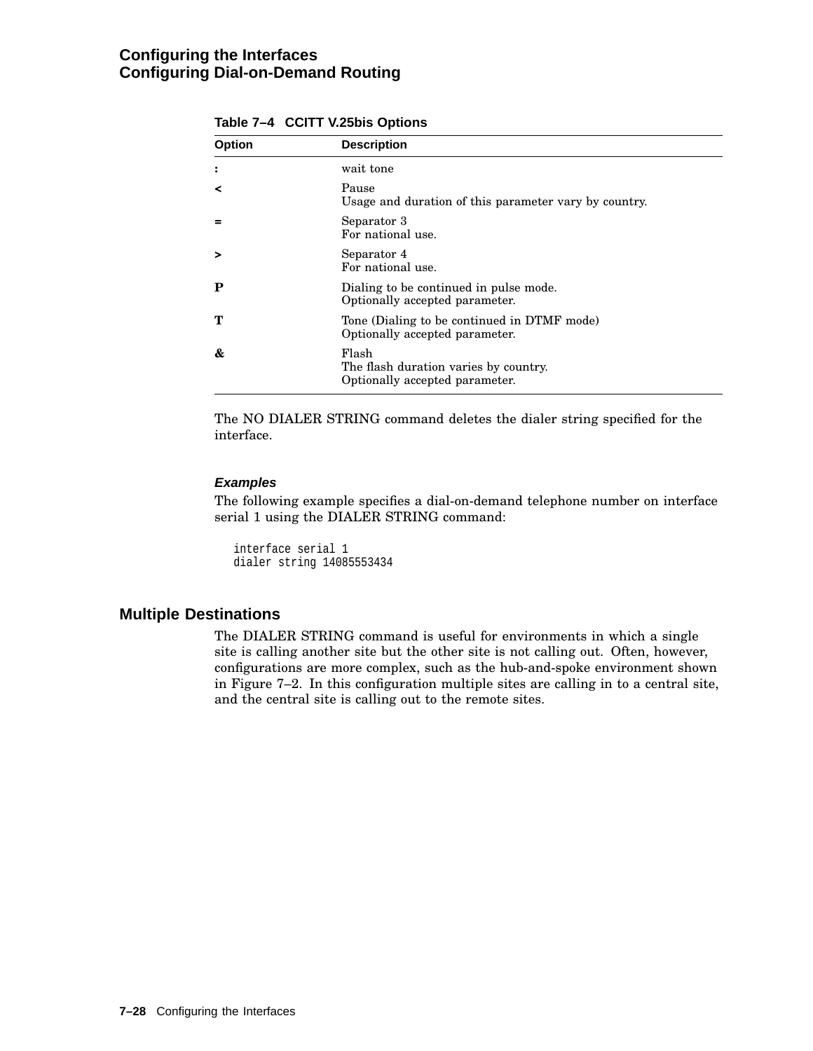**Table 7–4 CCITT V.25bis Options**

| Option | Description |
|---|---|
| **:** | wait tone |
| **<** | Pause<br>Usage and duration of this parameter vary by country. |
| **=** | Separator 3<br>For national use. |
| **>** | Separator 4<br>For national use. |
| **P** | Dialing to be continued in pulse mode.<br>Optionally accepted parameter. |
| **T** | Tone (Dialing to be continued in DTMF mode)<br>Optionally accepted parameter. |
| **&** | Flash<br>The flash duration varies by country.<br>Optionally accepted parameter. |

The NO DIALER STRING command deletes the dialer string specified for the interface.

#### *Examples*

The following example specifies a dial-on-demand telephone number on interface serial 1 using the DIALER STRING command:

```
interface serial 1
dialer string 14085553434
```

## Multiple Destinations

The DIALER STRING command is useful for environments in which a single site is calling another site but the other site is not calling out. Often, however, configurations are more complex, such as the hub-and-spoke environment shown in Figure 7–2. In this configuration multiple sites are calling in to a central site, and the central site is calling out to the remote sites.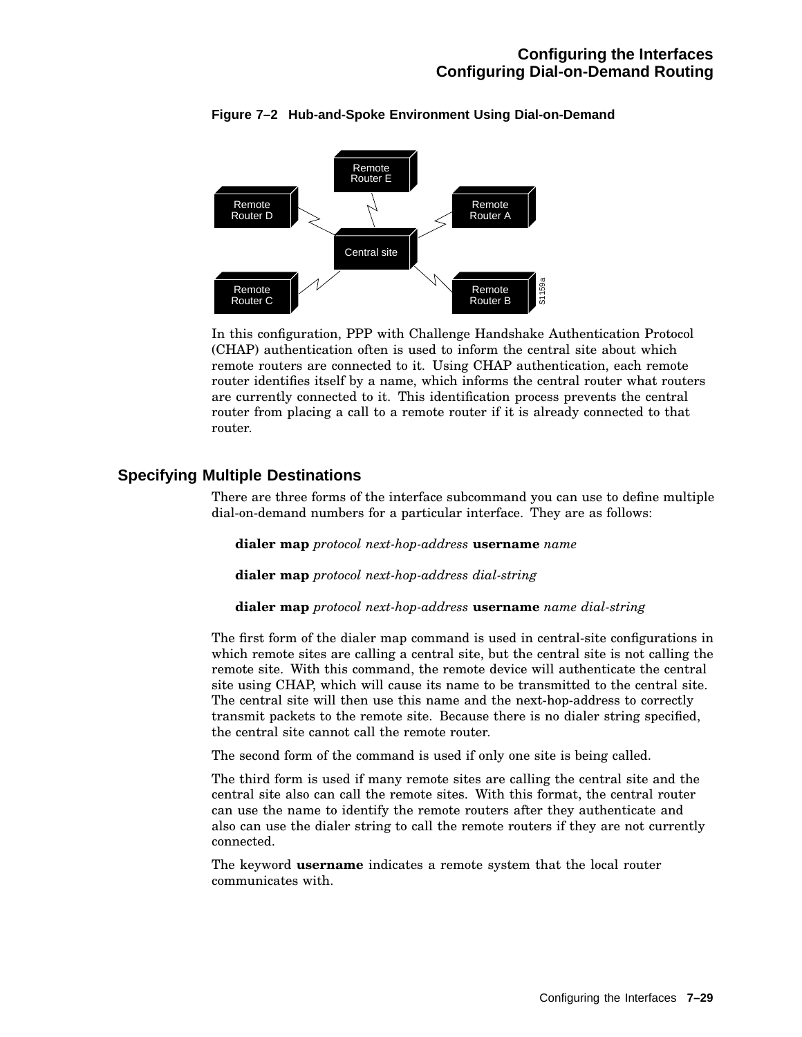**Figure 7–2 Hub-and-Spoke Environment Using Dial-on-Demand**

In this configuration, PPP with Challenge Handshake Authentication Protocol (CHAP) authentication often is used to inform the central site about which remote routers are connected to it. Using CHAP authentication, each remote router identifies itself by a name, which informs the central router what routers are currently connected to it. This identification process prevents the central router from placing a call to a remote router if it is already connected to that router.

## Specifying Multiple Destinations

There are three forms of the interface subcommand you can use to define multiple dial-on-demand numbers for a particular interface. They are as follows:

**dialer map** *protocol next-hop-address* **username** *name*

**dialer map** *protocol next-hop-address dial-string*

**dialer map** *protocol next-hop-address* **username** *name dial-string*

The first form of the dialer map command is used in central-site configurations in which remote sites are calling a central site, but the central site is not calling the remote site. With this command, the remote device will authenticate the central site using CHAP, which will cause its name to be transmitted to the central site. The central site will then use this name and the next-hop-address to correctly transmit packets to the remote site. Because there is no dialer string specified, the central site cannot call the remote router.

The second form of the command is used if only one site is being called.

The third form is used if many remote sites are calling the central site and the central site also can call the remote sites. With this format, the central router can use the name to identify the remote routers after they authenticate and also can use the dialer string to call the remote routers if they are not currently connected.

The keyword **username** indicates a remote system that the local router communicates with.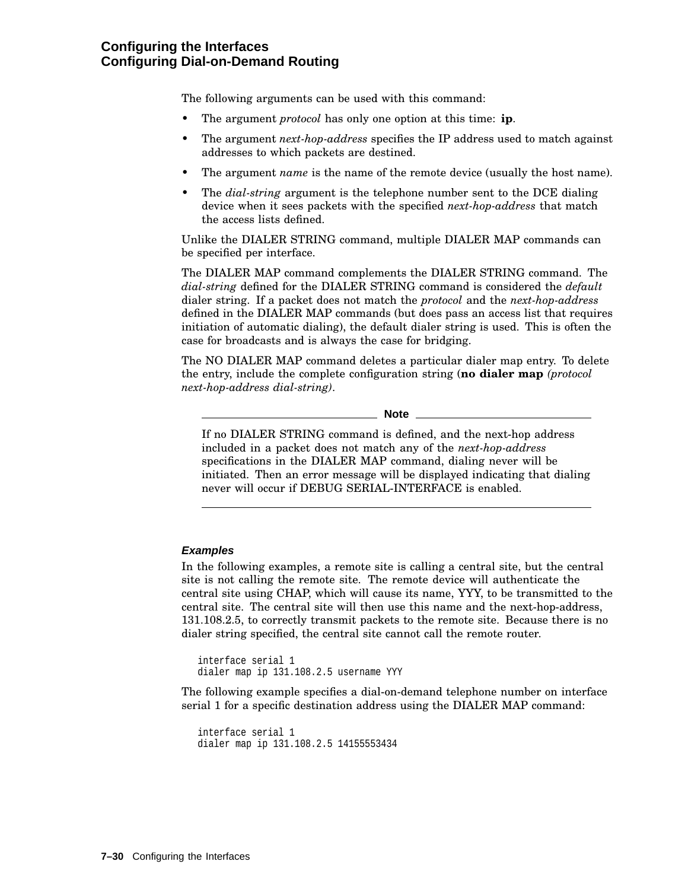The following arguments can be used with this command:

- The argument *protocol* has only one option at this time: **ip**.
- The argument *next-hop-address* specifies the IP address used to match against addresses to which packets are destined.
- The argument *name* is the name of the remote device (usually the host name).
- The *dial-string* argument is the telephone number sent to the DCE dialing device when it sees packets with the specified *next-hop-address* that match the access lists defined.

Unlike the DIALER STRING command, multiple DIALER MAP commands can be specified per interface.

The DIALER MAP command complements the DIALER STRING command. The *dial-string* defined for the DIALER STRING command is considered the *default* dialer string. If a packet does not match the *protocol* and the *next-hop-address* defined in the DIALER MAP commands (but does pass an access list that requires initiation of automatic dialing), the default dialer string is used. This is often the case for broadcasts and is always the case for bridging.

The NO DIALER MAP command deletes a particular dialer map entry. To delete the entry, include the complete configuration string (**no dialer map** *(protocol next-hop-address dial-string)*.

**Note**

If no DIALER STRING command is defined, and the next-hop address included in a packet does not match any of the *next-hop-address* specifications in the DIALER MAP command, dialing never will be initiated. Then an error message will be displayed indicating that dialing never will occur if DEBUG SERIAL-INTERFACE is enabled.

#### Examples

In the following examples, a remote site is calling a central site, but the central site is not calling the remote site. The remote device will authenticate the central site using CHAP, which will cause its name, YYY, to be transmitted to the central site. The central site will then use this name and the next-hop-address, 131.108.2.5, to correctly transmit packets to the remote site. Because there is no dialer string specified, the central site cannot call the remote router.

```
interface serial 1
dialer map ip 131.108.2.5 username YYY
```

The following example specifies a dial-on-demand telephone number on interface serial 1 for a specific destination address using the DIALER MAP command:

```
interface serial 1
dialer map ip 131.108.2.5 14155553434
```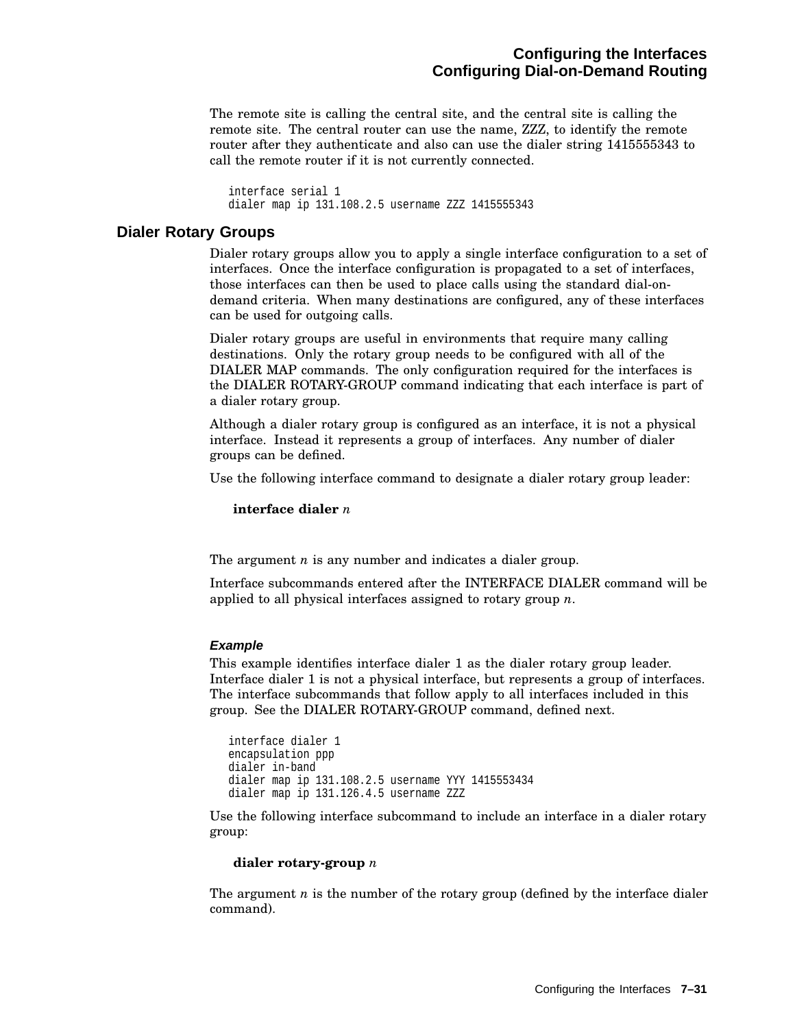The remote site is calling the central site, and the central site is calling the remote site. The central router can use the name, ZZZ, to identify the remote router after they authenticate and also can use the dialer string 1415555343 to call the remote router if it is not currently connected.

```
interface serial 1
dialer map ip 131.108.2.5 username ZZZ 1415555343
```

## Dialer Rotary Groups

Dialer rotary groups allow you to apply a single interface configuration to a set of interfaces. Once the interface configuration is propagated to a set of interfaces, those interfaces can then be used to place calls using the standard dial-on-demand criteria. When many destinations are configured, any of these interfaces can be used for outgoing calls.

Dialer rotary groups are useful in environments that require many calling destinations. Only the rotary group needs to be configured with all of the DIALER MAP commands. The only configuration required for the interfaces is the DIALER ROTARY-GROUP command indicating that each interface is part of a dialer rotary group.

Although a dialer rotary group is configured as an interface, it is not a physical interface. Instead it represents a group of interfaces. Any number of dialer groups can be defined.

Use the following interface command to designate a dialer rotary group leader:

**interface dialer** *n*

The argument *n* is any number and indicates a dialer group.

Interface subcommands entered after the INTERFACE DIALER command will be applied to all physical interfaces assigned to rotary group *n*.

#### *Example*

This example identifies interface dialer 1 as the dialer rotary group leader. Interface dialer 1 is not a physical interface, but represents a group of interfaces. The interface subcommands that follow apply to all interfaces included in this group. See the DIALER ROTARY-GROUP command, defined next.

```
interface dialer 1
encapsulation ppp
dialer in-band
dialer map ip 131.108.2.5 username YYY 1415553434
dialer map ip 131.126.4.5 username ZZZ
```

Use the following interface subcommand to include an interface in a dialer rotary group:

**dialer rotary-group** *n*

The argument *n* is the number of the rotary group (defined by the interface dialer command).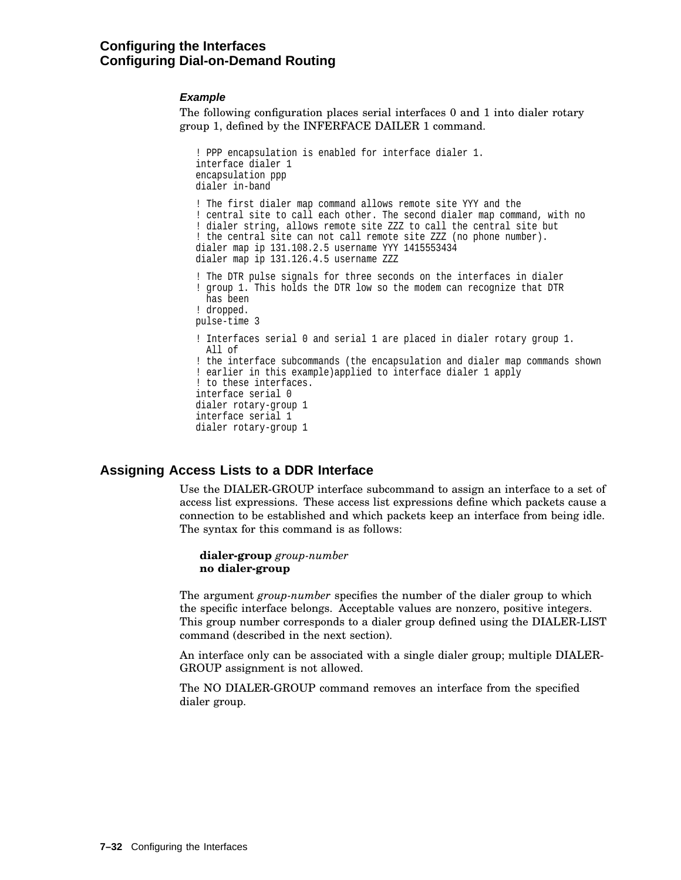#### *Example*

The following configuration places serial interfaces 0 and 1 into dialer rotary group 1, defined by the INFERFACE DAILER 1 command.

```
! PPP encapsulation is enabled for interface dialer 1.
interface dialer 1
encapsulation ppp
dialer in-band

! The first dialer map command allows remote site YYY and the
! central site to call each other. The second dialer map command, with no
! dialer string, allows remote site ZZZ to call the central site but
! the central site can not call remote site ZZZ (no phone number).
dialer map ip 131.108.2.5 username YYY 1415553434
dialer map ip 131.126.4.5 username ZZZ

! The DTR pulse signals for three seconds on the interfaces in dialer
! group 1. This holds the DTR low so the modem can recognize that DTR
  has been
! dropped.
pulse-time 3

! Interfaces serial 0 and serial 1 are placed in dialer rotary group 1.
  All of
! the interface subcommands (the encapsulation and dialer map commands shown
! earlier in this example)applied to interface dialer 1 apply
! to these interfaces.
interface serial 0
dialer rotary-group 1
interface serial 1
dialer rotary-group 1
```

## Assigning Access Lists to a DDR Interface

Use the DIALER-GROUP interface subcommand to assign an interface to a set of access list expressions. These access list expressions define which packets cause a connection to be established and which packets keep an interface from being idle. The syntax for this command is as follows:

**dialer-group** *group-number*
**no dialer-group**

The argument *group-number* specifies the number of the dialer group to which the specific interface belongs. Acceptable values are nonzero, positive integers. This group number corresponds to a dialer group defined using the DIALER-LIST command (described in the next section).

An interface only can be associated with a single dialer group; multiple DIALER-GROUP assignment is not allowed.

The NO DIALER-GROUP command removes an interface from the specified dialer group.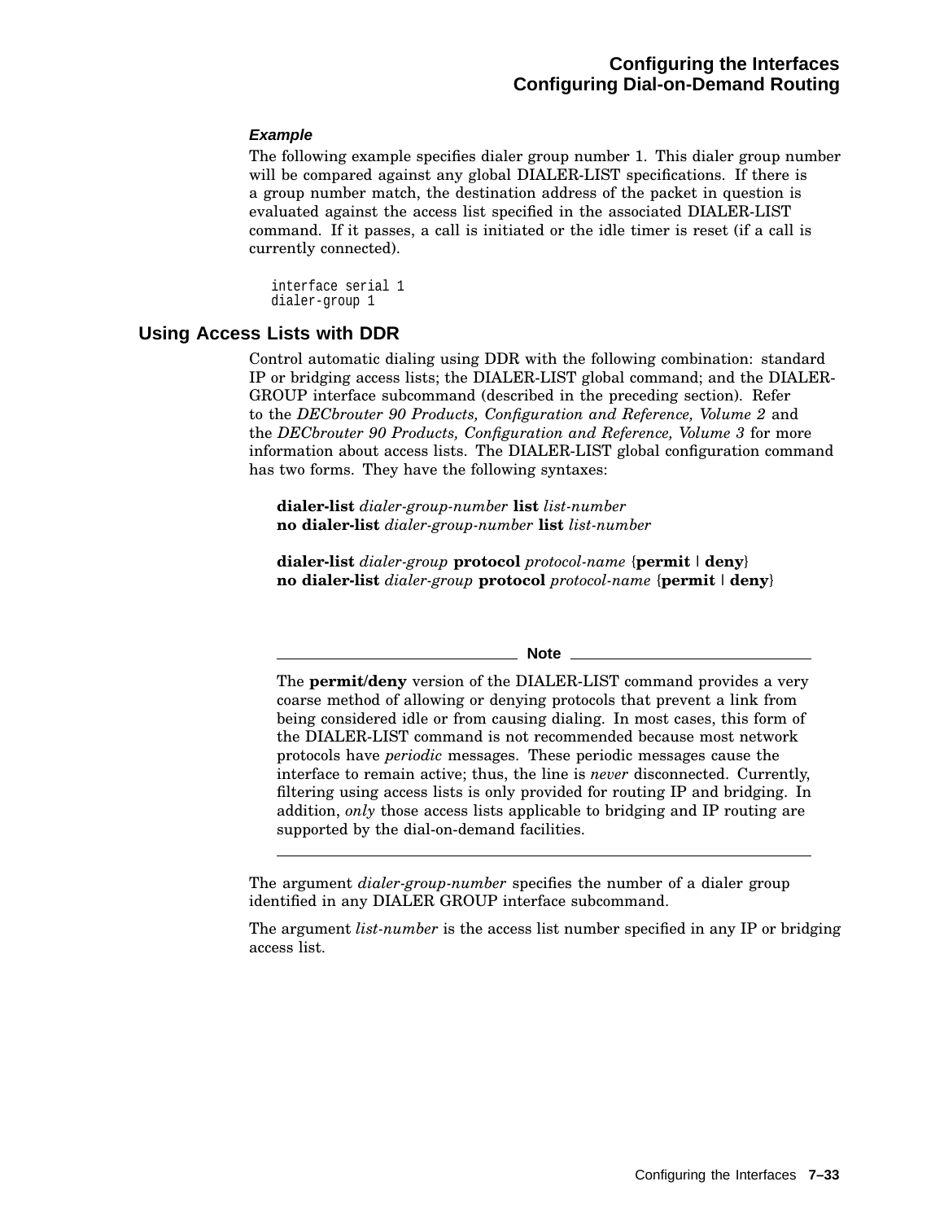#### *Example*

The following example specifies dialer group number 1. This dialer group number will be compared against any global DIALER-LIST specifications. If there is a group number match, the destination address of the packet in question is evaluated against the access list specified in the associated DIALER-LIST command. If it passes, a call is initiated or the idle timer is reset (if a call is currently connected).

```
interface serial 1
dialer-group 1
```

## Using Access Lists with DDR

Control automatic dialing using DDR with the following combination: standard IP or bridging access lists; the DIALER-LIST global command; and the DIALER-GROUP interface subcommand (described in the preceding section). Refer to the *DECbrouter 90 Products, Configuration and Reference, Volume 2* and the *DECbrouter 90 Products, Configuration and Reference, Volume 3* for more information about access lists. The DIALER-LIST global configuration command has two forms. They have the following syntaxes:

**dialer-list** *dialer-group-number* **list** *list-number*
**no dialer-list** *dialer-group-number* **list** *list-number*

**dialer-list** *dialer-group* **protocol** *protocol-name* {**permit** | **deny**}
**no dialer-list** *dialer-group* **protocol** *protocol-name* {**permit** | **deny**}

---

**Note**

The **permit/deny** version of the DIALER-LIST command provides a very coarse method of allowing or denying protocols that prevent a link from being considered idle or from causing dialing. In most cases, this form of the DIALER-LIST command is not recommended because most network protocols have *periodic* messages. These periodic messages cause the interface to remain active; thus, the line is *never* disconnected. Currently, filtering using access lists is only provided for routing IP and bridging. In addition, *only* those access lists applicable to bridging and IP routing are supported by the dial-on-demand facilities.

---

The argument *dialer-group-number* specifies the number of a dialer group identified in any DIALER GROUP interface subcommand.

The argument *list-number* is the access list number specified in any IP or bridging access list.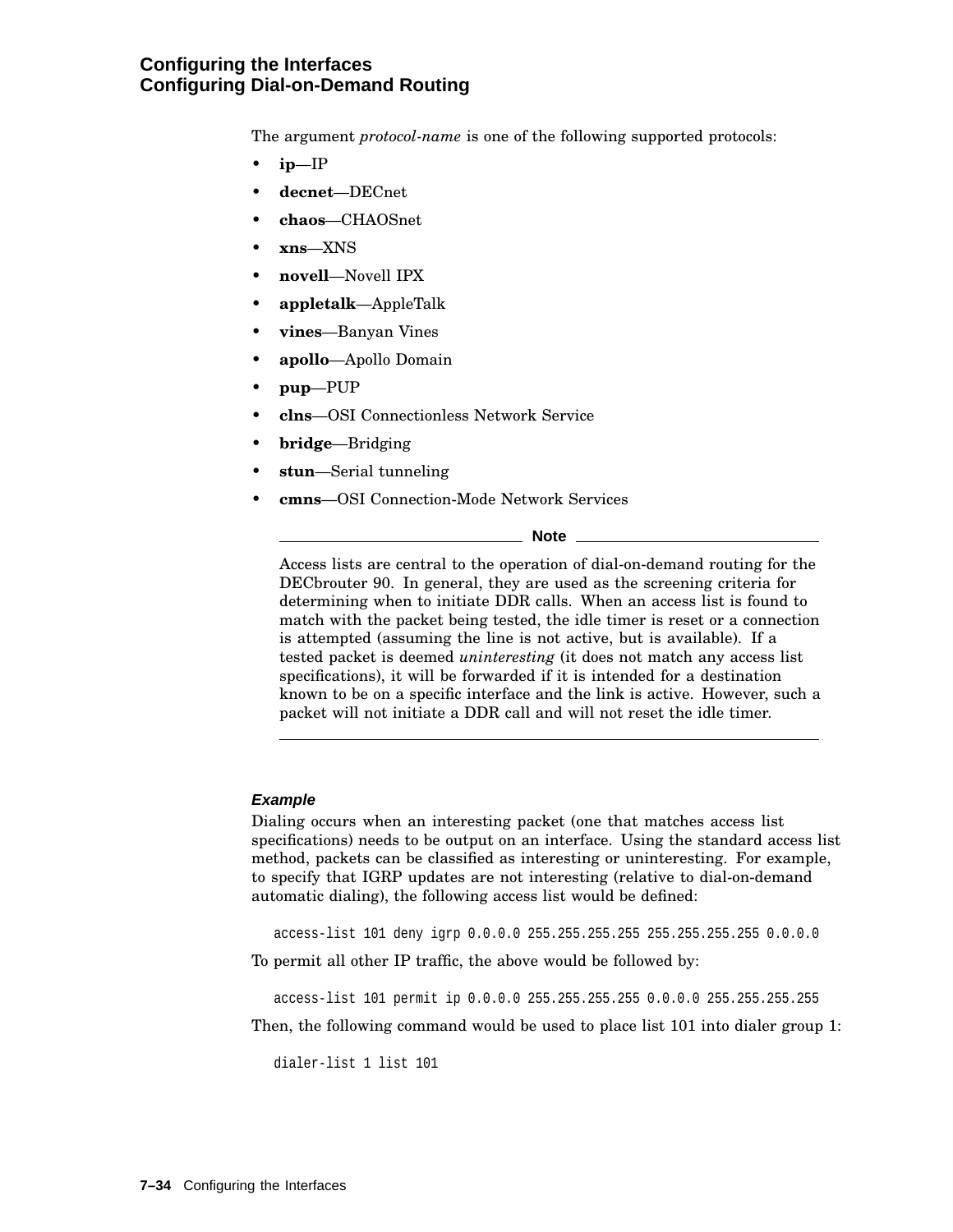The argument *protocol-name* is one of the following supported protocols:

- **ip**—IP
- **decnet**—DECnet
- **chaos**—CHAOSnet
- **xns**—XNS
- **novell**—Novell IPX
- **appletalk**—AppleTalk
- **vines**—Banyan Vines
- **apollo**—Apollo Domain
- **pup**—PUP
- **clns**—OSI Connectionless Network Service
- **bridge**—Bridging
- **stun**—Serial tunneling
- **cmns**—OSI Connection-Mode Network Services

**Note**

Access lists are central to the operation of dial-on-demand routing for the DECbrouter 90. In general, they are used as the screening criteria for determining when to initiate DDR calls. When an access list is found to match with the packet being tested, the idle timer is reset or a connection is attempted (assuming the line is not active, but is available). If a tested packet is deemed *uninteresting* (it does not match any access list specifications), it will be forwarded if it is intended for a destination known to be on a specific interface and the link is active. However, such a packet will not initiate a DDR call and will not reset the idle timer.

#### *Example*

Dialing occurs when an interesting packet (one that matches access list specifications) needs to be output on an interface. Using the standard access list method, packets can be classified as interesting or uninteresting. For example, to specify that IGRP updates are not interesting (relative to dial-on-demand automatic dialing), the following access list would be defined:

```
access-list 101 deny igrp 0.0.0.0 255.255.255.255 255.255.255.255 0.0.0.0
```

To permit all other IP traffic, the above would be followed by:

```
access-list 101 permit ip 0.0.0.0 255.255.255.255 0.0.0.0 255.255.255.255
```

Then, the following command would be used to place list 101 into dialer group 1:

```
dialer-list 1 list 101
```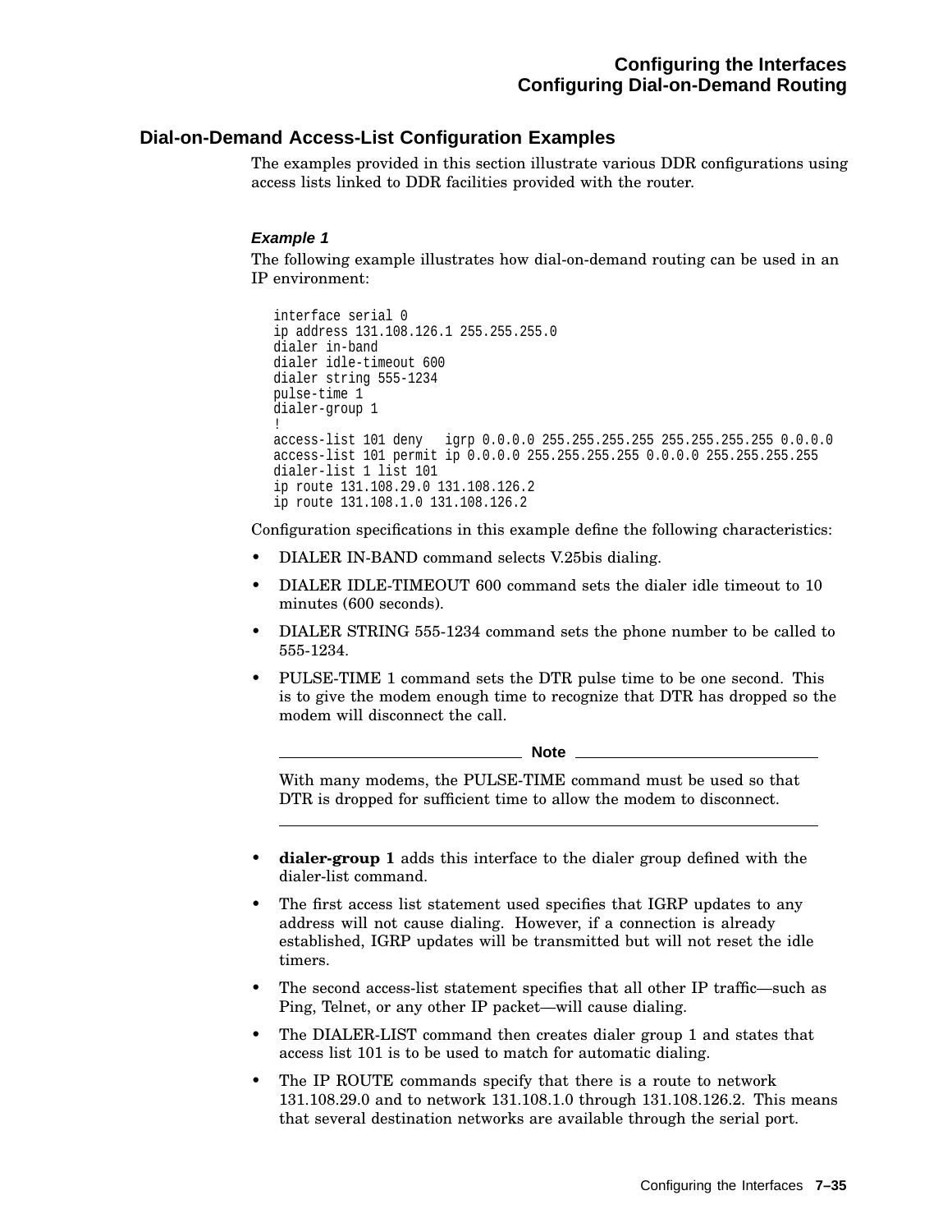## Dial-on-Demand Access-List Configuration Examples

The examples provided in this section illustrate various DDR configurations using access lists linked to DDR facilities provided with the router.

### *Example 1*

The following example illustrates how dial-on-demand routing can be used in an IP environment:

```
interface serial 0
ip address 131.108.126.1 255.255.255.0
dialer in-band
dialer idle-timeout 600
dialer string 555-1234
pulse-time 1
dialer-group 1
!
access-list 101 deny   igrp 0.0.0.0 255.255.255.255 255.255.255.255 0.0.0.0
access-list 101 permit ip 0.0.0.0 255.255.255.255 0.0.0.0 255.255.255.255
dialer-list 1 list 101
ip route 131.108.29.0 131.108.126.2
ip route 131.108.1.0 131.108.126.2
```

Configuration specifications in this example define the following characteristics:

- DIALER IN-BAND command selects V.25bis dialing.
- DIALER IDLE-TIMEOUT 600 command sets the dialer idle timeout to 10 minutes (600 seconds).
- DIALER STRING 555-1234 command sets the phone number to be called to 555-1234.
- PULSE-TIME 1 command sets the DTR pulse time to be one second. This is to give the modem enough time to recognize that DTR has dropped so the modem will disconnect the call.

> **Note**
>
> With many modems, the PULSE-TIME command must be used so that DTR is dropped for sufficient time to allow the modem to disconnect.

- **dialer-group 1** adds this interface to the dialer group defined with the dialer-list command.
- The first access list statement used specifies that IGRP updates to any address will not cause dialing. However, if a connection is already established, IGRP updates will be transmitted but will not reset the idle timers.
- The second access-list statement specifies that all other IP traffic—such as Ping, Telnet, or any other IP packet—will cause dialing.
- The DIALER-LIST command then creates dialer group 1 and states that access list 101 is to be used to match for automatic dialing.
- The IP ROUTE commands specify that there is a route to network 131.108.29.0 and to network 131.108.1.0 through 131.108.126.2. This means that several destination networks are available through the serial port.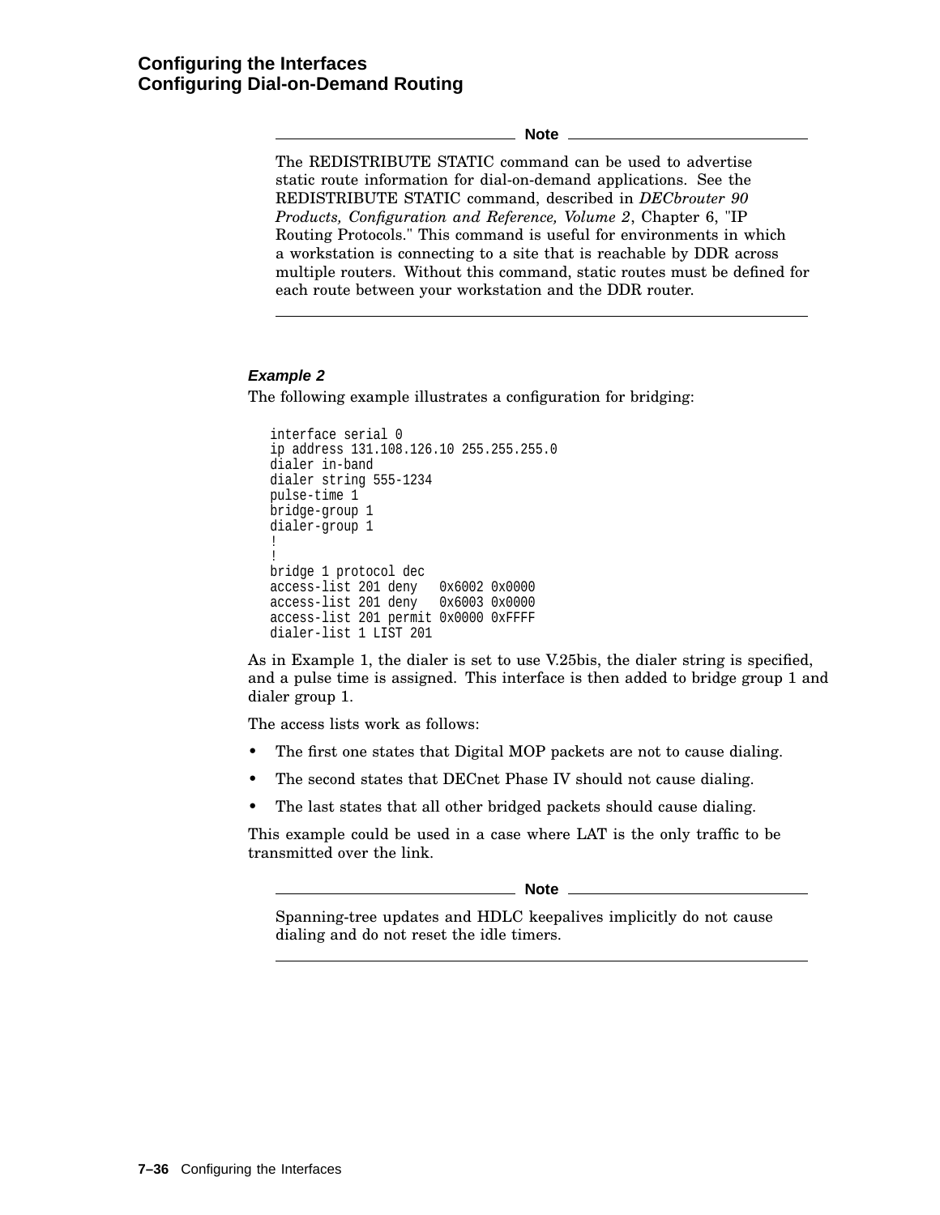---

**Note**

The REDISTRIBUTE STATIC command can be used to advertise static route information for dial-on-demand applications. See the REDISTRIBUTE STATIC command, described in *DECbrouter 90 Products, Configuration and Reference, Volume 2*, Chapter 6, "IP Routing Protocols." This command is useful for environments in which a workstation is connecting to a site that is reachable by DDR across multiple routers. Without this command, static routes must be defined for each route between your workstation and the DDR router.

---

### *Example 2*

The following example illustrates a configuration for bridging:

```
interface serial 0
ip address 131.108.126.10 255.255.255.0
dialer in-band
dialer string 555-1234
pulse-time 1
bridge-group 1
dialer-group 1
!
!
bridge 1 protocol dec
access-list 201 deny   0x6002 0x0000
access-list 201 deny   0x6003 0x0000
access-list 201 permit 0x0000 0xFFFF
dialer-list 1 LIST 201
```

As in Example 1, the dialer is set to use V.25bis, the dialer string is specified, and a pulse time is assigned. This interface is then added to bridge group 1 and dialer group 1.

The access lists work as follows:

- The first one states that Digital MOP packets are not to cause dialing.
- The second states that DECnet Phase IV should not cause dialing.
- The last states that all other bridged packets should cause dialing.

This example could be used in a case where LAT is the only traffic to be transmitted over the link.

---

**Note**

Spanning-tree updates and HDLC keepalives implicitly do not cause dialing and do not reset the idle timers.

---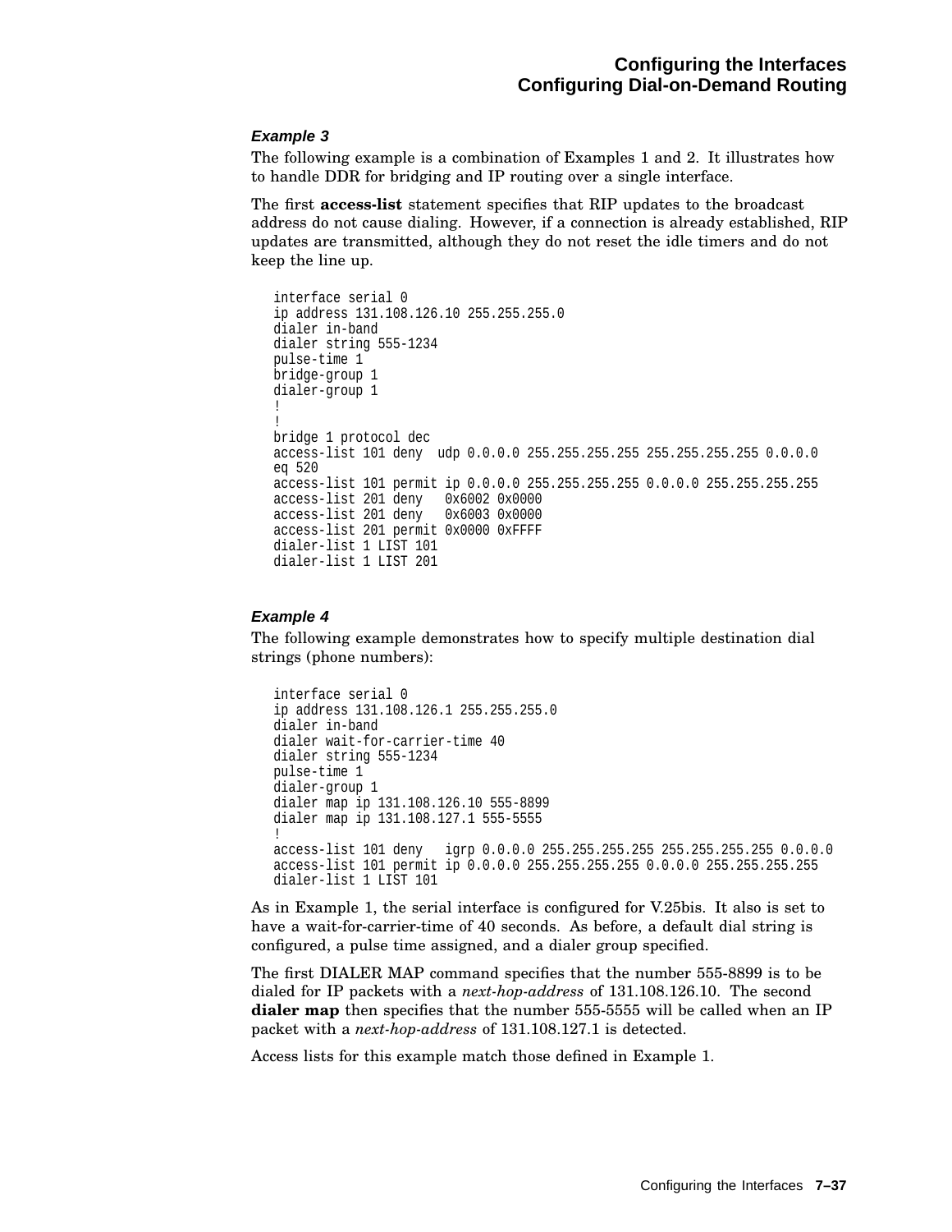### *Example 3*

The following example is a combination of Examples 1 and 2. It illustrates how to handle DDR for bridging and IP routing over a single interface.

The first **access-list** statement specifies that RIP updates to the broadcast address do not cause dialing. However, if a connection is already established, RIP updates are transmitted, although they do not reset the idle timers and do not keep the line up.

```
interface serial 0
ip address 131.108.126.10 255.255.255.0
dialer in-band
dialer string 555-1234
pulse-time 1
bridge-group 1
dialer-group 1
!
!
bridge 1 protocol dec
access-list 101 deny  udp 0.0.0.0 255.255.255.255 255.255.255.255 0.0.0.0
eq 520
access-list 101 permit ip 0.0.0.0 255.255.255.255 0.0.0.0 255.255.255.255
access-list 201 deny   0x6002 0x0000
access-list 201 deny   0x6003 0x0000
access-list 201 permit 0x0000 0xFFFF
dialer-list 1 LIST 101
dialer-list 1 LIST 201
```

### *Example 4*

The following example demonstrates how to specify multiple destination dial strings (phone numbers):

```
interface serial 0
ip address 131.108.126.1 255.255.255.0
dialer in-band
dialer wait-for-carrier-time 40
dialer string 555-1234
pulse-time 1
dialer-group 1
dialer map ip 131.108.126.10 555-8899
dialer map ip 131.108.127.1 555-5555
!
access-list 101 deny   igrp 0.0.0.0 255.255.255.255 255.255.255.255 0.0.0.0
access-list 101 permit ip 0.0.0.0 255.255.255.255 0.0.0.0 255.255.255.255
dialer-list 1 LIST 101
```

As in Example 1, the serial interface is configured for V.25bis. It also is set to have a wait-for-carrier-time of 40 seconds. As before, a default dial string is configured, a pulse time assigned, and a dialer group specified.

The first DIALER MAP command specifies that the number 555-8899 is to be dialed for IP packets with a *next-hop-address* of 131.108.126.10. The second **dialer map** then specifies that the number 555-5555 will be called when an IP packet with a *next-hop-address* of 131.108.127.1 is detected.

Access lists for this example match those defined in Example 1.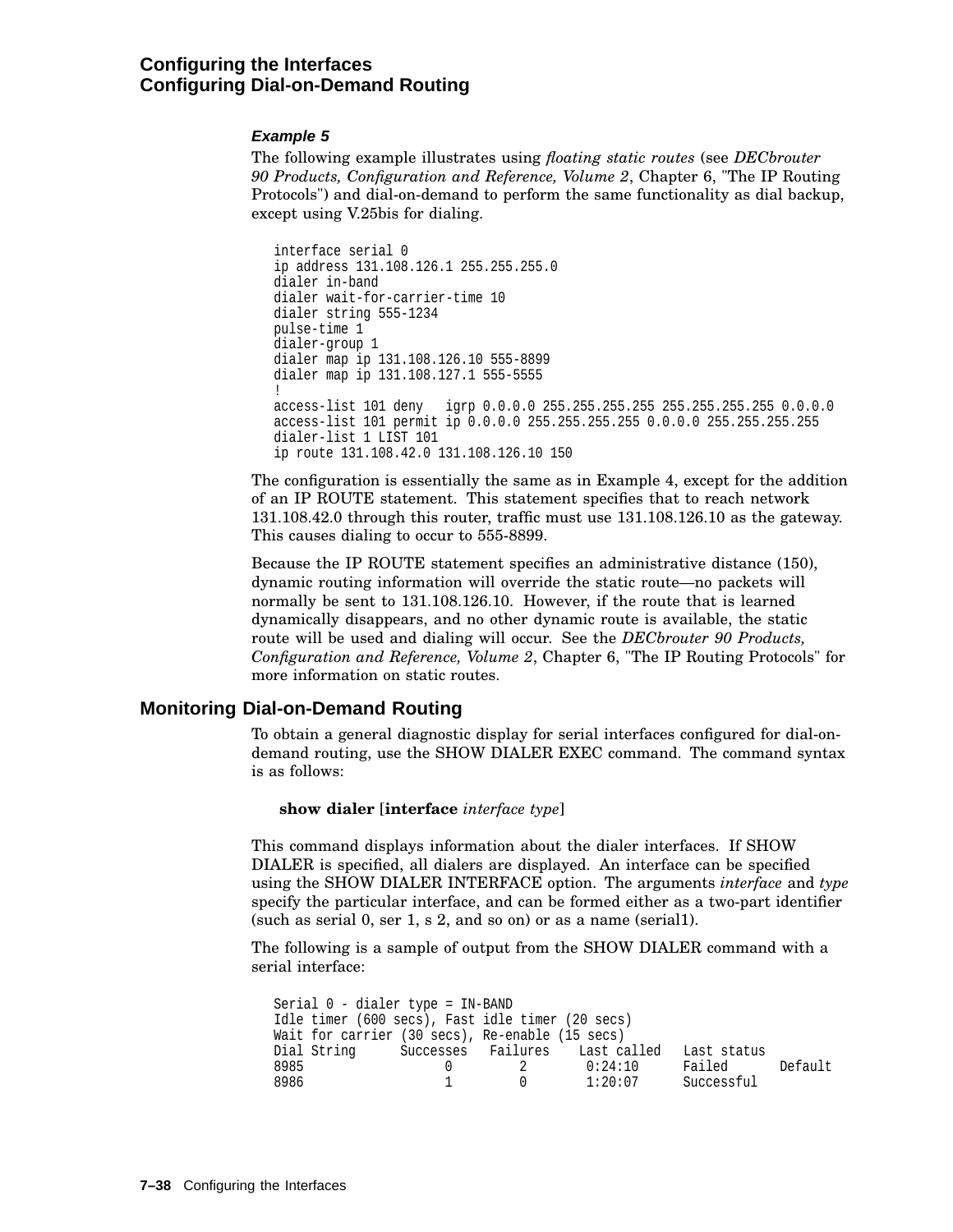### *Example 5*

The following example illustrates using *floating static routes* (see *DECbrouter 90 Products, Configuration and Reference, Volume 2*, Chapter 6, "The IP Routing Protocols") and dial-on-demand to perform the same functionality as dial backup, except using V.25bis for dialing.

```
interface serial 0
ip address 131.108.126.1 255.255.255.0
dialer in-band
dialer wait-for-carrier-time 10
dialer string 555-1234
pulse-time 1
dialer-group 1
dialer map ip 131.108.126.10 555-8899
dialer map ip 131.108.127.1 555-5555
!
access-list 101 deny   igrp 0.0.0.0 255.255.255.255 255.255.255.255 0.0.0.0
access-list 101 permit ip 0.0.0.0 255.255.255.255 0.0.0.0 255.255.255.255
dialer-list 1 LIST 101
ip route 131.108.42.0 131.108.126.10 150
```

The configuration is essentially the same as in Example 4, except for the addition of an IP ROUTE statement. This statement specifies that to reach network 131.108.42.0 through this router, traffic must use 131.108.126.10 as the gateway. This causes dialing to occur to 555-8899.

Because the IP ROUTE statement specifies an administrative distance (150), dynamic routing information will override the static route—no packets will normally be sent to 131.108.126.10. However, if the route that is learned dynamically disappears, and no other dynamic route is available, the static route will be used and dialing will occur. See the *DECbrouter 90 Products, Configuration and Reference, Volume 2*, Chapter 6, "The IP Routing Protocols" for more information on static routes.

## Monitoring Dial-on-Demand Routing

To obtain a general diagnostic display for serial interfaces configured for dial-on-demand routing, use the SHOW DIALER EXEC command. The command syntax is as follows:

**show dialer** [**interface** *interface type*]

This command displays information about the dialer interfaces. If SHOW DIALER is specified, all dialers are displayed. An interface can be specified using the SHOW DIALER INTERFACE option. The arguments *interface* and *type* specify the particular interface, and can be formed either as a two-part identifier (such as serial 0, ser 1, s 2, and so on) or as a name (serial1).

The following is a sample of output from the SHOW DIALER command with a serial interface:

```
Serial 0 - dialer type = IN-BAND
Idle timer (600 secs), Fast idle timer (20 secs)
Wait for carrier (30 secs), Re-enable (15 secs)
Dial String      Successes   Failures    Last called   Last status
8985                 0          2         0:24:10      Failed       Default
8986                 1          0         1:20:07      Successful
```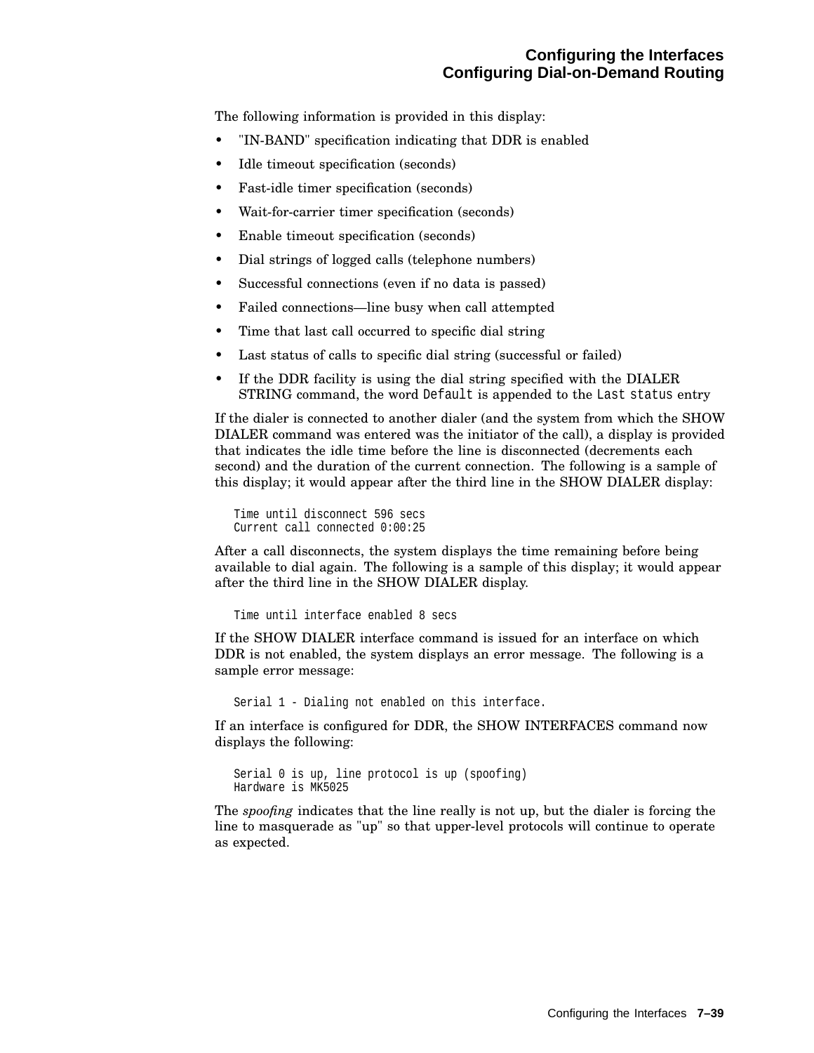The following information is provided in this display:

- "IN-BAND" specification indicating that DDR is enabled
- Idle timeout specification (seconds)
- Fast-idle timer specification (seconds)
- Wait-for-carrier timer specification (seconds)
- Enable timeout specification (seconds)
- Dial strings of logged calls (telephone numbers)
- Successful connections (even if no data is passed)
- Failed connections—line busy when call attempted
- Time that last call occurred to specific dial string
- Last status of calls to specific dial string (successful or failed)
- If the DDR facility is using the dial string specified with the DIALER STRING command, the word `Default` is appended to the `Last status` entry

If the dialer is connected to another dialer (and the system from which the SHOW DIALER command was entered was the initiator of the call), a display is provided that indicates the idle time before the line is disconnected (decrements each second) and the duration of the current connection. The following is a sample of this display; it would appear after the third line in the SHOW DIALER display:

```
Time until disconnect 596 secs
Current call connected 0:00:25
```

After a call disconnects, the system displays the time remaining before being available to dial again. The following is a sample of this display; it would appear after the third line in the SHOW DIALER display.

```
Time until interface enabled 8 secs
```

If the SHOW DIALER interface command is issued for an interface on which DDR is not enabled, the system displays an error message. The following is a sample error message:

```
Serial 1 - Dialing not enabled on this interface.
```

If an interface is configured for DDR, the SHOW INTERFACES command now displays the following:

```
Serial 0 is up, line protocol is up (spoofing)
Hardware is MK5025
```

The *spoofing* indicates that the line really is not up, but the dialer is forcing the line to masquerade as "up" so that upper-level protocols will continue to operate as expected.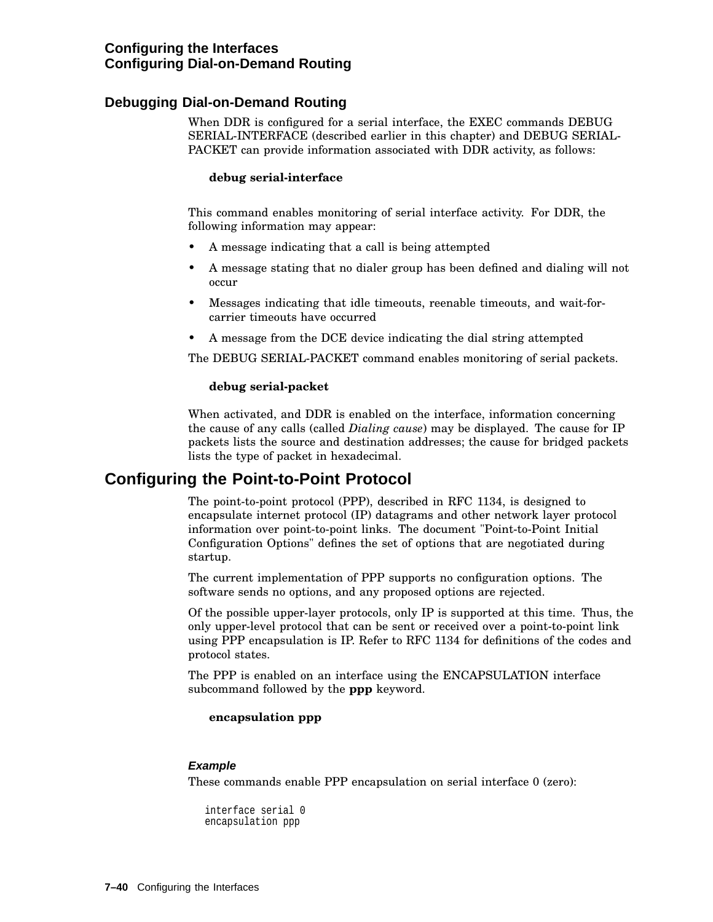## Debugging Dial-on-Demand Routing

When DDR is configured for a serial interface, the EXEC commands DEBUG SERIAL-INTERFACE (described earlier in this chapter) and DEBUG SERIAL-PACKET can provide information associated with DDR activity, as follows:

**debug serial-interface**

This command enables monitoring of serial interface activity. For DDR, the following information may appear:

- A message indicating that a call is being attempted
- A message stating that no dialer group has been defined and dialing will not occur
- Messages indicating that idle timeouts, reenable timeouts, and wait-for-carrier timeouts have occurred
- A message from the DCE device indicating the dial string attempted

The DEBUG SERIAL-PACKET command enables monitoring of serial packets.

**debug serial-packet**

When activated, and DDR is enabled on the interface, information concerning the cause of any calls (called *Dialing cause*) may be displayed. The cause for IP packets lists the source and destination addresses; the cause for bridged packets lists the type of packet in hexadecimal.

# Configuring the Point-to-Point Protocol

The point-to-point protocol (PPP), described in RFC 1134, is designed to encapsulate internet protocol (IP) datagrams and other network layer protocol information over point-to-point links. The document "Point-to-Point Initial Configuration Options" defines the set of options that are negotiated during startup.

The current implementation of PPP supports no configuration options. The software sends no options, and any proposed options are rejected.

Of the possible upper-layer protocols, only IP is supported at this time. Thus, the only upper-level protocol that can be sent or received over a point-to-point link using PPP encapsulation is IP. Refer to RFC 1134 for definitions of the codes and protocol states.

The PPP is enabled on an interface using the ENCAPSULATION interface subcommand followed by the **ppp** keyword.

**encapsulation ppp**

#### *Example*

These commands enable PPP encapsulation on serial interface 0 (zero):

```
interface serial 0
encapsulation ppp
```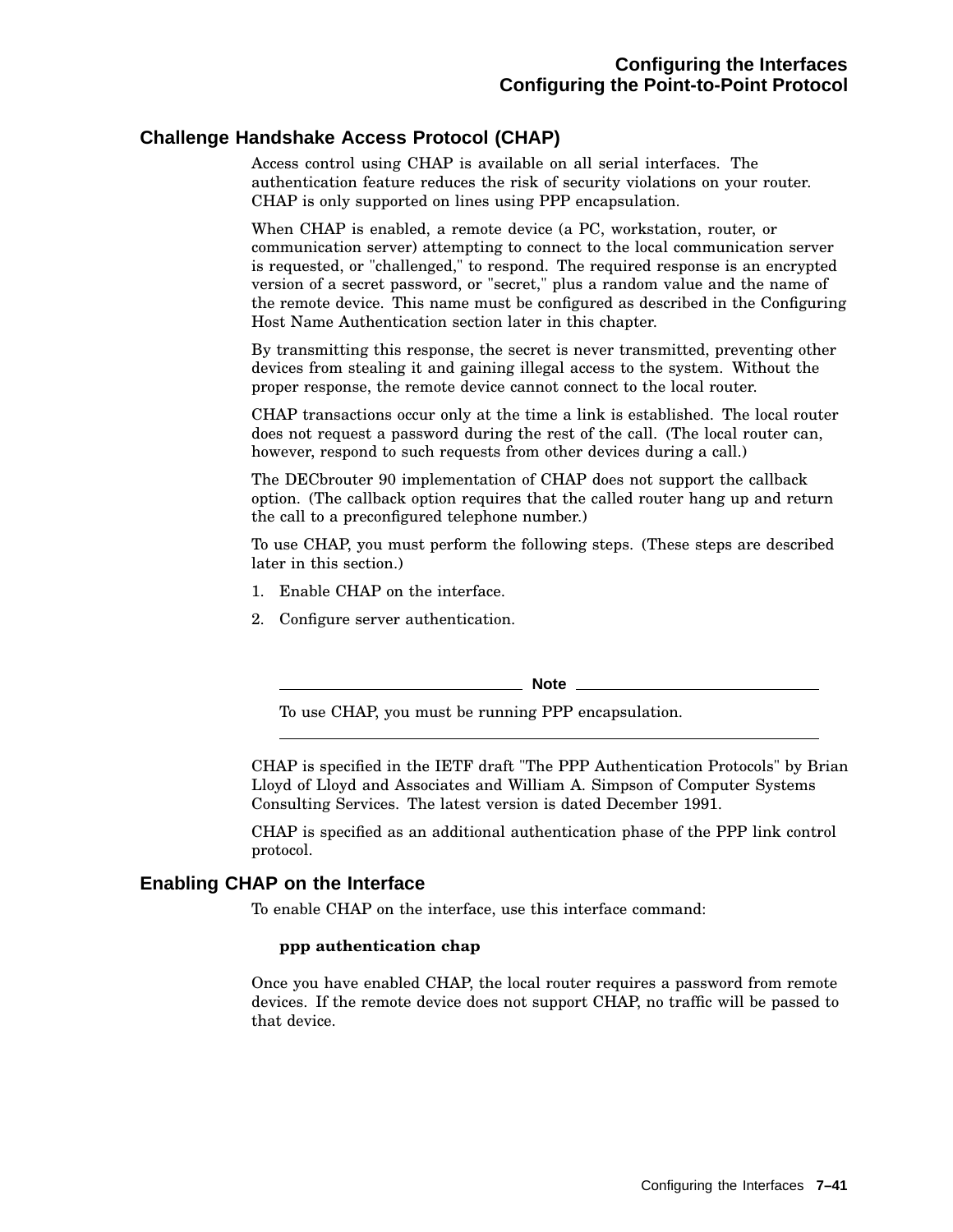## Challenge Handshake Access Protocol (CHAP)

Access control using CHAP is available on all serial interfaces. The authentication feature reduces the risk of security violations on your router. CHAP is only supported on lines using PPP encapsulation.

When CHAP is enabled, a remote device (a PC, workstation, router, or communication server) attempting to connect to the local communication server is requested, or "challenged," to respond. The required response is an encrypted version of a secret password, or "secret," plus a random value and the name of the remote device. This name must be configured as described in the Configuring Host Name Authentication section later in this chapter.

By transmitting this response, the secret is never transmitted, preventing other devices from stealing it and gaining illegal access to the system. Without the proper response, the remote device cannot connect to the local router.

CHAP transactions occur only at the time a link is established. The local router does not request a password during the rest of the call. (The local router can, however, respond to such requests from other devices during a call.)

The DECbrouter 90 implementation of CHAP does not support the callback option. (The callback option requires that the called router hang up and return the call to a preconfigured telephone number.)

To use CHAP, you must perform the following steps. (These steps are described later in this section.)

1. Enable CHAP on the interface.
2. Configure server authentication.

---

**Note**

To use CHAP, you must be running PPP encapsulation.

---

CHAP is specified in the IETF draft "The PPP Authentication Protocols" by Brian Lloyd of Lloyd and Associates and William A. Simpson of Computer Systems Consulting Services. The latest version is dated December 1991.

CHAP is specified as an additional authentication phase of the PPP link control protocol.

## Enabling CHAP on the Interface

To enable CHAP on the interface, use this interface command:

**ppp authentication chap**

Once you have enabled CHAP, the local router requires a password from remote devices. If the remote device does not support CHAP, no traffic will be passed to that device.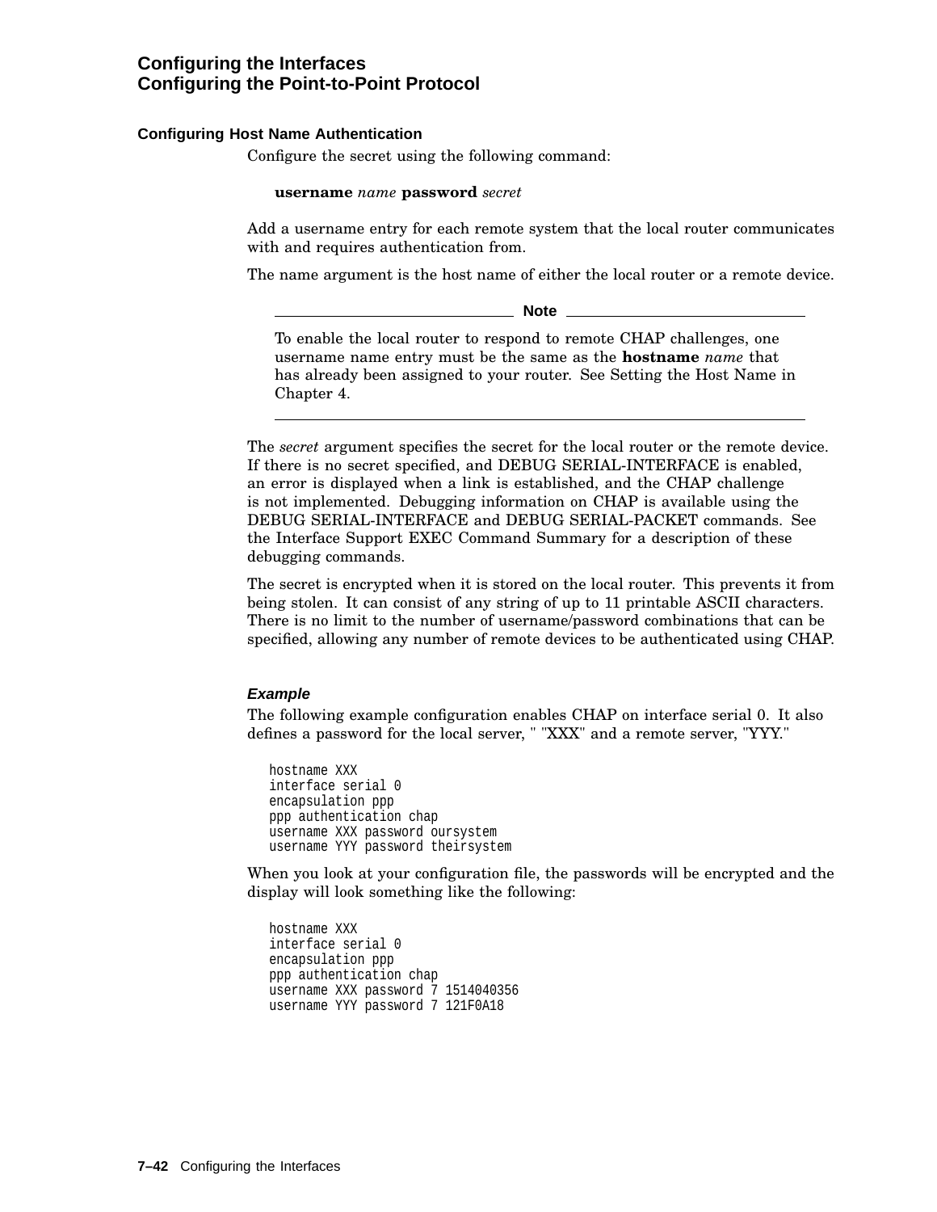### Configuring Host Name Authentication

Configure the secret using the following command:

**username** *name* **password** *secret*

Add a username entry for each remote system that the local router communicates with and requires authentication from.

The name argument is the host name of either the local router or a remote device.

---

**Note**

To enable the local router to respond to remote CHAP challenges, one username name entry must be the same as the **hostname** *name* that has already been assigned to your router. See Setting the Host Name in Chapter 4.

---

The *secret* argument specifies the secret for the local router or the remote device. If there is no secret specified, and DEBUG SERIAL-INTERFACE is enabled, an error is displayed when a link is established, and the CHAP challenge is not implemented. Debugging information on CHAP is available using the DEBUG SERIAL-INTERFACE and DEBUG SERIAL-PACKET commands. See the Interface Support EXEC Command Summary for a description of these debugging commands.

The secret is encrypted when it is stored on the local router. This prevents it from being stolen. It can consist of any string of up to 11 printable ASCII characters. There is no limit to the number of username/password combinations that can be specified, allowing any number of remote devices to be authenticated using CHAP.

#### *Example*

The following example configuration enables CHAP on interface serial 0. It also defines a password for the local server, " "XXX" and a remote server, "YYY."

```
hostname XXX
interface serial 0
encapsulation ppp
ppp authentication chap
username XXX password oursystem
username YYY password theirsystem
```

When you look at your configuration file, the passwords will be encrypted and the display will look something like the following:

```
hostname XXX
interface serial 0
encapsulation ppp
ppp authentication chap
username XXX password 7 1514040356
username YYY password 7 121F0A18
```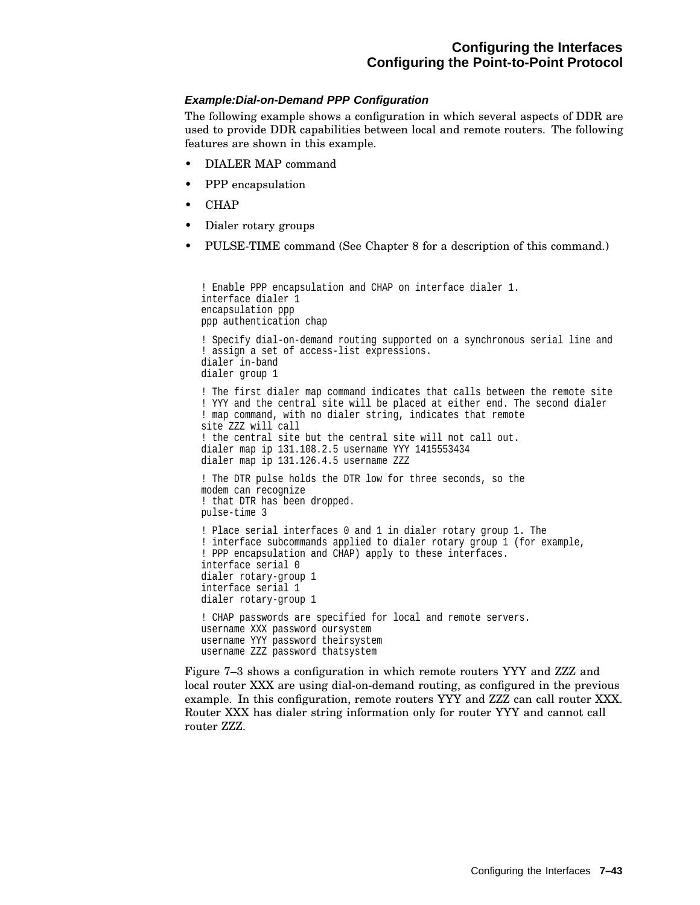### *Example:Dial-on-Demand PPP Configuration*

The following example shows a configuration in which several aspects of DDR are used to provide DDR capabilities between local and remote routers. The following features are shown in this example.

- DIALER MAP command
- PPP encapsulation
- CHAP
- Dialer rotary groups
- PULSE-TIME command (See Chapter 8 for a description of this command.)

```
! Enable PPP encapsulation and CHAP on interface dialer 1.
interface dialer 1
encapsulation ppp
ppp authentication chap

! Specify dial-on-demand routing supported on a synchronous serial line and
! assign a set of access-list expressions.
dialer in-band
dialer group 1

! The first dialer map command indicates that calls between the remote site
! YYY and the central site will be placed at either end. The second dialer
! map command, with no dialer string, indicates that remote
site ZZZ will call
! the central site but the central site will not call out.
dialer map ip 131.108.2.5 username YYY 1415553434
dialer map ip 131.126.4.5 username ZZZ

! The DTR pulse holds the DTR low for three seconds, so the
modem can recognize
! that DTR has been dropped.
pulse-time 3

! Place serial interfaces 0 and 1 in dialer rotary group 1. The
! interface subcommands applied to dialer rotary group 1 (for example,
! PPP encapsulation and CHAP) apply to these interfaces.
interface serial 0
dialer rotary-group 1
interface serial 1
dialer rotary-group 1

! CHAP passwords are specified for local and remote servers.
username XXX password oursystem
username YYY password theirsystem
username ZZZ password thatsystem
```

Figure 7–3 shows a configuration in which remote routers YYY and ZZZ and local router XXX are using dial-on-demand routing, as configured in the previous example. In this configuration, remote routers YYY and ZZZ can call router XXX. Router XXX has dialer string information only for router YYY and cannot call router ZZZ.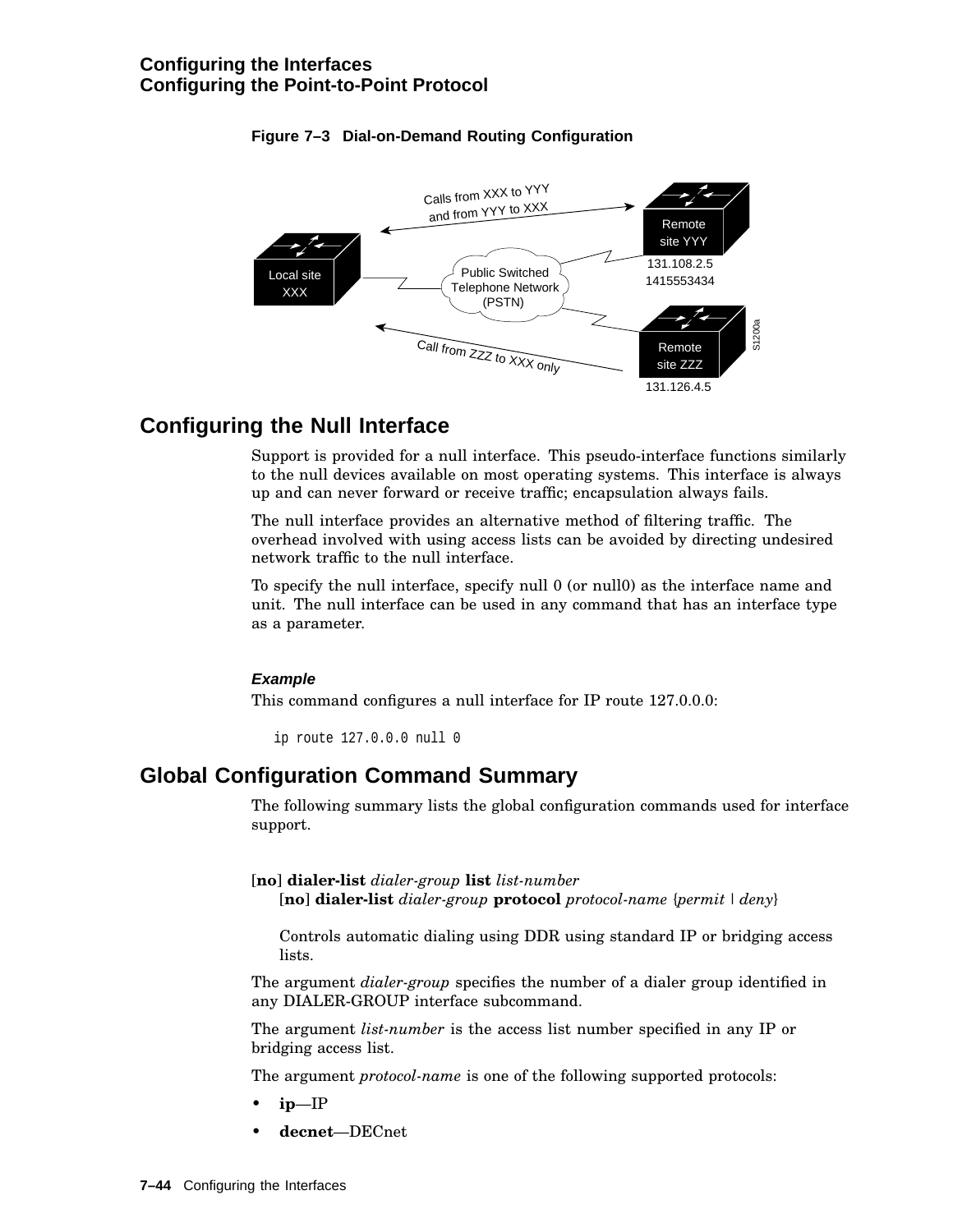**Figure 7–3 Dial-on-Demand Routing Configuration**

## Configuring the Null Interface

Support is provided for a null interface. This pseudo-interface functions similarly to the null devices available on most operating systems. This interface is always up and can never forward or receive traffic; encapsulation always fails.

The null interface provides an alternative method of filtering traffic. The overhead involved with using access lists can be avoided by directing undesired network traffic to the null interface.

To specify the null interface, specify null 0 (or null0) as the interface name and unit. The null interface can be used in any command that has an interface type as a parameter.

#### *Example*

This command configures a null interface for IP route 127.0.0.0:

```
ip route 127.0.0.0 null 0
```

## Global Configuration Command Summary

The following summary lists the global configuration commands used for interface support.

[**no**] **dialer-list** *dialer-group* **list** *list-number*
[**no**] **dialer-list** *dialer-group* **protocol** *protocol-name* {*permit* | *deny*}

Controls automatic dialing using DDR using standard IP or bridging access lists.

The argument *dialer-group* specifies the number of a dialer group identified in any DIALER-GROUP interface subcommand.

The argument *list-number* is the access list number specified in any IP or bridging access list.

The argument *protocol-name* is one of the following supported protocols:

- **ip**—IP
- **decnet**—DECnet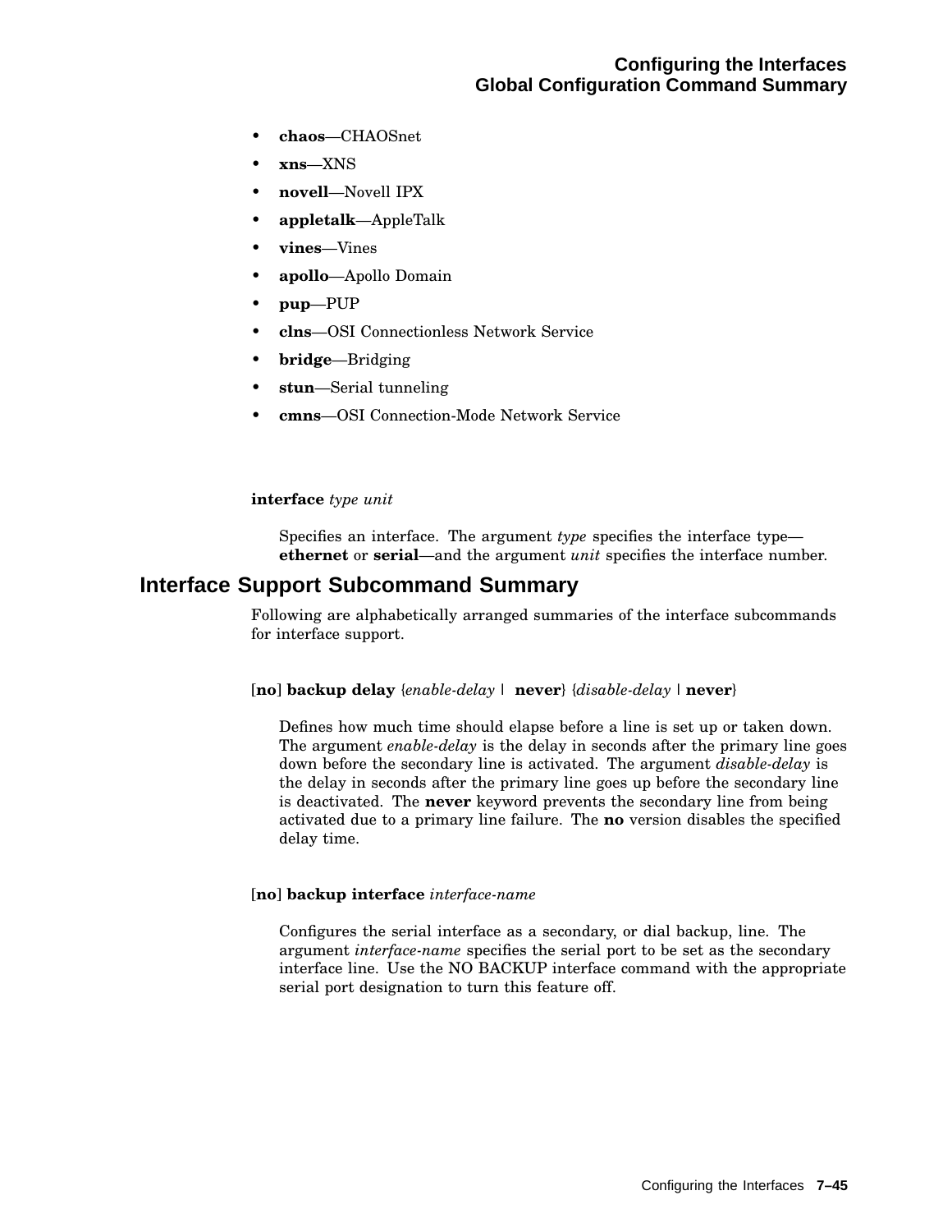- **chaos**—CHAOSnet
- **xns**—XNS
- **novell**—Novell IPX
- **appletalk**—AppleTalk
- **vines**—Vines
- **apollo**—Apollo Domain
- **pup**—PUP
- **clns**—OSI Connectionless Network Service
- **bridge**—Bridging
- **stun**—Serial tunneling
- **cmns**—OSI Connection-Mode Network Service

**interface** *type unit*

Specifies an interface. The argument *type* specifies the interface type—**ethernet** or **serial**—and the argument *unit* specifies the interface number.

## Interface Support Subcommand Summary

Following are alphabetically arranged summaries of the interface subcommands for interface support.

[**no**] **backup delay** {*enable-delay* | **never**} {*disable-delay* | **never**}

Defines how much time should elapse before a line is set up or taken down. The argument *enable-delay* is the delay in seconds after the primary line goes down before the secondary line is activated. The argument *disable-delay* is the delay in seconds after the primary line goes up before the secondary line is deactivated. The **never** keyword prevents the secondary line from being activated due to a primary line failure. The **no** version disables the specified delay time.

[**no**] **backup interface** *interface-name*

Configures the serial interface as a secondary, or dial backup, line. The argument *interface-name* specifies the serial port to be set as the secondary interface line. Use the NO BACKUP interface command with the appropriate serial port designation to turn this feature off.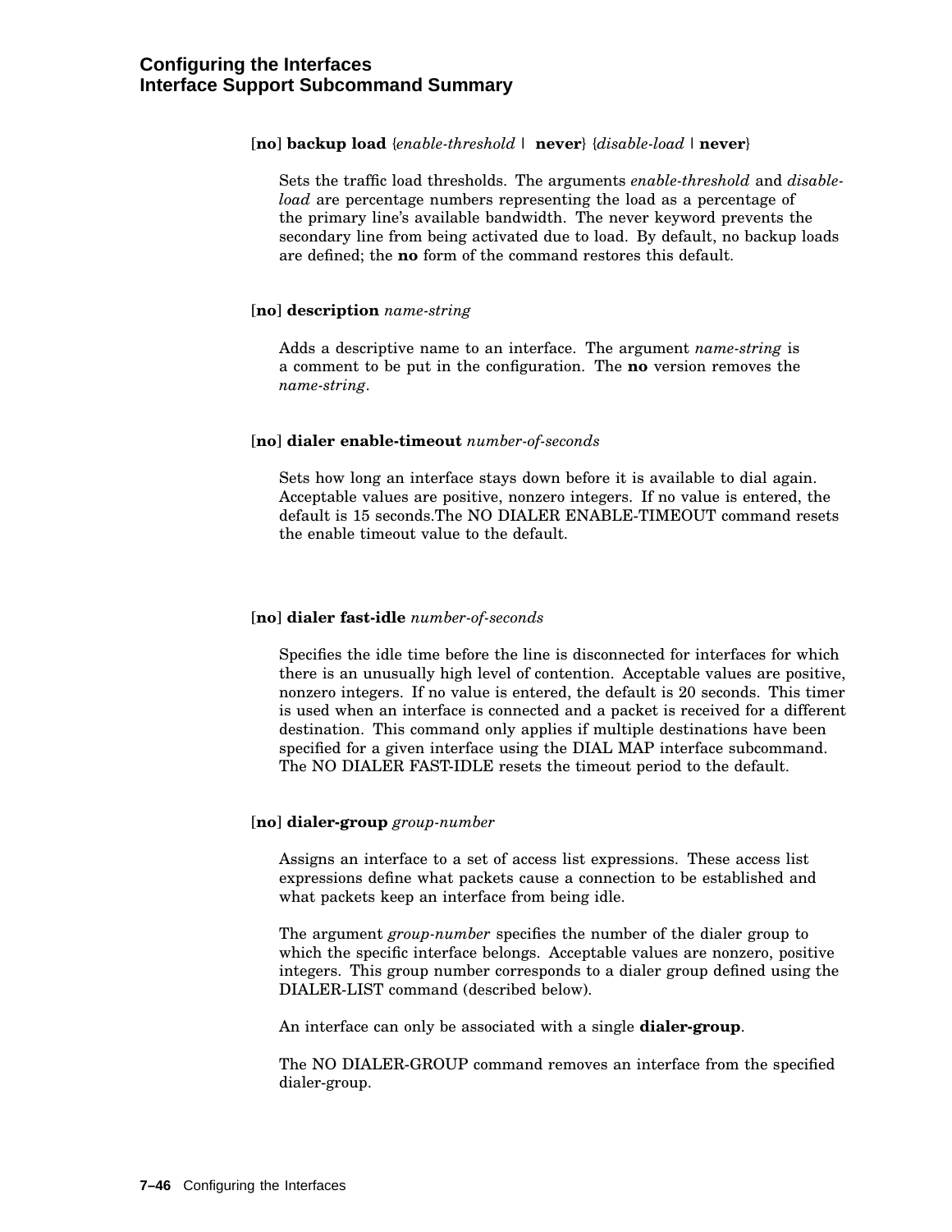[**no**] **backup load** {*enable-threshold* | **never**} {*disable-load* | **never**}

Sets the traffic load thresholds. The arguments *enable-threshold* and *disable-load* are percentage numbers representing the load as a percentage of the primary line's available bandwidth. The never keyword prevents the secondary line from being activated due to load. By default, no backup loads are defined; the **no** form of the command restores this default.

[**no**] **description** *name-string*

Adds a descriptive name to an interface. The argument *name-string* is a comment to be put in the configuration. The **no** version removes the *name-string*.

[**no**] **dialer enable-timeout** *number-of-seconds*

Sets how long an interface stays down before it is available to dial again. Acceptable values are positive, nonzero integers. If no value is entered, the default is 15 seconds.The NO DIALER ENABLE-TIMEOUT command resets the enable timeout value to the default.

[**no**] **dialer fast-idle** *number-of-seconds*

Specifies the idle time before the line is disconnected for interfaces for which there is an unusually high level of contention. Acceptable values are positive, nonzero integers. If no value is entered, the default is 20 seconds. This timer is used when an interface is connected and a packet is received for a different destination. This command only applies if multiple destinations have been specified for a given interface using the DIAL MAP interface subcommand. The NO DIALER FAST-IDLE resets the timeout period to the default.

[**no**] **dialer-group** *group-number*

Assigns an interface to a set of access list expressions. These access list expressions define what packets cause a connection to be established and what packets keep an interface from being idle.

The argument *group-number* specifies the number of the dialer group to which the specific interface belongs. Acceptable values are nonzero, positive integers. This group number corresponds to a dialer group defined using the DIALER-LIST command (described below).

An interface can only be associated with a single **dialer-group**.

The NO DIALER-GROUP command removes an interface from the specified dialer-group.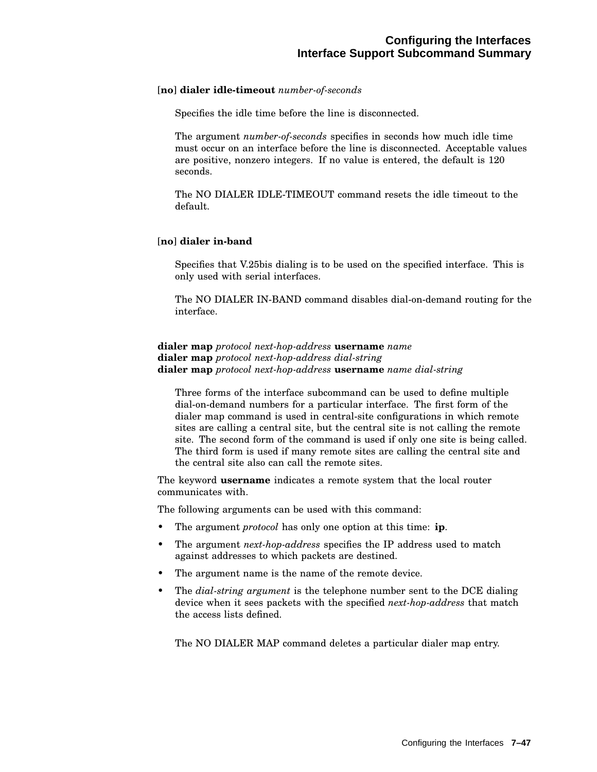**[no] dialer idle-timeout** *number-of-seconds*

Specifies the idle time before the line is disconnected.

The argument *number-of-seconds* specifies in seconds how much idle time must occur on an interface before the line is disconnected. Acceptable values are positive, nonzero integers. If no value is entered, the default is 120 seconds.

The NO DIALER IDLE-TIMEOUT command resets the idle timeout to the default.

**[no] dialer in-band**

Specifies that V.25bis dialing is to be used on the specified interface. This is only used with serial interfaces.

The NO DIALER IN-BAND command disables dial-on-demand routing for the interface.

**dialer map** *protocol next-hop-address* **username** *name*
**dialer map** *protocol next-hop-address dial-string*
**dialer map** *protocol next-hop-address* **username** *name dial-string*

Three forms of the interface subcommand can be used to define multiple dial-on-demand numbers for a particular interface. The first form of the dialer map command is used in central-site configurations in which remote sites are calling a central site, but the central site is not calling the remote site. The second form of the command is used if only one site is being called. The third form is used if many remote sites are calling the central site and the central site also can call the remote sites.

The keyword **username** indicates a remote system that the local router communicates with.

The following arguments can be used with this command:

- The argument *protocol* has only one option at this time: **ip**.
- The argument *next-hop-address* specifies the IP address used to match against addresses to which packets are destined.
- The argument name is the name of the remote device.
- The *dial-string argument* is the telephone number sent to the DCE dialing device when it sees packets with the specified *next-hop-address* that match the access lists defined.

The NO DIALER MAP command deletes a particular dialer map entry.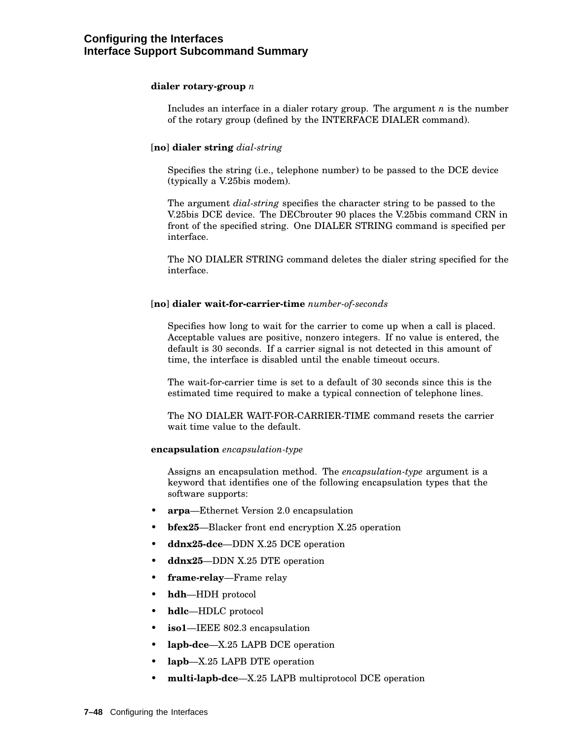**dialer rotary-group** *n*

Includes an interface in a dialer rotary group. The argument *n* is the number of the rotary group (defined by the INTERFACE DIALER command).

[**no**] **dialer string** *dial-string*

Specifies the string (i.e., telephone number) to be passed to the DCE device (typically a V.25bis modem).

The argument *dial-string* specifies the character string to be passed to the V.25bis DCE device. The DECbrouter 90 places the V.25bis command CRN in front of the specified string. One DIALER STRING command is specified per interface.

The NO DIALER STRING command deletes the dialer string specified for the interface.

[**no**] **dialer wait-for-carrier-time** *number-of-seconds*

Specifies how long to wait for the carrier to come up when a call is placed. Acceptable values are positive, nonzero integers. If no value is entered, the default is 30 seconds. If a carrier signal is not detected in this amount of time, the interface is disabled until the enable timeout occurs.

The wait-for-carrier time is set to a default of 30 seconds since this is the estimated time required to make a typical connection of telephone lines.

The NO DIALER WAIT-FOR-CARRIER-TIME command resets the carrier wait time value to the default.

**encapsulation** *encapsulation-type*

Assigns an encapsulation method. The *encapsulation-type* argument is a keyword that identifies one of the following encapsulation types that the software supports:

- **arpa**—Ethernet Version 2.0 encapsulation
- **bfex25**—Blacker front end encryption X.25 operation
- **ddnx25-dce**—DDN X.25 DCE operation
- **ddnx25**—DDN X.25 DTE operation
- **frame-relay**—Frame relay
- **hdh**—HDH protocol
- **hdlc**—HDLC protocol
- **iso1**—IEEE 802.3 encapsulation
- **lapb-dce**—X.25 LAPB DCE operation
- **lapb**—X.25 LAPB DTE operation
- **multi-lapb-dce**—X.25 LAPB multiprotocol DCE operation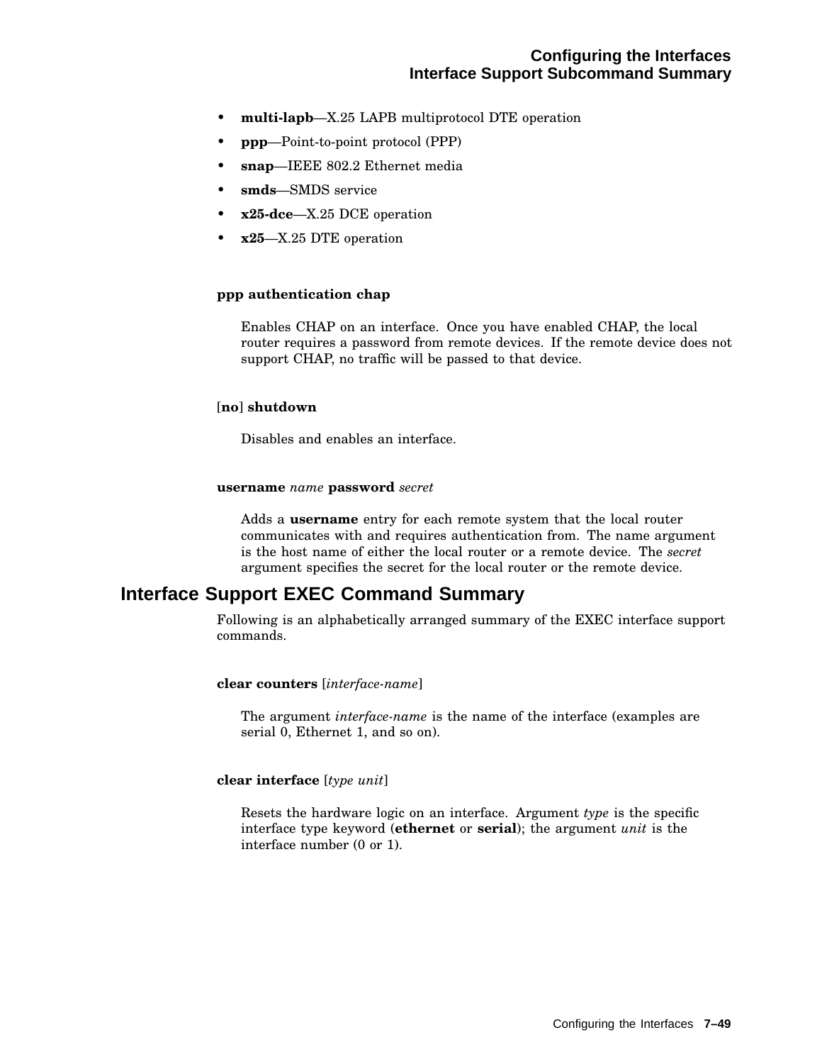- **multi-lapb**—X.25 LAPB multiprotocol DTE operation
- **ppp**—Point-to-point protocol (PPP)
- **snap**—IEEE 802.2 Ethernet media
- **smds**—SMDS service
- **x25-dce**—X.25 DCE operation
- **x25**—X.25 DTE operation

**ppp authentication chap**

Enables CHAP on an interface. Once you have enabled CHAP, the local router requires a password from remote devices. If the remote device does not support CHAP, no traffic will be passed to that device.

[**no**] **shutdown**

Disables and enables an interface.

**username** *name* **password** *secret*

Adds a **username** entry for each remote system that the local router communicates with and requires authentication from. The name argument is the host name of either the local router or a remote device. The *secret* argument specifies the secret for the local router or the remote device.

## Interface Support EXEC Command Summary

Following is an alphabetically arranged summary of the EXEC interface support commands.

**clear counters** [*interface-name*]

The argument *interface-name* is the name of the interface (examples are serial 0, Ethernet 1, and so on).

**clear interface** [*type unit*]

Resets the hardware logic on an interface. Argument *type* is the specific interface type keyword (**ethernet** or **serial**); the argument *unit* is the interface number (0 or 1).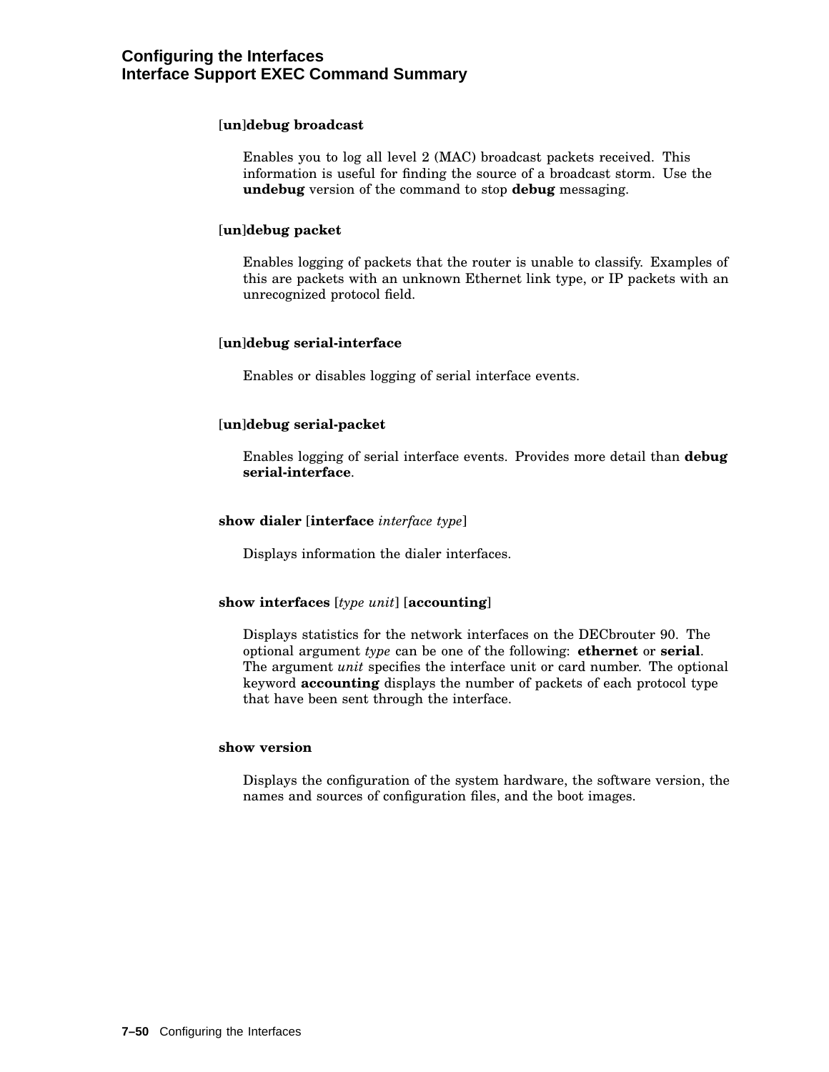**[un]debug broadcast**

Enables you to log all level 2 (MAC) broadcast packets received. This information is useful for finding the source of a broadcast storm. Use the **undebug** version of the command to stop **debug** messaging.

**[un]debug packet**

Enables logging of packets that the router is unable to classify. Examples of this are packets with an unknown Ethernet link type, or IP packets with an unrecognized protocol field.

**[un]debug serial-interface**

Enables or disables logging of serial interface events.

**[un]debug serial-packet**

Enables logging of serial interface events. Provides more detail than **debug serial-interface**.

**show dialer** [**interface** *interface type*]

Displays information the dialer interfaces.

**show interfaces** [*type unit*] [**accounting**]

Displays statistics for the network interfaces on the DECbrouter 90. The optional argument *type* can be one of the following: **ethernet** or **serial**. The argument *unit* specifies the interface unit or card number. The optional keyword **accounting** displays the number of packets of each protocol type that have been sent through the interface.

**show version**

Displays the configuration of the system hardware, the software version, the names and sources of configuration files, and the boot images.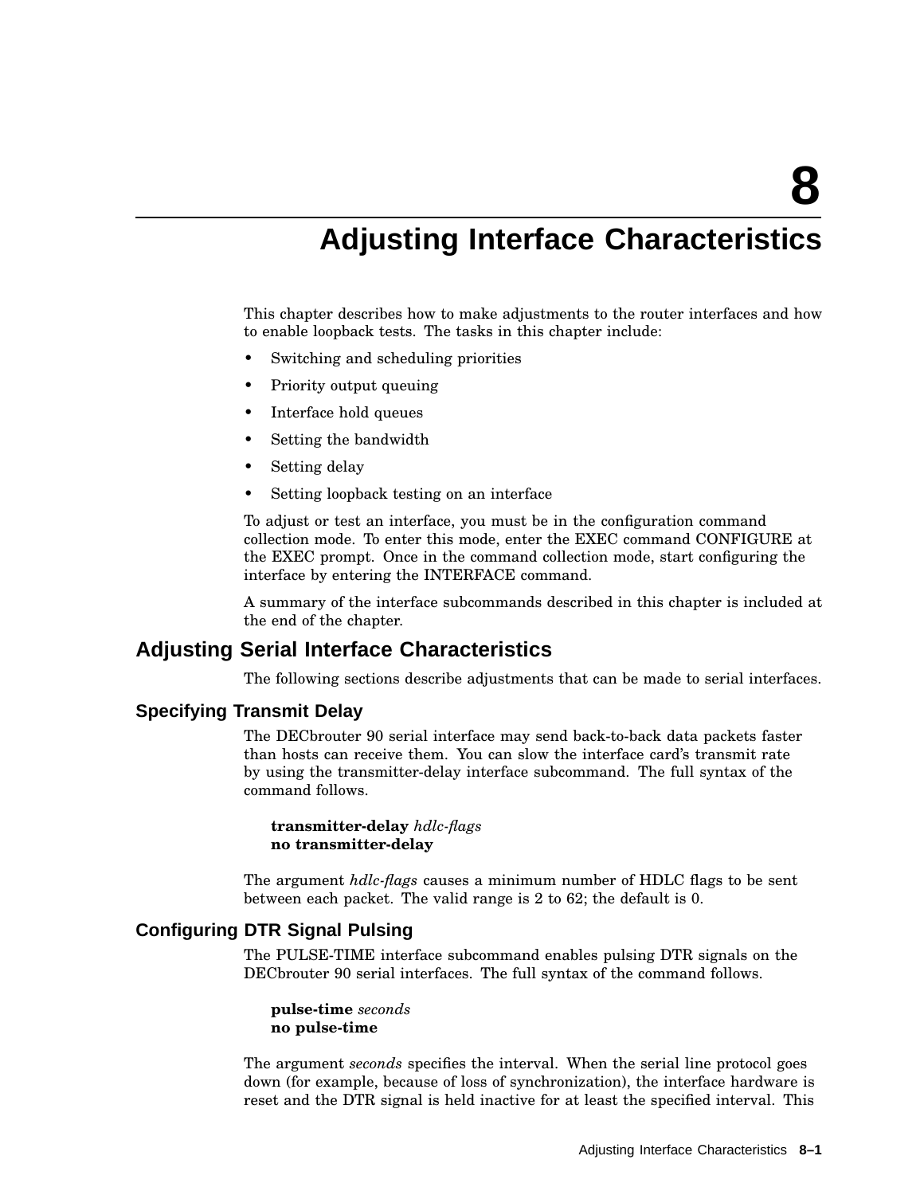# 8 Adjusting Interface Characteristics

This chapter describes how to make adjustments to the router interfaces and how to enable loopback tests. The tasks in this chapter include:

- Switching and scheduling priorities
- Priority output queuing
- Interface hold queues
- Setting the bandwidth
- Setting delay
- Setting loopback testing on an interface

To adjust or test an interface, you must be in the configuration command collection mode. To enter this mode, enter the EXEC command CONFIGURE at the EXEC prompt. Once in the command collection mode, start configuring the interface by entering the INTERFACE command.

A summary of the interface subcommands described in this chapter is included at the end of the chapter.

## Adjusting Serial Interface Characteristics

The following sections describe adjustments that can be made to serial interfaces.

### Specifying Transmit Delay

The DECbrouter 90 serial interface may send back-to-back data packets faster than hosts can receive them. You can slow the interface card's transmit rate by using the transmitter-delay interface subcommand. The full syntax of the command follows.

> **transmitter-delay** *hdlc-flags*
> **no transmitter-delay**

The argument *hdlc-flags* causes a minimum number of HDLC flags to be sent between each packet. The valid range is 2 to 62; the default is 0.

### Configuring DTR Signal Pulsing

The PULSE-TIME interface subcommand enables pulsing DTR signals on the DECbrouter 90 serial interfaces. The full syntax of the command follows.

> **pulse-time** *seconds*
> **no pulse-time**

The argument *seconds* specifies the interval. When the serial line protocol goes down (for example, because of loss of synchronization), the interface hardware is reset and the DTR signal is held inactive for at least the specified interval. This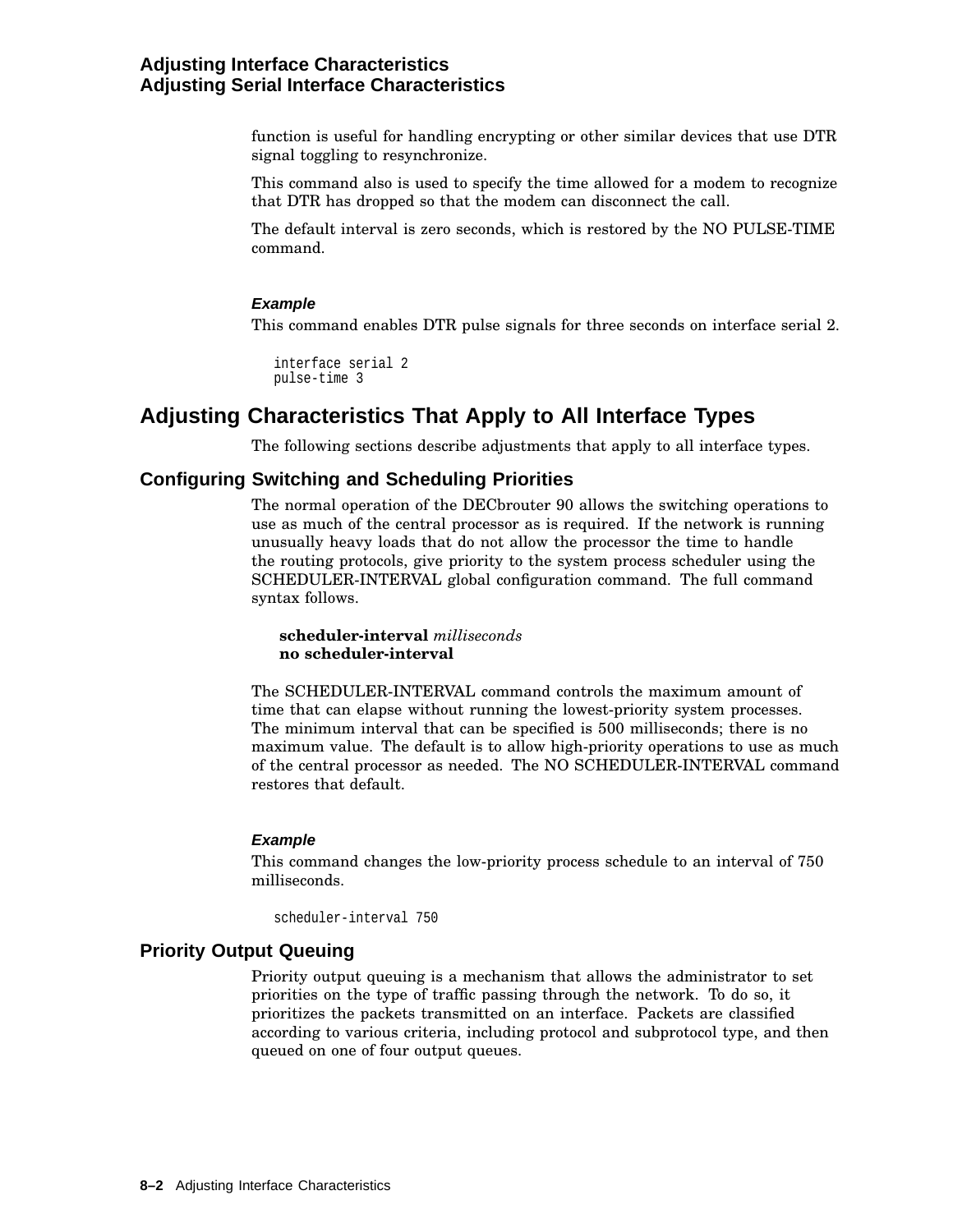function is useful for handling encrypting or other similar devices that use DTR signal toggling to resynchronize.

This command also is used to specify the time allowed for a modem to recognize that DTR has dropped so that the modem can disconnect the call.

The default interval is zero seconds, which is restored by the NO PULSE-TIME command.

#### *Example*

This command enables DTR pulse signals for three seconds on interface serial 2.

```
interface serial 2
pulse-time 3
```

## Adjusting Characteristics That Apply to All Interface Types

The following sections describe adjustments that apply to all interface types.

### Configuring Switching and Scheduling Priorities

The normal operation of the DECbrouter 90 allows the switching operations to use as much of the central processor as is required. If the network is running unusually heavy loads that do not allow the processor the time to handle the routing protocols, give priority to the system process scheduler using the SCHEDULER-INTERVAL global configuration command. The full command syntax follows.

**scheduler-interval** *milliseconds*
**no scheduler-interval**

The SCHEDULER-INTERVAL command controls the maximum amount of time that can elapse without running the lowest-priority system processes. The minimum interval that can be specified is 500 milliseconds; there is no maximum value. The default is to allow high-priority operations to use as much of the central processor as needed. The NO SCHEDULER-INTERVAL command restores that default.

#### *Example*

This command changes the low-priority process schedule to an interval of 750 milliseconds.

```
scheduler-interval 750
```

### Priority Output Queuing

Priority output queuing is a mechanism that allows the administrator to set priorities on the type of traffic passing through the network. To do so, it prioritizes the packets transmitted on an interface. Packets are classified according to various criteria, including protocol and subprotocol type, and then queued on one of four output queues.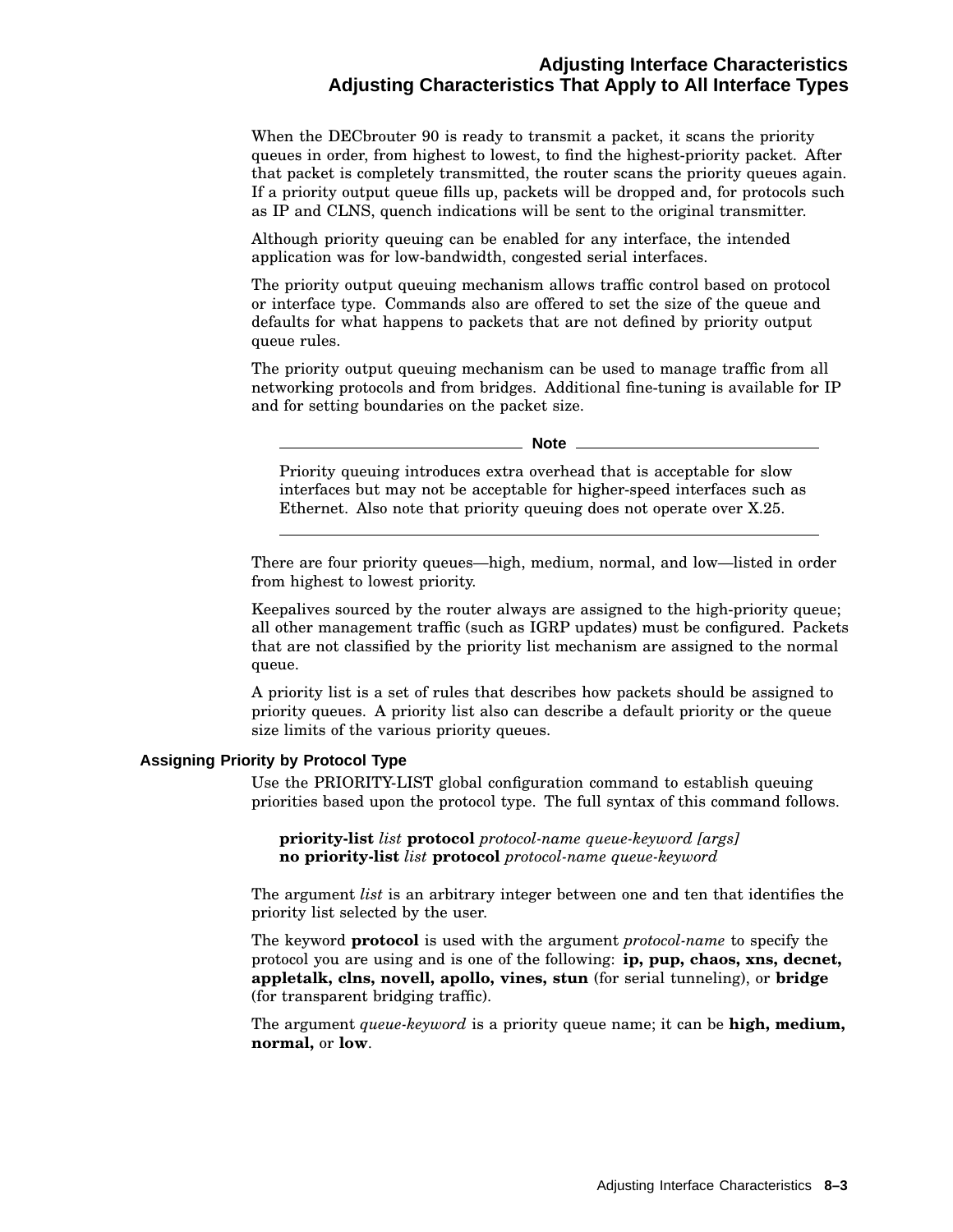When the DECbrouter 90 is ready to transmit a packet, it scans the priority queues in order, from highest to lowest, to find the highest-priority packet. After that packet is completely transmitted, the router scans the priority queues again. If a priority output queue fills up, packets will be dropped and, for protocols such as IP and CLNS, quench indications will be sent to the original transmitter.

Although priority queuing can be enabled for any interface, the intended application was for low-bandwidth, congested serial interfaces.

The priority output queuing mechanism allows traffic control based on protocol or interface type. Commands also are offered to set the size of the queue and defaults for what happens to packets that are not defined by priority output queue rules.

The priority output queuing mechanism can be used to manage traffic from all networking protocols and from bridges. Additional fine-tuning is available for IP and for setting boundaries on the packet size.

---

**Note**

Priority queuing introduces extra overhead that is acceptable for slow interfaces but may not be acceptable for higher-speed interfaces such as Ethernet. Also note that priority queuing does not operate over X.25.

---

There are four priority queues—high, medium, normal, and low—listed in order from highest to lowest priority.

Keepalives sourced by the router always are assigned to the high-priority queue; all other management traffic (such as IGRP updates) must be configured. Packets that are not classified by the priority list mechanism are assigned to the normal queue.

A priority list is a set of rules that describes how packets should be assigned to priority queues. A priority list also can describe a default priority or the queue size limits of the various priority queues.

#### Assigning Priority by Protocol Type

Use the PRIORITY-LIST global configuration command to establish queuing priorities based upon the protocol type. The full syntax of this command follows.

**priority-list** *list* **protocol** *protocol-name queue-keyword [args]*
**no priority-list** *list* **protocol** *protocol-name queue-keyword*

The argument *list* is an arbitrary integer between one and ten that identifies the priority list selected by the user.

The keyword **protocol** is used with the argument *protocol-name* to specify the protocol you are using and is one of the following: **ip, pup, chaos, xns, decnet, appletalk, clns, novell, apollo, vines, stun** (for serial tunneling), or **bridge** (for transparent bridging traffic).

The argument *queue-keyword* is a priority queue name; it can be **high, medium, normal,** or **low**.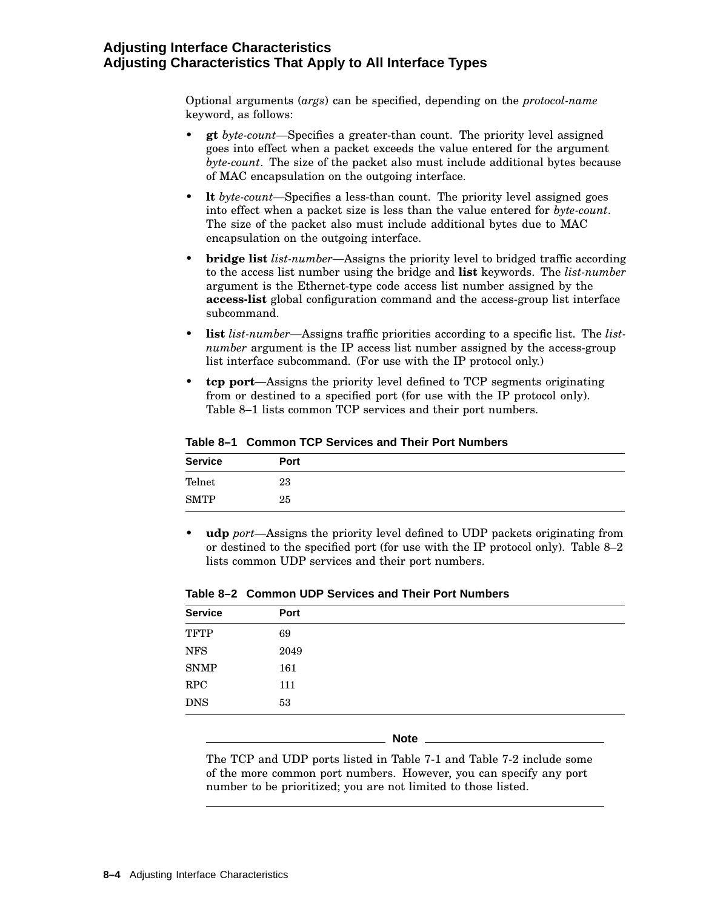Optional arguments (*args*) can be specified, depending on the *protocol-name* keyword, as follows:

- **gt** *byte-count*—Specifies a greater-than count. The priority level assigned goes into effect when a packet exceeds the value entered for the argument *byte-count*. The size of the packet also must include additional bytes because of MAC encapsulation on the outgoing interface.
- **lt** *byte-count*—Specifies a less-than count. The priority level assigned goes into effect when a packet size is less than the value entered for *byte-count*. The size of the packet also must include additional bytes due to MAC encapsulation on the outgoing interface.
- **bridge list** *list-number*—Assigns the priority level to bridged traffic according to the access list number using the bridge and **list** keywords. The *list-number* argument is the Ethernet-type code access list number assigned by the **access-list** global configuration command and the access-group list interface subcommand.
- **list** *list-number*—Assigns traffic priorities according to a specific list. The *list-number* argument is the IP access list number assigned by the access-group list interface subcommand. (For use with the IP protocol only.)
- **tcp port**—Assigns the priority level defined to TCP segments originating from or destined to a specified port (for use with the IP protocol only). Table 8–1 lists common TCP services and their port numbers.

**Table 8–1 Common TCP Services and Their Port Numbers**

| Service | Port |
| --- | --- |
| Telnet | 23 |
| SMTP | 25 |

- **udp** *port*—Assigns the priority level defined to UDP packets originating from or destined to the specified port (for use with the IP protocol only). Table 8–2 lists common UDP services and their port numbers.

**Table 8–2 Common UDP Services and Their Port Numbers**

| Service | Port |
| --- | --- |
| TFTP | 69 |
| NFS | 2049 |
| SNMP | 161 |
| RPC | 111 |
| DNS | 53 |

**Note**

The TCP and UDP ports listed in Table 7-1 and Table 7-2 include some of the more common port numbers. However, you can specify any port number to be prioritized; you are not limited to those listed.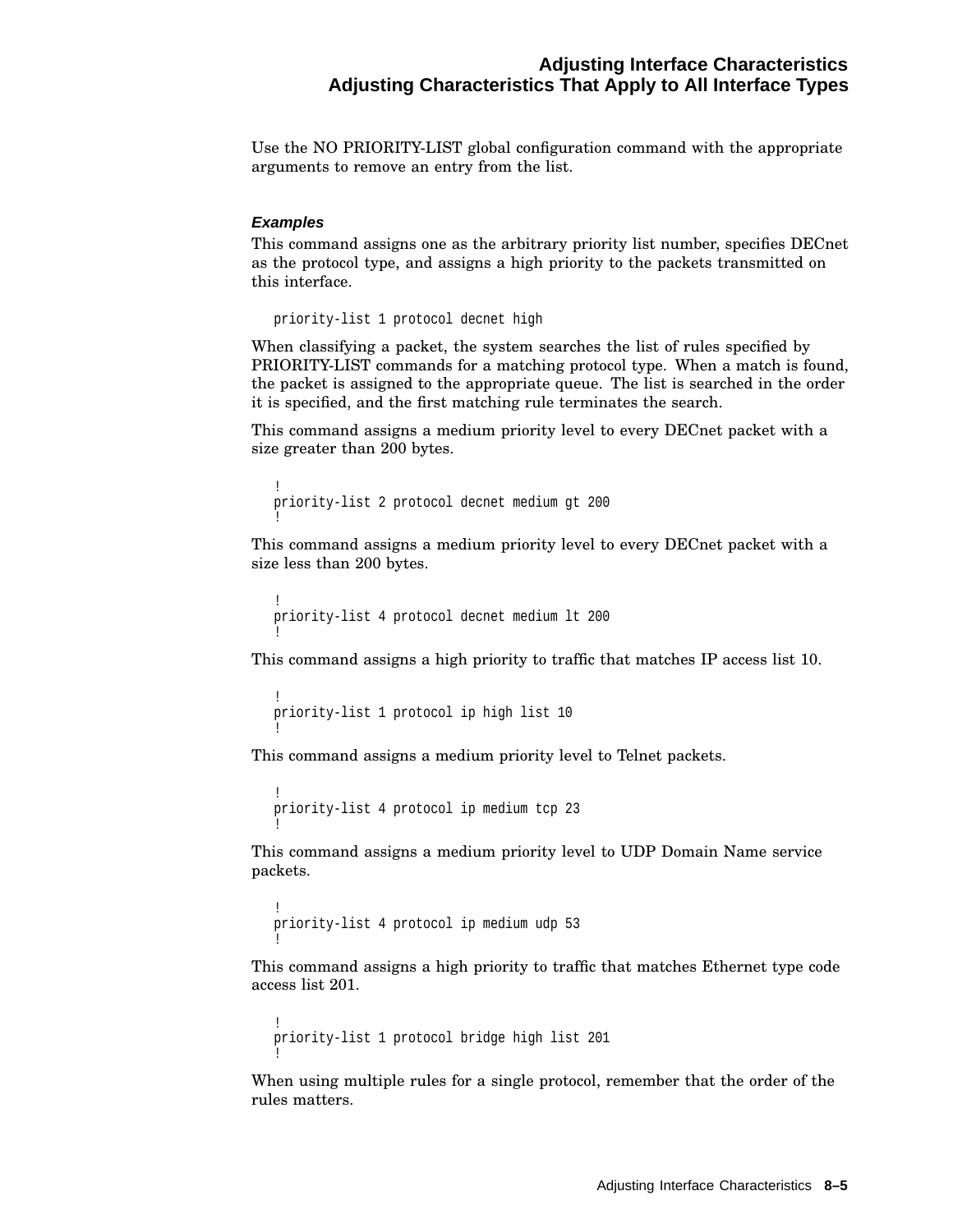Use the NO PRIORITY-LIST global configuration command with the appropriate arguments to remove an entry from the list.

#### *Examples*

This command assigns one as the arbitrary priority list number, specifies DECnet as the protocol type, and assigns a high priority to the packets transmitted on this interface.

```
priority-list 1 protocol decnet high
```

When classifying a packet, the system searches the list of rules specified by PRIORITY-LIST commands for a matching protocol type. When a match is found, the packet is assigned to the appropriate queue. The list is searched in the order it is specified, and the first matching rule terminates the search.

This command assigns a medium priority level to every DECnet packet with a size greater than 200 bytes.

```
!
priority-list 2 protocol decnet medium gt 200
!
```

This command assigns a medium priority level to every DECnet packet with a size less than 200 bytes.

```
!
priority-list 4 protocol decnet medium lt 200
!
```

This command assigns a high priority to traffic that matches IP access list 10.

```
!
priority-list 1 protocol ip high list 10
!
```

This command assigns a medium priority level to Telnet packets.

```
!
priority-list 4 protocol ip medium tcp 23
!
```

This command assigns a medium priority level to UDP Domain Name service packets.

```
!
priority-list 4 protocol ip medium udp 53
!
```

This command assigns a high priority to traffic that matches Ethernet type code access list 201.

```
!
priority-list 1 protocol bridge high list 201
!
```

When using multiple rules for a single protocol, remember that the order of the rules matters.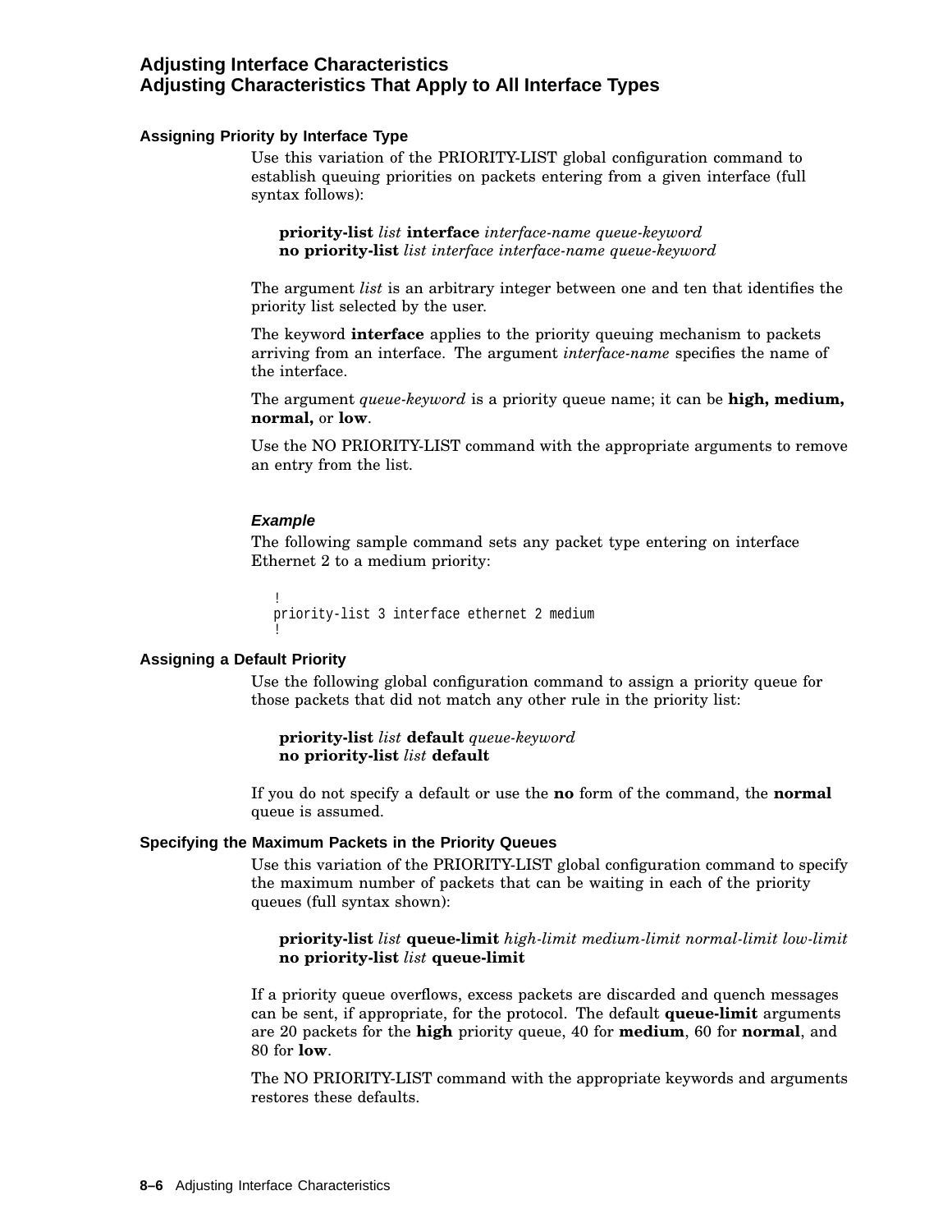## Assigning Priority by Interface Type

Use this variation of the PRIORITY-LIST global configuration command to establish queuing priorities on packets entering from a given interface (full syntax follows):

> **priority-list** *list* **interface** *interface-name queue-keyword*
> **no priority-list** *list interface interface-name queue-keyword*

The argument *list* is an arbitrary integer between one and ten that identifies the priority list selected by the user.

The keyword **interface** applies to the priority queuing mechanism to packets arriving from an interface. The argument *interface-name* specifies the name of the interface.

The argument *queue-keyword* is a priority queue name; it can be **high, medium, normal,** or **low**.

Use the NO PRIORITY-LIST command with the appropriate arguments to remove an entry from the list.

#### *Example*

The following sample command sets any packet type entering on interface Ethernet 2 to a medium priority:

```
!
priority-list 3 interface ethernet 2 medium
!
```

## Assigning a Default Priority

Use the following global configuration command to assign a priority queue for those packets that did not match any other rule in the priority list:

> **priority-list** *list* **default** *queue-keyword*
> **no priority-list** *list* **default**

If you do not specify a default or use the **no** form of the command, the **normal** queue is assumed.

## Specifying the Maximum Packets in the Priority Queues

Use this variation of the PRIORITY-LIST global configuration command to specify the maximum number of packets that can be waiting in each of the priority queues (full syntax shown):

> **priority-list** *list* **queue-limit** *high-limit medium-limit normal-limit low-limit*
> **no priority-list** *list* **queue-limit**

If a priority queue overflows, excess packets are discarded and quench messages can be sent, if appropriate, for the protocol. The default **queue-limit** arguments are 20 packets for the **high** priority queue, 40 for **medium**, 60 for **normal**, and 80 for **low**.

The NO PRIORITY-LIST command with the appropriate keywords and arguments restores these defaults.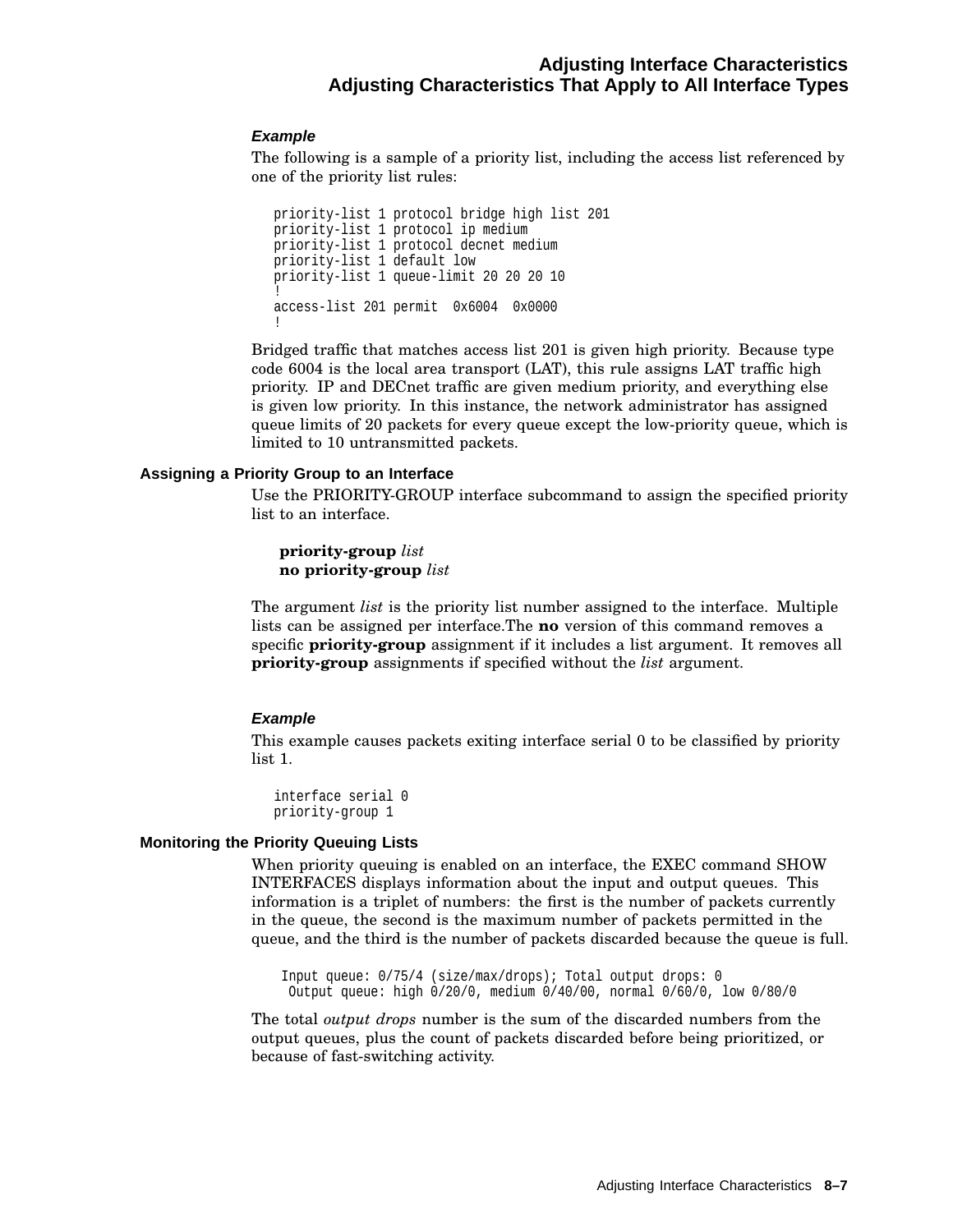#### *Example*

The following is a sample of a priority list, including the access list referenced by one of the priority list rules:

```
priority-list 1 protocol bridge high list 201
priority-list 1 protocol ip medium
priority-list 1 protocol decnet medium
priority-list 1 default low
priority-list 1 queue-limit 20 20 20 10
!
access-list 201 permit  0x6004  0x0000
!
```

Bridged traffic that matches access list 201 is given high priority. Because type code 6004 is the local area transport (LAT), this rule assigns LAT traffic high priority. IP and DECnet traffic are given medium priority, and everything else is given low priority. In this instance, the network administrator has assigned queue limits of 20 packets for every queue except the low-priority queue, which is limited to 10 untransmitted packets.

### Assigning a Priority Group to an Interface

Use the PRIORITY-GROUP interface subcommand to assign the specified priority list to an interface.

**priority-group** *list*
**no priority-group** *list*

The argument *list* is the priority list number assigned to the interface. Multiple lists can be assigned per interface.The **no** version of this command removes a specific **priority-group** assignment if it includes a list argument. It removes all **priority-group** assignments if specified without the *list* argument.

#### *Example*

This example causes packets exiting interface serial 0 to be classified by priority list 1.

```
interface serial 0
priority-group 1
```

### Monitoring the Priority Queuing Lists

When priority queuing is enabled on an interface, the EXEC command SHOW INTERFACES displays information about the input and output queues. This information is a triplet of numbers: the first is the number of packets currently in the queue, the second is the maximum number of packets permitted in the queue, and the third is the number of packets discarded because the queue is full.

```
 Input queue: 0/75/4 (size/max/drops); Total output drops: 0
  Output queue: high 0/20/0, medium 0/40/00, normal 0/60/0, low 0/80/0
```

The total *output drops* number is the sum of the discarded numbers from the output queues, plus the count of packets discarded before being prioritized, or because of fast-switching activity.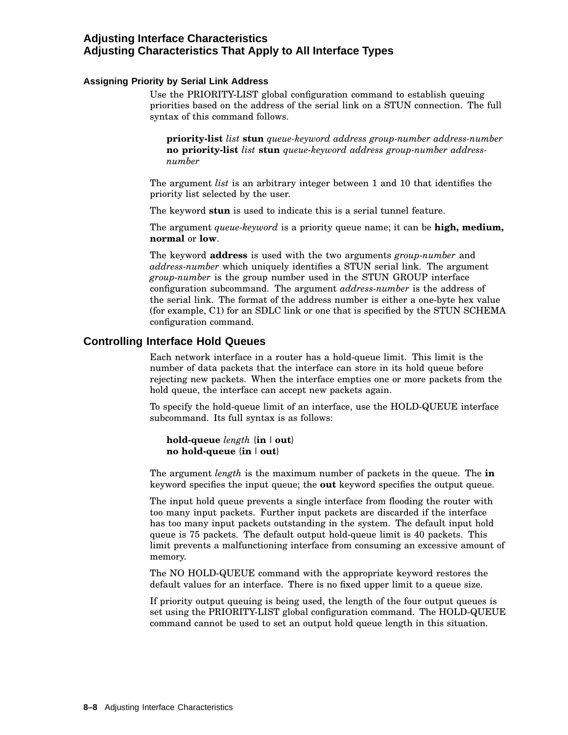### Assigning Priority by Serial Link Address

Use the PRIORITY-LIST global configuration command to establish queuing priorities based on the address of the serial link on a STUN connection. The full syntax of this command follows.

> **priority-list** *list* **stun** *queue-keyword address group-number address-number*
> **no priority-list** *list* **stun** *queue-keyword address group-number address-number*

The argument *list* is an arbitrary integer between 1 and 10 that identifies the priority list selected by the user.

The keyword **stun** is used to indicate this is a serial tunnel feature.

The argument *queue-keyword* is a priority queue name; it can be **high, medium, normal** or **low**.

The keyword **address** is used with the two arguments *group-number* and *address-number* which uniquely identifies a STUN serial link. The argument *group-number* is the group number used in the STUN GROUP interface configuration subcommand. The argument *address-number* is the address of the serial link. The format of the address number is either a one-byte hex value (for example, C1) for an SDLC link or one that is specified by the STUN SCHEMA configuration command.

## Controlling Interface Hold Queues

Each network interface in a router has a hold-queue limit. This limit is the number of data packets that the interface can store in its hold queue before rejecting new packets. When the interface empties one or more packets from the hold queue, the interface can accept new packets again.

To specify the hold-queue limit of an interface, use the HOLD-QUEUE interface subcommand. Its full syntax is as follows:

> **hold-queue** *length* {**in** | **out**}
> **no hold-queue** {**in** | **out**}

The argument *length* is the maximum number of packets in the queue. The **in** keyword specifies the input queue; the **out** keyword specifies the output queue.

The input hold queue prevents a single interface from flooding the router with too many input packets. Further input packets are discarded if the interface has too many input packets outstanding in the system. The default input hold queue is 75 packets. The default output hold-queue limit is 40 packets. This limit prevents a malfunctioning interface from consuming an excessive amount of memory.

The NO HOLD-QUEUE command with the appropriate keyword restores the default values for an interface. There is no fixed upper limit to a queue size.

If priority output queuing is being used, the length of the four output queues is set using the PRIORITY-LIST global configuration command. The HOLD-QUEUE command cannot be used to set an output hold queue length in this situation.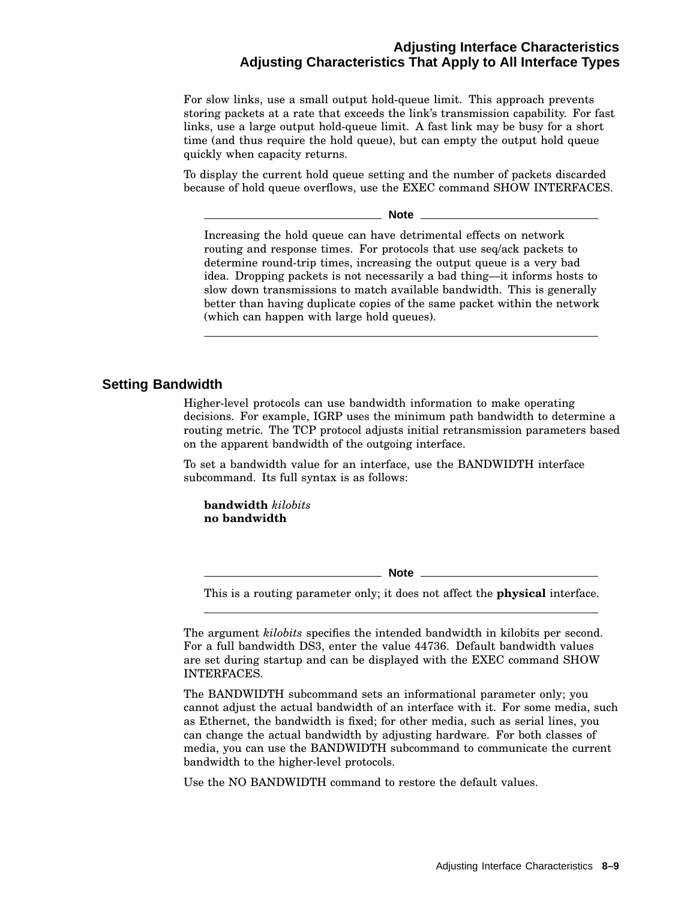For slow links, use a small output hold-queue limit. This approach prevents storing packets at a rate that exceeds the link's transmission capability. For fast links, use a large output hold-queue limit. A fast link may be busy for a short time (and thus require the hold queue), but can empty the output hold queue quickly when capacity returns.

To display the current hold queue setting and the number of packets discarded because of hold queue overflows, use the EXEC command SHOW INTERFACES.

---

**Note**

Increasing the hold queue can have detrimental effects on network routing and response times. For protocols that use seq/ack packets to determine round-trip times, increasing the output queue is a very bad idea. Dropping packets is not necessarily a bad thing—it informs hosts to slow down transmissions to match available bandwidth. This is generally better than having duplicate copies of the same packet within the network (which can happen with large hold queues).

---

## Setting Bandwidth

Higher-level protocols can use bandwidth information to make operating decisions. For example, IGRP uses the minimum path bandwidth to determine a routing metric. The TCP protocol adjusts initial retransmission parameters based on the apparent bandwidth of the outgoing interface.

To set a bandwidth value for an interface, use the BANDWIDTH interface subcommand. Its full syntax is as follows:

**bandwidth** *kilobits*
**no bandwidth**

---

**Note**

This is a routing parameter only; it does not affect the **physical** interface.

---

The argument *kilobits* specifies the intended bandwidth in kilobits per second. For a full bandwidth DS3, enter the value 44736. Default bandwidth values are set during startup and can be displayed with the EXEC command SHOW INTERFACES.

The BANDWIDTH subcommand sets an informational parameter only; you cannot adjust the actual bandwidth of an interface with it. For some media, such as Ethernet, the bandwidth is fixed; for other media, such as serial lines, you can change the actual bandwidth by adjusting hardware. For both classes of media, you can use the BANDWIDTH subcommand to communicate the current bandwidth to the higher-level protocols.

Use the NO BANDWIDTH command to restore the default values.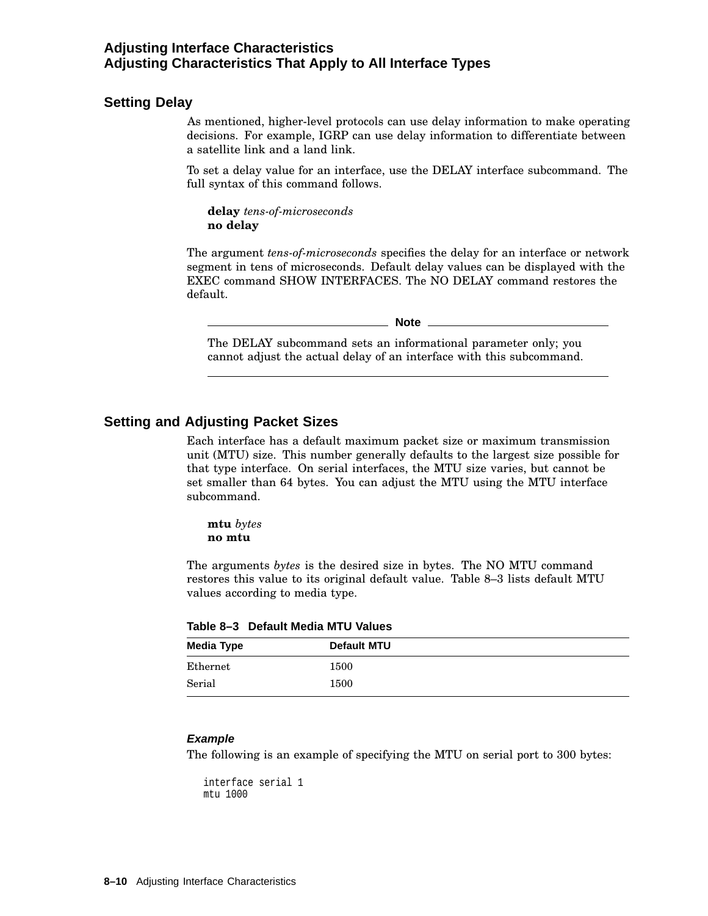## Setting Delay

As mentioned, higher-level protocols can use delay information to make operating decisions. For example, IGRP can use delay information to differentiate between a satellite link and a land link.

To set a delay value for an interface, use the DELAY interface subcommand. The full syntax of this command follows.

**delay** *tens-of-microseconds*
**no delay**

The argument *tens-of-microseconds* specifies the delay for an interface or network segment in tens of microseconds. Default delay values can be displayed with the EXEC command SHOW INTERFACES. The NO DELAY command restores the default.

---

**Note**

The DELAY subcommand sets an informational parameter only; you cannot adjust the actual delay of an interface with this subcommand.

---

## Setting and Adjusting Packet Sizes

Each interface has a default maximum packet size or maximum transmission unit (MTU) size. This number generally defaults to the largest size possible for that type interface. On serial interfaces, the MTU size varies, but cannot be set smaller than 64 bytes. You can adjust the MTU using the MTU interface subcommand.

**mtu** *bytes*
**no mtu**

The arguments *bytes* is the desired size in bytes. The NO MTU command restores this value to its original default value. Table 8–3 lists default MTU values according to media type.

**Table 8–3 Default Media MTU Values**

| Media Type | Default MTU |
|---|---|
| Ethernet | 1500 |
| Serial | 1500 |

### *Example*

The following is an example of specifying the MTU on serial port to 300 bytes:

```
interface serial 1
mtu 1000
```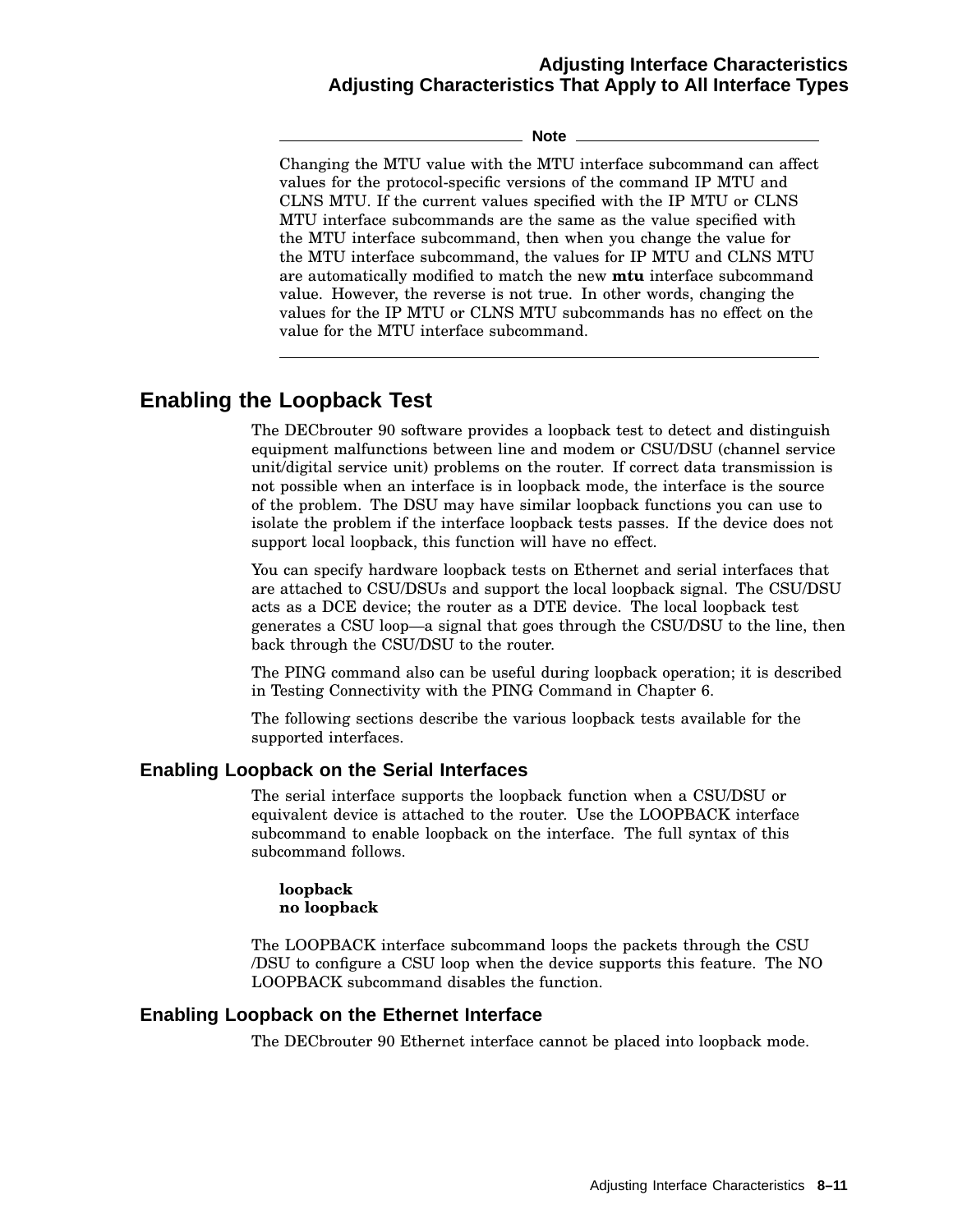**Note**

Changing the MTU value with the MTU interface subcommand can affect values for the protocol-specific versions of the command IP MTU and CLNS MTU. If the current values specified with the IP MTU or CLNS MTU interface subcommands are the same as the value specified with the MTU interface subcommand, then when you change the value for the MTU interface subcommand, the values for IP MTU and CLNS MTU are automatically modified to match the new **mtu** interface subcommand value. However, the reverse is not true. In other words, changing the values for the IP MTU or CLNS MTU subcommands has no effect on the value for the MTU interface subcommand.

---

## Enabling the Loopback Test

The DECbrouter 90 software provides a loopback test to detect and distinguish equipment malfunctions between line and modem or CSU/DSU (channel service unit/digital service unit) problems on the router. If correct data transmission is not possible when an interface is in loopback mode, the interface is the source of the problem. The DSU may have similar loopback functions you can use to isolate the problem if the interface loopback tests passes. If the device does not support local loopback, this function will have no effect.

You can specify hardware loopback tests on Ethernet and serial interfaces that are attached to CSU/DSUs and support the local loopback signal. The CSU/DSU acts as a DCE device; the router as a DTE device. The local loopback test generates a CSU loop—a signal that goes through the CSU/DSU to the line, then back through the CSU/DSU to the router.

The PING command also can be useful during loopback operation; it is described in Testing Connectivity with the PING Command in Chapter 6.

The following sections describe the various loopback tests available for the supported interfaces.

### Enabling Loopback on the Serial Interfaces

The serial interface supports the loopback function when a CSU/DSU or equivalent device is attached to the router. Use the LOOPBACK interface subcommand to enable loopback on the interface. The full syntax of this subcommand follows.

**loopback**
**no loopback**

The LOOPBACK interface subcommand loops the packets through the CSU /DSU to configure a CSU loop when the device supports this feature. The NO LOOPBACK subcommand disables the function.

### Enabling Loopback on the Ethernet Interface

The DECbrouter 90 Ethernet interface cannot be placed into loopback mode.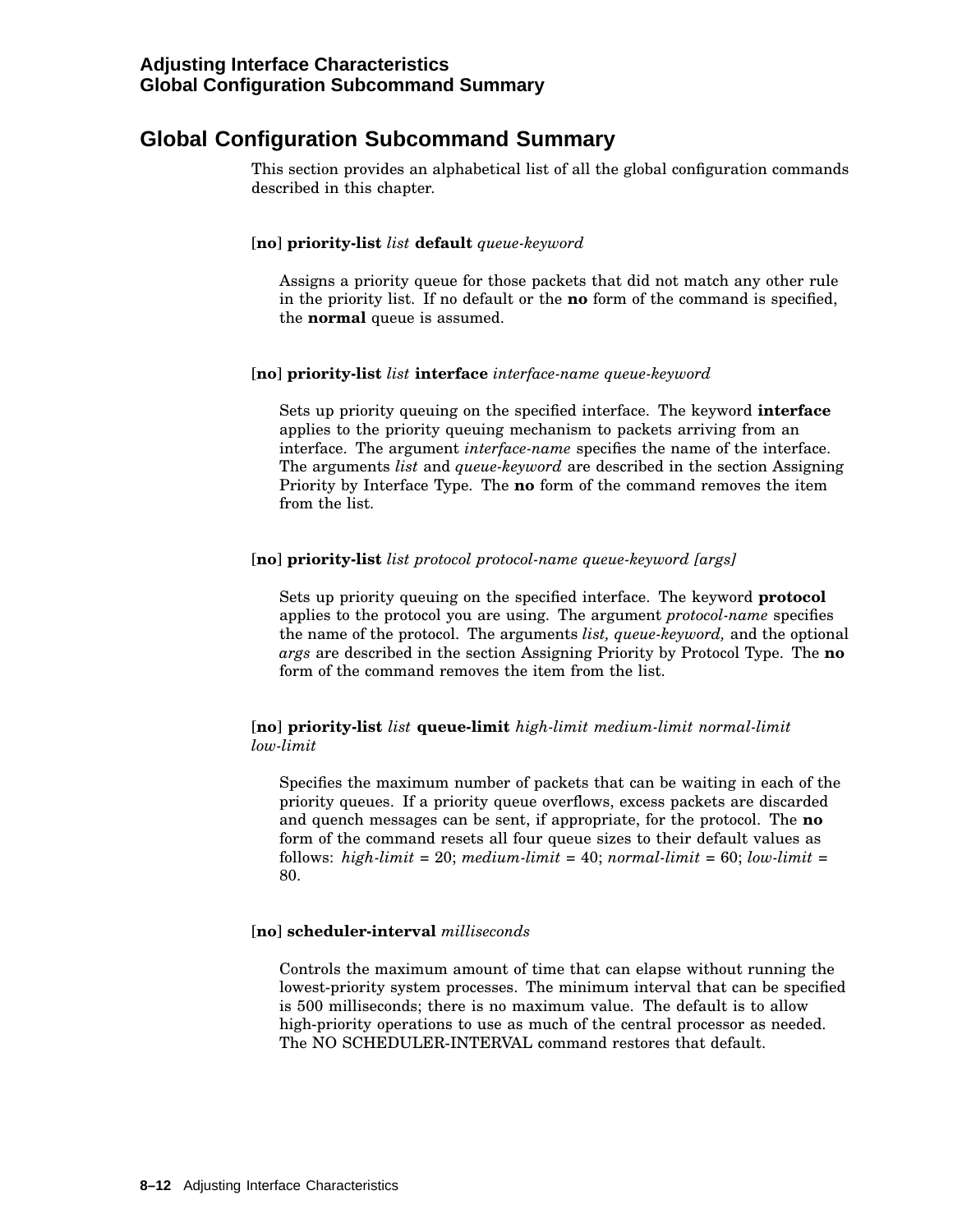## Global Configuration Subcommand Summary

This section provides an alphabetical list of all the global configuration commands described in this chapter.

[**no**] **priority-list** *list* **default** *queue-keyword*

Assigns a priority queue for those packets that did not match any other rule in the priority list. If no default or the **no** form of the command is specified, the **normal** queue is assumed.

[**no**] **priority-list** *list* **interface** *interface-name queue-keyword*

Sets up priority queuing on the specified interface. The keyword **interface** applies to the priority queuing mechanism to packets arriving from an interface. The argument *interface-name* specifies the name of the interface. The arguments *list* and *queue-keyword* are described in the section Assigning Priority by Interface Type. The **no** form of the command removes the item from the list.

[**no**] **priority-list** *list protocol protocol-name queue-keyword [args]*

Sets up priority queuing on the specified interface. The keyword **protocol** applies to the protocol you are using. The argument *protocol-name* specifies the name of the protocol. The arguments *list, queue-keyword,* and the optional *args* are described in the section Assigning Priority by Protocol Type. The **no** form of the command removes the item from the list.

[**no**] **priority-list** *list* **queue-limit** *high-limit medium-limit normal-limit low-limit*

Specifies the maximum number of packets that can be waiting in each of the priority queues. If a priority queue overflows, excess packets are discarded and quench messages can be sent, if appropriate, for the protocol. The **no** form of the command resets all four queue sizes to their default values as follows: *high-limit* = 20; *medium-limit* = 40; *normal-limit* = 60; *low-limit* = 80.

[**no**] **scheduler-interval** *milliseconds*

Controls the maximum amount of time that can elapse without running the lowest-priority system processes. The minimum interval that can be specified is 500 milliseconds; there is no maximum value. The default is to allow high-priority operations to use as much of the central processor as needed. The NO SCHEDULER-INTERVAL command restores that default.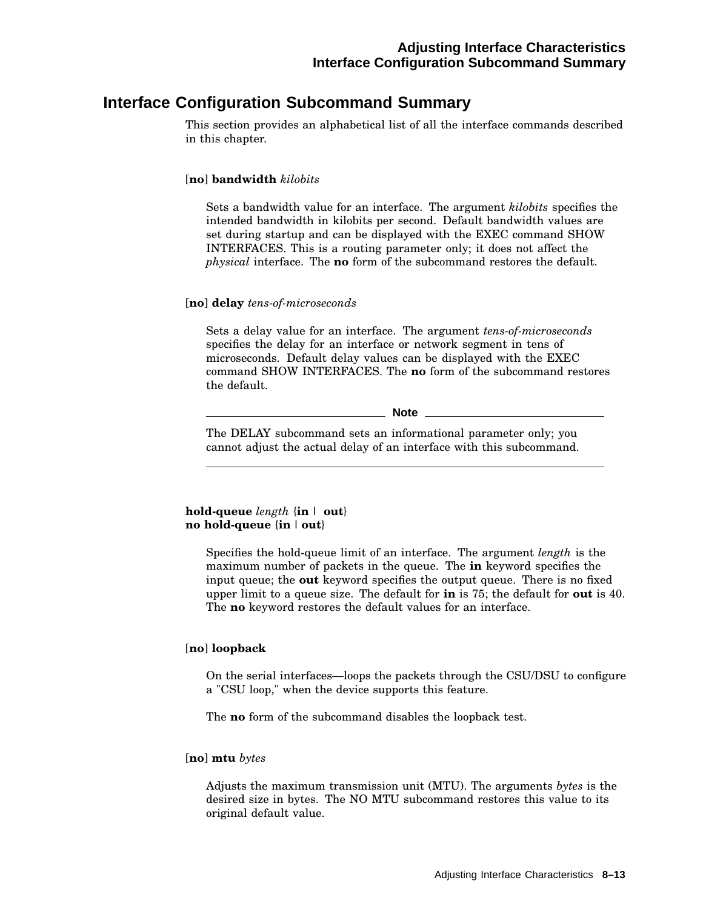## Interface Configuration Subcommand Summary

This section provides an alphabetical list of all the interface commands described in this chapter.

[**no**] **bandwidth** *kilobits*

Sets a bandwidth value for an interface. The argument *kilobits* specifies the intended bandwidth in kilobits per second. Default bandwidth values are set during startup and can be displayed with the EXEC command SHOW INTERFACES. This is a routing parameter only; it does not affect the *physical* interface. The **no** form of the subcommand restores the default.

[**no**] **delay** *tens-of-microseconds*

Sets a delay value for an interface. The argument *tens-of-microseconds* specifies the delay for an interface or network segment in tens of microseconds. Default delay values can be displayed with the EXEC command SHOW INTERFACES. The **no** form of the subcommand restores the default.

**Note**

The DELAY subcommand sets an informational parameter only; you cannot adjust the actual delay of an interface with this subcommand.

**hold-queue** *length* {**in** | **out**}
**no hold-queue** {**in** | **out**}

Specifies the hold-queue limit of an interface. The argument *length* is the maximum number of packets in the queue. The **in** keyword specifies the input queue; the **out** keyword specifies the output queue. There is no fixed upper limit to a queue size. The default for **in** is 75; the default for **out** is 40. The **no** keyword restores the default values for an interface.

[**no**] **loopback**

On the serial interfaces—loops the packets through the CSU/DSU to configure a "CSU loop," when the device supports this feature.

The **no** form of the subcommand disables the loopback test.

[**no**] **mtu** *bytes*

Adjusts the maximum transmission unit (MTU). The arguments *bytes* is the desired size in bytes. The NO MTU subcommand restores this value to its original default value.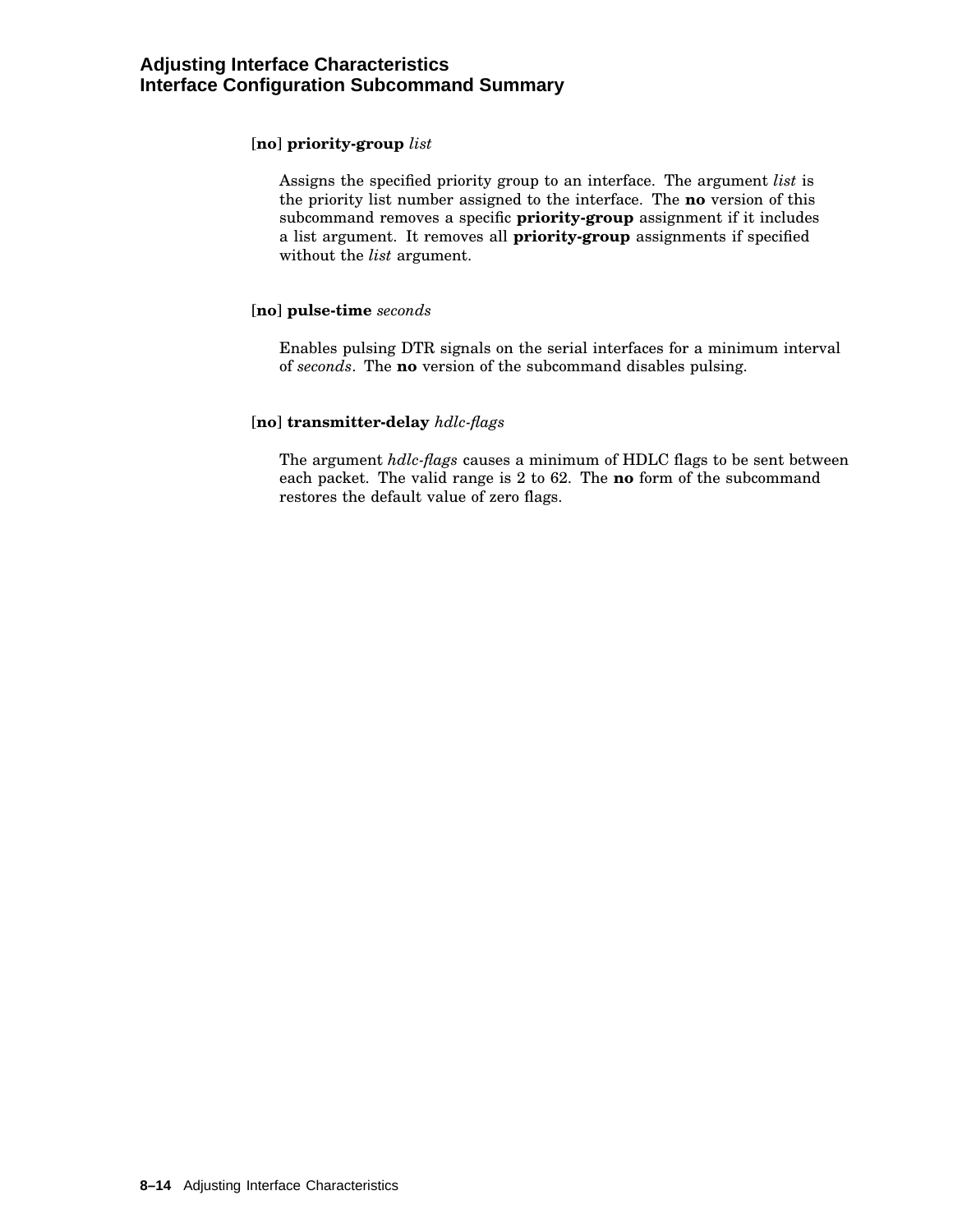[**no**] **priority-group** *list*

Assigns the specified priority group to an interface. The argument *list* is the priority list number assigned to the interface. The **no** version of this subcommand removes a specific **priority-group** assignment if it includes a list argument. It removes all **priority-group** assignments if specified without the *list* argument.

[**no**] **pulse-time** *seconds*

Enables pulsing DTR signals on the serial interfaces for a minimum interval of *seconds*. The **no** version of the subcommand disables pulsing.

[**no**] **transmitter-delay** *hdlc-flags*

The argument *hdlc-flags* causes a minimum of HDLC flags to be sent between each packet. The valid range is 2 to 62. The **no** form of the subcommand restores the default value of zero flags.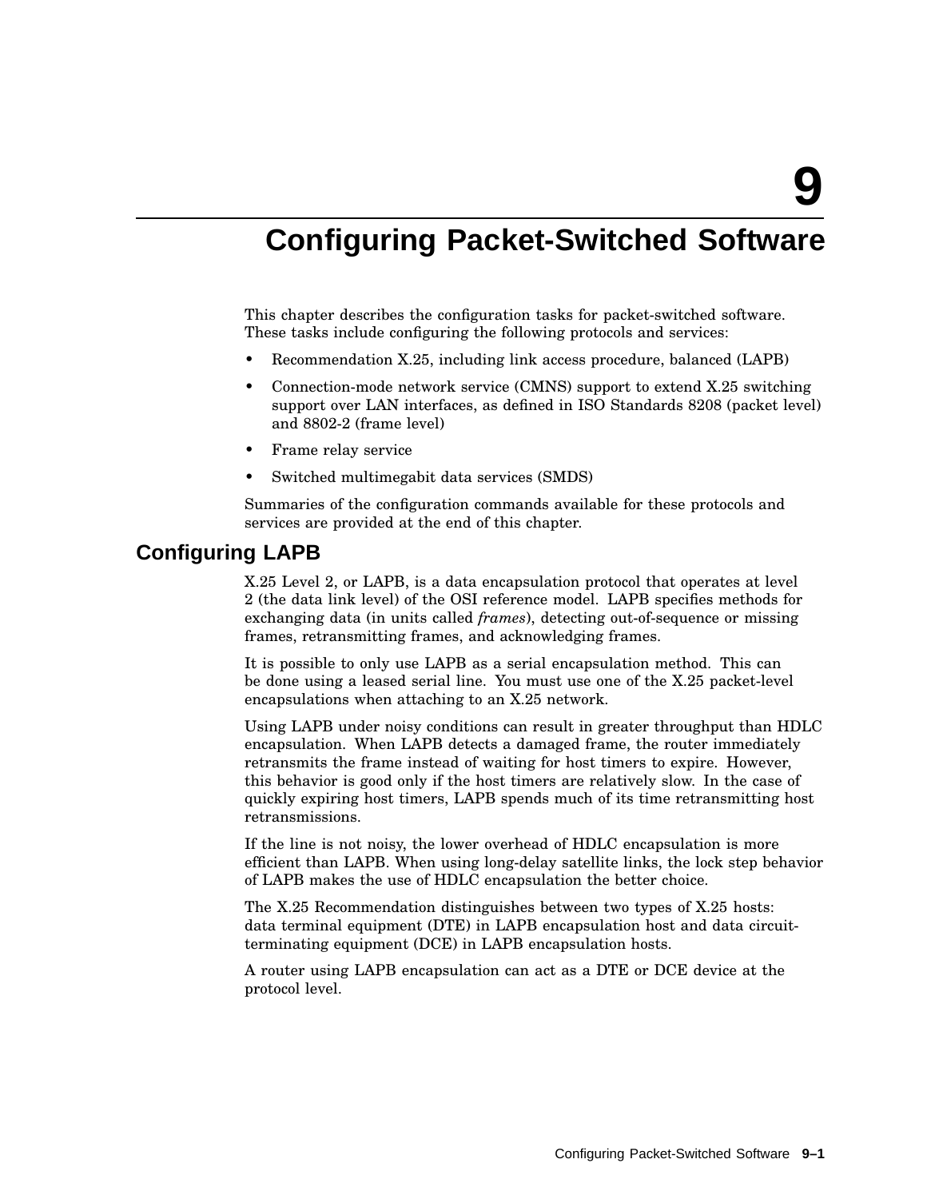# 9 Configuring Packet-Switched Software

This chapter describes the configuration tasks for packet-switched software. These tasks include configuring the following protocols and services:

- Recommendation X.25, including link access procedure, balanced (LAPB)
- Connection-mode network service (CMNS) support to extend X.25 switching support over LAN interfaces, as defined in ISO Standards 8208 (packet level) and 8802-2 (frame level)
- Frame relay service
- Switched multimegabit data services (SMDS)

Summaries of the configuration commands available for these protocols and services are provided at the end of this chapter.

## Configuring LAPB

X.25 Level 2, or LAPB, is a data encapsulation protocol that operates at level 2 (the data link level) of the OSI reference model. LAPB specifies methods for exchanging data (in units called *frames*), detecting out-of-sequence or missing frames, retransmitting frames, and acknowledging frames.

It is possible to only use LAPB as a serial encapsulation method. This can be done using a leased serial line. You must use one of the X.25 packet-level encapsulations when attaching to an X.25 network.

Using LAPB under noisy conditions can result in greater throughput than HDLC encapsulation. When LAPB detects a damaged frame, the router immediately retransmits the frame instead of waiting for host timers to expire. However, this behavior is good only if the host timers are relatively slow. In the case of quickly expiring host timers, LAPB spends much of its time retransmitting host retransmissions.

If the line is not noisy, the lower overhead of HDLC encapsulation is more efficient than LAPB. When using long-delay satellite links, the lock step behavior of LAPB makes the use of HDLC encapsulation the better choice.

The X.25 Recommendation distinguishes between two types of X.25 hosts: data terminal equipment (DTE) in LAPB encapsulation host and data circuit-terminating equipment (DCE) in LAPB encapsulation hosts.

A router using LAPB encapsulation can act as a DTE or DCE device at the protocol level.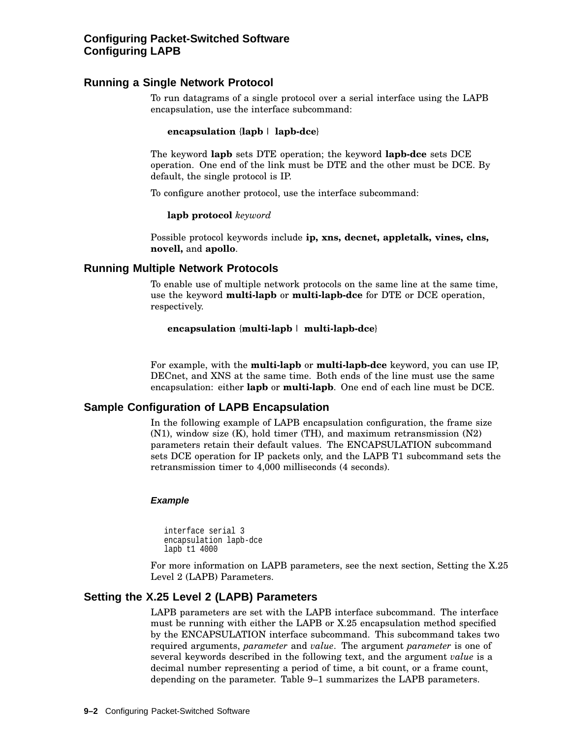## Running a Single Network Protocol

To run datagrams of a single protocol over a serial interface using the LAPB encapsulation, use the interface subcommand:

**encapsulation** {**lapb** | **lapb-dce**}

The keyword **lapb** sets DTE operation; the keyword **lapb-dce** sets DCE operation. One end of the link must be DTE and the other must be DCE. By default, the single protocol is IP.

To configure another protocol, use the interface subcommand:

**lapb protocol** *keyword*

Possible protocol keywords include **ip, xns, decnet, appletalk, vines, clns, novell,** and **apollo**.

## Running Multiple Network Protocols

To enable use of multiple network protocols on the same line at the same time, use the keyword **multi-lapb** or **multi-lapb-dce** for DTE or DCE operation, respectively.

**encapsulation** {**multi-lapb** | **multi-lapb-dce**}

For example, with the **multi-lapb** or **multi-lapb-dce** keyword, you can use IP, DECnet, and XNS at the same time. Both ends of the line must use the same encapsulation: either **lapb** or **multi-lapb**. One end of each line must be DCE.

## Sample Configuration of LAPB Encapsulation

In the following example of LAPB encapsulation configuration, the frame size (N1), window size (K), hold timer (TH), and maximum retransmission (N2) parameters retain their default values. The ENCAPSULATION subcommand sets DCE operation for IP packets only, and the LAPB T1 subcommand sets the retransmission timer to 4,000 milliseconds (4 seconds).

***Example***

```
interface serial 3
encapsulation lapb-dce
lapb t1 4000
```

For more information on LAPB parameters, see the next section, Setting the X.25 Level 2 (LAPB) Parameters.

## Setting the X.25 Level 2 (LAPB) Parameters

LAPB parameters are set with the LAPB interface subcommand. The interface must be running with either the LAPB or X.25 encapsulation method specified by the ENCAPSULATION interface subcommand. This subcommand takes two required arguments, *parameter* and *value*. The argument *parameter* is one of several keywords described in the following text, and the argument *value* is a decimal number representing a period of time, a bit count, or a frame count, depending on the parameter. Table 9–1 summarizes the LAPB parameters.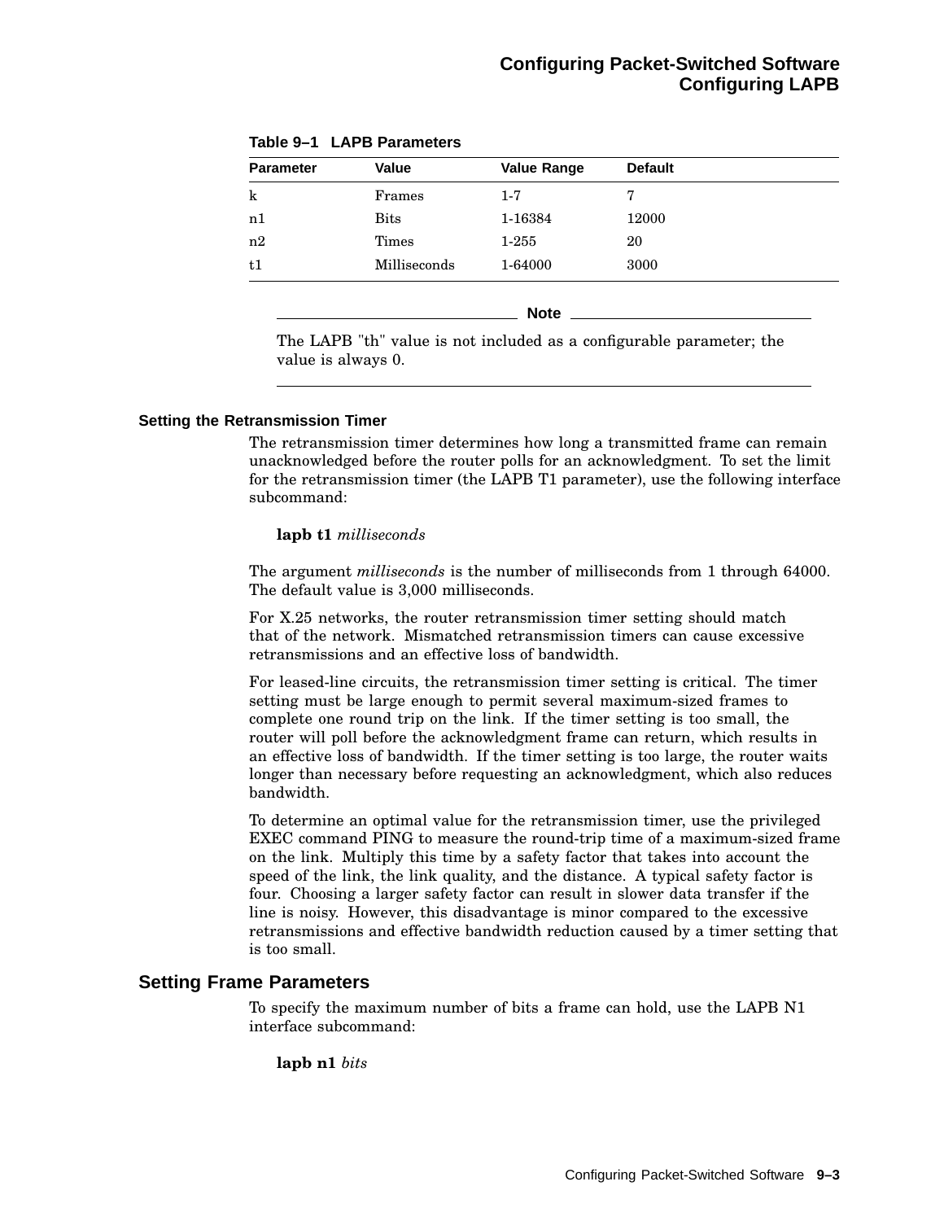**Table 9–1 LAPB Parameters**

| Parameter | Value | Value Range | Default |
|---|---|---|---|
| k | Frames | 1-7 | 7 |
| n1 | Bits | 1-16384 | 12000 |
| n2 | Times | 1-255 | 20 |
| t1 | Milliseconds | 1-64000 | 3000 |

---

**Note**

The LAPB "th" value is not included as a configurable parameter; the value is always 0.

---

### Setting the Retransmission Timer

The retransmission timer determines how long a transmitted frame can remain unacknowledged before the router polls for an acknowledgment. To set the limit for the retransmission timer (the LAPB T1 parameter), use the following interface subcommand:

**lapb t1** *milliseconds*

The argument *milliseconds* is the number of milliseconds from 1 through 64000. The default value is 3,000 milliseconds.

For X.25 networks, the router retransmission timer setting should match that of the network. Mismatched retransmission timers can cause excessive retransmissions and an effective loss of bandwidth.

For leased-line circuits, the retransmission timer setting is critical. The timer setting must be large enough to permit several maximum-sized frames to complete one round trip on the link. If the timer setting is too small, the router will poll before the acknowledgment frame can return, which results in an effective loss of bandwidth. If the timer setting is too large, the router waits longer than necessary before requesting an acknowledgment, which also reduces bandwidth.

To determine an optimal value for the retransmission timer, use the privileged EXEC command PING to measure the round-trip time of a maximum-sized frame on the link. Multiply this time by a safety factor that takes into account the speed of the link, the link quality, and the distance. A typical safety factor is four. Choosing a larger safety factor can result in slower data transfer if the line is noisy. However, this disadvantage is minor compared to the excessive retransmissions and effective bandwidth reduction caused by a timer setting that is too small.

## Setting Frame Parameters

To specify the maximum number of bits a frame can hold, use the LAPB N1 interface subcommand:

**lapb n1** *bits*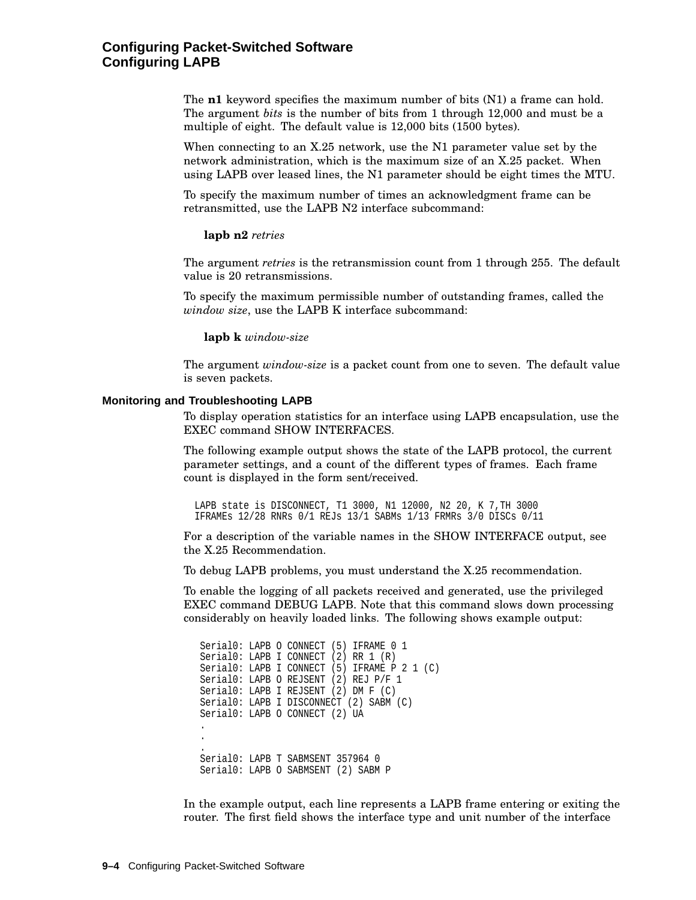The **n1** keyword specifies the maximum number of bits (N1) a frame can hold. The argument *bits* is the number of bits from 1 through 12,000 and must be a multiple of eight. The default value is 12,000 bits (1500 bytes).

When connecting to an X.25 network, use the N1 parameter value set by the network administration, which is the maximum size of an X.25 packet. When using LAPB over leased lines, the N1 parameter should be eight times the MTU.

To specify the maximum number of times an acknowledgment frame can be retransmitted, use the LAPB N2 interface subcommand:

**lapb n2** *retries*

The argument *retries* is the retransmission count from 1 through 255. The default value is 20 retransmissions.

To specify the maximum permissible number of outstanding frames, called the *window size*, use the LAPB K interface subcommand:

**lapb k** *window-size*

The argument *window-size* is a packet count from one to seven. The default value is seven packets.

### Monitoring and Troubleshooting LAPB

To display operation statistics for an interface using LAPB encapsulation, use the EXEC command SHOW INTERFACES.

The following example output shows the state of the LAPB protocol, the current parameter settings, and a count of the different types of frames. Each frame count is displayed in the form sent/received.

```
LAPB state is DISCONNECT, T1 3000, N1 12000, N2 20, K 7,TH 3000
IFRAMEs 12/28 RNRs 0/1 REJs 13/1 SABMs 1/13 FRMRs 3/0 DISCs 0/11
```

For a description of the variable names in the SHOW INTERFACE output, see the X.25 Recommendation.

To debug LAPB problems, you must understand the X.25 recommendation.

To enable the logging of all packets received and generated, use the privileged EXEC command DEBUG LAPB. Note that this command slows down processing considerably on heavily loaded links. The following shows example output:

```
Serial0: LAPB O CONNECT (5) IFRAME 0 1
Serial0: LAPB I CONNECT (2) RR 1 (R)
Serial0: LAPB I CONNECT (5) IFRAME P 2 1 (C)
Serial0: LAPB O REJSENT (2) REJ P/F 1
Serial0: LAPB I REJSENT (2) DM F (C)
Serial0: LAPB I DISCONNECT (2) SABM (C)
Serial0: LAPB O CONNECT (2) UA
.
.
.
Serial0: LAPB T SABMSENT 357964 0
Serial0: LAPB O SABMSENT (2) SABM P
```

In the example output, each line represents a LAPB frame entering or exiting the router. The first field shows the interface type and unit number of the interface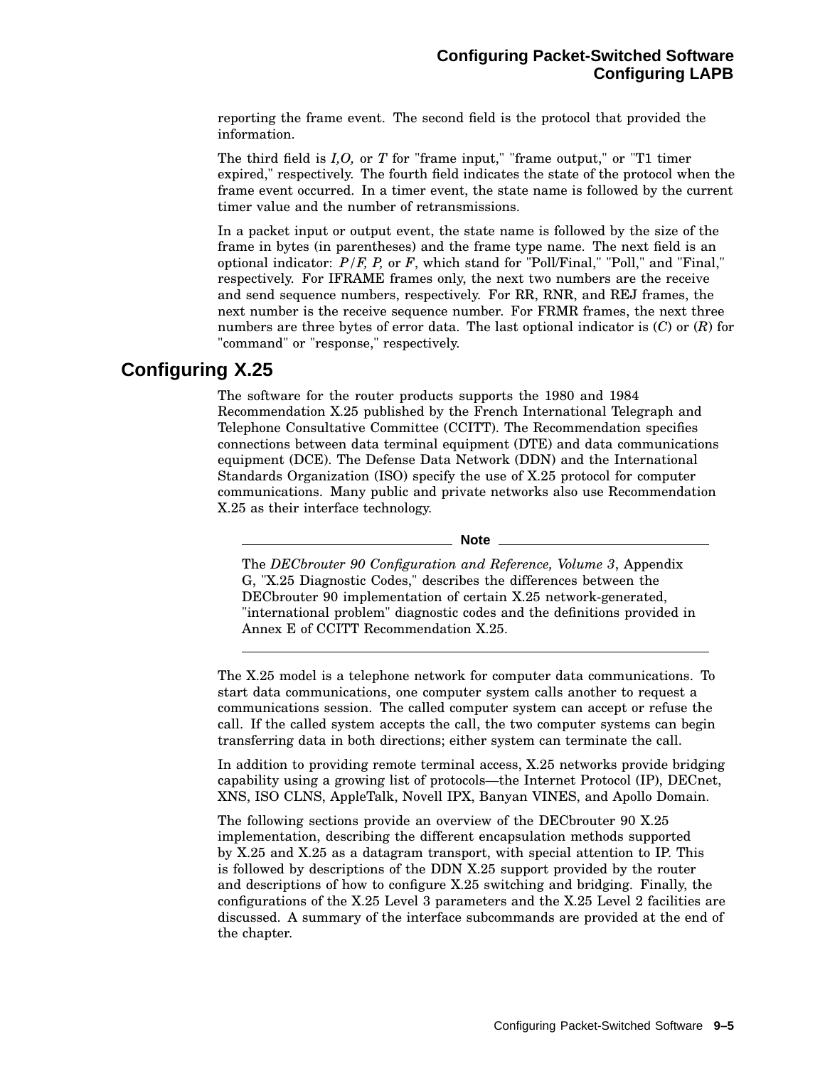reporting the frame event. The second field is the protocol that provided the information.

The third field is *I,O,* or *T* for "frame input," "frame output," or "T1 timer expired," respectively. The fourth field indicates the state of the protocol when the frame event occurred. In a timer event, the state name is followed by the current timer value and the number of retransmissions.

In a packet input or output event, the state name is followed by the size of the frame in bytes (in parentheses) and the frame type name. The next field is an optional indicator: *P/F, P,* or *F*, which stand for "Poll/Final," "Poll," and "Final," respectively. For IFRAME frames only, the next two numbers are the receive and send sequence numbers, respectively. For RR, RNR, and REJ frames, the next number is the receive sequence number. For FRMR frames, the next three numbers are three bytes of error data. The last optional indicator is (*C*) or (*R*) for "command" or "response," respectively.

## Configuring X.25

The software for the router products supports the 1980 and 1984 Recommendation X.25 published by the French International Telegraph and Telephone Consultative Committee (CCITT). The Recommendation specifies connections between data terminal equipment (DTE) and data communications equipment (DCE). The Defense Data Network (DDN) and the International Standards Organization (ISO) specify the use of X.25 protocol for computer communications. Many public and private networks also use Recommendation X.25 as their interface technology.

---

**Note**

The *DECbrouter 90 Configuration and Reference, Volume 3*, Appendix G, "X.25 Diagnostic Codes," describes the differences between the DECbrouter 90 implementation of certain X.25 network-generated, "international problem" diagnostic codes and the definitions provided in Annex E of CCITT Recommendation X.25.

---

The X.25 model is a telephone network for computer data communications. To start data communications, one computer system calls another to request a communications session. The called computer system can accept or refuse the call. If the called system accepts the call, the two computer systems can begin transferring data in both directions; either system can terminate the call.

In addition to providing remote terminal access, X.25 networks provide bridging capability using a growing list of protocols—the Internet Protocol (IP), DECnet, XNS, ISO CLNS, AppleTalk, Novell IPX, Banyan VINES, and Apollo Domain.

The following sections provide an overview of the DECbrouter 90 X.25 implementation, describing the different encapsulation methods supported by X.25 and X.25 as a datagram transport, with special attention to IP. This is followed by descriptions of the DDN X.25 support provided by the router and descriptions of how to configure X.25 switching and bridging. Finally, the configurations of the X.25 Level 3 parameters and the X.25 Level 2 facilities are discussed. A summary of the interface subcommands are provided at the end of the chapter.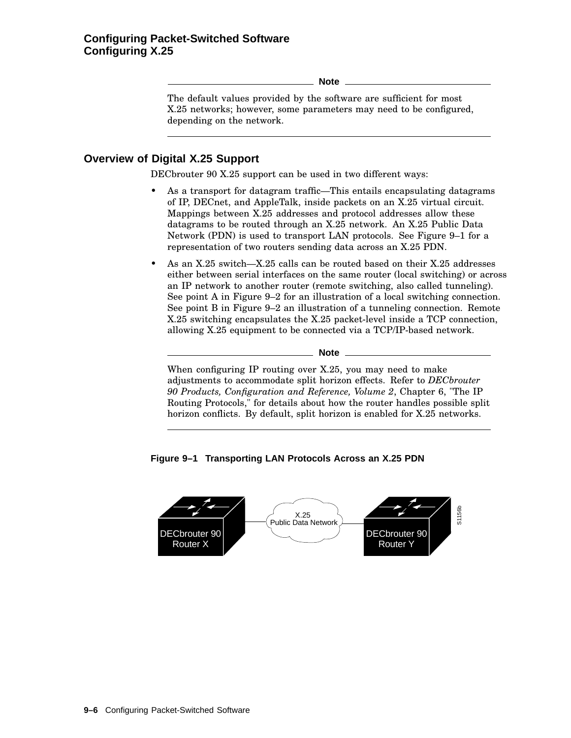---

**Note**

The default values provided by the software are sufficient for most X.25 networks; however, some parameters may need to be configured, depending on the network.

---

## Overview of Digital X.25 Support

DECbrouter 90 X.25 support can be used in two different ways:

- As a transport for datagram traffic—This entails encapsulating datagrams of IP, DECnet, and AppleTalk, inside packets on an X.25 virtual circuit. Mappings between X.25 addresses and protocol addresses allow these datagrams to be routed through an X.25 network. An X.25 Public Data Network (PDN) is used to transport LAN protocols. See Figure 9–1 for a representation of two routers sending data across an X.25 PDN.
- As an X.25 switch—X.25 calls can be routed based on their X.25 addresses either between serial interfaces on the same router (local switching) or across an IP network to another router (remote switching, also called tunneling). See point A in Figure 9–2 for an illustration of a local switching connection. See point B in Figure 9–2 an illustration of a tunneling connection. Remote X.25 switching encapsulates the X.25 packet-level inside a TCP connection, allowing X.25 equipment to be connected via a TCP/IP-based network.

---

**Note**

When configuring IP routing over X.25, you may need to make adjustments to accommodate split horizon effects. Refer to *DECbrouter 90 Products, Configuration and Reference, Volume 2*, Chapter 6, "The IP Routing Protocols," for details about how the router handles possible split horizon conflicts. By default, split horizon is enabled for X.25 networks.

---

**Figure 9–1 Transporting LAN Protocols Across an X.25 PDN**

DECbrouter 90 Router X — X.25 Public Data Network — DECbrouter 90 Router Y

S1156b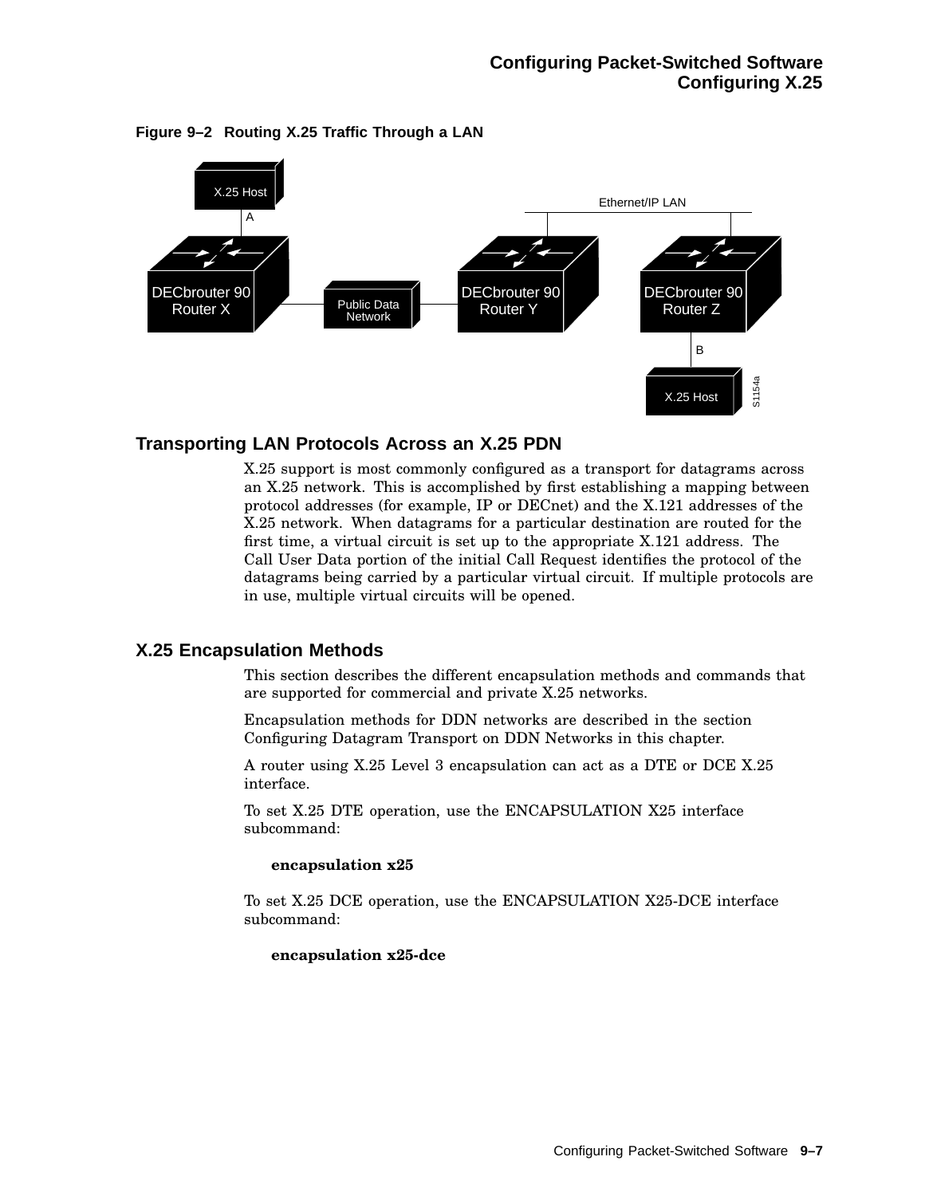**Figure 9–2 Routing X.25 Traffic Through a LAN**

## Transporting LAN Protocols Across an X.25 PDN

X.25 support is most commonly configured as a transport for datagrams across an X.25 network. This is accomplished by first establishing a mapping between protocol addresses (for example, IP or DECnet) and the X.121 addresses of the X.25 network. When datagrams for a particular destination are routed for the first time, a virtual circuit is set up to the appropriate X.121 address. The Call User Data portion of the initial Call Request identifies the protocol of the datagrams being carried by a particular virtual circuit. If multiple protocols are in use, multiple virtual circuits will be opened.

## X.25 Encapsulation Methods

This section describes the different encapsulation methods and commands that are supported for commercial and private X.25 networks.

Encapsulation methods for DDN networks are described in the section Configuring Datagram Transport on DDN Networks in this chapter.

A router using X.25 Level 3 encapsulation can act as a DTE or DCE X.25 interface.

To set X.25 DTE operation, use the ENCAPSULATION X25 interface subcommand:

**encapsulation x25**

To set X.25 DCE operation, use the ENCAPSULATION X25-DCE interface subcommand:

**encapsulation x25-dce**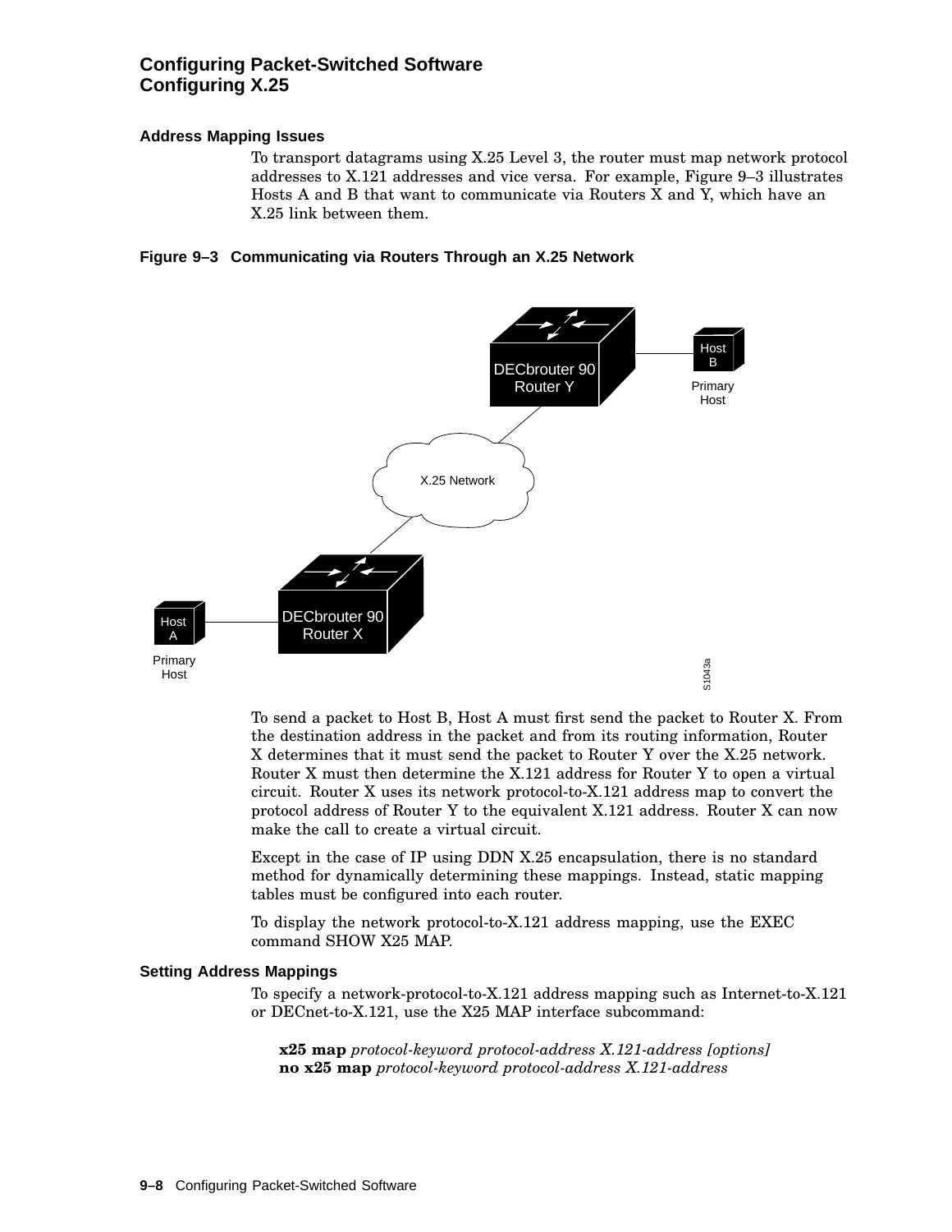### Address Mapping Issues

To transport datagrams using X.25 Level 3, the router must map network protocol addresses to X.121 addresses and vice versa. For example, Figure 9–3 illustrates Hosts A and B that want to communicate via Routers X and Y, which have an X.25 link between them.

**Figure 9–3 Communicating via Routers Through an X.25 Network**

To send a packet to Host B, Host A must first send the packet to Router X. From the destination address in the packet and from its routing information, Router X determines that it must send the packet to Router Y over the X.25 network. Router X must then determine the X.121 address for Router Y to open a virtual circuit. Router X uses its network protocol-to-X.121 address map to convert the protocol address of Router Y to the equivalent X.121 address. Router X can now make the call to create a virtual circuit.

Except in the case of IP using DDN X.25 encapsulation, there is no standard method for dynamically determining these mappings. Instead, static mapping tables must be configured into each router.

To display the network protocol-to-X.121 address mapping, use the EXEC command SHOW X25 MAP.

### Setting Address Mappings

To specify a network-protocol-to-X.121 address mapping such as Internet-to-X.121 or DECnet-to-X.121, use the X25 MAP interface subcommand:

**x25 map** *protocol-keyword protocol-address X.121-address [options]*
**no x25 map** *protocol-keyword protocol-address X.121-address*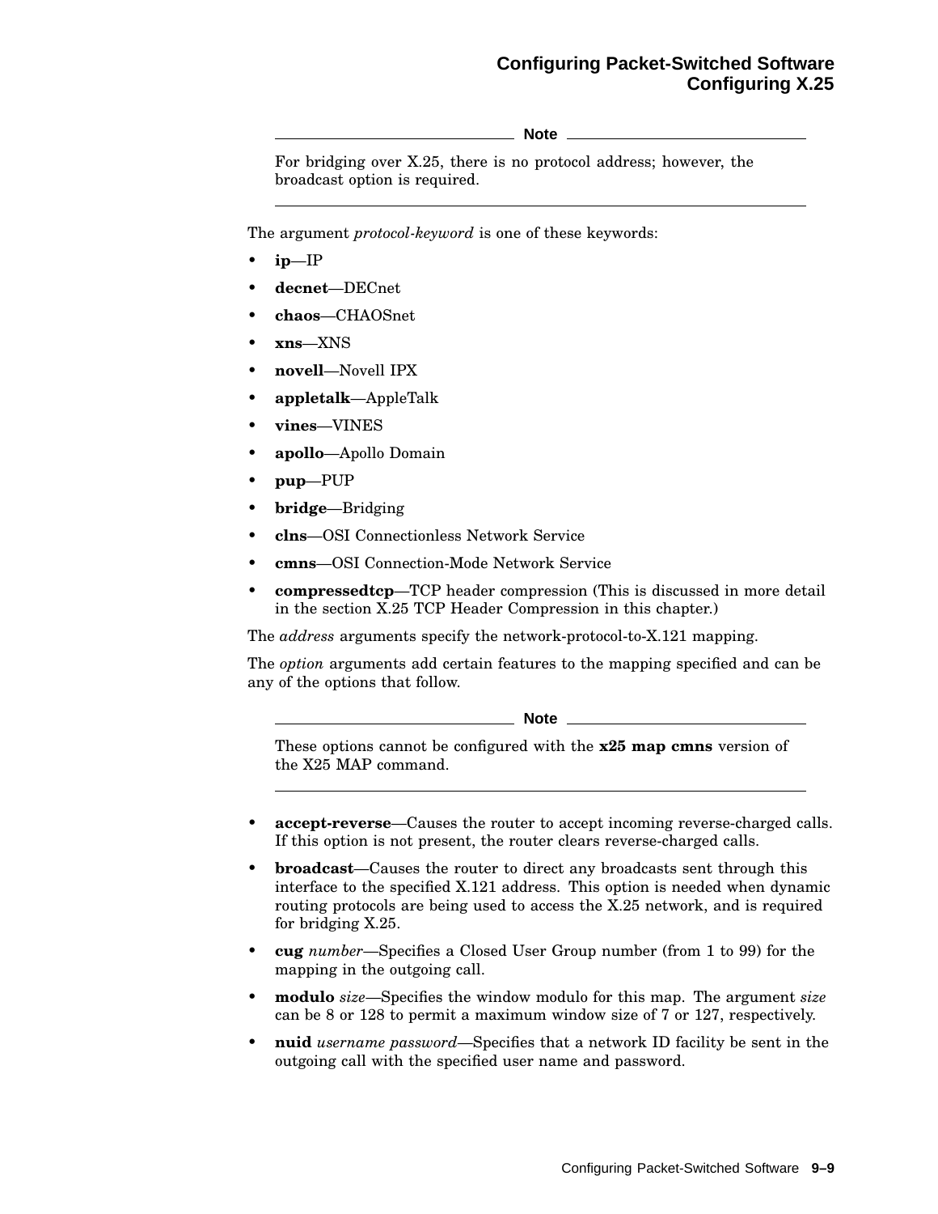---

**Note**

For bridging over X.25, there is no protocol address; however, the broadcast option is required.

---

The argument *protocol-keyword* is one of these keywords:

- **ip**—IP
- **decnet**—DECnet
- **chaos**—CHAOSnet
- **xns**—XNS
- **novell**—Novell IPX
- **appletalk**—AppleTalk
- **vines**—VINES
- **apollo**—Apollo Domain
- **pup**—PUP
- **bridge**—Bridging
- **clns**—OSI Connectionless Network Service
- **cmns**—OSI Connection-Mode Network Service
- **compressedtcp**—TCP header compression (This is discussed in more detail in the section X.25 TCP Header Compression in this chapter.)

The *address* arguments specify the network-protocol-to-X.121 mapping.

The *option* arguments add certain features to the mapping specified and can be any of the options that follow.

---

**Note**

These options cannot be configured with the **x25 map cmns** version of the X25 MAP command.

---

- **accept-reverse**—Causes the router to accept incoming reverse-charged calls. If this option is not present, the router clears reverse-charged calls.
- **broadcast**—Causes the router to direct any broadcasts sent through this interface to the specified X.121 address. This option is needed when dynamic routing protocols are being used to access the X.25 network, and is required for bridging X.25.
- **cug** *number*—Specifies a Closed User Group number (from 1 to 99) for the mapping in the outgoing call.
- **modulo** *size*—Specifies the window modulo for this map. The argument *size* can be 8 or 128 to permit a maximum window size of 7 or 127, respectively.
- **nuid** *username password*—Specifies that a network ID facility be sent in the outgoing call with the specified user name and password.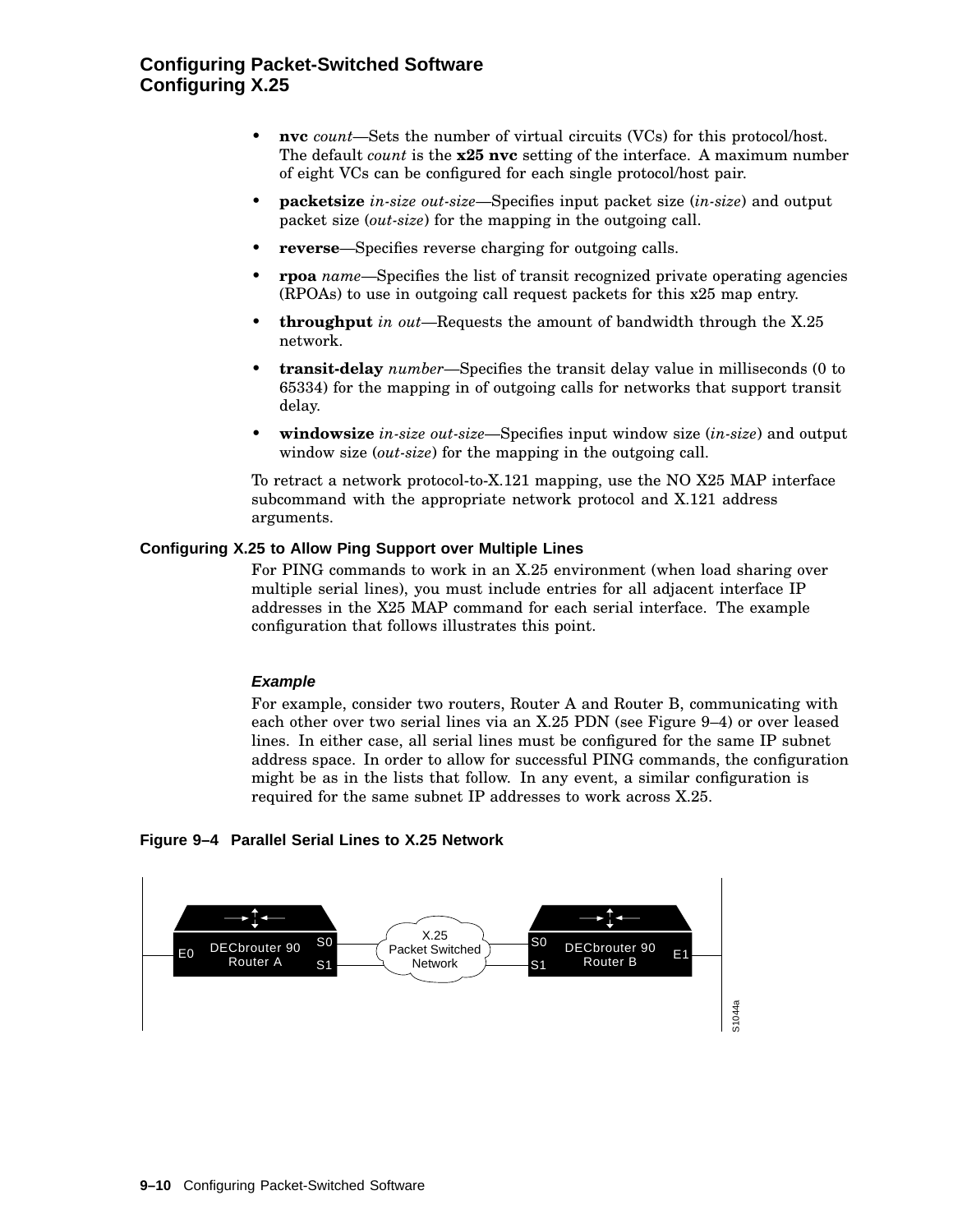- **nvc** *count*—Sets the number of virtual circuits (VCs) for this protocol/host. The default *count* is the **x25 nvc** setting of the interface. A maximum number of eight VCs can be configured for each single protocol/host pair.
- **packetsize** *in-size out-size*—Specifies input packet size (*in-size*) and output packet size (*out-size*) for the mapping in the outgoing call.
- **reverse**—Specifies reverse charging for outgoing calls.
- **rpoa** *name*—Specifies the list of transit recognized private operating agencies (RPOAs) to use in outgoing call request packets for this x25 map entry.
- **throughput** *in out*—Requests the amount of bandwidth through the X.25 network.
- **transit-delay** *number*—Specifies the transit delay value in milliseconds (0 to 65334) for the mapping in of outgoing calls for networks that support transit delay.
- **windowsize** *in-size out-size*—Specifies input window size (*in-size*) and output window size (*out-size*) for the mapping in the outgoing call.

To retract a network protocol-to-X.121 mapping, use the NO X25 MAP interface subcommand with the appropriate network protocol and X.121 address arguments.

### Configuring X.25 to Allow Ping Support over Multiple Lines

For PING commands to work in an X.25 environment (when load sharing over multiple serial lines), you must include entries for all adjacent interface IP addresses in the X25 MAP command for each serial interface. The example configuration that follows illustrates this point.

#### *Example*

For example, consider two routers, Router A and Router B, communicating with each other over two serial lines via an X.25 PDN (see Figure 9–4) or over leased lines. In either case, all serial lines must be configured for the same IP subnet address space. In order to allow for successful PING commands, the configuration might be as in the lists that follow. In any event, a similar configuration is required for the same subnet IP addresses to work across X.25.

**Figure 9–4 Parallel Serial Lines to X.25 Network**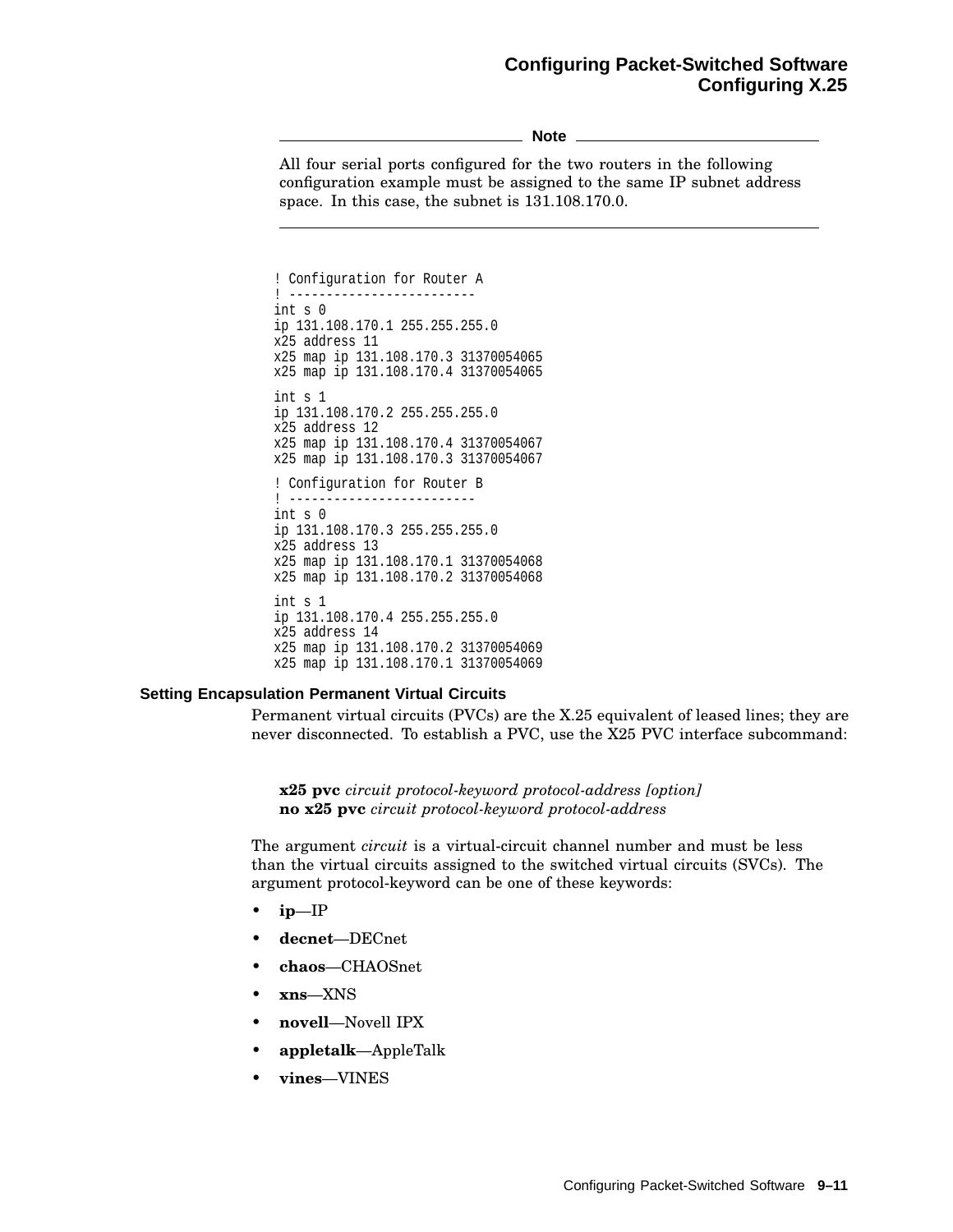**Note**

All four serial ports configured for the two routers in the following configuration example must be assigned to the same IP subnet address space. In this case, the subnet is 131.108.170.0.

```
! Configuration for Router A
! -------------------------
int s 0
ip 131.108.170.1 255.255.255.0
x25 address 11
x25 map ip 131.108.170.3 31370054065
x25 map ip 131.108.170.4 31370054065

int s 1
ip 131.108.170.2 255.255.255.0
x25 address 12
x25 map ip 131.108.170.4 31370054067
x25 map ip 131.108.170.3 31370054067

! Configuration for Router B
! -------------------------
int s 0
ip 131.108.170.3 255.255.255.0
x25 address 13
x25 map ip 131.108.170.1 31370054068
x25 map ip 131.108.170.2 31370054068

int s 1
ip 131.108.170.4 255.255.255.0
x25 address 14
x25 map ip 131.108.170.2 31370054069
x25 map ip 131.108.170.1 31370054069
```

### Setting Encapsulation Permanent Virtual Circuits

Permanent virtual circuits (PVCs) are the X.25 equivalent of leased lines; they are never disconnected. To establish a PVC, use the X25 PVC interface subcommand:

**x25 pvc** *circuit protocol-keyword protocol-address [option]*
**no x25 pvc** *circuit protocol-keyword protocol-address*

The argument *circuit* is a virtual-circuit channel number and must be less than the virtual circuits assigned to the switched virtual circuits (SVCs). The argument protocol-keyword can be one of these keywords:

- **ip**—IP
- **decnet**—DECnet
- **chaos**—CHAOSnet
- **xns**—XNS
- **novell**—Novell IPX
- **appletalk**—AppleTalk
- **vines**—VINES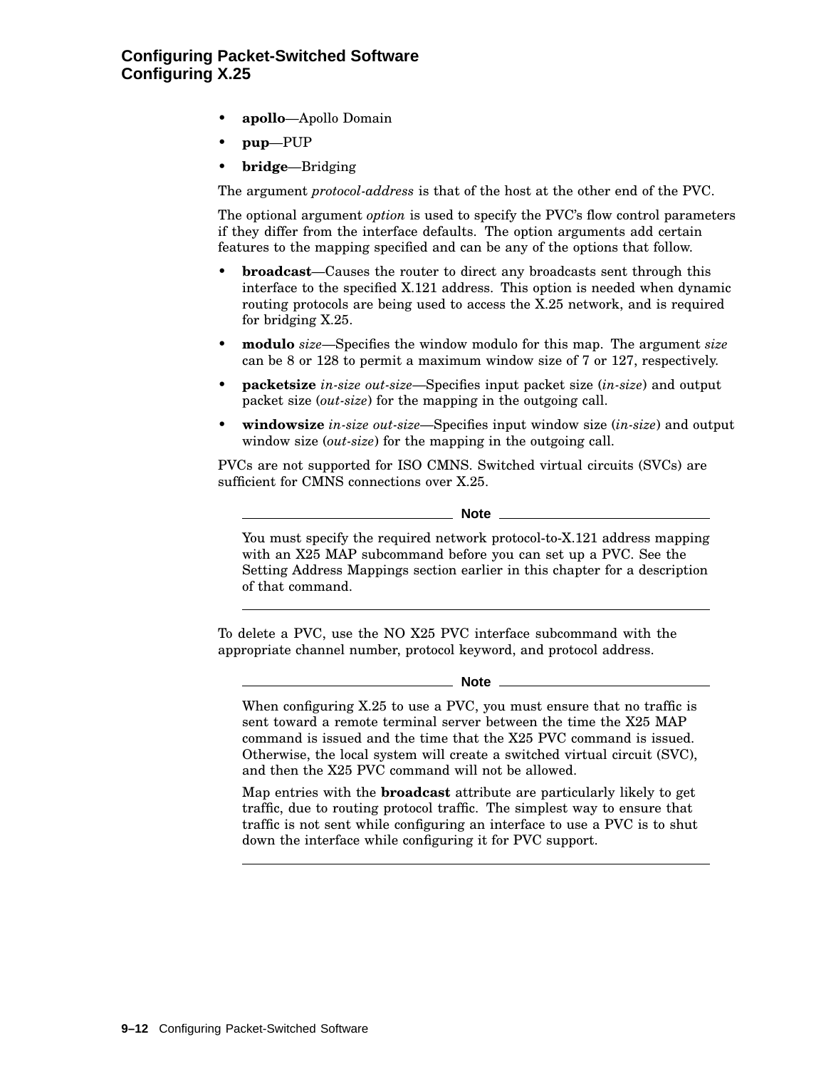- **apollo**—Apollo Domain
- **pup**—PUP
- **bridge**—Bridging

The argument *protocol-address* is that of the host at the other end of the PVC.

The optional argument *option* is used to specify the PVC's flow control parameters if they differ from the interface defaults. The option arguments add certain features to the mapping specified and can be any of the options that follow.

- **broadcast**—Causes the router to direct any broadcasts sent through this interface to the specified X.121 address. This option is needed when dynamic routing protocols are being used to access the X.25 network, and is required for bridging X.25.
- **modulo** *size*—Specifies the window modulo for this map. The argument *size* can be 8 or 128 to permit a maximum window size of 7 or 127, respectively.
- **packetsize** *in-size out-size*—Specifies input packet size (*in-size*) and output packet size (*out-size*) for the mapping in the outgoing call.
- **windowsize** *in-size out-size*—Specifies input window size (*in-size*) and output window size (*out-size*) for the mapping in the outgoing call.

PVCs are not supported for ISO CMNS. Switched virtual circuits (SVCs) are sufficient for CMNS connections over X.25.

---

**Note**

You must specify the required network protocol-to-X.121 address mapping with an X25 MAP subcommand before you can set up a PVC. See the Setting Address Mappings section earlier in this chapter for a description of that command.

---

To delete a PVC, use the NO X25 PVC interface subcommand with the appropriate channel number, protocol keyword, and protocol address.

---

**Note**

When configuring X.25 to use a PVC, you must ensure that no traffic is sent toward a remote terminal server between the time the X25 MAP command is issued and the time that the X25 PVC command is issued. Otherwise, the local system will create a switched virtual circuit (SVC), and then the X25 PVC command will not be allowed.

Map entries with the **broadcast** attribute are particularly likely to get traffic, due to routing protocol traffic. The simplest way to ensure that traffic is not sent while configuring an interface to use a PVC is to shut down the interface while configuring it for PVC support.

---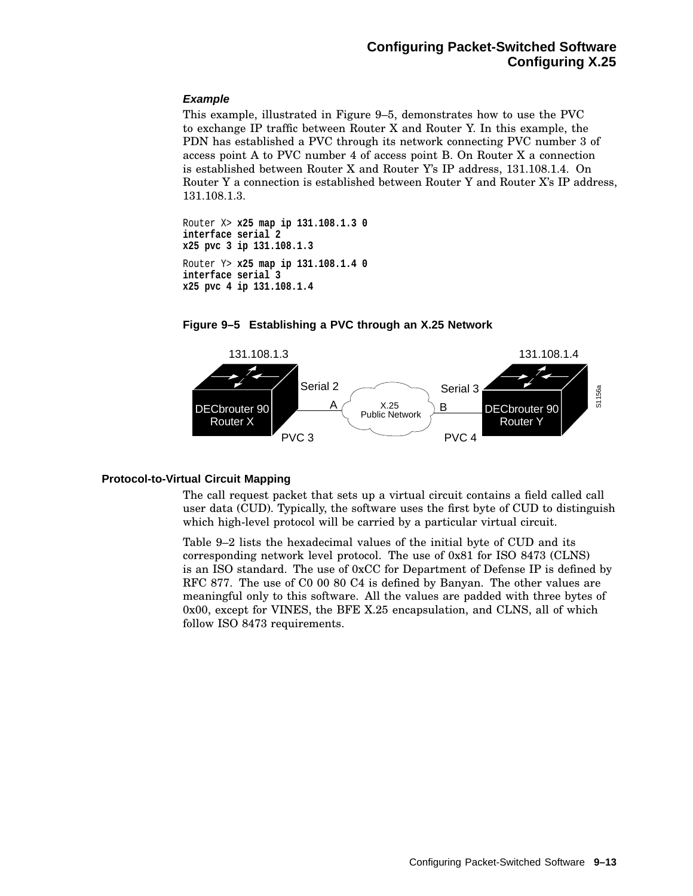### *Example*

This example, illustrated in Figure 9–5, demonstrates how to use the PVC to exchange IP traffic between Router X and Router Y. In this example, the PDN has established a PVC through its network connecting PVC number 3 of access point A to PVC number 4 of access point B. On Router X a connection is established between Router X and Router Y's IP address, 131.108.1.4. On Router Y a connection is established between Router Y and Router X's IP address, 131.108.1.3.

```
Router X> x25 map ip 131.108.1.3 0
interface serial 2
x25 pvc 3 ip 131.108.1.3
```

```
Router Y> x25 map ip 131.108.1.4 0
interface serial 3
x25 pvc 4 ip 131.108.1.4
```

**Figure 9–5 Establishing a PVC through an X.25 Network**

131.108.1.3 | 131.108.1.4

DECbrouter 90 Router X — Serial 2 — A — X.25 Public Network — B — Serial 3 — DECbrouter 90 Router Y

PVC 3 | PVC 4

S1156a

## Protocol-to-Virtual Circuit Mapping

The call request packet that sets up a virtual circuit contains a field called call user data (CUD). Typically, the software uses the first byte of CUD to distinguish which high-level protocol will be carried by a particular virtual circuit.

Table 9–2 lists the hexadecimal values of the initial byte of CUD and its corresponding network level protocol. The use of 0x81 for ISO 8473 (CLNS) is an ISO standard. The use of 0xCC for Department of Defense IP is defined by RFC 877. The use of C0 00 80 C4 is defined by Banyan. The other values are meaningful only to this software. All the values are padded with three bytes of 0x00, except for VINES, the BFE X.25 encapsulation, and CLNS, all of which follow ISO 8473 requirements.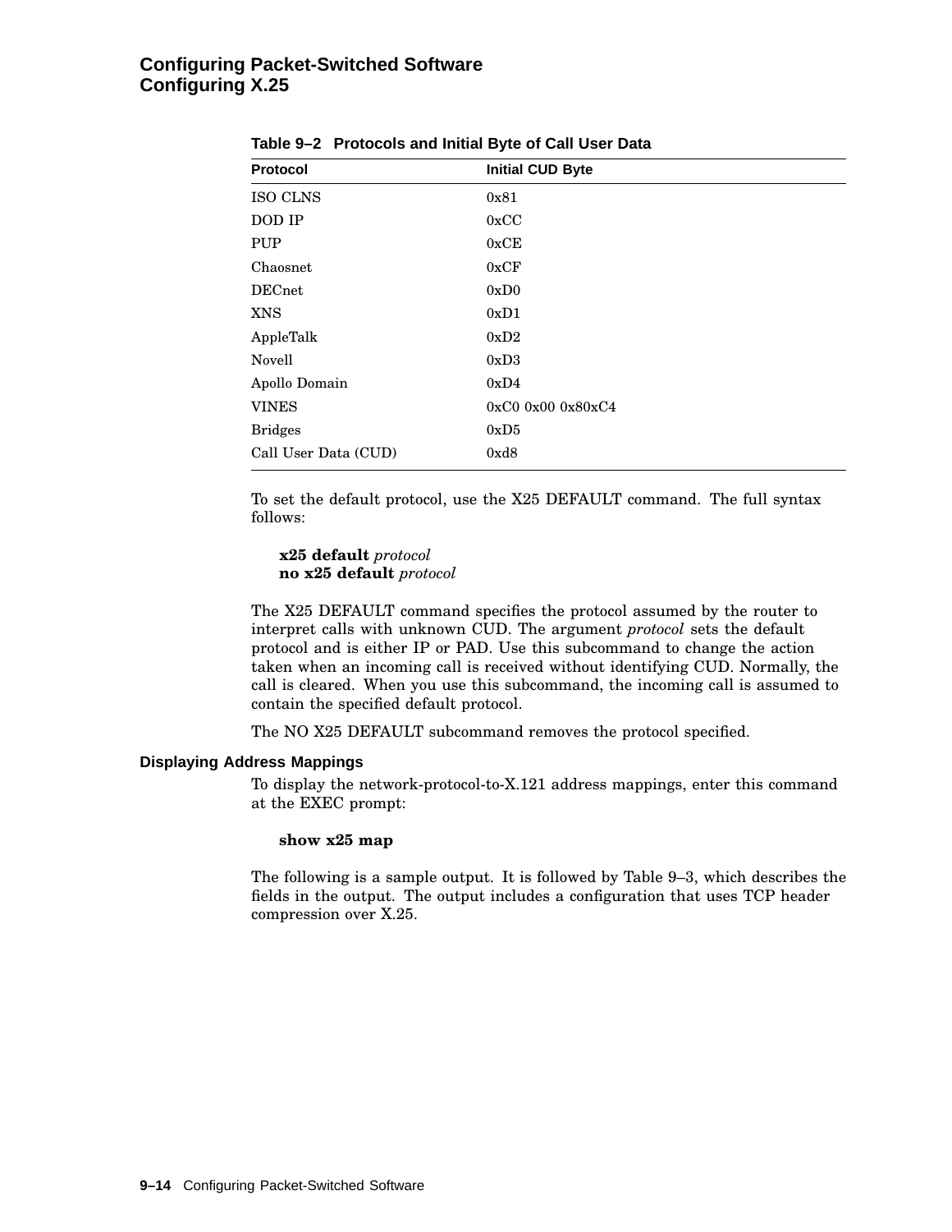**Table 9–2 Protocols and Initial Byte of Call User Data**

| Protocol | Initial CUD Byte |
| --- | --- |
| ISO CLNS | 0x81 |
| DOD IP | 0xCC |
| PUP | 0xCE |
| Chaosnet | 0xCF |
| DECnet | 0xD0 |
| XNS | 0xD1 |
| AppleTalk | 0xD2 |
| Novell | 0xD3 |
| Apollo Domain | 0xD4 |
| VINES | 0xC0 0x00 0x80xC4 |
| Bridges | 0xD5 |
| Call User Data (CUD) | 0xd8 |

To set the default protocol, use the X25 DEFAULT command. The full syntax follows:

**x25 default** *protocol*
**no x25 default** *protocol*

The X25 DEFAULT command specifies the protocol assumed by the router to interpret calls with unknown CUD. The argument *protocol* sets the default protocol and is either IP or PAD. Use this subcommand to change the action taken when an incoming call is received without identifying CUD. Normally, the call is cleared. When you use this subcommand, the incoming call is assumed to contain the specified default protocol.

The NO X25 DEFAULT subcommand removes the protocol specified.

### Displaying Address Mappings

To display the network-protocol-to-X.121 address mappings, enter this command at the EXEC prompt:

**show x25 map**

The following is a sample output. It is followed by Table 9–3, which describes the fields in the output. The output includes a configuration that uses TCP header compression over X.25.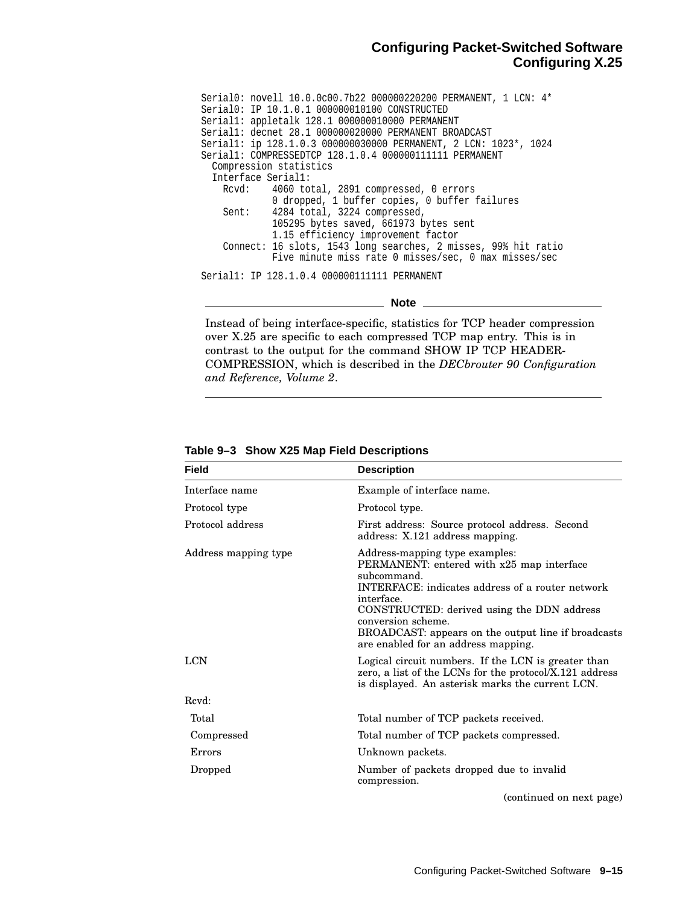```
Serial0: novell 10.0.0c00.7b22 000000220200 PERMANENT, 1 LCN: 4*
Serial0: IP 10.1.0.1 000000010100 CONSTRUCTED
Serial1: appletalk 128.1 000000010000 PERMANENT
Serial1: decnet 28.1 000000020000 PERMANENT BROADCAST
Serial1: ip 128.1.0.3 000000030000 PERMANENT, 2 LCN: 1023*, 1024
Serial1: COMPRESSEDTCP 128.1.0.4 000000111111 PERMANENT
  Compression statistics
  Interface Serial1:
    Rcvd:    4060 total, 2891 compressed, 0 errors
             0 dropped, 1 buffer copies, 0 buffer failures
    Sent:    4284 total, 3224 compressed,
             105295 bytes saved, 661973 bytes sent
             1.15 efficiency improvement factor
    Connect: 16 slots, 1543 long searches, 2 misses, 99% hit ratio
             Five minute miss rate 0 misses/sec, 0 max misses/sec

Serial1: IP 128.1.0.4 000000111111 PERMANENT
```

**Note**

Instead of being interface-specific, statistics for TCP header compression over X.25 are specific to each compressed TCP map entry. This is in contrast to the output for the command SHOW IP TCP HEADER-COMPRESSION, which is described in the *DECbrouter 90 Configuration and Reference, Volume 2*.

---

**Table 9–3 Show X25 Map Field Descriptions**

| Field | Description |
|---|---|
| Interface name | Example of interface name. |
| Protocol type | Protocol type. |
| Protocol address | First address: Source protocol address. Second address: X.121 address mapping. |
| Address mapping type | Address-mapping type examples:<br>PERMANENT: entered with x25 map interface subcommand.<br>INTERFACE: indicates address of a router network interface.<br>CONSTRUCTED: derived using the DDN address conversion scheme.<br>BROADCAST: appears on the output line if broadcasts are enabled for an address mapping. |
| LCN | Logical circuit numbers. If the LCN is greater than zero, a list of the LCNs for the protocol/X.121 address is displayed. An asterisk marks the current LCN. |
| Rcvd: | |
| Total | Total number of TCP packets received. |
| Compressed | Total number of TCP packets compressed. |
| Errors | Unknown packets. |
| Dropped | Number of packets dropped due to invalid compression. |

(continued on next page)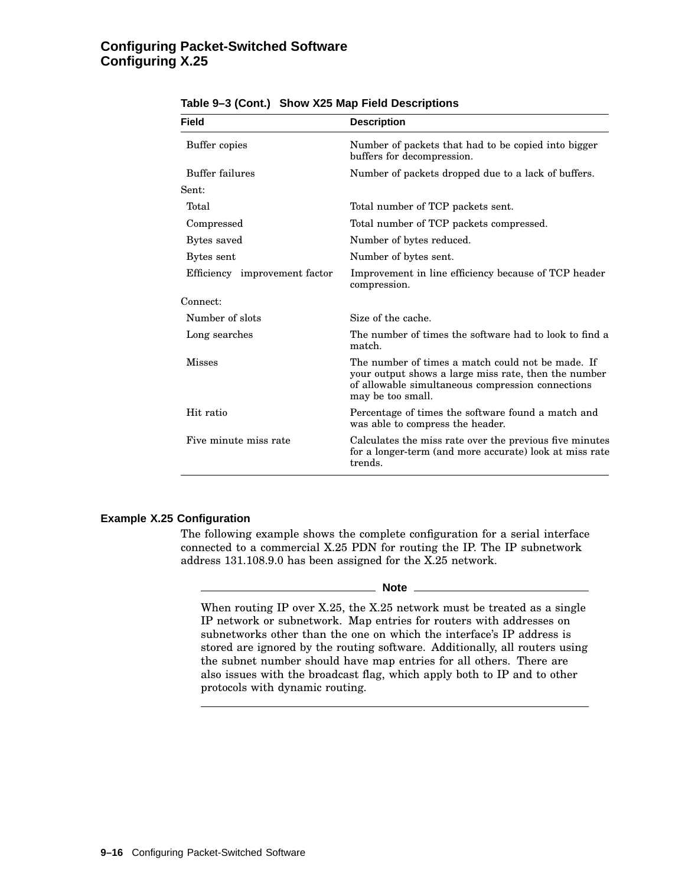**Table 9–3 (Cont.) Show X25 Map Field Descriptions**

| Field | Description |
|---|---|
| Buffer copies | Number of packets that had to be copied into bigger buffers for decompression. |
| Buffer failures | Number of packets dropped due to a lack of buffers. |
| Sent: | |
| Total | Total number of TCP packets sent. |
| Compressed | Total number of TCP packets compressed. |
| Bytes saved | Number of bytes reduced. |
| Bytes sent | Number of bytes sent. |
| Efficiency improvement factor | Improvement in line efficiency because of TCP header compression. |
| Connect: | |
| Number of slots | Size of the cache. |
| Long searches | The number of times the software had to look to find a match. |
| Misses | The number of times a match could not be made. If your output shows a large miss rate, then the number of allowable simultaneous compression connections may be too small. |
| Hit ratio | Percentage of times the software found a match and was able to compress the header. |
| Five minute miss rate | Calculates the miss rate over the previous five minutes for a longer-term (and more accurate) look at miss rate trends. |

### Example X.25 Configuration

The following example shows the complete configuration for a serial interface connected to a commercial X.25 PDN for routing the IP. The IP subnetwork address 131.108.9.0 has been assigned for the X.25 network.

---

**Note**

When routing IP over X.25, the X.25 network must be treated as a single IP network or subnetwork. Map entries for routers with addresses on subnetworks other than the one on which the interface's IP address is stored are ignored by the routing software. Additionally, all routers using the subnet number should have map entries for all others. There are also issues with the broadcast flag, which apply both to IP and to other protocols with dynamic routing.

---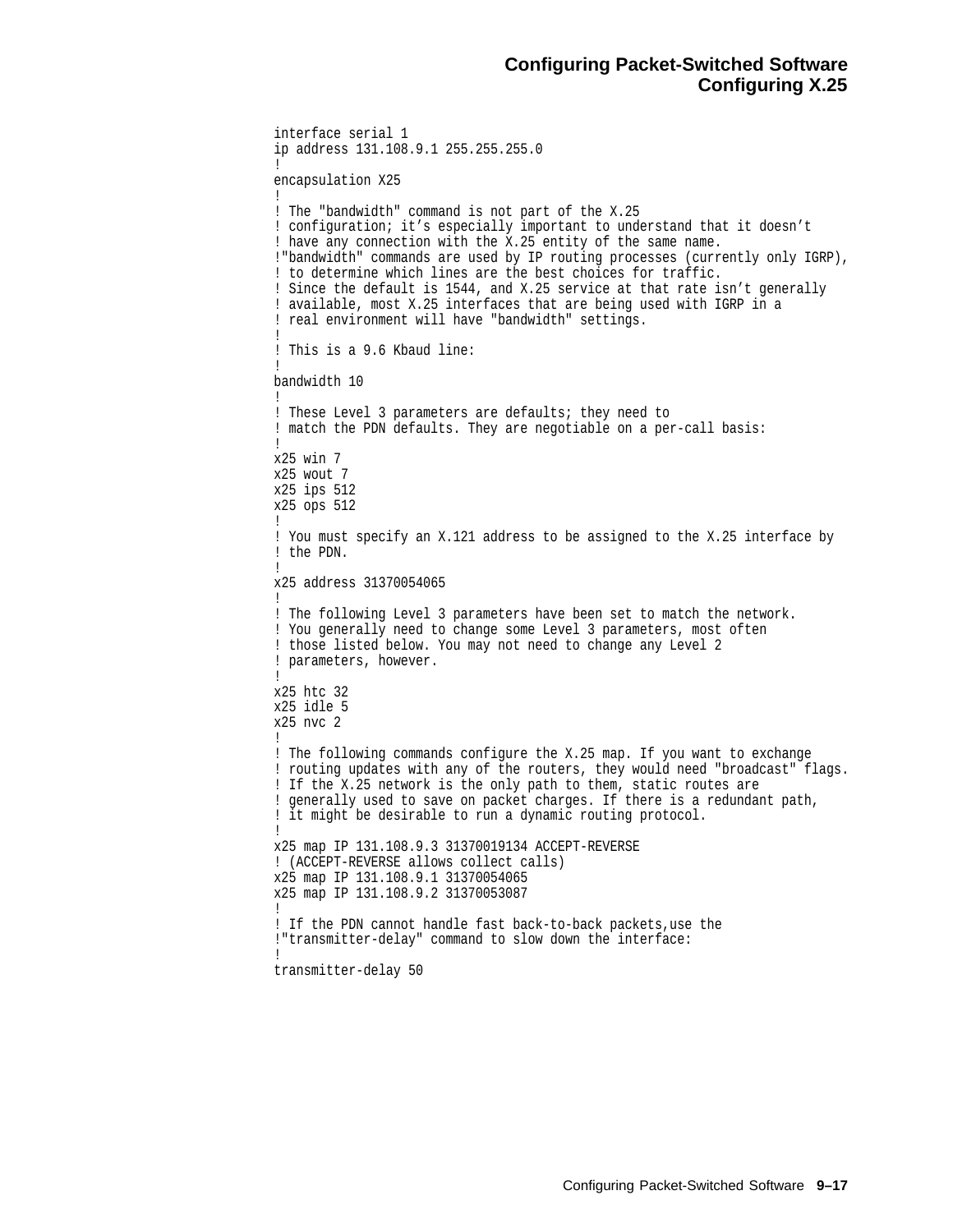```
interface serial 1
ip address 131.108.9.1 255.255.255.0
!
encapsulation X25
!
! The "bandwidth" command is not part of the X.25
! configuration; it's especially important to understand that it doesn't
! have any connection with the X.25 entity of the same name.
!"bandwidth" commands are used by IP routing processes (currently only IGRP),
! to determine which lines are the best choices for traffic.
! Since the default is 1544, and X.25 service at that rate isn't generally
! available, most X.25 interfaces that are being used with IGRP in a
! real environment will have "bandwidth" settings.
!
! This is a 9.6 Kbaud line:
!
bandwidth 10
!
! These Level 3 parameters are defaults; they need to
! match the PDN defaults. They are negotiable on a per-call basis:
!
x25 win 7
x25 wout 7
x25 ips 512
x25 ops 512
!
! You must specify an X.121 address to be assigned to the X.25 interface by
! the PDN.
!
x25 address 31370054065
!
! The following Level 3 parameters have been set to match the network.
! You generally need to change some Level 3 parameters, most often
! those listed below. You may not need to change any Level 2
! parameters, however.
!
x25 htc 32
x25 idle 5
x25 nvc 2
!
! The following commands configure the X.25 map. If you want to exchange
! routing updates with any of the routers, they would need "broadcast" flags.
! If the X.25 network is the only path to them, static routes are
! generally used to save on packet charges. If there is a redundant path,
! it might be desirable to run a dynamic routing protocol.
!
x25 map IP 131.108.9.3 31370019134 ACCEPT-REVERSE
! (ACCEPT-REVERSE allows collect calls)
x25 map IP 131.108.9.1 31370054065
x25 map IP 131.108.9.2 31370053087
!
! If the PDN cannot handle fast back-to-back packets,use the
!"transmitter-delay" command to slow down the interface:
!
transmitter-delay 50
```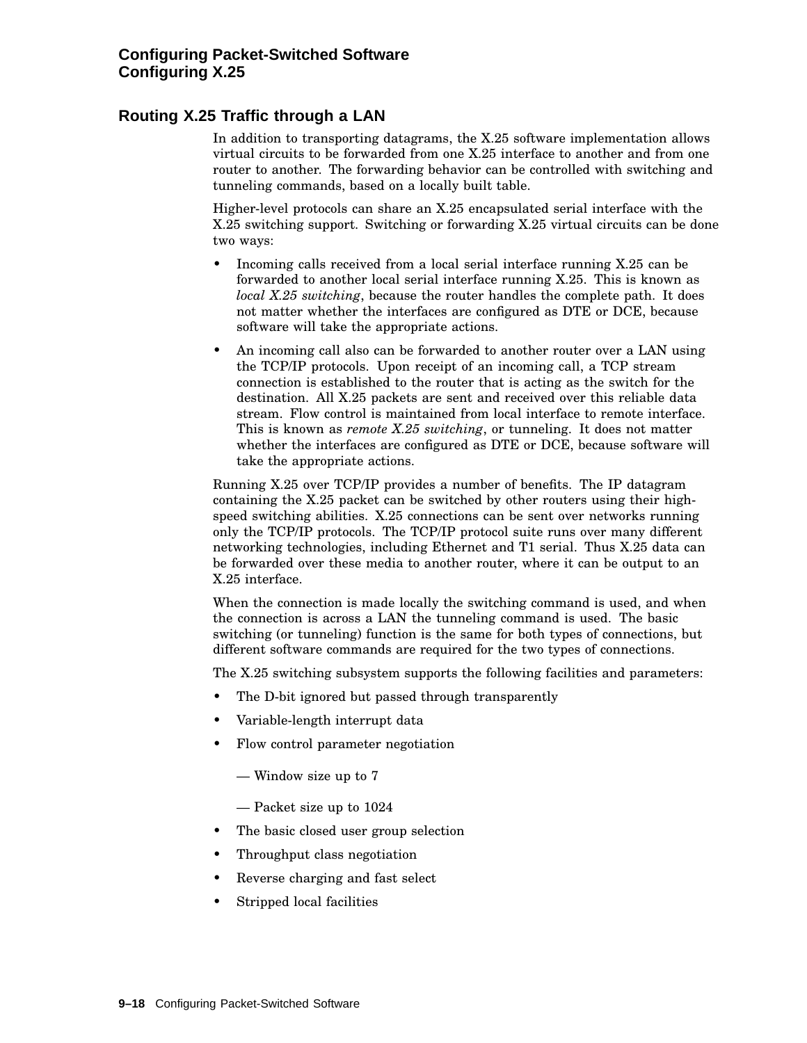## Routing X.25 Traffic through a LAN

In addition to transporting datagrams, the X.25 software implementation allows virtual circuits to be forwarded from one X.25 interface to another and from one router to another. The forwarding behavior can be controlled with switching and tunneling commands, based on a locally built table.

Higher-level protocols can share an X.25 encapsulated serial interface with the X.25 switching support. Switching or forwarding X.25 virtual circuits can be done two ways:

- Incoming calls received from a local serial interface running X.25 can be forwarded to another local serial interface running X.25. This is known as *local X.25 switching*, because the router handles the complete path. It does not matter whether the interfaces are configured as DTE or DCE, because software will take the appropriate actions.
- An incoming call also can be forwarded to another router over a LAN using the TCP/IP protocols. Upon receipt of an incoming call, a TCP stream connection is established to the router that is acting as the switch for the destination. All X.25 packets are sent and received over this reliable data stream. Flow control is maintained from local interface to remote interface. This is known as *remote X.25 switching*, or tunneling. It does not matter whether the interfaces are configured as DTE or DCE, because software will take the appropriate actions.

Running X.25 over TCP/IP provides a number of benefits. The IP datagram containing the X.25 packet can be switched by other routers using their high-speed switching abilities. X.25 connections can be sent over networks running only the TCP/IP protocols. The TCP/IP protocol suite runs over many different networking technologies, including Ethernet and T1 serial. Thus X.25 data can be forwarded over these media to another router, where it can be output to an X.25 interface.

When the connection is made locally the switching command is used, and when the connection is across a LAN the tunneling command is used. The basic switching (or tunneling) function is the same for both types of connections, but different software commands are required for the two types of connections.

The X.25 switching subsystem supports the following facilities and parameters:

- The D-bit ignored but passed through transparently
- Variable-length interrupt data
- Flow control parameter negotiation
  - — Window size up to 7
  - — Packet size up to 1024
- The basic closed user group selection
- Throughput class negotiation
- Reverse charging and fast select
- Stripped local facilities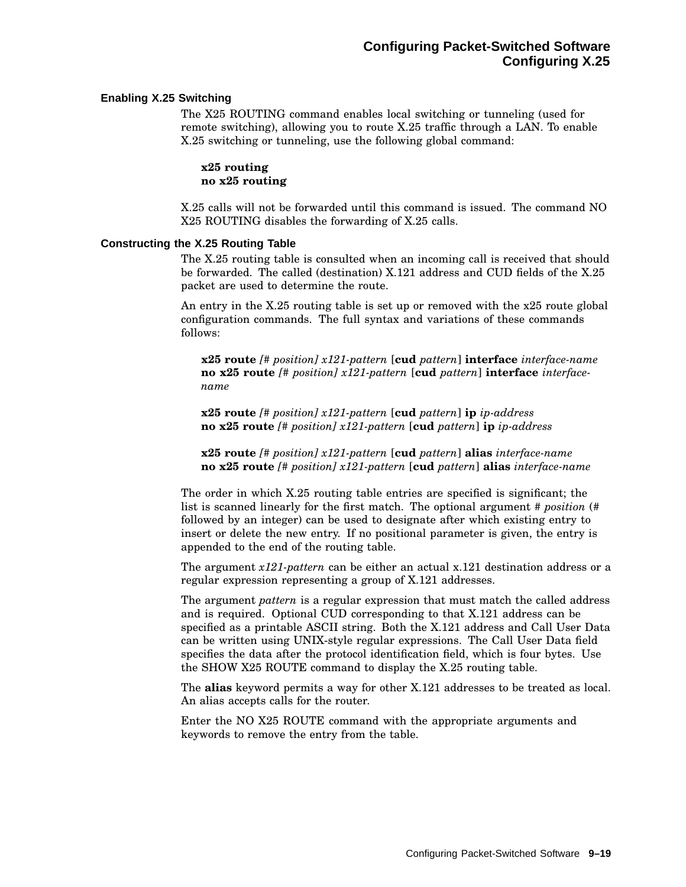### Enabling X.25 Switching

The X25 ROUTING command enables local switching or tunneling (used for remote switching), allowing you to route X.25 traffic through a LAN. To enable X.25 switching or tunneling, use the following global command:

**x25 routing**
**no x25 routing**

X.25 calls will not be forwarded until this command is issued. The command NO X25 ROUTING disables the forwarding of X.25 calls.

### Constructing the X.25 Routing Table

The X.25 routing table is consulted when an incoming call is received that should be forwarded. The called (destination) X.121 address and CUD fields of the X.25 packet are used to determine the route.

An entry in the X.25 routing table is set up or removed with the x25 route global configuration commands. The full syntax and variations of these commands follows:

**x25 route** *[# position] x121-pattern* [**cud** *pattern*] **interface** *interface-name*
**no x25 route** *[# position] x121-pattern* [**cud** *pattern*] **interface** *interface-name*

**x25 route** *[# position] x121-pattern* [**cud** *pattern*] **ip** *ip-address*
**no x25 route** *[# position] x121-pattern* [**cud** *pattern*] **ip** *ip-address*

**x25 route** *[# position] x121-pattern* [**cud** *pattern*] **alias** *interface-name*
**no x25 route** *[# position] x121-pattern* [**cud** *pattern*] **alias** *interface-name*

The order in which X.25 routing table entries are specified is significant; the list is scanned linearly for the first match. The optional argument # *position* (# followed by an integer) can be used to designate after which existing entry to insert or delete the new entry. If no positional parameter is given, the entry is appended to the end of the routing table.

The argument *x121-pattern* can be either an actual x.121 destination address or a regular expression representing a group of X.121 addresses.

The argument *pattern* is a regular expression that must match the called address and is required. Optional CUD corresponding to that X.121 address can be specified as a printable ASCII string. Both the X.121 address and Call User Data can be written using UNIX-style regular expressions. The Call User Data field specifies the data after the protocol identification field, which is four bytes. Use the SHOW X25 ROUTE command to display the X.25 routing table.

The **alias** keyword permits a way for other X.121 addresses to be treated as local. An alias accepts calls for the router.

Enter the NO X25 ROUTE command with the appropriate arguments and keywords to remove the entry from the table.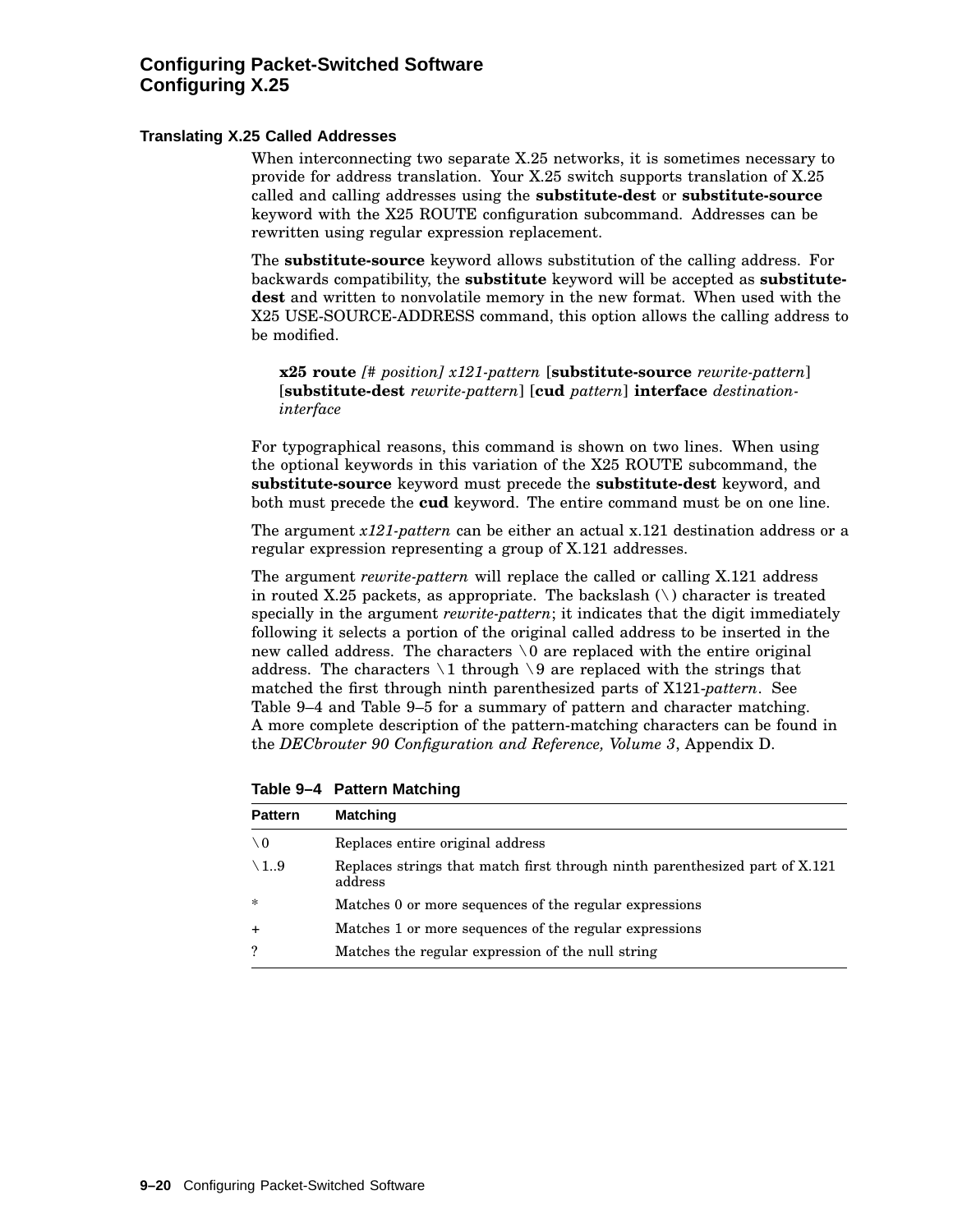## Translating X.25 Called Addresses

When interconnecting two separate X.25 networks, it is sometimes necessary to provide for address translation. Your X.25 switch supports translation of X.25 called and calling addresses using the **substitute-dest** or **substitute-source** keyword with the X25 ROUTE configuration subcommand. Addresses can be rewritten using regular expression replacement.

The **substitute-source** keyword allows substitution of the calling address. For backwards compatibility, the **substitute** keyword will be accepted as **substitute-dest** and written to nonvolatile memory in the new format. When used with the X25 USE-SOURCE-ADDRESS command, this option allows the calling address to be modified.

> **x25 route** *[# position] x121-pattern* [**substitute-source** *rewrite-pattern*] [**substitute-dest** *rewrite-pattern*] [**cud** *pattern*] **interface** *destination-interface*

For typographical reasons, this command is shown on two lines. When using the optional keywords in this variation of the X25 ROUTE subcommand, the **substitute-source** keyword must precede the **substitute-dest** keyword, and both must precede the **cud** keyword. The entire command must be on one line.

The argument *x121-pattern* can be either an actual x.121 destination address or a regular expression representing a group of X.121 addresses.

The argument *rewrite-pattern* will replace the called or calling X.121 address in routed X.25 packets, as appropriate. The backslash (\) character is treated specially in the argument *rewrite-pattern*; it indicates that the digit immediately following it selects a portion of the original called address to be inserted in the new called address. The characters \0 are replaced with the entire original address. The characters \1 through \9 are replaced with the strings that matched the first through ninth parenthesized parts of X121-*pattern*. See Table 9–4 and Table 9–5 for a summary of pattern and character matching. A more complete description of the pattern-matching characters can be found in the *DECbrouter 90 Configuration and Reference, Volume 3*, Appendix D.

**Table 9–4 Pattern Matching**

| Pattern | Matching |
|---|---|
| \0 | Replaces entire original address |
| \1..9 | Replaces strings that match first through ninth parenthesized part of X.121 address |
| * | Matches 0 or more sequences of the regular expressions |
| + | Matches 1 or more sequences of the regular expressions |
| ? | Matches the regular expression of the null string |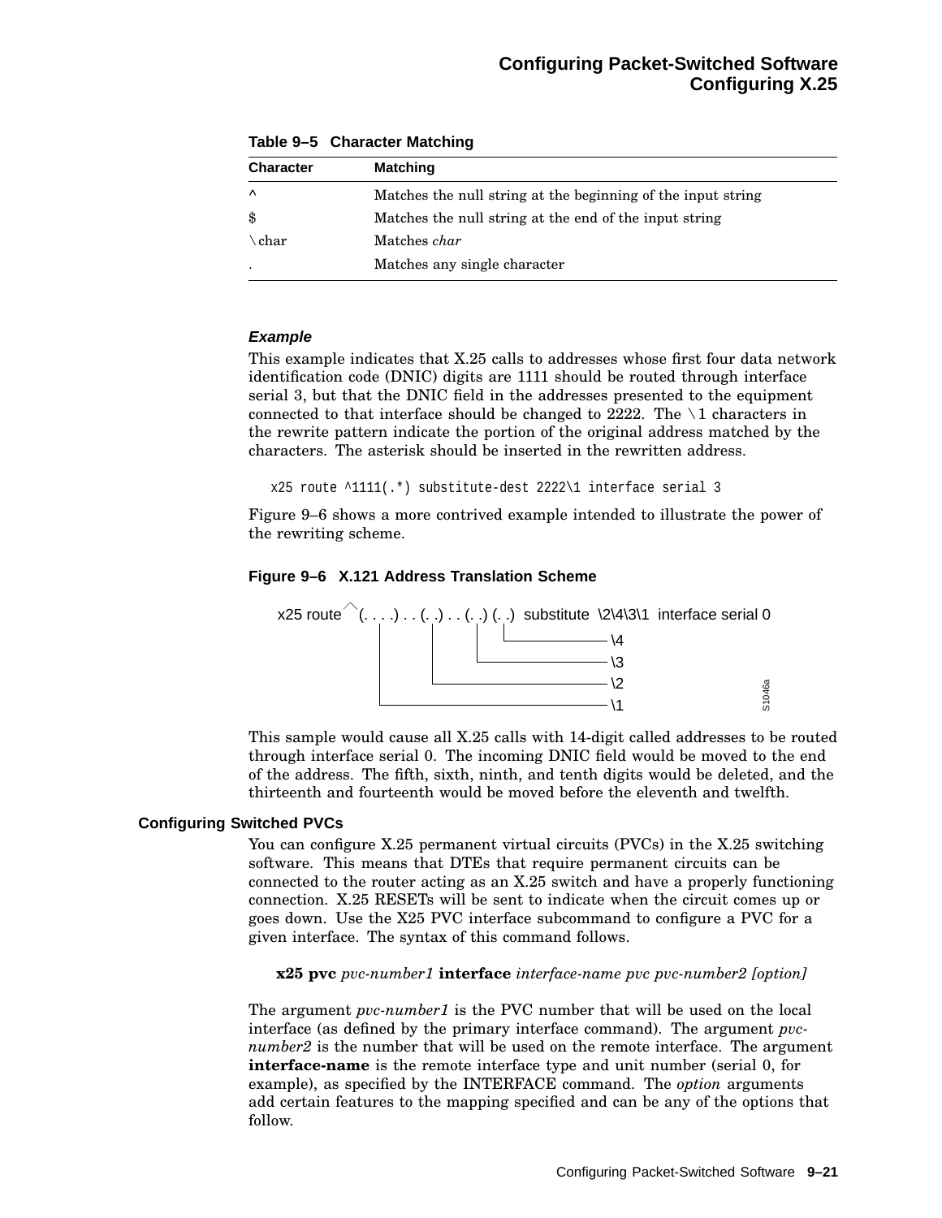**Table 9–5 Character Matching**

| Character | Matching |
|---|---|
| ^ | Matches the null string at the beginning of the input string |
| $ | Matches the null string at the end of the input string |
| \char | Matches *char* |
| . | Matches any single character |

***Example***

This example indicates that X.25 calls to addresses whose first four data network identification code (DNIC) digits are 1111 should be routed through interface serial 3, but that the DNIC field in the addresses presented to the equipment connected to that interface should be changed to 2222. The \1 characters in the rewrite pattern indicate the portion of the original address matched by the characters. The asterisk should be inserted in the rewritten address.

```
x25 route ^1111(.*) substitute-dest 2222\1 interface serial 3
```

Figure 9–6 shows a more contrived example intended to illustrate the power of the rewriting scheme.

**Figure 9–6 X.121 Address Translation Scheme**

```
x25 route ^(. . . .) . . (. .) . . (. .) (. .)  substitute  \2\4\3\1  interface serial 0
             |              |        |     |
             |              |        |     +------------ \4
             |              |        +------------------ \3
             |              +--------------------------- \2
             +------------------------------------------ \1
```

S1046a

This sample would cause all X.25 calls with 14-digit called addresses to be routed through interface serial 0. The incoming DNIC field would be moved to the end of the address. The fifth, sixth, ninth, and tenth digits would be deleted, and the thirteenth and fourteenth would be moved before the eleventh and twelfth.

### Configuring Switched PVCs

You can configure X.25 permanent virtual circuits (PVCs) in the X.25 switching software. This means that DTEs that require permanent circuits can be connected to the router acting as an X.25 switch and have a properly functioning connection. X.25 RESETs will be sent to indicate when the circuit comes up or goes down. Use the X25 PVC interface subcommand to configure a PVC for a given interface. The syntax of this command follows.

**x25 pvc** *pvc-number1* **interface** *interface-name pvc pvc-number2 [option]*

The argument *pvc-number1* is the PVC number that will be used on the local interface (as defined by the primary interface command). The argument *pvc-number2* is the number that will be used on the remote interface. The argument **interface-name** is the remote interface type and unit number (serial 0, for example), as specified by the INTERFACE command. The *option* arguments add certain features to the mapping specified and can be any of the options that follow.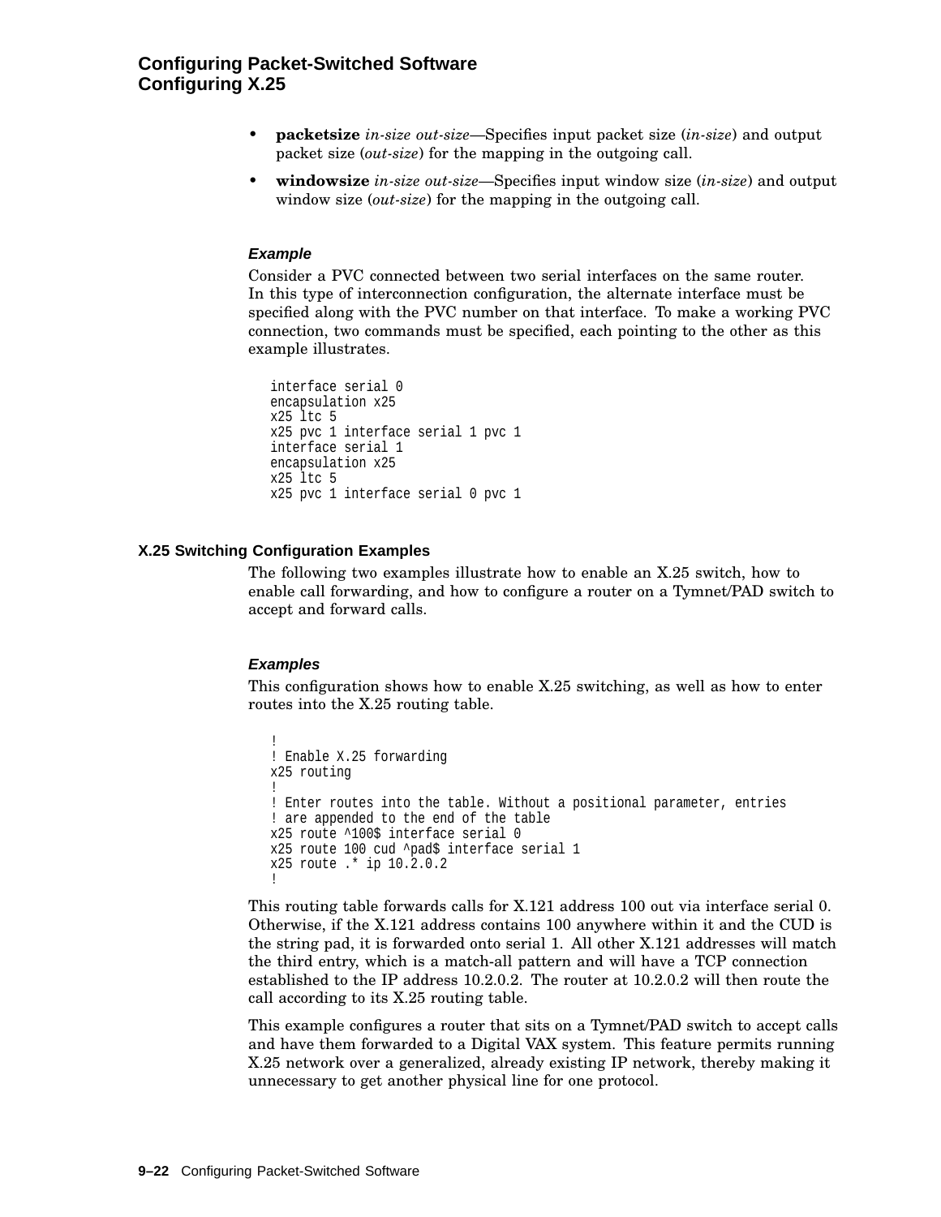- **packetsize** *in-size out-size*—Specifies input packet size (*in-size*) and output packet size (*out-size*) for the mapping in the outgoing call.
- **windowsize** *in-size out-size*—Specifies input window size (*in-size*) and output window size (*out-size*) for the mapping in the outgoing call.

#### *Example*

Consider a PVC connected between two serial interfaces on the same router. In this type of interconnection configuration, the alternate interface must be specified along with the PVC number on that interface. To make a working PVC connection, two commands must be specified, each pointing to the other as this example illustrates.

```
interface serial 0
encapsulation x25
x25 ltc 5
x25 pvc 1 interface serial 1 pvc 1
interface serial 1
encapsulation x25
x25 ltc 5
x25 pvc 1 interface serial 0 pvc 1
```

### X.25 Switching Configuration Examples

The following two examples illustrate how to enable an X.25 switch, how to enable call forwarding, and how to configure a router on a Tymnet/PAD switch to accept and forward calls.

#### *Examples*

This configuration shows how to enable X.25 switching, as well as how to enter routes into the X.25 routing table.

```
!
! Enable X.25 forwarding
x25 routing
!
! Enter routes into the table. Without a positional parameter, entries
! are appended to the end of the table
x25 route ^100$ interface serial 0
x25 route 100 cud ^pad$ interface serial 1
x25 route .* ip 10.2.0.2
!
```

This routing table forwards calls for X.121 address 100 out via interface serial 0. Otherwise, if the X.121 address contains 100 anywhere within it and the CUD is the string pad, it is forwarded onto serial 1. All other X.121 addresses will match the third entry, which is a match-all pattern and will have a TCP connection established to the IP address 10.2.0.2. The router at 10.2.0.2 will then route the call according to its X.25 routing table.

This example configures a router that sits on a Tymnet/PAD switch to accept calls and have them forwarded to a Digital VAX system. This feature permits running X.25 network over a generalized, already existing IP network, thereby making it unnecessary to get another physical line for one protocol.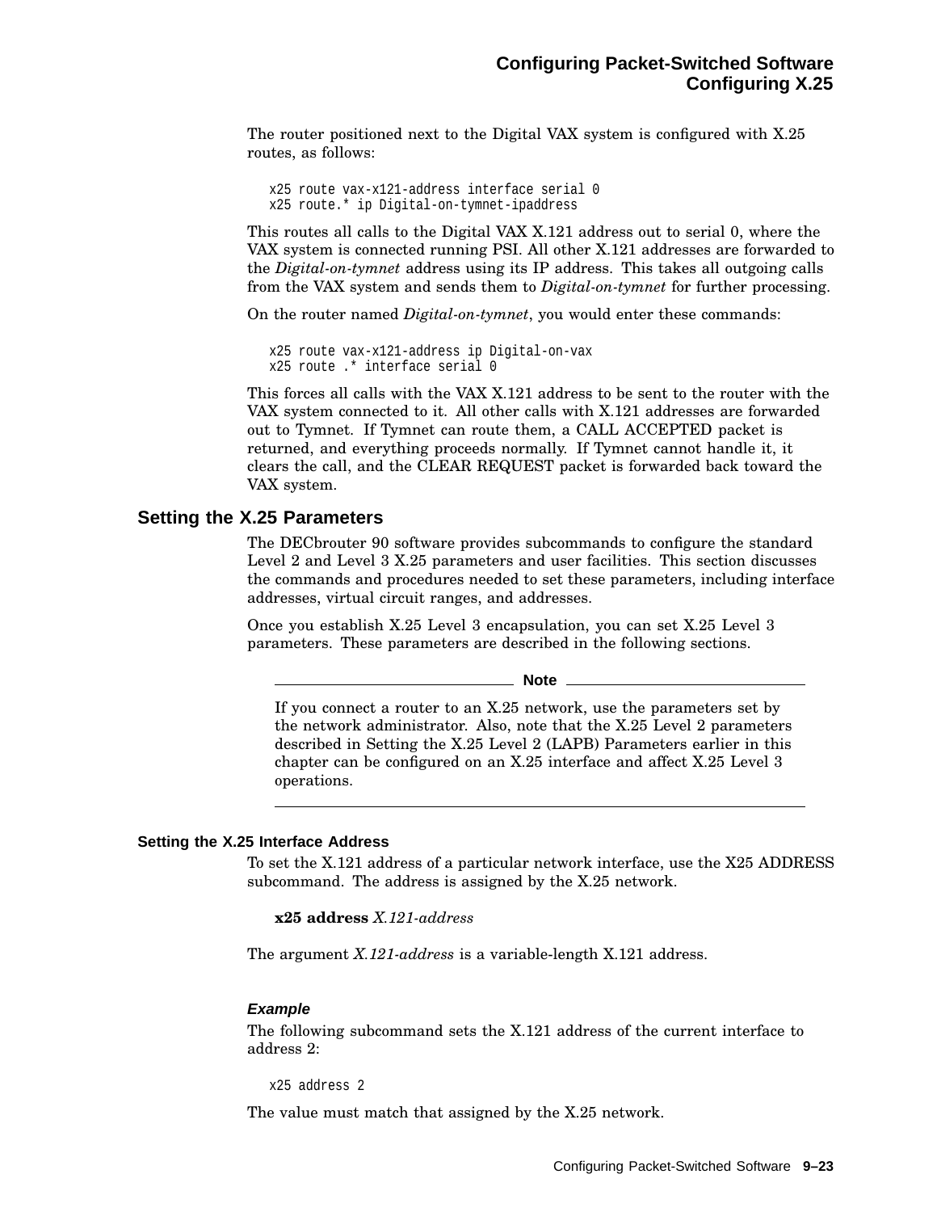The router positioned next to the Digital VAX system is configured with X.25 routes, as follows:

```
x25 route vax-x121-address interface serial 0
x25 route.* ip Digital-on-tymnet-ipaddress
```

This routes all calls to the Digital VAX X.121 address out to serial 0, where the VAX system is connected running PSI. All other X.121 addresses are forwarded to the *Digital-on-tymnet* address using its IP address. This takes all outgoing calls from the VAX system and sends them to *Digital-on-tymnet* for further processing.

On the router named *Digital-on-tymnet*, you would enter these commands:

```
x25 route vax-x121-address ip Digital-on-vax
x25 route .* interface serial 0
```

This forces all calls with the VAX X.121 address to be sent to the router with the VAX system connected to it. All other calls with X.121 addresses are forwarded out to Tymnet. If Tymnet can route them, a CALL ACCEPTED packet is returned, and everything proceeds normally. If Tymnet cannot handle it, it clears the call, and the CLEAR REQUEST packet is forwarded back toward the VAX system.

## Setting the X.25 Parameters

The DECbrouter 90 software provides subcommands to configure the standard Level 2 and Level 3 X.25 parameters and user facilities. This section discusses the commands and procedures needed to set these parameters, including interface addresses, virtual circuit ranges, and addresses.

Once you establish X.25 Level 3 encapsulation, you can set X.25 Level 3 parameters. These parameters are described in the following sections.

> **Note**
>
> If you connect a router to an X.25 network, use the parameters set by the network administrator. Also, note that the X.25 Level 2 parameters described in Setting the X.25 Level 2 (LAPB) Parameters earlier in this chapter can be configured on an X.25 interface and affect X.25 Level 3 operations.

### Setting the X.25 Interface Address

To set the X.121 address of a particular network interface, use the X25 ADDRESS subcommand. The address is assigned by the X.25 network.

**x25 address** *X.121-address*

The argument *X.121-address* is a variable-length X.121 address.

#### *Example*

The following subcommand sets the X.121 address of the current interface to address 2:

```
x25 address 2
```

The value must match that assigned by the X.25 network.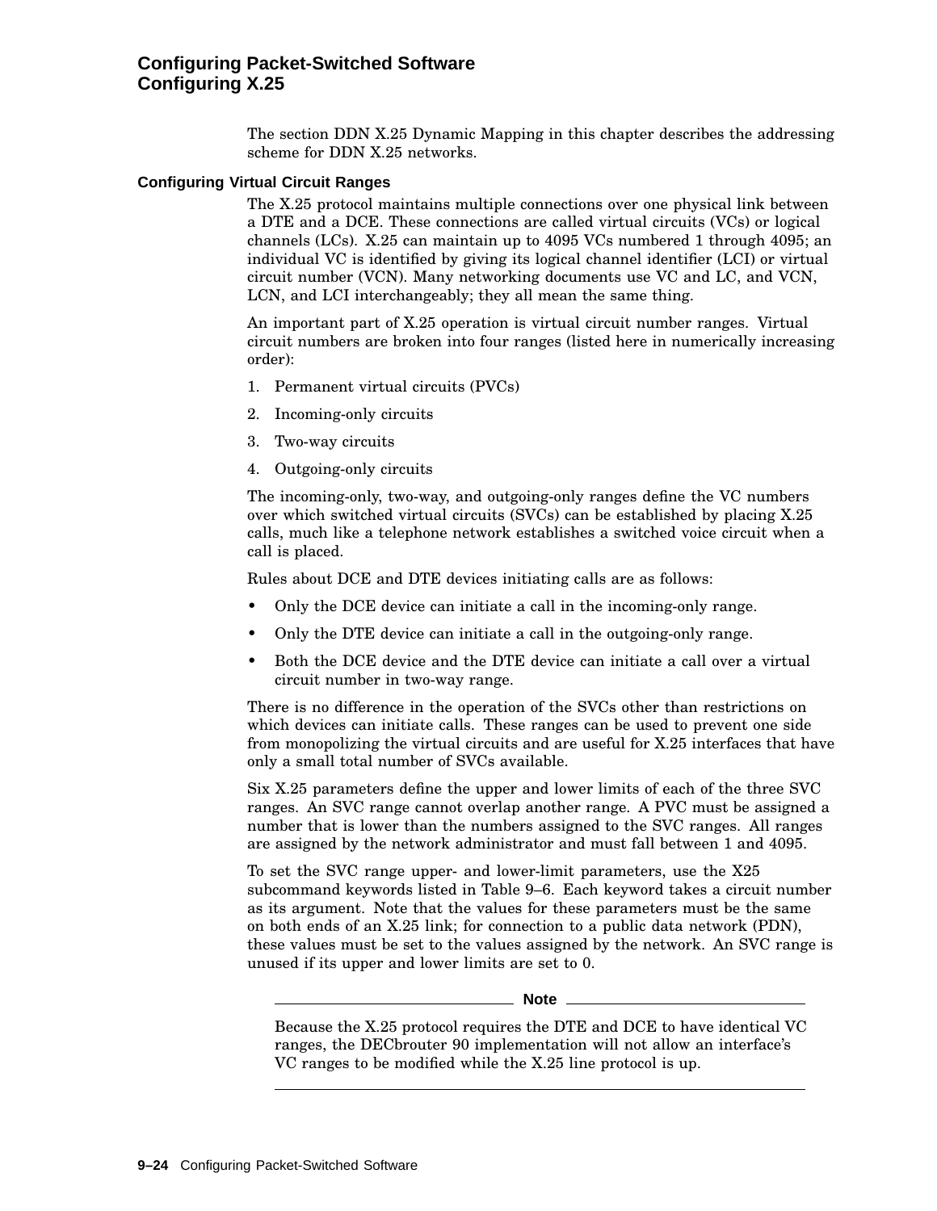The section DDN X.25 Dynamic Mapping in this chapter describes the addressing scheme for DDN X.25 networks.

### Configuring Virtual Circuit Ranges

The X.25 protocol maintains multiple connections over one physical link between a DTE and a DCE. These connections are called virtual circuits (VCs) or logical channels (LCs). X.25 can maintain up to 4095 VCs numbered 1 through 4095; an individual VC is identified by giving its logical channel identifier (LCI) or virtual circuit number (VCN). Many networking documents use VC and LC, and VCN, LCN, and LCI interchangeably; they all mean the same thing.

An important part of X.25 operation is virtual circuit number ranges. Virtual circuit numbers are broken into four ranges (listed here in numerically increasing order):

1. Permanent virtual circuits (PVCs)
2. Incoming-only circuits
3. Two-way circuits
4. Outgoing-only circuits

The incoming-only, two-way, and outgoing-only ranges define the VC numbers over which switched virtual circuits (SVCs) can be established by placing X.25 calls, much like a telephone network establishes a switched voice circuit when a call is placed.

Rules about DCE and DTE devices initiating calls are as follows:

- Only the DCE device can initiate a call in the incoming-only range.
- Only the DTE device can initiate a call in the outgoing-only range.
- Both the DCE device and the DTE device can initiate a call over a virtual circuit number in two-way range.

There is no difference in the operation of the SVCs other than restrictions on which devices can initiate calls. These ranges can be used to prevent one side from monopolizing the virtual circuits and are useful for X.25 interfaces that have only a small total number of SVCs available.

Six X.25 parameters define the upper and lower limits of each of the three SVC ranges. An SVC range cannot overlap another range. A PVC must be assigned a number that is lower than the numbers assigned to the SVC ranges. All ranges are assigned by the network administrator and must fall between 1 and 4095.

To set the SVC range upper- and lower-limit parameters, use the X25 subcommand keywords listed in Table 9–6. Each keyword takes a circuit number as its argument. Note that the values for these parameters must be the same on both ends of an X.25 link; for connection to a public data network (PDN), these values must be set to the values assigned by the network. An SVC range is unused if its upper and lower limits are set to 0.

---

**Note**

Because the X.25 protocol requires the DTE and DCE to have identical VC ranges, the DECbrouter 90 implementation will not allow an interface's VC ranges to be modified while the X.25 line protocol is up.

---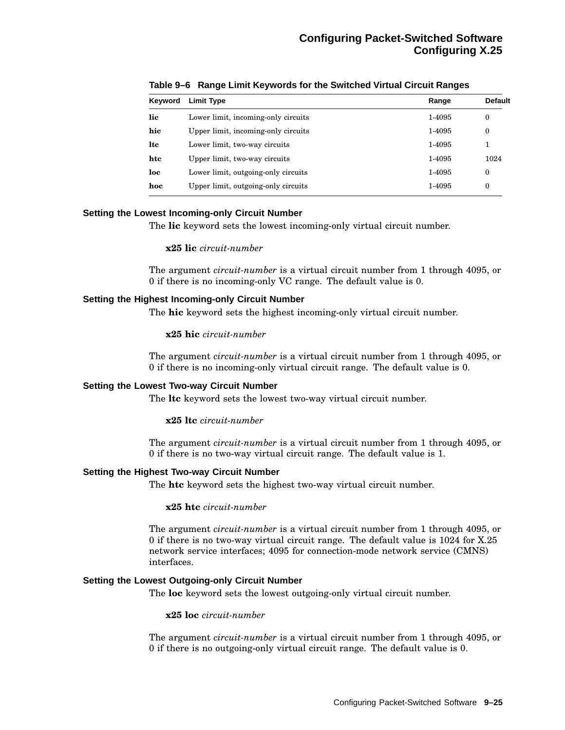**Table 9–6 Range Limit Keywords for the Switched Virtual Circuit Ranges**

| Keyword | Limit Type | Range | Default |
|---|---|---|---|
| **lic** | Lower limit, incoming-only circuits | 1-4095 | 0 |
| **hic** | Upper limit, incoming-only circuits | 1-4095 | 0 |
| **ltc** | Lower limit, two-way circuits | 1-4095 | 1 |
| **htc** | Upper limit, two-way circuits | 1-4095 | 1024 |
| **loc** | Lower limit, outgoing-only circuits | 1-4095 | 0 |
| **hoc** | Upper limit, outgoing-only circuits | 1-4095 | 0 |

### Setting the Lowest Incoming-only Circuit Number

The **lic** keyword sets the lowest incoming-only virtual circuit number.

**x25 lic** *circuit-number*

The argument *circuit-number* is a virtual circuit number from 1 through 4095, or 0 if there is no incoming-only VC range. The default value is 0.

### Setting the Highest Incoming-only Circuit Number

The **hic** keyword sets the highest incoming-only virtual circuit number.

**x25 hic** *circuit-number*

The argument *circuit-number* is a virtual circuit number from 1 through 4095, or 0 if there is no incoming-only virtual circuit range. The default value is 0.

### Setting the Lowest Two-way Circuit Number

The **ltc** keyword sets the lowest two-way virtual circuit number.

**x25 ltc** *circuit-number*

The argument *circuit-number* is a virtual circuit number from 1 through 4095, or 0 if there is no two-way virtual circuit range. The default value is 1.

### Setting the Highest Two-way Circuit Number

The **htc** keyword sets the highest two-way virtual circuit number.

**x25 htc** *circuit-number*

The argument *circuit-number* is a virtual circuit number from 1 through 4095, or 0 if there is no two-way virtual circuit range. The default value is 1024 for X.25 network service interfaces; 4095 for connection-mode network service (CMNS) interfaces.

### Setting the Lowest Outgoing-only Circuit Number

The **loc** keyword sets the lowest outgoing-only virtual circuit number.

**x25 loc** *circuit-number*

The argument *circuit-number* is a virtual circuit number from 1 through 4095, or 0 if there is no outgoing-only virtual circuit range. The default value is 0.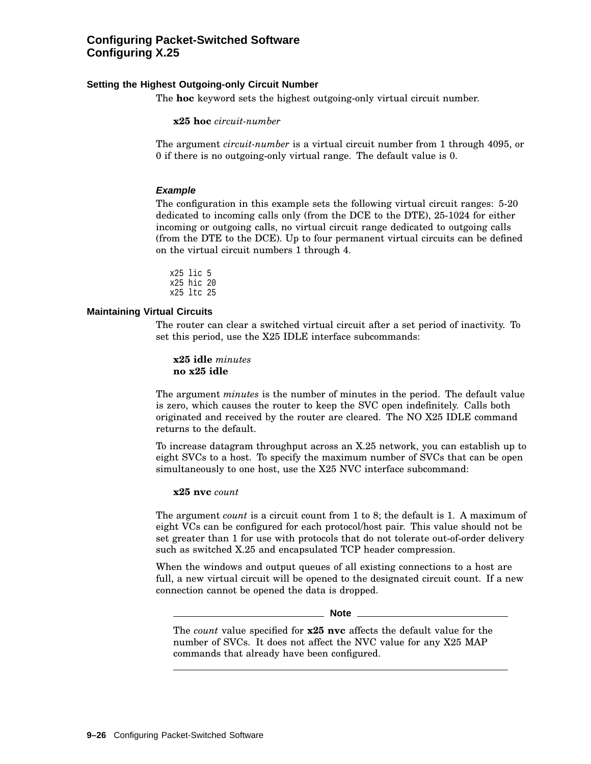### Setting the Highest Outgoing-only Circuit Number

The **hoc** keyword sets the highest outgoing-only virtual circuit number.

**x25 hoc** *circuit-number*

The argument *circuit-number* is a virtual circuit number from 1 through 4095, or 0 if there is no outgoing-only virtual range. The default value is 0.

#### *Example*

The configuration in this example sets the following virtual circuit ranges: 5-20 dedicated to incoming calls only (from the DCE to the DTE), 25-1024 for either incoming or outgoing calls, no virtual circuit range dedicated to outgoing calls (from the DTE to the DCE). Up to four permanent virtual circuits can be defined on the virtual circuit numbers 1 through 4.

```
x25 lic 5
x25 hic 20
x25 ltc 25
```

### Maintaining Virtual Circuits

The router can clear a switched virtual circuit after a set period of inactivity. To set this period, use the X25 IDLE interface subcommands:

**x25 idle** *minutes*
**no x25 idle**

The argument *minutes* is the number of minutes in the period. The default value is zero, which causes the router to keep the SVC open indefinitely. Calls both originated and received by the router are cleared. The NO X25 IDLE command returns to the default.

To increase datagram throughput across an X.25 network, you can establish up to eight SVCs to a host. To specify the maximum number of SVCs that can be open simultaneously to one host, use the X25 NVC interface subcommand:

**x25 nvc** *count*

The argument *count* is a circuit count from 1 to 8; the default is 1. A maximum of eight VCs can be configured for each protocol/host pair. This value should not be set greater than 1 for use with protocols that do not tolerate out-of-order delivery such as switched X.25 and encapsulated TCP header compression.

When the windows and output queues of all existing connections to a host are full, a new virtual circuit will be opened to the designated circuit count. If a new connection cannot be opened the data is dropped.

---

**Note**

The *count* value specified for **x25 nvc** affects the default value for the number of SVCs. It does not affect the NVC value for any X25 MAP commands that already have been configured.

---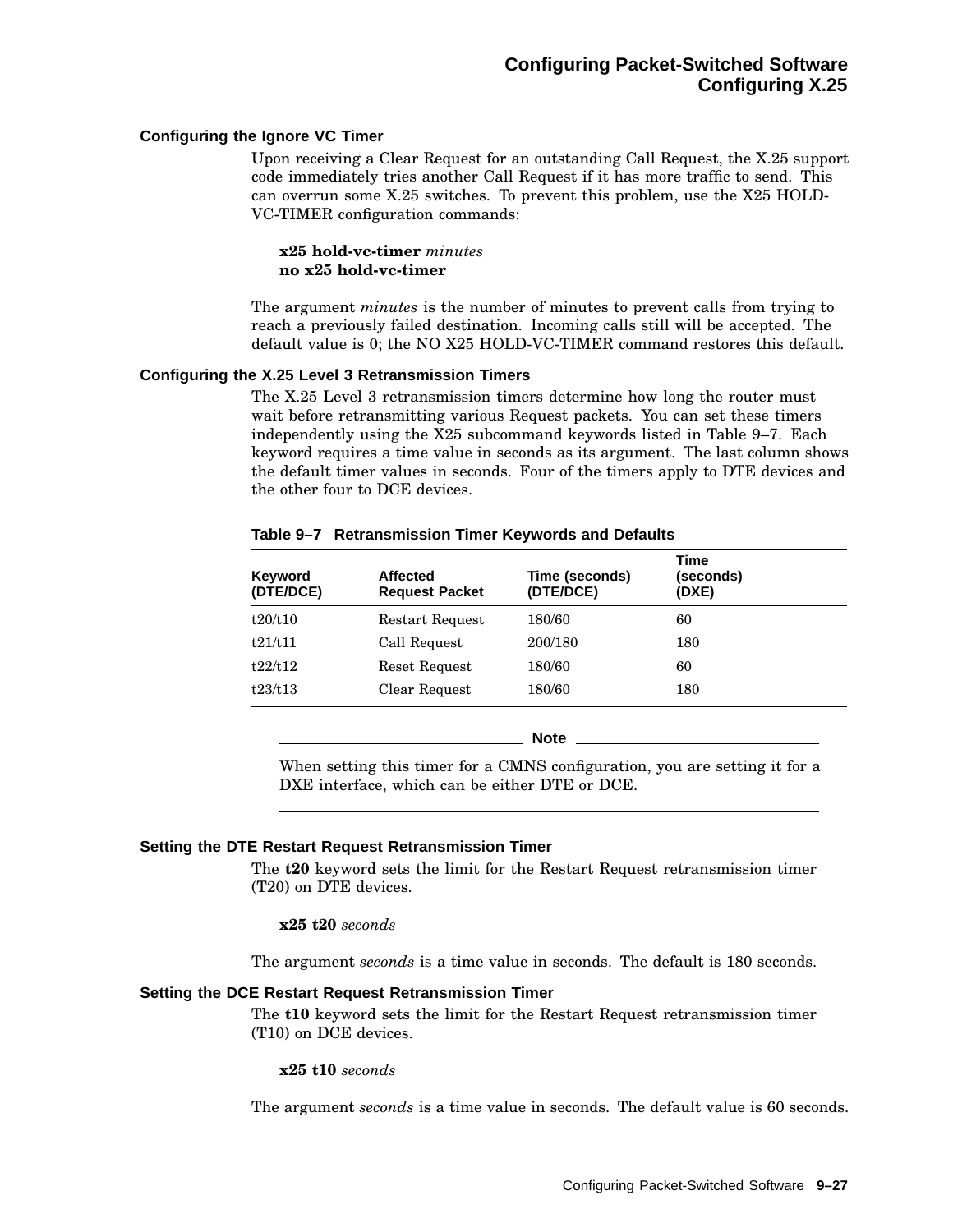### Configuring the Ignore VC Timer

Upon receiving a Clear Request for an outstanding Call Request, the X.25 support code immediately tries another Call Request if it has more traffic to send. This can overrun some X.25 switches. To prevent this problem, use the X25 HOLD-VC-TIMER configuration commands:

**x25 hold-vc-timer** *minutes*
**no x25 hold-vc-timer**

The argument *minutes* is the number of minutes to prevent calls from trying to reach a previously failed destination. Incoming calls still will be accepted. The default value is 0; the NO X25 HOLD-VC-TIMER command restores this default.

### Configuring the X.25 Level 3 Retransmission Timers

The X.25 Level 3 retransmission timers determine how long the router must wait before retransmitting various Request packets. You can set these timers independently using the X25 subcommand keywords listed in Table 9–7. Each keyword requires a time value in seconds as its argument. The last column shows the default timer values in seconds. Four of the timers apply to DTE devices and the other four to DCE devices.

**Table 9–7 Retransmission Timer Keywords and Defaults**

| Keyword (DTE/DCE) | Affected Request Packet | Time (seconds) (DTE/DCE) | Time (seconds) (DXE) |
|---|---|---|---|
| t20/t10 | Restart Request | 180/60 | 60 |
| t21/t11 | Call Request | 200/180 | 180 |
| t22/t12 | Reset Request | 180/60 | 60 |
| t23/t13 | Clear Request | 180/60 | 180 |

**Note**

When setting this timer for a CMNS configuration, you are setting it for a DXE interface, which can be either DTE or DCE.

### Setting the DTE Restart Request Retransmission Timer

The **t20** keyword sets the limit for the Restart Request retransmission timer (T20) on DTE devices.

**x25 t20** *seconds*

The argument *seconds* is a time value in seconds. The default is 180 seconds.

### Setting the DCE Restart Request Retransmission Timer

The **t10** keyword sets the limit for the Restart Request retransmission timer (T10) on DCE devices.

**x25 t10** *seconds*

The argument *seconds* is a time value in seconds. The default value is 60 seconds.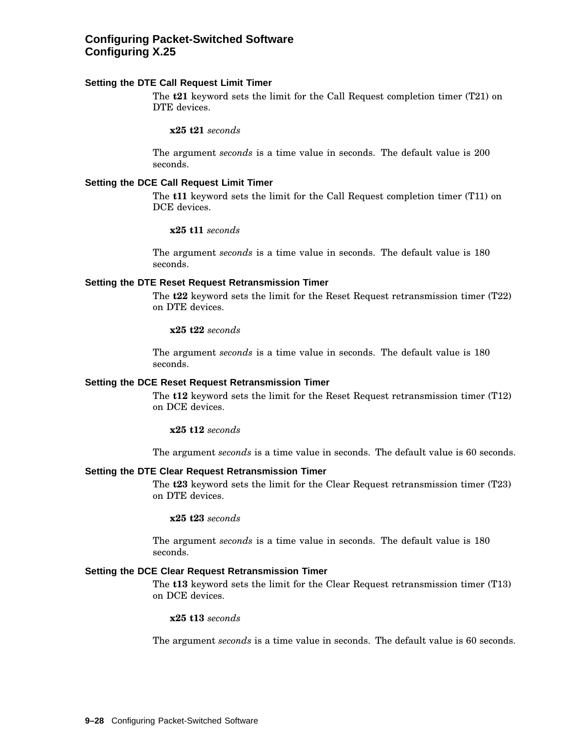### Setting the DTE Call Request Limit Timer

The **t21** keyword sets the limit for the Call Request completion timer (T21) on DTE devices.

**x25 t21** *seconds*

The argument *seconds* is a time value in seconds. The default value is 200 seconds.

### Setting the DCE Call Request Limit Timer

The **t11** keyword sets the limit for the Call Request completion timer (T11) on DCE devices.

**x25 t11** *seconds*

The argument *seconds* is a time value in seconds. The default value is 180 seconds.

### Setting the DTE Reset Request Retransmission Timer

The **t22** keyword sets the limit for the Reset Request retransmission timer (T22) on DTE devices.

**x25 t22** *seconds*

The argument *seconds* is a time value in seconds. The default value is 180 seconds.

### Setting the DCE Reset Request Retransmission Timer

The **t12** keyword sets the limit for the Reset Request retransmission timer (T12) on DCE devices.

**x25 t12** *seconds*

The argument *seconds* is a time value in seconds. The default value is 60 seconds.

### Setting the DTE Clear Request Retransmission Timer

The **t23** keyword sets the limit for the Clear Request retransmission timer (T23) on DTE devices.

**x25 t23** *seconds*

The argument *seconds* is a time value in seconds. The default value is 180 seconds.

### Setting the DCE Clear Request Retransmission Timer

The **t13** keyword sets the limit for the Clear Request retransmission timer (T13) on DCE devices.

**x25 t13** *seconds*

The argument *seconds* is a time value in seconds. The default value is 60 seconds.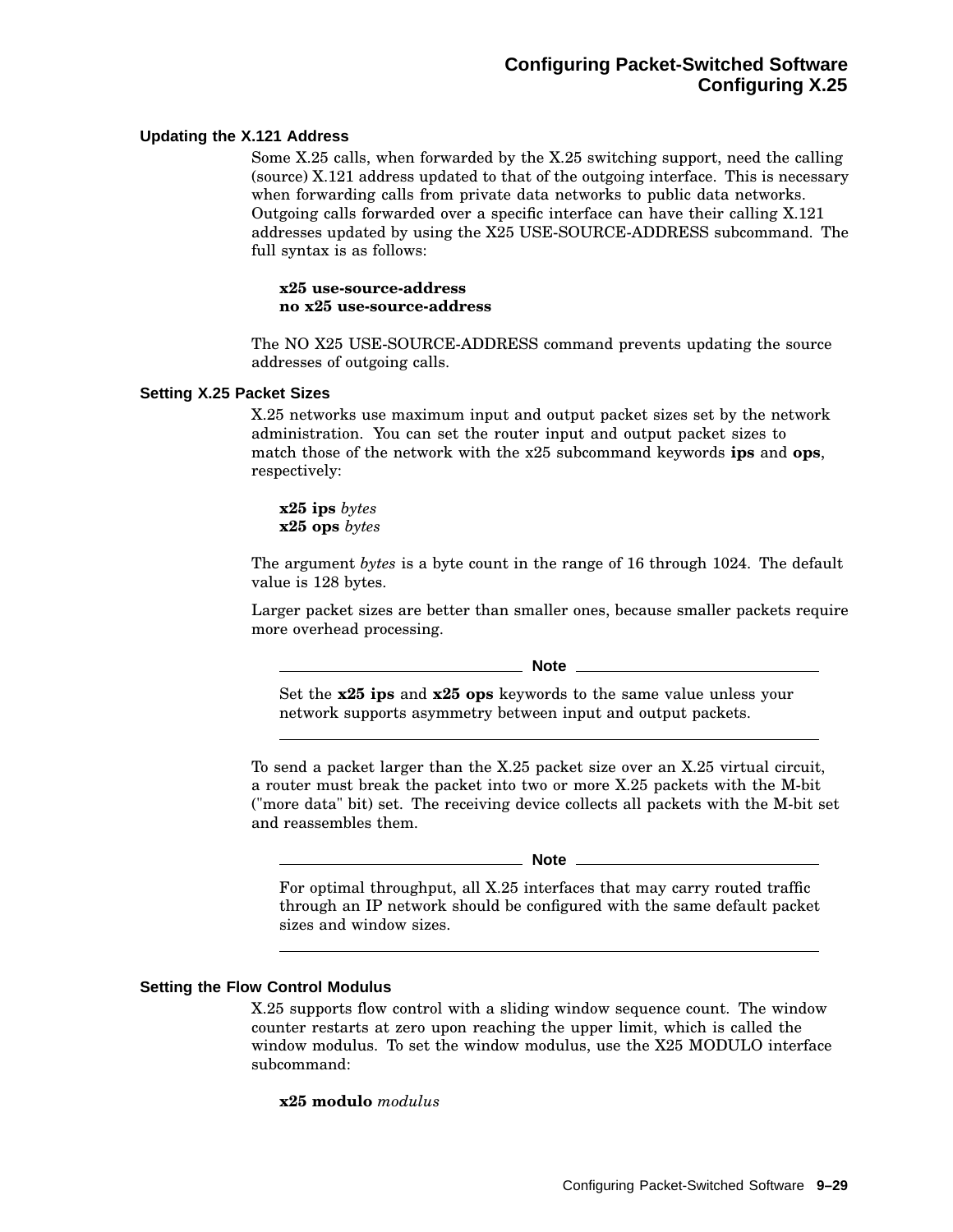### Updating the X.121 Address

Some X.25 calls, when forwarded by the X.25 switching support, need the calling (source) X.121 address updated to that of the outgoing interface. This is necessary when forwarding calls from private data networks to public data networks. Outgoing calls forwarded over a specific interface can have their calling X.121 addresses updated by using the X25 USE-SOURCE-ADDRESS subcommand. The full syntax is as follows:

**x25 use-source-address**
**no x25 use-source-address**

The NO X25 USE-SOURCE-ADDRESS command prevents updating the source addresses of outgoing calls.

### Setting X.25 Packet Sizes

X.25 networks use maximum input and output packet sizes set by the network administration. You can set the router input and output packet sizes to match those of the network with the x25 subcommand keywords **ips** and **ops**, respectively:

**x25 ips** *bytes*
**x25 ops** *bytes*

The argument *bytes* is a byte count in the range of 16 through 1024. The default value is 128 bytes.

Larger packet sizes are better than smaller ones, because smaller packets require more overhead processing.

---

**Note**

Set the **x25 ips** and **x25 ops** keywords to the same value unless your network supports asymmetry between input and output packets.

---

To send a packet larger than the X.25 packet size over an X.25 virtual circuit, a router must break the packet into two or more X.25 packets with the M-bit ("more data" bit) set. The receiving device collects all packets with the M-bit set and reassembles them.

---

**Note**

For optimal throughput, all X.25 interfaces that may carry routed traffic through an IP network should be configured with the same default packet sizes and window sizes.

---

### Setting the Flow Control Modulus

X.25 supports flow control with a sliding window sequence count. The window counter restarts at zero upon reaching the upper limit, which is called the window modulus. To set the window modulus, use the X25 MODULO interface subcommand:

**x25 modulo** *modulus*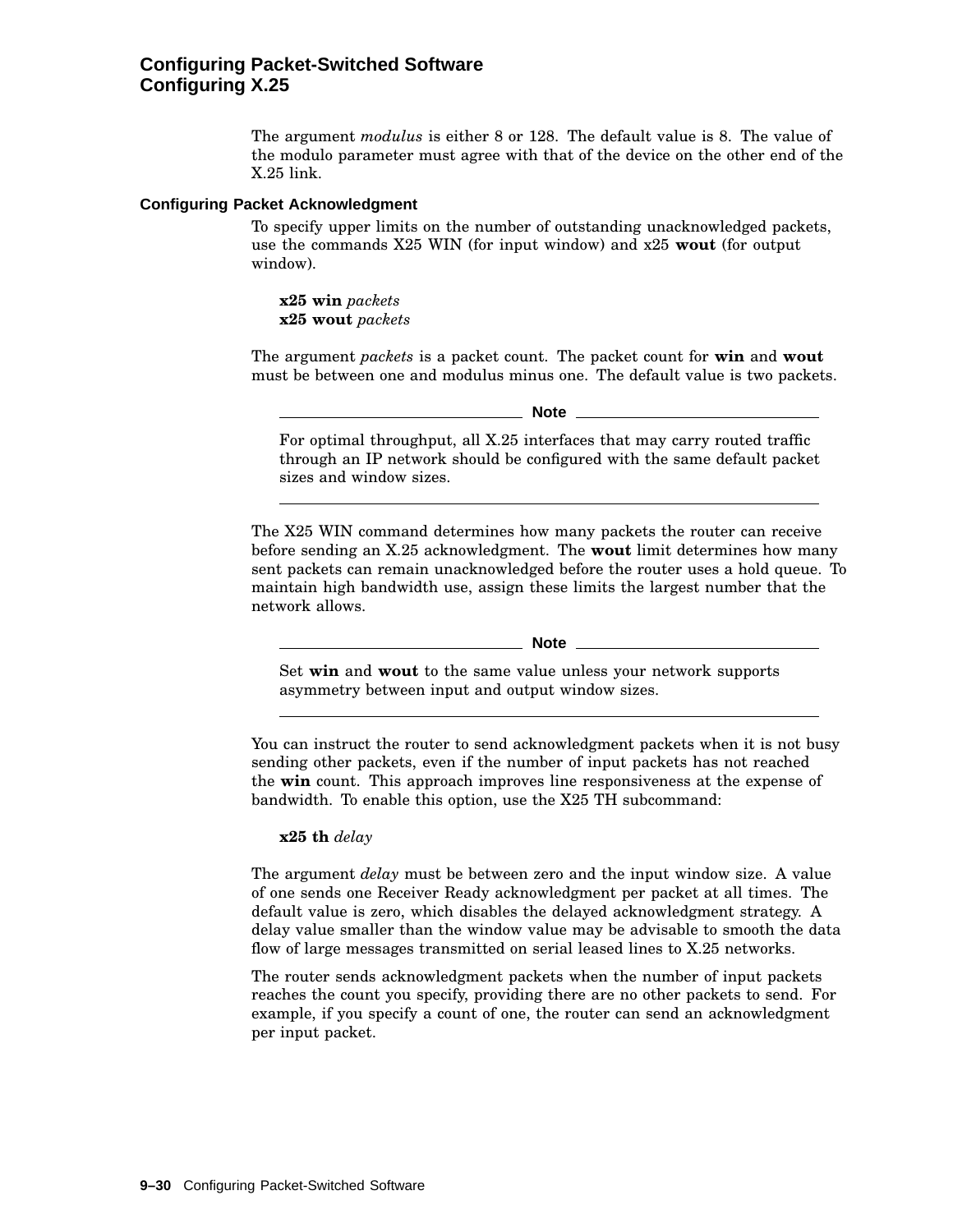The argument *modulus* is either 8 or 128. The default value is 8. The value of the modulo parameter must agree with that of the device on the other end of the X.25 link.

### Configuring Packet Acknowledgment

To specify upper limits on the number of outstanding unacknowledged packets, use the commands X25 WIN (for input window) and x25 **wout** (for output window).

**x25 win** *packets*
**x25 wout** *packets*

The argument *packets* is a packet count. The packet count for **win** and **wout** must be between one and modulus minus one. The default value is two packets.

---

**Note**

For optimal throughput, all X.25 interfaces that may carry routed traffic through an IP network should be configured with the same default packet sizes and window sizes.

---

The X25 WIN command determines how many packets the router can receive before sending an X.25 acknowledgment. The **wout** limit determines how many sent packets can remain unacknowledged before the router uses a hold queue. To maintain high bandwidth use, assign these limits the largest number that the network allows.

---

**Note**

Set **win** and **wout** to the same value unless your network supports asymmetry between input and output window sizes.

---

You can instruct the router to send acknowledgment packets when it is not busy sending other packets, even if the number of input packets has not reached the **win** count. This approach improves line responsiveness at the expense of bandwidth. To enable this option, use the X25 TH subcommand:

**x25 th** *delay*

The argument *delay* must be between zero and the input window size. A value of one sends one Receiver Ready acknowledgment per packet at all times. The default value is zero, which disables the delayed acknowledgment strategy. A delay value smaller than the window value may be advisable to smooth the data flow of large messages transmitted on serial leased lines to X.25 networks.

The router sends acknowledgment packets when the number of input packets reaches the count you specify, providing there are no other packets to send. For example, if you specify a count of one, the router can send an acknowledgment per input packet.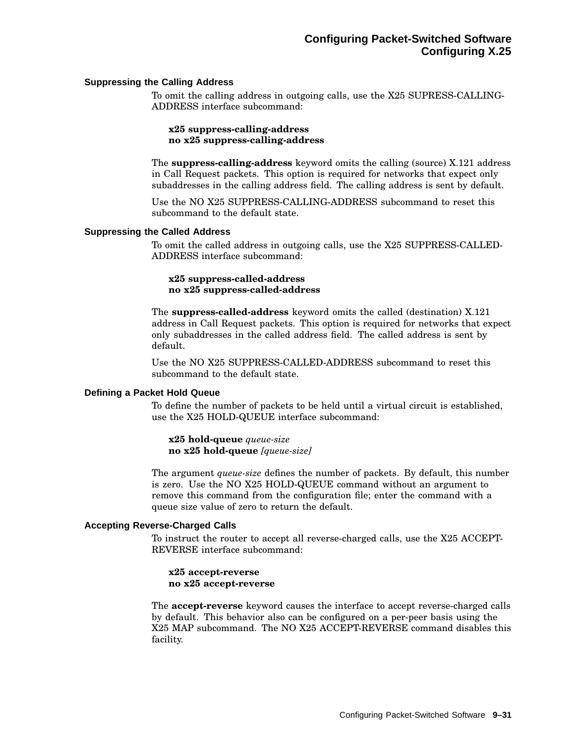### Suppressing the Calling Address

To omit the calling address in outgoing calls, use the X25 SUPRESS-CALLING-ADDRESS interface subcommand:

**x25 suppress-calling-address**
**no x25 suppress-calling-address**

The **suppress-calling-address** keyword omits the calling (source) X.121 address in Call Request packets. This option is required for networks that expect only subaddresses in the calling address field. The calling address is sent by default.

Use the NO X25 SUPPRESS-CALLING-ADDRESS subcommand to reset this subcommand to the default state.

### Suppressing the Called Address

To omit the called address in outgoing calls, use the X25 SUPPRESS-CALLED-ADDRESS interface subcommand:

**x25 suppress-called-address**
**no x25 suppress-called-address**

The **suppress-called-address** keyword omits the called (destination) X.121 address in Call Request packets. This option is required for networks that expect only subaddresses in the called address field. The called address is sent by default.

Use the NO X25 SUPPRESS-CALLED-ADDRESS subcommand to reset this subcommand to the default state.

### Defining a Packet Hold Queue

To define the number of packets to be held until a virtual circuit is established, use the X25 HOLD-QUEUE interface subcommand:

**x25 hold-queue** *queue-size*
**no x25 hold-queue** *[queue-size]*

The argument *queue-size* defines the number of packets. By default, this number is zero. Use the NO X25 HOLD-QUEUE command without an argument to remove this command from the configuration file; enter the command with a queue size value of zero to return the default.

### Accepting Reverse-Charged Calls

To instruct the router to accept all reverse-charged calls, use the X25 ACCEPT-REVERSE interface subcommand:

**x25 accept-reverse**
**no x25 accept-reverse**

The **accept-reverse** keyword causes the interface to accept reverse-charged calls by default. This behavior also can be configured on a per-peer basis using the X25 MAP subcommand. The NO X25 ACCEPT-REVERSE command disables this facility.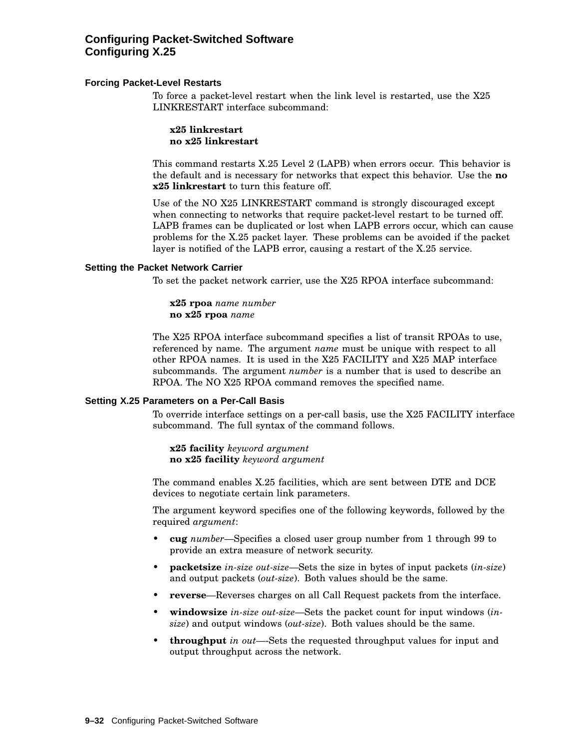### Forcing Packet-Level Restarts

To force a packet-level restart when the link level is restarted, use the X25 LINKRESTART interface subcommand:

**x25 linkrestart**
**no x25 linkrestart**

This command restarts X.25 Level 2 (LAPB) when errors occur. This behavior is the default and is necessary for networks that expect this behavior. Use the **no x25 linkrestart** to turn this feature off.

Use of the NO X25 LINKRESTART command is strongly discouraged except when connecting to networks that require packet-level restart to be turned off. LAPB frames can be duplicated or lost when LAPB errors occur, which can cause problems for the X.25 packet layer. These problems can be avoided if the packet layer is notified of the LAPB error, causing a restart of the X.25 service.

### Setting the Packet Network Carrier

To set the packet network carrier, use the X25 RPOA interface subcommand:

**x25 rpoa** *name number*
**no x25 rpoa** *name*

The X25 RPOA interface subcommand specifies a list of transit RPOAs to use, referenced by name. The argument *name* must be unique with respect to all other RPOA names. It is used in the X25 FACILITY and X25 MAP interface subcommands. The argument *number* is a number that is used to describe an RPOA. The NO X25 RPOA command removes the specified name.

### Setting X.25 Parameters on a Per-Call Basis

To override interface settings on a per-call basis, use the X25 FACILITY interface subcommand. The full syntax of the command follows.

**x25 facility** *keyword argument*
**no x25 facility** *keyword argument*

The command enables X.25 facilities, which are sent between DTE and DCE devices to negotiate certain link parameters.

The argument keyword specifies one of the following keywords, followed by the required *argument*:

- **cug** *number*—Specifies a closed user group number from 1 through 99 to provide an extra measure of network security.
- **packetsize** *in-size out-size*—Sets the size in bytes of input packets (*in-size*) and output packets (*out-size*). Both values should be the same.
- **reverse**—Reverses charges on all Call Request packets from the interface.
- **windowsize** *in-size out-size*—Sets the packet count for input windows (*in-size*) and output windows (*out-size*). Both values should be the same.
- **throughput** *in out*—-Sets the requested throughput values for input and output throughput across the network.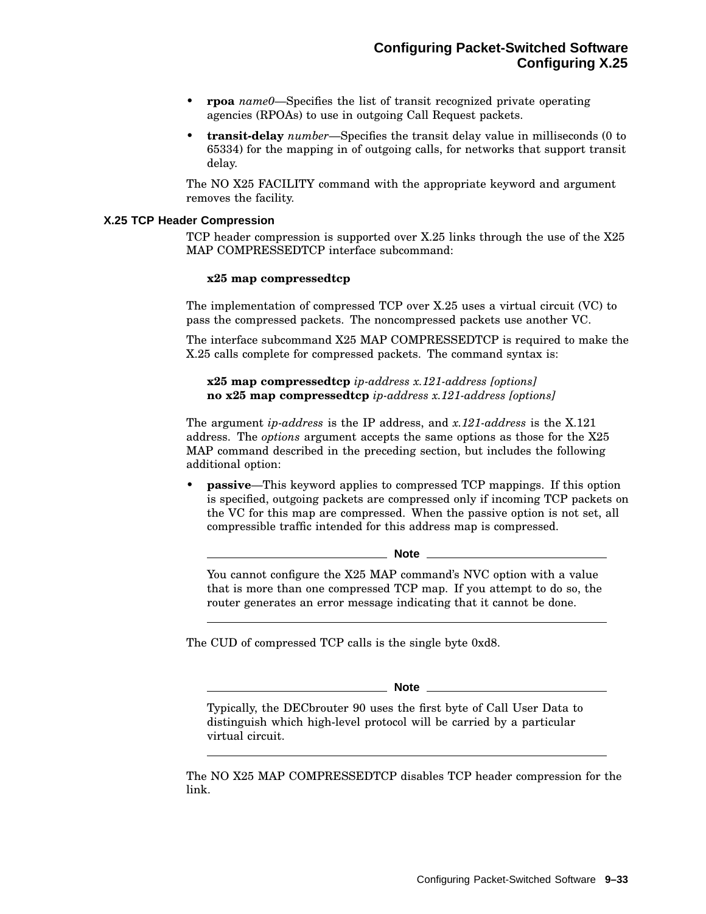- **rpoa** *name0*—Specifies the list of transit recognized private operating agencies (RPOAs) to use in outgoing Call Request packets.
- **transit-delay** *number*—Specifies the transit delay value in milliseconds (0 to 65334) for the mapping in of outgoing calls, for networks that support transit delay.

The NO X25 FACILITY command with the appropriate keyword and argument removes the facility.

### X.25 TCP Header Compression

TCP header compression is supported over X.25 links through the use of the X25 MAP COMPRESSEDTCP interface subcommand:

**x25 map compressedtcp**

The implementation of compressed TCP over X.25 uses a virtual circuit (VC) to pass the compressed packets. The noncompressed packets use another VC.

The interface subcommand X25 MAP COMPRESSEDTCP is required to make the X.25 calls complete for compressed packets. The command syntax is:

**x25 map compressedtcp** *ip-address x.121-address [options]*
**no x25 map compressedtcp** *ip-address x.121-address [options]*

The argument *ip-address* is the IP address, and *x.121-address* is the X.121 address. The *options* argument accepts the same options as those for the X25 MAP command described in the preceding section, but includes the following additional option:

- **passive**—This keyword applies to compressed TCP mappings. If this option is specified, outgoing packets are compressed only if incoming TCP packets on the VC for this map are compressed. When the passive option is not set, all compressible traffic intended for this address map is compressed.

---

**Note**

You cannot configure the X25 MAP command's NVC option with a value that is more than one compressed TCP map. If you attempt to do so, the router generates an error message indicating that it cannot be done.

---

The CUD of compressed TCP calls is the single byte 0xd8.

---

**Note**

Typically, the DECbrouter 90 uses the first byte of Call User Data to distinguish which high-level protocol will be carried by a particular virtual circuit.

---

The NO X25 MAP COMPRESSEDTCP disables TCP header compression for the link.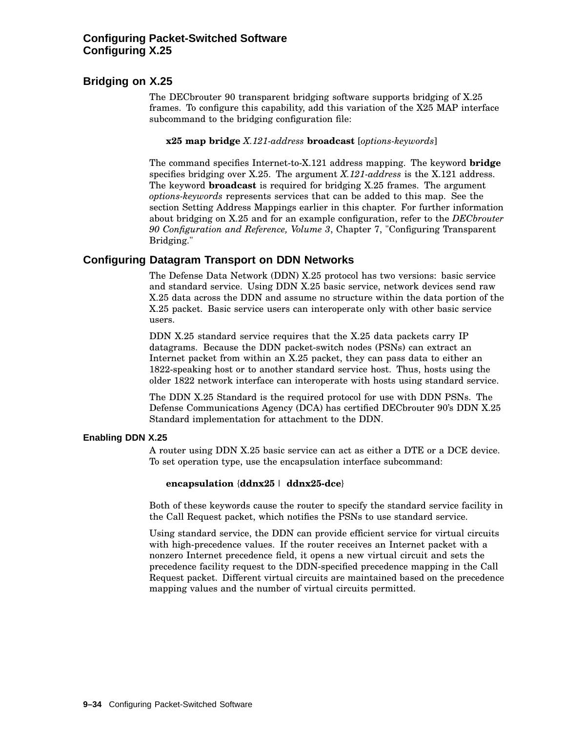## Bridging on X.25

The DECbrouter 90 transparent bridging software supports bridging of X.25 frames. To configure this capability, add this variation of the X25 MAP interface subcommand to the bridging configuration file:

> **x25 map bridge** *X.121-address* **broadcast** [*options-keywords*]

The command specifies Internet-to-X.121 address mapping. The keyword **bridge** specifies bridging over X.25. The argument *X.121-address* is the X.121 address. The keyword **broadcast** is required for bridging X.25 frames. The argument *options-keywords* represents services that can be added to this map. See the section Setting Address Mappings earlier in this chapter. For further information about bridging on X.25 and for an example configuration, refer to the *DECbrouter 90 Configuration and Reference, Volume 3*, Chapter 7, "Configuring Transparent Bridging."

## Configuring Datagram Transport on DDN Networks

The Defense Data Network (DDN) X.25 protocol has two versions: basic service and standard service. Using DDN X.25 basic service, network devices send raw X.25 data across the DDN and assume no structure within the data portion of the X.25 packet. Basic service users can interoperate only with other basic service users.

DDN X.25 standard service requires that the X.25 data packets carry IP datagrams. Because the DDN packet-switch nodes (PSNs) can extract an Internet packet from within an X.25 packet, they can pass data to either an 1822-speaking host or to another standard service host. Thus, hosts using the older 1822 network interface can interoperate with hosts using standard service.

The DDN X.25 Standard is the required protocol for use with DDN PSNs. The Defense Communications Agency (DCA) has certified DECbrouter 90's DDN X.25 Standard implementation for attachment to the DDN.

### Enabling DDN X.25

A router using DDN X.25 basic service can act as either a DTE or a DCE device. To set operation type, use the encapsulation interface subcommand:

> **encapsulation** {**ddnx25** | **ddnx25-dce**}

Both of these keywords cause the router to specify the standard service facility in the Call Request packet, which notifies the PSNs to use standard service.

Using standard service, the DDN can provide efficient service for virtual circuits with high-precedence values. If the router receives an Internet packet with a nonzero Internet precedence field, it opens a new virtual circuit and sets the precedence facility request to the DDN-specified precedence mapping in the Call Request packet. Different virtual circuits are maintained based on the precedence mapping values and the number of virtual circuits permitted.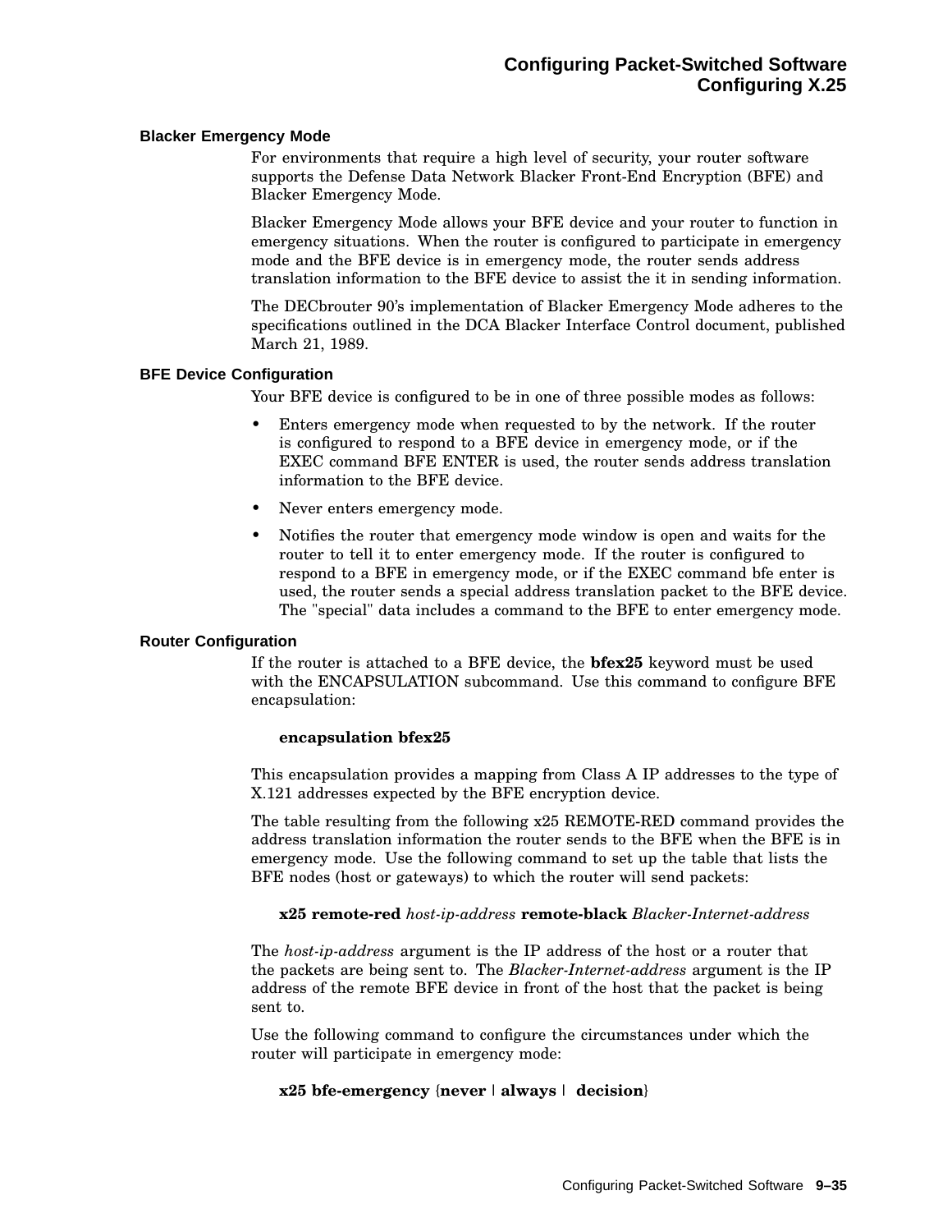### Blacker Emergency Mode

For environments that require a high level of security, your router software supports the Defense Data Network Blacker Front-End Encryption (BFE) and Blacker Emergency Mode.

Blacker Emergency Mode allows your BFE device and your router to function in emergency situations. When the router is configured to participate in emergency mode and the BFE device is in emergency mode, the router sends address translation information to the BFE device to assist the it in sending information.

The DECbrouter 90's implementation of Blacker Emergency Mode adheres to the specifications outlined in the DCA Blacker Interface Control document, published March 21, 1989.

### BFE Device Configuration

Your BFE device is configured to be in one of three possible modes as follows:

- Enters emergency mode when requested to by the network. If the router is configured to respond to a BFE device in emergency mode, or if the EXEC command BFE ENTER is used, the router sends address translation information to the BFE device.
- Never enters emergency mode.
- Notifies the router that emergency mode window is open and waits for the router to tell it to enter emergency mode. If the router is configured to respond to a BFE in emergency mode, or if the EXEC command bfe enter is used, the router sends a special address translation packet to the BFE device. The "special" data includes a command to the BFE to enter emergency mode.

### Router Configuration

If the router is attached to a BFE device, the **bfex25** keyword must be used with the ENCAPSULATION subcommand. Use this command to configure BFE encapsulation:

**encapsulation bfex25**

This encapsulation provides a mapping from Class A IP addresses to the type of X.121 addresses expected by the BFE encryption device.

The table resulting from the following x25 REMOTE-RED command provides the address translation information the router sends to the BFE when the BFE is in emergency mode. Use the following command to set up the table that lists the BFE nodes (host or gateways) to which the router will send packets:

**x25 remote-red** *host-ip-address* **remote-black** *Blacker-Internet-address*

The *host-ip-address* argument is the IP address of the host or a router that the packets are being sent to. The *Blacker-Internet-address* argument is the IP address of the remote BFE device in front of the host that the packet is being sent to.

Use the following command to configure the circumstances under which the router will participate in emergency mode:

**x25 bfe-emergency** {**never** | **always** | **decision**}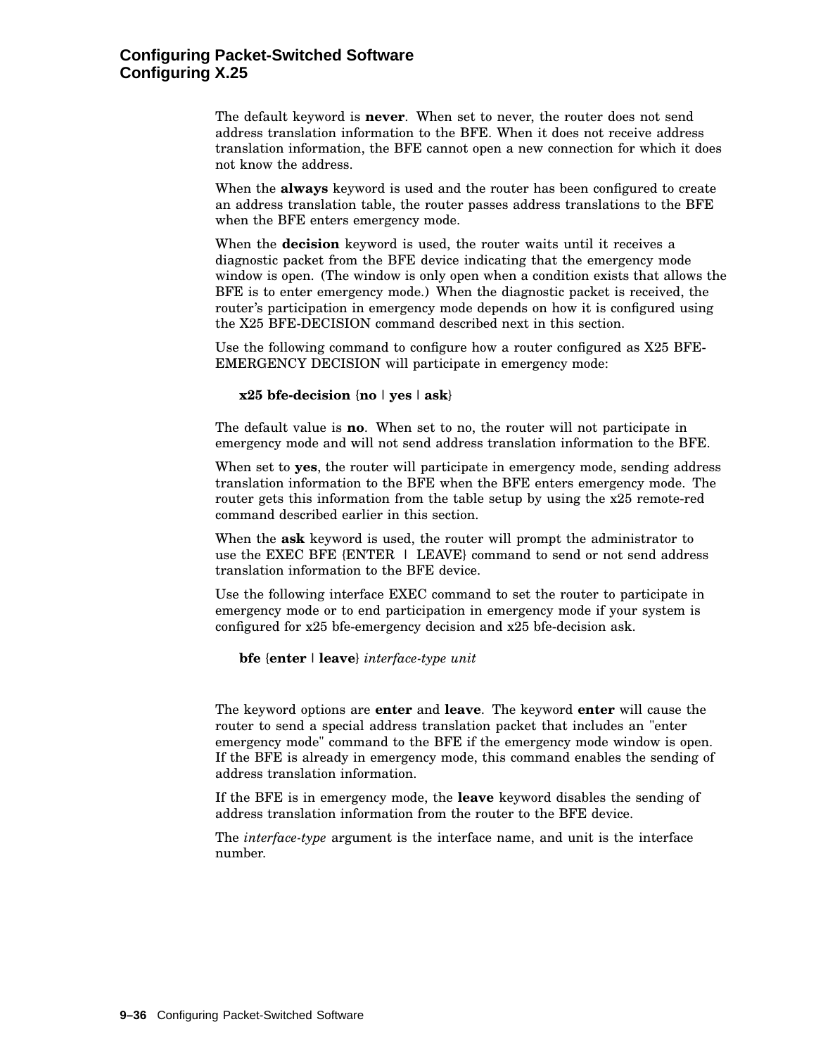The default keyword is **never**. When set to never, the router does not send address translation information to the BFE. When it does not receive address translation information, the BFE cannot open a new connection for which it does not know the address.

When the **always** keyword is used and the router has been configured to create an address translation table, the router passes address translations to the BFE when the BFE enters emergency mode.

When the **decision** keyword is used, the router waits until it receives a diagnostic packet from the BFE device indicating that the emergency mode window is open. (The window is only open when a condition exists that allows the BFE is to enter emergency mode.) When the diagnostic packet is received, the router's participation in emergency mode depends on how it is configured using the X25 BFE-DECISION command described next in this section.

Use the following command to configure how a router configured as X25 BFE-EMERGENCY DECISION will participate in emergency mode:

> **x25 bfe-decision** {**no** | **yes** | **ask**}

The default value is **no**. When set to no, the router will not participate in emergency mode and will not send address translation information to the BFE.

When set to **yes**, the router will participate in emergency mode, sending address translation information to the BFE when the BFE enters emergency mode. The router gets this information from the table setup by using the x25 remote-red command described earlier in this section.

When the **ask** keyword is used, the router will prompt the administrator to use the EXEC BFE {ENTER | LEAVE} command to send or not send address translation information to the BFE device.

Use the following interface EXEC command to set the router to participate in emergency mode or to end participation in emergency mode if your system is configured for x25 bfe-emergency decision and x25 bfe-decision ask.

> **bfe** {**enter** | **leave**} *interface-type unit*

The keyword options are **enter** and **leave**. The keyword **enter** will cause the router to send a special address translation packet that includes an "enter emergency mode" command to the BFE if the emergency mode window is open. If the BFE is already in emergency mode, this command enables the sending of address translation information.

If the BFE is in emergency mode, the **leave** keyword disables the sending of address translation information from the router to the BFE device.

The *interface-type* argument is the interface name, and unit is the interface number.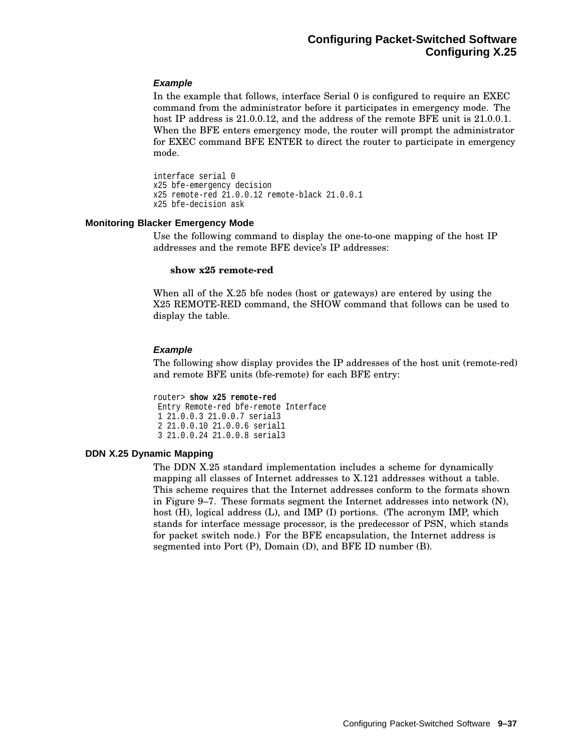#### *Example*

In the example that follows, interface Serial 0 is configured to require an EXEC command from the administrator before it participates in emergency mode. The host IP address is 21.0.0.12, and the address of the remote BFE unit is 21.0.0.1. When the BFE enters emergency mode, the router will prompt the administrator for EXEC command BFE ENTER to direct the router to participate in emergency mode.

```
interface serial 0
x25 bfe-emergency decision
x25 remote-red 21.0.0.12 remote-black 21.0.0.1
x25 bfe-decision ask
```

### Monitoring Blacker Emergency Mode

Use the following command to display the one-to-one mapping of the host IP addresses and the remote BFE device's IP addresses:

**show x25 remote-red**

When all of the X.25 bfe nodes (host or gateways) are entered by using the X25 REMOTE-RED command, the SHOW command that follows can be used to display the table.

#### *Example*

The following show display provides the IP addresses of the host unit (remote-red) and remote BFE units (bfe-remote) for each BFE entry:

```
router> show x25 remote-red
 Entry Remote-red bfe-remote Interface
 1 21.0.0.3 21.0.0.7 serial3
 2 21.0.0.10 21.0.0.6 serial1
 3 21.0.0.24 21.0.0.8 serial3
```

### DDN X.25 Dynamic Mapping

The DDN X.25 standard implementation includes a scheme for dynamically mapping all classes of Internet addresses to X.121 addresses without a table. This scheme requires that the Internet addresses conform to the formats shown in Figure 9–7. These formats segment the Internet addresses into network (N), host (H), logical address (L), and IMP (I) portions. (The acronym IMP, which stands for interface message processor, is the predecessor of PSN, which stands for packet switch node.) For the BFE encapsulation, the Internet address is segmented into Port (P), Domain (D), and BFE ID number (B).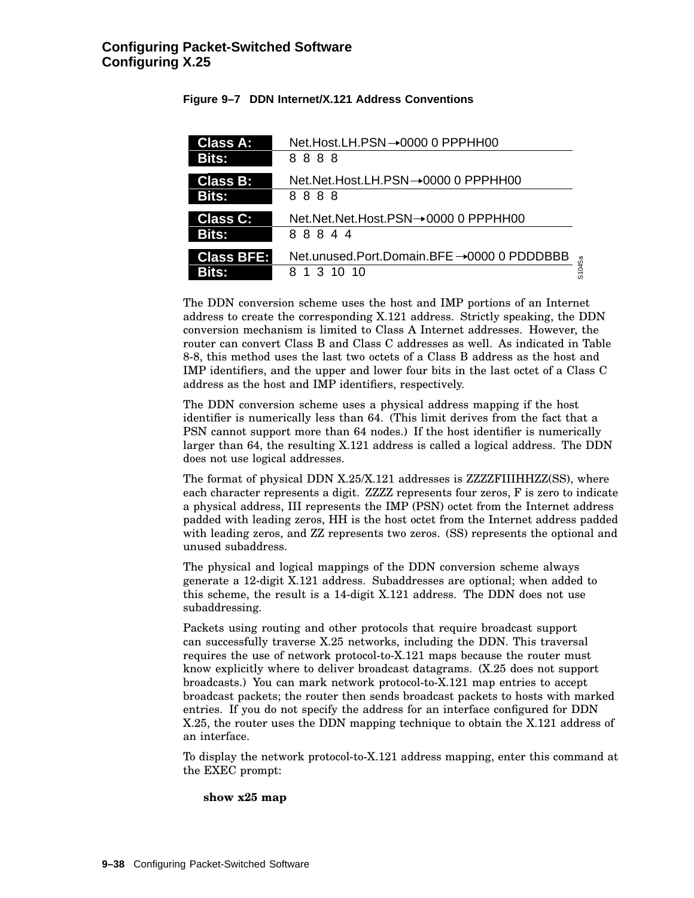**Figure 9–7 DDN Internet/X.121 Address Conventions**

| | |
|---|---|
| **Class A:** | Net.Host.LH.PSN→0000 0 PPPHH00 |
| **Bits:** | 8 8 8 8 |
| **Class B:** | Net.Net.Host.LH.PSN→0000 0 PPPHH00 |
| **Bits:** | 8 8 8 8 |
| **Class C:** | Net.Net.Net.Host.PSN→0000 0 PPPHH00 |
| **Bits:** | 8 8 8 4 4 |
| **Class BFE:** | Net.unused.Port.Domain.BFE→0000 0 PDDDBBB |
| **Bits:** | 8 1 3 10 10 |

S1045a

The DDN conversion scheme uses the host and IMP portions of an Internet address to create the corresponding X.121 address. Strictly speaking, the DDN conversion mechanism is limited to Class A Internet addresses. However, the router can convert Class B and Class C addresses as well. As indicated in Table 8-8, this method uses the last two octets of a Class B address as the host and IMP identifiers, and the upper and lower four bits in the last octet of a Class C address as the host and IMP identifiers, respectively.

The DDN conversion scheme uses a physical address mapping if the host identifier is numerically less than 64. (This limit derives from the fact that a PSN cannot support more than 64 nodes.) If the host identifier is numerically larger than 64, the resulting X.121 address is called a logical address. The DDN does not use logical addresses.

The format of physical DDN X.25/X.121 addresses is ZZZZFIIIHHZZ(SS), where each character represents a digit. ZZZZ represents four zeros, F is zero to indicate a physical address, III represents the IMP (PSN) octet from the Internet address padded with leading zeros, HH is the host octet from the Internet address padded with leading zeros, and ZZ represents two zeros. (SS) represents the optional and unused subaddress.

The physical and logical mappings of the DDN conversion scheme always generate a 12-digit X.121 address. Subaddresses are optional; when added to this scheme, the result is a 14-digit X.121 address. The DDN does not use subaddressing.

Packets using routing and other protocols that require broadcast support can successfully traverse X.25 networks, including the DDN. This traversal requires the use of network protocol-to-X.121 maps because the router must know explicitly where to deliver broadcast datagrams. (X.25 does not support broadcasts.) You can mark network protocol-to-X.121 map entries to accept broadcast packets; the router then sends broadcast packets to hosts with marked entries. If you do not specify the address for an interface configured for DDN X.25, the router uses the DDN mapping technique to obtain the X.121 address of an interface.

To display the network protocol-to-X.121 address mapping, enter this command at the EXEC prompt:

```
show x25 map
```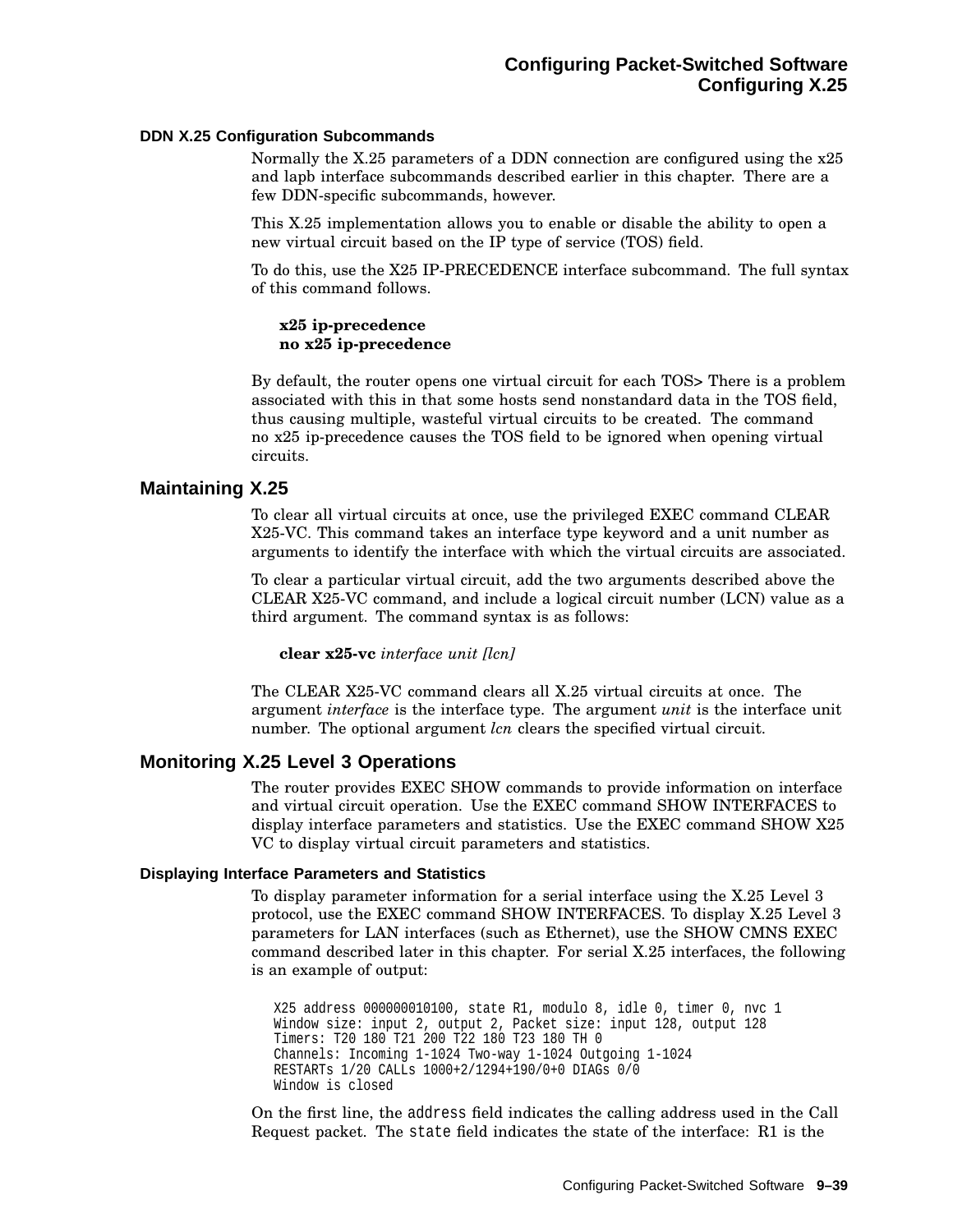### DDN X.25 Configuration Subcommands

Normally the X.25 parameters of a DDN connection are configured using the x25 and lapb interface subcommands described earlier in this chapter. There are a few DDN-specific subcommands, however.

This X.25 implementation allows you to enable or disable the ability to open a new virtual circuit based on the IP type of service (TOS) field.

To do this, use the X25 IP-PRECEDENCE interface subcommand. The full syntax of this command follows.

**x25 ip-precedence**
**no x25 ip-precedence**

By default, the router opens one virtual circuit for each TOS> There is a problem associated with this in that some hosts send nonstandard data in the TOS field, thus causing multiple, wasteful virtual circuits to be created. The command no x25 ip-precedence causes the TOS field to be ignored when opening virtual circuits.

## Maintaining X.25

To clear all virtual circuits at once, use the privileged EXEC command CLEAR X25-VC. This command takes an interface type keyword and a unit number as arguments to identify the interface with which the virtual circuits are associated.

To clear a particular virtual circuit, add the two arguments described above the CLEAR X25-VC command, and include a logical circuit number (LCN) value as a third argument. The command syntax is as follows:

**clear x25-vc** *interface unit [lcn]*

The CLEAR X25-VC command clears all X.25 virtual circuits at once. The argument *interface* is the interface type. The argument *unit* is the interface unit number. The optional argument *lcn* clears the specified virtual circuit.

## Monitoring X.25 Level 3 Operations

The router provides EXEC SHOW commands to provide information on interface and virtual circuit operation. Use the EXEC command SHOW INTERFACES to display interface parameters and statistics. Use the EXEC command SHOW X25 VC to display virtual circuit parameters and statistics.

### Displaying Interface Parameters and Statistics

To display parameter information for a serial interface using the X.25 Level 3 protocol, use the EXEC command SHOW INTERFACES. To display X.25 Level 3 parameters for LAN interfaces (such as Ethernet), use the SHOW CMNS EXEC command described later in this chapter. For serial X.25 interfaces, the following is an example of output:

```
X25 address 000000010100, state R1, modulo 8, idle 0, timer 0, nvc 1
Window size: input 2, output 2, Packet size: input 128, output 128
Timers: T20 180 T21 200 T22 180 T23 180 TH 0
Channels: Incoming 1-1024 Two-way 1-1024 Outgoing 1-1024
RESTARTs 1/20 CALLs 1000+2/1294+190/0+0 DIAGs 0/0
Window is closed
```

On the first line, the `address` field indicates the calling address used in the Call Request packet. The `state` field indicates the state of the interface: R1 is the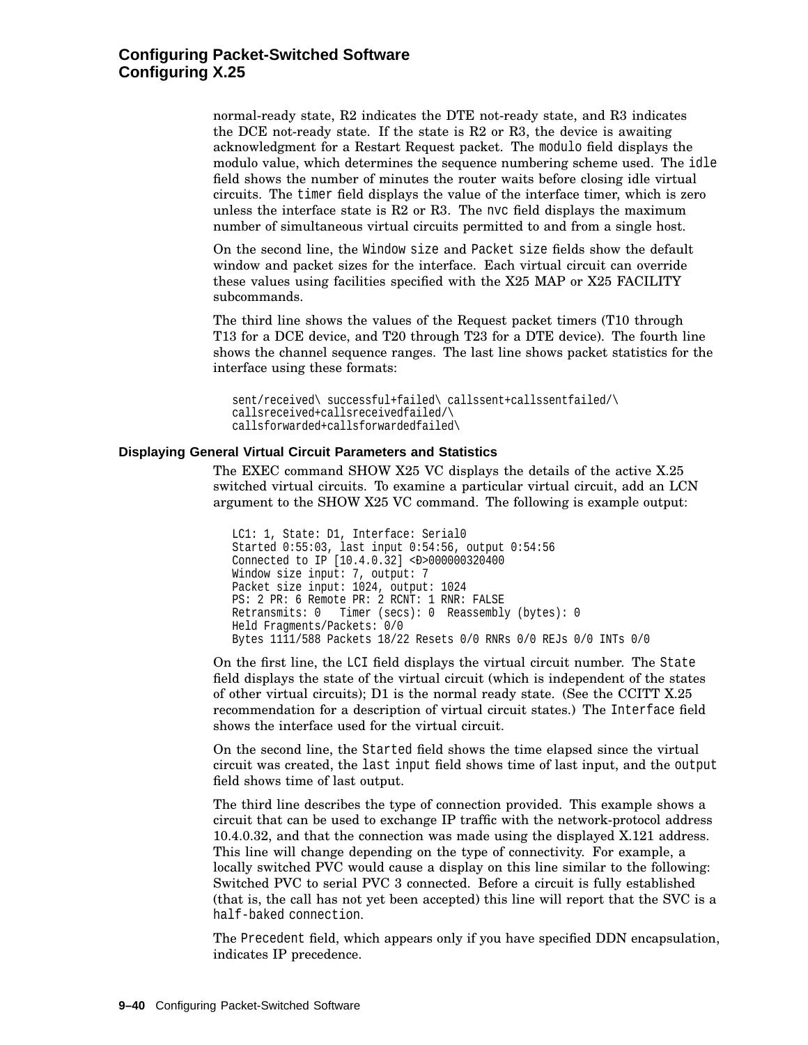normal-ready state, R2 indicates the DTE not-ready state, and R3 indicates the DCE not-ready state. If the state is R2 or R3, the device is awaiting acknowledgment for a Restart Request packet. The `modulo` field displays the modulo value, which determines the sequence numbering scheme used. The `idle` field shows the number of minutes the router waits before closing idle virtual circuits. The `timer` field displays the value of the interface timer, which is zero unless the interface state is R2 or R3. The `nvc` field displays the maximum number of simultaneous virtual circuits permitted to and from a single host.

On the second line, the `Window size` and `Packet size` fields show the default window and packet sizes for the interface. Each virtual circuit can override these values using facilities specified with the X25 MAP or X25 FACILITY subcommands.

The third line shows the values of the Request packet timers (T10 through T13 for a DCE device, and T20 through T23 for a DTE device). The fourth line shows the channel sequence ranges. The last line shows packet statistics for the interface using these formats:

```
sent/received\ successful+failed\ callssent+callssentfailed/\
callsreceived+callsreceivedfailed/\
callsforwarded+callsforwardedfailed\
```

### Displaying General Virtual Circuit Parameters and Statistics

The EXEC command SHOW X25 VC displays the details of the active X.25 switched virtual circuits. To examine a particular virtual circuit, add an LCN argument to the SHOW X25 VC command. The following is example output:

```
LC1: 1, State: D1, Interface: Serial0
Started 0:55:03, last input 0:54:56, output 0:54:56
Connected to IP [10.4.0.32] <Ð>000000320400
Window size input: 7, output: 7
Packet size input: 1024, output: 1024
PS: 2 PR: 6 Remote PR: 2 RCNT: 1 RNR: FALSE
Retransmits: 0   Timer (secs): 0  Reassembly (bytes): 0
Held Fragments/Packets: 0/0
Bytes 1111/588 Packets 18/22 Resets 0/0 RNRs 0/0 REJs 0/0 INTs 0/0
```

On the first line, the `LCI` field displays the virtual circuit number. The `State` field displays the state of the virtual circuit (which is independent of the states of other virtual circuits); D1 is the normal ready state. (See the CCITT X.25 recommendation for a description of virtual circuit states.) The `Interface` field shows the interface used for the virtual circuit.

On the second line, the `Started` field shows the time elapsed since the virtual circuit was created, the `last input` field shows time of last input, and the `output` field shows time of last output.

The third line describes the type of connection provided. This example shows a circuit that can be used to exchange IP traffic with the network-protocol address 10.4.0.32, and that the connection was made using the displayed X.121 address. This line will change depending on the type of connectivity. For example, a locally switched PVC would cause a display on this line similar to the following: Switched PVC to serial PVC 3 connected. Before a circuit is fully established (that is, the call has not yet been accepted) this line will report that the SVC is a `half-baked connection`.

The `Precedent` field, which appears only if you have specified DDN encapsulation, indicates IP precedence.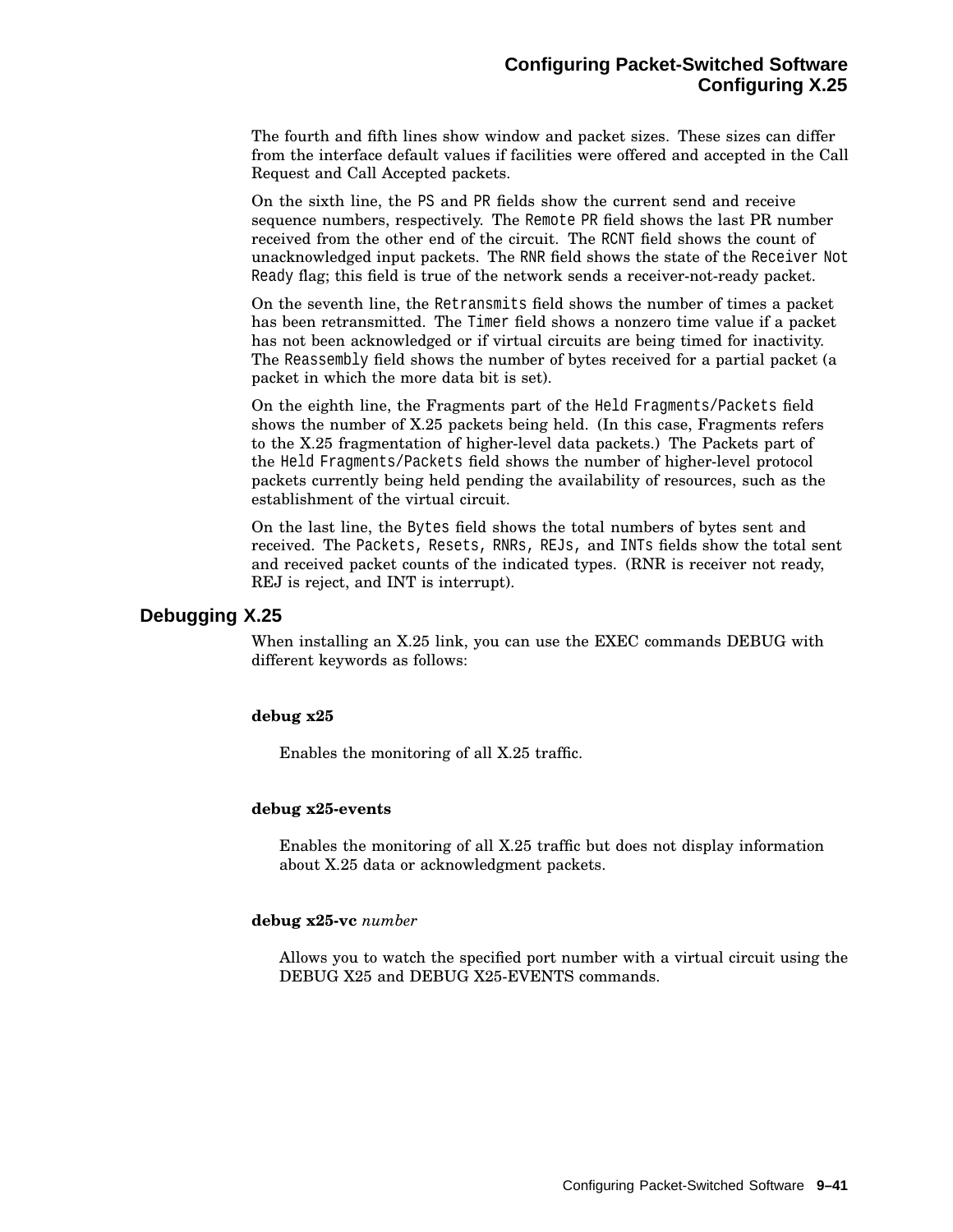The fourth and fifth lines show window and packet sizes. These sizes can differ from the interface default values if facilities were offered and accepted in the Call Request and Call Accepted packets.

On the sixth line, the `PS` and `PR` fields show the current send and receive sequence numbers, respectively. The `Remote PR` field shows the last PR number received from the other end of the circuit. The `RCNT` field shows the count of unacknowledged input packets. The `RNR` field shows the state of the `Receiver Not Ready` flag; this field is true of the network sends a receiver-not-ready packet.

On the seventh line, the `Retransmits` field shows the number of times a packet has been retransmitted. The `Timer` field shows a nonzero time value if a packet has not been acknowledged or if virtual circuits are being timed for inactivity. The `Reassembly` field shows the number of bytes received for a partial packet (a packet in which the more data bit is set).

On the eighth line, the Fragments part of the `Held Fragments/Packets` field shows the number of X.25 packets being held. (In this case, Fragments refers to the X.25 fragmentation of higher-level data packets.) The Packets part of the `Held Fragments/Packets` field shows the number of higher-level protocol packets currently being held pending the availability of resources, such as the establishment of the virtual circuit.

On the last line, the `Bytes` field shows the total numbers of bytes sent and received. The `Packets`, `Resets`, `RNRs`, `REJs`, and `INTs` fields show the total sent and received packet counts of the indicated types. (RNR is receiver not ready, REJ is reject, and INT is interrupt).

## Debugging X.25

When installing an X.25 link, you can use the EXEC commands DEBUG with different keywords as follows:

**debug x25**

Enables the monitoring of all X.25 traffic.

**debug x25-events**

Enables the monitoring of all X.25 traffic but does not display information about X.25 data or acknowledgment packets.

**debug x25-vc** *number*

Allows you to watch the specified port number with a virtual circuit using the DEBUG X25 and DEBUG X25-EVENTS commands.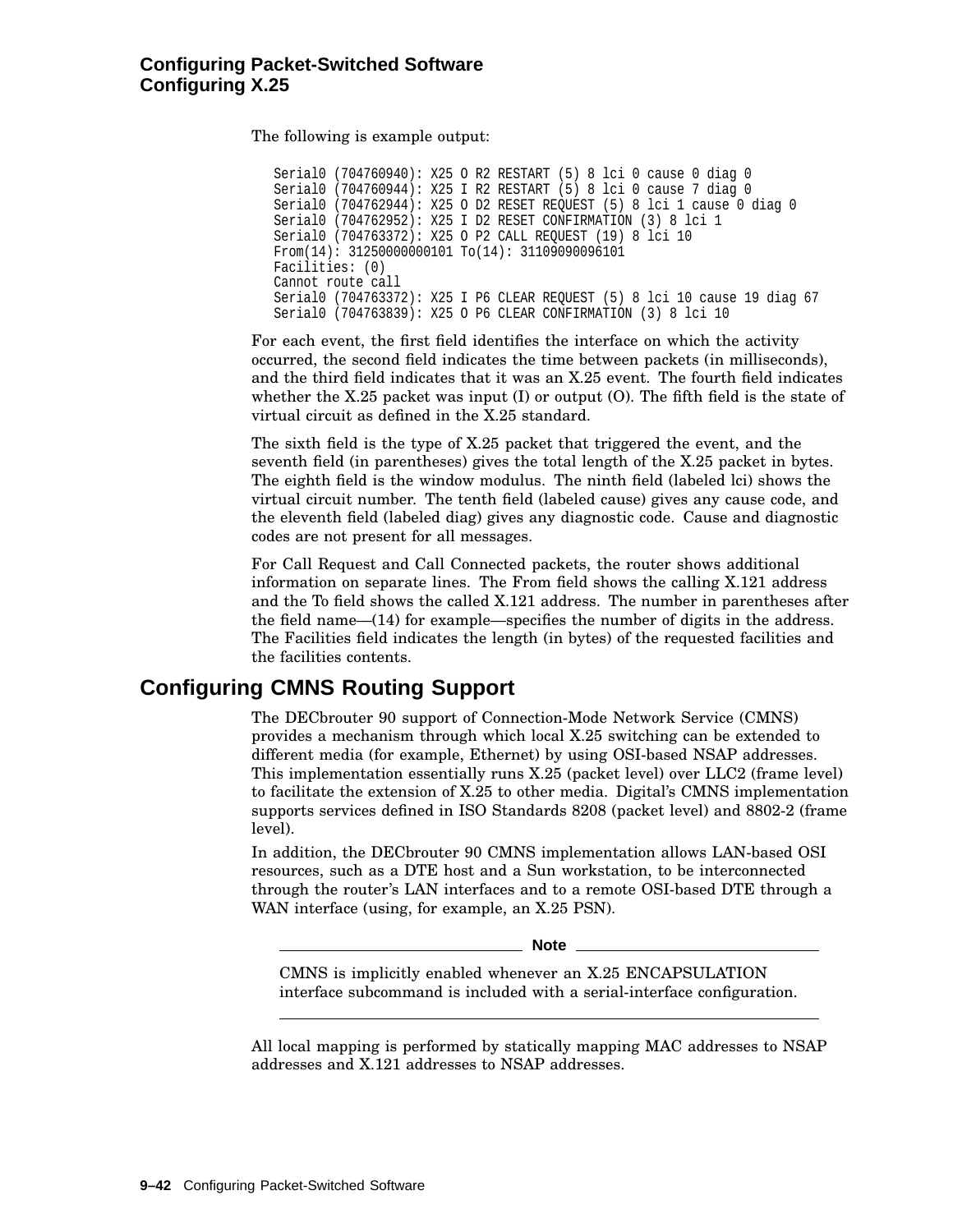The following is example output:

```
Serial0 (704760940): X25 O R2 RESTART (5) 8 lci 0 cause 0 diag 0
Serial0 (704760944): X25 I R2 RESTART (5) 8 lci 0 cause 7 diag 0
Serial0 (704762944): X25 O D2 RESET REQUEST (5) 8 lci 1 cause 0 diag 0
Serial0 (704762952): X25 I D2 RESET CONFIRMATION (3) 8 lci 1
Serial0 (704763372): X25 O P2 CALL REQUEST (19) 8 lci 10
From(14): 31250000000101 To(14): 31109090096101
Facilities: (0)
Cannot route call
Serial0 (704763372): X25 I P6 CLEAR REQUEST (5) 8 lci 10 cause 19 diag 67
Serial0 (704763839): X25 O P6 CLEAR CONFIRMATION (3) 8 lci 10
```

For each event, the first field identifies the interface on which the activity occurred, the second field indicates the time between packets (in milliseconds), and the third field indicates that it was an X.25 event. The fourth field indicates whether the X.25 packet was input (I) or output (O). The fifth field is the state of virtual circuit as defined in the X.25 standard.

The sixth field is the type of X.25 packet that triggered the event, and the seventh field (in parentheses) gives the total length of the X.25 packet in bytes. The eighth field is the window modulus. The ninth field (labeled lci) shows the virtual circuit number. The tenth field (labeled cause) gives any cause code, and the eleventh field (labeled diag) gives any diagnostic code. Cause and diagnostic codes are not present for all messages.

For Call Request and Call Connected packets, the router shows additional information on separate lines. The From field shows the calling X.121 address and the To field shows the called X.121 address. The number in parentheses after the field name—(14) for example—specifies the number of digits in the address. The Facilities field indicates the length (in bytes) of the requested facilities and the facilities contents.

## Configuring CMNS Routing Support

The DECbrouter 90 support of Connection-Mode Network Service (CMNS) provides a mechanism through which local X.25 switching can be extended to different media (for example, Ethernet) by using OSI-based NSAP addresses. This implementation essentially runs X.25 (packet level) over LLC2 (frame level) to facilitate the extension of X.25 to other media. Digital's CMNS implementation supports services defined in ISO Standards 8208 (packet level) and 8802-2 (frame level).

In addition, the DECbrouter 90 CMNS implementation allows LAN-based OSI resources, such as a DTE host and a Sun workstation, to be interconnected through the router's LAN interfaces and to a remote OSI-based DTE through a WAN interface (using, for example, an X.25 PSN).

---

**Note**

CMNS is implicitly enabled whenever an X.25 ENCAPSULATION interface subcommand is included with a serial-interface configuration.

---

All local mapping is performed by statically mapping MAC addresses to NSAP addresses and X.121 addresses to NSAP addresses.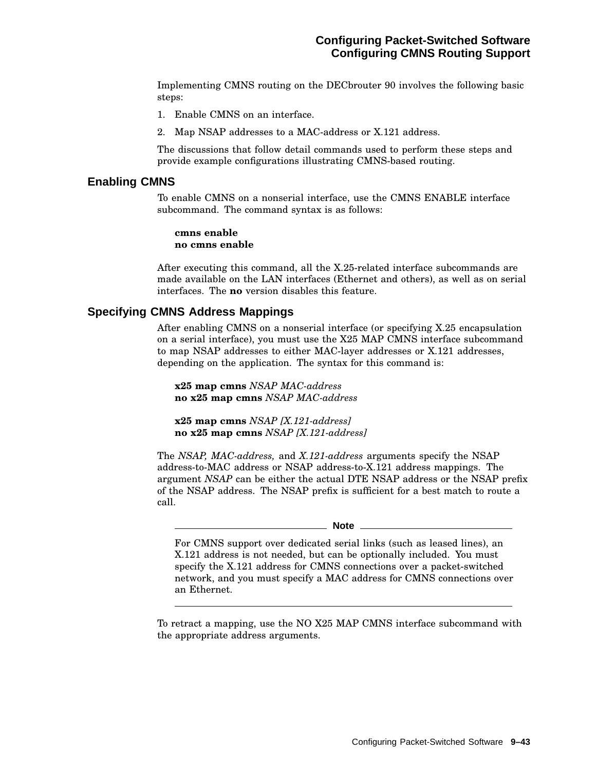Implementing CMNS routing on the DECbrouter 90 involves the following basic steps:

1. Enable CMNS on an interface.
2. Map NSAP addresses to a MAC-address or X.121 address.

The discussions that follow detail commands used to perform these steps and provide example configurations illustrating CMNS-based routing.

## Enabling CMNS

To enable CMNS on a nonserial interface, use the CMNS ENABLE interface subcommand. The command syntax is as follows:

**cmns enable**
**no cmns enable**

After executing this command, all the X.25-related interface subcommands are made available on the LAN interfaces (Ethernet and others), as well as on serial interfaces. The **no** version disables this feature.

## Specifying CMNS Address Mappings

After enabling CMNS on a nonserial interface (or specifying X.25 encapsulation on a serial interface), you must use the X25 MAP CMNS interface subcommand to map NSAP addresses to either MAC-layer addresses or X.121 addresses, depending on the application. The syntax for this command is:

**x25 map cmns** *NSAP MAC-address*
**no x25 map cmns** *NSAP MAC-address*

**x25 map cmns** *NSAP [X.121-address]*
**no x25 map cmns** *NSAP [X.121-address]*

The *NSAP, MAC-address,* and *X.121-address* arguments specify the NSAP address-to-MAC address or NSAP address-to-X.121 address mappings. The argument *NSAP* can be either the actual DTE NSAP address or the NSAP prefix of the NSAP address. The NSAP prefix is sufficient for a best match to route a call.

---

**Note**

For CMNS support over dedicated serial links (such as leased lines), an X.121 address is not needed, but can be optionally included. You must specify the X.121 address for CMNS connections over a packet-switched network, and you must specify a MAC address for CMNS connections over an Ethernet.

---

To retract a mapping, use the NO X25 MAP CMNS interface subcommand with the appropriate address arguments.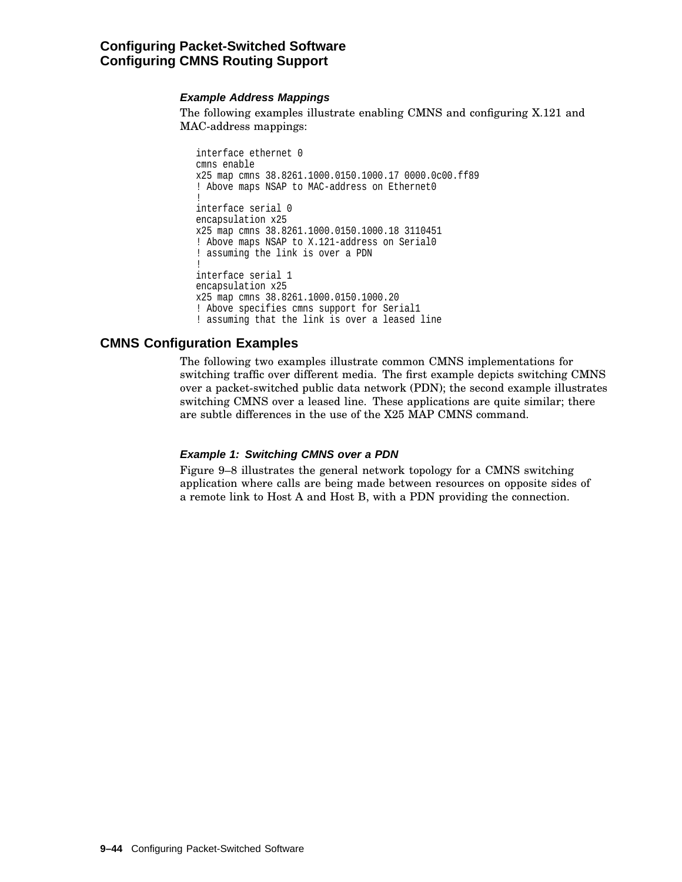#### *Example Address Mappings*

The following examples illustrate enabling CMNS and configuring X.121 and MAC-address mappings:

```
interface ethernet 0
cmns enable
x25 map cmns 38.8261.1000.0150.1000.17 0000.0c00.ff89
! Above maps NSAP to MAC-address on Ethernet0
!
interface serial 0
encapsulation x25
x25 map cmns 38.8261.1000.0150.1000.18 3110451
! Above maps NSAP to X.121-address on Serial0
! assuming the link is over a PDN
!
interface serial 1
encapsulation x25
x25 map cmns 38.8261.1000.0150.1000.20
! Above specifies cmns support for Serial1
! assuming that the link is over a leased line
```

## CMNS Configuration Examples

The following two examples illustrate common CMNS implementations for switching traffic over different media. The first example depicts switching CMNS over a packet-switched public data network (PDN); the second example illustrates switching CMNS over a leased line. These applications are quite similar; there are subtle differences in the use of the X25 MAP CMNS command.

#### *Example 1: Switching CMNS over a PDN*

Figure 9–8 illustrates the general network topology for a CMNS switching application where calls are being made between resources on opposite sides of a remote link to Host A and Host B, with a PDN providing the connection.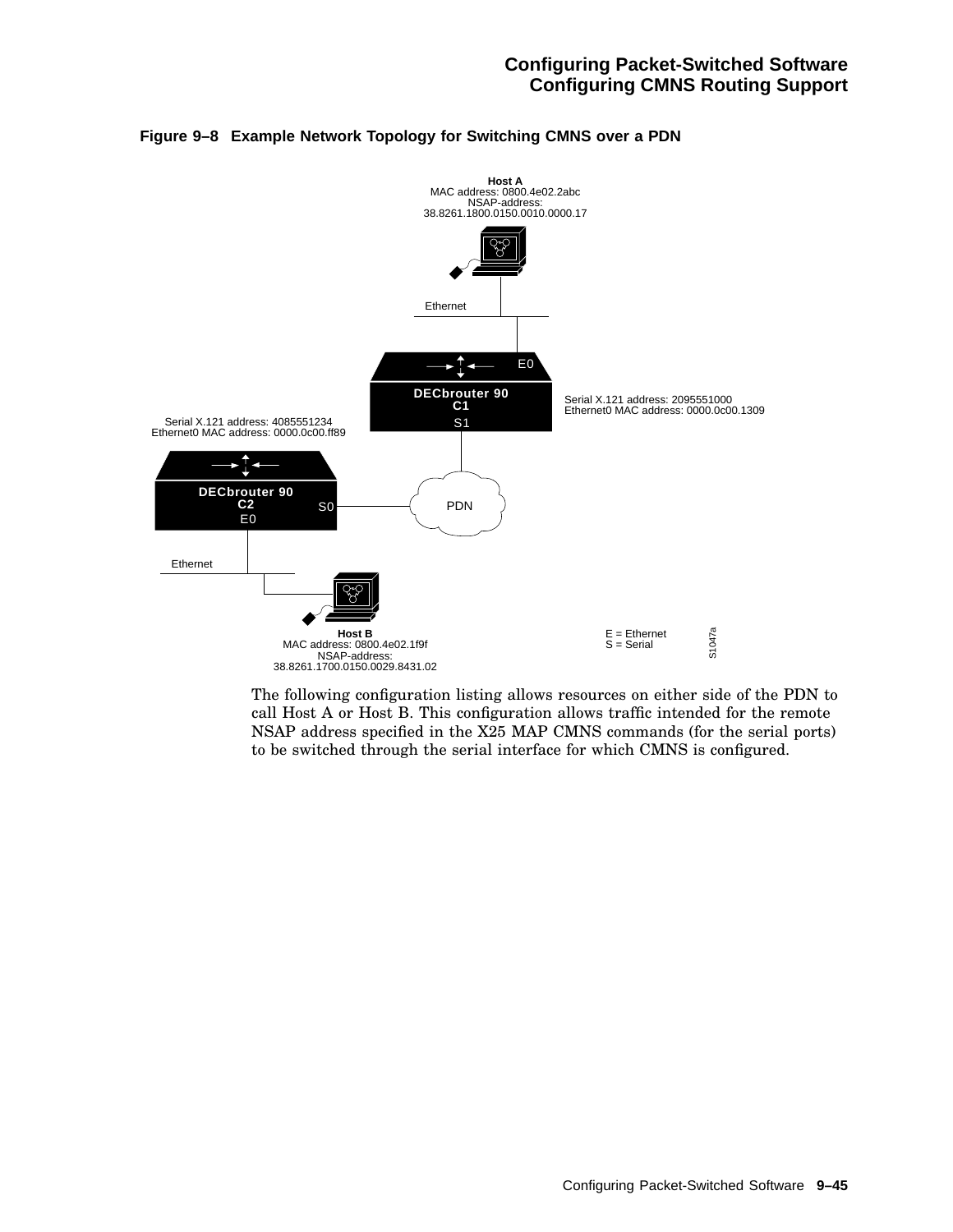**Figure 9–8 Example Network Topology for Switching CMNS over a PDN**

Host A
MAC address: 0800.4e02.2abc
NSAP-address:
38.8261.1800.0150.0010.0000.17

Ethernet

E0

DECbrouter 90
C1

S1

Serial X.121 address: 2095551000
Ethernet0 MAC address: 0000.0c00.1309

Serial X.121 address: 4085551234
Ethernet0 MAC address: 0000.0c00.ff89

DECbrouter 90
C2

S0

E0

PDN

Ethernet

Host B
MAC address: 0800.4e02.1f9f
NSAP-address:
38.8261.1700.0150.0029.8431.02

E = Ethernet
S = Serial

S1047a

The following configuration listing allows resources on either side of the PDN to call Host A or Host B. This configuration allows traffic intended for the remote NSAP address specified in the X25 MAP CMNS commands (for the serial ports) to be switched through the serial interface for which CMNS is configured.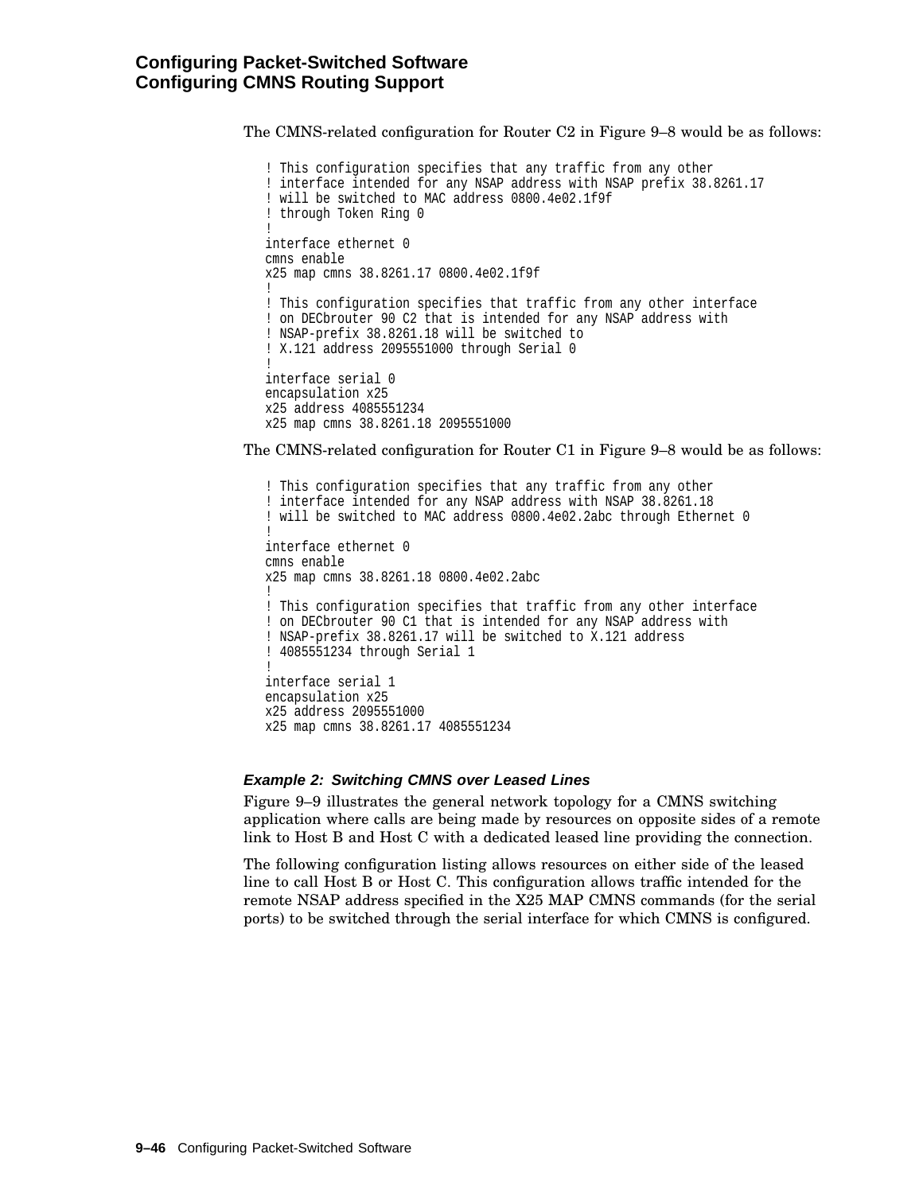The CMNS-related configuration for Router C2 in Figure 9–8 would be as follows:

```
! This configuration specifies that any traffic from any other
! interface intended for any NSAP address with NSAP prefix 38.8261.17
! will be switched to MAC address 0800.4e02.1f9f
! through Token Ring 0
!
interface ethernet 0
cmns enable
x25 map cmns 38.8261.17 0800.4e02.1f9f
!
! This configuration specifies that traffic from any other interface
! on DECbrouter 90 C2 that is intended for any NSAP address with
! NSAP-prefix 38.8261.18 will be switched to
! X.121 address 2095551000 through Serial 0
!
interface serial 0
encapsulation x25
x25 address 4085551234
x25 map cmns 38.8261.18 2095551000
```

The CMNS-related configuration for Router C1 in Figure 9–8 would be as follows:

```
! This configuration specifies that any traffic from any other
! interface intended for any NSAP address with NSAP 38.8261.18
! will be switched to MAC address 0800.4e02.2abc through Ethernet 0
!
interface ethernet 0
cmns enable
x25 map cmns 38.8261.18 0800.4e02.2abc
!
! This configuration specifies that traffic from any other interface
! on DECbrouter 90 C1 that is intended for any NSAP address with
! NSAP-prefix 38.8261.17 will be switched to X.121 address
! 4085551234 through Serial 1
!
interface serial 1
encapsulation x25
x25 address 2095551000
x25 map cmns 38.8261.17 4085551234
```

#### *Example 2: Switching CMNS over Leased Lines*

Figure 9–9 illustrates the general network topology for a CMNS switching application where calls are being made by resources on opposite sides of a remote link to Host B and Host C with a dedicated leased line providing the connection.

The following configuration listing allows resources on either side of the leased line to call Host B or Host C. This configuration allows traffic intended for the remote NSAP address specified in the X25 MAP CMNS commands (for the serial ports) to be switched through the serial interface for which CMNS is configured.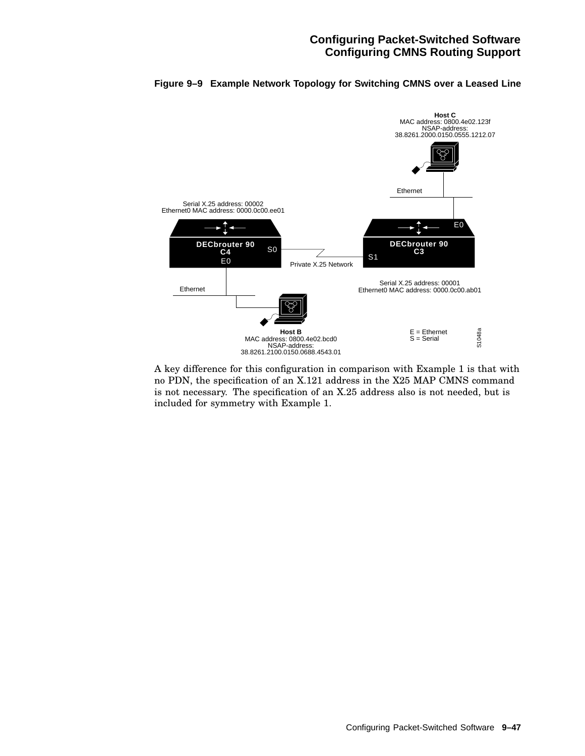**Figure 9–9 Example Network Topology for Switching CMNS over a Leased Line**

Host C
MAC address: 0800.4e02.123f
NSAP-address:
38.8261.2000.0150.0555.1212.07

Ethernet

Serial X.25 address: 00002
Ethernet0 MAC address: 0000.0c00.ee01

DECbrouter 90
C4

S0

E0

Private X.25 Network

DECbrouter 90
C3

S1

E0

Serial X.25 address: 00001
Ethernet0 MAC address: 0000.0c00.ab01

Ethernet

Host B
MAC address: 0800.4e02.bcd0
NSAP-address:
38.8261.2100.0150.0688.4543.01

E = Ethernet
S = Serial

S1048a

A key difference for this configuration in comparison with Example 1 is that with no PDN, the specification of an X.121 address in the X25 MAP CMNS command is not necessary. The specification of an X.25 address also is not needed, but is included for symmetry with Example 1.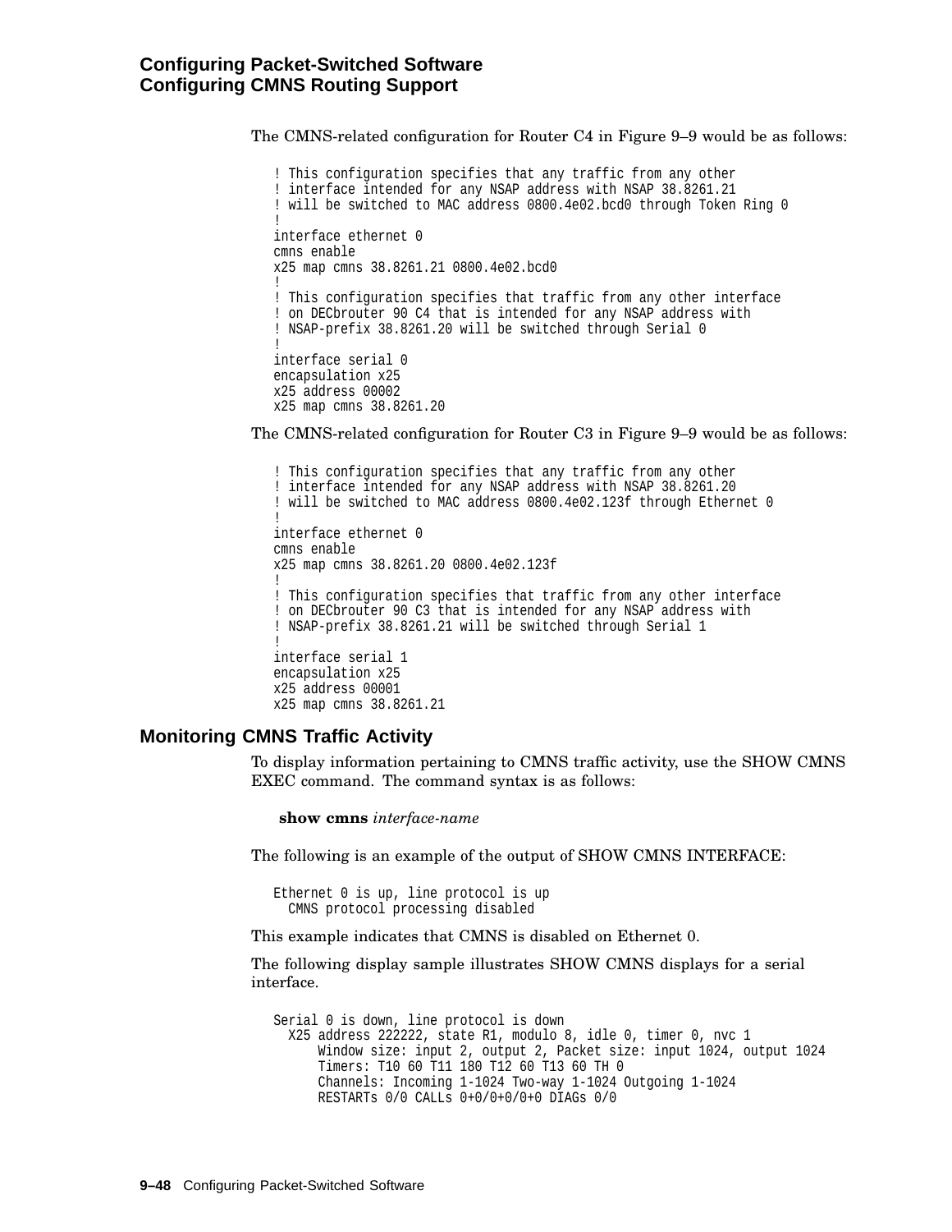The CMNS-related configuration for Router C4 in Figure 9–9 would be as follows:

```
! This configuration specifies that any traffic from any other
! interface intended for any NSAP address with NSAP 38.8261.21
! will be switched to MAC address 0800.4e02.bcd0 through Token Ring 0
!
interface ethernet 0
cmns enable
x25 map cmns 38.8261.21 0800.4e02.bcd0
!
! This configuration specifies that traffic from any other interface
! on DECbrouter 90 C4 that is intended for any NSAP address with
! NSAP-prefix 38.8261.20 will be switched through Serial 0
!
interface serial 0
encapsulation x25
x25 address 00002
x25 map cmns 38.8261.20
```

The CMNS-related configuration for Router C3 in Figure 9–9 would be as follows:

```
! This configuration specifies that any traffic from any other
! interface intended for any NSAP address with NSAP 38.8261.20
! will be switched to MAC address 0800.4e02.123f through Ethernet 0
!
interface ethernet 0
cmns enable
x25 map cmns 38.8261.20 0800.4e02.123f
!
! This configuration specifies that traffic from any other interface
! on DECbrouter 90 C3 that is intended for any NSAP address with
! NSAP-prefix 38.8261.21 will be switched through Serial 1
!
interface serial 1
encapsulation x25
x25 address 00001
x25 map cmns 38.8261.21
```

## Monitoring CMNS Traffic Activity

To display information pertaining to CMNS traffic activity, use the SHOW CMNS EXEC command. The command syntax is as follows:

**show cmns** *interface-name*

The following is an example of the output of SHOW CMNS INTERFACE:

```
Ethernet 0 is up, line protocol is up
  CMNS protocol processing disabled
```

This example indicates that CMNS is disabled on Ethernet 0.

The following display sample illustrates SHOW CMNS displays for a serial interface.

```
Serial 0 is down, line protocol is down
  X25 address 222222, state R1, modulo 8, idle 0, timer 0, nvc 1
      Window size: input 2, output 2, Packet size: input 1024, output 1024
      Timers: T10 60 T11 180 T12 60 T13 60 TH 0
      Channels: Incoming 1-1024 Two-way 1-1024 Outgoing 1-1024
      RESTARTs 0/0 CALLs 0+0/0+0/0+0 DIAGs 0/0
```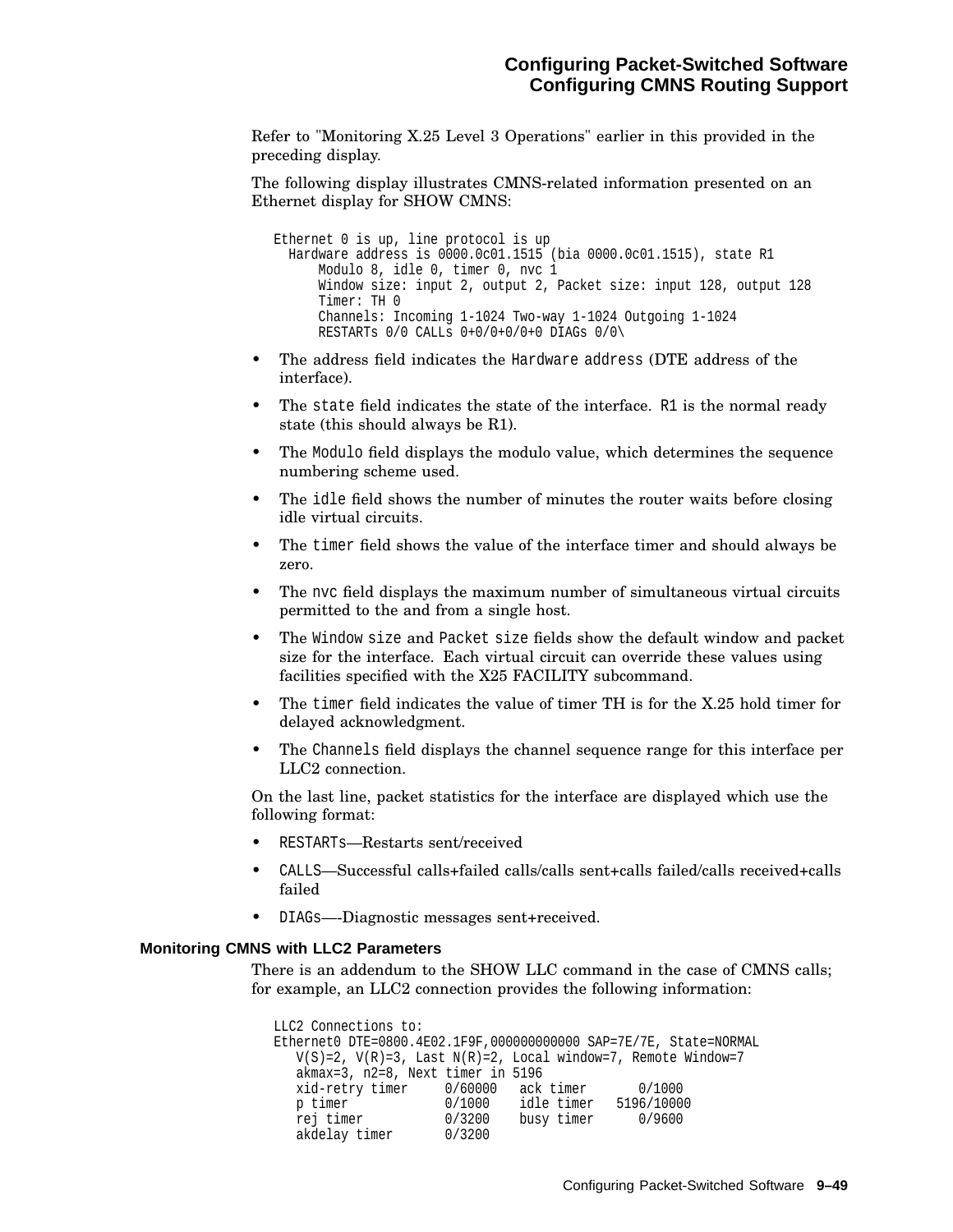Refer to "Monitoring X.25 Level 3 Operations" earlier in this provided in the preceding display.

The following display illustrates CMNS-related information presented on an Ethernet display for SHOW CMNS:

```
Ethernet 0 is up, line protocol is up
  Hardware address is 0000.0c01.1515 (bia 0000.0c01.1515), state R1
     Modulo 8, idle 0, timer 0, nvc 1
     Window size: input 2, output 2, Packet size: input 128, output 128
     Timer: TH 0
     Channels: Incoming 1-1024 Two-way 1-1024 Outgoing 1-1024
     RESTARTs 0/0 CALLs 0+0/0+0/0+0 DIAGs 0/0\
```

- The address field indicates the `Hardware address` (DTE address of the interface).
- The `state` field indicates the state of the interface. `R1` is the normal ready state (this should always be R1).
- The `Modulo` field displays the modulo value, which determines the sequence numbering scheme used.
- The `idle` field shows the number of minutes the router waits before closing idle virtual circuits.
- The `timer` field shows the value of the interface timer and should always be zero.
- The `nvc` field displays the maximum number of simultaneous virtual circuits permitted to the and from a single host.
- The `Window size` and `Packet size` fields show the default window and packet size for the interface. Each virtual circuit can override these values using facilities specified with the X25 FACILITY subcommand.
- The `timer` field indicates the value of timer TH is for the X.25 hold timer for delayed acknowledgment.
- The `Channels` field displays the channel sequence range for this interface per LLC2 connection.

On the last line, packet statistics for the interface are displayed which use the following format:

- `RESTARTs`—Restarts sent/received
- `CALLS`—Successful calls+failed calls/calls sent+calls failed/calls received+calls failed
- `DIAGs`—-Diagnostic messages sent+received.

### Monitoring CMNS with LLC2 Parameters

There is an addendum to the SHOW LLC command in the case of CMNS calls; for example, an LLC2 connection provides the following information:

```
LLC2 Connections to:
Ethernet0 DTE=0800.4E02.1F9F,000000000000 SAP=7E/7E, State=NORMAL
   V(S)=2, V(R)=3, Last N(R)=2, Local window=7, Remote Window=7
   akmax=3, n2=8, Next timer in 5196
   xid-retry timer     0/60000   ack timer       0/1000
   p timer             0/1000    idle timer   5196/10000
   rej timer           0/3200    busy timer      0/9600
   akdelay timer       0/3200
```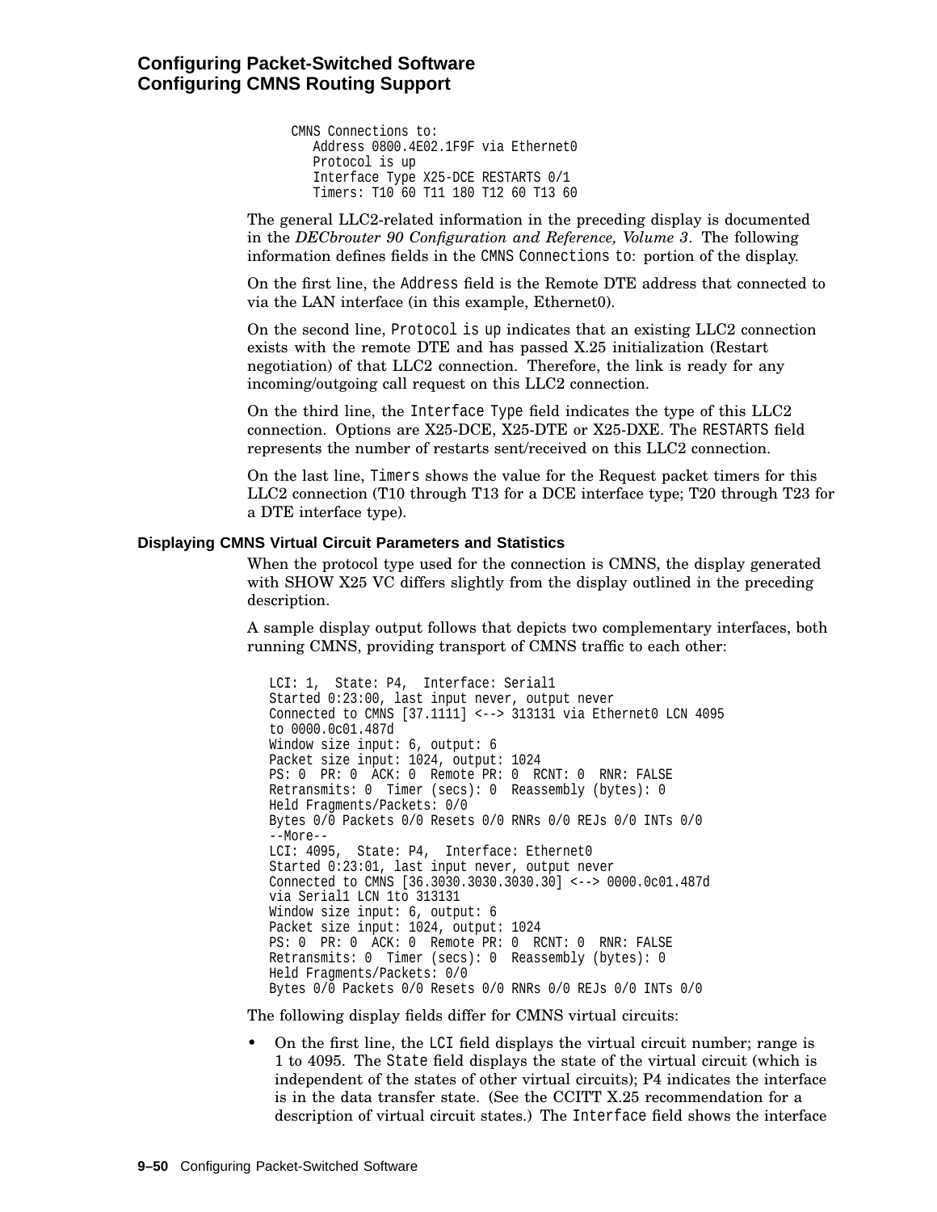```
CMNS Connections to:
   Address 0800.4E02.1F9F via Ethernet0
   Protocol is up
   Interface Type X25-DCE RESTARTS 0/1
   Timers: T10 60 T11 180 T12 60 T13 60
```

The general LLC2-related information in the preceding display is documented in the *DECbrouter 90 Configuration and Reference, Volume 3*. The following information defines fields in the `CMNS Connections to:` portion of the display.

On the first line, the `Address` field is the Remote DTE address that connected to via the LAN interface (in this example, Ethernet0).

On the second line, `Protocol is up` indicates that an existing LLC2 connection exists with the remote DTE and has passed X.25 initialization (Restart negotiation) of that LLC2 connection. Therefore, the link is ready for any incoming/outgoing call request on this LLC2 connection.

On the third line, the `Interface Type` field indicates the type of this LLC2 connection. Options are X25-DCE, X25-DTE or X25-DXE. The `RESTARTS` field represents the number of restarts sent/received on this LLC2 connection.

On the last line, `Timers` shows the value for the Request packet timers for this LLC2 connection (T10 through T13 for a DCE interface type; T20 through T23 for a DTE interface type).

### Displaying CMNS Virtual Circuit Parameters and Statistics

When the protocol type used for the connection is CMNS, the display generated with SHOW X25 VC differs slightly from the display outlined in the preceding description.

A sample display output follows that depicts two complementary interfaces, both running CMNS, providing transport of CMNS traffic to each other:

```
LCI: 1,  State: P4,  Interface: Serial1
Started 0:23:00, last input never, output never
Connected to CMNS [37.1111] <--> 313131 via Ethernet0 LCN 4095
to 0000.0c01.487d
Window size input: 6, output: 6
Packet size input: 1024, output: 1024
PS: 0  PR: 0  ACK: 0  Remote PR: 0  RCNT: 0  RNR: FALSE
Retransmits: 0  Timer (secs): 0  Reassembly (bytes): 0
Held Fragments/Packets: 0/0
Bytes 0/0 Packets 0/0 Resets 0/0 RNRs 0/0 REJs 0/0 INTs 0/0
--More--
LCI: 4095,  State: P4,  Interface: Ethernet0
Started 0:23:01, last input never, output never
Connected to CMNS [36.3030.3030.3030.30] <--> 0000.0c01.487d
via Serial1 LCN 1to 313131
Window size input: 6, output: 6
Packet size input: 1024, output: 1024
PS: 0  PR: 0  ACK: 0  Remote PR: 0  RCNT: 0  RNR: FALSE
Retransmits: 0  Timer (secs): 0  Reassembly (bytes): 0
Held Fragments/Packets: 0/0
Bytes 0/0 Packets 0/0 Resets 0/0 RNRs 0/0 REJs 0/0 INTs 0/0
```

The following display fields differ for CMNS virtual circuits:

- On the first line, the `LCI` field displays the virtual circuit number; range is 1 to 4095. The `State` field displays the state of the virtual circuit (which is independent of the states of other virtual circuits); P4 indicates the interface is in the data transfer state. (See the CCITT X.25 recommendation for a description of virtual circuit states.) The `Interface` field shows the interface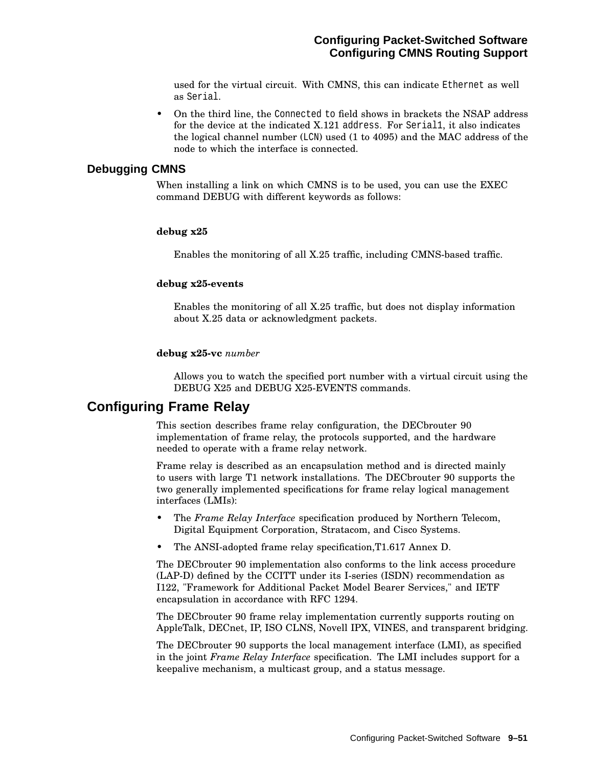used for the virtual circuit. With CMNS, this can indicate `Ethernet` as well as `Serial`.

- On the third line, the `Connected to` field shows in brackets the NSAP address for the device at the indicated X.121 `address`. For `Serial1`, it also indicates the logical channel number (`LCN`) used (1 to 4095) and the MAC address of the node to which the interface is connected.

### Debugging CMNS

When installing a link on which CMNS is to be used, you can use the EXEC command DEBUG with different keywords as follows:

**debug x25**

Enables the monitoring of all X.25 traffic, including CMNS-based traffic.

**debug x25-events**

Enables the monitoring of all X.25 traffic, but does not display information about X.25 data or acknowledgment packets.

**debug x25-vc** *number*

Allows you to watch the specified port number with a virtual circuit using the DEBUG X25 and DEBUG X25-EVENTS commands.

## Configuring Frame Relay

This section describes frame relay configuration, the DECbrouter 90 implementation of frame relay, the protocols supported, and the hardware needed to operate with a frame relay network.

Frame relay is described as an encapsulation method and is directed mainly to users with large T1 network installations. The DECbrouter 90 supports the two generally implemented specifications for frame relay logical management interfaces (LMIs):

- The *Frame Relay Interface* specification produced by Northern Telecom, Digital Equipment Corporation, Stratacom, and Cisco Systems.
- The ANSI-adopted frame relay specification,T1.617 Annex D.

The DECbrouter 90 implementation also conforms to the link access procedure (LAP-D) defined by the CCITT under its I-series (ISDN) recommendation as I122, "Framework for Additional Packet Model Bearer Services," and IETF encapsulation in accordance with RFC 1294.

The DECbrouter 90 frame relay implementation currently supports routing on AppleTalk, DECnet, IP, ISO CLNS, Novell IPX, VINES, and transparent bridging.

The DECbrouter 90 supports the local management interface (LMI), as specified in the joint *Frame Relay Interface* specification. The LMI includes support for a keepalive mechanism, a multicast group, and a status message.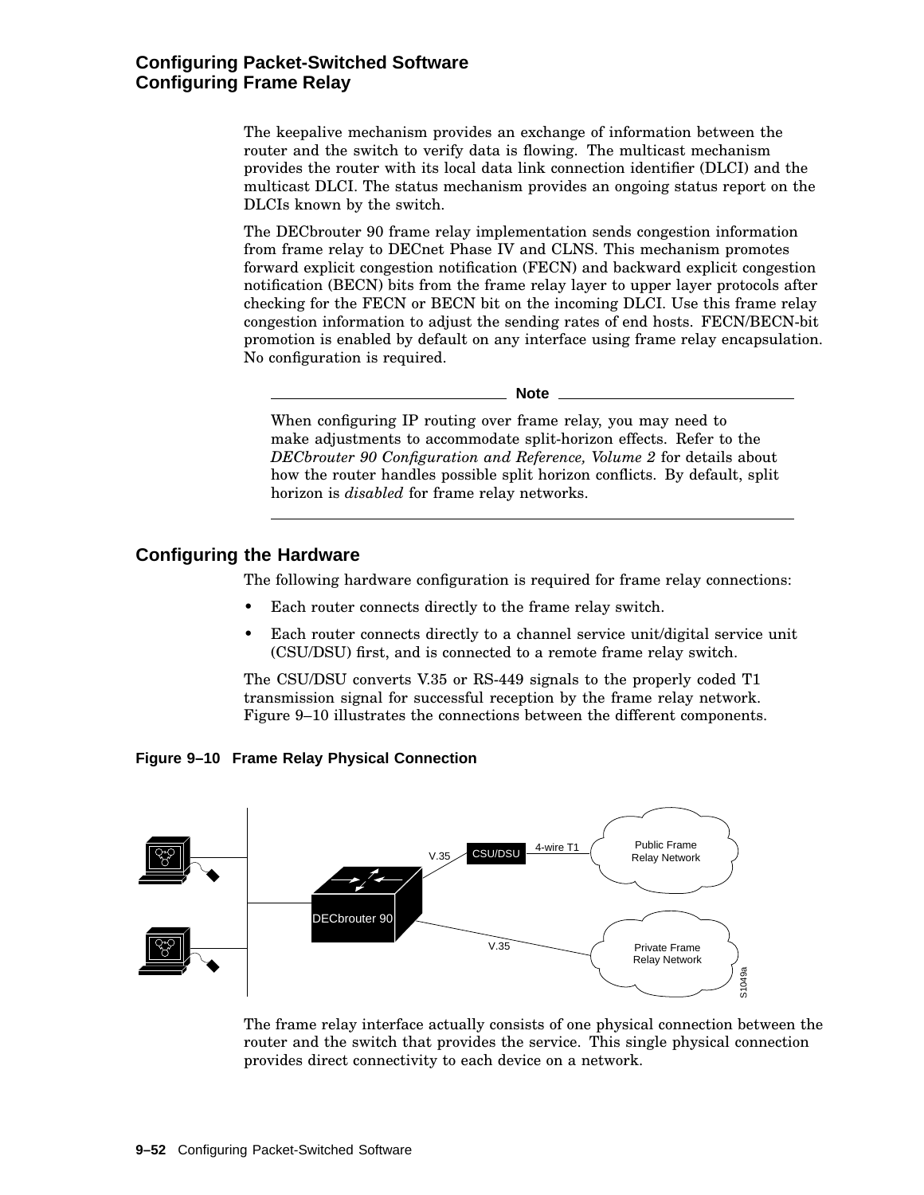The keepalive mechanism provides an exchange of information between the router and the switch to verify data is flowing. The multicast mechanism provides the router with its local data link connection identifier (DLCI) and the multicast DLCI. The status mechanism provides an ongoing status report on the DLCIs known by the switch.

The DECbrouter 90 frame relay implementation sends congestion information from frame relay to DECnet Phase IV and CLNS. This mechanism promotes forward explicit congestion notification (FECN) and backward explicit congestion notification (BECN) bits from the frame relay layer to upper layer protocols after checking for the FECN or BECN bit on the incoming DLCI. Use this frame relay congestion information to adjust the sending rates of end hosts. FECN/BECN-bit promotion is enabled by default on any interface using frame relay encapsulation. No configuration is required.

**Note**

When configuring IP routing over frame relay, you may need to make adjustments to accommodate split-horizon effects. Refer to the *DECbrouter 90 Configuration and Reference, Volume 2* for details about how the router handles possible split horizon conflicts. By default, split horizon is *disabled* for frame relay networks.

## Configuring the Hardware

The following hardware configuration is required for frame relay connections:

- Each router connects directly to the frame relay switch.
- Each router connects directly to a channel service unit/digital service unit (CSU/DSU) first, and is connected to a remote frame relay switch.

The CSU/DSU converts V.35 or RS-449 signals to the properly coded T1 transmission signal for successful reception by the frame relay network. Figure 9–10 illustrates the connections between the different components.

**Figure 9–10 Frame Relay Physical Connection**

The frame relay interface actually consists of one physical connection between the router and the switch that provides the service. This single physical connection provides direct connectivity to each device on a network.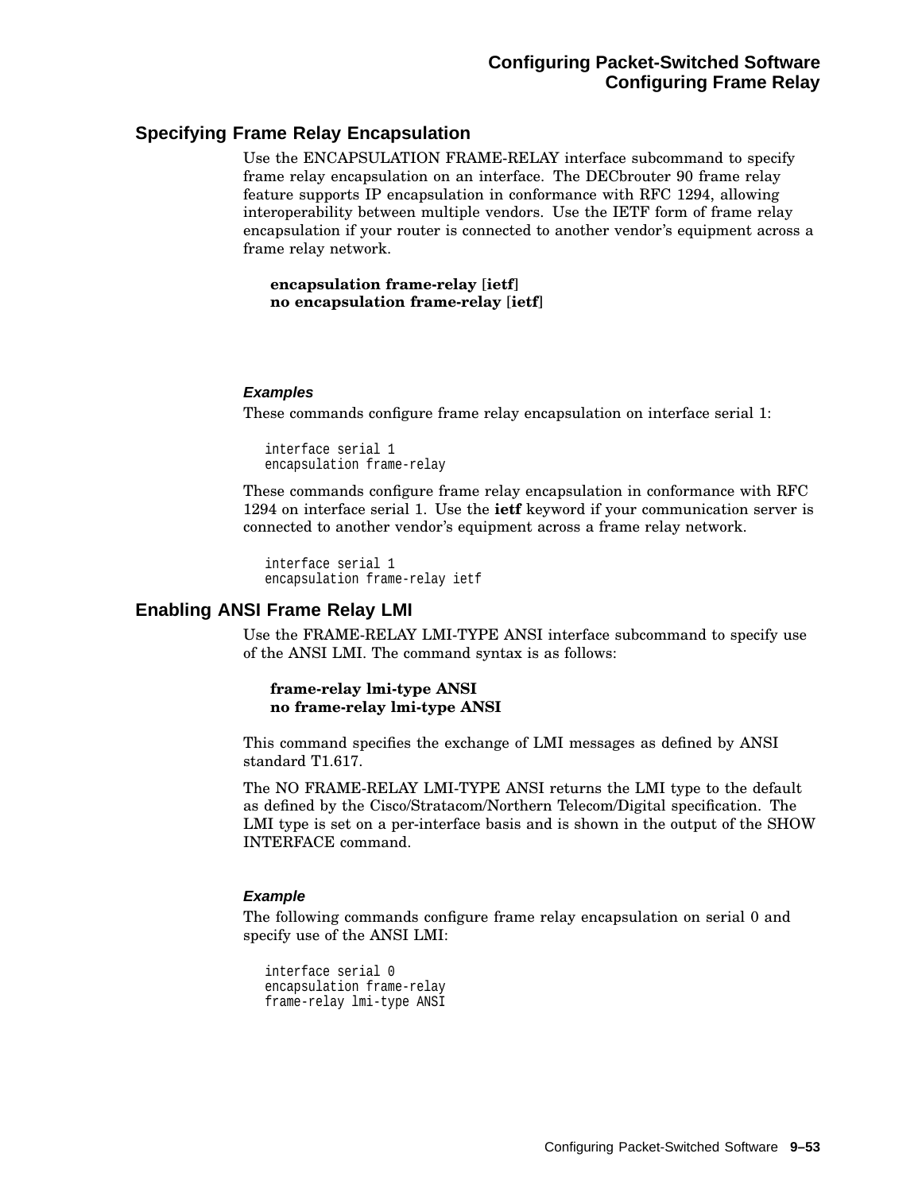## Specifying Frame Relay Encapsulation

Use the ENCAPSULATION FRAME-RELAY interface subcommand to specify frame relay encapsulation on an interface. The DECbrouter 90 frame relay feature supports IP encapsulation in conformance with RFC 1294, allowing interoperability between multiple vendors. Use the IETF form of frame relay encapsulation if your router is connected to another vendor's equipment across a frame relay network.

**encapsulation frame-relay** [**ietf**]
**no encapsulation frame-relay** [**ietf**]

#### *Examples*

These commands configure frame relay encapsulation on interface serial 1:

```
interface serial 1
encapsulation frame-relay
```

These commands configure frame relay encapsulation in conformance with RFC 1294 on interface serial 1. Use the **ietf** keyword if your communication server is connected to another vendor's equipment across a frame relay network.

```
interface serial 1
encapsulation frame-relay ietf
```

## Enabling ANSI Frame Relay LMI

Use the FRAME-RELAY LMI-TYPE ANSI interface subcommand to specify use of the ANSI LMI. The command syntax is as follows:

**frame-relay lmi-type ANSI**
**no frame-relay lmi-type ANSI**

This command specifies the exchange of LMI messages as defined by ANSI standard T1.617.

The NO FRAME-RELAY LMI-TYPE ANSI returns the LMI type to the default as defined by the Cisco/Stratacom/Northern Telecom/Digital specification. The LMI type is set on a per-interface basis and is shown in the output of the SHOW INTERFACE command.

#### *Example*

The following commands configure frame relay encapsulation on serial 0 and specify use of the ANSI LMI:

```
interface serial 0
encapsulation frame-relay
frame-relay lmi-type ANSI
```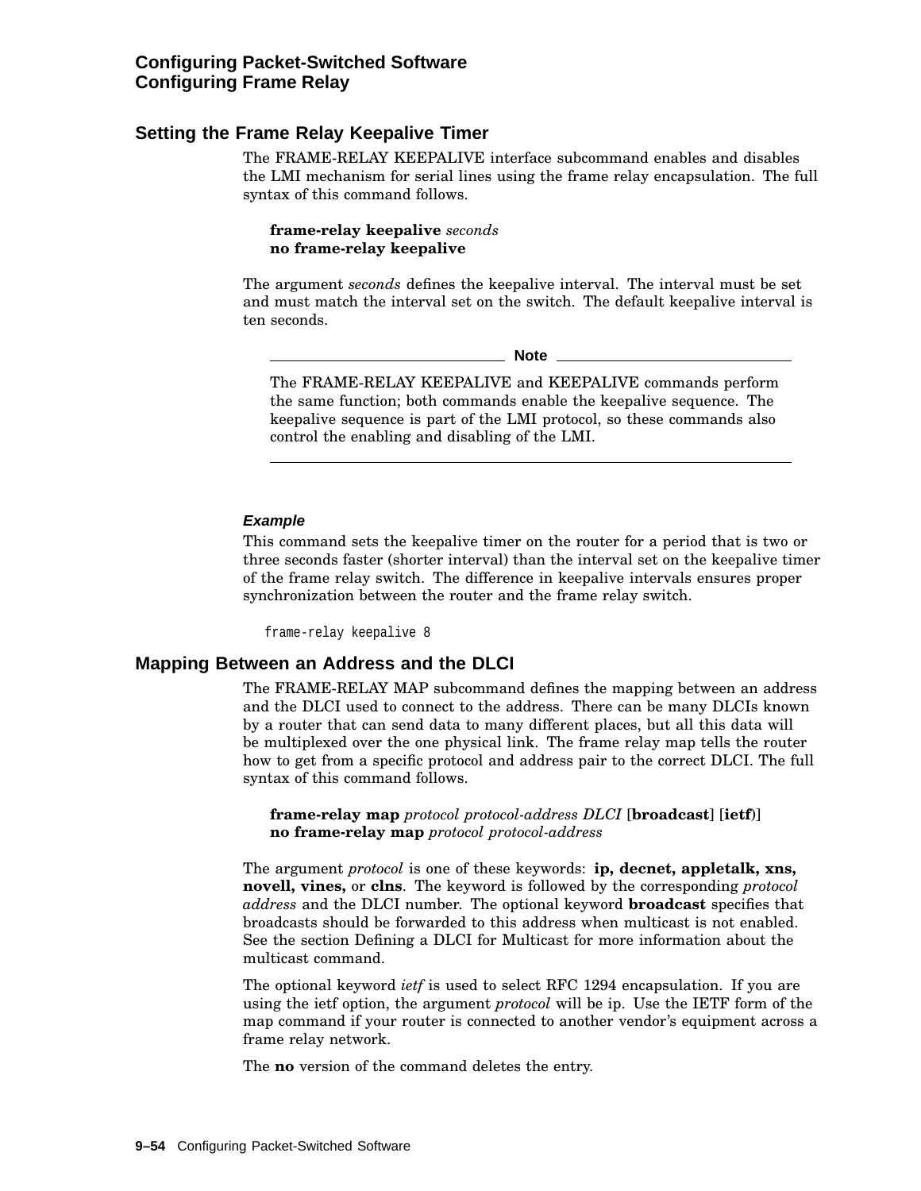## Setting the Frame Relay Keepalive Timer

The FRAME-RELAY KEEPALIVE interface subcommand enables and disables the LMI mechanism for serial lines using the frame relay encapsulation. The full syntax of this command follows.

> **frame-relay keepalive** *seconds*
> **no frame-relay keepalive**

The argument *seconds* defines the keepalive interval. The interval must be set and must match the interval set on the switch. The default keepalive interval is ten seconds.

---

**Note**

The FRAME-RELAY KEEPALIVE and KEEPALIVE commands perform the same function; both commands enable the keepalive sequence. The keepalive sequence is part of the LMI protocol, so these commands also control the enabling and disabling of the LMI.

---

#### *Example*

This command sets the keepalive timer on the router for a period that is two or three seconds faster (shorter interval) than the interval set on the keepalive timer of the frame relay switch. The difference in keepalive intervals ensures proper synchronization between the router and the frame relay switch.

```
frame-relay keepalive 8
```

## Mapping Between an Address and the DLCI

The FRAME-RELAY MAP subcommand defines the mapping between an address and the DLCI used to connect to the address. There can be many DLCIs known by a router that can send data to many different places, but all this data will be multiplexed over the one physical link. The frame relay map tells the router how to get from a specific protocol and address pair to the correct DLCI. The full syntax of this command follows.

> **frame-relay map** *protocol protocol-address DLCI* [**broadcast**] [**ietf**)]
> **no frame-relay map** *protocol protocol-address*

The argument *protocol* is one of these keywords: **ip, decnet, appletalk, xns, novell, vines,** or **clns**. The keyword is followed by the corresponding *protocol address* and the DLCI number. The optional keyword **broadcast** specifies that broadcasts should be forwarded to this address when multicast is not enabled. See the section Defining a DLCI for Multicast for more information about the multicast command.

The optional keyword *ietf* is used to select RFC 1294 encapsulation. If you are using the ietf option, the argument *protocol* will be ip. Use the IETF form of the map command if your router is connected to another vendor's equipment across a frame relay network.

The **no** version of the command deletes the entry.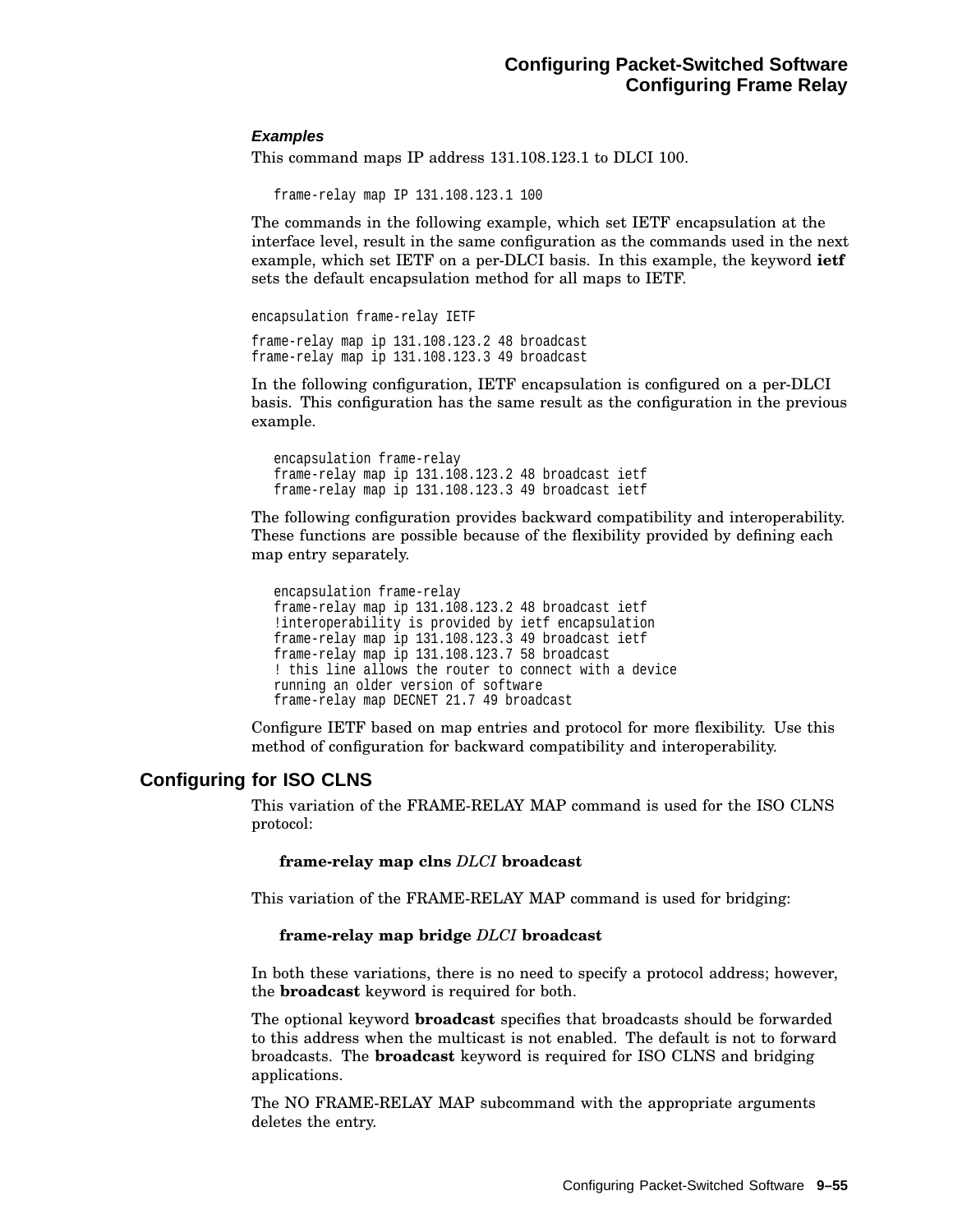#### *Examples*

This command maps IP address 131.108.123.1 to DLCI 100.

```
frame-relay map IP 131.108.123.1 100
```

The commands in the following example, which set IETF encapsulation at the interface level, result in the same configuration as the commands used in the next example, which set IETF on a per-DLCI basis. In this example, the keyword **ietf** sets the default encapsulation method for all maps to IETF.

```
encapsulation frame-relay IETF

frame-relay map ip 131.108.123.2 48 broadcast
frame-relay map ip 131.108.123.3 49 broadcast
```

In the following configuration, IETF encapsulation is configured on a per-DLCI basis. This configuration has the same result as the configuration in the previous example.

```
encapsulation frame-relay
frame-relay map ip 131.108.123.2 48 broadcast ietf
frame-relay map ip 131.108.123.3 49 broadcast ietf
```

The following configuration provides backward compatibility and interoperability. These functions are possible because of the flexibility provided by defining each map entry separately.

```
encapsulation frame-relay
frame-relay map ip 131.108.123.2 48 broadcast ietf
!interoperability is provided by ietf encapsulation
frame-relay map ip 131.108.123.3 49 broadcast ietf
frame-relay map ip 131.108.123.7 58 broadcast
! this line allows the router to connect with a device
running an older version of software
frame-relay map DECNET 21.7 49 broadcast
```

Configure IETF based on map entries and protocol for more flexibility. Use this method of configuration for backward compatibility and interoperability.

## Configuring for ISO CLNS

This variation of the FRAME-RELAY MAP command is used for the ISO CLNS protocol:

> **frame-relay map clns** *DLCI* **broadcast**

This variation of the FRAME-RELAY MAP command is used for bridging:

> **frame-relay map bridge** *DLCI* **broadcast**

In both these variations, there is no need to specify a protocol address; however, the **broadcast** keyword is required for both.

The optional keyword **broadcast** specifies that broadcasts should be forwarded to this address when the multicast is not enabled. The default is not to forward broadcasts. The **broadcast** keyword is required for ISO CLNS and bridging applications.

The NO FRAME-RELAY MAP subcommand with the appropriate arguments deletes the entry.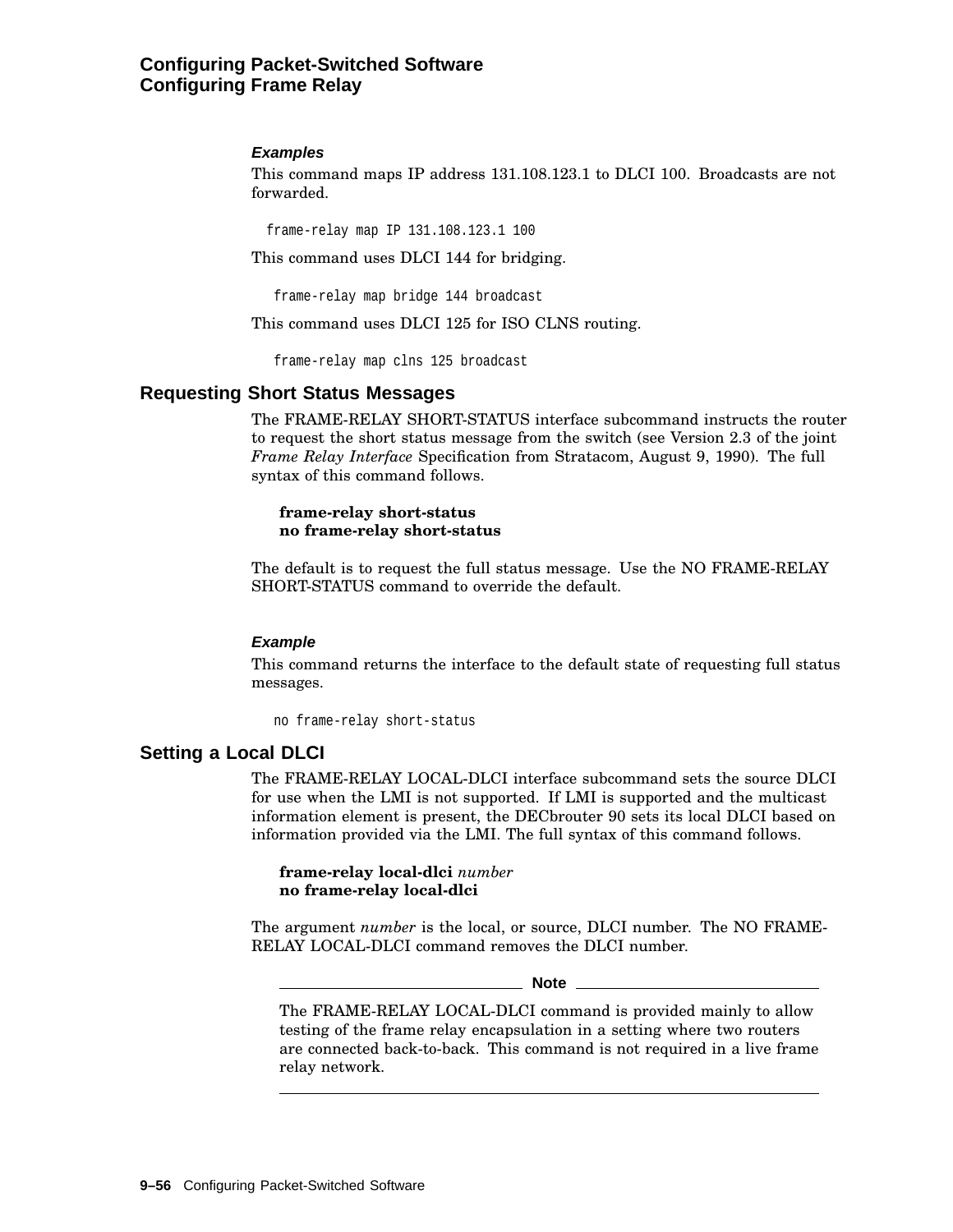#### *Examples*

This command maps IP address 131.108.123.1 to DLCI 100. Broadcasts are not forwarded.

```
frame-relay map IP 131.108.123.1 100
```

This command uses DLCI 144 for bridging.

```
frame-relay map bridge 144 broadcast
```

This command uses DLCI 125 for ISO CLNS routing.

```
frame-relay map clns 125 broadcast
```

## Requesting Short Status Messages

The FRAME-RELAY SHORT-STATUS interface subcommand instructs the router to request the short status message from the switch (see Version 2.3 of the joint *Frame Relay Interface* Specification from Stratacom, August 9, 1990). The full syntax of this command follows.

**frame-relay short-status**
**no frame-relay short-status**

The default is to request the full status message. Use the NO FRAME-RELAY SHORT-STATUS command to override the default.

#### *Example*

This command returns the interface to the default state of requesting full status messages.

```
no frame-relay short-status
```

## Setting a Local DLCI

The FRAME-RELAY LOCAL-DLCI interface subcommand sets the source DLCI for use when the LMI is not supported. If LMI is supported and the multicast information element is present, the DECbrouter 90 sets its local DLCI based on information provided via the LMI. The full syntax of this command follows.

**frame-relay local-dlci** *number*
**no frame-relay local-dlci**

The argument *number* is the local, or source, DLCI number. The NO FRAME-RELAY LOCAL-DLCI command removes the DLCI number.

**Note**

The FRAME-RELAY LOCAL-DLCI command is provided mainly to allow testing of the frame relay encapsulation in a setting where two routers are connected back-to-back. This command is not required in a live frame relay network.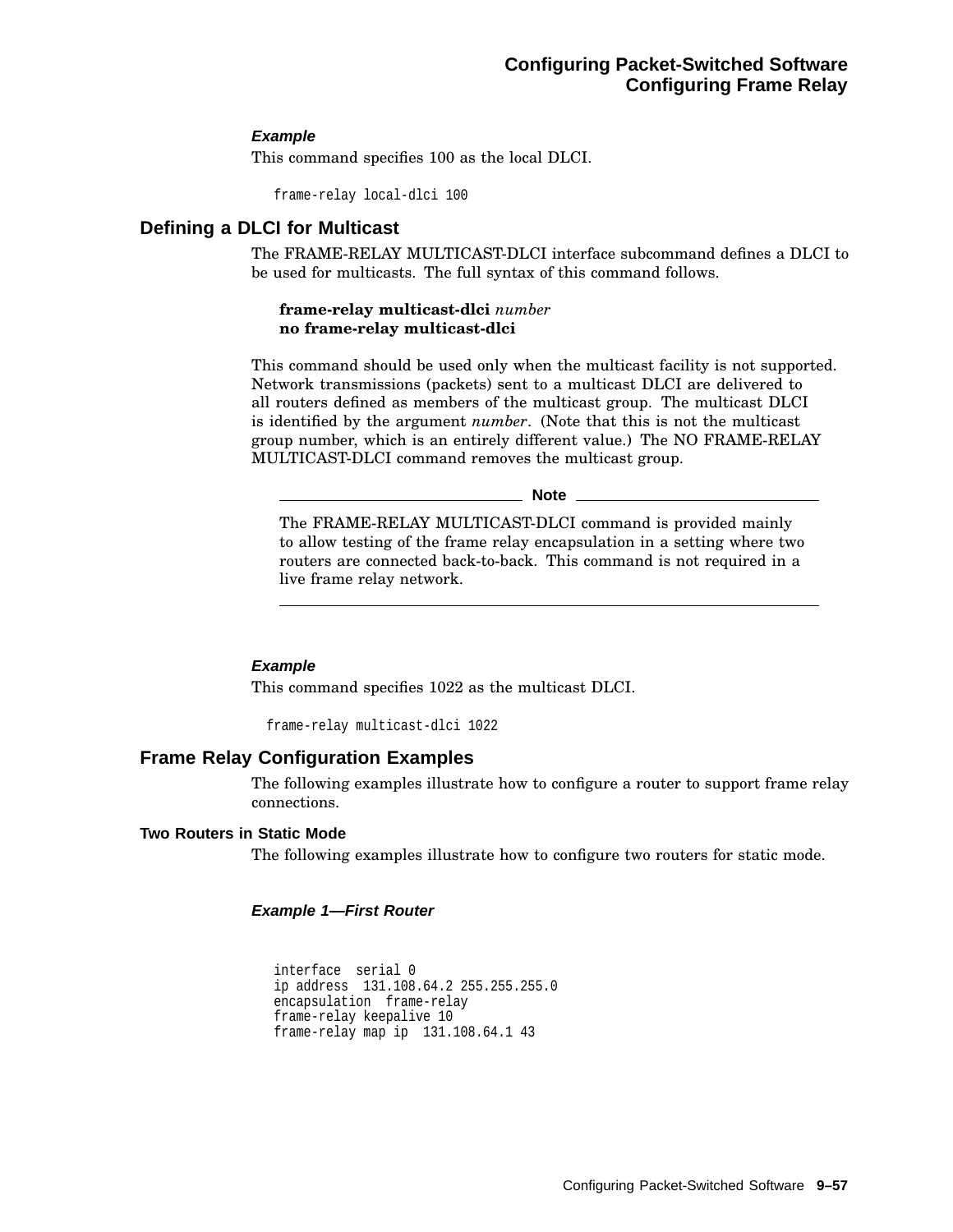### *Example*

This command specifies 100 as the local DLCI.

```
frame-relay local-dlci 100
```

## Defining a DLCI for Multicast

The FRAME-RELAY MULTICAST-DLCI interface subcommand defines a DLCI to be used for multicasts. The full syntax of this command follows.

**frame-relay multicast-dlci** *number*
**no frame-relay multicast-dlci**

This command should be used only when the multicast facility is not supported. Network transmissions (packets) sent to a multicast DLCI are delivered to all routers defined as members of the multicast group. The multicast DLCI is identified by the argument *number*. (Note that this is not the multicast group number, which is an entirely different value.) The NO FRAME-RELAY MULTICAST-DLCI command removes the multicast group.

**Note**

The FRAME-RELAY MULTICAST-DLCI command is provided mainly to allow testing of the frame relay encapsulation in a setting where two routers are connected back-to-back. This command is not required in a live frame relay network.

### *Example*

This command specifies 1022 as the multicast DLCI.

```
frame-relay multicast-dlci 1022
```

## Frame Relay Configuration Examples

The following examples illustrate how to configure a router to support frame relay connections.

### Two Routers in Static Mode

The following examples illustrate how to configure two routers for static mode.

#### *Example 1—First Router*

```
interface  serial 0
ip address  131.108.64.2 255.255.255.0
encapsulation  frame-relay
frame-relay keepalive 10
frame-relay map ip  131.108.64.1 43
```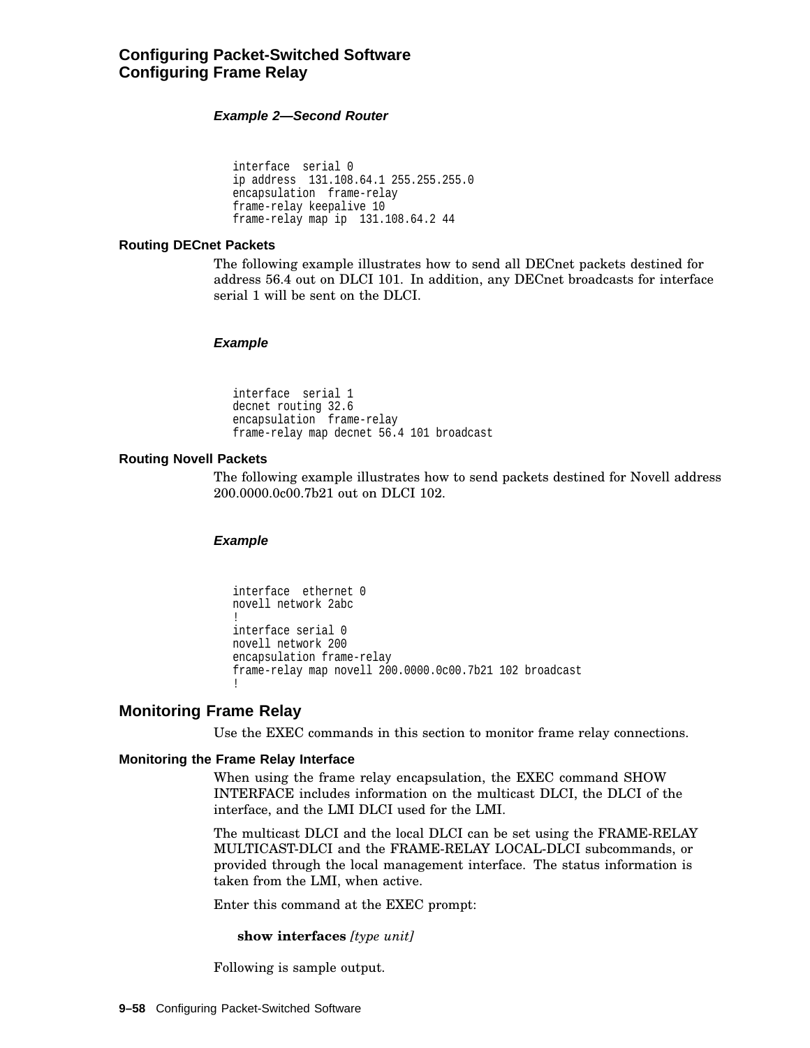#### *Example 2—Second Router*

```
interface  serial 0
ip address  131.108.64.1 255.255.255.0
encapsulation  frame-relay
frame-relay keepalive 10
frame-relay map ip  131.108.64.2 44
```

### Routing DECnet Packets

The following example illustrates how to send all DECnet packets destined for address 56.4 out on DLCI 101. In addition, any DECnet broadcasts for interface serial 1 will be sent on the DLCI.

#### *Example*

```
interface  serial 1
decnet routing 32.6
encapsulation  frame-relay
frame-relay map decnet 56.4 101 broadcast
```

### Routing Novell Packets

The following example illustrates how to send packets destined for Novell address 200.0000.0c00.7b21 out on DLCI 102.

#### *Example*

```
interface  ethernet 0
novell network 2abc
!
interface serial 0
novell network 200
encapsulation frame-relay
frame-relay map novell 200.0000.0c00.7b21 102 broadcast
!
```

## Monitoring Frame Relay

Use the EXEC commands in this section to monitor frame relay connections.

### Monitoring the Frame Relay Interface

When using the frame relay encapsulation, the EXEC command SHOW INTERFACE includes information on the multicast DLCI, the DLCI of the interface, and the LMI DLCI used for the LMI.

The multicast DLCI and the local DLCI can be set using the FRAME-RELAY MULTICAST-DLCI and the FRAME-RELAY LOCAL-DLCI subcommands, or provided through the local management interface. The status information is taken from the LMI, when active.

Enter this command at the EXEC prompt:

**show interfaces** *[type unit]*

Following is sample output.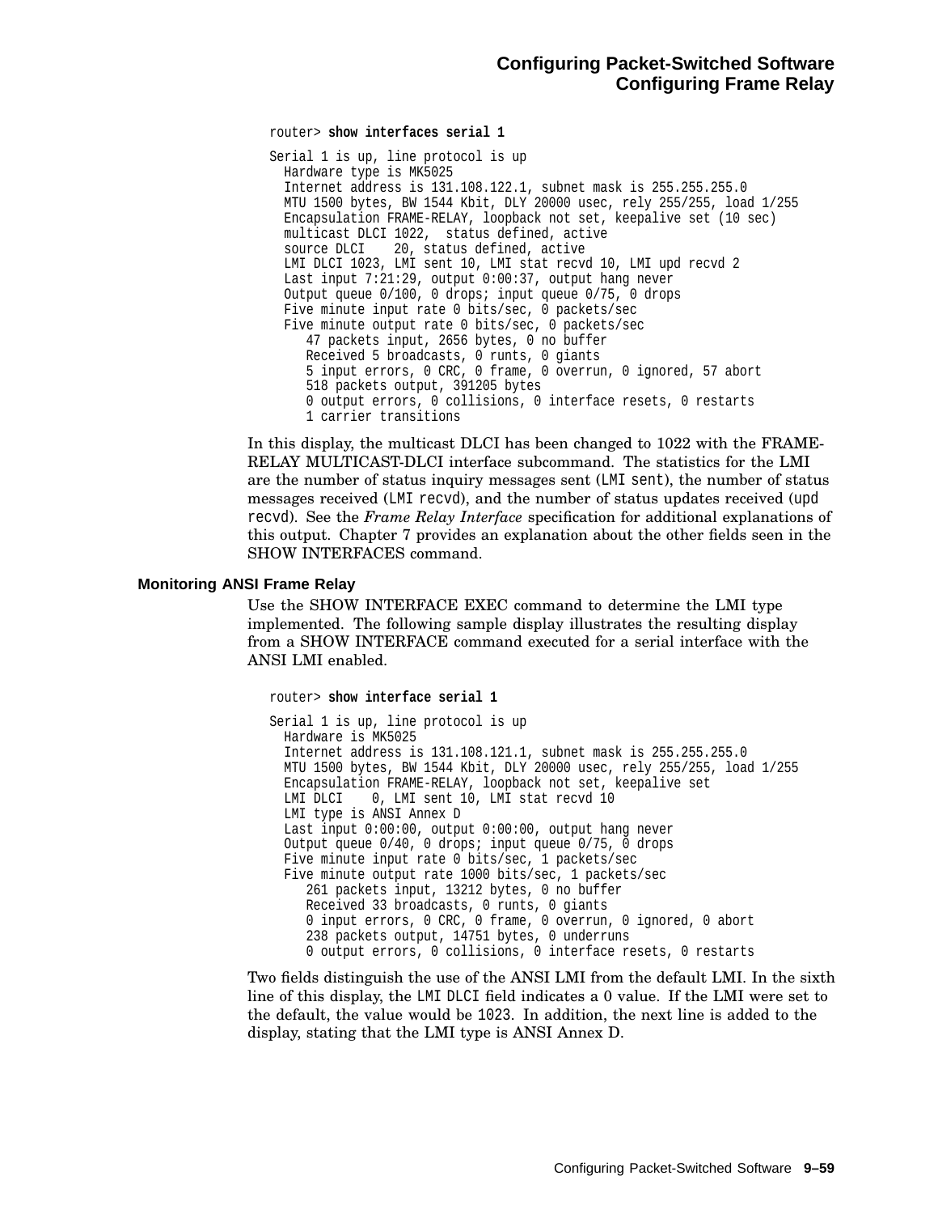```
router> show interfaces serial 1

Serial 1 is up, line protocol is up
  Hardware type is MK5025
  Internet address is 131.108.122.1, subnet mask is 255.255.255.0
  MTU 1500 bytes, BW 1544 Kbit, DLY 20000 usec, rely 255/255, load 1/255
  Encapsulation FRAME-RELAY, loopback not set, keepalive set (10 sec)
  multicast DLCI 1022,  status defined, active
  source DLCI    20, status defined, active
  LMI DLCI 1023, LMI sent 10, LMI stat recvd 10, LMI upd recvd 2
  Last input 7:21:29, output 0:00:37, output hang never
  Output queue 0/100, 0 drops; input queue 0/75, 0 drops
  Five minute input rate 0 bits/sec, 0 packets/sec
  Five minute output rate 0 bits/sec, 0 packets/sec
     47 packets input, 2656 bytes, 0 no buffer
     Received 5 broadcasts, 0 runts, 0 giants
     5 input errors, 0 CRC, 0 frame, 0 overrun, 0 ignored, 57 abort
     518 packets output, 391205 bytes
     0 output errors, 0 collisions, 0 interface resets, 0 restarts
     1 carrier transitions
```

In this display, the multicast DLCI has been changed to 1022 with the FRAME-RELAY MULTICAST-DLCI interface subcommand. The statistics for the LMI are the number of status inquiry messages sent (`LMI sent`), the number of status messages received (`LMI recvd`), and the number of status updates received (`upd recvd`). See the *Frame Relay Interface* specification for additional explanations of this output. Chapter 7 provides an explanation about the other fields seen in the SHOW INTERFACES command.

### Monitoring ANSI Frame Relay

Use the SHOW INTERFACE EXEC command to determine the LMI type implemented. The following sample display illustrates the resulting display from a SHOW INTERFACE command executed for a serial interface with the ANSI LMI enabled.

```
router> show interface serial 1

Serial 1 is up, line protocol is up
  Hardware is MK5025
  Internet address is 131.108.121.1, subnet mask is 255.255.255.0
  MTU 1500 bytes, BW 1544 Kbit, DLY 20000 usec, rely 255/255, load 1/255
  Encapsulation FRAME-RELAY, loopback not set, keepalive set
  LMI DLCI    0, LMI sent 10, LMI stat recvd 10
  LMI type is ANSI Annex D
  Last input 0:00:00, output 0:00:00, output hang never
  Output queue 0/40, 0 drops; input queue 0/75, 0 drops
  Five minute input rate 0 bits/sec, 1 packets/sec
  Five minute output rate 1000 bits/sec, 1 packets/sec
     261 packets input, 13212 bytes, 0 no buffer
     Received 33 broadcasts, 0 runts, 0 giants
     0 input errors, 0 CRC, 0 frame, 0 overrun, 0 ignored, 0 abort
     238 packets output, 14751 bytes, 0 underruns
     0 output errors, 0 collisions, 0 interface resets, 0 restarts
```

Two fields distinguish the use of the ANSI LMI from the default LMI. In the sixth line of this display, the `LMI DLCI` field indicates a 0 value. If the LMI were set to the default, the value would be `1023`. In addition, the next line is added to the display, stating that the LMI type is ANSI Annex D.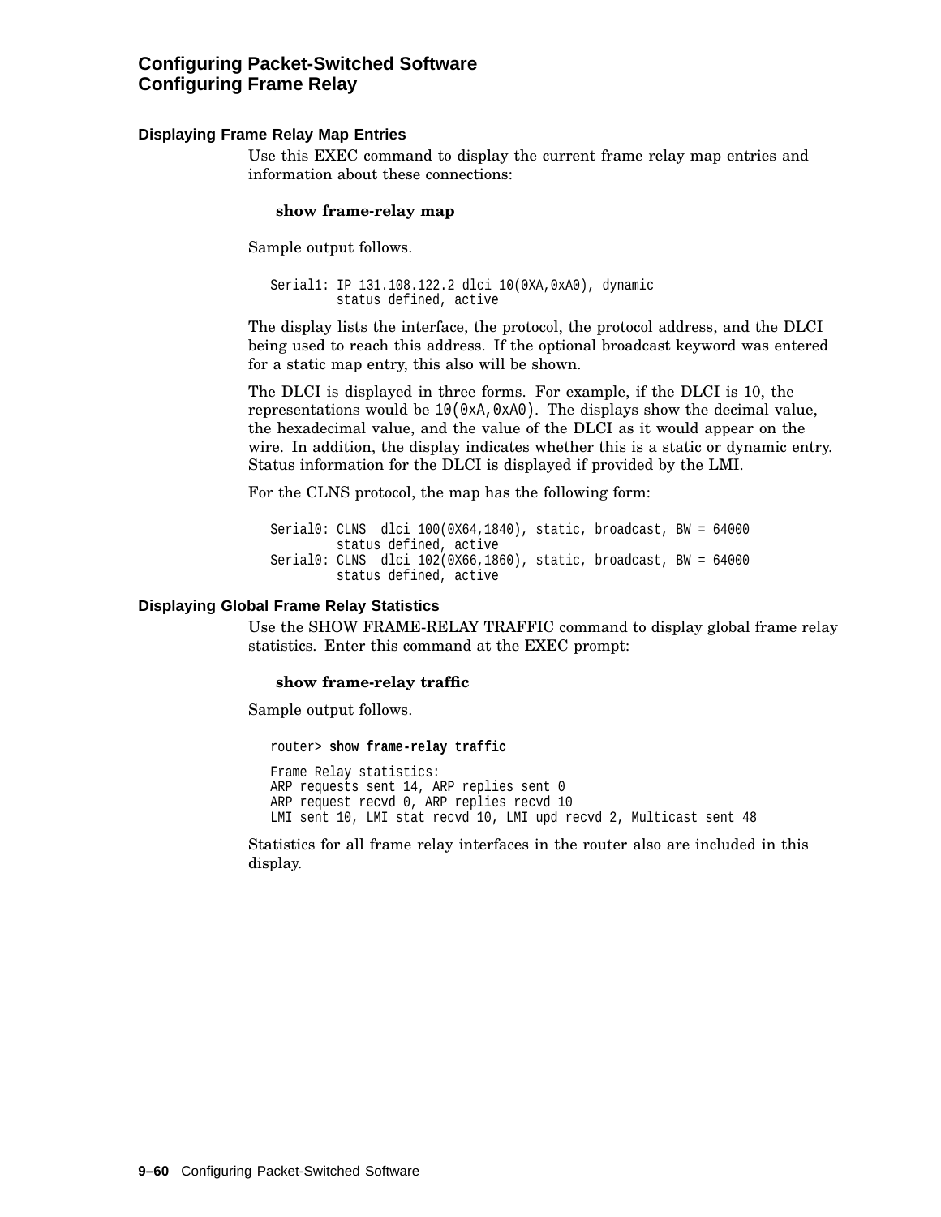### Displaying Frame Relay Map Entries

Use this EXEC command to display the current frame relay map entries and information about these connections:

**show frame-relay map**

Sample output follows.

```
Serial1: IP 131.108.122.2 dlci 10(0XA,0xA0), dynamic
         status defined, active
```

The display lists the interface, the protocol, the protocol address, and the DLCI being used to reach this address. If the optional broadcast keyword was entered for a static map entry, this also will be shown.

The DLCI is displayed in three forms. For example, if the DLCI is 10, the representations would be `10(0xA,0xA0)`. The displays show the decimal value, the hexadecimal value, and the value of the DLCI as it would appear on the wire. In addition, the display indicates whether this is a static or dynamic entry. Status information for the DLCI is displayed if provided by the LMI.

For the CLNS protocol, the map has the following form:

```
Serial0: CLNS  dlci 100(0X64,1840), static, broadcast, BW = 64000
         status defined, active
Serial0: CLNS  dlci 102(0X66,1860), static, broadcast, BW = 64000
         status defined, active
```

### Displaying Global Frame Relay Statistics

Use the SHOW FRAME-RELAY TRAFFIC command to display global frame relay statistics. Enter this command at the EXEC prompt:

**show frame-relay traffic**

Sample output follows.

```
router> show frame-relay traffic

Frame Relay statistics:
ARP requests sent 14, ARP replies sent 0
ARP request recvd 0, ARP replies recvd 10
LMI sent 10, LMI stat recvd 10, LMI upd recvd 2, Multicast sent 48
```

Statistics for all frame relay interfaces in the router also are included in this display.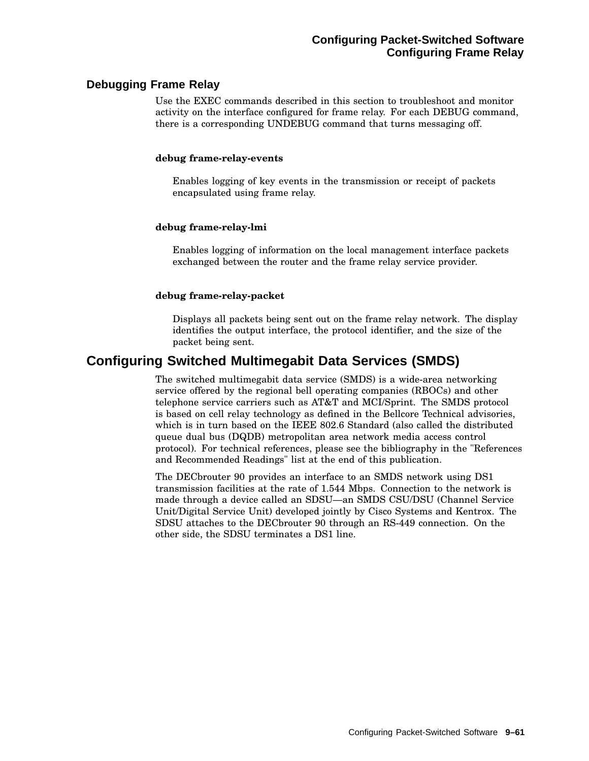## Debugging Frame Relay

Use the EXEC commands described in this section to troubleshoot and monitor activity on the interface configured for frame relay. For each DEBUG command, there is a corresponding UNDEBUG command that turns messaging off.

**debug frame-relay-events**

Enables logging of key events in the transmission or receipt of packets encapsulated using frame relay.

**debug frame-relay-lmi**

Enables logging of information on the local management interface packets exchanged between the router and the frame relay service provider.

**debug frame-relay-packet**

Displays all packets being sent out on the frame relay network. The display identifies the output interface, the protocol identifier, and the size of the packet being sent.

## Configuring Switched Multimegabit Data Services (SMDS)

The switched multimegabit data service (SMDS) is a wide-area networking service offered by the regional bell operating companies (RBOCs) and other telephone service carriers such as AT&T and MCI/Sprint. The SMDS protocol is based on cell relay technology as defined in the Bellcore Technical advisories, which is in turn based on the IEEE 802.6 Standard (also called the distributed queue dual bus (DQDB) metropolitan area network media access control protocol). For technical references, please see the bibliography in the "References and Recommended Readings" list at the end of this publication.

The DECbrouter 90 provides an interface to an SMDS network using DS1 transmission facilities at the rate of 1.544 Mbps. Connection to the network is made through a device called an SDSU—an SMDS CSU/DSU (Channel Service Unit/Digital Service Unit) developed jointly by Cisco Systems and Kentrox. The SDSU attaches to the DECbrouter 90 through an RS-449 connection. On the other side, the SDSU terminates a DS1 line.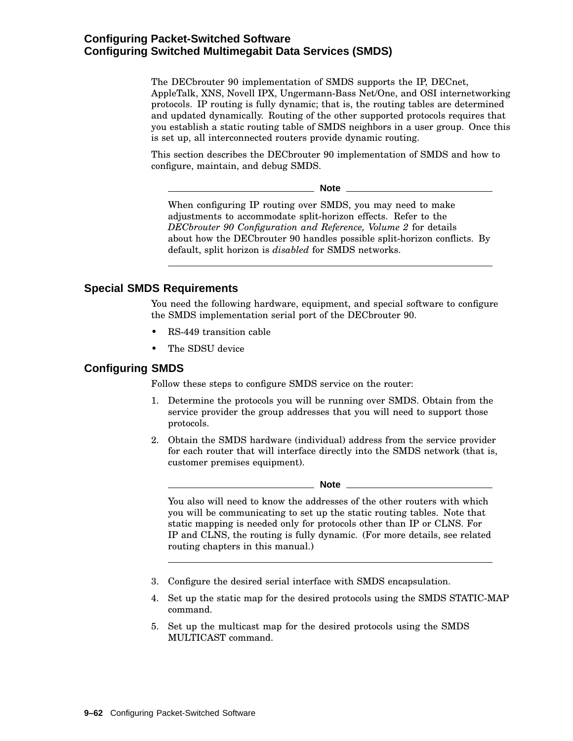The DECbrouter 90 implementation of SMDS supports the IP, DECnet, AppleTalk, XNS, Novell IPX, Ungermann-Bass Net/One, and OSI internetworking protocols. IP routing is fully dynamic; that is, the routing tables are determined and updated dynamically. Routing of the other supported protocols requires that you establish a static routing table of SMDS neighbors in a user group. Once this is set up, all interconnected routers provide dynamic routing.

This section describes the DECbrouter 90 implementation of SMDS and how to configure, maintain, and debug SMDS.

---

**Note**

When configuring IP routing over SMDS, you may need to make adjustments to accommodate split-horizon effects. Refer to the *DECbrouter 90 Configuration and Reference, Volume 2* for details about how the DECbrouter 90 handles possible split-horizon conflicts. By default, split horizon is *disabled* for SMDS networks.

---

## Special SMDS Requirements

You need the following hardware, equipment, and special software to configure the SMDS implementation serial port of the DECbrouter 90.

- RS-449 transition cable
- The SDSU device

## Configuring SMDS

Follow these steps to configure SMDS service on the router:

1. Determine the protocols you will be running over SMDS. Obtain from the service provider the group addresses that you will need to support those protocols.
2. Obtain the SMDS hardware (individual) address from the service provider for each router that will interface directly into the SMDS network (that is, customer premises equipment).

   ---

   **Note**

   You also will need to know the addresses of the other routers with which you will be communicating to set up the static routing tables. Note that static mapping is needed only for protocols other than IP or CLNS. For IP and CLNS, the routing is fully dynamic. (For more details, see related routing chapters in this manual.)

   ---

3. Configure the desired serial interface with SMDS encapsulation.
4. Set up the static map for the desired protocols using the SMDS STATIC-MAP command.
5. Set up the multicast map for the desired protocols using the SMDS MULTICAST command.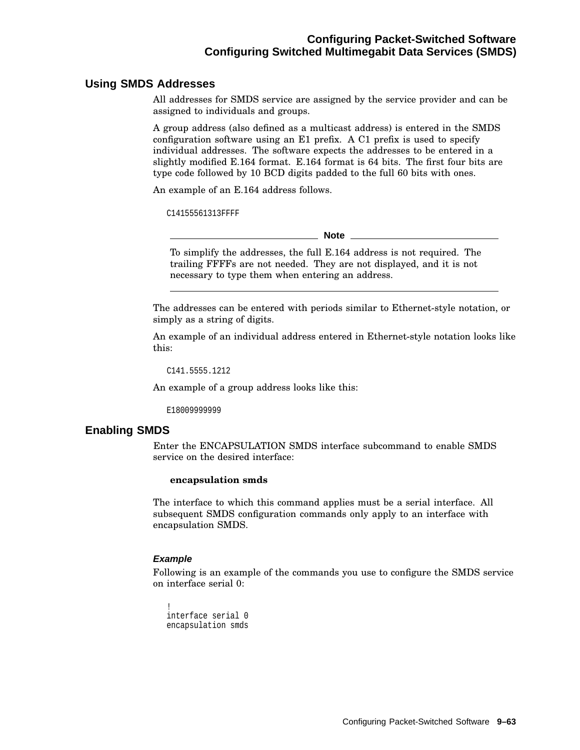## Using SMDS Addresses

All addresses for SMDS service are assigned by the service provider and can be assigned to individuals and groups.

A group address (also defined as a multicast address) is entered in the SMDS configuration software using an E1 prefix. A C1 prefix is used to specify individual addresses. The software expects the addresses to be entered in a slightly modified E.164 format. E.164 format is 64 bits. The first four bits are type code followed by 10 BCD digits padded to the full 60 bits with ones.

An example of an E.164 address follows.

```
C14155561313FFFF
```

---

**Note**

To simplify the addresses, the full E.164 address is not required. The trailing FFFFs are not needed. They are not displayed, and it is not necessary to type them when entering an address.

---

The addresses can be entered with periods similar to Ethernet-style notation, or simply as a string of digits.

An example of an individual address entered in Ethernet-style notation looks like this:

```
C141.5555.1212
```

An example of a group address looks like this:

```
E18009999999
```

## Enabling SMDS

Enter the ENCAPSULATION SMDS interface subcommand to enable SMDS service on the desired interface:

**encapsulation smds**

The interface to which this command applies must be a serial interface. All subsequent SMDS configuration commands only apply to an interface with encapsulation SMDS.

#### *Example*

Following is an example of the commands you use to configure the SMDS service on interface serial 0:

```
!
interface serial 0
encapsulation smds
```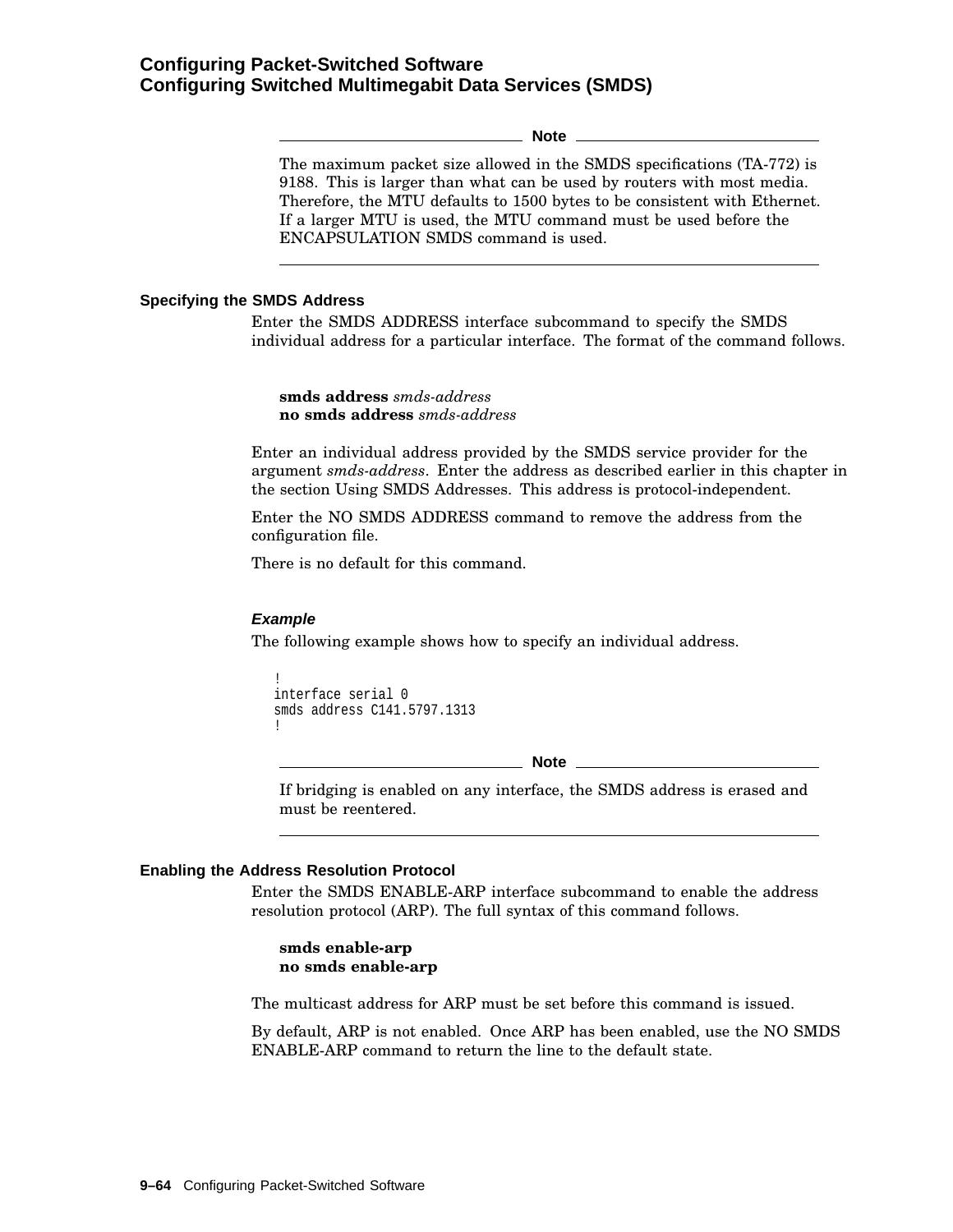> **Note**
>
> The maximum packet size allowed in the SMDS specifications (TA-772) is 9188. This is larger than what can be used by routers with most media. Therefore, the MTU defaults to 1500 bytes to be consistent with Ethernet. If a larger MTU is used, the MTU command must be used before the ENCAPSULATION SMDS command is used.

### Specifying the SMDS Address

Enter the SMDS ADDRESS interface subcommand to specify the SMDS individual address for a particular interface. The format of the command follows.

**smds address** *smds-address*
**no smds address** *smds-address*

Enter an individual address provided by the SMDS service provider for the argument *smds-address*. Enter the address as described earlier in this chapter in the section Using SMDS Addresses. This address is protocol-independent.

Enter the NO SMDS ADDRESS command to remove the address from the configuration file.

There is no default for this command.

#### *Example*

The following example shows how to specify an individual address.

```
!
interface serial 0
smds address C141.5797.1313
!
```

> **Note**
>
> If bridging is enabled on any interface, the SMDS address is erased and must be reentered.

### Enabling the Address Resolution Protocol

Enter the SMDS ENABLE-ARP interface subcommand to enable the address resolution protocol (ARP). The full syntax of this command follows.

**smds enable-arp**
**no smds enable-arp**

The multicast address for ARP must be set before this command is issued.

By default, ARP is not enabled. Once ARP has been enabled, use the NO SMDS ENABLE-ARP command to return the line to the default state.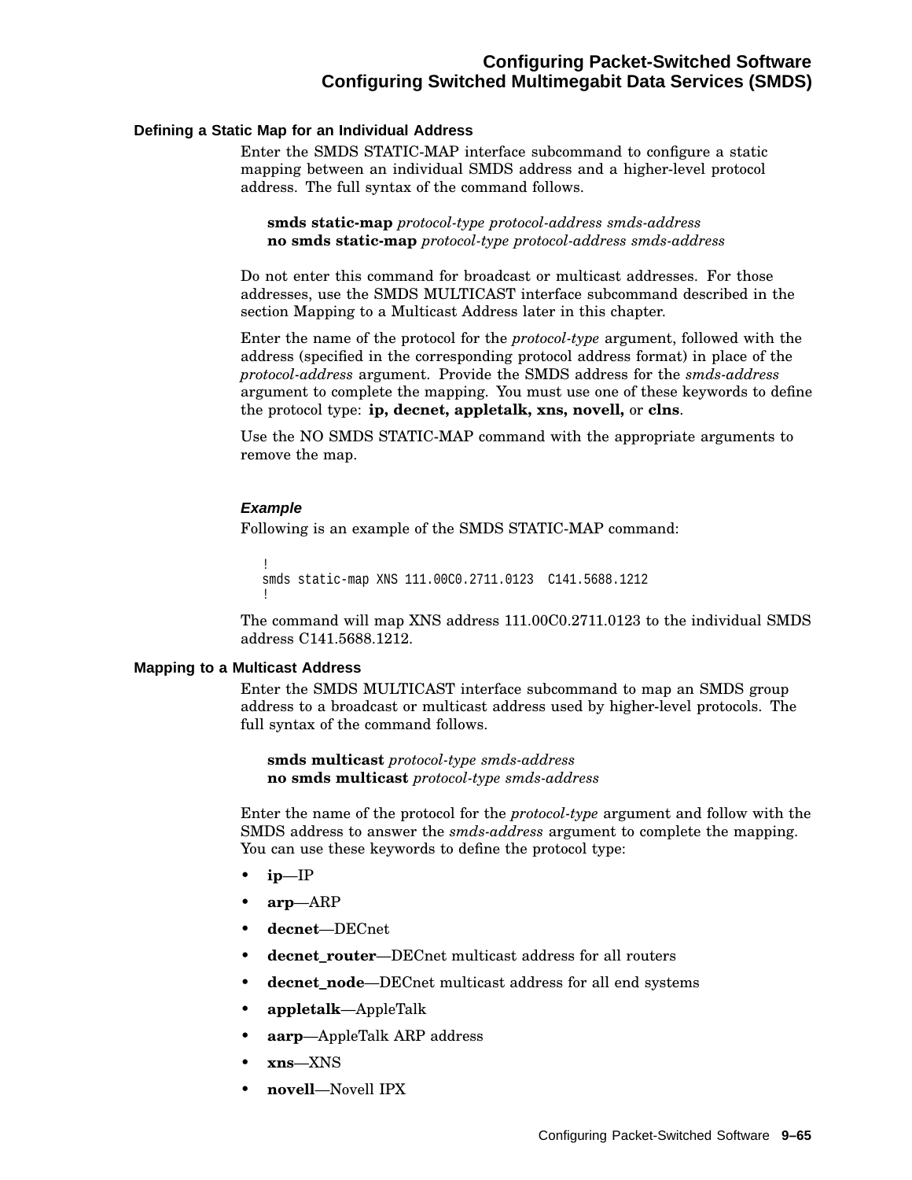### Defining a Static Map for an Individual Address

Enter the SMDS STATIC-MAP interface subcommand to configure a static mapping between an individual SMDS address and a higher-level protocol address. The full syntax of the command follows.

**smds static-map** *protocol-type protocol-address smds-address*
**no smds static-map** *protocol-type protocol-address smds-address*

Do not enter this command for broadcast or multicast addresses. For those addresses, use the SMDS MULTICAST interface subcommand described in the section Mapping to a Multicast Address later in this chapter.

Enter the name of the protocol for the *protocol-type* argument, followed with the address (specified in the corresponding protocol address format) in place of the *protocol-address* argument. Provide the SMDS address for the *smds-address* argument to complete the mapping. You must use one of these keywords to define the protocol type: **ip, decnet, appletalk, xns, novell,** or **clns**.

Use the NO SMDS STATIC-MAP command with the appropriate arguments to remove the map.

#### Example

Following is an example of the SMDS STATIC-MAP command:

```
!
smds static-map XNS 111.00C0.2711.0123  C141.5688.1212
!
```

The command will map XNS address 111.00C0.2711.0123 to the individual SMDS address C141.5688.1212.

### Mapping to a Multicast Address

Enter the SMDS MULTICAST interface subcommand to map an SMDS group address to a broadcast or multicast address used by higher-level protocols. The full syntax of the command follows.

**smds multicast** *protocol-type smds-address*
**no smds multicast** *protocol-type smds-address*

Enter the name of the protocol for the *protocol-type* argument and follow with the SMDS address to answer the *smds-address* argument to complete the mapping. You can use these keywords to define the protocol type:

- **ip**—IP
- **arp**—ARP
- **decnet**—DECnet
- **decnet_router**—DECnet multicast address for all routers
- **decnet_node**—DECnet multicast address for all end systems
- **appletalk**—AppleTalk
- **aarp**—AppleTalk ARP address
- **xns**—XNS
- **novell**—Novell IPX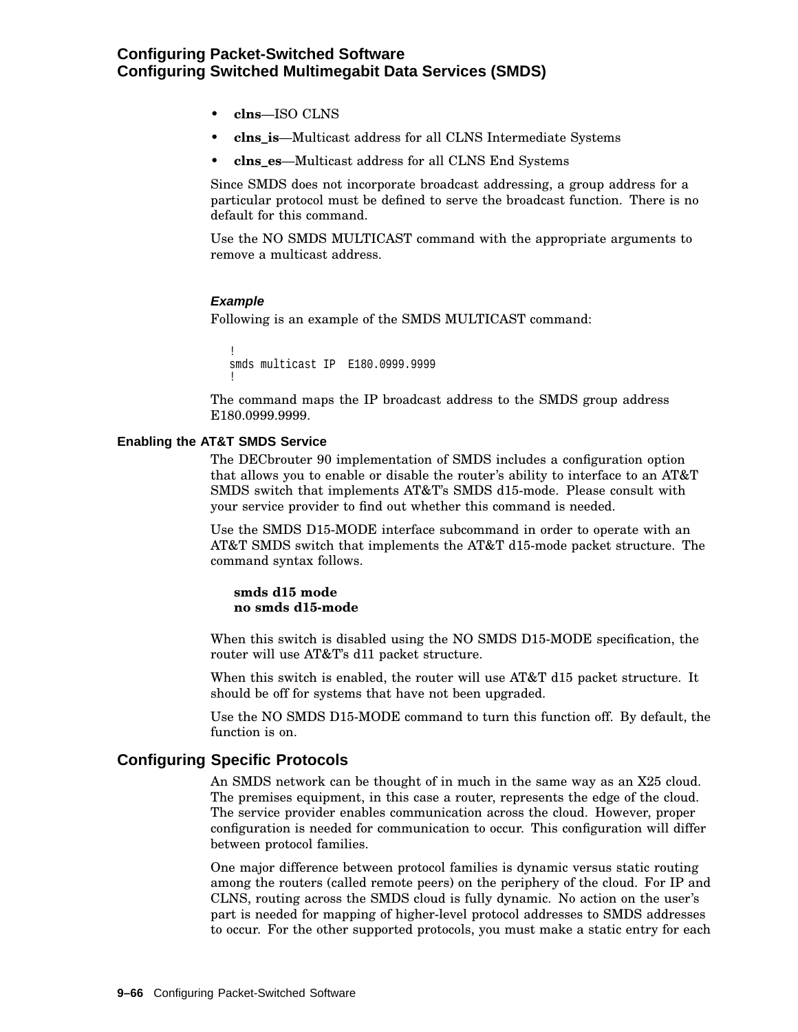- **clns**—ISO CLNS
- **clns_is**—Multicast address for all CLNS Intermediate Systems
- **clns_es**—Multicast address for all CLNS End Systems

Since SMDS does not incorporate broadcast addressing, a group address for a particular protocol must be defined to serve the broadcast function. There is no default for this command.

Use the NO SMDS MULTICAST command with the appropriate arguments to remove a multicast address.

#### *Example*

Following is an example of the SMDS MULTICAST command:

```
!
smds multicast IP  E180.0999.9999
!
```

The command maps the IP broadcast address to the SMDS group address E180.0999.9999.

### Enabling the AT&T SMDS Service

The DECbrouter 90 implementation of SMDS includes a configuration option that allows you to enable or disable the router's ability to interface to an AT&T SMDS switch that implements AT&T's SMDS d15-mode. Please consult with your service provider to find out whether this command is needed.

Use the SMDS D15-MODE interface subcommand in order to operate with an AT&T SMDS switch that implements the AT&T d15-mode packet structure. The command syntax follows.

**smds d15 mode**
**no smds d15-mode**

When this switch is disabled using the NO SMDS D15-MODE specification, the router will use AT&T's d11 packet structure.

When this switch is enabled, the router will use AT&T d15 packet structure. It should be off for systems that have not been upgraded.

Use the NO SMDS D15-MODE command to turn this function off. By default, the function is on.

## Configuring Specific Protocols

An SMDS network can be thought of in much in the same way as an X25 cloud. The premises equipment, in this case a router, represents the edge of the cloud. The service provider enables communication across the cloud. However, proper configuration is needed for communication to occur. This configuration will differ between protocol families.

One major difference between protocol families is dynamic versus static routing among the routers (called remote peers) on the periphery of the cloud. For IP and CLNS, routing across the SMDS cloud is fully dynamic. No action on the user's part is needed for mapping of higher-level protocol addresses to SMDS addresses to occur. For the other supported protocols, you must make a static entry for each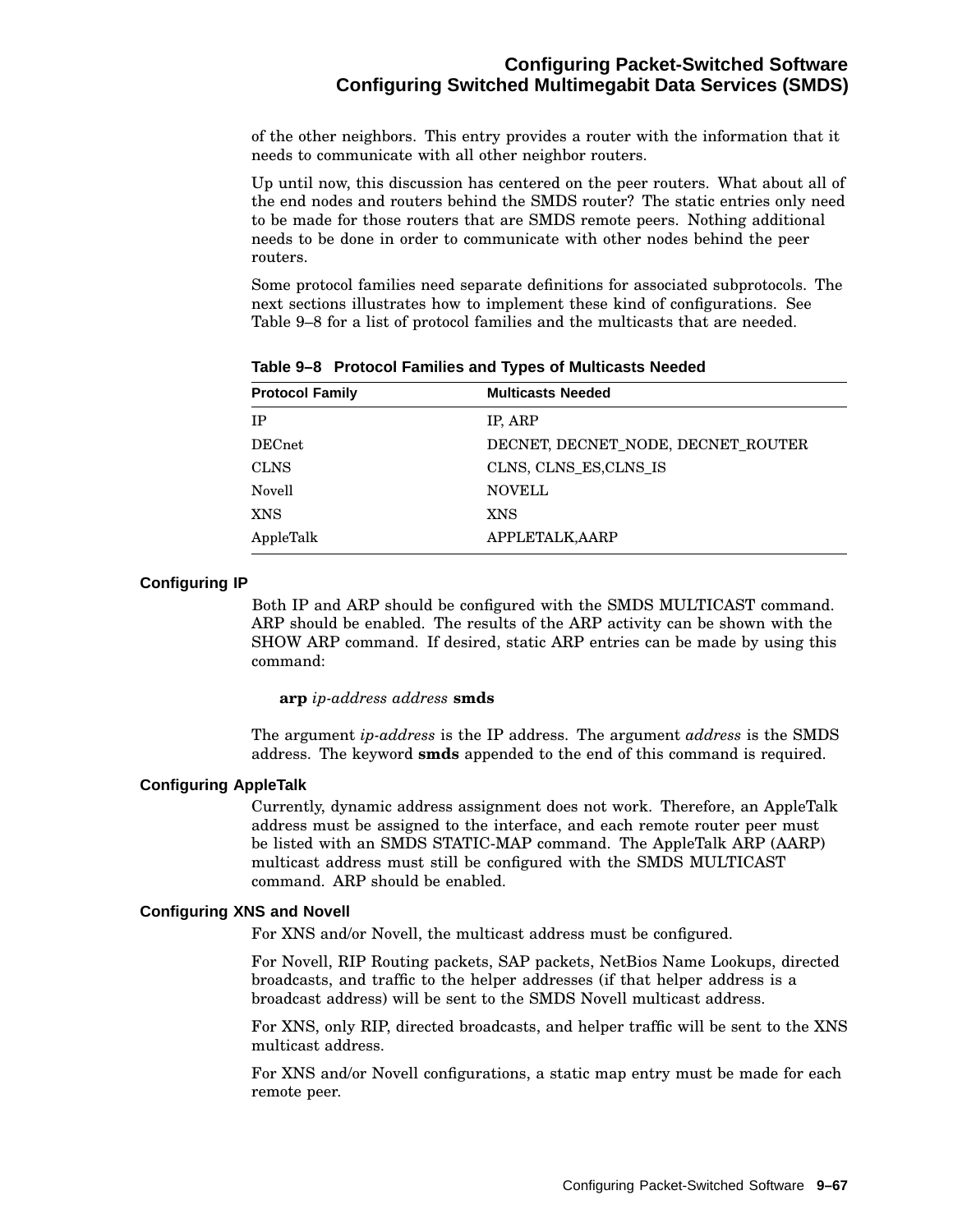of the other neighbors. This entry provides a router with the information that it needs to communicate with all other neighbor routers.

Up until now, this discussion has centered on the peer routers. What about all of the end nodes and routers behind the SMDS router? The static entries only need to be made for those routers that are SMDS remote peers. Nothing additional needs to be done in order to communicate with other nodes behind the peer routers.

Some protocol families need separate definitions for associated subprotocols. The next sections illustrates how to implement these kind of configurations. See Table 9–8 for a list of protocol families and the multicasts that are needed.

**Table 9–8 Protocol Families and Types of Multicasts Needed**

| Protocol Family | Multicasts Needed |
|---|---|
| IP | IP, ARP |
| DECnet | DECNET, DECNET_NODE, DECNET_ROUTER |
| CLNS | CLNS, CLNS_ES,CLNS_IS |
| Novell | NOVELL |
| XNS | XNS |
| AppleTalk | APPLETALK,AARP |

### Configuring IP

Both IP and ARP should be configured with the SMDS MULTICAST command. ARP should be enabled. The results of the ARP activity can be shown with the SHOW ARP command. If desired, static ARP entries can be made by using this command:

> **arp** *ip-address address* **smds**

The argument *ip-address* is the IP address. The argument *address* is the SMDS address. The keyword **smds** appended to the end of this command is required.

### Configuring AppleTalk

Currently, dynamic address assignment does not work. Therefore, an AppleTalk address must be assigned to the interface, and each remote router peer must be listed with an SMDS STATIC-MAP command. The AppleTalk ARP (AARP) multicast address must still be configured with the SMDS MULTICAST command. ARP should be enabled.

### Configuring XNS and Novell

For XNS and/or Novell, the multicast address must be configured.

For Novell, RIP Routing packets, SAP packets, NetBios Name Lookups, directed broadcasts, and traffic to the helper addresses (if that helper address is a broadcast address) will be sent to the SMDS Novell multicast address.

For XNS, only RIP, directed broadcasts, and helper traffic will be sent to the XNS multicast address.

For XNS and/or Novell configurations, a static map entry must be made for each remote peer.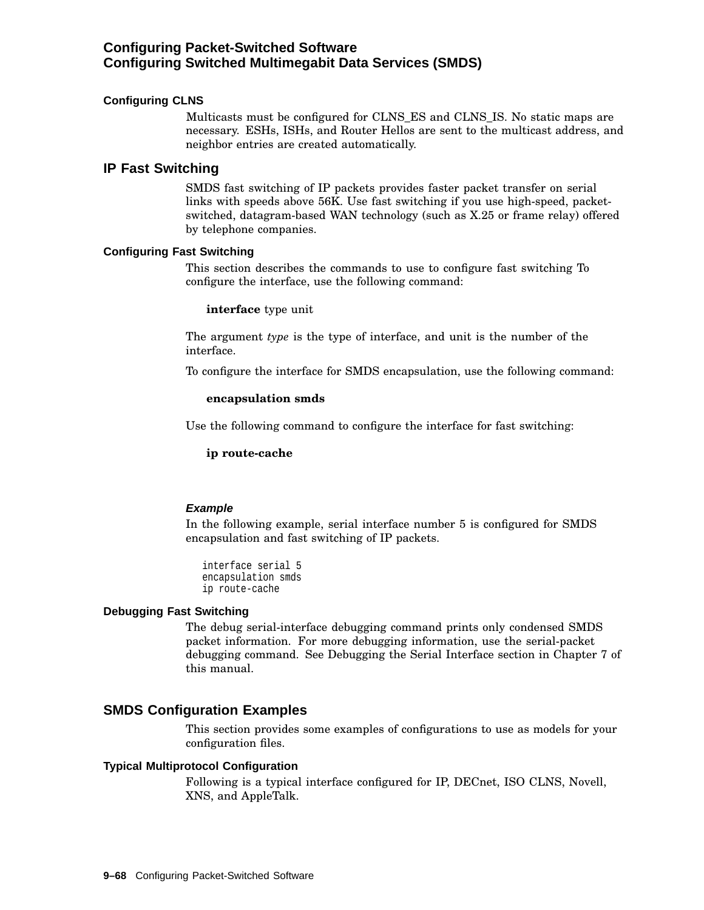### Configuring CLNS

Multicasts must be configured for CLNS_ES and CLNS_IS. No static maps are necessary. ESHs, ISHs, and Router Hellos are sent to the multicast address, and neighbor entries are created automatically.

## IP Fast Switching

SMDS fast switching of IP packets provides faster packet transfer on serial links with speeds above 56K. Use fast switching if you use high-speed, packet-switched, datagram-based WAN technology (such as X.25 or frame relay) offered by telephone companies.

### Configuring Fast Switching

This section describes the commands to use to configure fast switching To configure the interface, use the following command:

**interface** type unit

The argument *type* is the type of interface, and unit is the number of the interface.

To configure the interface for SMDS encapsulation, use the following command:

**encapsulation smds**

Use the following command to configure the interface for fast switching:

**ip route-cache**

#### *Example*

In the following example, serial interface number 5 is configured for SMDS encapsulation and fast switching of IP packets.

```
interface serial 5
encapsulation smds
ip route-cache
```

### Debugging Fast Switching

The debug serial-interface debugging command prints only condensed SMDS packet information. For more debugging information, use the serial-packet debugging command. See Debugging the Serial Interface section in Chapter 7 of this manual.

## SMDS Configuration Examples

This section provides some examples of configurations to use as models for your configuration files.

### Typical Multiprotocol Configuration

Following is a typical interface configured for IP, DECnet, ISO CLNS, Novell, XNS, and AppleTalk.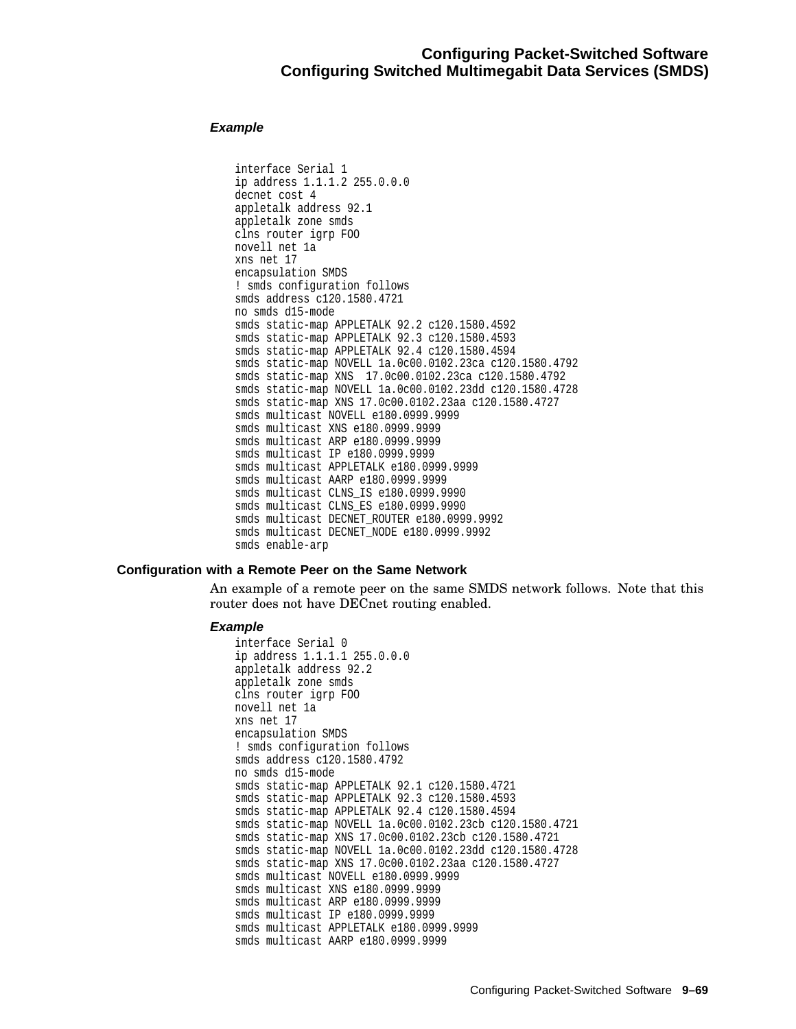#### *Example*

```
interface Serial 1
ip address 1.1.1.2 255.0.0.0
decnet cost 4
appletalk address 92.1
appletalk zone smds
clns router igrp FOO
novell net 1a
xns net 17
encapsulation SMDS
! smds configuration follows
smds address c120.1580.4721
no smds d15-mode
smds static-map APPLETALK 92.2 c120.1580.4592
smds static-map APPLETALK 92.3 c120.1580.4593
smds static-map APPLETALK 92.4 c120.1580.4594
smds static-map NOVELL 1a.0c00.0102.23ca c120.1580.4792
smds static-map XNS  17.0c00.0102.23ca c120.1580.4792
smds static-map NOVELL 1a.0c00.0102.23dd c120.1580.4728
smds static-map XNS 17.0c00.0102.23aa c120.1580.4727
smds multicast NOVELL e180.0999.9999
smds multicast XNS e180.0999.9999
smds multicast ARP e180.0999.9999
smds multicast IP e180.0999.9999
smds multicast APPLETALK e180.0999.9999
smds multicast AARP e180.0999.9999
smds multicast CLNS_IS e180.0999.9990
smds multicast CLNS_ES e180.0999.9990
smds multicast DECNET_ROUTER e180.0999.9992
smds multicast DECNET_NODE e180.0999.9992
smds enable-arp
```

### Configuration with a Remote Peer on the Same Network

An example of a remote peer on the same SMDS network follows. Note that this router does not have DECnet routing enabled.

#### *Example*

```
interface Serial 0
ip address 1.1.1.1 255.0.0.0
appletalk address 92.2
appletalk zone smds
clns router igrp FOO
novell net 1a
xns net 17
encapsulation SMDS
! smds configuration follows
smds address c120.1580.4792
no smds d15-mode
smds static-map APPLETALK 92.1 c120.1580.4721
smds static-map APPLETALK 92.3 c120.1580.4593
smds static-map APPLETALK 92.4 c120.1580.4594
smds static-map NOVELL 1a.0c00.0102.23cb c120.1580.4721
smds static-map XNS 17.0c00.0102.23cb c120.1580.4721
smds static-map NOVELL 1a.0c00.0102.23dd c120.1580.4728
smds static-map XNS 17.0c00.0102.23aa c120.1580.4727
smds multicast NOVELL e180.0999.9999
smds multicast XNS e180.0999.9999
smds multicast ARP e180.0999.9999
smds multicast IP e180.0999.9999
smds multicast APPLETALK e180.0999.9999
smds multicast AARP e180.0999.9999
```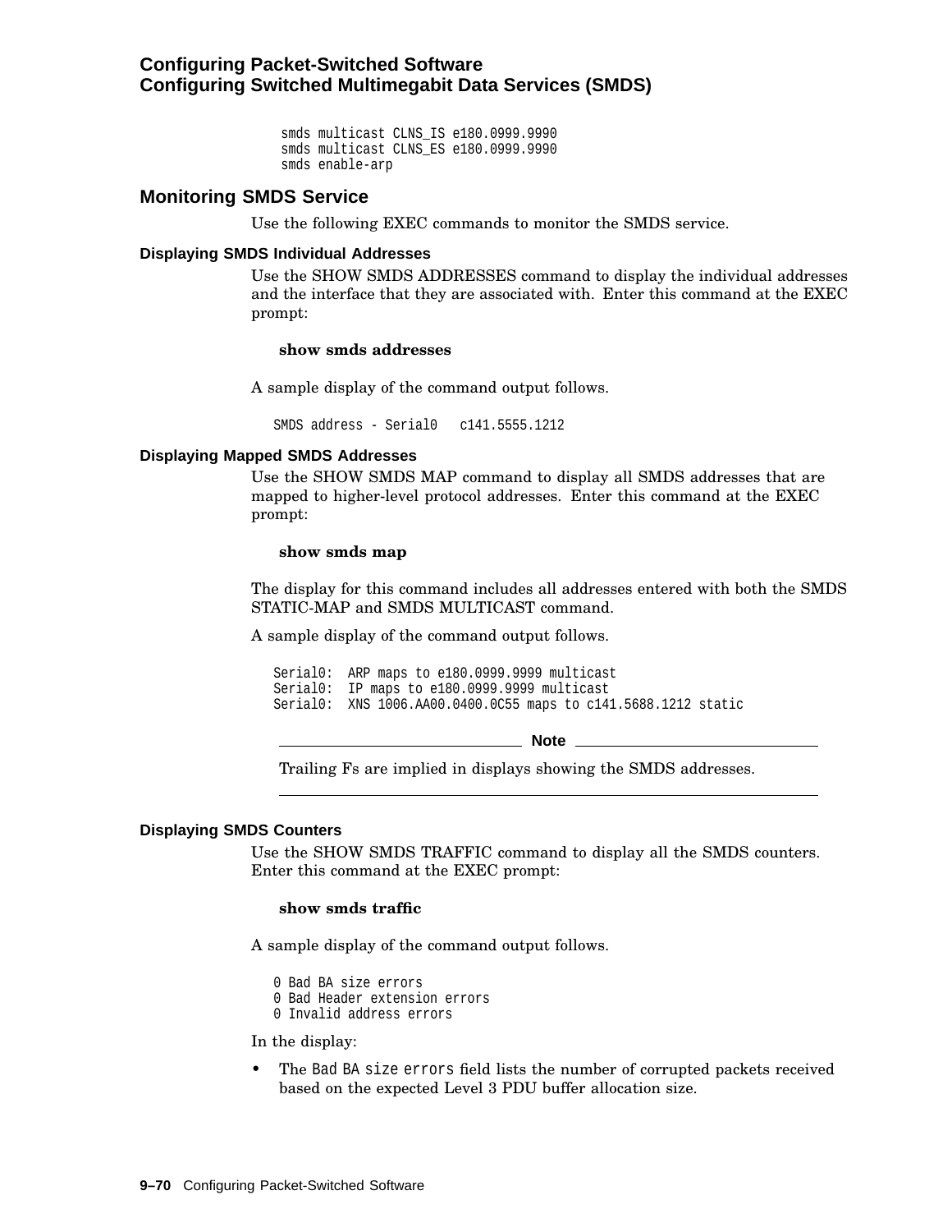```
smds multicast CLNS_IS e180.0999.9990
smds multicast CLNS_ES e180.0999.9990
smds enable-arp
```

## Monitoring SMDS Service

Use the following EXEC commands to monitor the SMDS service.

### Displaying SMDS Individual Addresses

Use the SHOW SMDS ADDRESSES command to display the individual addresses and the interface that they are associated with. Enter this command at the EXEC prompt:

**show smds addresses**

A sample display of the command output follows.

```
SMDS address - Serial0   c141.5555.1212
```

### Displaying Mapped SMDS Addresses

Use the SHOW SMDS MAP command to display all SMDS addresses that are mapped to higher-level protocol addresses. Enter this command at the EXEC prompt:

**show smds map**

The display for this command includes all addresses entered with both the SMDS STATIC-MAP and SMDS MULTICAST command.

A sample display of the command output follows.

```
Serial0:  ARP maps to e180.0999.9999 multicast
Serial0:  IP maps to e180.0999.9999 multicast
Serial0:  XNS 1006.AA00.0400.0C55 maps to c141.5688.1212 static
```

---

**Note**

Trailing Fs are implied in displays showing the SMDS addresses.

---

### Displaying SMDS Counters

Use the SHOW SMDS TRAFFIC command to display all the SMDS counters. Enter this command at the EXEC prompt:

**show smds traffic**

A sample display of the command output follows.

```
0 Bad BA size errors
0 Bad Header extension errors
0 Invalid address errors
```

In the display:

- The `Bad BA size errors` field lists the number of corrupted packets received based on the expected Level 3 PDU buffer allocation size.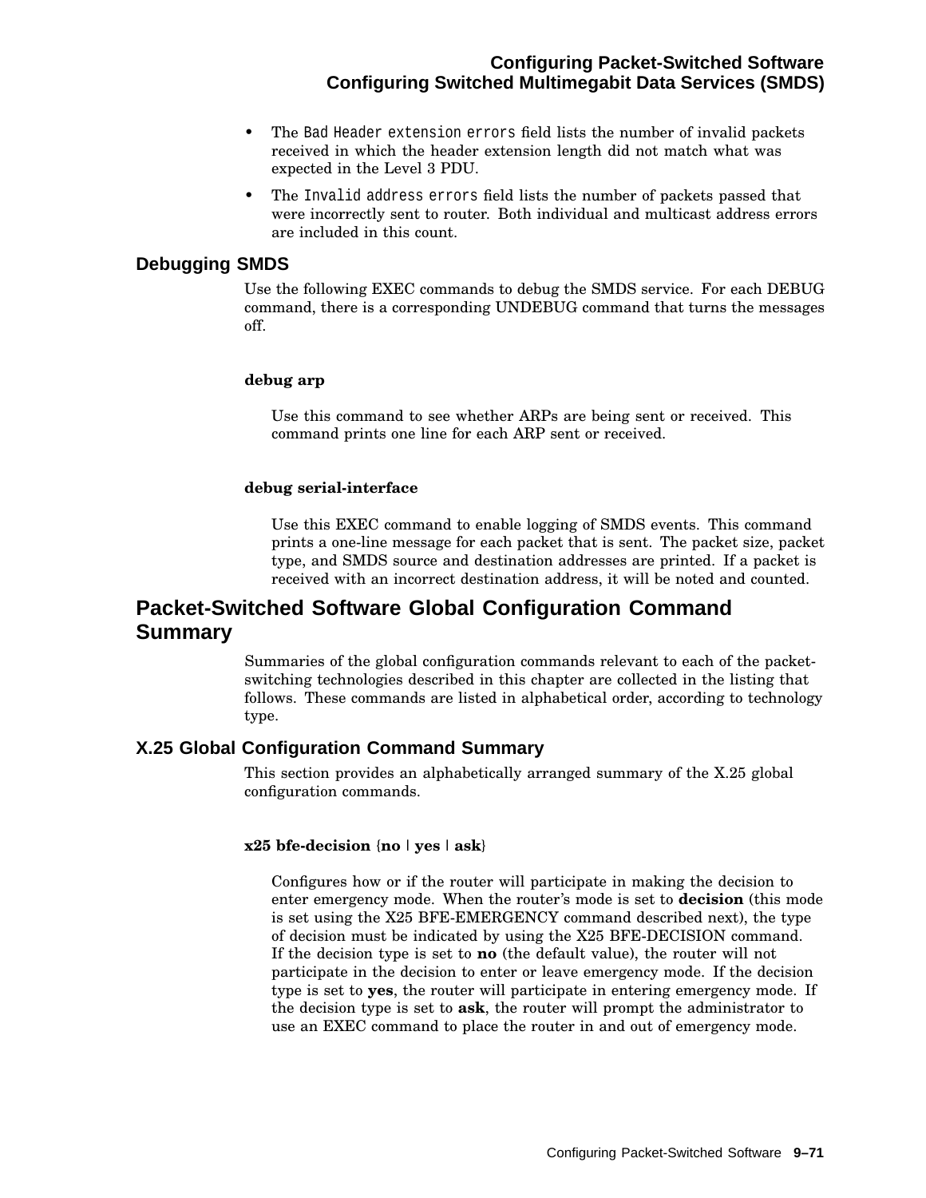- The `Bad Header extension errors` field lists the number of invalid packets received in which the header extension length did not match what was expected in the Level 3 PDU.
- The `Invalid address errors` field lists the number of packets passed that were incorrectly sent to router. Both individual and multicast address errors are included in this count.

### Debugging SMDS

Use the following EXEC commands to debug the SMDS service. For each DEBUG command, there is a corresponding UNDEBUG command that turns the messages off.

**debug arp**

Use this command to see whether ARPs are being sent or received. This command prints one line for each ARP sent or received.

**debug serial-interface**

Use this EXEC command to enable logging of SMDS events. This command prints a one-line message for each packet that is sent. The packet size, packet type, and SMDS source and destination addresses are printed. If a packet is received with an incorrect destination address, it will be noted and counted.

## Packet-Switched Software Global Configuration Command Summary

Summaries of the global configuration commands relevant to each of the packet-switching technologies described in this chapter are collected in the listing that follows. These commands are listed in alphabetical order, according to technology type.

### X.25 Global Configuration Command Summary

This section provides an alphabetically arranged summary of the X.25 global configuration commands.

**x25 bfe-decision** {**no** | **yes** | **ask**}

Configures how or if the router will participate in making the decision to enter emergency mode. When the router's mode is set to **decision** (this mode is set using the X25 BFE-EMERGENCY command described next), the type of decision must be indicated by using the X25 BFE-DECISION command. If the decision type is set to **no** (the default value), the router will not participate in the decision to enter or leave emergency mode. If the decision type is set to **yes**, the router will participate in entering emergency mode. If the decision type is set to **ask**, the router will prompt the administrator to use an EXEC command to place the router in and out of emergency mode.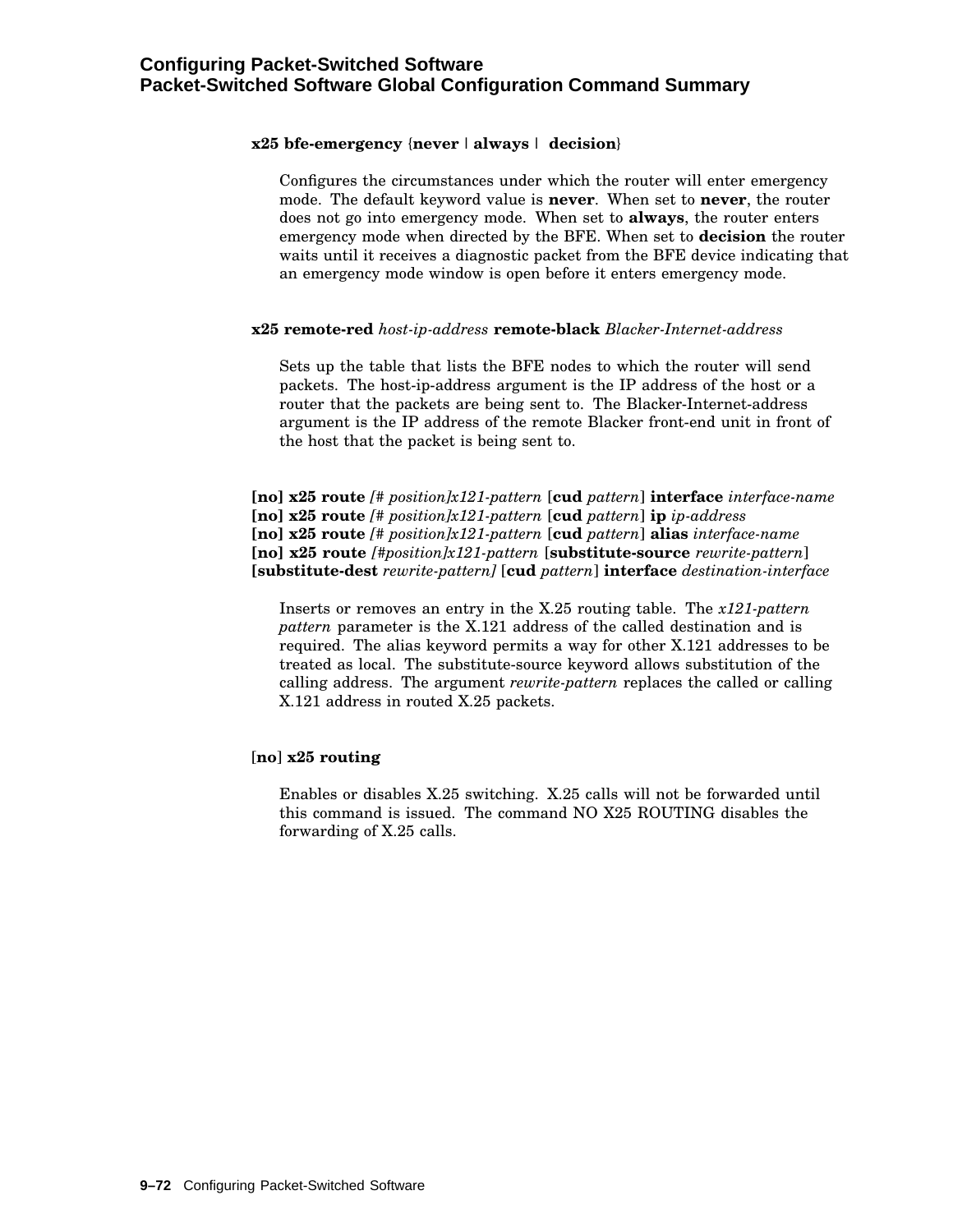**x25 bfe-emergency** {**never** | **always** | **decision**}

Configures the circumstances under which the router will enter emergency mode. The default keyword value is **never**. When set to **never**, the router does not go into emergency mode. When set to **always**, the router enters emergency mode when directed by the BFE. When set to **decision** the router waits until it receives a diagnostic packet from the BFE device indicating that an emergency mode window is open before it enters emergency mode.

**x25 remote-red** *host-ip-address* **remote-black** *Blacker-Internet-address*

Sets up the table that lists the BFE nodes to which the router will send packets. The host-ip-address argument is the IP address of the host or a router that the packets are being sent to. The Blacker-Internet-address argument is the IP address of the remote Blacker front-end unit in front of the host that the packet is being sent to.

**[no] x25 route** *[# position]x121-pattern* [**cud** *pattern*] **interface** *interface-name*
**[no] x25 route** *[# position]x121-pattern* [**cud** *pattern*] **ip** *ip-address*
**[no] x25 route** *[# position]x121-pattern* [**cud** *pattern*] **alias** *interface-name*
**[no] x25 route** *[#position]x121-pattern* [**substitute-source** *rewrite-pattern*] [**substitute-dest** *rewrite-pattern]* [**cud** *pattern*] **interface** *destination-interface*

Inserts or removes an entry in the X.25 routing table. The *x121-pattern pattern* parameter is the X.121 address of the called destination and is required. The alias keyword permits a way for other X.121 addresses to be treated as local. The substitute-source keyword allows substitution of the calling address. The argument *rewrite-pattern* replaces the called or calling X.121 address in routed X.25 packets.

[**no**] **x25 routing**

Enables or disables X.25 switching. X.25 calls will not be forwarded until this command is issued. The command NO X25 ROUTING disables the forwarding of X.25 calls.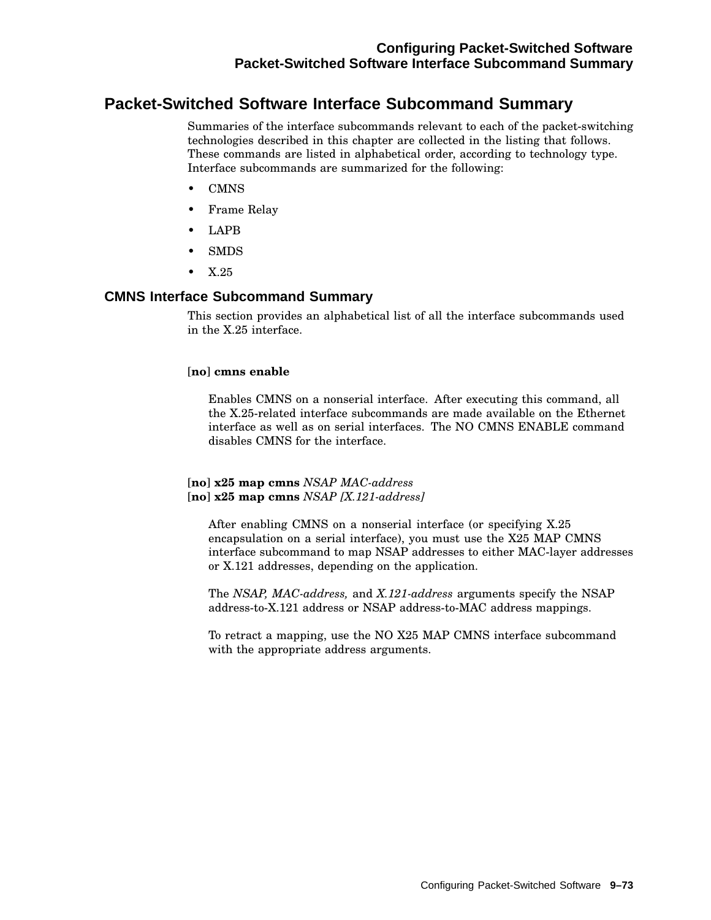## Packet-Switched Software Interface Subcommand Summary

Summaries of the interface subcommands relevant to each of the packet-switching technologies described in this chapter are collected in the listing that follows. These commands are listed in alphabetical order, according to technology type. Interface subcommands are summarized for the following:

- CMNS
- Frame Relay
- LAPB
- SMDS
- X.25

### CMNS Interface Subcommand Summary

This section provides an alphabetical list of all the interface subcommands used in the X.25 interface.

[**no**] **cmns enable**

Enables CMNS on a nonserial interface. After executing this command, all the X.25-related interface subcommands are made available on the Ethernet interface as well as on serial interfaces. The NO CMNS ENABLE command disables CMNS for the interface.

[**no**] **x25 map cmns** *NSAP MAC-address*
[**no**] **x25 map cmns** *NSAP [X.121-address]*

After enabling CMNS on a nonserial interface (or specifying X.25 encapsulation on a serial interface), you must use the X25 MAP CMNS interface subcommand to map NSAP addresses to either MAC-layer addresses or X.121 addresses, depending on the application.

The *NSAP, MAC-address,* and *X.121-address* arguments specify the NSAP address-to-X.121 address or NSAP address-to-MAC address mappings.

To retract a mapping, use the NO X25 MAP CMNS interface subcommand with the appropriate address arguments.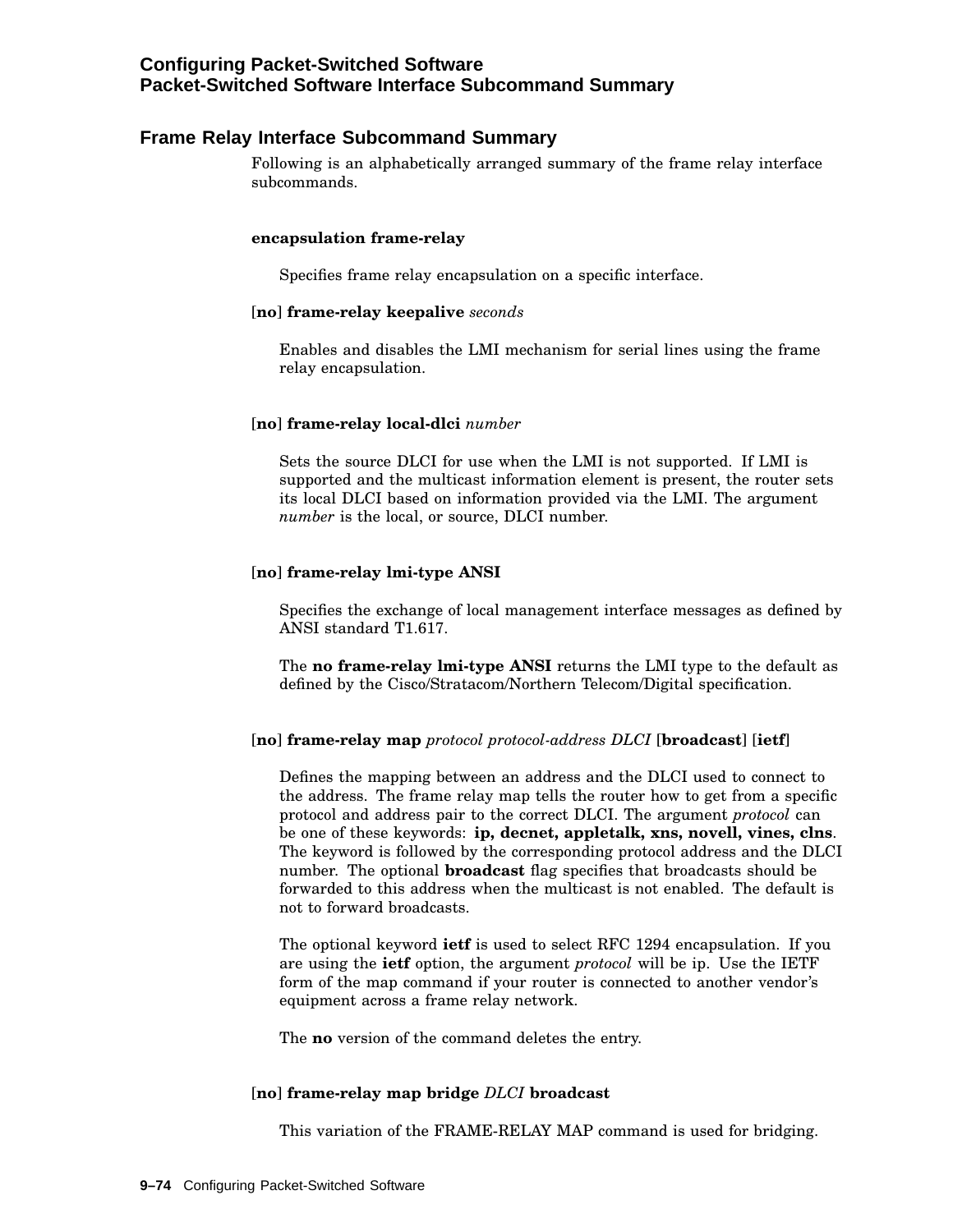## Frame Relay Interface Subcommand Summary

Following is an alphabetically arranged summary of the frame relay interface subcommands.

**encapsulation frame-relay**

Specifies frame relay encapsulation on a specific interface.

[**no**] **frame-relay keepalive** *seconds*

Enables and disables the LMI mechanism for serial lines using the frame relay encapsulation.

[**no**] **frame-relay local-dlci** *number*

Sets the source DLCI for use when the LMI is not supported. If LMI is supported and the multicast information element is present, the router sets its local DLCI based on information provided via the LMI. The argument *number* is the local, or source, DLCI number.

[**no**] **frame-relay lmi-type ANSI**

Specifies the exchange of local management interface messages as defined by ANSI standard T1.617.

The **no frame-relay lmi-type ANSI** returns the LMI type to the default as defined by the Cisco/Stratacom/Northern Telecom/Digital specification.

[**no**] **frame-relay map** *protocol protocol-address DLCI* [**broadcast**] [**ietf**]

Defines the mapping between an address and the DLCI used to connect to the address. The frame relay map tells the router how to get from a specific protocol and address pair to the correct DLCI. The argument *protocol* can be one of these keywords: **ip, decnet, appletalk, xns, novell, vines, clns**. The keyword is followed by the corresponding protocol address and the DLCI number. The optional **broadcast** flag specifies that broadcasts should be forwarded to this address when the multicast is not enabled. The default is not to forward broadcasts.

The optional keyword **ietf** is used to select RFC 1294 encapsulation. If you are using the **ietf** option, the argument *protocol* will be ip. Use the IETF form of the map command if your router is connected to another vendor's equipment across a frame relay network.

The **no** version of the command deletes the entry.

[**no**] **frame-relay map bridge** *DLCI* **broadcast**

This variation of the FRAME-RELAY MAP command is used for bridging.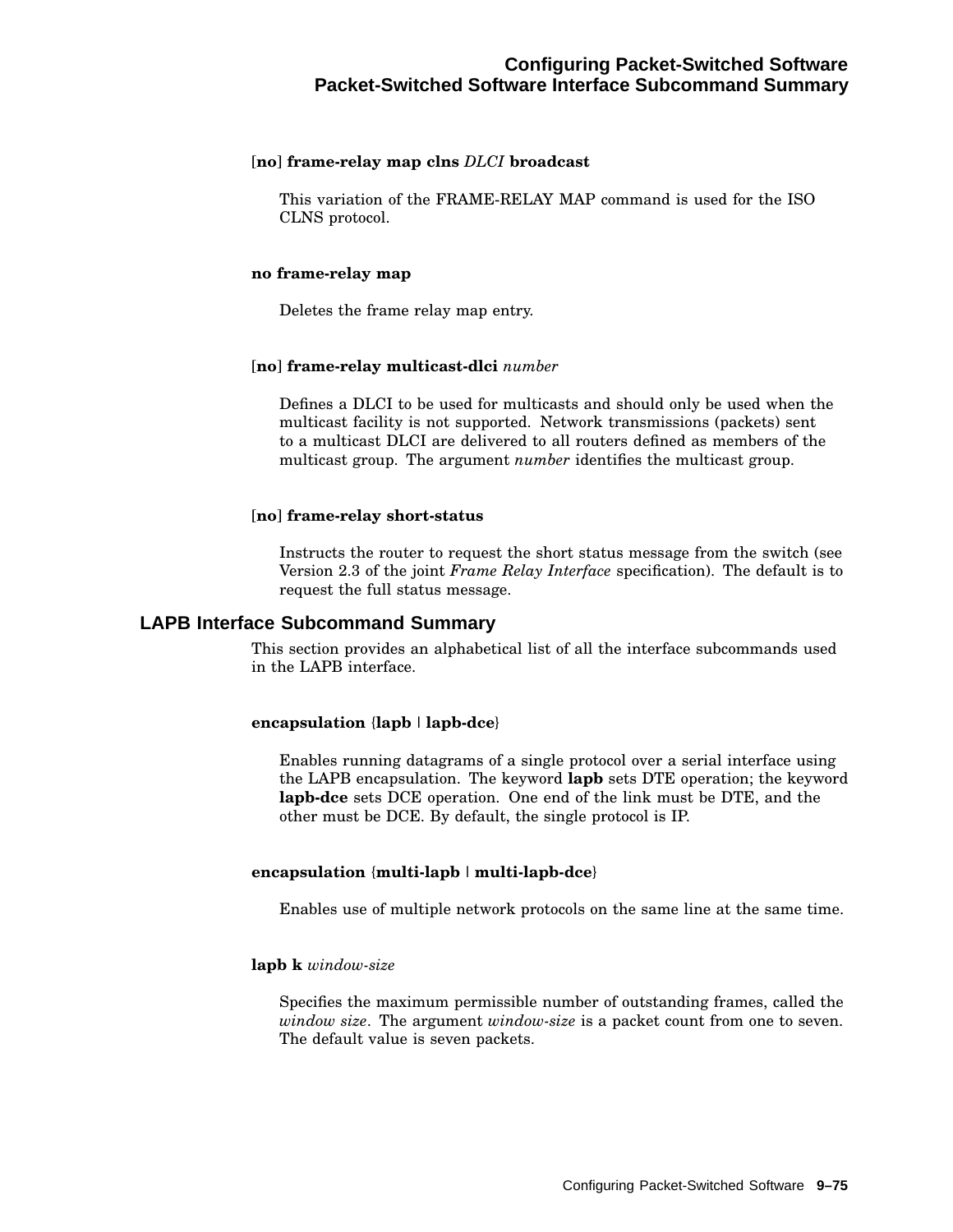**[no] frame-relay map clns** *DLCI* **broadcast**

This variation of the FRAME-RELAY MAP command is used for the ISO CLNS protocol.

**no frame-relay map**

Deletes the frame relay map entry.

**[no] frame-relay multicast-dlci** *number*

Defines a DLCI to be used for multicasts and should only be used when the multicast facility is not supported. Network transmissions (packets) sent to a multicast DLCI are delivered to all routers defined as members of the multicast group. The argument *number* identifies the multicast group.

**[no] frame-relay short-status**

Instructs the router to request the short status message from the switch (see Version 2.3 of the joint *Frame Relay Interface* specification). The default is to request the full status message.

## LAPB Interface Subcommand Summary

This section provides an alphabetical list of all the interface subcommands used in the LAPB interface.

**encapsulation {lapb | lapb-dce}**

Enables running datagrams of a single protocol over a serial interface using the LAPB encapsulation. The keyword **lapb** sets DTE operation; the keyword **lapb-dce** sets DCE operation. One end of the link must be DTE, and the other must be DCE. By default, the single protocol is IP.

**encapsulation {multi-lapb | multi-lapb-dce}**

Enables use of multiple network protocols on the same line at the same time.

**lapb k** *window-size*

Specifies the maximum permissible number of outstanding frames, called the *window size*. The argument *window-size* is a packet count from one to seven. The default value is seven packets.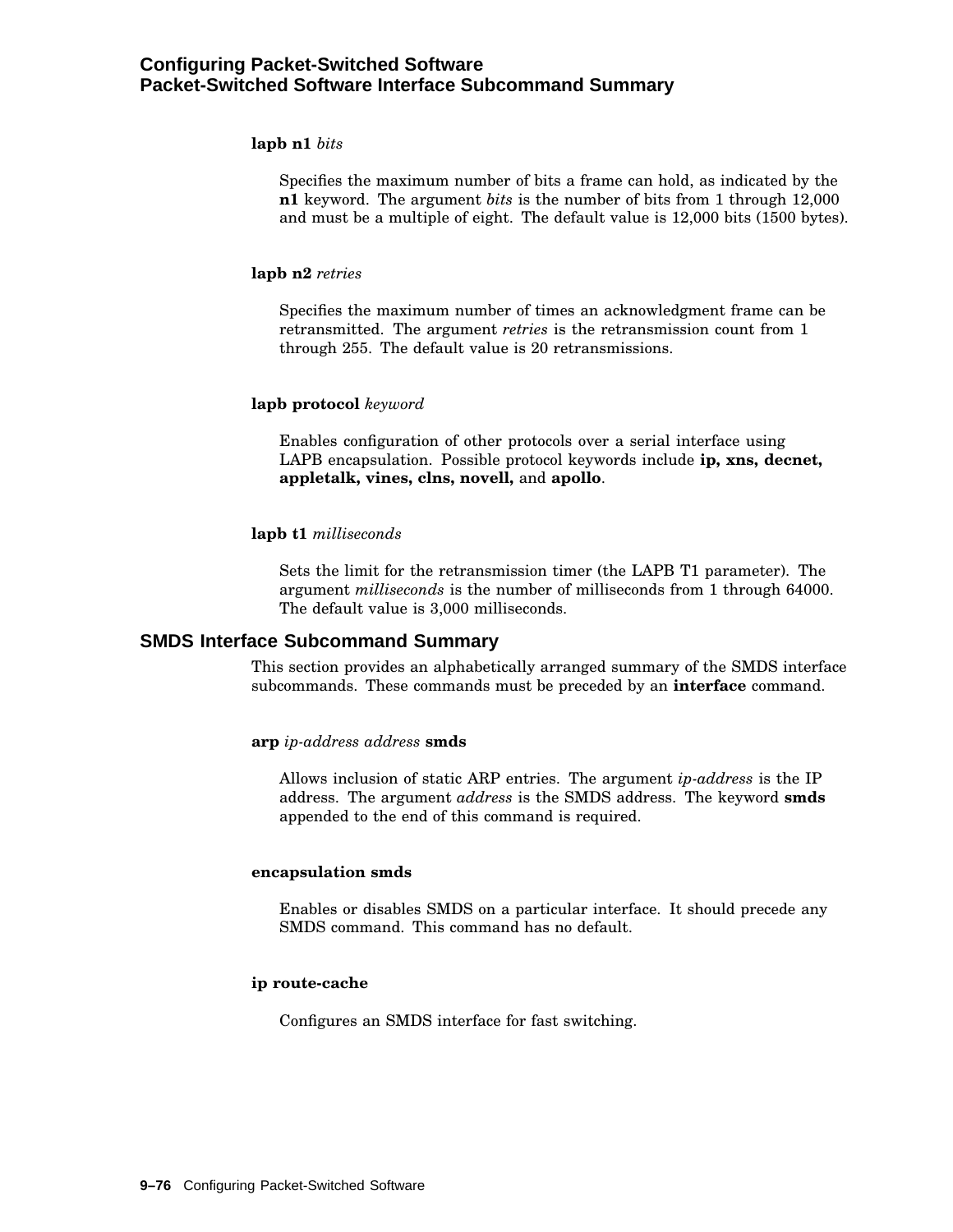**lapb n1** *bits*

Specifies the maximum number of bits a frame can hold, as indicated by the **n1** keyword. The argument *bits* is the number of bits from 1 through 12,000 and must be a multiple of eight. The default value is 12,000 bits (1500 bytes).

**lapb n2** *retries*

Specifies the maximum number of times an acknowledgment frame can be retransmitted. The argument *retries* is the retransmission count from 1 through 255. The default value is 20 retransmissions.

**lapb protocol** *keyword*

Enables configuration of other protocols over a serial interface using LAPB encapsulation. Possible protocol keywords include **ip, xns, decnet, appletalk, vines, clns, novell,** and **apollo**.

**lapb t1** *milliseconds*

Sets the limit for the retransmission timer (the LAPB T1 parameter). The argument *milliseconds* is the number of milliseconds from 1 through 64000. The default value is 3,000 milliseconds.

## SMDS Interface Subcommand Summary

This section provides an alphabetically arranged summary of the SMDS interface subcommands. These commands must be preceded by an **interface** command.

**arp** *ip-address address* **smds**

Allows inclusion of static ARP entries. The argument *ip-address* is the IP address. The argument *address* is the SMDS address. The keyword **smds** appended to the end of this command is required.

**encapsulation smds**

Enables or disables SMDS on a particular interface. It should precede any SMDS command. This command has no default.

**ip route-cache**

Configures an SMDS interface for fast switching.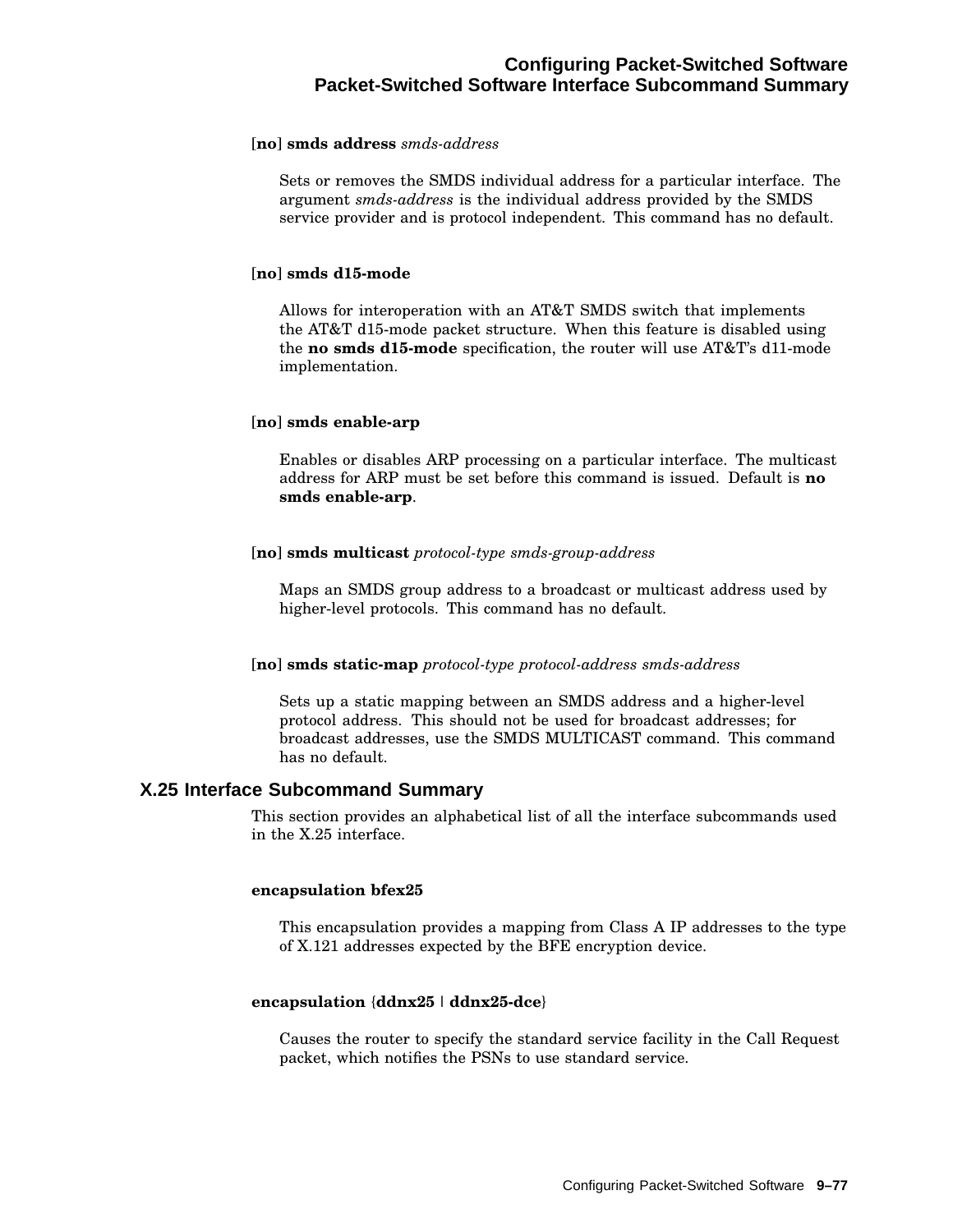[**no**] **smds address** *smds-address*

Sets or removes the SMDS individual address for a particular interface. The argument *smds-address* is the individual address provided by the SMDS service provider and is protocol independent. This command has no default.

[**no**] **smds d15-mode**

Allows for interoperation with an AT&T SMDS switch that implements the AT&T d15-mode packet structure. When this feature is disabled using the **no smds d15-mode** specification, the router will use AT&T's d11-mode implementation.

[**no**] **smds enable-arp**

Enables or disables ARP processing on a particular interface. The multicast address for ARP must be set before this command is issued. Default is **no smds enable-arp**.

[**no**] **smds multicast** *protocol-type smds-group-address*

Maps an SMDS group address to a broadcast or multicast address used by higher-level protocols. This command has no default.

[**no**] **smds static-map** *protocol-type protocol-address smds-address*

Sets up a static mapping between an SMDS address and a higher-level protocol address. This should not be used for broadcast addresses; for broadcast addresses, use the SMDS MULTICAST command. This command has no default.

## X.25 Interface Subcommand Summary

This section provides an alphabetical list of all the interface subcommands used in the X.25 interface.

**encapsulation bfex25**

This encapsulation provides a mapping from Class A IP addresses to the type of X.121 addresses expected by the BFE encryption device.

**encapsulation** {**ddnx25** | **ddnx25-dce**}

Causes the router to specify the standard service facility in the Call Request packet, which notifies the PSNs to use standard service.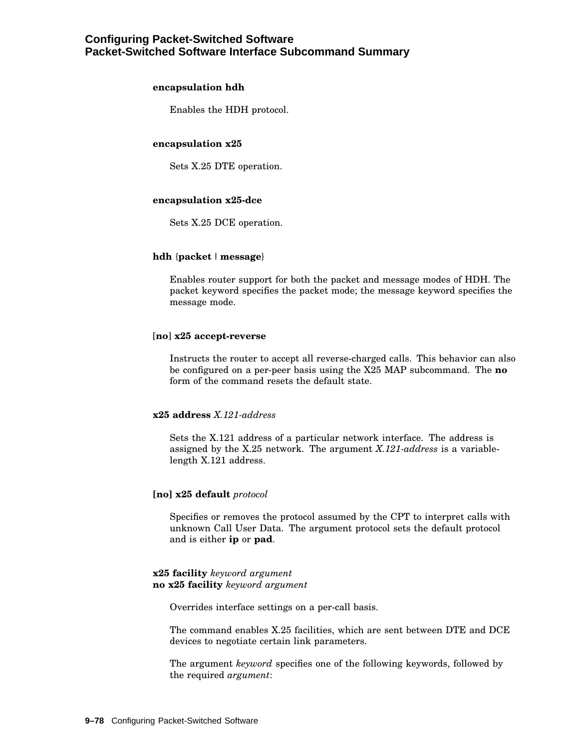**encapsulation hdh**

Enables the HDH protocol.

**encapsulation x25**

Sets X.25 DTE operation.

**encapsulation x25-dce**

Sets X.25 DCE operation.

**hdh** {**packet** | **message**}

Enables router support for both the packet and message modes of HDH. The packet keyword specifies the packet mode; the message keyword specifies the message mode.

[**no**] **x25 accept-reverse**

Instructs the router to accept all reverse-charged calls. This behavior can also be configured on a per-peer basis using the X25 MAP subcommand. The **no** form of the command resets the default state.

**x25 address** *X.121-address*

Sets the X.121 address of a particular network interface. The address is assigned by the X.25 network. The argument *X.121-address* is a variable-length X.121 address.

**[no] x25 default** *protocol*

Specifies or removes the protocol assumed by the CPT to interpret calls with unknown Call User Data. The argument protocol sets the default protocol and is either **ip** or **pad**.

**x25 facility** *keyword argument*
**no x25 facility** *keyword argument*

Overrides interface settings on a per-call basis.

The command enables X.25 facilities, which are sent between DTE and DCE devices to negotiate certain link parameters.

The argument *keyword* specifies one of the following keywords, followed by the required *argument*: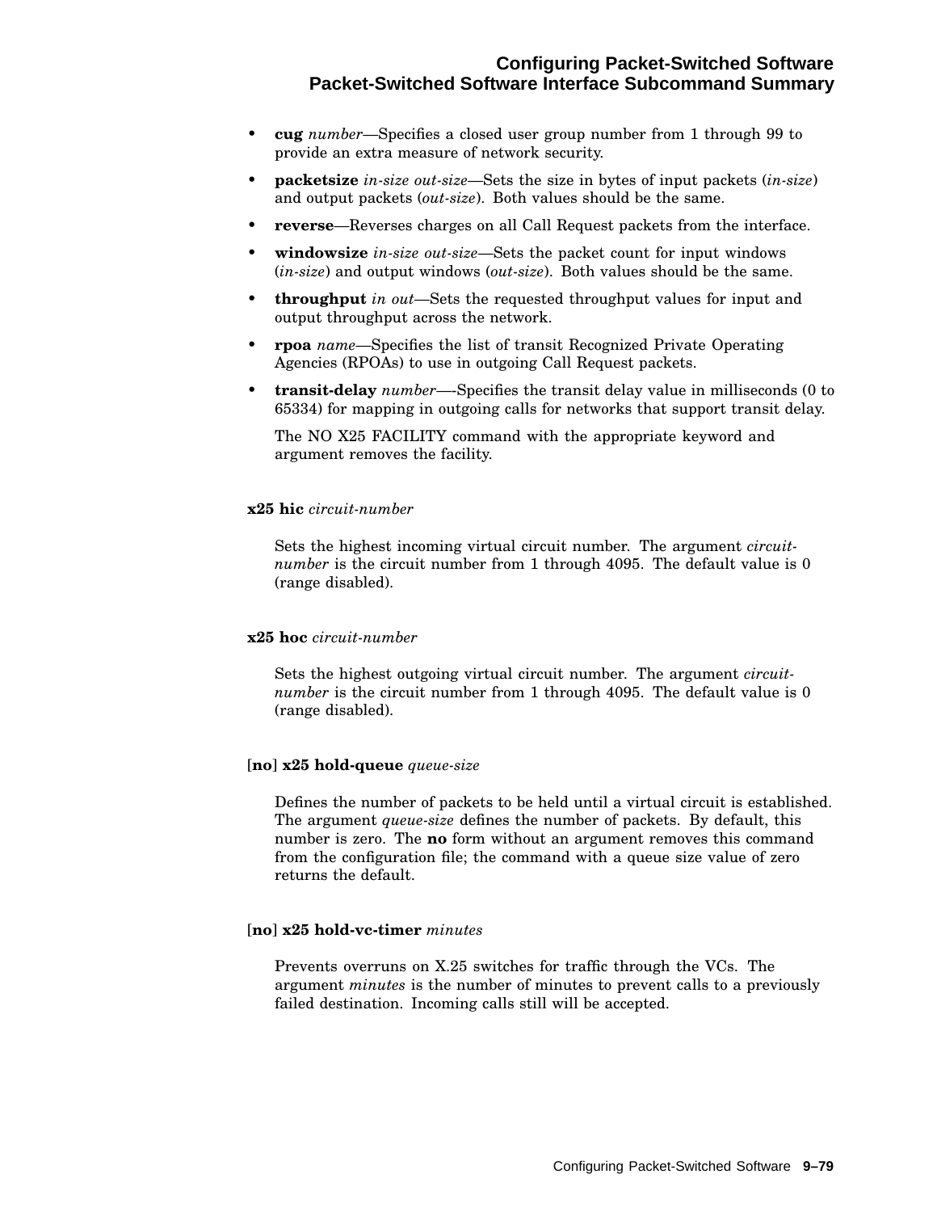- **cug** *number*—Specifies a closed user group number from 1 through 99 to provide an extra measure of network security.
- **packetsize** *in-size out-size*—Sets the size in bytes of input packets (*in-size*) and output packets (*out-size*). Both values should be the same.
- **reverse**—Reverses charges on all Call Request packets from the interface.
- **windowsize** *in-size out-size*—Sets the packet count for input windows (*in-size*) and output windows (*out-size*). Both values should be the same.
- **throughput** *in out*—Sets the requested throughput values for input and output throughput across the network.
- **rpoa** *name*—Specifies the list of transit Recognized Private Operating Agencies (RPOAs) to use in outgoing Call Request packets.
- **transit-delay** *number*—-Specifies the transit delay value in milliseconds (0 to 65334) for mapping in outgoing calls for networks that support transit delay.

  The NO X25 FACILITY command with the appropriate keyword and argument removes the facility.

**x25 hic** *circuit-number*

Sets the highest incoming virtual circuit number. The argument *circuit-number* is the circuit number from 1 through 4095. The default value is 0 (range disabled).

**x25 hoc** *circuit-number*

Sets the highest outgoing virtual circuit number. The argument *circuit-number* is the circuit number from 1 through 4095. The default value is 0 (range disabled).

[**no**] **x25 hold-queue** *queue-size*

Defines the number of packets to be held until a virtual circuit is established. The argument *queue-size* defines the number of packets. By default, this number is zero. The **no** form without an argument removes this command from the configuration file; the command with a queue size value of zero returns the default.

[**no**] **x25 hold-vc-timer** *minutes*

Prevents overruns on X.25 switches for traffic through the VCs. The argument *minutes* is the number of minutes to prevent calls to a previously failed destination. Incoming calls still will be accepted.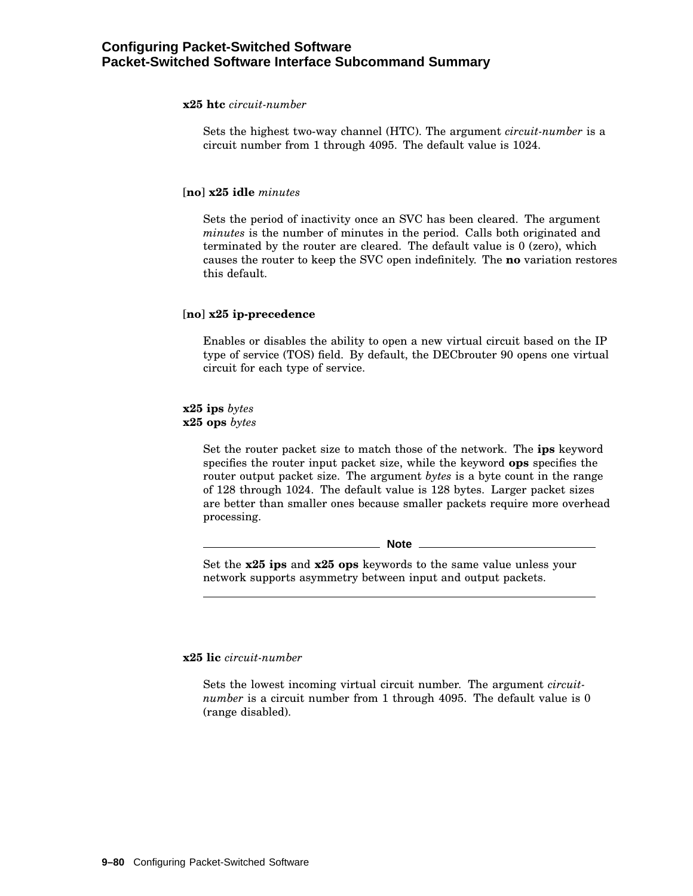**x25 htc** *circuit-number*

Sets the highest two-way channel (HTC). The argument *circuit-number* is a circuit number from 1 through 4095. The default value is 1024.

[**no**] **x25 idle** *minutes*

Sets the period of inactivity once an SVC has been cleared. The argument *minutes* is the number of minutes in the period. Calls both originated and terminated by the router are cleared. The default value is 0 (zero), which causes the router to keep the SVC open indefinitely. The **no** variation restores this default.

[**no**] **x25 ip-precedence**

Enables or disables the ability to open a new virtual circuit based on the IP type of service (TOS) field. By default, the DECbrouter 90 opens one virtual circuit for each type of service.

**x25 ips** *bytes*
**x25 ops** *bytes*

Set the router packet size to match those of the network. The **ips** keyword specifies the router input packet size, while the keyword **ops** specifies the router output packet size. The argument *bytes* is a byte count in the range of 128 through 1024. The default value is 128 bytes. Larger packet sizes are better than smaller ones because smaller packets require more overhead processing.

**Note**

Set the **x25 ips** and **x25 ops** keywords to the same value unless your network supports asymmetry between input and output packets.

---

**x25 lic** *circuit-number*

Sets the lowest incoming virtual circuit number. The argument *circuit-number* is a circuit number from 1 through 4095. The default value is 0 (range disabled).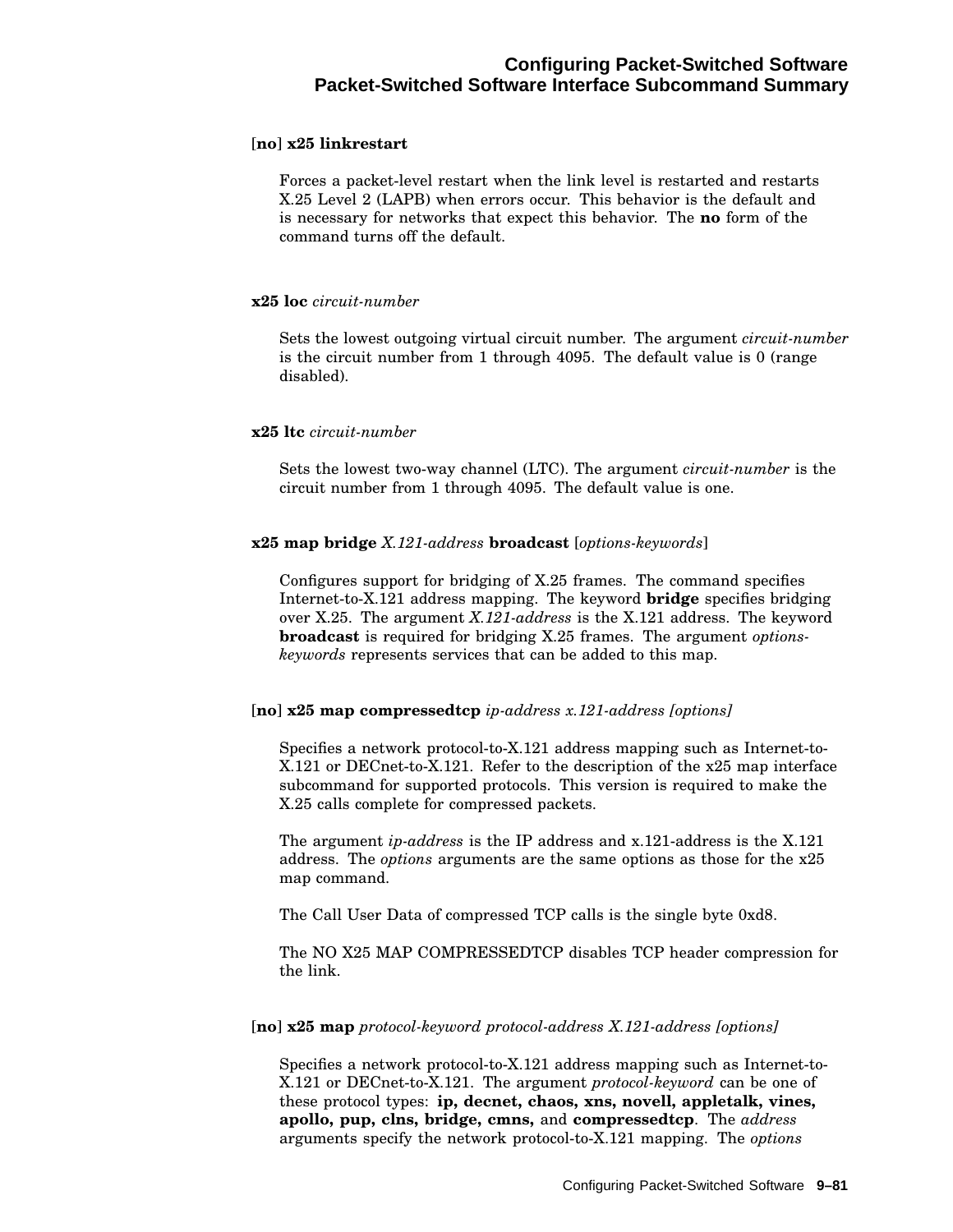**[no] x25 linkrestart**

Forces a packet-level restart when the link level is restarted and restarts X.25 Level 2 (LAPB) when errors occur. This behavior is the default and is necessary for networks that expect this behavior. The **no** form of the command turns off the default.

**x25 loc** *circuit-number*

Sets the lowest outgoing virtual circuit number. The argument *circuit-number* is the circuit number from 1 through 4095. The default value is 0 (range disabled).

**x25 ltc** *circuit-number*

Sets the lowest two-way channel (LTC). The argument *circuit-number* is the circuit number from 1 through 4095. The default value is one.

**x25 map bridge** *X.121-address* **broadcast** [*options-keywords*]

Configures support for bridging of X.25 frames. The command specifies Internet-to-X.121 address mapping. The keyword **bridge** specifies bridging over X.25. The argument *X.121-address* is the X.121 address. The keyword **broadcast** is required for bridging X.25 frames. The argument *options-keywords* represents services that can be added to this map.

**[no] x25 map compressedtcp** *ip-address x.121-address [options]*

Specifies a network protocol-to-X.121 address mapping such as Internet-to-X.121 or DECnet-to-X.121. Refer to the description of the x25 map interface subcommand for supported protocols. This version is required to make the X.25 calls complete for compressed packets.

The argument *ip-address* is the IP address and x.121-address is the X.121 address. The *options* arguments are the same options as those for the x25 map command.

The Call User Data of compressed TCP calls is the single byte 0xd8.

The NO X25 MAP COMPRESSEDTCP disables TCP header compression for the link.

**[no] x25 map** *protocol-keyword protocol-address X.121-address [options]*

Specifies a network protocol-to-X.121 address mapping such as Internet-to-X.121 or DECnet-to-X.121. The argument *protocol-keyword* can be one of these protocol types: **ip, decnet, chaos, xns, novell, appletalk, vines, apollo, pup, clns, bridge, cmns,** and **compressedtcp**. The *address* arguments specify the network protocol-to-X.121 mapping. The *options*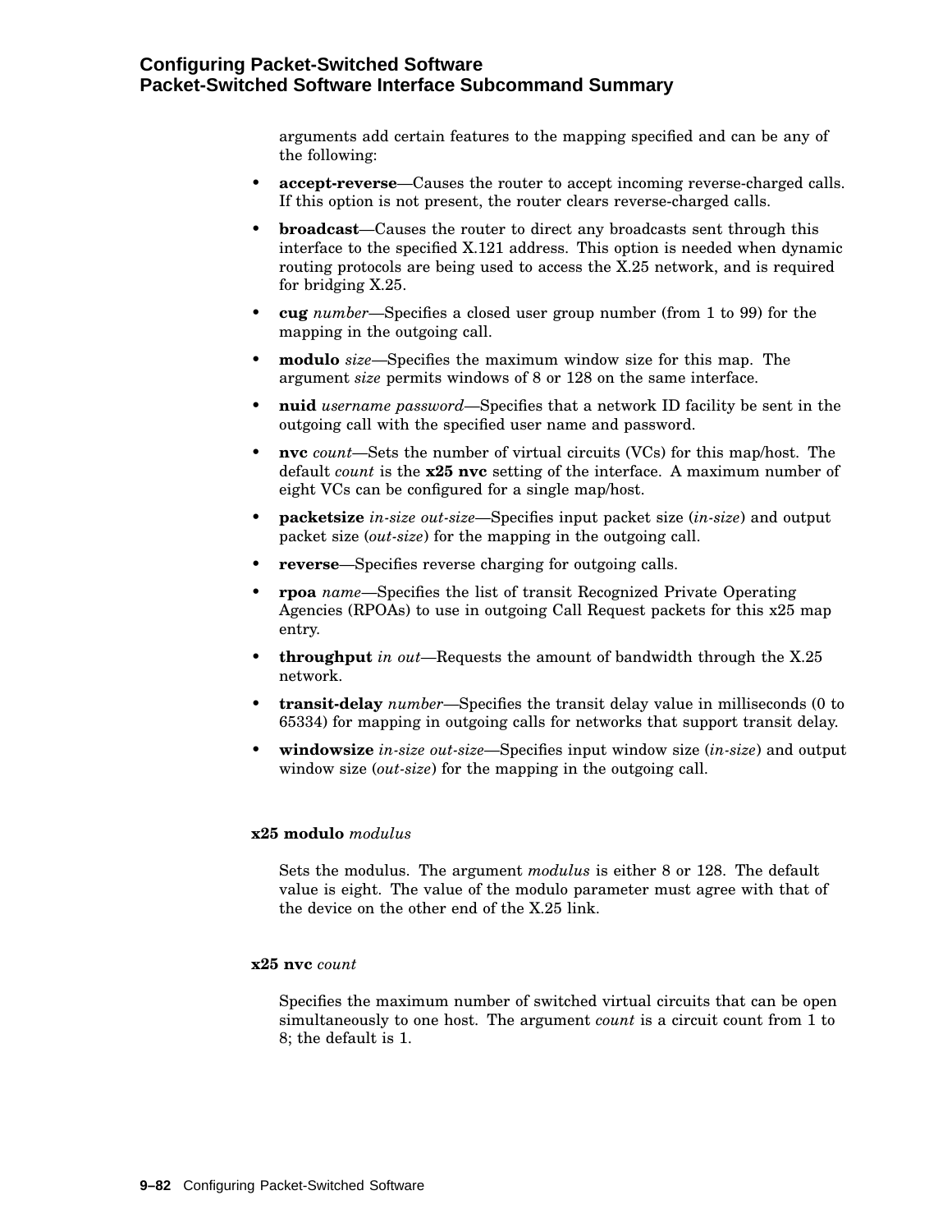arguments add certain features to the mapping specified and can be any of the following:

- **accept-reverse**—Causes the router to accept incoming reverse-charged calls. If this option is not present, the router clears reverse-charged calls.
- **broadcast**—Causes the router to direct any broadcasts sent through this interface to the specified X.121 address. This option is needed when dynamic routing protocols are being used to access the X.25 network, and is required for bridging X.25.
- **cug** *number*—Specifies a closed user group number (from 1 to 99) for the mapping in the outgoing call.
- **modulo** *size*—Specifies the maximum window size for this map. The argument *size* permits windows of 8 or 128 on the same interface.
- **nuid** *username password*—Specifies that a network ID facility be sent in the outgoing call with the specified user name and password.
- **nvc** *count*—Sets the number of virtual circuits (VCs) for this map/host. The default *count* is the **x25 nvc** setting of the interface. A maximum number of eight VCs can be configured for a single map/host.
- **packetsize** *in-size out-size*—Specifies input packet size (*in-size*) and output packet size (*out-size*) for the mapping in the outgoing call.
- **reverse**—Specifies reverse charging for outgoing calls.
- **rpoa** *name*—Specifies the list of transit Recognized Private Operating Agencies (RPOAs) to use in outgoing Call Request packets for this x25 map entry.
- **throughput** *in out*—Requests the amount of bandwidth through the X.25 network.
- **transit-delay** *number*—Specifies the transit delay value in milliseconds (0 to 65334) for mapping in outgoing calls for networks that support transit delay.
- **windowsize** *in-size out-size*—Specifies input window size (*in-size*) and output window size (*out-size*) for the mapping in the outgoing call.

**x25 modulo** *modulus*

Sets the modulus. The argument *modulus* is either 8 or 128. The default value is eight. The value of the modulo parameter must agree with that of the device on the other end of the X.25 link.

**x25 nvc** *count*

Specifies the maximum number of switched virtual circuits that can be open simultaneously to one host. The argument *count* is a circuit count from 1 to 8; the default is 1.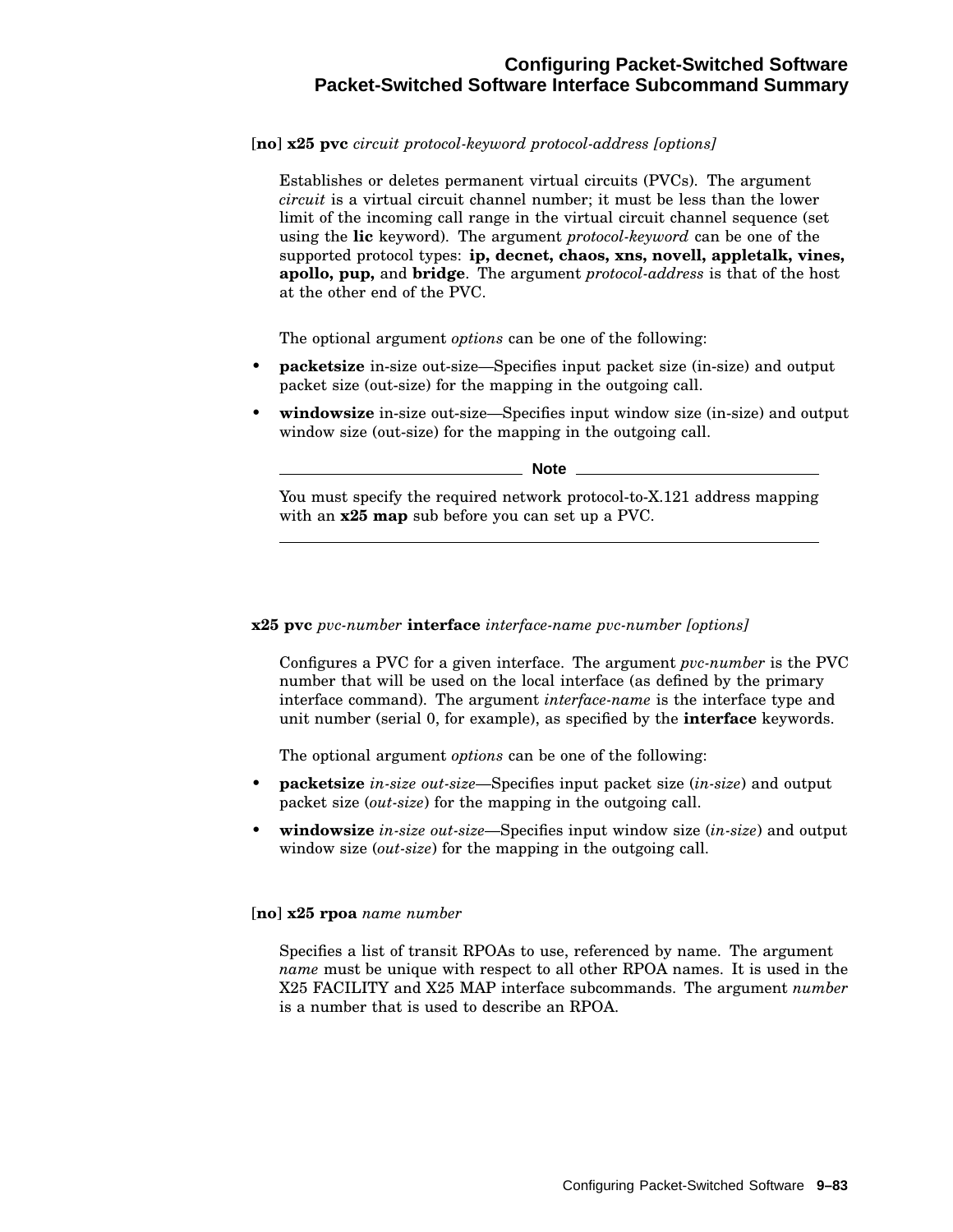[**no**] **x25 pvc** *circuit protocol-keyword protocol-address [options]*

Establishes or deletes permanent virtual circuits (PVCs). The argument *circuit* is a virtual circuit channel number; it must be less than the lower limit of the incoming call range in the virtual circuit channel sequence (set using the **lic** keyword). The argument *protocol-keyword* can be one of the supported protocol types: **ip, decnet, chaos, xns, novell, appletalk, vines, apollo, pup,** and **bridge**. The argument *protocol-address* is that of the host at the other end of the PVC.

The optional argument *options* can be one of the following:

- **packetsize** in-size out-size—Specifies input packet size (in-size) and output packet size (out-size) for the mapping in the outgoing call.
- **windowsize** in-size out-size—Specifies input window size (in-size) and output window size (out-size) for the mapping in the outgoing call.

---

**Note**

You must specify the required network protocol-to-X.121 address mapping with an **x25 map** sub before you can set up a PVC.

---

**x25 pvc** *pvc-number* **interface** *interface-name pvc-number [options]*

Configures a PVC for a given interface. The argument *pvc-number* is the PVC number that will be used on the local interface (as defined by the primary interface command). The argument *interface-name* is the interface type and unit number (serial 0, for example), as specified by the **interface** keywords.

The optional argument *options* can be one of the following:

- **packetsize** *in-size out-size*—Specifies input packet size (*in-size*) and output packet size (*out-size*) for the mapping in the outgoing call.
- **windowsize** *in-size out-size*—Specifies input window size (*in-size*) and output window size (*out-size*) for the mapping in the outgoing call.

[**no**] **x25 rpoa** *name number*

Specifies a list of transit RPOAs to use, referenced by name. The argument *name* must be unique with respect to all other RPOA names. It is used in the X25 FACILITY and X25 MAP interface subcommands. The argument *number* is a number that is used to describe an RPOA.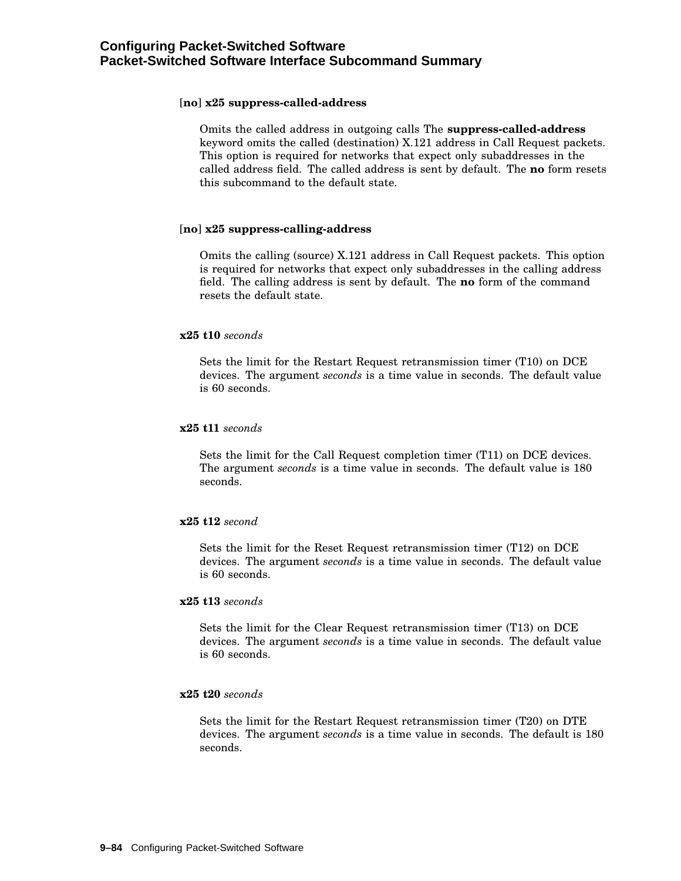**[no] x25 suppress-called-address**

Omits the called address in outgoing calls The **suppress-called-address** keyword omits the called (destination) X.121 address in Call Request packets. This option is required for networks that expect only subaddresses in the called address field. The called address is sent by default. The **no** form resets this subcommand to the default state.

**[no] x25 suppress-calling-address**

Omits the calling (source) X.121 address in Call Request packets. This option is required for networks that expect only subaddresses in the calling address field. The calling address is sent by default. The **no** form of the command resets the default state.

**x25 t10** *seconds*

Sets the limit for the Restart Request retransmission timer (T10) on DCE devices. The argument *seconds* is a time value in seconds. The default value is 60 seconds.

**x25 t11** *seconds*

Sets the limit for the Call Request completion timer (T11) on DCE devices. The argument *seconds* is a time value in seconds. The default value is 180 seconds.

**x25 t12** *second*

Sets the limit for the Reset Request retransmission timer (T12) on DCE devices. The argument *seconds* is a time value in seconds. The default value is 60 seconds.

**x25 t13** *seconds*

Sets the limit for the Clear Request retransmission timer (T13) on DCE devices. The argument *seconds* is a time value in seconds. The default value is 60 seconds.

**x25 t20** *seconds*

Sets the limit for the Restart Request retransmission timer (T20) on DTE devices. The argument *seconds* is a time value in seconds. The default is 180 seconds.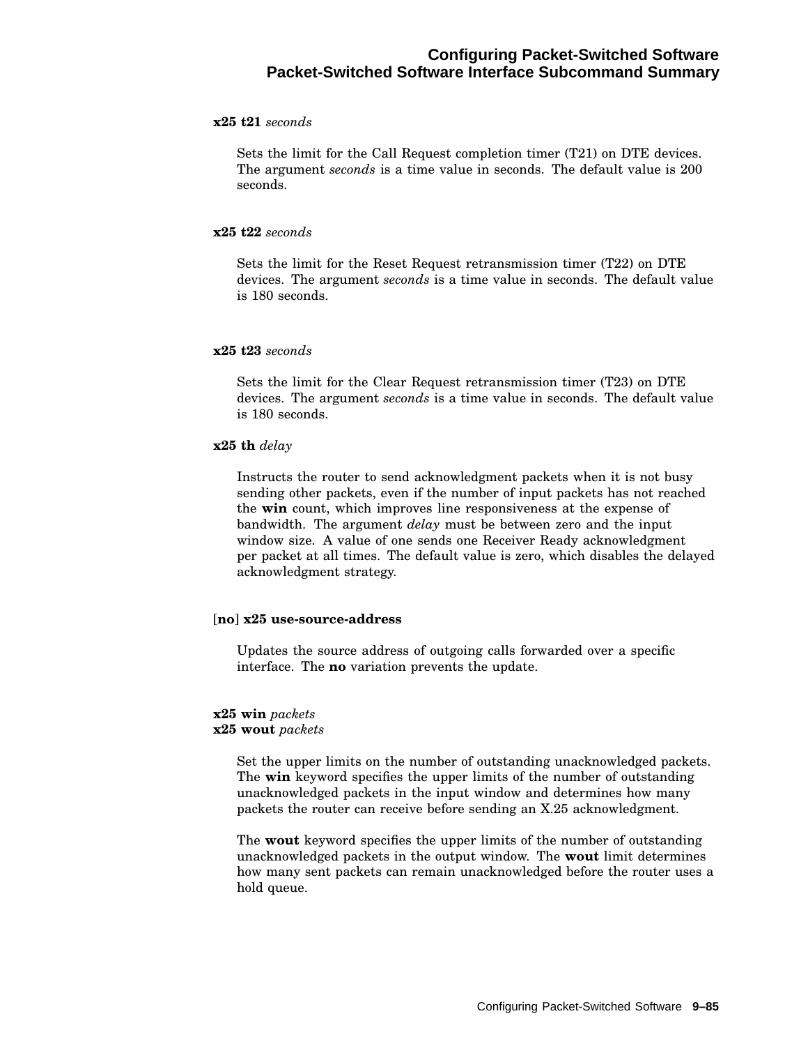**x25 t21** *seconds*

Sets the limit for the Call Request completion timer (T21) on DTE devices. The argument *seconds* is a time value in seconds. The default value is 200 seconds.

**x25 t22** *seconds*

Sets the limit for the Reset Request retransmission timer (T22) on DTE devices. The argument *seconds* is a time value in seconds. The default value is 180 seconds.

**x25 t23** *seconds*

Sets the limit for the Clear Request retransmission timer (T23) on DTE devices. The argument *seconds* is a time value in seconds. The default value is 180 seconds.

**x25 th** *delay*

Instructs the router to send acknowledgment packets when it is not busy sending other packets, even if the number of input packets has not reached the **win** count, which improves line responsiveness at the expense of bandwidth. The argument *delay* must be between zero and the input window size. A value of one sends one Receiver Ready acknowledgment per packet at all times. The default value is zero, which disables the delayed acknowledgment strategy.

[**no**] **x25 use-source-address**

Updates the source address of outgoing calls forwarded over a specific interface. The **no** variation prevents the update.

**x25 win** *packets*
**x25 wout** *packets*

Set the upper limits on the number of outstanding unacknowledged packets. The **win** keyword specifies the upper limits of the number of outstanding unacknowledged packets in the input window and determines how many packets the router can receive before sending an X.25 acknowledgment.

The **wout** keyword specifies the upper limits of the number of outstanding unacknowledged packets in the output window. The **wout** limit determines how many sent packets can remain unacknowledged before the router uses a hold queue.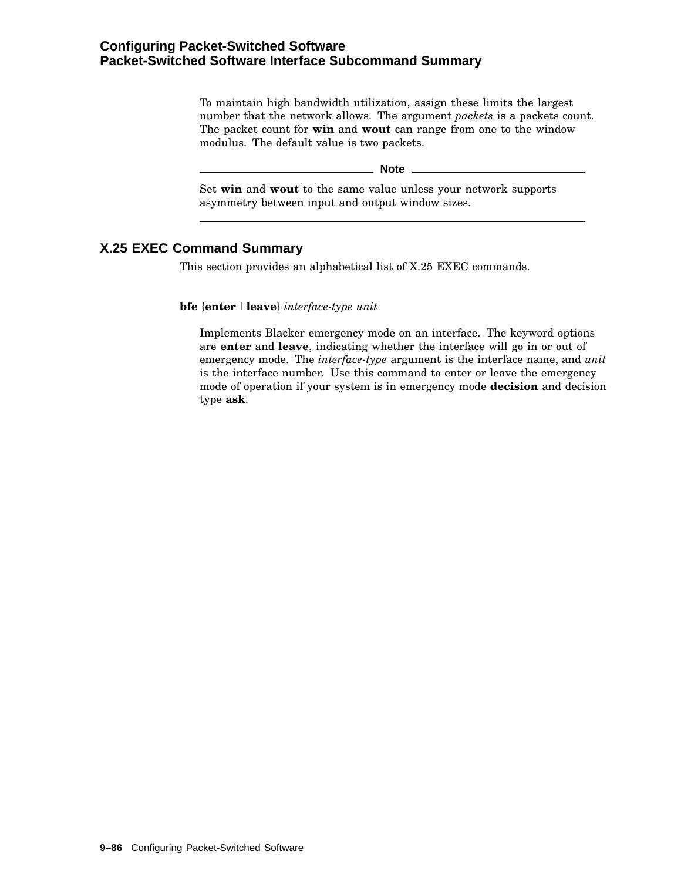To maintain high bandwidth utilization, assign these limits the largest number that the network allows. The argument *packets* is a packets count. The packet count for **win** and **wout** can range from one to the window modulus. The default value is two packets.

**Note**

Set **win** and **wout** to the same value unless your network supports asymmetry between input and output window sizes.

---

## X.25 EXEC Command Summary

This section provides an alphabetical list of X.25 EXEC commands.

**bfe** {**enter** | **leave**} *interface-type unit*

Implements Blacker emergency mode on an interface. The keyword options are **enter** and **leave**, indicating whether the interface will go in or out of emergency mode. The *interface-type* argument is the interface name, and *unit* is the interface number. Use this command to enter or leave the emergency mode of operation if your system is in emergency mode **decision** and decision type **ask**.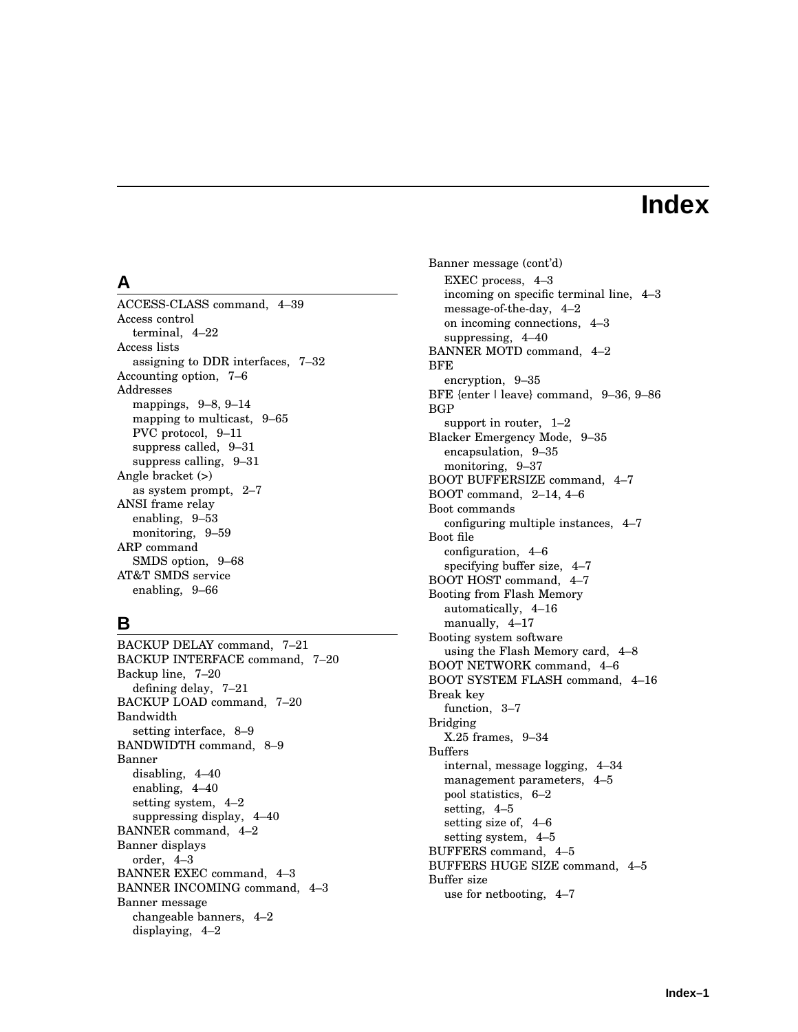# Index

## A

ACCESS-CLASS command, 4–39
Access control
  terminal, 4–22
Access lists
  assigning to DDR interfaces, 7–32
Accounting option, 7–6
Addresses
  mappings, 9–8, 9–14
  mapping to multicast, 9–65
  PVC protocol, 9–11
  suppress called, 9–31
  suppress calling, 9–31
Angle bracket (>)
  as system prompt, 2–7
ANSI frame relay
  enabling, 9–53
  monitoring, 9–59
ARP command
  SMDS option, 9–68
AT&T SMDS service
  enabling, 9–66

## B

BACKUP DELAY command, 7–21
BACKUP INTERFACE command, 7–20
Backup line, 7–20
  defining delay, 7–21
BACKUP LOAD command, 7–20
Bandwidth
  setting interface, 8–9
BANDWIDTH command, 8–9
Banner
  disabling, 4–40
  enabling, 4–40
  setting system, 4–2
  suppressing display, 4–40
BANNER command, 4–2
Banner displays
  order, 4–3
BANNER EXEC command, 4–3
BANNER INCOMING command, 4–3
Banner message
  changeable banners, 4–2
  displaying, 4–2
Banner message (cont'd)
  EXEC process, 4–3
  incoming on specific terminal line, 4–3
  message-of-the-day, 4–2
  on incoming connections, 4–3
  suppressing, 4–40
BANNER MOTD command, 4–2
BFE
  encryption, 9–35
BFE {enter | leave} command, 9–36, 9–86
BGP
  support in router, 1–2
Blacker Emergency Mode, 9–35
  encapsulation, 9–35
  monitoring, 9–37
BOOT BUFFERSIZE command, 4–7
BOOT command, 2–14, 4–6
Boot commands
  configuring multiple instances, 4–7
Boot file
  configuration, 4–6
  specifying buffer size, 4–7
BOOT HOST command, 4–7
Booting from Flash Memory
  automatically, 4–16
  manually, 4–17
Booting system software
  using the Flash Memory card, 4–8
BOOT NETWORK command, 4–6
BOOT SYSTEM FLASH command, 4–16
Break key
  function, 3–7
Bridging
  X.25 frames, 9–34
Buffers
  internal, message logging, 4–34
  management parameters, 4–5
  pool statistics, 6–2
  setting, 4–5
  setting size of, 4–6
  setting system, 4–5
BUFFERS command, 4–5
BUFFERS HUGE SIZE command, 4–5
Buffer size
  use for netbooting, 4–7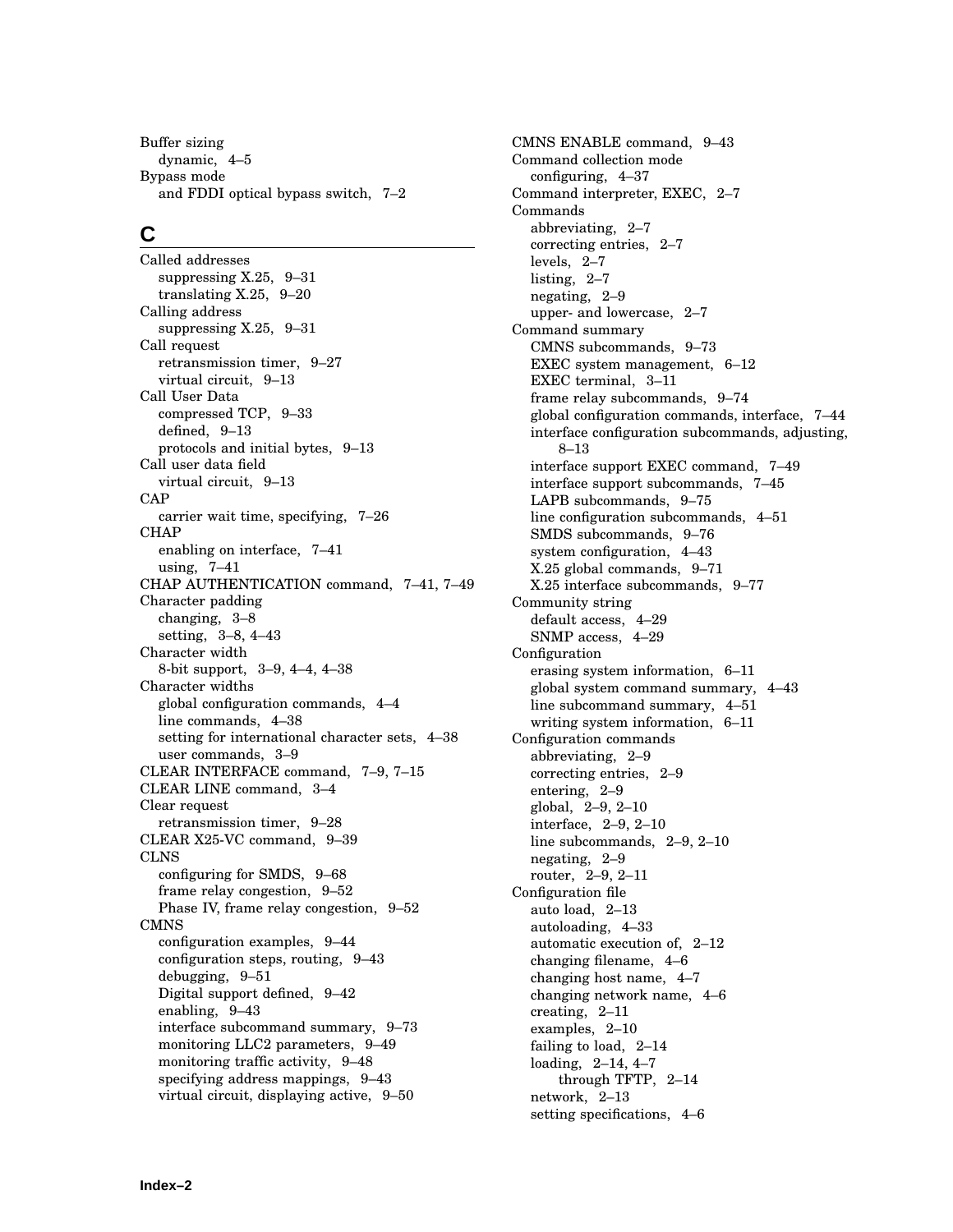Buffer sizing
  dynamic, 4–5
Bypass mode
  and FDDI optical bypass switch, 7–2

## C

Called addresses
  suppressing X.25, 9–31
  translating X.25, 9–20
Calling address
  suppressing X.25, 9–31
Call request
  retransmission timer, 9–27
  virtual circuit, 9–13
Call User Data
  compressed TCP, 9–33
  defined, 9–13
  protocols and initial bytes, 9–13
Call user data field
  virtual circuit, 9–13
CAP
  carrier wait time, specifying, 7–26
CHAP
  enabling on interface, 7–41
  using, 7–41
CHAP AUTHENTICATION command, 7–41, 7–49
Character padding
  changing, 3–8
  setting, 3–8, 4–43
Character width
  8-bit support, 3–9, 4–4, 4–38
Character widths
  global configuration commands, 4–4
  line commands, 4–38
  setting for international character sets, 4–38
  user commands, 3–9
CLEAR INTERFACE command, 7–9, 7–15
CLEAR LINE command, 3–4
Clear request
  retransmission timer, 9–28
CLEAR X25-VC command, 9–39
CLNS
  configuring for SMDS, 9–68
  frame relay congestion, 9–52
  Phase IV, frame relay congestion, 9–52
CMNS
  configuration examples, 9–44
  configuration steps, routing, 9–43
  debugging, 9–51
  Digital support defined, 9–42
  enabling, 9–43
  interface subcommand summary, 9–73
  monitoring LLC2 parameters, 9–49
  monitoring traffic activity, 9–48
  specifying address mappings, 9–43
  virtual circuit, displaying active, 9–50
CMNS ENABLE command, 9–43
Command collection mode
  configuring, 4–37
Command interpreter, EXEC, 2–7
Commands
  abbreviating, 2–7
  correcting entries, 2–7
  levels, 2–7
  listing, 2–7
  negating, 2–9
  upper- and lowercase, 2–7
Command summary
  CMNS subcommands, 9–73
  EXEC system management, 6–12
  EXEC terminal, 3–11
  frame relay subcommands, 9–74
  global configuration commands, interface, 7–44
  interface configuration subcommands, adjusting, 8–13
  interface support EXEC command, 7–49
  interface support subcommands, 7–45
  LAPB subcommands, 9–75
  line configuration subcommands, 4–51
  SMDS subcommands, 9–76
  system configuration, 4–43
  X.25 global commands, 9–71
  X.25 interface subcommands, 9–77
Community string
  default access, 4–29
  SNMP access, 4–29
Configuration
  erasing system information, 6–11
  global system command summary, 4–43
  line subcommand summary, 4–51
  writing system information, 6–11
Configuration commands
  abbreviating, 2–9
  correcting entries, 2–9
  entering, 2–9
  global, 2–9, 2–10
  interface, 2–9, 2–10
  line subcommands, 2–9, 2–10
  negating, 2–9
  router, 2–9, 2–11
Configuration file
  auto load, 2–13
  autoloading, 4–33
  automatic execution of, 2–12
  changing filename, 4–6
  changing host name, 4–7
  changing network name, 4–6
  creating, 2–11
  examples, 2–10
  failing to load, 2–14
  loading, 2–14, 4–7
    through TFTP, 2–14
  network, 2–13
  setting specifications, 4–6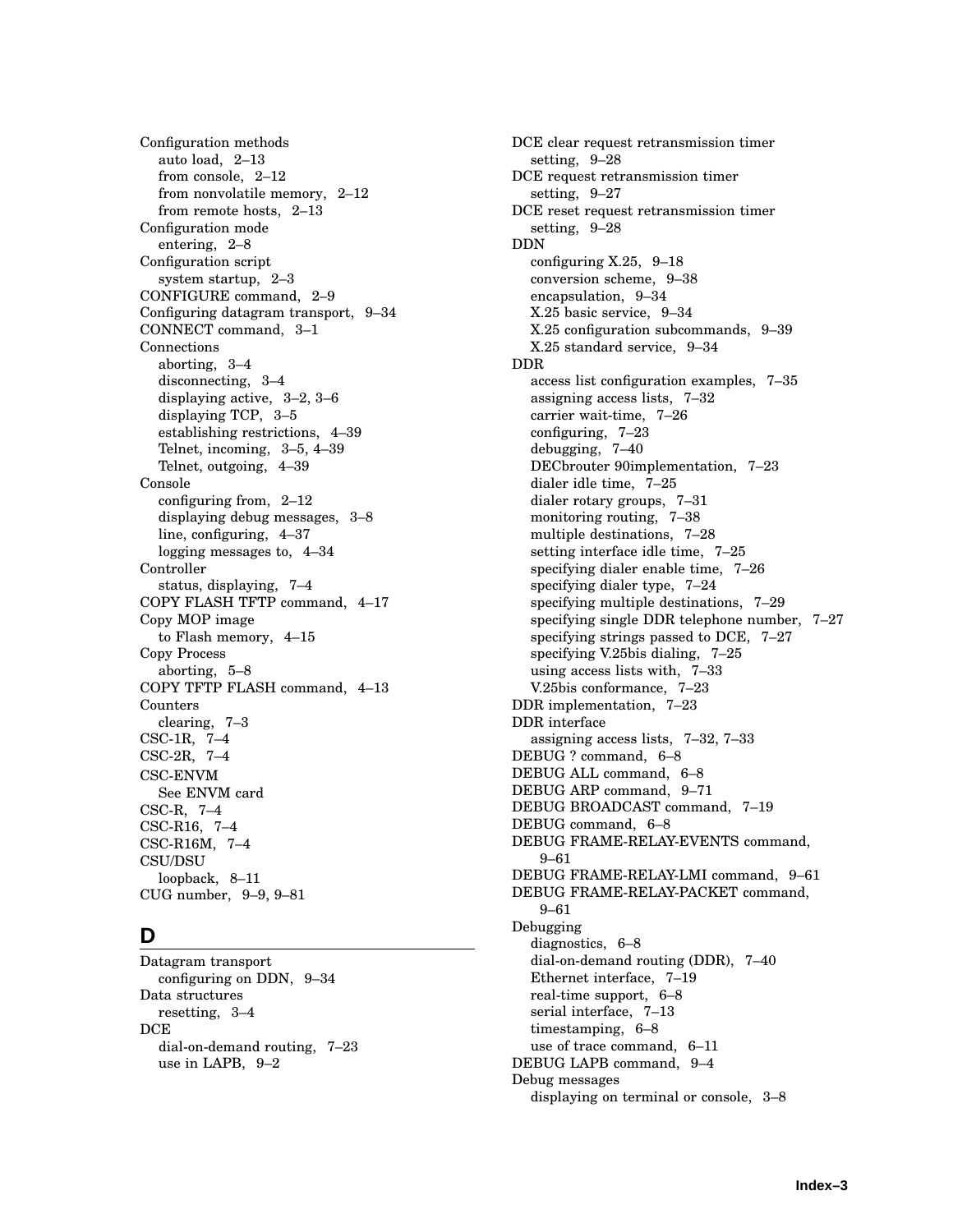Configuration methods
  auto load, 2–13
  from console, 2–12
  from nonvolatile memory, 2–12
  from remote hosts, 2–13
Configuration mode
  entering, 2–8
Configuration script
  system startup, 2–3
CONFIGURE command, 2–9
Configuring datagram transport, 9–34
CONNECT command, 3–1
Connections
  aborting, 3–4
  disconnecting, 3–4
  displaying active, 3–2, 3–6
  displaying TCP, 3–5
  establishing restrictions, 4–39
  Telnet, incoming, 3–5, 4–39
  Telnet, outgoing, 4–39
Console
  configuring from, 2–12
  displaying debug messages, 3–8
  line, configuring, 4–37
  logging messages to, 4–34
Controller
  status, displaying, 7–4
COPY FLASH TFTP command, 4–17
Copy MOP image
  to Flash memory, 4–15
Copy Process
  aborting, 5–8
COPY TFTP FLASH command, 4–13
Counters
  clearing, 7–3
CSC-1R, 7–4
CSC-2R, 7–4
CSC-ENVM
  See ENVM card
CSC-R, 7–4
CSC-R16, 7–4
CSC-R16M, 7–4
CSU/DSU
  loopback, 8–11
CUG number, 9–9, 9–81

## D

Datagram transport
  configuring on DDN, 9–34
Data structures
  resetting, 3–4
DCE
  dial-on-demand routing, 7–23
  use in LAPB, 9–2
DCE clear request retransmission timer
  setting, 9–28
DCE request retransmission timer
  setting, 9–27
DCE reset request retransmission timer
  setting, 9–28
DDN
  configuring X.25, 9–18
  conversion scheme, 9–38
  encapsulation, 9–34
  X.25 basic service, 9–34
  X.25 configuration subcommands, 9–39
  X.25 standard service, 9–34
DDR
  access list configuration examples, 7–35
  assigning access lists, 7–32
  carrier wait-time, 7–26
  configuring, 7–23
  debugging, 7–40
  DECbrouter 90implementation, 7–23
  dialer idle time, 7–25
  dialer rotary groups, 7–31
  monitoring routing, 7–38
  multiple destinations, 7–28
  setting interface idle time, 7–25
  specifying dialer enable time, 7–26
  specifying dialer type, 7–24
  specifying multiple destinations, 7–29
  specifying single DDR telephone number, 7–27
  specifying strings passed to DCE, 7–27
  specifying V.25bis dialing, 7–25
  using access lists with, 7–33
  V.25bis conformance, 7–23
DDR implementation, 7–23
DDR interface
  assigning access lists, 7–32, 7–33
DEBUG ? command, 6–8
DEBUG ALL command, 6–8
DEBUG ARP command, 9–71
DEBUG BROADCAST command, 7–19
DEBUG command, 6–8
DEBUG FRAME-RELAY-EVENTS command, 9–61
DEBUG FRAME-RELAY-LMI command, 9–61
DEBUG FRAME-RELAY-PACKET command, 9–61
Debugging
  diagnostics, 6–8
  dial-on-demand routing (DDR), 7–40
  Ethernet interface, 7–19
  real-time support, 6–8
  serial interface, 7–13
  timestamping, 6–8
  use of trace command, 6–11
DEBUG LAPB command, 9–4
Debug messages
  displaying on terminal or console, 3–8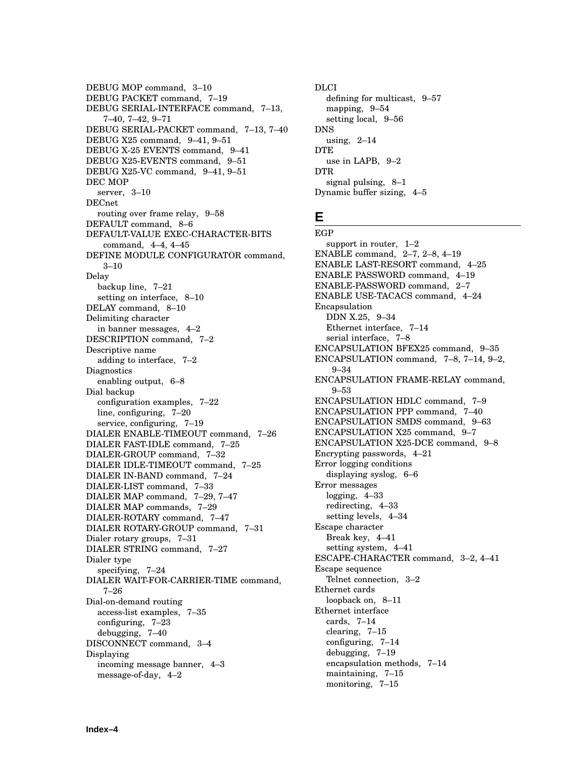DEBUG MOP command, 3–10
DEBUG PACKET command, 7–19
DEBUG SERIAL-INTERFACE command, 7–13, 7–40, 7–42, 9–71
DEBUG SERIAL-PACKET command, 7–13, 7–40
DEBUG X25 command, 9–41, 9–51
DEBUG X-25 EVENTS command, 9–41
DEBUG X25-EVENTS command, 9–51
DEBUG X25-VC command, 9–41, 9–51
DEC MOP
  server, 3–10
DECnet
  routing over frame relay, 9–58
DEFAULT command, 8–6
DEFAULT-VALUE EXEC-CHARACTER-BITS command, 4–4, 4–45
DEFINE MODULE CONFIGURATOR command, 3–10
Delay
  backup line, 7–21
  setting on interface, 8–10
DELAY command, 8–10
Delimiting character
  in banner messages, 4–2
DESCRIPTION command, 7–2
Descriptive name
  adding to interface, 7–2
Diagnostics
  enabling output, 6–8
Dial backup
  configuration examples, 7–22
  line, configuring, 7–20
  service, configuring, 7–19
DIALER ENABLE-TIMEOUT command, 7–26
DIALER FAST-IDLE command, 7–25
DIALER-GROUP command, 7–32
DIALER IDLE-TIMEOUT command, 7–25
DIALER IN-BAND command, 7–24
DIALER-LIST command, 7–33
DIALER MAP command, 7–29, 7–47
DIALER MAP commands, 7–29
DIALER-ROTARY command, 7–47
DIALER ROTARY-GROUP command, 7–31
Dialer rotary groups, 7–31
DIALER STRING command, 7–27
Dialer type
  specifying, 7–24
DIALER WAIT-FOR-CARRIER-TIME command, 7–26
Dial-on-demand routing
  access-list examples, 7–35
  configuring, 7–23
  debugging, 7–40
DISCONNECT command, 3–4
Displaying
  incoming message banner, 4–3
  message-of-day, 4–2
DLCI
  defining for multicast, 9–57
  mapping, 9–54
  setting local, 9–56
DNS
  using, 2–14
DTE
  use in LAPB, 9–2
DTR
  signal pulsing, 8–1
Dynamic buffer sizing, 4–5

## E

EGP
  support in router, 1–2
ENABLE command, 2–7, 2–8, 4–19
ENABLE LAST-RESORT command, 4–25
ENABLE PASSWORD command, 4–19
ENABLE-PASSWORD command, 2–7
ENABLE USE-TACACS command, 4–24
Encapsulation
  DDN X.25, 9–34
  Ethernet interface, 7–14
  serial interface, 7–8
ENCAPSULATION BFEX25 command, 9–35
ENCAPSULATION command, 7–8, 7–14, 9–2, 9–34
ENCAPSULATION FRAME-RELAY command, 9–53
ENCAPSULATION HDLC command, 7–9
ENCAPSULATION PPP command, 7–40
ENCAPSULATION SMDS command, 9–63
ENCAPSULATION X25 command, 9–7
ENCAPSULATION X25-DCE command, 9–8
Encrypting passwords, 4–21
Error logging conditions
  displaying syslog, 6–6
Error messages
  logging, 4–33
  redirecting, 4–33
  setting levels, 4–34
Escape character
  Break key, 4–41
  setting system, 4–41
ESCAPE-CHARACTER command, 3–2, 4–41
Escape sequence
  Telnet connection, 3–2
Ethernet cards
  loopback on, 8–11
Ethernet interface
  cards, 7–14
  clearing, 7–15
  configuring, 7–14
  debugging, 7–19
  encapsulation methods, 7–14
  maintaining, 7–15
  monitoring, 7–15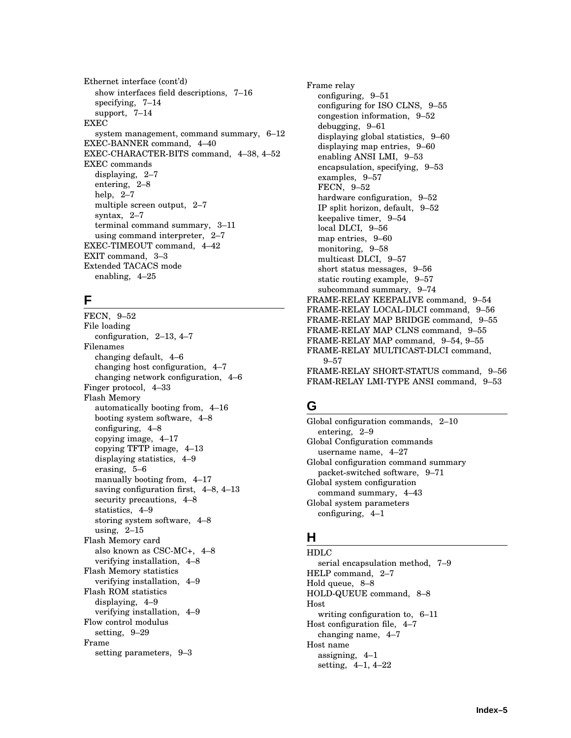Ethernet interface (cont'd)
- show interfaces field descriptions, 7–16
- specifying, 7–14
- support, 7–14

EXEC
- system management, command summary, 6–12

EXEC-BANNER command, 4–40
EXEC-CHARACTER-BITS command, 4–38, 4–52
EXEC commands
- displaying, 2–7
- entering, 2–8
- help, 2–7
- multiple screen output, 2–7
- syntax, 2–7
- terminal command summary, 3–11
- using command interpreter, 2–7

EXEC-TIMEOUT command, 4–42
EXIT command, 3–3
Extended TACACS mode
- enabling, 4–25

## F

FECN, 9–52
File loading
- configuration, 2–13, 4–7

Filenames
- changing default, 4–6
- changing host configuration, 4–7
- changing network configuration, 4–6

Finger protocol, 4–33
Flash Memory
- automatically booting from, 4–16
- booting system software, 4–8
- configuring, 4–8
- copying image, 4–17
- copying TFTP image, 4–13
- displaying statistics, 4–9
- erasing, 5–6
- manually booting from, 4–17
- saving configuration first, 4–8, 4–13
- security precautions, 4–8
- statistics, 4–9
- storing system software, 4–8
- using, 2–15

Flash Memory card
- also known as CSC-MC+, 4–8
- verifying installation, 4–8

Flash Memory statistics
- verifying installation, 4–9

Flash ROM statistics
- displaying, 4–9
- verifying installation, 4–9

Flow control modulus
- setting, 9–29

Frame
- setting parameters, 9–3

Frame relay
- configuring, 9–51
- configuring for ISO CLNS, 9–55
- congestion information, 9–52
- debugging, 9–61
- displaying global statistics, 9–60
- displaying map entries, 9–60
- enabling ANSI LMI, 9–53
- encapsulation, specifying, 9–53
- examples, 9–57
- FECN, 9–52
- hardware configuration, 9–52
- IP split horizon, default, 9–52
- keepalive timer, 9–54
- local DLCI, 9–56
- map entries, 9–60
- monitoring, 9–58
- multicast DLCI, 9–57
- short status messages, 9–56
- static routing example, 9–57
- subcommand summary, 9–74

FRAME-RELAY KEEPALIVE command, 9–54
FRAME-RELAY LOCAL-DLCI command, 9–56
FRAME-RELAY MAP BRIDGE command, 9–55
FRAME-RELAY MAP CLNS command, 9–55
FRAME-RELAY MAP command, 9–54, 9–55
FRAME-RELAY MULTICAST-DLCI command, 9–57
FRAME-RELAY SHORT-STATUS command, 9–56
FRAM-RELAY LMI-TYPE ANSI command, 9–53

## G

Global configuration commands, 2–10
- entering, 2–9

Global Configuration commands
- username name, 4–27

Global configuration command summary
- packet-switched software, 9–71

Global system configuration
- command summary, 4–43

Global system parameters
- configuring, 4–1

## H

HDLC
- serial encapsulation method, 7–9

HELP command, 2–7
Hold queue, 8–8
HOLD-QUEUE command, 8–8
Host
- writing configuration to, 6–11

Host configuration file, 4–7
- changing name, 4–7

Host name
- assigning, 4–1
- setting, 4–1, 4–22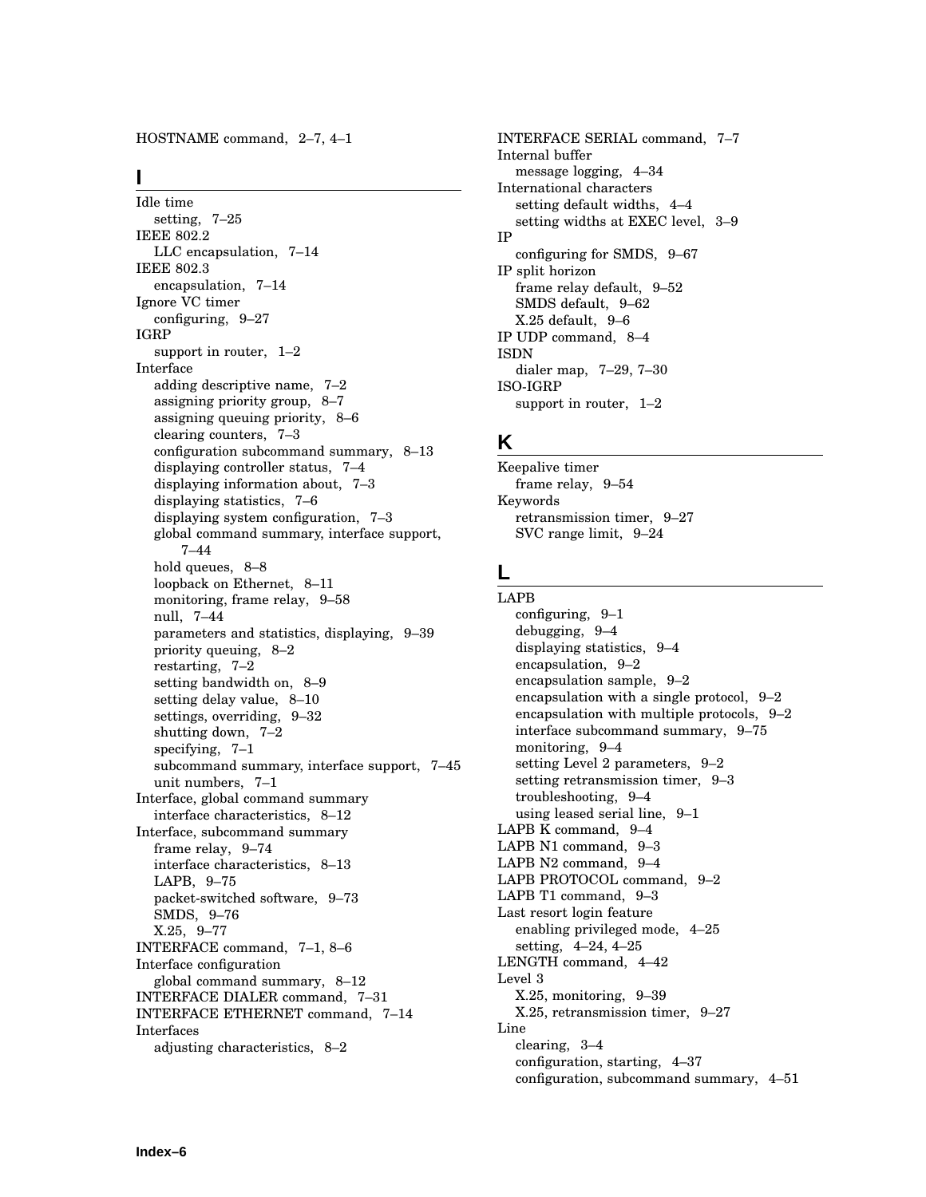HOSTNAME command, 2–7, 4–1

## I

Idle time
  setting, 7–25
IEEE 802.2
  LLC encapsulation, 7–14
IEEE 802.3
  encapsulation, 7–14
Ignore VC timer
  configuring, 9–27
IGRP
  support in router, 1–2
Interface
  adding descriptive name, 7–2
  assigning priority group, 8–7
  assigning queuing priority, 8–6
  clearing counters, 7–3
  configuration subcommand summary, 8–13
  displaying controller status, 7–4
  displaying information about, 7–3
  displaying statistics, 7–6
  displaying system configuration, 7–3
  global command summary, interface support, 7–44
  hold queues, 8–8
  loopback on Ethernet, 8–11
  monitoring, frame relay, 9–58
  null, 7–44
  parameters and statistics, displaying, 9–39
  priority queuing, 8–2
  restarting, 7–2
  setting bandwidth on, 8–9
  setting delay value, 8–10
  settings, overriding, 9–32
  shutting down, 7–2
  specifying, 7–1
  subcommand summary, interface support, 7–45
  unit numbers, 7–1
Interface, global command summary
  interface characteristics, 8–12
Interface, subcommand summary
  frame relay, 9–74
  interface characteristics, 8–13
  LAPB, 9–75
  packet-switched software, 9–73
  SMDS, 9–76
  X.25, 9–77
INTERFACE command, 7–1, 8–6
Interface configuration
  global command summary, 8–12
INTERFACE DIALER command, 7–31
INTERFACE ETHERNET command, 7–14
Interfaces
  adjusting characteristics, 8–2
INTERFACE SERIAL command, 7–7
Internal buffer
  message logging, 4–34
International characters
  setting default widths, 4–4
  setting widths at EXEC level, 3–9
IP
  configuring for SMDS, 9–67
IP split horizon
  frame relay default, 9–52
  SMDS default, 9–62
  X.25 default, 9–6
IP UDP command, 8–4
ISDN
  dialer map, 7–29, 7–30
ISO-IGRP
  support in router, 1–2

## K

Keepalive timer
  frame relay, 9–54
Keywords
  retransmission timer, 9–27
  SVC range limit, 9–24

## L

LAPB
  configuring, 9–1
  debugging, 9–4
  displaying statistics, 9–4
  encapsulation, 9–2
  encapsulation sample, 9–2
  encapsulation with a single protocol, 9–2
  encapsulation with multiple protocols, 9–2
  interface subcommand summary, 9–75
  monitoring, 9–4
  setting Level 2 parameters, 9–2
  setting retransmission timer, 9–3
  troubleshooting, 9–4
  using leased serial line, 9–1
LAPB K command, 9–4
LAPB N1 command, 9–3
LAPB N2 command, 9–4
LAPB PROTOCOL command, 9–2
LAPB T1 command, 9–3
Last resort login feature
  enabling privileged mode, 4–25
  setting, 4–24, 4–25
LENGTH command, 4–42
Level 3
  X.25, monitoring, 9–39
  X.25, retransmission timer, 9–27
Line
  clearing, 3–4
  configuration, starting, 4–37
  configuration, subcommand summary, 4–51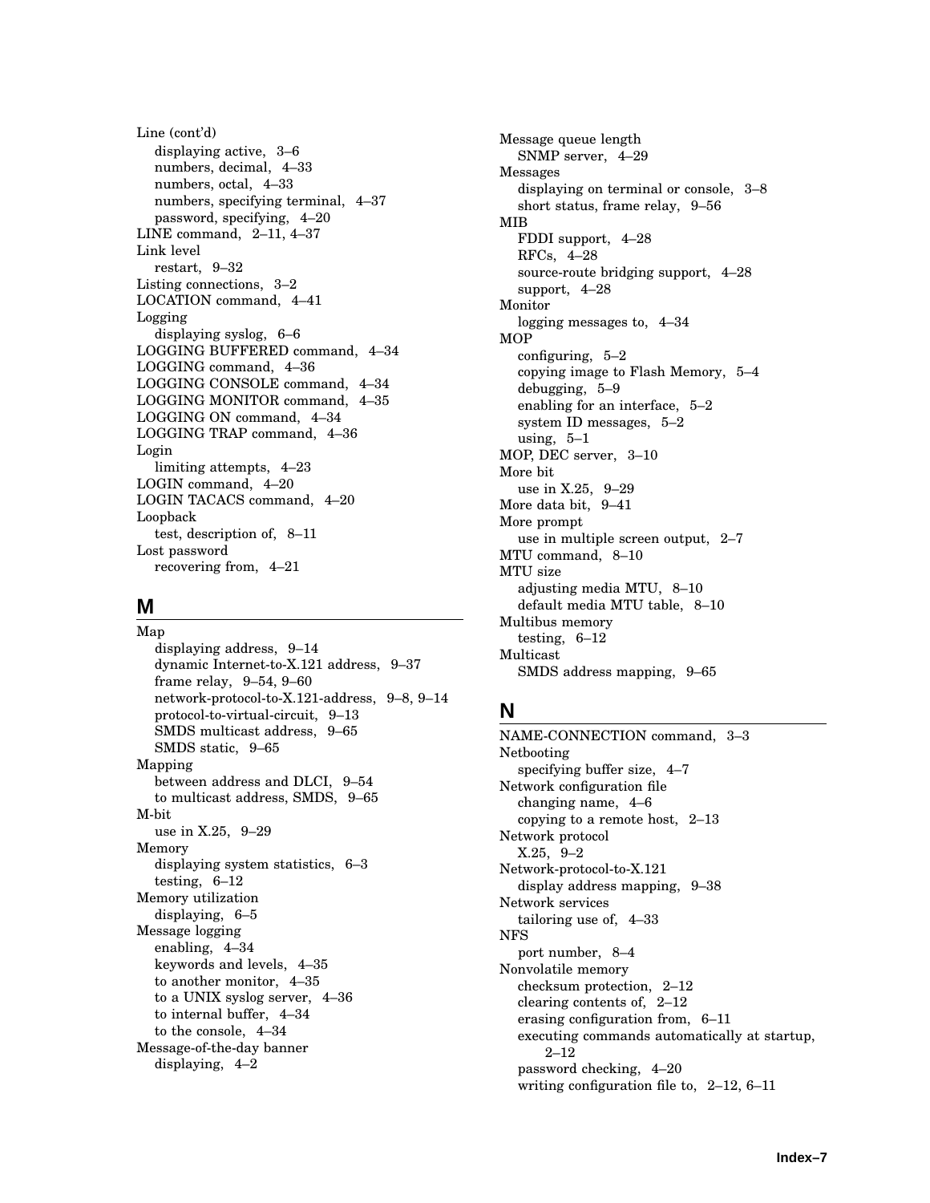Line (cont'd)
  displaying active,  3–6
  numbers, decimal,  4–33
  numbers, octal,  4–33
  numbers, specifying terminal,  4–37
  password, specifying,  4–20
LINE command,  2–11, 4–37
Link level
  restart,  9–32
Listing connections,  3–2
LOCATION command,  4–41
Logging
  displaying syslog,  6–6
LOGGING BUFFERED command,  4–34
LOGGING command,  4–36
LOGGING CONSOLE command,  4–34
LOGGING MONITOR command,  4–35
LOGGING ON command,  4–34
LOGGING TRAP command,  4–36
Login
  limiting attempts,  4–23
LOGIN command,  4–20
LOGIN TACACS command,  4–20
Loopback
  test, description of,  8–11
Lost password
  recovering from,  4–21

## M

Map
  displaying address,  9–14
  dynamic Internet-to-X.121 address,  9–37
  frame relay,  9–54, 9–60
  network-protocol-to-X.121-address,  9–8, 9–14
  protocol-to-virtual-circuit,  9–13
  SMDS multicast address,  9–65
  SMDS static,  9–65
Mapping
  between address and DLCI,  9–54
  to multicast address, SMDS,  9–65
M-bit
  use in X.25,  9–29
Memory
  displaying system statistics,  6–3
  testing,  6–12
Memory utilization
  displaying,  6–5
Message logging
  enabling,  4–34
  keywords and levels,  4–35
  to another monitor,  4–35
  to a UNIX syslog server,  4–36
  to internal buffer,  4–34
  to the console,  4–34
Message-of-the-day banner
  displaying,  4–2
Message queue length
  SNMP server,  4–29
Messages
  displaying on terminal or console,  3–8
  short status, frame relay,  9–56
MIB
  FDDI support,  4–28
  RFCs,  4–28
  source-route bridging support,  4–28
  support,  4–28
Monitor
  logging messages to,  4–34
MOP
  configuring,  5–2
  copying image to Flash Memory,  5–4
  debugging,  5–9
  enabling for an interface,  5–2
  system ID messages,  5–2
  using,  5–1
MOP, DEC server,  3–10
More bit
  use in X.25,  9–29
More data bit,  9–41
More prompt
  use in multiple screen output,  2–7
MTU command,  8–10
MTU size
  adjusting media MTU,  8–10
  default media MTU table,  8–10
Multibus memory
  testing,  6–12
Multicast
  SMDS address mapping,  9–65

## N

NAME-CONNECTION command,  3–3
Netbooting
  specifying buffer size,  4–7
Network configuration file
  changing name,  4–6
  copying to a remote host,  2–13
Network protocol
  X.25,  9–2
Network-protocol-to-X.121
  display address mapping,  9–38
Network services
  tailoring use of,  4–33
NFS
  port number,  8–4
Nonvolatile memory
  checksum protection,  2–12
  clearing contents of,  2–12
  erasing configuration from,  6–11
  executing commands automatically at startup,  2–12
  password checking,  4–20
  writing configuration file to,  2–12, 6–11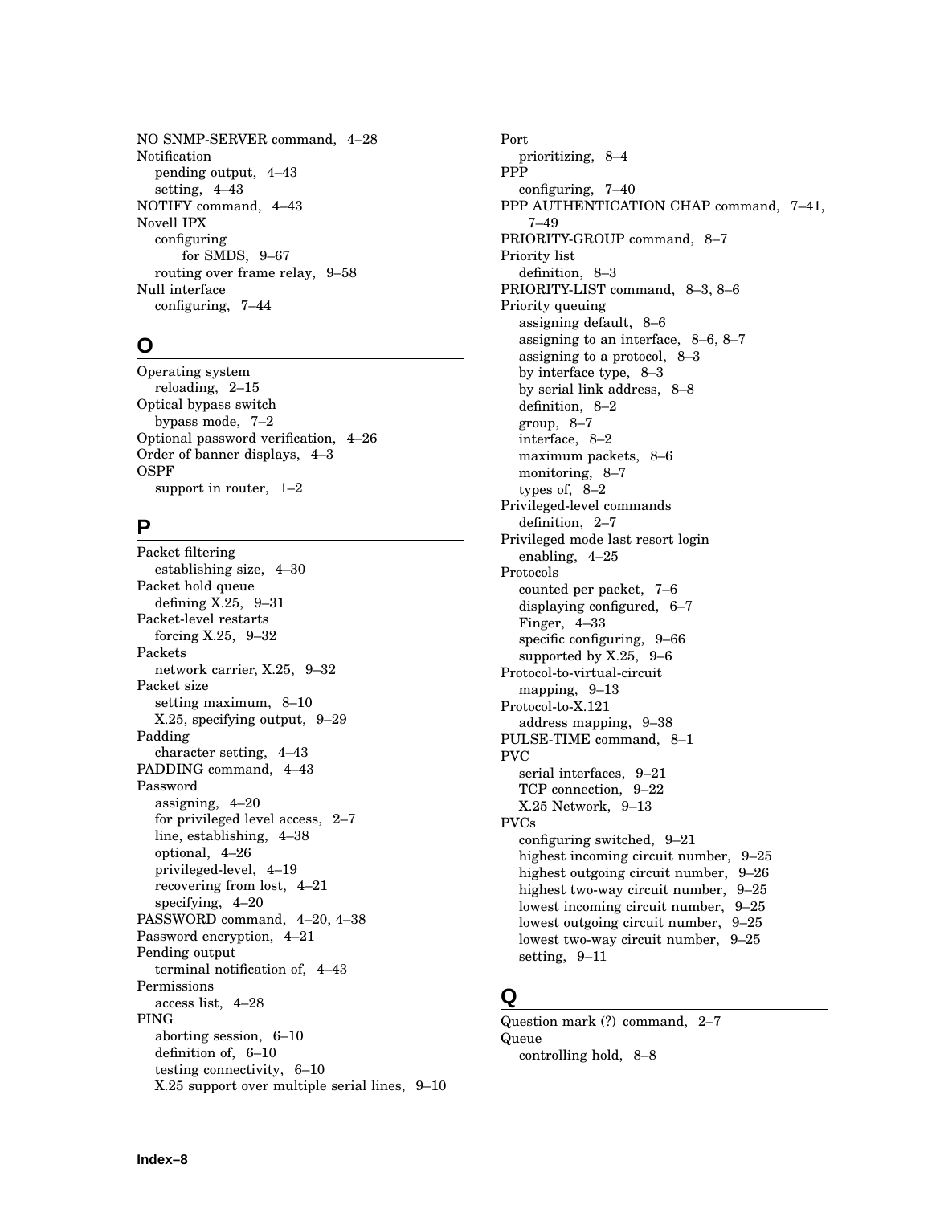NO SNMP-SERVER command, 4–28
Notification
  pending output, 4–43
  setting, 4–43
NOTIFY command, 4–43
Novell IPX
  configuring
    for SMDS, 9–67
  routing over frame relay, 9–58
Null interface
  configuring, 7–44

## O

Operating system
  reloading, 2–15
Optical bypass switch
  bypass mode, 7–2
Optional password verification, 4–26
Order of banner displays, 4–3
OSPF
  support in router, 1–2

## P

Packet filtering
  establishing size, 4–30
Packet hold queue
  defining X.25, 9–31
Packet-level restarts
  forcing X.25, 9–32
Packets
  network carrier, X.25, 9–32
Packet size
  setting maximum, 8–10
  X.25, specifying output, 9–29
Padding
  character setting, 4–43
PADDING command, 4–43
Password
  assigning, 4–20
  for privileged level access, 2–7
  line, establishing, 4–38
  optional, 4–26
  privileged-level, 4–19
  recovering from lost, 4–21
  specifying, 4–20
PASSWORD command, 4–20, 4–38
Password encryption, 4–21
Pending output
  terminal notification of, 4–43
Permissions
  access list, 4–28
PING
  aborting session, 6–10
  definition of, 6–10
  testing connectivity, 6–10
  X.25 support over multiple serial lines, 9–10
Port
  prioritizing, 8–4
PPP
  configuring, 7–40
PPP AUTHENTICATION CHAP command, 7–41, 7–49
PRIORITY-GROUP command, 8–7
Priority list
  definition, 8–3
PRIORITY-LIST command, 8–3, 8–6
Priority queuing
  assigning default, 8–6
  assigning to an interface, 8–6, 8–7
  assigning to a protocol, 8–3
  by interface type, 8–3
  by serial link address, 8–8
  definition, 8–2
  group, 8–7
  interface, 8–2
  maximum packets, 8–6
  monitoring, 8–7
  types of, 8–2
Privileged-level commands
  definition, 2–7
Privileged mode last resort login
  enabling, 4–25
Protocols
  counted per packet, 7–6
  displaying configured, 6–7
  Finger, 4–33
  specific configuring, 9–66
  supported by X.25, 9–6
Protocol-to-virtual-circuit
  mapping, 9–13
Protocol-to-X.121
  address mapping, 9–38
PULSE-TIME command, 8–1
PVC
  serial interfaces, 9–21
  TCP connection, 9–22
  X.25 Network, 9–13
PVCs
  configuring switched, 9–21
  highest incoming circuit number, 9–25
  highest outgoing circuit number, 9–26
  highest two-way circuit number, 9–25
  lowest incoming circuit number, 9–25
  lowest outgoing circuit number, 9–25
  lowest two-way circuit number, 9–25
  setting, 9–11

## Q

Question mark (?) command, 2–7
Queue
  controlling hold, 8–8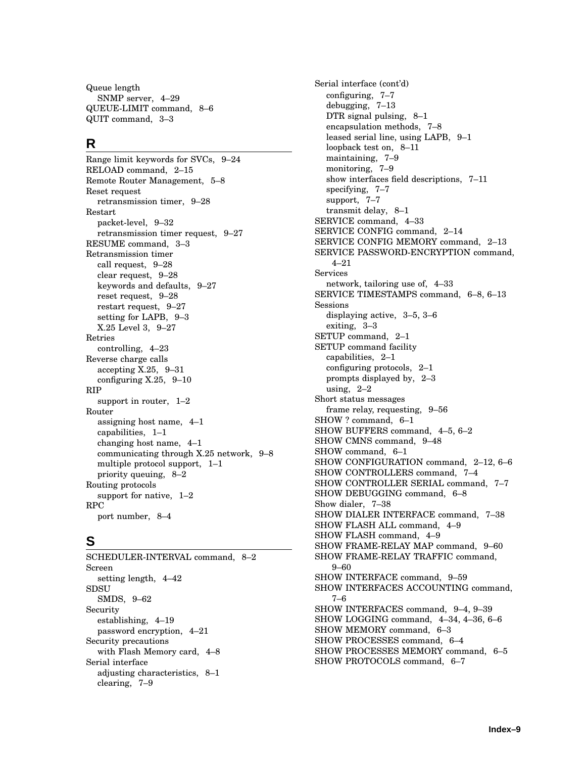Queue length
  SNMP server, 4–29
QUEUE-LIMIT command, 8–6
QUIT command, 3–3

## R

Range limit keywords for SVCs, 9–24
RELOAD command, 2–15
Remote Router Management, 5–8
Reset request
  retransmission timer, 9–28
Restart
  packet-level, 9–32
  retransmission timer request, 9–27
RESUME command, 3–3
Retransmission timer
  call request, 9–28
  clear request, 9–28
  keywords and defaults, 9–27
  reset request, 9–28
  restart request, 9–27
  setting for LAPB, 9–3
  X.25 Level 3, 9–27
Retries
  controlling, 4–23
Reverse charge calls
  accepting X.25, 9–31
  configuring X.25, 9–10
RIP
  support in router, 1–2
Router
  assigning host name, 4–1
  capabilities, 1–1
  changing host name, 4–1
  communicating through X.25 network, 9–8
  multiple protocol support, 1–1
  priority queuing, 8–2
Routing protocols
  support for native, 1–2
RPC
  port number, 8–4

## S

SCHEDULER-INTERVAL command, 8–2
Screen
  setting length, 4–42
SDSU
  SMDS, 9–62
Security
  establishing, 4–19
  password encryption, 4–21
Security precautions
  with Flash Memory card, 4–8
Serial interface
  adjusting characteristics, 8–1
  clearing, 7–9

Serial interface (cont'd)
  configuring, 7–7
  debugging, 7–13
  DTR signal pulsing, 8–1
  encapsulation methods, 7–8
  leased serial line, using LAPB, 9–1
  loopback test on, 8–11
  maintaining, 7–9
  monitoring, 7–9
  show interfaces field descriptions, 7–11
  specifying, 7–7
  support, 7–7
  transmit delay, 8–1
SERVICE command, 4–33
SERVICE CONFIG command, 2–14
SERVICE CONFIG MEMORY command, 2–13
SERVICE PASSWORD-ENCRYPTION command, 4–21
Services
  network, tailoring use of, 4–33
SERVICE TIMESTAMPS command, 6–8, 6–13
Sessions
  displaying active, 3–5, 3–6
  exiting, 3–3
SETUP command, 2–1
SETUP command facility
  capabilities, 2–1
  configuring protocols, 2–1
  prompts displayed by, 2–3
  using, 2–2
Short status messages
  frame relay, requesting, 9–56
SHOW ? command, 6–1
SHOW BUFFERS command, 4–5, 6–2
SHOW CMNS command, 9–48
SHOW command, 6–1
SHOW CONFIGURATION command, 2–12, 6–6
SHOW CONTROLLERS command, 7–4
SHOW CONTROLLER SERIAL command, 7–7
SHOW DEBUGGING command, 6–8
Show dialer, 7–38
SHOW DIALER INTERFACE command, 7–38
SHOW FLASH ALL command, 4–9
SHOW FLASH command, 4–9
SHOW FRAME-RELAY MAP command, 9–60
SHOW FRAME-RELAY TRAFFIC command, 9–60
SHOW INTERFACE command, 9–59
SHOW INTERFACES ACCOUNTING command, 7–6
SHOW INTERFACES command, 9–4, 9–39
SHOW LOGGING command, 4–34, 4–36, 6–6
SHOW MEMORY command, 6–3
SHOW PROCESSES command, 6–4
SHOW PROCESSES MEMORY command, 6–5
SHOW PROTOCOLS command, 6–7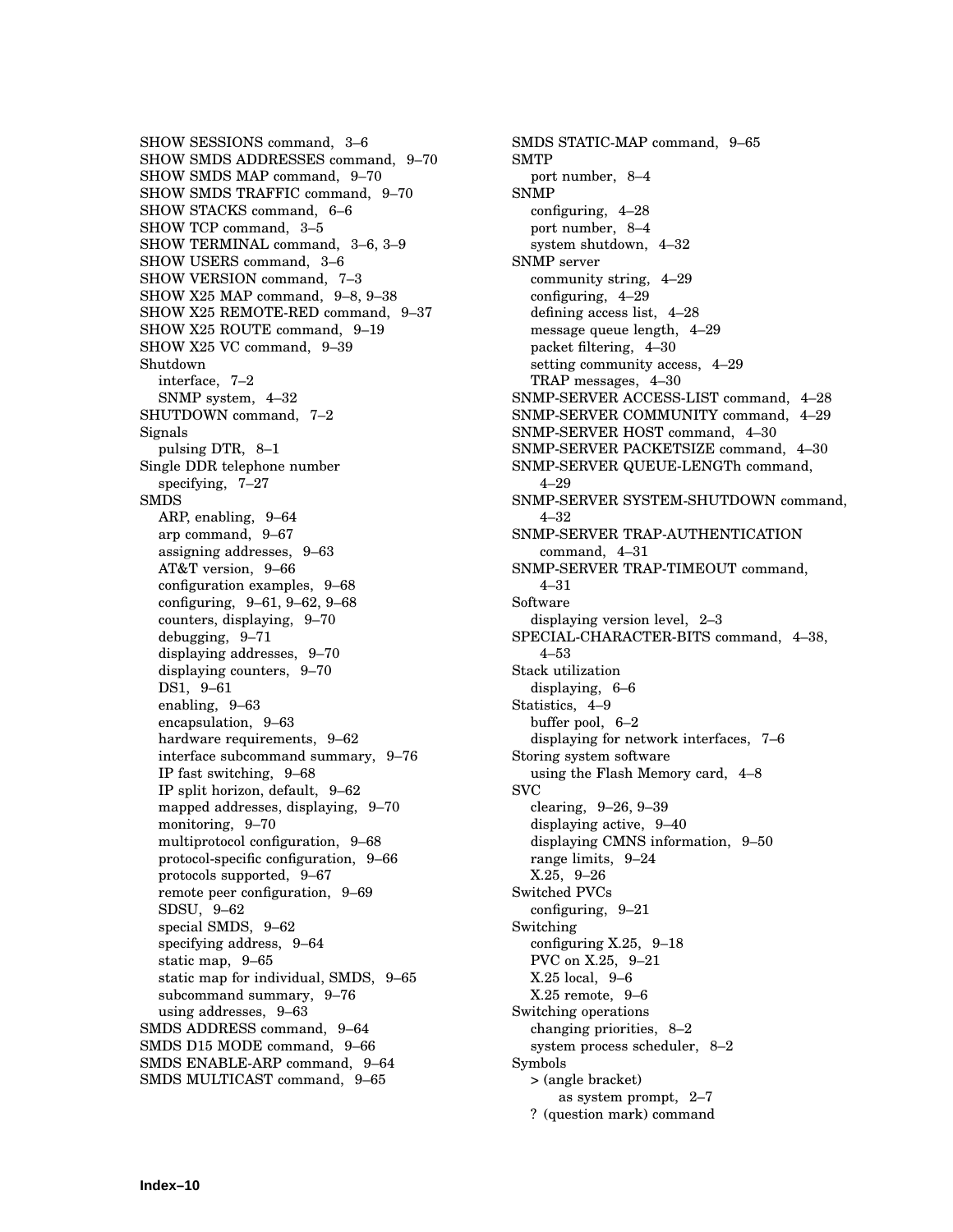SHOW SESSIONS command, 3–6
SHOW SMDS ADDRESSES command, 9–70
SHOW SMDS MAP command, 9–70
SHOW SMDS TRAFFIC command, 9–70
SHOW STACKS command, 6–6
SHOW TCP command, 3–5
SHOW TERMINAL command, 3–6, 3–9
SHOW USERS command, 3–6
SHOW VERSION command, 7–3
SHOW X25 MAP command, 9–8, 9–38
SHOW X25 REMOTE-RED command, 9–37
SHOW X25 ROUTE command, 9–19
SHOW X25 VC command, 9–39
Shutdown
  interface, 7–2
  SNMP system, 4–32
SHUTDOWN command, 7–2
Signals
  pulsing DTR, 8–1
Single DDR telephone number
  specifying, 7–27
SMDS
  ARP, enabling, 9–64
  arp command, 9–67
  assigning addresses, 9–63
  AT&T version, 9–66
  configuration examples, 9–68
  configuring, 9–61, 9–62, 9–68
  counters, displaying, 9–70
  debugging, 9–71
  displaying addresses, 9–70
  displaying counters, 9–70
  DS1, 9–61
  enabling, 9–63
  encapsulation, 9–63
  hardware requirements, 9–62
  interface subcommand summary, 9–76
  IP fast switching, 9–68
  IP split horizon, default, 9–62
  mapped addresses, displaying, 9–70
  monitoring, 9–70
  multiprotocol configuration, 9–68
  protocol-specific configuration, 9–66
  protocols supported, 9–67
  remote peer configuration, 9–69
  SDSU, 9–62
  special SMDS, 9–62
  specifying address, 9–64
  static map, 9–65
  static map for individual, SMDS, 9–65
  subcommand summary, 9–76
  using addresses, 9–63
SMDS ADDRESS command, 9–64
SMDS D15 MODE command, 9–66
SMDS ENABLE-ARP command, 9–64
SMDS MULTICAST command, 9–65
SMDS STATIC-MAP command, 9–65
SMTP
  port number, 8–4
SNMP
  configuring, 4–28
  port number, 8–4
  system shutdown, 4–32
SNMP server
  community string, 4–29
  configuring, 4–29
  defining access list, 4–28
  message queue length, 4–29
  packet filtering, 4–30
  setting community access, 4–29
  TRAP messages, 4–30
SNMP-SERVER ACCESS-LIST command, 4–28
SNMP-SERVER COMMUNITY command, 4–29
SNMP-SERVER HOST command, 4–30
SNMP-SERVER PACKETSIZE command, 4–30
SNMP-SERVER QUEUE-LENGTh command, 4–29
SNMP-SERVER SYSTEM-SHUTDOWN command, 4–32
SNMP-SERVER TRAP-AUTHENTICATION command, 4–31
SNMP-SERVER TRAP-TIMEOUT command, 4–31
Software
  displaying version level, 2–3
SPECIAL-CHARACTER-BITS command, 4–38, 4–53
Stack utilization
  displaying, 6–6
Statistics, 4–9
  buffer pool, 6–2
  displaying for network interfaces, 7–6
Storing system software
  using the Flash Memory card, 4–8
SVC
  clearing, 9–26, 9–39
  displaying active, 9–40
  displaying CMNS information, 9–50
  range limits, 9–24
  X.25, 9–26
Switched PVCs
  configuring, 9–21
Switching
  configuring X.25, 9–18
  PVC on X.25, 9–21
  X.25 local, 9–6
  X.25 remote, 9–6
Switching operations
  changing priorities, 8–2
  system process scheduler, 8–2
Symbols
  > (angle bracket)
    as system prompt, 2–7
  ? (question mark) command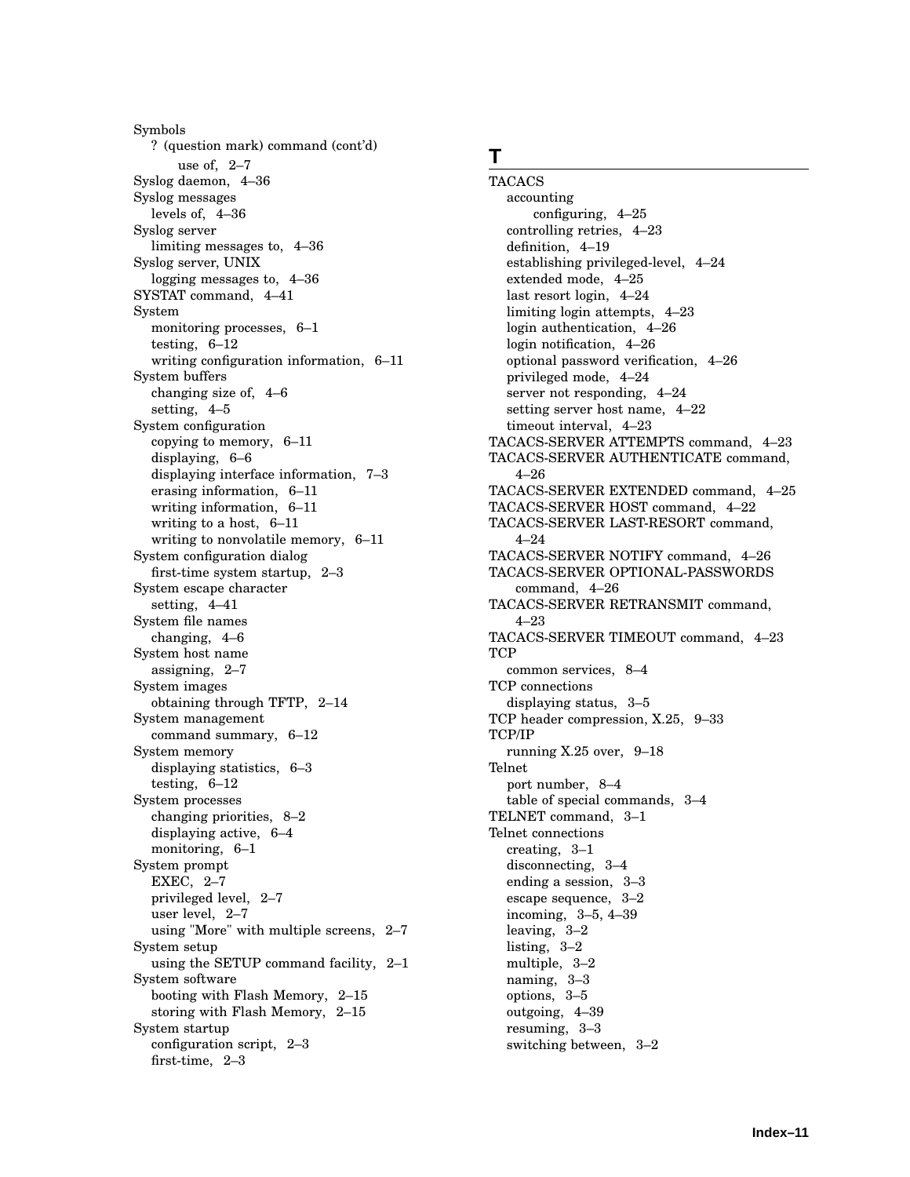Symbols
- ? (question mark) command (cont'd)
  - use of, 2–7

Syslog daemon, 4–36
Syslog messages
- levels of, 4–36

Syslog server
- limiting messages to, 4–36

Syslog server, UNIX
- logging messages to, 4–36

SYSTAT command, 4–41
System
- monitoring processes, 6–1
- testing, 6–12
- writing configuration information, 6–11

System buffers
- changing size of, 4–6
- setting, 4–5

System configuration
- copying to memory, 6–11
- displaying, 6–6
- displaying interface information, 7–3
- erasing information, 6–11
- writing information, 6–11
- writing to a host, 6–11
- writing to nonvolatile memory, 6–11

System configuration dialog
- first-time system startup, 2–3

System escape character
- setting, 4–41

System file names
- changing, 4–6

System host name
- assigning, 2–7

System images
- obtaining through TFTP, 2–14

System management
- command summary, 6–12

System memory
- displaying statistics, 6–3
- testing, 6–12

System processes
- changing priorities, 8–2
- displaying active, 6–4
- monitoring, 6–1

System prompt
- EXEC, 2–7
- privileged level, 2–7
- user level, 2–7
- using "More" with multiple screens, 2–7

System setup
- using the SETUP command facility, 2–1

System software
- booting with Flash Memory, 2–15
- storing with Flash Memory, 2–15

System startup
- configuration script, 2–3
- first-time, 2–3

## T

TACACS
- accounting
  - configuring, 4–25
- controlling retries, 4–23
- definition, 4–19
- establishing privileged-level, 4–24
- extended mode, 4–25
- last resort login, 4–24
- limiting login attempts, 4–23
- login authentication, 4–26
- login notification, 4–26
- optional password verification, 4–26
- privileged mode, 4–24
- server not responding, 4–24
- setting server host name, 4–22
- timeout interval, 4–23

TACACS-SERVER ATTEMPTS command, 4–23
TACACS-SERVER AUTHENTICATE command, 4–26
TACACS-SERVER EXTENDED command, 4–25
TACACS-SERVER HOST command, 4–22
TACACS-SERVER LAST-RESORT command, 4–24
TACACS-SERVER NOTIFY command, 4–26
TACACS-SERVER OPTIONAL-PASSWORDS command, 4–26
TACACS-SERVER RETRANSMIT command, 4–23
TACACS-SERVER TIMEOUT command, 4–23
TCP
- common services, 8–4

TCP connections
- displaying status, 3–5

TCP header compression, X.25, 9–33
TCP/IP
- running X.25 over, 9–18

Telnet
- port number, 8–4
- table of special commands, 3–4

TELNET command, 3–1
Telnet connections
- creating, 3–1
- disconnecting, 3–4
- ending a session, 3–3
- escape sequence, 3–2
- incoming, 3–5, 4–39
- leaving, 3–2
- listing, 3–2
- multiple, 3–2
- naming, 3–3
- options, 3–5
- outgoing, 4–39
- resuming, 3–3
- switching between, 3–2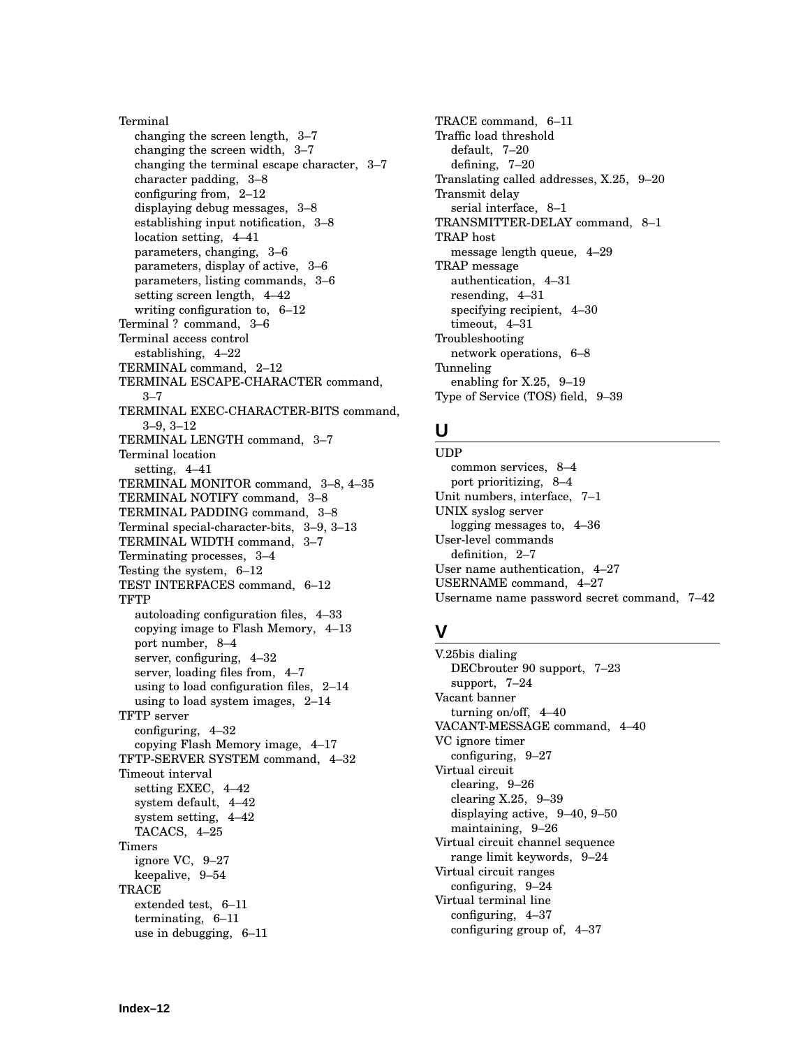Terminal
- changing the screen length, 3–7
- changing the screen width, 3–7
- changing the terminal escape character, 3–7
- character padding, 3–8
- configuring from, 2–12
- displaying debug messages, 3–8
- establishing input notification, 3–8
- location setting, 4–41
- parameters, changing, 3–6
- parameters, display of active, 3–6
- parameters, listing commands, 3–6
- setting screen length, 4–42
- writing configuration to, 6–12

Terminal ? command, 3–6

Terminal access control
- establishing, 4–22

TERMINAL command, 2–12

TERMINAL ESCAPE-CHARACTER command, 3–7

TERMINAL EXEC-CHARACTER-BITS command, 3–9, 3–12

TERMINAL LENGTH command, 3–7

Terminal location
- setting, 4–41

TERMINAL MONITOR command, 3–8, 4–35

TERMINAL NOTIFY command, 3–8

TERMINAL PADDING command, 3–8

Terminal special-character-bits, 3–9, 3–13

TERMINAL WIDTH command, 3–7

Terminating processes, 3–4

Testing the system, 6–12

TEST INTERFACES command, 6–12

TFTP
- autoloading configuration files, 4–33
- copying image to Flash Memory, 4–13
- port number, 8–4
- server, configuring, 4–32
- server, loading files from, 4–7
- using to load configuration files, 2–14
- using to load system images, 2–14

TFTP server
- configuring, 4–32
- copying Flash Memory image, 4–17

TFTP-SERVER SYSTEM command, 4–32

Timeout interval
- setting EXEC, 4–42
- system default, 4–42
- system setting, 4–42
- TACACS, 4–25

Timers
- ignore VC, 9–27
- keepalive, 9–54

TRACE
- extended test, 6–11
- terminating, 6–11
- use in debugging, 6–11

TRACE command, 6–11

Traffic load threshold
- default, 7–20
- defining, 7–20

Translating called addresses, X.25, 9–20

Transmit delay
- serial interface, 8–1

TRANSMITTER-DELAY command, 8–1

TRAP host
- message length queue, 4–29

TRAP message
- authentication, 4–31
- resending, 4–31
- specifying recipient, 4–30
- timeout, 4–31

Troubleshooting
- network operations, 6–8

Tunneling
- enabling for X.25, 9–19

Type of Service (TOS) field, 9–39

## U

UDP
- common services, 8–4
- port prioritizing, 8–4

Unit numbers, interface, 7–1

UNIX syslog server
- logging messages to, 4–36

User-level commands
- definition, 2–7

User name authentication, 4–27

USERNAME command, 4–27

Username name password secret command, 7–42

## V

V.25bis dialing
- DECbrouter 90 support, 7–23
- support, 7–24

Vacant banner
- turning on/off, 4–40

VACANT-MESSAGE command, 4–40

VC ignore timer
- configuring, 9–27

Virtual circuit
- clearing, 9–26
- clearing X.25, 9–39
- displaying active, 9–40, 9–50
- maintaining, 9–26

Virtual circuit channel sequence
- range limit keywords, 9–24

Virtual circuit ranges
- configuring, 9–24

Virtual terminal line
- configuring, 4–37
- configuring group of, 4–37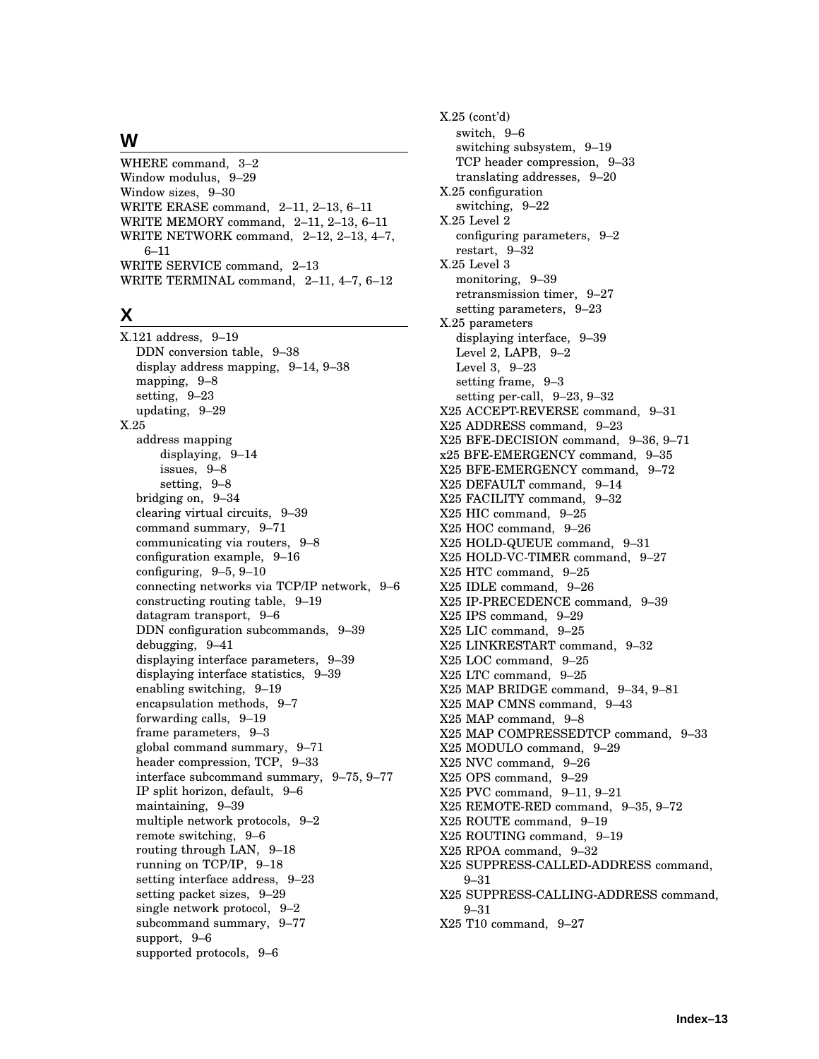## W

WHERE command, 3–2
Window modulus, 9–29
Window sizes, 9–30
WRITE ERASE command, 2–11, 2–13, 6–11
WRITE MEMORY command, 2–11, 2–13, 6–11
WRITE NETWORK command, 2–12, 2–13, 4–7, 6–11
WRITE SERVICE command, 2–13
WRITE TERMINAL command, 2–11, 4–7, 6–12

## X

X.121 address, 9–19
- DDN conversion table, 9–38
- display address mapping, 9–14, 9–38
- mapping, 9–8
- setting, 9–23
- updating, 9–29

X.25
- address mapping
  - displaying, 9–14
  - issues, 9–8
  - setting, 9–8
- bridging on, 9–34
- clearing virtual circuits, 9–39
- command summary, 9–71
- communicating via routers, 9–8
- configuration example, 9–16
- configuring, 9–5, 9–10
- connecting networks via TCP/IP network, 9–6
- constructing routing table, 9–19
- datagram transport, 9–6
- DDN configuration subcommands, 9–39
- debugging, 9–41
- displaying interface parameters, 9–39
- displaying interface statistics, 9–39
- enabling switching, 9–19
- encapsulation methods, 9–7
- forwarding calls, 9–19
- frame parameters, 9–3
- global command summary, 9–71
- header compression, TCP, 9–33
- interface subcommand summary, 9–75, 9–77
- IP split horizon, default, 9–6
- maintaining, 9–39
- multiple network protocols, 9–2
- remote switching, 9–6
- routing through LAN, 9–18
- running on TCP/IP, 9–18
- setting interface address, 9–23
- setting packet sizes, 9–29
- single network protocol, 9–2
- subcommand summary, 9–77
- support, 9–6
- supported protocols, 9–6

X.25 (cont'd)
- switch, 9–6
- switching subsystem, 9–19
- TCP header compression, 9–33
- translating addresses, 9–20

X.25 configuration
- switching, 9–22

X.25 Level 2
- configuring parameters, 9–2
- restart, 9–32

X.25 Level 3
- monitoring, 9–39
- retransmission timer, 9–27
- setting parameters, 9–23

X.25 parameters
- displaying interface, 9–39
- Level 2, LAPB, 9–2
- Level 3, 9–23
- setting frame, 9–3
- setting per-call, 9–23, 9–32

X25 ACCEPT-REVERSE command, 9–31
X25 ADDRESS command, 9–23
X25 BFE-DECISION command, 9–36, 9–71
x25 BFE-EMERGENCY command, 9–35
X25 BFE-EMERGENCY command, 9–72
X25 DEFAULT command, 9–14
X25 FACILITY command, 9–32
X25 HIC command, 9–25
X25 HOC command, 9–26
X25 HOLD-QUEUE command, 9–31
X25 HOLD-VC-TIMER command, 9–27
X25 HTC command, 9–25
X25 IDLE command, 9–26
X25 IP-PRECEDENCE command, 9–39
X25 IPS command, 9–29
X25 LIC command, 9–25
X25 LINKRESTART command, 9–32
X25 LOC command, 9–25
X25 LTC command, 9–25
X25 MAP BRIDGE command, 9–34, 9–81
X25 MAP CMNS command, 9–43
X25 MAP command, 9–8
X25 MAP COMPRESSEDTCP command, 9–33
X25 MODULO command, 9–29
X25 NVC command, 9–26
X25 OPS command, 9–29
X25 PVC command, 9–11, 9–21
X25 REMOTE-RED command, 9–35, 9–72
X25 ROUTE command, 9–19
X25 ROUTING command, 9–19
X25 RPOA command, 9–32
X25 SUPPRESS-CALLED-ADDRESS command, 9–31
X25 SUPPRESS-CALLING-ADDRESS command, 9–31
X25 T10 command, 9–27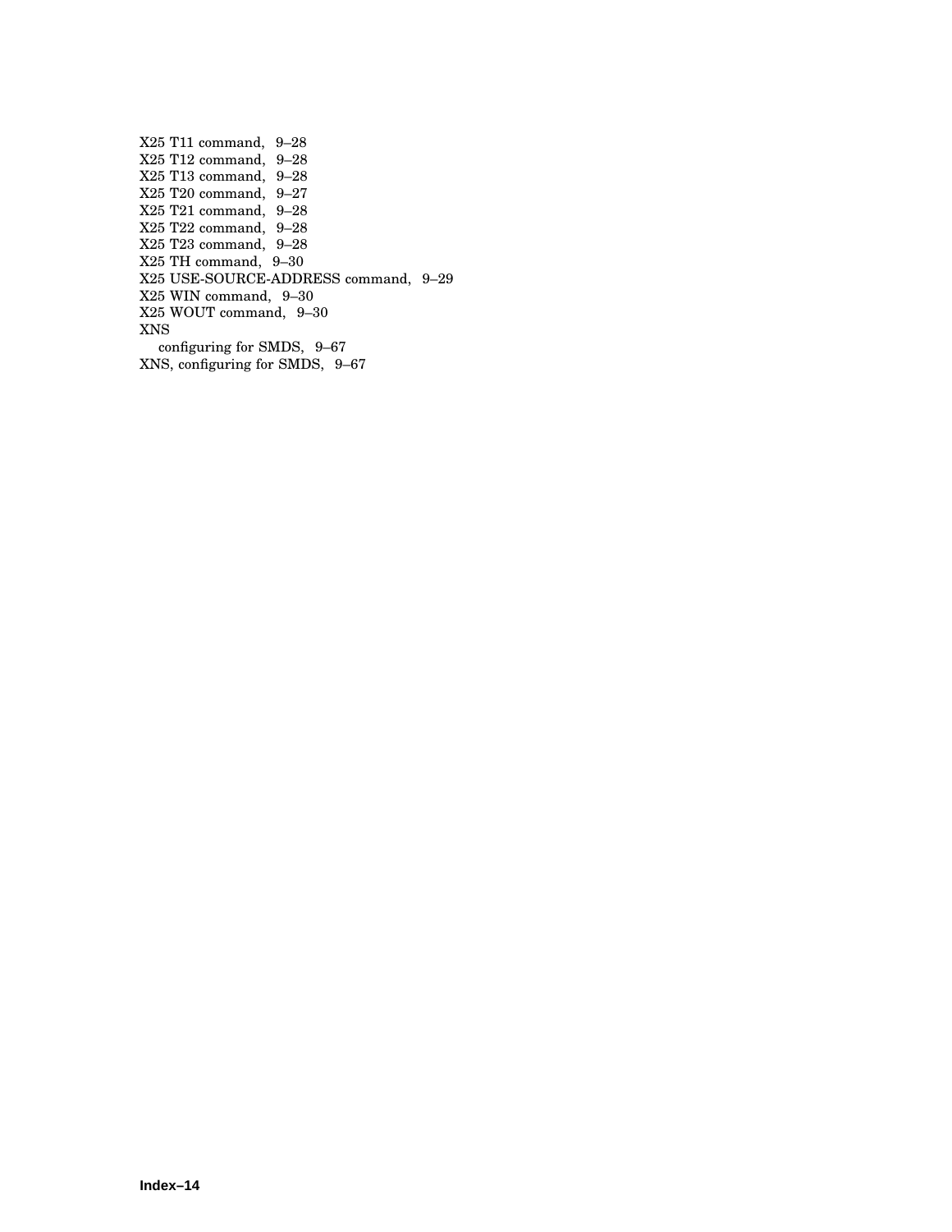X25 T11 command, 9–28
X25 T12 command, 9–28
X25 T13 command, 9–28
X25 T20 command, 9–27
X25 T21 command, 9–28
X25 T22 command, 9–28
X25 T23 command, 9–28
X25 TH command, 9–30
X25 USE-SOURCE-ADDRESS command, 9–29
X25 WIN command, 9–30
X25 WOUT command, 9–30
XNS
  configuring for SMDS, 9–67
XNS, configuring for SMDS, 9–67